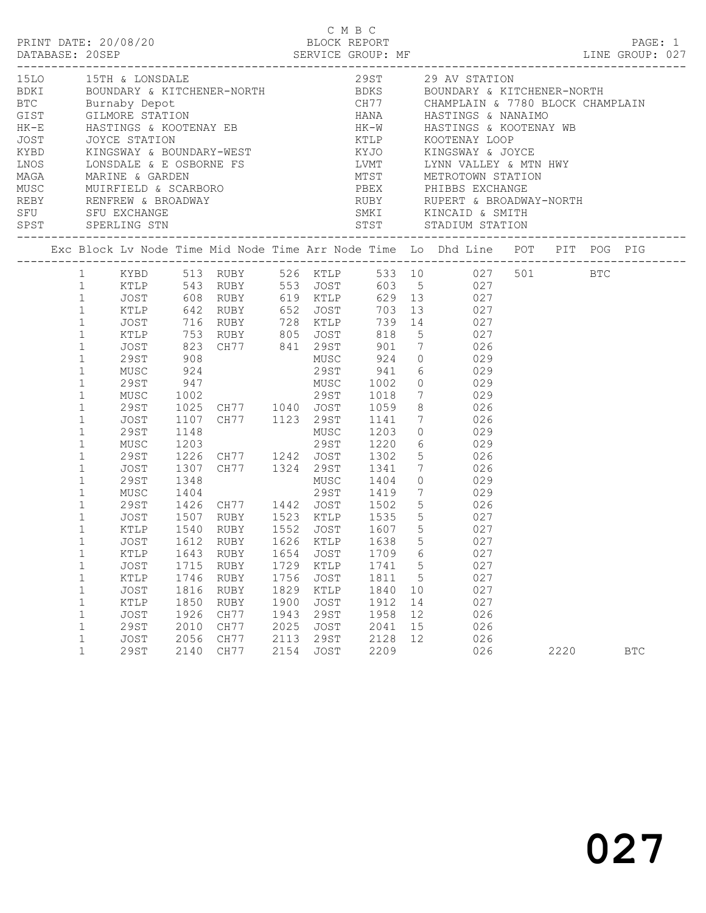C M B C

PRINT DATE: 20/08/20 BLOCK REPORT PAGE: 1
DATABASE: 20SEP SERVICE GROUP: MF LINE GROUP: 027

| Code | Name | Code | Name |
|---|---|---|---|
| 15LO | 15TH & LONSDALE | 29ST | 29 AV STATION |
| BDKI | BOUNDARY & KITCHENER-NORTH | BDKS | BOUNDARY & KITCHENER-NORTH |
| BTC | Burnaby Depot | CH77 | CHAMPLAIN & 7780 BLOCK CHAMPLAIN |
| GIST | GILMORE STATION | HANA | HASTINGS & NANAIMO |
| HK-E | HASTINGS & KOOTENAY EB | HK-W | HASTINGS & KOOTENAY WB |
| JOST | JOYCE STATION | KTLP | KOOTENAY LOOP |
| KYBD | KINGSWAY & BOUNDARY-WEST | KYJO | KINGSWAY & JOYCE |
| LNOS | LONSDALE & E OSBORNE FS | LVMT | LYNN VALLEY & MTN HWY |
| MAGA | MARINE & GARDEN | MTST | METROTOWN STATION |
| MUSC | MUIRFIELD & SCARBORO | PBEX | PHIBBS EXCHANGE |
| REBY | RENFREW & BROADWAY | RUBY | RUPERT & BROADWAY-NORTH |
| SFU | SFU EXCHANGE | SMKI | KINCAID & SMITH |
| SPST | SPERLING STN | STST | STADIUM STATION |

| Exc | Block | Lv Node | Time | Mid Node | Time | Arr Node | Time | Lo | Dhd Line | POT | PIT | POG | PIG |
|---|---|---|---|---|---|---|---|---|---|---|---|---|---|
| | 1 | KYBD | 513 | RUBY | 526 | KTLP | 533 | 10 | 027 | 501 | | BTC | |
| | 1 | KTLP | 543 | RUBY | 553 | JOST | 603 | 5 | 027 | | | | |
| | 1 | JOST | 608 | RUBY | 619 | KTLP | 629 | 13 | 027 | | | | |
| | 1 | KTLP | 642 | RUBY | 652 | JOST | 703 | 13 | 027 | | | | |
| | 1 | JOST | 716 | RUBY | 728 | KTLP | 739 | 14 | 027 | | | | |
| | 1 | KTLP | 753 | RUBY | 805 | JOST | 818 | 5 | 027 | | | | |
| | 1 | JOST | 823 | CH77 | 841 | 29ST | 901 | 7 | 026 | | | | |
| | 1 | 29ST | 908 | | | MUSC | 924 | 0 | 029 | | | | |
| | 1 | MUSC | 924 | | | 29ST | 941 | 6 | 029 | | | | |
| | 1 | 29ST | 947 | | | MUSC | 1002 | 0 | 029 | | | | |
| | 1 | MUSC | 1002 | | | 29ST | 1018 | 7 | 029 | | | | |
| | 1 | 29ST | 1025 | CH77 | 1040 | JOST | 1059 | 8 | 026 | | | | |
| | 1 | JOST | 1107 | CH77 | 1123 | 29ST | 1141 | 7 | 026 | | | | |
| | 1 | 29ST | 1148 | | | MUSC | 1203 | 0 | 029 | | | | |
| | 1 | MUSC | 1203 | | | 29ST | 1220 | 6 | 029 | | | | |
| | 1 | 29ST | 1226 | CH77 | 1242 | JOST | 1302 | 5 | 026 | | | | |
| | 1 | JOST | 1307 | CH77 | 1324 | 29ST | 1341 | 7 | 026 | | | | |
| | 1 | 29ST | 1348 | | | MUSC | 1404 | 0 | 029 | | | | |
| | 1 | MUSC | 1404 | | | 29ST | 1419 | 7 | 029 | | | | |
| | 1 | 29ST | 1426 | CH77 | 1442 | JOST | 1502 | 5 | 026 | | | | |
| | 1 | JOST | 1507 | RUBY | 1523 | KTLP | 1535 | 5 | 027 | | | | |
| | 1 | KTLP | 1540 | RUBY | 1552 | JOST | 1607 | 5 | 027 | | | | |
| | 1 | JOST | 1612 | RUBY | 1626 | KTLP | 1638 | 5 | 027 | | | | |
| | 1 | KTLP | 1643 | RUBY | 1654 | JOST | 1709 | 6 | 027 | | | | |
| | 1 | JOST | 1715 | RUBY | 1729 | KTLP | 1741 | 5 | 027 | | | | |
| | 1 | KTLP | 1746 | RUBY | 1756 | JOST | 1811 | 5 | 027 | | | | |
| | 1 | JOST | 1816 | RUBY | 1829 | KTLP | 1840 | 10 | 027 | | | | |
| | 1 | KTLP | 1850 | RUBY | 1900 | JOST | 1912 | 14 | 027 | | | | |
| | 1 | JOST | 1926 | CH77 | 1943 | 29ST | 1958 | 12 | 026 | | | | |
| | 1 | 29ST | 2010 | CH77 | 2025 | JOST | 2041 | 15 | 026 | | | | |
| | 1 | JOST | 2056 | CH77 | 2113 | 29ST | 2128 | 12 | 026 | | | | |
| | 1 | 29ST | 2140 | CH77 | 2154 | JOST | 2209 | | 026 | | 2220 | | BTC |

027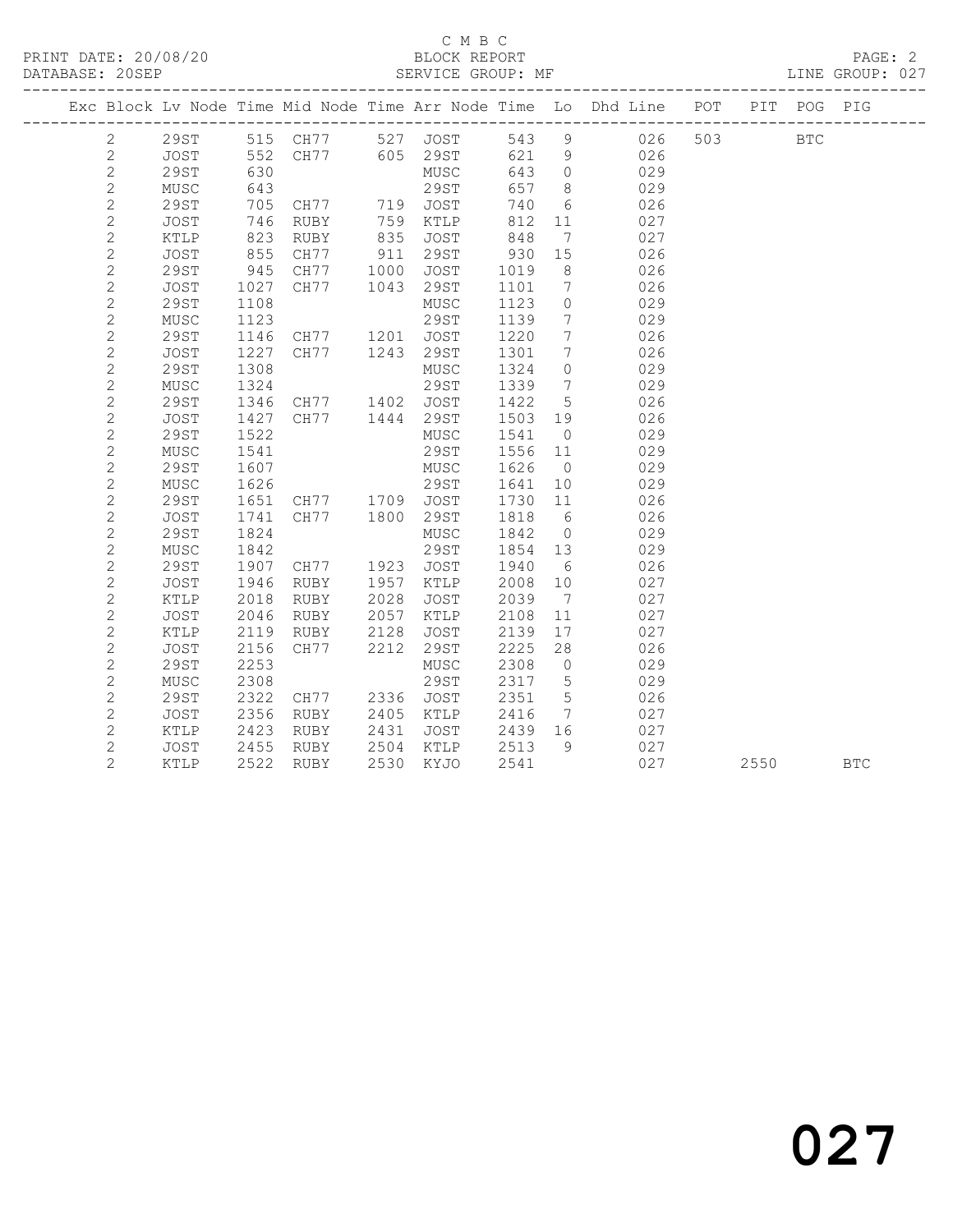C M B C
BLOCK REPORT
SERVICE GROUP: MF

PRINT DATE: 20/08/20
DATABASE: 20SEP
LINE GROUP: 027

| Exc | Block | Lv | Node | Time | Mid Node | Time | Arr Node | Time | Lo | Dhd Line | POT | PIT | POG | PIG |
|---|---|---|---|---|---|---|---|---|---|---|---|---|---|---|
| | 2 | | 29ST | 515 | CH77 | 527 | JOST | 543 | 9 | 026 | 503 | | BTC | |
| | 2 | | JOST | 552 | CH77 | 605 | 29ST | 621 | 9 | 026 | | | | |
| | 2 | | 29ST | 630 | | | MUSC | 643 | 0 | 029 | | | | |
| | 2 | | MUSC | 643 | | | 29ST | 657 | 8 | 029 | | | | |
| | 2 | | 29ST | 705 | CH77 | 719 | JOST | 740 | 6 | 026 | | | | |
| | 2 | | JOST | 746 | RUBY | 759 | KTLP | 812 | 11 | 027 | | | | |
| | 2 | | KTLP | 823 | RUBY | 835 | JOST | 848 | 7 | 027 | | | | |
| | 2 | | JOST | 855 | CH77 | 911 | 29ST | 930 | 15 | 026 | | | | |
| | 2 | | 29ST | 945 | CH77 | 1000 | JOST | 1019 | 8 | 026 | | | | |
| | 2 | | JOST | 1027 | CH77 | 1043 | 29ST | 1101 | 7 | 026 | | | | |
| | 2 | | 29ST | 1108 | | | MUSC | 1123 | 0 | 029 | | | | |
| | 2 | | MUSC | 1123 | | | 29ST | 1139 | 7 | 029 | | | | |
| | 2 | | 29ST | 1146 | CH77 | 1201 | JOST | 1220 | 7 | 026 | | | | |
| | 2 | | JOST | 1227 | CH77 | 1243 | 29ST | 1301 | 7 | 026 | | | | |
| | 2 | | 29ST | 1308 | | | MUSC | 1324 | 0 | 029 | | | | |
| | 2 | | MUSC | 1324 | | | 29ST | 1339 | 7 | 029 | | | | |
| | 2 | | 29ST | 1346 | CH77 | 1402 | JOST | 1422 | 5 | 026 | | | | |
| | 2 | | JOST | 1427 | CH77 | 1444 | 29ST | 1503 | 19 | 026 | | | | |
| | 2 | | 29ST | 1522 | | | MUSC | 1541 | 0 | 029 | | | | |
| | 2 | | MUSC | 1541 | | | 29ST | 1556 | 11 | 029 | | | | |
| | 2 | | 29ST | 1607 | | | MUSC | 1626 | 0 | 029 | | | | |
| | 2 | | MUSC | 1626 | | | 29ST | 1641 | 10 | 029 | | | | |
| | 2 | | 29ST | 1651 | CH77 | 1709 | JOST | 1730 | 11 | 026 | | | | |
| | 2 | | JOST | 1741 | CH77 | 1800 | 29ST | 1818 | 6 | 026 | | | | |
| | 2 | | 29ST | 1824 | | | MUSC | 1842 | 0 | 029 | | | | |
| | 2 | | MUSC | 1842 | | | 29ST | 1854 | 13 | 029 | | | | |
| | 2 | | 29ST | 1907 | CH77 | 1923 | JOST | 1940 | 6 | 026 | | | | |
| | 2 | | JOST | 1946 | RUBY | 1957 | KTLP | 2008 | 10 | 027 | | | | |
| | 2 | | KTLP | 2018 | RUBY | 2028 | JOST | 2039 | 7 | 027 | | | | |
| | 2 | | JOST | 2046 | RUBY | 2057 | KTLP | 2108 | 11 | 027 | | | | |
| | 2 | | KTLP | 2119 | RUBY | 2128 | JOST | 2139 | 17 | 027 | | | | |
| | 2 | | JOST | 2156 | CH77 | 2212 | 29ST | 2225 | 28 | 026 | | | | |
| | 2 | | 29ST | 2253 | | | MUSC | 2308 | 0 | 029 | | | | |
| | 2 | | MUSC | 2308 | | | 29ST | 2317 | 5 | 029 | | | | |
| | 2 | | 29ST | 2322 | CH77 | 2336 | JOST | 2351 | 5 | 026 | | | | |
| | 2 | | JOST | 2356 | RUBY | 2405 | KTLP | 2416 | 7 | 027 | | | | |
| | 2 | | KTLP | 2423 | RUBY | 2431 | JOST | 2439 | 16 | 027 | | | | |
| | 2 | | JOST | 2455 | RUBY | 2504 | KTLP | 2513 | 9 | 027 | | | | |
| | 2 | | KTLP | 2522 | RUBY | 2530 | KYJO | 2541 | | 027 | | 2550 | | BTC |

027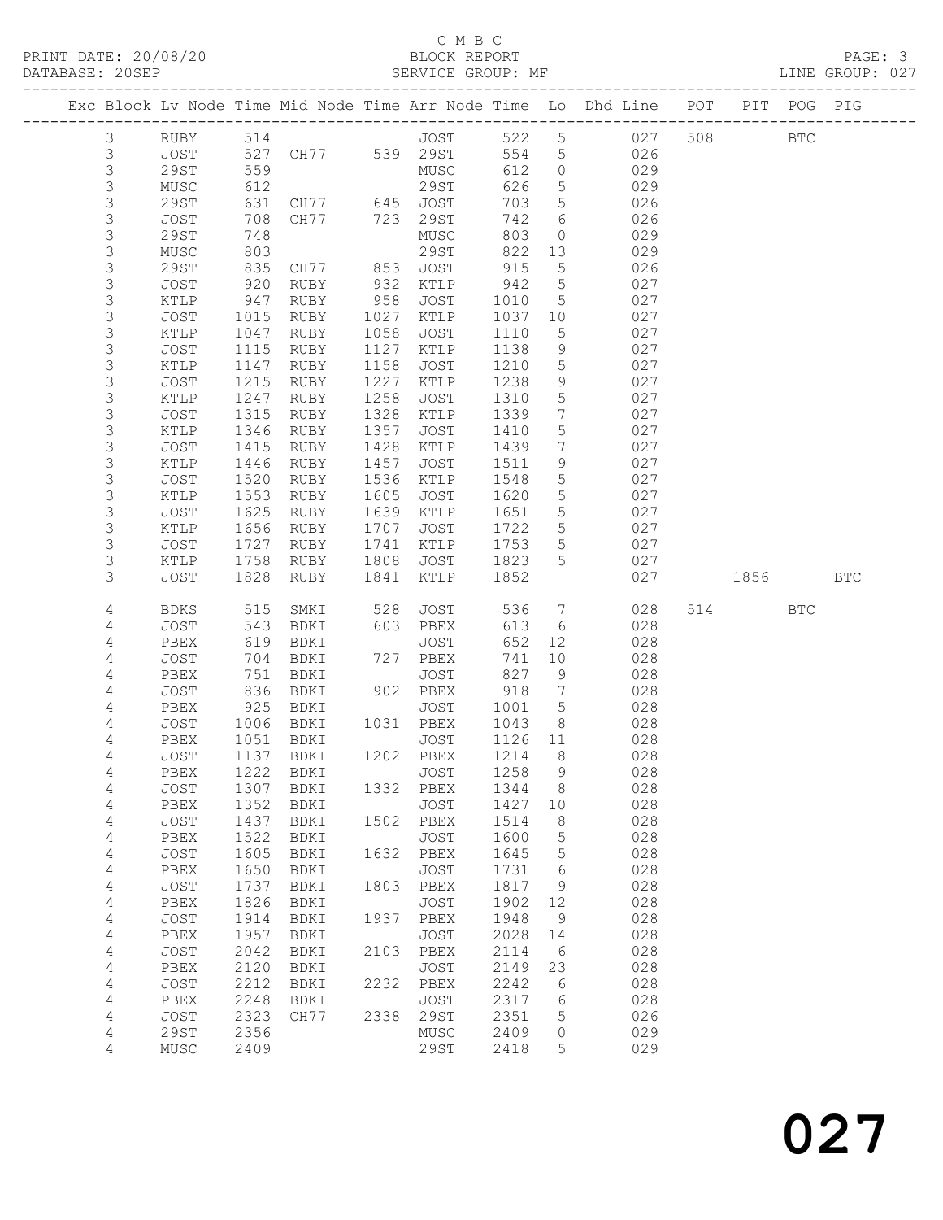C M B C

PRINT DATE: 20/08/20 BLOCK REPORT
DATABASE: 20SEP SERVICE GROUP: MF LINE GROUP: 027

| Exc | Block | Lv | Node | Time | Mid | Node | Time | Arr | Node | Time | Lo | Dhd | Line | POT | PIT | POG | PIG |
|---|---|---|---|---|---|---|---|---|---|---|---|---|---|---|---|---|---|
| | 3 | | RUBY | 514 | | | | | JOST | 522 | 5 | | 027 | 508 | | BTC | |
| | 3 | | JOST | 527 | | CH77 | 539 | | 29ST | 554 | 5 | | 026 | | | | |
| | 3 | | 29ST | 559 | | | | | MUSC | 612 | 0 | | 029 | | | | |
| | 3 | | MUSC | 612 | | | | | 29ST | 626 | 5 | | 029 | | | | |
| | 3 | | 29ST | 631 | | CH77 | 645 | | JOST | 703 | 5 | | 026 | | | | |
| | 3 | | JOST | 708 | | CH77 | 723 | | 29ST | 742 | 6 | | 026 | | | | |
| | 3 | | 29ST | 748 | | | | | MUSC | 803 | 0 | | 029 | | | | |
| | 3 | | MUSC | 803 | | | | | 29ST | 822 | 13 | | 029 | | | | |
| | 3 | | 29ST | 835 | | CH77 | 853 | | JOST | 915 | 5 | | 026 | | | | |
| | 3 | | JOST | 920 | | RUBY | 932 | | KTLP | 942 | 5 | | 027 | | | | |
| | 3 | | KTLP | 947 | | RUBY | 958 | | JOST | 1010 | 5 | | 027 | | | | |
| | 3 | | JOST | 1015 | | RUBY | 1027 | | KTLP | 1037 | 10 | | 027 | | | | |
| | 3 | | KTLP | 1047 | | RUBY | 1058 | | JOST | 1110 | 5 | | 027 | | | | |
| | 3 | | JOST | 1115 | | RUBY | 1127 | | KTLP | 1138 | 9 | | 027 | | | | |
| | 3 | | KTLP | 1147 | | RUBY | 1158 | | JOST | 1210 | 5 | | 027 | | | | |
| | 3 | | JOST | 1215 | | RUBY | 1227 | | KTLP | 1238 | 9 | | 027 | | | | |
| | 3 | | KTLP | 1247 | | RUBY | 1258 | | JOST | 1310 | 5 | | 027 | | | | |
| | 3 | | JOST | 1315 | | RUBY | 1328 | | KTLP | 1339 | 7 | | 027 | | | | |
| | 3 | | KTLP | 1346 | | RUBY | 1357 | | JOST | 1410 | 5 | | 027 | | | | |
| | 3 | | JOST | 1415 | | RUBY | 1428 | | KTLP | 1439 | 7 | | 027 | | | | |
| | 3 | | KTLP | 1446 | | RUBY | 1457 | | JOST | 1511 | 9 | | 027 | | | | |
| | 3 | | JOST | 1520 | | RUBY | 1536 | | KTLP | 1548 | 5 | | 027 | | | | |
| | 3 | | KTLP | 1553 | | RUBY | 1605 | | JOST | 1620 | 5 | | 027 | | | | |
| | 3 | | JOST | 1625 | | RUBY | 1639 | | KTLP | 1651 | 5 | | 027 | | | | |
| | 3 | | KTLP | 1656 | | RUBY | 1707 | | JOST | 1722 | 5 | | 027 | | | | |
| | 3 | | JOST | 1727 | | RUBY | 1741 | | KTLP | 1753 | 5 | | 027 | | | | |
| | 3 | | KTLP | 1758 | | RUBY | 1808 | | JOST | 1823 | 5 | | 027 | | | | |
| | 3 | | JOST | 1828 | | RUBY | 1841 | | KTLP | 1852 | | | 027 | | 1856 | | BTC |
| | 4 | | BDKS | 515 | | SMKI | 528 | | JOST | 536 | 7 | | 028 | 514 | | BTC | |
| | 4 | | JOST | 543 | | BDKI | 603 | | PBEX | 613 | 6 | | 028 | | | | |
| | 4 | | PBEX | 619 | | BDKI | | | JOST | 652 | 12 | | 028 | | | | |
| | 4 | | JOST | 704 | | BDKI | 727 | | PBEX | 741 | 10 | | 028 | | | | |
| | 4 | | PBEX | 751 | | BDKI | | | JOST | 827 | 9 | | 028 | | | | |
| | 4 | | JOST | 836 | | BDKI | 902 | | PBEX | 918 | 7 | | 028 | | | | |
| | 4 | | PBEX | 925 | | BDKI | | | JOST | 1001 | 5 | | 028 | | | | |
| | 4 | | JOST | 1006 | | BDKI | 1031 | | PBEX | 1043 | 8 | | 028 | | | | |
| | 4 | | PBEX | 1051 | | BDKI | | | JOST | 1126 | 11 | | 028 | | | | |
| | 4 | | JOST | 1137 | | BDKI | 1202 | | PBEX | 1214 | 8 | | 028 | | | | |
| | 4 | | PBEX | 1222 | | BDKI | | | JOST | 1258 | 9 | | 028 | | | | |
| | 4 | | JOST | 1307 | | BDKI | 1332 | | PBEX | 1344 | 8 | | 028 | | | | |
| | 4 | | PBEX | 1352 | | BDKI | | | JOST | 1427 | 10 | | 028 | | | | |
| | 4 | | JOST | 1437 | | BDKI | 1502 | | PBEX | 1514 | 8 | | 028 | | | | |
| | 4 | | PBEX | 1522 | | BDKI | | | JOST | 1600 | 5 | | 028 | | | | |
| | 4 | | JOST | 1605 | | BDKI | 1632 | | PBEX | 1645 | 5 | | 028 | | | | |
| | 4 | | PBEX | 1650 | | BDKI | | | JOST | 1731 | 6 | | 028 | | | | |
| | 4 | | JOST | 1737 | | BDKI | 1803 | | PBEX | 1817 | 9 | | 028 | | | | |
| | 4 | | PBEX | 1826 | | BDKI | | | JOST | 1902 | 12 | | 028 | | | | |
| | 4 | | JOST | 1914 | | BDKI | 1937 | | PBEX | 1948 | 9 | | 028 | | | | |
| | 4 | | PBEX | 1957 | | BDKI | | | JOST | 2028 | 14 | | 028 | | | | |
| | 4 | | JOST | 2042 | | BDKI | 2103 | | PBEX | 2114 | 6 | | 028 | | | | |
| | 4 | | PBEX | 2120 | | BDKI | | | JOST | 2149 | 23 | | 028 | | | | |
| | 4 | | JOST | 2212 | | BDKI | 2232 | | PBEX | 2242 | 6 | | 028 | | | | |
| | 4 | | PBEX | 2248 | | BDKI | | | JOST | 2317 | 6 | | 028 | | | | |
| | 4 | | JOST | 2323 | | CH77 | 2338 | | 29ST | 2351 | 5 | | 026 | | | | |
| | 4 | | 29ST | 2356 | | | | | MUSC | 2409 | 0 | | 029 | | | | |
| | 4 | | MUSC | 2409 | | | | | 29ST | 2418 | 5 | | 029 | | | | |

027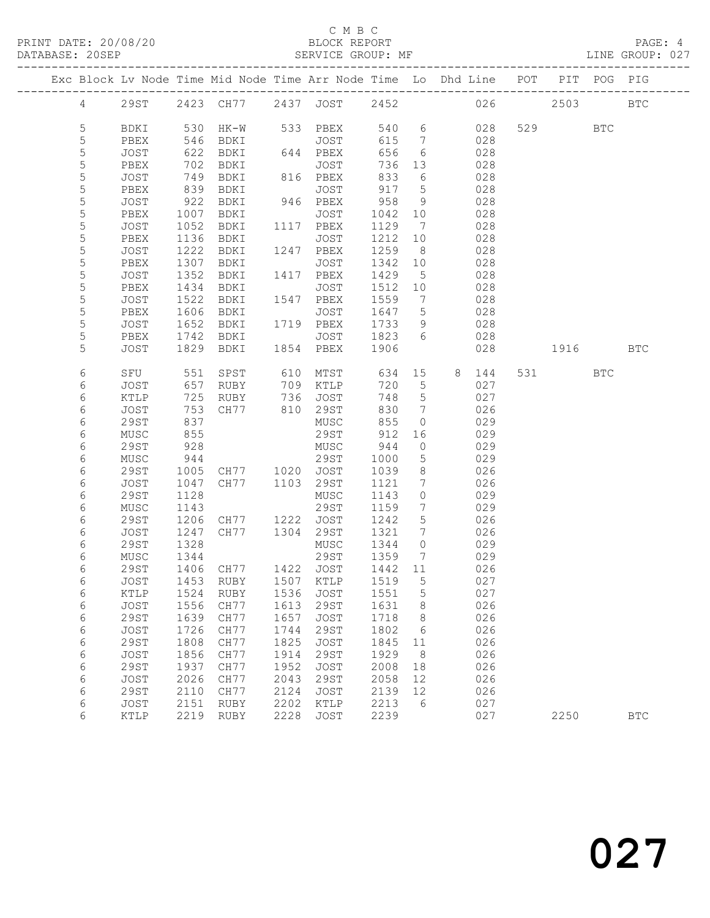C M B C

PRINT DATE: 20/08/20 BLOCK REPORT
DATABASE: 20SEP SERVICE GROUP: MF LINE GROUP: 027

| Exc | Block | Lv Node | Time | Mid Node | Time | Arr Node | Time | Lo | Dhd | Line | POT | PIT | POG | PIG |
|---|---|---|---|---|---|---|---|---|---|---|---|---|---|---|
| | 4 | 29ST | 2423 | CH77 | 2437 | JOST | 2452 | | | 026 | | 2503 | | BTC |
| | 5 | BDKI | 530 | HK-W | 533 | PBEX | 540 | 6 | | 028 | 529 | | BTC | |
| | 5 | PBEX | 546 | BDKI | | JOST | 615 | 7 | | 028 | | | | |
| | 5 | JOST | 622 | BDKI | 644 | PBEX | 656 | 6 | | 028 | | | | |
| | 5 | PBEX | 702 | BDKI | | JOST | 736 | 13 | | 028 | | | | |
| | 5 | JOST | 749 | BDKI | 816 | PBEX | 833 | 6 | | 028 | | | | |
| | 5 | PBEX | 839 | BDKI | | JOST | 917 | 5 | | 028 | | | | |
| | 5 | JOST | 922 | BDKI | 946 | PBEX | 958 | 9 | | 028 | | | | |
| | 5 | PBEX | 1007 | BDKI | | JOST | 1042 | 10 | | 028 | | | | |
| | 5 | JOST | 1052 | BDKI | 1117 | PBEX | 1129 | 7 | | 028 | | | | |
| | 5 | PBEX | 1136 | BDKI | | JOST | 1212 | 10 | | 028 | | | | |
| | 5 | JOST | 1222 | BDKI | 1247 | PBEX | 1259 | 8 | | 028 | | | | |
| | 5 | PBEX | 1307 | BDKI | | JOST | 1342 | 10 | | 028 | | | | |
| | 5 | JOST | 1352 | BDKI | 1417 | PBEX | 1429 | 5 | | 028 | | | | |
| | 5 | PBEX | 1434 | BDKI | | JOST | 1512 | 10 | | 028 | | | | |
| | 5 | JOST | 1522 | BDKI | 1547 | PBEX | 1559 | 7 | | 028 | | | | |
| | 5 | PBEX | 1606 | BDKI | | JOST | 1647 | 5 | | 028 | | | | |
| | 5 | JOST | 1652 | BDKI | 1719 | PBEX | 1733 | 9 | | 028 | | | | |
| | 5 | PBEX | 1742 | BDKI | | JOST | 1823 | 6 | | 028 | | | | |
| | 5 | JOST | 1829 | BDKI | 1854 | PBEX | 1906 | | | 028 | | 1916 | | BTC |
| | 6 | SFU | 551 | SPST | 610 | MTST | 634 | 15 | 8 | 144 | 531 | | BTC | |
| | 6 | JOST | 657 | RUBY | 709 | KTLP | 720 | 5 | | 027 | | | | |
| | 6 | KTLP | 725 | RUBY | 736 | JOST | 748 | 5 | | 027 | | | | |
| | 6 | JOST | 753 | CH77 | 810 | 29ST | 830 | 7 | | 026 | | | | |
| | 6 | 29ST | 837 | | | MUSC | 855 | 0 | | 029 | | | | |
| | 6 | MUSC | 855 | | | 29ST | 912 | 16 | | 029 | | | | |
| | 6 | 29ST | 928 | | | MUSC | 944 | 0 | | 029 | | | | |
| | 6 | MUSC | 944 | | | 29ST | 1000 | 5 | | 029 | | | | |
| | 6 | 29ST | 1005 | CH77 | 1020 | JOST | 1039 | 8 | | 026 | | | | |
| | 6 | JOST | 1047 | CH77 | 1103 | 29ST | 1121 | 7 | | 026 | | | | |
| | 6 | 29ST | 1128 | | | MUSC | 1143 | 0 | | 029 | | | | |
| | 6 | MUSC | 1143 | | | 29ST | 1159 | 7 | | 029 | | | | |
| | 6 | 29ST | 1206 | CH77 | 1222 | JOST | 1242 | 5 | | 026 | | | | |
| | 6 | JOST | 1247 | CH77 | 1304 | 29ST | 1321 | 7 | | 026 | | | | |
| | 6 | 29ST | 1328 | | | MUSC | 1344 | 0 | | 029 | | | | |
| | 6 | MUSC | 1344 | | | 29ST | 1359 | 7 | | 029 | | | | |
| | 6 | 29ST | 1406 | CH77 | 1422 | JOST | 1442 | 11 | | 026 | | | | |
| | 6 | JOST | 1453 | RUBY | 1507 | KTLP | 1519 | 5 | | 027 | | | | |
| | 6 | KTLP | 1524 | RUBY | 1536 | JOST | 1551 | 5 | | 027 | | | | |
| | 6 | JOST | 1556 | CH77 | 1613 | 29ST | 1631 | 8 | | 026 | | | | |
| | 6 | 29ST | 1639 | CH77 | 1657 | JOST | 1718 | 8 | | 026 | | | | |
| | 6 | JOST | 1726 | CH77 | 1744 | 29ST | 1802 | 6 | | 026 | | | | |
| | 6 | 29ST | 1808 | CH77 | 1825 | JOST | 1845 | 11 | | 026 | | | | |
| | 6 | JOST | 1856 | CH77 | 1914 | 29ST | 1929 | 8 | | 026 | | | | |
| | 6 | 29ST | 1937 | CH77 | 1952 | JOST | 2008 | 18 | | 026 | | | | |
| | 6 | JOST | 2026 | CH77 | 2043 | 29ST | 2058 | 12 | | 026 | | | | |
| | 6 | 29ST | 2110 | CH77 | 2124 | JOST | 2139 | 12 | | 026 | | | | |
| | 6 | JOST | 2151 | RUBY | 2202 | KTLP | 2213 | 6 | | 027 | | | | |
| | 6 | KTLP | 2219 | RUBY | 2228 | JOST | 2239 | | | 027 | | 2250 | | BTC |

027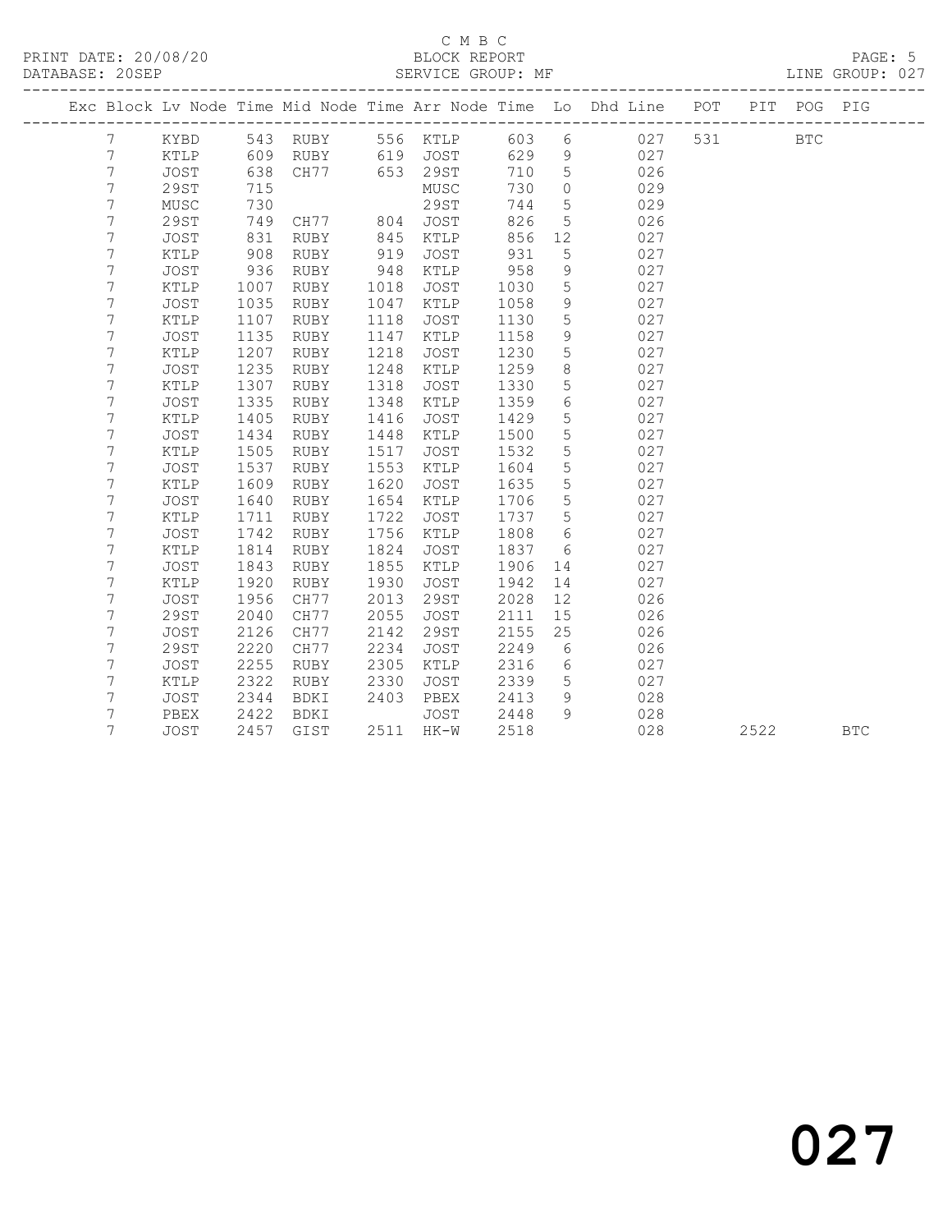C M B C

PRINT DATE: 20/08/20 BLOCK REPORT
DATABASE: 20SEP SERVICE GROUP: MF LINE GROUP: 027

| Exc | Block | Lv Node | Time | Mid Node | Time | Arr Node | Time | Lo | Dhd Line | POT | PIT | POG | PIG |
|---|---|---|---|---|---|---|---|---|---|---|---|---|---|
| | 7 | KYBD | 543 | RUBY | 556 | KTLP | 603 | 6 | 027 | 531 | | BTC | |
| | 7 | KTLP | 609 | RUBY | 619 | JOST | 629 | 9 | 027 | | | | |
| | 7 | JOST | 638 | CH77 | 653 | 29ST | 710 | 5 | 026 | | | | |
| | 7 | 29ST | 715 | | | MUSC | 730 | 0 | 029 | | | | |
| | 7 | MUSC | 730 | | | 29ST | 744 | 5 | 029 | | | | |
| | 7 | 29ST | 749 | CH77 | 804 | JOST | 826 | 5 | 026 | | | | |
| | 7 | JOST | 831 | RUBY | 845 | KTLP | 856 | 12 | 027 | | | | |
| | 7 | KTLP | 908 | RUBY | 919 | JOST | 931 | 5 | 027 | | | | |
| | 7 | JOST | 936 | RUBY | 948 | KTLP | 958 | 9 | 027 | | | | |
| | 7 | KTLP | 1007 | RUBY | 1018 | JOST | 1030 | 5 | 027 | | | | |
| | 7 | JOST | 1035 | RUBY | 1047 | KTLP | 1058 | 9 | 027 | | | | |
| | 7 | KTLP | 1107 | RUBY | 1118 | JOST | 1130 | 5 | 027 | | | | |
| | 7 | JOST | 1135 | RUBY | 1147 | KTLP | 1158 | 9 | 027 | | | | |
| | 7 | KTLP | 1207 | RUBY | 1218 | JOST | 1230 | 5 | 027 | | | | |
| | 7 | JOST | 1235 | RUBY | 1248 | KTLP | 1259 | 8 | 027 | | | | |
| | 7 | KTLP | 1307 | RUBY | 1318 | JOST | 1330 | 5 | 027 | | | | |
| | 7 | JOST | 1335 | RUBY | 1348 | KTLP | 1359 | 6 | 027 | | | | |
| | 7 | KTLP | 1405 | RUBY | 1416 | JOST | 1429 | 5 | 027 | | | | |
| | 7 | JOST | 1434 | RUBY | 1448 | KTLP | 1500 | 5 | 027 | | | | |
| | 7 | KTLP | 1505 | RUBY | 1517 | JOST | 1532 | 5 | 027 | | | | |
| | 7 | JOST | 1537 | RUBY | 1553 | KTLP | 1604 | 5 | 027 | | | | |
| | 7 | KTLP | 1609 | RUBY | 1620 | JOST | 1635 | 5 | 027 | | | | |
| | 7 | JOST | 1640 | RUBY | 1654 | KTLP | 1706 | 5 | 027 | | | | |
| | 7 | KTLP | 1711 | RUBY | 1722 | JOST | 1737 | 5 | 027 | | | | |
| | 7 | JOST | 1742 | RUBY | 1756 | KTLP | 1808 | 6 | 027 | | | | |
| | 7 | KTLP | 1814 | RUBY | 1824 | JOST | 1837 | 6 | 027 | | | | |
| | 7 | JOST | 1843 | RUBY | 1855 | KTLP | 1906 | 14 | 027 | | | | |
| | 7 | KTLP | 1920 | RUBY | 1930 | JOST | 1942 | 14 | 027 | | | | |
| | 7 | JOST | 1956 | CH77 | 2013 | 29ST | 2028 | 12 | 026 | | | | |
| | 7 | 29ST | 2040 | CH77 | 2055 | JOST | 2111 | 15 | 026 | | | | |
| | 7 | JOST | 2126 | CH77 | 2142 | 29ST | 2155 | 25 | 026 | | | | |
| | 7 | 29ST | 2220 | CH77 | 2234 | JOST | 2249 | 6 | 026 | | | | |
| | 7 | JOST | 2255 | RUBY | 2305 | KTLP | 2316 | 6 | 027 | | | | |
| | 7 | KTLP | 2322 | RUBY | 2330 | JOST | 2339 | 5 | 027 | | | | |
| | 7 | JOST | 2344 | BDKI | 2403 | PBEX | 2413 | 9 | 028 | | | | |
| | 7 | PBEX | 2422 | BDKI | | JOST | 2448 | 9 | 028 | | | | |
| | 7 | JOST | 2457 | GIST | 2511 | HK-W | 2518 | | 028 | | 2522 | | BTC |

027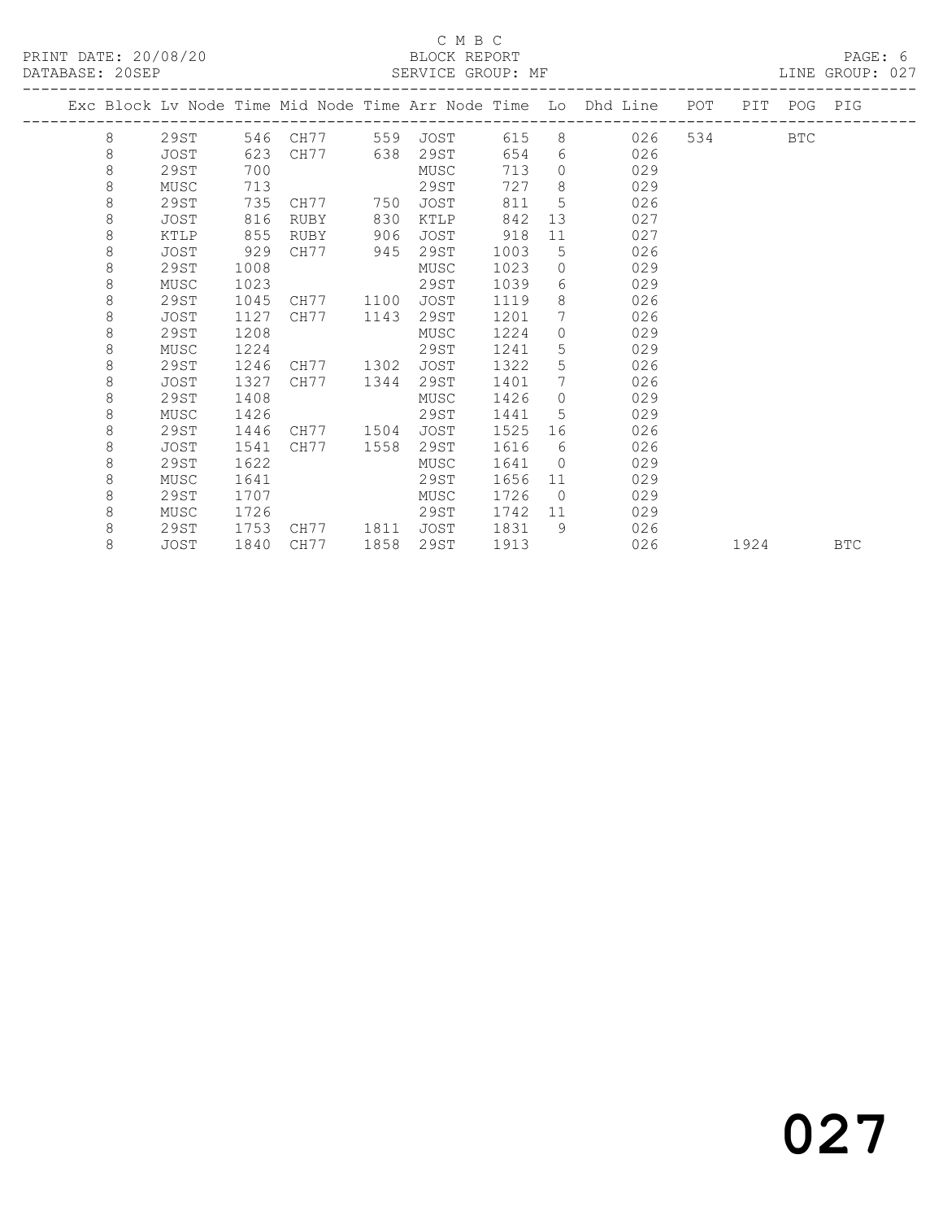C M B C

PRINT DATE: 20/08/20 BLOCK REPORT

DATABASE: 20SEP SERVICE GROUP: MF LINE GROUP: 027

| Exc | Block | Lv Node | Time | Mid Node | Time | Arr Node | Time | Lo | Dhd Line | POT | PIT | POG | PIG |
|---|---|---|---|---|---|---|---|---|---|---|---|---|---|
| | 8 | 29ST | 546 | CH77 | 559 | JOST | 615 | 8 | 026 | 534 | | BTC | |
| | 8 | JOST | 623 | CH77 | 638 | 29ST | 654 | 6 | 026 | | | | |
| | 8 | 29ST | 700 | | | MUSC | 713 | 0 | 029 | | | | |
| | 8 | MUSC | 713 | | | 29ST | 727 | 8 | 029 | | | | |
| | 8 | 29ST | 735 | CH77 | 750 | JOST | 811 | 5 | 026 | | | | |
| | 8 | JOST | 816 | RUBY | 830 | KTLP | 842 | 13 | 027 | | | | |
| | 8 | KTLP | 855 | RUBY | 906 | JOST | 918 | 11 | 027 | | | | |
| | 8 | JOST | 929 | CH77 | 945 | 29ST | 1003 | 5 | 026 | | | | |
| | 8 | 29ST | 1008 | | | MUSC | 1023 | 0 | 029 | | | | |
| | 8 | MUSC | 1023 | | | 29ST | 1039 | 6 | 029 | | | | |
| | 8 | 29ST | 1045 | CH77 | 1100 | JOST | 1119 | 8 | 026 | | | | |
| | 8 | JOST | 1127 | CH77 | 1143 | 29ST | 1201 | 7 | 026 | | | | |
| | 8 | 29ST | 1208 | | | MUSC | 1224 | 0 | 029 | | | | |
| | 8 | MUSC | 1224 | | | 29ST | 1241 | 5 | 029 | | | | |
| | 8 | 29ST | 1246 | CH77 | 1302 | JOST | 1322 | 5 | 026 | | | | |
| | 8 | JOST | 1327 | CH77 | 1344 | 29ST | 1401 | 7 | 026 | | | | |
| | 8 | 29ST | 1408 | | | MUSC | 1426 | 0 | 029 | | | | |
| | 8 | MUSC | 1426 | | | 29ST | 1441 | 5 | 029 | | | | |
| | 8 | 29ST | 1446 | CH77 | 1504 | JOST | 1525 | 16 | 026 | | | | |
| | 8 | JOST | 1541 | CH77 | 1558 | 29ST | 1616 | 6 | 026 | | | | |
| | 8 | 29ST | 1622 | | | MUSC | 1641 | 0 | 029 | | | | |
| | 8 | MUSC | 1641 | | | 29ST | 1656 | 11 | 029 | | | | |
| | 8 | 29ST | 1707 | | | MUSC | 1726 | 0 | 029 | | | | |
| | 8 | MUSC | 1726 | | | 29ST | 1742 | 11 | 029 | | | | |
| | 8 | 29ST | 1753 | CH77 | 1811 | JOST | 1831 | 9 | 026 | | | | |
| | 8 | JOST | 1840 | CH77 | 1858 | 29ST | 1913 | | 026 | | 1924 | | BTC |

027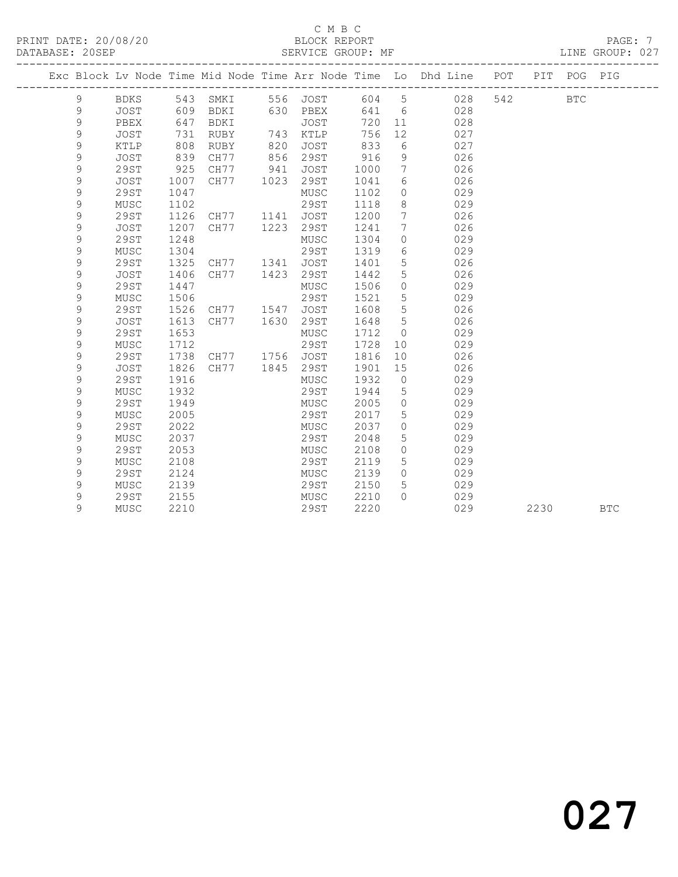C M B C
BLOCK REPORT
SERVICE GROUP: MF

PRINT DATE: 20/08/20
DATABASE: 20SEP
LINE GROUP: 027

| Exc | Block | Lv | Node | Time | Mid Node | Time | Arr Node | Time | Lo | Dhd Line | POT | PIT | POG | PIG |
|---|---|---|---|---|---|---|---|---|---|---|---|---|---|---|
| | 9 | | BDKS | 543 | SMKI | 556 | JOST | 604 | 5 | 028 | 542 | | BTC | |
| | 9 | | JOST | 609 | BDKI | 630 | PBEX | 641 | 6 | 028 | | | | |
| | 9 | | PBEX | 647 | BDKI | | JOST | 720 | 11 | 028 | | | | |
| | 9 | | JOST | 731 | RUBY | 743 | KTLP | 756 | 12 | 027 | | | | |
| | 9 | | KTLP | 808 | RUBY | 820 | JOST | 833 | 6 | 027 | | | | |
| | 9 | | JOST | 839 | CH77 | 856 | 29ST | 916 | 9 | 026 | | | | |
| | 9 | | 29ST | 925 | CH77 | 941 | JOST | 1000 | 7 | 026 | | | | |
| | 9 | | JOST | 1007 | CH77 | 1023 | 29ST | 1041 | 6 | 026 | | | | |
| | 9 | | 29ST | 1047 | | | MUSC | 1102 | 0 | 029 | | | | |
| | 9 | | MUSC | 1102 | | | 29ST | 1118 | 8 | 029 | | | | |
| | 9 | | 29ST | 1126 | CH77 | 1141 | JOST | 1200 | 7 | 026 | | | | |
| | 9 | | JOST | 1207 | CH77 | 1223 | 29ST | 1241 | 7 | 026 | | | | |
| | 9 | | 29ST | 1248 | | | MUSC | 1304 | 0 | 029 | | | | |
| | 9 | | MUSC | 1304 | | | 29ST | 1319 | 6 | 029 | | | | |
| | 9 | | 29ST | 1325 | CH77 | 1341 | JOST | 1401 | 5 | 026 | | | | |
| | 9 | | JOST | 1406 | CH77 | 1423 | 29ST | 1442 | 5 | 026 | | | | |
| | 9 | | 29ST | 1447 | | | MUSC | 1506 | 0 | 029 | | | | |
| | 9 | | MUSC | 1506 | | | 29ST | 1521 | 5 | 029 | | | | |
| | 9 | | 29ST | 1526 | CH77 | 1547 | JOST | 1608 | 5 | 026 | | | | |
| | 9 | | JOST | 1613 | CH77 | 1630 | 29ST | 1648 | 5 | 026 | | | | |
| | 9 | | 29ST | 1653 | | | MUSC | 1712 | 0 | 029 | | | | |
| | 9 | | MUSC | 1712 | | | 29ST | 1728 | 10 | 029 | | | | |
| | 9 | | 29ST | 1738 | CH77 | 1756 | JOST | 1816 | 10 | 026 | | | | |
| | 9 | | JOST | 1826 | CH77 | 1845 | 29ST | 1901 | 15 | 026 | | | | |
| | 9 | | 29ST | 1916 | | | MUSC | 1932 | 0 | 029 | | | | |
| | 9 | | MUSC | 1932 | | | 29ST | 1944 | 5 | 029 | | | | |
| | 9 | | 29ST | 1949 | | | MUSC | 2005 | 0 | 029 | | | | |
| | 9 | | MUSC | 2005 | | | 29ST | 2017 | 5 | 029 | | | | |
| | 9 | | 29ST | 2022 | | | MUSC | 2037 | 0 | 029 | | | | |
| | 9 | | MUSC | 2037 | | | 29ST | 2048 | 5 | 029 | | | | |
| | 9 | | 29ST | 2053 | | | MUSC | 2108 | 0 | 029 | | | | |
| | 9 | | MUSC | 2108 | | | 29ST | 2119 | 5 | 029 | | | | |
| | 9 | | 29ST | 2124 | | | MUSC | 2139 | 0 | 029 | | | | |
| | 9 | | MUSC | 2139 | | | 29ST | 2150 | 5 | 029 | | | | |
| | 9 | | 29ST | 2155 | | | MUSC | 2210 | 0 | 029 | | | | |
| | 9 | | MUSC | 2210 | | | 29ST | 2220 | | 029 | | 2230 | | BTC |

027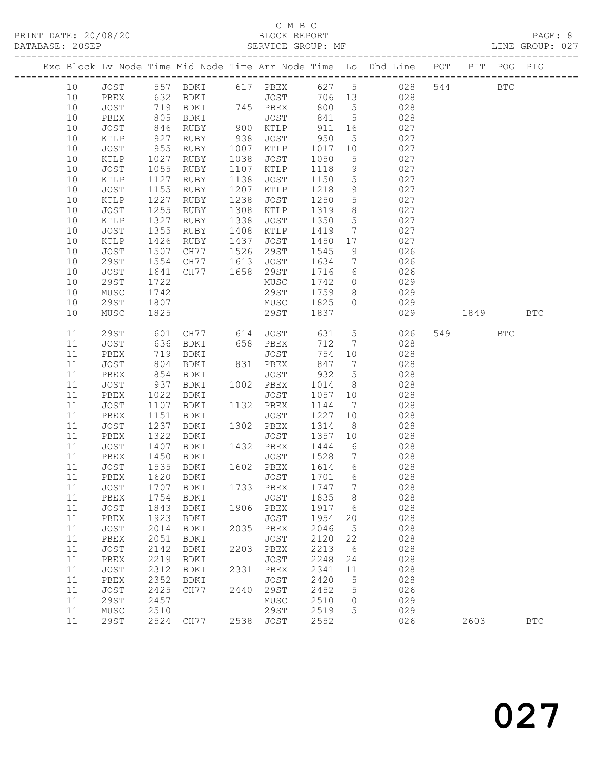C M B C

BLOCK REPORT

SERVICE GROUP: MF

| Exc | Block | Lv | Node | Time | Mid Node | Time | Arr Node | Time | Lo | Dhd Line | POT | PIT | POG | PIG |
|---|---|---|---|---|---|---|---|---|---|---|---|---|---|---|
| | 10 | | JOST | 557 | BDKI | 617 | PBEX | 627 | 5 | 028 | 544 | | BTC | |
| | 10 | | PBEX | 632 | BDKI | | JOST | 706 | 13 | 028 | | | | |
| | 10 | | JOST | 719 | BDKI | 745 | PBEX | 800 | 5 | 028 | | | | |
| | 10 | | PBEX | 805 | BDKI | | JOST | 841 | 5 | 028 | | | | |
| | 10 | | JOST | 846 | RUBY | 900 | KTLP | 911 | 16 | 027 | | | | |
| | 10 | | KTLP | 927 | RUBY | 938 | JOST | 950 | 5 | 027 | | | | |
| | 10 | | JOST | 955 | RUBY | 1007 | KTLP | 1017 | 10 | 027 | | | | |
| | 10 | | KTLP | 1027 | RUBY | 1038 | JOST | 1050 | 5 | 027 | | | | |
| | 10 | | JOST | 1055 | RUBY | 1107 | KTLP | 1118 | 9 | 027 | | | | |
| | 10 | | KTLP | 1127 | RUBY | 1138 | JOST | 1150 | 5 | 027 | | | | |
| | 10 | | JOST | 1155 | RUBY | 1207 | KTLP | 1218 | 9 | 027 | | | | |
| | 10 | | KTLP | 1227 | RUBY | 1238 | JOST | 1250 | 5 | 027 | | | | |
| | 10 | | JOST | 1255 | RUBY | 1308 | KTLP | 1319 | 8 | 027 | | | | |
| | 10 | | KTLP | 1327 | RUBY | 1338 | JOST | 1350 | 5 | 027 | | | | |
| | 10 | | JOST | 1355 | RUBY | 1408 | KTLP | 1419 | 7 | 027 | | | | |
| | 10 | | KTLP | 1426 | RUBY | 1437 | JOST | 1450 | 17 | 027 | | | | |
| | 10 | | JOST | 1507 | CH77 | 1526 | 29ST | 1545 | 9 | 026 | | | | |
| | 10 | | 29ST | 1554 | CH77 | 1613 | JOST | 1634 | 7 | 026 | | | | |
| | 10 | | JOST | 1641 | CH77 | 1658 | 29ST | 1716 | 6 | 026 | | | | |
| | 10 | | 29ST | 1722 | | | MUSC | 1742 | 0 | 029 | | | | |
| | 10 | | MUSC | 1742 | | | 29ST | 1759 | 8 | 029 | | | | |
| | 10 | | 29ST | 1807 | | | MUSC | 1825 | 0 | 029 | | | | |
| | 10 | | MUSC | 1825 | | | 29ST | 1837 | | 029 | | 1849 | | BTC |
| | 11 | | 29ST | 601 | CH77 | 614 | JOST | 631 | 5 | 026 | 549 | | BTC | |
| | 11 | | JOST | 636 | BDKI | 658 | PBEX | 712 | 7 | 028 | | | | |
| | 11 | | PBEX | 719 | BDKI | | JOST | 754 | 10 | 028 | | | | |
| | 11 | | JOST | 804 | BDKI | 831 | PBEX | 847 | 7 | 028 | | | | |
| | 11 | | PBEX | 854 | BDKI | | JOST | 932 | 5 | 028 | | | | |
| | 11 | | JOST | 937 | BDKI | 1002 | PBEX | 1014 | 8 | 028 | | | | |
| | 11 | | PBEX | 1022 | BDKI | | JOST | 1057 | 10 | 028 | | | | |
| | 11 | | JOST | 1107 | BDKI | 1132 | PBEX | 1144 | 7 | 028 | | | | |
| | 11 | | PBEX | 1151 | BDKI | | JOST | 1227 | 10 | 028 | | | | |
| | 11 | | JOST | 1237 | BDKI | 1302 | PBEX | 1314 | 8 | 028 | | | | |
| | 11 | | PBEX | 1322 | BDKI | | JOST | 1357 | 10 | 028 | | | | |
| | 11 | | JOST | 1407 | BDKI | 1432 | PBEX | 1444 | 6 | 028 | | | | |
| | 11 | | PBEX | 1450 | BDKI | | JOST | 1528 | 7 | 028 | | | | |
| | 11 | | JOST | 1535 | BDKI | 1602 | PBEX | 1614 | 6 | 028 | | | | |
| | 11 | | PBEX | 1620 | BDKI | | JOST | 1701 | 6 | 028 | | | | |
| | 11 | | JOST | 1707 | BDKI | 1733 | PBEX | 1747 | 7 | 028 | | | | |
| | 11 | | PBEX | 1754 | BDKI | | JOST | 1835 | 8 | 028 | | | | |
| | 11 | | JOST | 1843 | BDKI | 1906 | PBEX | 1917 | 6 | 028 | | | | |
| | 11 | | PBEX | 1923 | BDKI | | JOST | 1954 | 20 | 028 | | | | |
| | 11 | | JOST | 2014 | BDKI | 2035 | PBEX | 2046 | 5 | 028 | | | | |
| | 11 | | PBEX | 2051 | BDKI | | JOST | 2120 | 22 | 028 | | | | |
| | 11 | | JOST | 2142 | BDKI | 2203 | PBEX | 2213 | 6 | 028 | | | | |
| | 11 | | PBEX | 2219 | BDKI | | JOST | 2248 | 24 | 028 | | | | |
| | 11 | | JOST | 2312 | BDKI | 2331 | PBEX | 2341 | 11 | 028 | | | | |
| | 11 | | PBEX | 2352 | BDKI | | JOST | 2420 | 5 | 028 | | | | |
| | 11 | | JOST | 2425 | CH77 | 2440 | 29ST | 2452 | 5 | 026 | | | | |
| | 11 | | 29ST | 2457 | | | MUSC | 2510 | 0 | 029 | | | | |
| | 11 | | MUSC | 2510 | | | 29ST | 2519 | 5 | 029 | | | | |
| | 11 | | 29ST | 2524 | CH77 | 2538 | JOST | 2552 | | 026 | | 2603 | | BTC |

027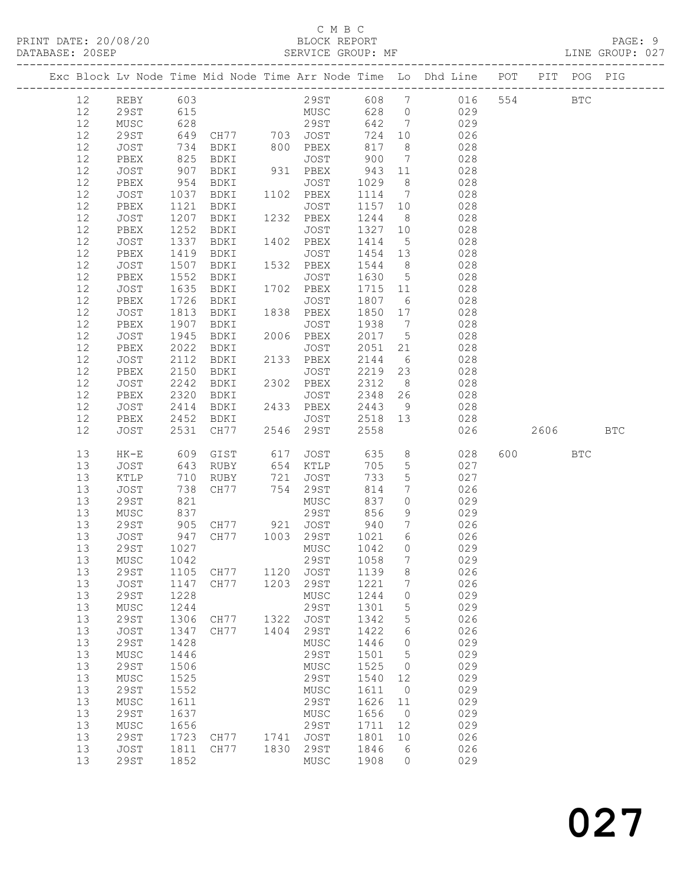C M B C

PRINT DATE: 20/08/20 BLOCK REPORT PAGE: 9
DATABASE: 20SEP SERVICE GROUP: MF LINE GROUP: 027

| Exc | Block | Lv | Node | Time | Mid Node | Time | Arr Node | Time | Lo | Dhd Line | POT | PIT | POG | PIG |
|---|---|---|---|---|---|---|---|---|---|---|---|---|---|---|
| | 12 | | REBY | 603 | | | 29ST | 608 | 7 | 016 | 554 | | BTC | |
| | 12 | | 29ST | 615 | | | MUSC | 628 | 0 | 029 | | | | |
| | 12 | | MUSC | 628 | | | 29ST | 642 | 7 | 029 | | | | |
| | 12 | | 29ST | 649 | CH77 | 703 | JOST | 724 | 10 | 026 | | | | |
| | 12 | | JOST | 734 | BDKI | 800 | PBEX | 817 | 8 | 028 | | | | |
| | 12 | | PBEX | 825 | BDKI | | JOST | 900 | 7 | 028 | | | | |
| | 12 | | JOST | 907 | BDKI | 931 | PBEX | 943 | 11 | 028 | | | | |
| | 12 | | PBEX | 954 | BDKI | | JOST | 1029 | 8 | 028 | | | | |
| | 12 | | JOST | 1037 | BDKI | 1102 | PBEX | 1114 | 7 | 028 | | | | |
| | 12 | | PBEX | 1121 | BDKI | | JOST | 1157 | 10 | 028 | | | | |
| | 12 | | JOST | 1207 | BDKI | 1232 | PBEX | 1244 | 8 | 028 | | | | |
| | 12 | | PBEX | 1252 | BDKI | | JOST | 1327 | 10 | 028 | | | | |
| | 12 | | JOST | 1337 | BDKI | 1402 | PBEX | 1414 | 5 | 028 | | | | |
| | 12 | | PBEX | 1419 | BDKI | | JOST | 1454 | 13 | 028 | | | | |
| | 12 | | JOST | 1507 | BDKI | 1532 | PBEX | 1544 | 8 | 028 | | | | |
| | 12 | | PBEX | 1552 | BDKI | | JOST | 1630 | 5 | 028 | | | | |
| | 12 | | JOST | 1635 | BDKI | 1702 | PBEX | 1715 | 11 | 028 | | | | |
| | 12 | | PBEX | 1726 | BDKI | | JOST | 1807 | 6 | 028 | | | | |
| | 12 | | JOST | 1813 | BDKI | 1838 | PBEX | 1850 | 17 | 028 | | | | |
| | 12 | | PBEX | 1907 | BDKI | | JOST | 1938 | 7 | 028 | | | | |
| | 12 | | JOST | 1945 | BDKI | 2006 | PBEX | 2017 | 5 | 028 | | | | |
| | 12 | | PBEX | 2022 | BDKI | | JOST | 2051 | 21 | 028 | | | | |
| | 12 | | JOST | 2112 | BDKI | 2133 | PBEX | 2144 | 6 | 028 | | | | |
| | 12 | | PBEX | 2150 | BDKI | | JOST | 2219 | 23 | 028 | | | | |
| | 12 | | JOST | 2242 | BDKI | 2302 | PBEX | 2312 | 8 | 028 | | | | |
| | 12 | | PBEX | 2320 | BDKI | | JOST | 2348 | 26 | 028 | | | | |
| | 12 | | JOST | 2414 | BDKI | 2433 | PBEX | 2443 | 9 | 028 | | | | |
| | 12 | | PBEX | 2452 | BDKI | | JOST | 2518 | 13 | 028 | | | | |
| | 12 | | JOST | 2531 | CH77 | 2546 | 29ST | 2558 | | 026 | | 2606 | | BTC |
| | 13 | | HK-E | 609 | GIST | 617 | JOST | 635 | 8 | 028 | 600 | | BTC | |
| | 13 | | JOST | 643 | RUBY | 654 | KTLP | 705 | 5 | 027 | | | | |
| | 13 | | KTLP | 710 | RUBY | 721 | JOST | 733 | 5 | 027 | | | | |
| | 13 | | JOST | 738 | CH77 | 754 | 29ST | 814 | 7 | 026 | | | | |
| | 13 | | 29ST | 821 | | | MUSC | 837 | 0 | 029 | | | | |
| | 13 | | MUSC | 837 | | | 29ST | 856 | 9 | 029 | | | | |
| | 13 | | 29ST | 905 | CH77 | 921 | JOST | 940 | 7 | 026 | | | | |
| | 13 | | JOST | 947 | CH77 | 1003 | 29ST | 1021 | 6 | 026 | | | | |
| | 13 | | 29ST | 1027 | | | MUSC | 1042 | 0 | 029 | | | | |
| | 13 | | MUSC | 1042 | | | 29ST | 1058 | 7 | 029 | | | | |
| | 13 | | 29ST | 1105 | CH77 | 1120 | JOST | 1139 | 8 | 026 | | | | |
| | 13 | | JOST | 1147 | CH77 | 1203 | 29ST | 1221 | 7 | 026 | | | | |
| | 13 | | 29ST | 1228 | | | MUSC | 1244 | 0 | 029 | | | | |
| | 13 | | MUSC | 1244 | | | 29ST | 1301 | 5 | 029 | | | | |
| | 13 | | 29ST | 1306 | CH77 | 1322 | JOST | 1342 | 5 | 026 | | | | |
| | 13 | | JOST | 1347 | CH77 | 1404 | 29ST | 1422 | 6 | 026 | | | | |
| | 13 | | 29ST | 1428 | | | MUSC | 1446 | 0 | 029 | | | | |
| | 13 | | MUSC | 1446 | | | 29ST | 1501 | 5 | 029 | | | | |
| | 13 | | 29ST | 1506 | | | MUSC | 1525 | 0 | 029 | | | | |
| | 13 | | MUSC | 1525 | | | 29ST | 1540 | 12 | 029 | | | | |
| | 13 | | 29ST | 1552 | | | MUSC | 1611 | 0 | 029 | | | | |
| | 13 | | MUSC | 1611 | | | 29ST | 1626 | 11 | 029 | | | | |
| | 13 | | 29ST | 1637 | | | MUSC | 1656 | 0 | 029 | | | | |
| | 13 | | MUSC | 1656 | | | 29ST | 1711 | 12 | 029 | | | | |
| | 13 | | 29ST | 1723 | CH77 | 1741 | JOST | 1801 | 10 | 026 | | | | |
| | 13 | | JOST | 1811 | CH77 | 1830 | 29ST | 1846 | 6 | 026 | | | | |
| | 13 | | 29ST | 1852 | | | MUSC | 1908 | 0 | 029 | | | | |

027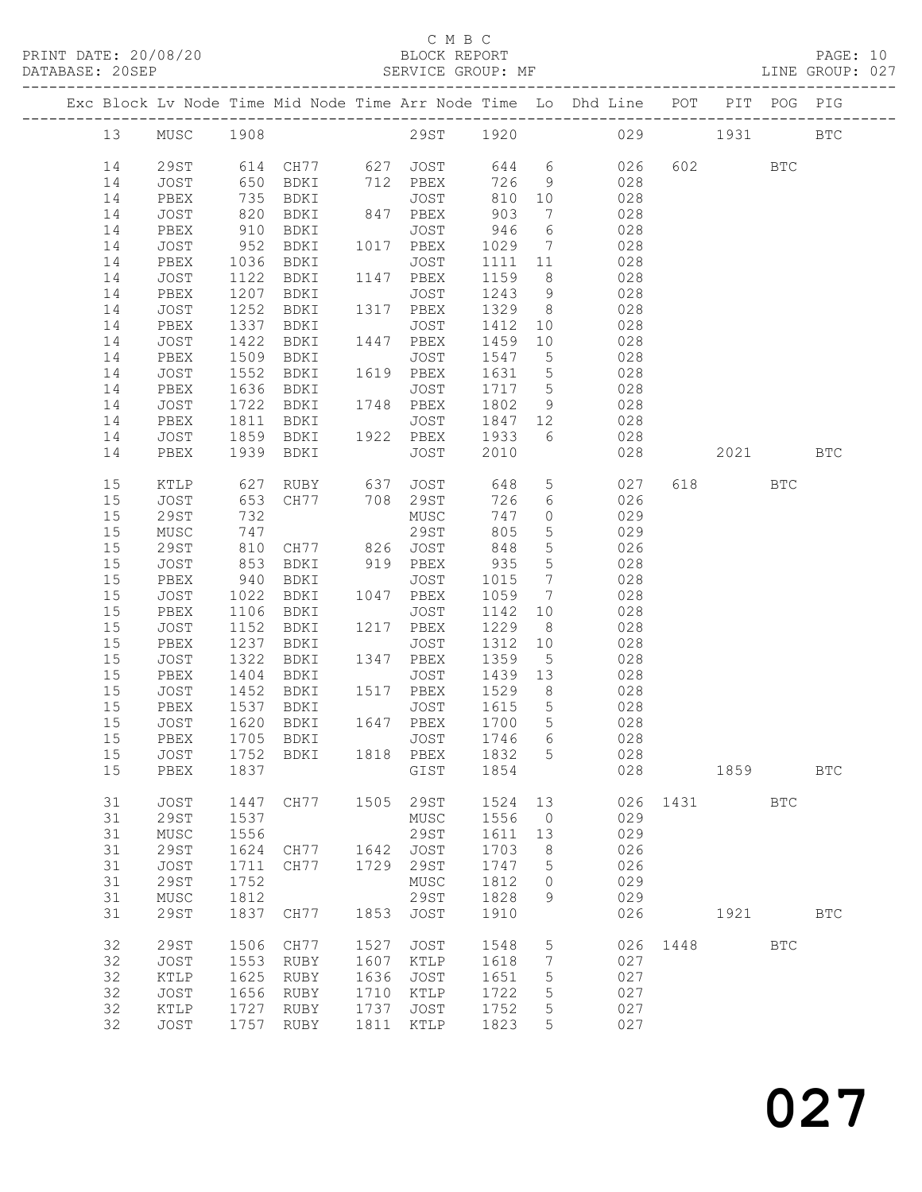C M B C
PRINT DATE: 20/08/20 BLOCK REPORT
DATABASE: 20SEP SERVICE GROUP: MF LINE GROUP: 027

| Exc | Block | Lv | Node | Time | Mid Node | Time | Arr Node | Time | Lo | Dhd Line | POT | PIT | POG | PIG |
|---|---|---|---|---|---|---|---|---|---|---|---|---|---|---|
| | 13 | | MUSC | 1908 | | | 29ST | 1920 | | 029 | | 1931 | | BTC |
| | 14 | | 29ST | 614 | CH77 | 627 | JOST | 644 | 6 | 026 | 602 | | BTC | |
| | 14 | | JOST | 650 | BDKI | 712 | PBEX | 726 | 9 | 028 | | | | |
| | 14 | | PBEX | 735 | BDKI | | JOST | 810 | 10 | 028 | | | | |
| | 14 | | JOST | 820 | BDKI | 847 | PBEX | 903 | 7 | 028 | | | | |
| | 14 | | PBEX | 910 | BDKI | | JOST | 946 | 6 | 028 | | | | |
| | 14 | | JOST | 952 | BDKI | 1017 | PBEX | 1029 | 7 | 028 | | | | |
| | 14 | | PBEX | 1036 | BDKI | | JOST | 1111 | 11 | 028 | | | | |
| | 14 | | JOST | 1122 | BDKI | 1147 | PBEX | 1159 | 8 | 028 | | | | |
| | 14 | | PBEX | 1207 | BDKI | | JOST | 1243 | 9 | 028 | | | | |
| | 14 | | JOST | 1252 | BDKI | 1317 | PBEX | 1329 | 8 | 028 | | | | |
| | 14 | | PBEX | 1337 | BDKI | | JOST | 1412 | 10 | 028 | | | | |
| | 14 | | JOST | 1422 | BDKI | 1447 | PBEX | 1459 | 10 | 028 | | | | |
| | 14 | | PBEX | 1509 | BDKI | | JOST | 1547 | 5 | 028 | | | | |
| | 14 | | JOST | 1552 | BDKI | 1619 | PBEX | 1631 | 5 | 028 | | | | |
| | 14 | | PBEX | 1636 | BDKI | | JOST | 1717 | 5 | 028 | | | | |
| | 14 | | JOST | 1722 | BDKI | 1748 | PBEX | 1802 | 9 | 028 | | | | |
| | 14 | | PBEX | 1811 | BDKI | | JOST | 1847 | 12 | 028 | | | | |
| | 14 | | JOST | 1859 | BDKI | 1922 | PBEX | 1933 | 6 | 028 | | | | |
| | 14 | | PBEX | 1939 | BDKI | | JOST | 2010 | | 028 | | 2021 | | BTC |
| | 15 | | KTLP | 627 | RUBY | 637 | JOST | 648 | 5 | 027 | 618 | | BTC | |
| | 15 | | JOST | 653 | CH77 | 708 | 29ST | 726 | 6 | 026 | | | | |
| | 15 | | 29ST | 732 | | | MUSC | 747 | 0 | 029 | | | | |
| | 15 | | MUSC | 747 | | | 29ST | 805 | 5 | 029 | | | | |
| | 15 | | 29ST | 810 | CH77 | 826 | JOST | 848 | 5 | 026 | | | | |
| | 15 | | JOST | 853 | BDKI | 919 | PBEX | 935 | 5 | 028 | | | | |
| | 15 | | PBEX | 940 | BDKI | | JOST | 1015 | 7 | 028 | | | | |
| | 15 | | JOST | 1022 | BDKI | 1047 | PBEX | 1059 | 7 | 028 | | | | |
| | 15 | | PBEX | 1106 | BDKI | | JOST | 1142 | 10 | 028 | | | | |
| | 15 | | JOST | 1152 | BDKI | 1217 | PBEX | 1229 | 8 | 028 | | | | |
| | 15 | | PBEX | 1237 | BDKI | | JOST | 1312 | 10 | 028 | | | | |
| | 15 | | JOST | 1322 | BDKI | 1347 | PBEX | 1359 | 5 | 028 | | | | |
| | 15 | | PBEX | 1404 | BDKI | | JOST | 1439 | 13 | 028 | | | | |
| | 15 | | JOST | 1452 | BDKI | 1517 | PBEX | 1529 | 8 | 028 | | | | |
| | 15 | | PBEX | 1537 | BDKI | | JOST | 1615 | 5 | 028 | | | | |
| | 15 | | JOST | 1620 | BDKI | 1647 | PBEX | 1700 | 5 | 028 | | | | |
| | 15 | | PBEX | 1705 | BDKI | | JOST | 1746 | 6 | 028 | | | | |
| | 15 | | JOST | 1752 | BDKI | 1818 | PBEX | 1832 | 5 | 028 | | | | |
| | 15 | | PBEX | 1837 | | | GIST | 1854 | | 028 | | 1859 | | BTC |
| | 31 | | JOST | 1447 | CH77 | 1505 | 29ST | 1524 | 13 | 026 | 1431 | | BTC | |
| | 31 | | 29ST | 1537 | | | MUSC | 1556 | 0 | 029 | | | | |
| | 31 | | MUSC | 1556 | | | 29ST | 1611 | 13 | 029 | | | | |
| | 31 | | 29ST | 1624 | CH77 | 1642 | JOST | 1703 | 8 | 026 | | | | |
| | 31 | | JOST | 1711 | CH77 | 1729 | 29ST | 1747 | 5 | 026 | | | | |
| | 31 | | 29ST | 1752 | | | MUSC | 1812 | 0 | 029 | | | | |
| | 31 | | MUSC | 1812 | | | 29ST | 1828 | 9 | 029 | | | | |
| | 31 | | 29ST | 1837 | CH77 | 1853 | JOST | 1910 | | 026 | | 1921 | | BTC |
| | 32 | | 29ST | 1506 | CH77 | 1527 | JOST | 1548 | 5 | 026 | 1448 | | BTC | |
| | 32 | | JOST | 1553 | RUBY | 1607 | KTLP | 1618 | 7 | 027 | | | | |
| | 32 | | KTLP | 1625 | RUBY | 1636 | JOST | 1651 | 5 | 027 | | | | |
| | 32 | | JOST | 1656 | RUBY | 1710 | KTLP | 1722 | 5 | 027 | | | | |
| | 32 | | KTLP | 1727 | RUBY | 1737 | JOST | 1752 | 5 | 027 | | | | |
| | 32 | | JOST | 1757 | RUBY | 1811 | KTLP | 1823 | 5 | 027 | | | | |

027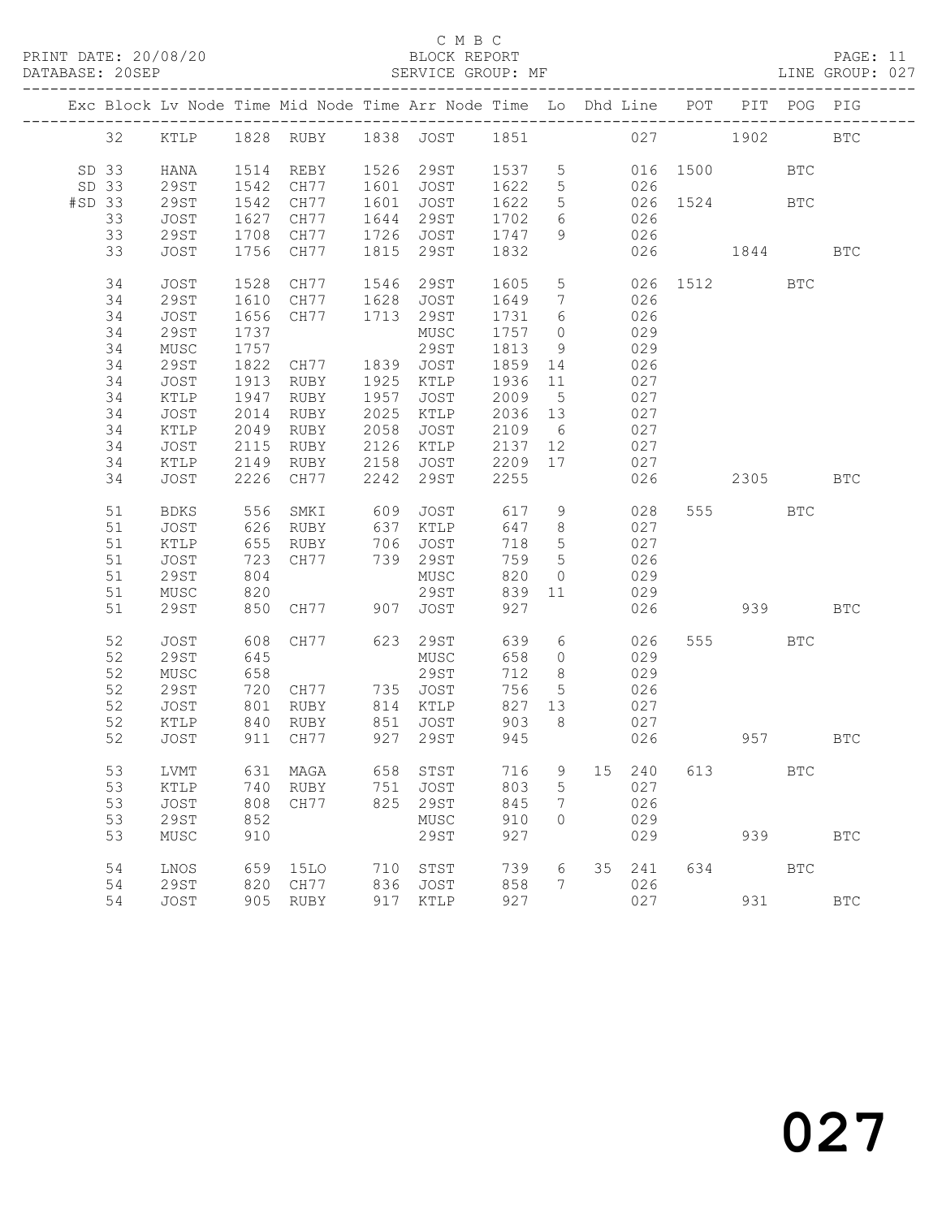C M B C
PRINT DATE: 20/08/20 BLOCK REPORT
DATABASE: 20SEP SERVICE GROUP: MF LINE GROUP: 027

| Exc | Block | Lv | Node | Time | Mid Node | Time | Arr Node | Time | Lo | Dhd | Line | POT | PIT | POG | PIG |
|---|---|---|---|---|---|---|---|---|---|---|---|---|---|---|---|
| | 32 | | KTLP | 1828 | RUBY | 1838 | JOST | 1851 | | | 027 | | 1902 | | BTC |
| SD | 33 | | HANA | 1514 | REBY | 1526 | 29ST | 1537 | 5 | | 016 | 1500 | | BTC | |
| SD | 33 | | 29ST | 1542 | CH77 | 1601 | JOST | 1622 | 5 | | 026 | | | | |
| #SD | 33 | | 29ST | 1542 | CH77 | 1601 | JOST | 1622 | 5 | | 026 | 1524 | | BTC | |
| | 33 | | JOST | 1627 | CH77 | 1644 | 29ST | 1702 | 6 | | 026 | | | | |
| | 33 | | 29ST | 1708 | CH77 | 1726 | JOST | 1747 | 9 | | 026 | | | | |
| | 33 | | JOST | 1756 | CH77 | 1815 | 29ST | 1832 | | | 026 | | 1844 | | BTC |
| | 34 | | JOST | 1528 | CH77 | 1546 | 29ST | 1605 | 5 | | 026 | 1512 | | BTC | |
| | 34 | | 29ST | 1610 | CH77 | 1628 | JOST | 1649 | 7 | | 026 | | | | |
| | 34 | | JOST | 1656 | CH77 | 1713 | 29ST | 1731 | 6 | | 026 | | | | |
| | 34 | | 29ST | 1737 | | | MUSC | 1757 | 0 | | 029 | | | | |
| | 34 | | MUSC | 1757 | | | 29ST | 1813 | 9 | | 029 | | | | |
| | 34 | | 29ST | 1822 | CH77 | 1839 | JOST | 1859 | 14 | | 026 | | | | |
| | 34 | | JOST | 1913 | RUBY | 1925 | KTLP | 1936 | 11 | | 027 | | | | |
| | 34 | | KTLP | 1947 | RUBY | 1957 | JOST | 2009 | 5 | | 027 | | | | |
| | 34 | | JOST | 2014 | RUBY | 2025 | KTLP | 2036 | 13 | | 027 | | | | |
| | 34 | | KTLP | 2049 | RUBY | 2058 | JOST | 2109 | 6 | | 027 | | | | |
| | 34 | | JOST | 2115 | RUBY | 2126 | KTLP | 2137 | 12 | | 027 | | | | |
| | 34 | | KTLP | 2149 | RUBY | 2158 | JOST | 2209 | 17 | | 027 | | | | |
| | 34 | | JOST | 2226 | CH77 | 2242 | 29ST | 2255 | | | 026 | | 2305 | | BTC |
| | 51 | | BDKS | 556 | SMKI | 609 | JOST | 617 | 9 | | 028 | 555 | | BTC | |
| | 51 | | JOST | 626 | RUBY | 637 | KTLP | 647 | 8 | | 027 | | | | |
| | 51 | | KTLP | 655 | RUBY | 706 | JOST | 718 | 5 | | 027 | | | | |
| | 51 | | JOST | 723 | CH77 | 739 | 29ST | 759 | 5 | | 026 | | | | |
| | 51 | | 29ST | 804 | | | MUSC | 820 | 0 | | 029 | | | | |
| | 51 | | MUSC | 820 | | | 29ST | 839 | 11 | | 029 | | | | |
| | 51 | | 29ST | 850 | CH77 | 907 | JOST | 927 | | | 026 | | 939 | | BTC |
| | 52 | | JOST | 608 | CH77 | 623 | 29ST | 639 | 6 | | 026 | 555 | | BTC | |
| | 52 | | 29ST | 645 | | | MUSC | 658 | 0 | | 029 | | | | |
| | 52 | | MUSC | 658 | | | 29ST | 712 | 8 | | 029 | | | | |
| | 52 | | 29ST | 720 | CH77 | 735 | JOST | 756 | 5 | | 026 | | | | |
| | 52 | | JOST | 801 | RUBY | 814 | KTLP | 827 | 13 | | 027 | | | | |
| | 52 | | KTLP | 840 | RUBY | 851 | JOST | 903 | 8 | | 027 | | | | |
| | 52 | | JOST | 911 | CH77 | 927 | 29ST | 945 | | | 026 | | 957 | | BTC |
| | 53 | | LVMT | 631 | MAGA | 658 | STST | 716 | 9 | 15 | 240 | 613 | | BTC | |
| | 53 | | KTLP | 740 | RUBY | 751 | JOST | 803 | 5 | | 027 | | | | |
| | 53 | | JOST | 808 | CH77 | 825 | 29ST | 845 | 7 | | 026 | | | | |
| | 53 | | 29ST | 852 | | | MUSC | 910 | 0 | | 029 | | | | |
| | 53 | | MUSC | 910 | | | 29ST | 927 | | | 029 | | 939 | | BTC |
| | 54 | | LNOS | 659 | 15LO | 710 | STST | 739 | 6 | 35 | 241 | 634 | | BTC | |
| | 54 | | 29ST | 820 | CH77 | 836 | JOST | 858 | 7 | | 026 | | | | |
| | 54 | | JOST | 905 | RUBY | 917 | KTLP | 927 | | | 027 | | 931 | | BTC |

027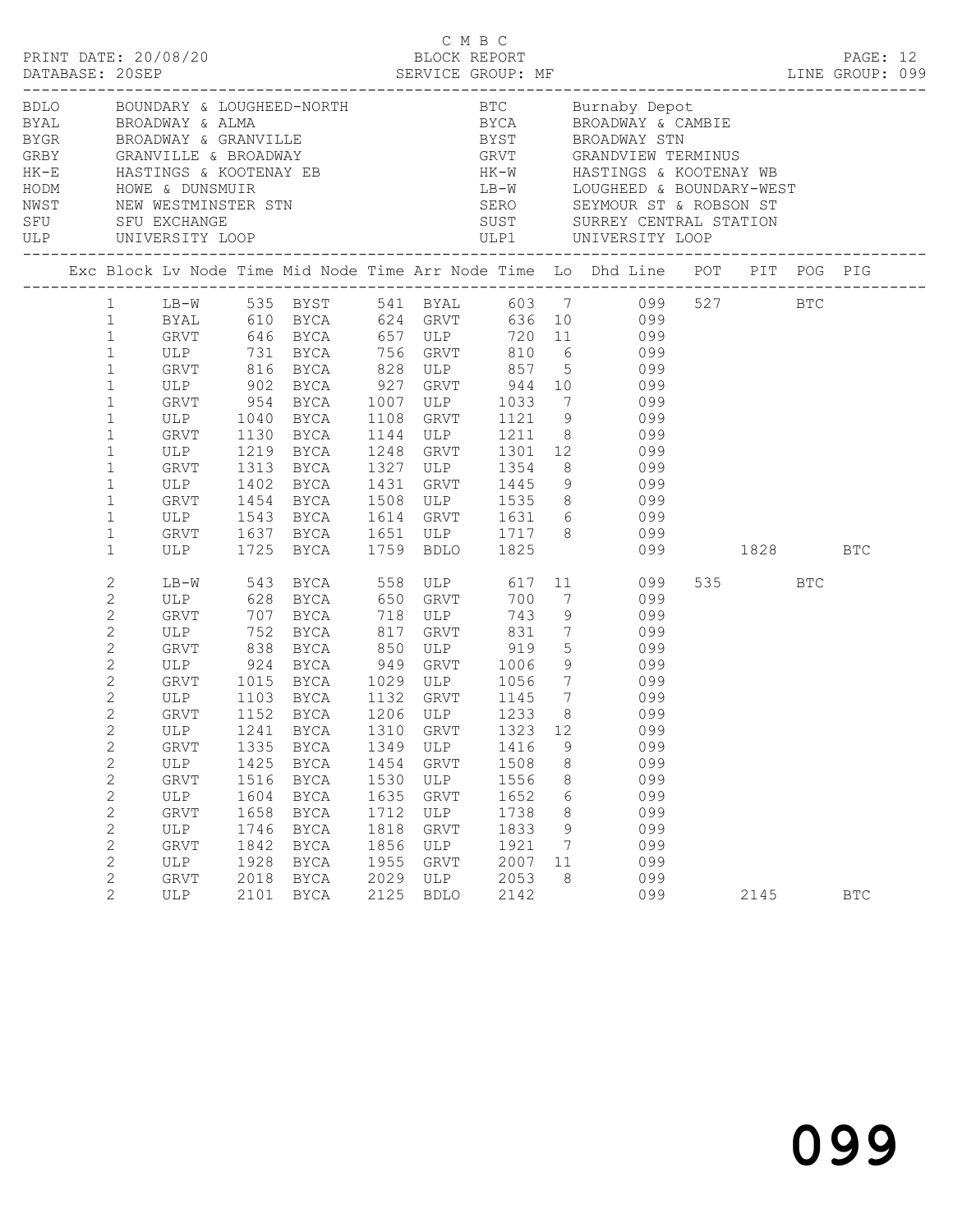C M B C

PRINT DATE: 20/08/20 BLOCK REPORT PAGE: 12
DATABASE: 20SEP SERVICE GROUP: MF LINE GROUP: 099

| Code | Description | Code | Description |
|---|---|---|---|
| BDLO | BOUNDARY & LOUGHEED-NORTH | BTC | Burnaby Depot |
| BYAL | BROADWAY & ALMA | BYCA | BROADWAY & CAMBIE |
| BYGR | BROADWAY & GRANVILLE | BYST | BROADWAY STN |
| GRBY | GRANVILLE & BROADWAY | GRVT | GRANDVIEW TERMINUS |
| HK-E | HASTINGS & KOOTENAY EB | HK-W | HASTINGS & KOOTENAY WB |
| HODM | HOWE & DUNSMUIR | LB-W | LOUGHEED & BOUNDARY-WEST |
| NWST | NEW WESTMINSTER STN | SERO | SEYMOUR ST & ROBSON ST |
| SFU | SFU EXCHANGE | SUST | SURREY CENTRAL STATION |
| ULP | UNIVERSITY LOOP | ULP1 | UNIVERSITY LOOP |

| Exc | Block | Lv Node | Time | Mid Node | Time | Arr Node | Time | Lo | Dhd Line | POT | PIT | POG | PIG |
|---|---|---|---|---|---|---|---|---|---|---|---|---|---|
| | 1 | LB-W | 535 | BYST | 541 | BYAL | 603 | 7 | 099 | 527 | | BTC | |
| | 1 | BYAL | 610 | BYCA | 624 | GRVT | 636 | 10 | 099 | | | | |
| | 1 | GRVT | 646 | BYCA | 657 | ULP | 720 | 11 | 099 | | | | |
| | 1 | ULP | 731 | BYCA | 756 | GRVT | 810 | 6 | 099 | | | | |
| | 1 | GRVT | 816 | BYCA | 828 | ULP | 857 | 5 | 099 | | | | |
| | 1 | ULP | 902 | BYCA | 927 | GRVT | 944 | 10 | 099 | | | | |
| | 1 | GRVT | 954 | BYCA | 1007 | ULP | 1033 | 7 | 099 | | | | |
| | 1 | ULP | 1040 | BYCA | 1108 | GRVT | 1121 | 9 | 099 | | | | |
| | 1 | GRVT | 1130 | BYCA | 1144 | ULP | 1211 | 8 | 099 | | | | |
| | 1 | ULP | 1219 | BYCA | 1248 | GRVT | 1301 | 12 | 099 | | | | |
| | 1 | GRVT | 1313 | BYCA | 1327 | ULP | 1354 | 8 | 099 | | | | |
| | 1 | ULP | 1402 | BYCA | 1431 | GRVT | 1445 | 9 | 099 | | | | |
| | 1 | GRVT | 1454 | BYCA | 1508 | ULP | 1535 | 8 | 099 | | | | |
| | 1 | ULP | 1543 | BYCA | 1614 | GRVT | 1631 | 6 | 099 | | | | |
| | 1 | GRVT | 1637 | BYCA | 1651 | ULP | 1717 | 8 | 099 | | | | |
| | 1 | ULP | 1725 | BYCA | 1759 | BDLO | 1825 | | 099 | | 1828 | | BTC |
| | 2 | LB-W | 543 | BYCA | 558 | ULP | 617 | 11 | 099 | 535 | | BTC | |
| | 2 | ULP | 628 | BYCA | 650 | GRVT | 700 | 7 | 099 | | | | |
| | 2 | GRVT | 707 | BYCA | 718 | ULP | 743 | 9 | 099 | | | | |
| | 2 | ULP | 752 | BYCA | 817 | GRVT | 831 | 7 | 099 | | | | |
| | 2 | GRVT | 838 | BYCA | 850 | ULP | 919 | 5 | 099 | | | | |
| | 2 | ULP | 924 | BYCA | 949 | GRVT | 1006 | 9 | 099 | | | | |
| | 2 | GRVT | 1015 | BYCA | 1029 | ULP | 1056 | 7 | 099 | | | | |
| | 2 | ULP | 1103 | BYCA | 1132 | GRVT | 1145 | 7 | 099 | | | | |
| | 2 | GRVT | 1152 | BYCA | 1206 | ULP | 1233 | 8 | 099 | | | | |
| | 2 | ULP | 1241 | BYCA | 1310 | GRVT | 1323 | 12 | 099 | | | | |
| | 2 | GRVT | 1335 | BYCA | 1349 | ULP | 1416 | 9 | 099 | | | | |
| | 2 | ULP | 1425 | BYCA | 1454 | GRVT | 1508 | 8 | 099 | | | | |
| | 2 | GRVT | 1516 | BYCA | 1530 | ULP | 1556 | 8 | 099 | | | | |
| | 2 | ULP | 1604 | BYCA | 1635 | GRVT | 1652 | 6 | 099 | | | | |
| | 2 | GRVT | 1658 | BYCA | 1712 | ULP | 1738 | 8 | 099 | | | | |
| | 2 | ULP | 1746 | BYCA | 1818 | GRVT | 1833 | 9 | 099 | | | | |
| | 2 | GRVT | 1842 | BYCA | 1856 | ULP | 1921 | 7 | 099 | | | | |
| | 2 | ULP | 1928 | BYCA | 1955 | GRVT | 2007 | 11 | 099 | | | | |
| | 2 | GRVT | 2018 | BYCA | 2029 | ULP | 2053 | 8 | 099 | | | | |
| | 2 | ULP | 2101 | BYCA | 2125 | BDLO | 2142 | | 099 | | 2145 | | BTC |

099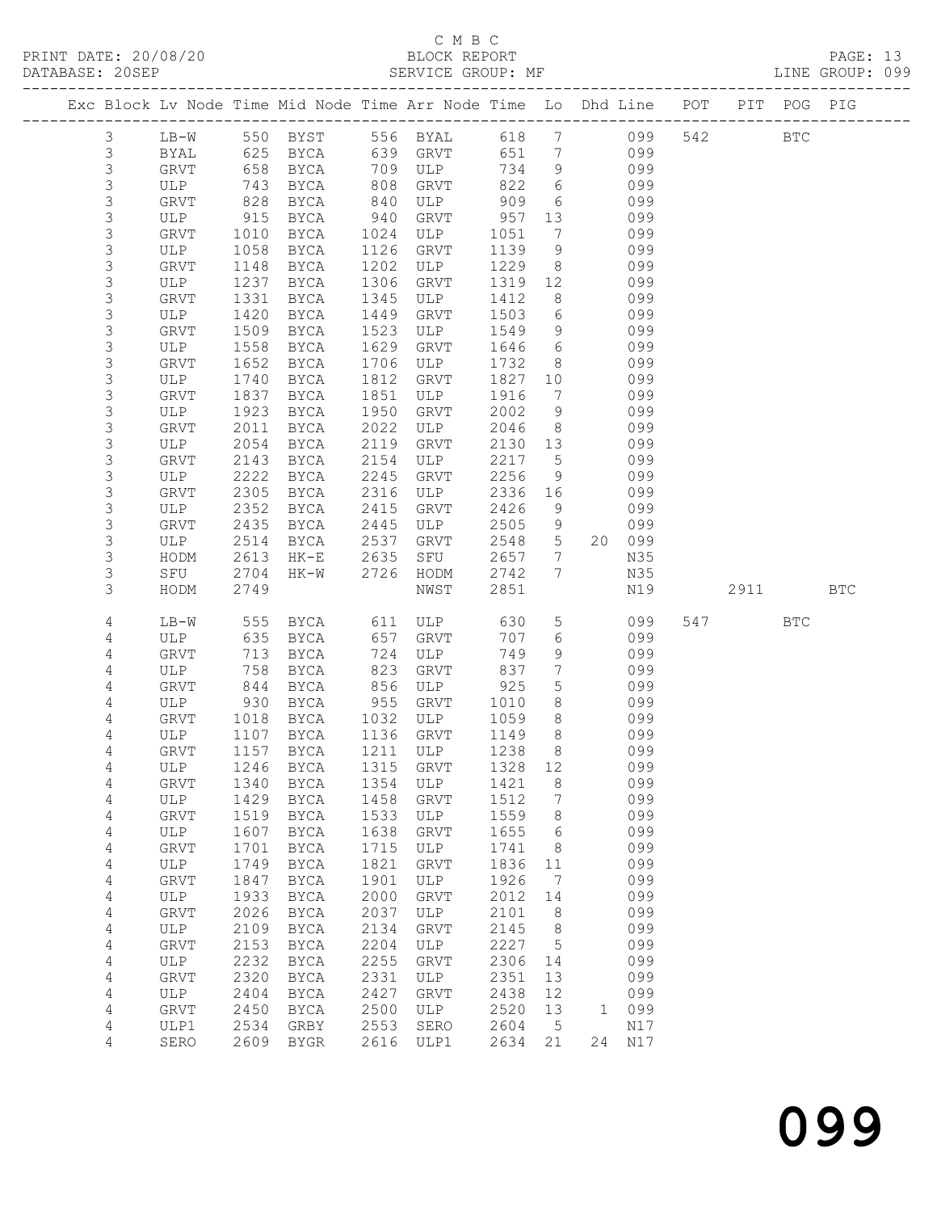C M B C
BLOCK REPORT
SERVICE GROUP: MF

PRINT DATE: 20/08/20
DATABASE: 20SEP

LINE GROUP: 099

| Exc | Block | Lv Node | Time | Mid Node | Time | Arr Node | Time | Lo | Dhd | Line | POT | PIT | POG | PIG |
|---|---|---|---|---|---|---|---|---|---|---|---|---|---|---|
| | 3 | LB-W | 550 | BYST | 556 | BYAL | 618 | 7 | | 099 | 542 | | BTC | |
| | 3 | BYAL | 625 | BYCA | 639 | GRVT | 651 | 7 | | 099 | | | | |
| | 3 | GRVT | 658 | BYCA | 709 | ULP | 734 | 9 | | 099 | | | | |
| | 3 | ULP | 743 | BYCA | 808 | GRVT | 822 | 6 | | 099 | | | | |
| | 3 | GRVT | 828 | BYCA | 840 | ULP | 909 | 6 | | 099 | | | | |
| | 3 | ULP | 915 | BYCA | 940 | GRVT | 957 | 13 | | 099 | | | | |
| | 3 | GRVT | 1010 | BYCA | 1024 | ULP | 1051 | 7 | | 099 | | | | |
| | 3 | ULP | 1058 | BYCA | 1126 | GRVT | 1139 | 9 | | 099 | | | | |
| | 3 | GRVT | 1148 | BYCA | 1202 | ULP | 1229 | 8 | | 099 | | | | |
| | 3 | ULP | 1237 | BYCA | 1306 | GRVT | 1319 | 12 | | 099 | | | | |
| | 3 | GRVT | 1331 | BYCA | 1345 | ULP | 1412 | 8 | | 099 | | | | |
| | 3 | ULP | 1420 | BYCA | 1449 | GRVT | 1503 | 6 | | 099 | | | | |
| | 3 | GRVT | 1509 | BYCA | 1523 | ULP | 1549 | 9 | | 099 | | | | |
| | 3 | ULP | 1558 | BYCA | 1629 | GRVT | 1646 | 6 | | 099 | | | | |
| | 3 | GRVT | 1652 | BYCA | 1706 | ULP | 1732 | 8 | | 099 | | | | |
| | 3 | ULP | 1740 | BYCA | 1812 | GRVT | 1827 | 10 | | 099 | | | | |
| | 3 | GRVT | 1837 | BYCA | 1851 | ULP | 1916 | 7 | | 099 | | | | |
| | 3 | ULP | 1923 | BYCA | 1950 | GRVT | 2002 | 9 | | 099 | | | | |
| | 3 | GRVT | 2011 | BYCA | 2022 | ULP | 2046 | 8 | | 099 | | | | |
| | 3 | ULP | 2054 | BYCA | 2119 | GRVT | 2130 | 13 | | 099 | | | | |
| | 3 | GRVT | 2143 | BYCA | 2154 | ULP | 2217 | 5 | | 099 | | | | |
| | 3 | ULP | 2222 | BYCA | 2245 | GRVT | 2256 | 9 | | 099 | | | | |
| | 3 | GRVT | 2305 | BYCA | 2316 | ULP | 2336 | 16 | | 099 | | | | |
| | 3 | ULP | 2352 | BYCA | 2415 | GRVT | 2426 | 9 | | 099 | | | | |
| | 3 | GRVT | 2435 | BYCA | 2445 | ULP | 2505 | 9 | | 099 | | | | |
| | 3 | ULP | 2514 | BYCA | 2537 | GRVT | 2548 | 5 | 20 | 099 | | | | |
| | 3 | HODM | 2613 | HK-E | 2635 | SFU | 2657 | 7 | | N35 | | | | |
| | 3 | SFU | 2704 | HK-W | 2726 | HODM | 2742 | 7 | | N35 | | | | |
| | 3 | HODM | 2749 | | | NWST | 2851 | | | N19 | | 2911 | | BTC |
| | 4 | LB-W | 555 | BYCA | 611 | ULP | 630 | 5 | | 099 | 547 | | BTC | |
| | 4 | ULP | 635 | BYCA | 657 | GRVT | 707 | 6 | | 099 | | | | |
| | 4 | GRVT | 713 | BYCA | 724 | ULP | 749 | 9 | | 099 | | | | |
| | 4 | ULP | 758 | BYCA | 823 | GRVT | 837 | 7 | | 099 | | | | |
| | 4 | GRVT | 844 | BYCA | 856 | ULP | 925 | 5 | | 099 | | | | |
| | 4 | ULP | 930 | BYCA | 955 | GRVT | 1010 | 8 | | 099 | | | | |
| | 4 | GRVT | 1018 | BYCA | 1032 | ULP | 1059 | 8 | | 099 | | | | |
| | 4 | ULP | 1107 | BYCA | 1136 | GRVT | 1149 | 8 | | 099 | | | | |
| | 4 | GRVT | 1157 | BYCA | 1211 | ULP | 1238 | 8 | | 099 | | | | |
| | 4 | ULP | 1246 | BYCA | 1315 | GRVT | 1328 | 12 | | 099 | | | | |
| | 4 | GRVT | 1340 | BYCA | 1354 | ULP | 1421 | 8 | | 099 | | | | |
| | 4 | ULP | 1429 | BYCA | 1458 | GRVT | 1512 | 7 | | 099 | | | | |
| | 4 | GRVT | 1519 | BYCA | 1533 | ULP | 1559 | 8 | | 099 | | | | |
| | 4 | ULP | 1607 | BYCA | 1638 | GRVT | 1655 | 6 | | 099 | | | | |
| | 4 | GRVT | 1701 | BYCA | 1715 | ULP | 1741 | 8 | | 099 | | | | |
| | 4 | ULP | 1749 | BYCA | 1821 | GRVT | 1836 | 11 | | 099 | | | | |
| | 4 | GRVT | 1847 | BYCA | 1901 | ULP | 1926 | 7 | | 099 | | | | |
| | 4 | ULP | 1933 | BYCA | 2000 | GRVT | 2012 | 14 | | 099 | | | | |
| | 4 | GRVT | 2026 | BYCA | 2037 | ULP | 2101 | 8 | | 099 | | | | |
| | 4 | ULP | 2109 | BYCA | 2134 | GRVT | 2145 | 8 | | 099 | | | | |
| | 4 | GRVT | 2153 | BYCA | 2204 | ULP | 2227 | 5 | | 099 | | | | |
| | 4 | ULP | 2232 | BYCA | 2255 | GRVT | 2306 | 14 | | 099 | | | | |
| | 4 | GRVT | 2320 | BYCA | 2331 | ULP | 2351 | 13 | | 099 | | | | |
| | 4 | ULP | 2404 | BYCA | 2427 | GRVT | 2438 | 12 | | 099 | | | | |
| | 4 | GRVT | 2450 | BYCA | 2500 | ULP | 2520 | 13 | 1 | 099 | | | | |
| | 4 | ULP1 | 2534 | GRBY | 2553 | SERO | 2604 | 5 | | N17 | | | | |
| | 4 | SERO | 2609 | BYGR | 2616 | ULP1 | 2634 | 21 | 24 | N17 | | | | |

099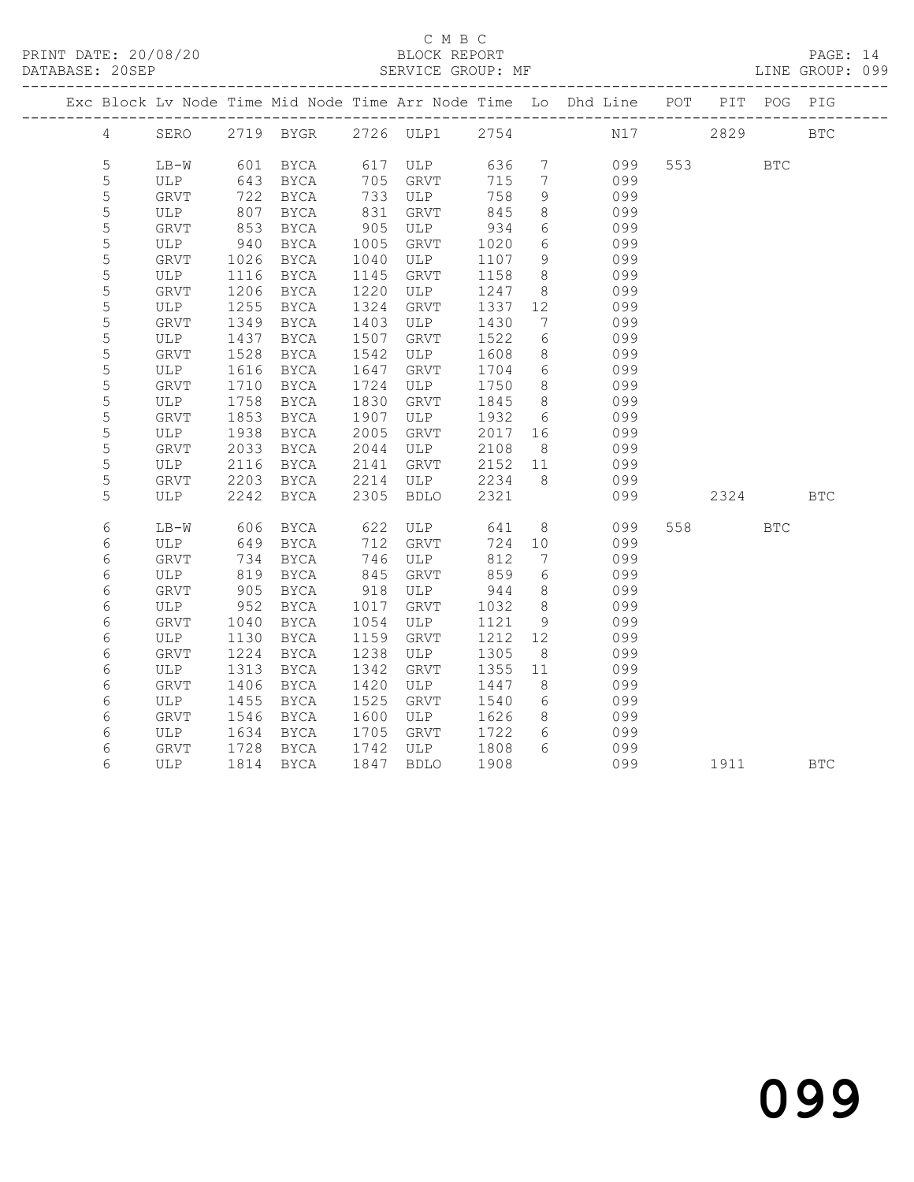C M B C

PRINT DATE: 20/08/20 BLOCK REPORT PAGE: 14
DATABASE: 20SEP SERVICE GROUP: MF LINE GROUP: 099

| Exc | Block | Lv | Node | Time | Mid Node | Time | Arr Node | Time | Lo | Dhd Line | POT | PIT | POG | PIG |
|---|---|---|---|---|---|---|---|---|---|---|---|---|---|---|
| | 4 | | SERO | 2719 | BYGR | 2726 | ULP1 | 2754 | | N17 | | 2829 | | BTC |
| | 5 | | LB-W | 601 | BYCA | 617 | ULP | 636 | 7 | 099 | 553 | | BTC | |
| | 5 | | ULP | 643 | BYCA | 705 | GRVT | 715 | 7 | 099 | | | | |
| | 5 | | GRVT | 722 | BYCA | 733 | ULP | 758 | 9 | 099 | | | | |
| | 5 | | ULP | 807 | BYCA | 831 | GRVT | 845 | 8 | 099 | | | | |
| | 5 | | GRVT | 853 | BYCA | 905 | ULP | 934 | 6 | 099 | | | | |
| | 5 | | ULP | 940 | BYCA | 1005 | GRVT | 1020 | 6 | 099 | | | | |
| | 5 | | GRVT | 1026 | BYCA | 1040 | ULP | 1107 | 9 | 099 | | | | |
| | 5 | | ULP | 1116 | BYCA | 1145 | GRVT | 1158 | 8 | 099 | | | | |
| | 5 | | GRVT | 1206 | BYCA | 1220 | ULP | 1247 | 8 | 099 | | | | |
| | 5 | | ULP | 1255 | BYCA | 1324 | GRVT | 1337 | 12 | 099 | | | | |
| | 5 | | GRVT | 1349 | BYCA | 1403 | ULP | 1430 | 7 | 099 | | | | |
| | 5 | | ULP | 1437 | BYCA | 1507 | GRVT | 1522 | 6 | 099 | | | | |
| | 5 | | GRVT | 1528 | BYCA | 1542 | ULP | 1608 | 8 | 099 | | | | |
| | 5 | | ULP | 1616 | BYCA | 1647 | GRVT | 1704 | 6 | 099 | | | | |
| | 5 | | GRVT | 1710 | BYCA | 1724 | ULP | 1750 | 8 | 099 | | | | |
| | 5 | | ULP | 1758 | BYCA | 1830 | GRVT | 1845 | 8 | 099 | | | | |
| | 5 | | GRVT | 1853 | BYCA | 1907 | ULP | 1932 | 6 | 099 | | | | |
| | 5 | | ULP | 1938 | BYCA | 2005 | GRVT | 2017 | 16 | 099 | | | | |
| | 5 | | GRVT | 2033 | BYCA | 2044 | ULP | 2108 | 8 | 099 | | | | |
| | 5 | | ULP | 2116 | BYCA | 2141 | GRVT | 2152 | 11 | 099 | | | | |
| | 5 | | GRVT | 2203 | BYCA | 2214 | ULP | 2234 | 8 | 099 | | | | |
| | 5 | | ULP | 2242 | BYCA | 2305 | BDLO | 2321 | | 099 | | 2324 | | BTC |
| | 6 | | LB-W | 606 | BYCA | 622 | ULP | 641 | 8 | 099 | 558 | | BTC | |
| | 6 | | ULP | 649 | BYCA | 712 | GRVT | 724 | 10 | 099 | | | | |
| | 6 | | GRVT | 734 | BYCA | 746 | ULP | 812 | 7 | 099 | | | | |
| | 6 | | ULP | 819 | BYCA | 845 | GRVT | 859 | 6 | 099 | | | | |
| | 6 | | GRVT | 905 | BYCA | 918 | ULP | 944 | 8 | 099 | | | | |
| | 6 | | ULP | 952 | BYCA | 1017 | GRVT | 1032 | 8 | 099 | | | | |
| | 6 | | GRVT | 1040 | BYCA | 1054 | ULP | 1121 | 9 | 099 | | | | |
| | 6 | | ULP | 1130 | BYCA | 1159 | GRVT | 1212 | 12 | 099 | | | | |
| | 6 | | GRVT | 1224 | BYCA | 1238 | ULP | 1305 | 8 | 099 | | | | |
| | 6 | | ULP | 1313 | BYCA | 1342 | GRVT | 1355 | 11 | 099 | | | | |
| | 6 | | GRVT | 1406 | BYCA | 1420 | ULP | 1447 | 8 | 099 | | | | |
| | 6 | | ULP | 1455 | BYCA | 1525 | GRVT | 1540 | 6 | 099 | | | | |
| | 6 | | GRVT | 1546 | BYCA | 1600 | ULP | 1626 | 8 | 099 | | | | |
| | 6 | | ULP | 1634 | BYCA | 1705 | GRVT | 1722 | 6 | 099 | | | | |
| | 6 | | GRVT | 1728 | BYCA | 1742 | ULP | 1808 | 6 | 099 | | | | |
| | 6 | | ULP | 1814 | BYCA | 1847 | BDLO | 1908 | | 099 | | 1911 | | BTC |

099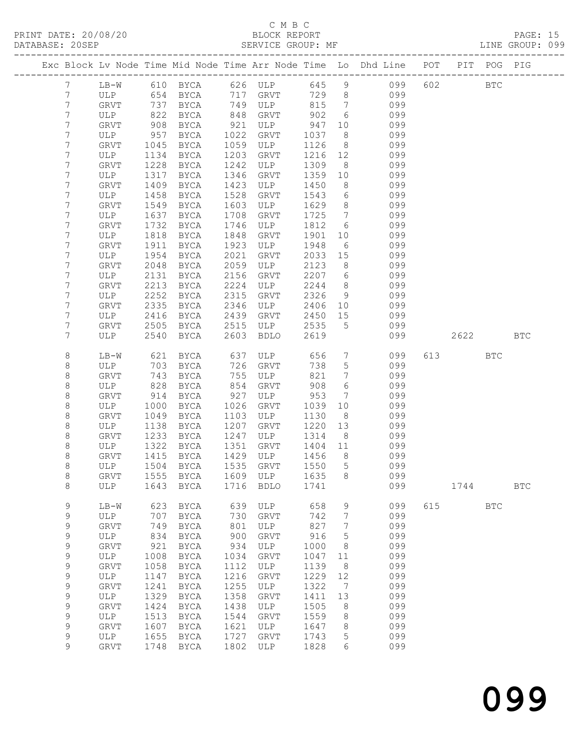C M B C

BLOCK REPORT

SERVICE GROUP: MF

PRINT DATE: 20/08/20
DATABASE: 20SEP
LINE GROUP: 099

| Exc | Block | Lv | Node | Time | Mid Node | Time | Arr Node | Time | Lo | Dhd Line | POT | PIT | POG | PIG |
|---|---|---|---|---|---|---|---|---|---|---|---|---|---|---|
| | 7 | | LB-W | 610 | BYCA | 626 | ULP | 645 | 9 | 099 | 602 | | BTC | |
| | 7 | | ULP | 654 | BYCA | 717 | GRVT | 729 | 8 | 099 | | | | |
| | 7 | | GRVT | 737 | BYCA | 749 | ULP | 815 | 7 | 099 | | | | |
| | 7 | | ULP | 822 | BYCA | 848 | GRVT | 902 | 6 | 099 | | | | |
| | 7 | | GRVT | 908 | BYCA | 921 | ULP | 947 | 10 | 099 | | | | |
| | 7 | | ULP | 957 | BYCA | 1022 | GRVT | 1037 | 8 | 099 | | | | |
| | 7 | | GRVT | 1045 | BYCA | 1059 | ULP | 1126 | 8 | 099 | | | | |
| | 7 | | ULP | 1134 | BYCA | 1203 | GRVT | 1216 | 12 | 099 | | | | |
| | 7 | | GRVT | 1228 | BYCA | 1242 | ULP | 1309 | 8 | 099 | | | | |
| | 7 | | ULP | 1317 | BYCA | 1346 | GRVT | 1359 | 10 | 099 | | | | |
| | 7 | | GRVT | 1409 | BYCA | 1423 | ULP | 1450 | 8 | 099 | | | | |
| | 7 | | ULP | 1458 | BYCA | 1528 | GRVT | 1543 | 6 | 099 | | | | |
| | 7 | | GRVT | 1549 | BYCA | 1603 | ULP | 1629 | 8 | 099 | | | | |
| | 7 | | ULP | 1637 | BYCA | 1708 | GRVT | 1725 | 7 | 099 | | | | |
| | 7 | | GRVT | 1732 | BYCA | 1746 | ULP | 1812 | 6 | 099 | | | | |
| | 7 | | ULP | 1818 | BYCA | 1848 | GRVT | 1901 | 10 | 099 | | | | |
| | 7 | | GRVT | 1911 | BYCA | 1923 | ULP | 1948 | 6 | 099 | | | | |
| | 7 | | ULP | 1954 | BYCA | 2021 | GRVT | 2033 | 15 | 099 | | | | |
| | 7 | | GRVT | 2048 | BYCA | 2059 | ULP | 2123 | 8 | 099 | | | | |
| | 7 | | ULP | 2131 | BYCA | 2156 | GRVT | 2207 | 6 | 099 | | | | |
| | 7 | | GRVT | 2213 | BYCA | 2224 | ULP | 2244 | 8 | 099 | | | | |
| | 7 | | ULP | 2252 | BYCA | 2315 | GRVT | 2326 | 9 | 099 | | | | |
| | 7 | | GRVT | 2335 | BYCA | 2346 | ULP | 2406 | 10 | 099 | | | | |
| | 7 | | ULP | 2416 | BYCA | 2439 | GRVT | 2450 | 15 | 099 | | | | |
| | 7 | | GRVT | 2505 | BYCA | 2515 | ULP | 2535 | 5 | 099 | | | | |
| | 7 | | ULP | 2540 | BYCA | 2603 | BDLO | 2619 | | 099 | | 2622 | | BTC |
| | 8 | | LB-W | 621 | BYCA | 637 | ULP | 656 | 7 | 099 | 613 | | BTC | |
| | 8 | | ULP | 703 | BYCA | 726 | GRVT | 738 | 5 | 099 | | | | |
| | 8 | | GRVT | 743 | BYCA | 755 | ULP | 821 | 7 | 099 | | | | |
| | 8 | | ULP | 828 | BYCA | 854 | GRVT | 908 | 6 | 099 | | | | |
| | 8 | | GRVT | 914 | BYCA | 927 | ULP | 953 | 7 | 099 | | | | |
| | 8 | | ULP | 1000 | BYCA | 1026 | GRVT | 1039 | 10 | 099 | | | | |
| | 8 | | GRVT | 1049 | BYCA | 1103 | ULP | 1130 | 8 | 099 | | | | |
| | 8 | | ULP | 1138 | BYCA | 1207 | GRVT | 1220 | 13 | 099 | | | | |
| | 8 | | GRVT | 1233 | BYCA | 1247 | ULP | 1314 | 8 | 099 | | | | |
| | 8 | | ULP | 1322 | BYCA | 1351 | GRVT | 1404 | 11 | 099 | | | | |
| | 8 | | GRVT | 1415 | BYCA | 1429 | ULP | 1456 | 8 | 099 | | | | |
| | 8 | | ULP | 1504 | BYCA | 1535 | GRVT | 1550 | 5 | 099 | | | | |
| | 8 | | GRVT | 1555 | BYCA | 1609 | ULP | 1635 | 8 | 099 | | | | |
| | 8 | | ULP | 1643 | BYCA | 1716 | BDLO | 1741 | | 099 | | 1744 | | BTC |
| | 9 | | LB-W | 623 | BYCA | 639 | ULP | 658 | 9 | 099 | 615 | | BTC | |
| | 9 | | ULP | 707 | BYCA | 730 | GRVT | 742 | 7 | 099 | | | | |
| | 9 | | GRVT | 749 | BYCA | 801 | ULP | 827 | 7 | 099 | | | | |
| | 9 | | ULP | 834 | BYCA | 900 | GRVT | 916 | 5 | 099 | | | | |
| | 9 | | GRVT | 921 | BYCA | 934 | ULP | 1000 | 8 | 099 | | | | |
| | 9 | | ULP | 1008 | BYCA | 1034 | GRVT | 1047 | 11 | 099 | | | | |
| | 9 | | GRVT | 1058 | BYCA | 1112 | ULP | 1139 | 8 | 099 | | | | |
| | 9 | | ULP | 1147 | BYCA | 1216 | GRVT | 1229 | 12 | 099 | | | | |
| | 9 | | GRVT | 1241 | BYCA | 1255 | ULP | 1322 | 7 | 099 | | | | |
| | 9 | | ULP | 1329 | BYCA | 1358 | GRVT | 1411 | 13 | 099 | | | | |
| | 9 | | GRVT | 1424 | BYCA | 1438 | ULP | 1505 | 8 | 099 | | | | |
| | 9 | | ULP | 1513 | BYCA | 1544 | GRVT | 1559 | 8 | 099 | | | | |
| | 9 | | GRVT | 1607 | BYCA | 1621 | ULP | 1647 | 8 | 099 | | | | |
| | 9 | | ULP | 1655 | BYCA | 1727 | GRVT | 1743 | 5 | 099 | | | | |
| | 9 | | GRVT | 1748 | BYCA | 1802 | ULP | 1828 | 6 | 099 | | | | |

099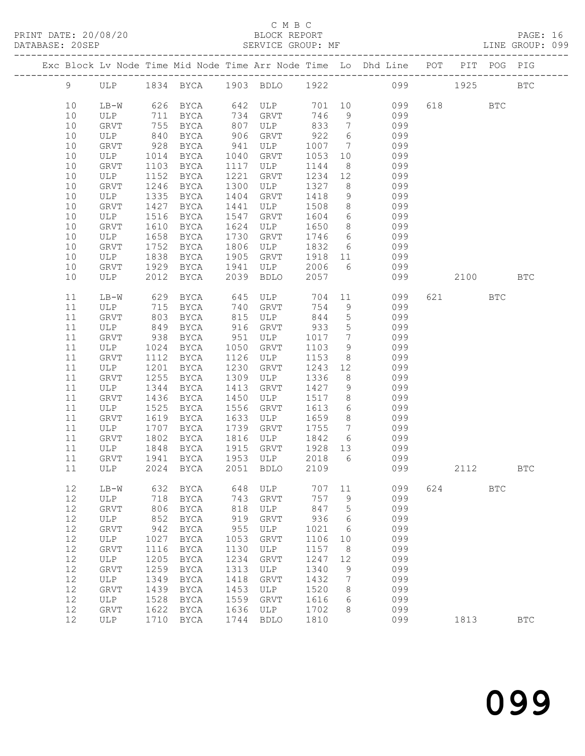C M B C

BLOCK REPORT

SERVICE GROUP: MF

PRINT DATE: 20/08/20
DATABASE: 20SEP
LINE GROUP: 099

| Exc | Block | Lv Node | Time | Mid Node | Time | Arr Node | Time | Lo | Dhd Line | POT | PIT | POG | PIG |
|---|---|---|---|---|---|---|---|---|---|---|---|---|---|
| | 9 | ULP | 1834 | BYCA | 1903 | BDLO | 1922 | | 099 | | 1925 | | BTC |
| | 10 | LB-W | 626 | BYCA | 642 | ULP | 701 | 10 | 099 | 618 | | BTC | |
| | 10 | ULP | 711 | BYCA | 734 | GRVT | 746 | 9 | 099 | | | | |
| | 10 | GRVT | 755 | BYCA | 807 | ULP | 833 | 7 | 099 | | | | |
| | 10 | ULP | 840 | BYCA | 906 | GRVT | 922 | 6 | 099 | | | | |
| | 10 | GRVT | 928 | BYCA | 941 | ULP | 1007 | 7 | 099 | | | | |
| | 10 | ULP | 1014 | BYCA | 1040 | GRVT | 1053 | 10 | 099 | | | | |
| | 10 | GRVT | 1103 | BYCA | 1117 | ULP | 1144 | 8 | 099 | | | | |
| | 10 | ULP | 1152 | BYCA | 1221 | GRVT | 1234 | 12 | 099 | | | | |
| | 10 | GRVT | 1246 | BYCA | 1300 | ULP | 1327 | 8 | 099 | | | | |
| | 10 | ULP | 1335 | BYCA | 1404 | GRVT | 1418 | 9 | 099 | | | | |
| | 10 | GRVT | 1427 | BYCA | 1441 | ULP | 1508 | 8 | 099 | | | | |
| | 10 | ULP | 1516 | BYCA | 1547 | GRVT | 1604 | 6 | 099 | | | | |
| | 10 | GRVT | 1610 | BYCA | 1624 | ULP | 1650 | 8 | 099 | | | | |
| | 10 | ULP | 1658 | BYCA | 1730 | GRVT | 1746 | 6 | 099 | | | | |
| | 10 | GRVT | 1752 | BYCA | 1806 | ULP | 1832 | 6 | 099 | | | | |
| | 10 | ULP | 1838 | BYCA | 1905 | GRVT | 1918 | 11 | 099 | | | | |
| | 10 | GRVT | 1929 | BYCA | 1941 | ULP | 2006 | 6 | 099 | | | | |
| | 10 | ULP | 2012 | BYCA | 2039 | BDLO | 2057 | | 099 | | 2100 | | BTC |
| | 11 | LB-W | 629 | BYCA | 645 | ULP | 704 | 11 | 099 | 621 | | BTC | |
| | 11 | ULP | 715 | BYCA | 740 | GRVT | 754 | 9 | 099 | | | | |
| | 11 | GRVT | 803 | BYCA | 815 | ULP | 844 | 5 | 099 | | | | |
| | 11 | ULP | 849 | BYCA | 916 | GRVT | 933 | 5 | 099 | | | | |
| | 11 | GRVT | 938 | BYCA | 951 | ULP | 1017 | 7 | 099 | | | | |
| | 11 | ULP | 1024 | BYCA | 1050 | GRVT | 1103 | 9 | 099 | | | | |
| | 11 | GRVT | 1112 | BYCA | 1126 | ULP | 1153 | 8 | 099 | | | | |
| | 11 | ULP | 1201 | BYCA | 1230 | GRVT | 1243 | 12 | 099 | | | | |
| | 11 | GRVT | 1255 | BYCA | 1309 | ULP | 1336 | 8 | 099 | | | | |
| | 11 | ULP | 1344 | BYCA | 1413 | GRVT | 1427 | 9 | 099 | | | | |
| | 11 | GRVT | 1436 | BYCA | 1450 | ULP | 1517 | 8 | 099 | | | | |
| | 11 | ULP | 1525 | BYCA | 1556 | GRVT | 1613 | 6 | 099 | | | | |
| | 11 | GRVT | 1619 | BYCA | 1633 | ULP | 1659 | 8 | 099 | | | | |
| | 11 | ULP | 1707 | BYCA | 1739 | GRVT | 1755 | 7 | 099 | | | | |
| | 11 | GRVT | 1802 | BYCA | 1816 | ULP | 1842 | 6 | 099 | | | | |
| | 11 | ULP | 1848 | BYCA | 1915 | GRVT | 1928 | 13 | 099 | | | | |
| | 11 | GRVT | 1941 | BYCA | 1953 | ULP | 2018 | 6 | 099 | | | | |
| | 11 | ULP | 2024 | BYCA | 2051 | BDLO | 2109 | | 099 | | 2112 | | BTC |
| | 12 | LB-W | 632 | BYCA | 648 | ULP | 707 | 11 | 099 | 624 | | BTC | |
| | 12 | ULP | 718 | BYCA | 743 | GRVT | 757 | 9 | 099 | | | | |
| | 12 | GRVT | 806 | BYCA | 818 | ULP | 847 | 5 | 099 | | | | |
| | 12 | ULP | 852 | BYCA | 919 | GRVT | 936 | 6 | 099 | | | | |
| | 12 | GRVT | 942 | BYCA | 955 | ULP | 1021 | 6 | 099 | | | | |
| | 12 | ULP | 1027 | BYCA | 1053 | GRVT | 1106 | 10 | 099 | | | | |
| | 12 | GRVT | 1116 | BYCA | 1130 | ULP | 1157 | 8 | 099 | | | | |
| | 12 | ULP | 1205 | BYCA | 1234 | GRVT | 1247 | 12 | 099 | | | | |
| | 12 | GRVT | 1259 | BYCA | 1313 | ULP | 1340 | 9 | 099 | | | | |
| | 12 | ULP | 1349 | BYCA | 1418 | GRVT | 1432 | 7 | 099 | | | | |
| | 12 | GRVT | 1439 | BYCA | 1453 | ULP | 1520 | 8 | 099 | | | | |
| | 12 | ULP | 1528 | BYCA | 1559 | GRVT | 1616 | 6 | 099 | | | | |
| | 12 | GRVT | 1622 | BYCA | 1636 | ULP | 1702 | 8 | 099 | | | | |
| | 12 | ULP | 1710 | BYCA | 1744 | BDLO | 1810 | | 099 | | 1813 | | BTC |

# 099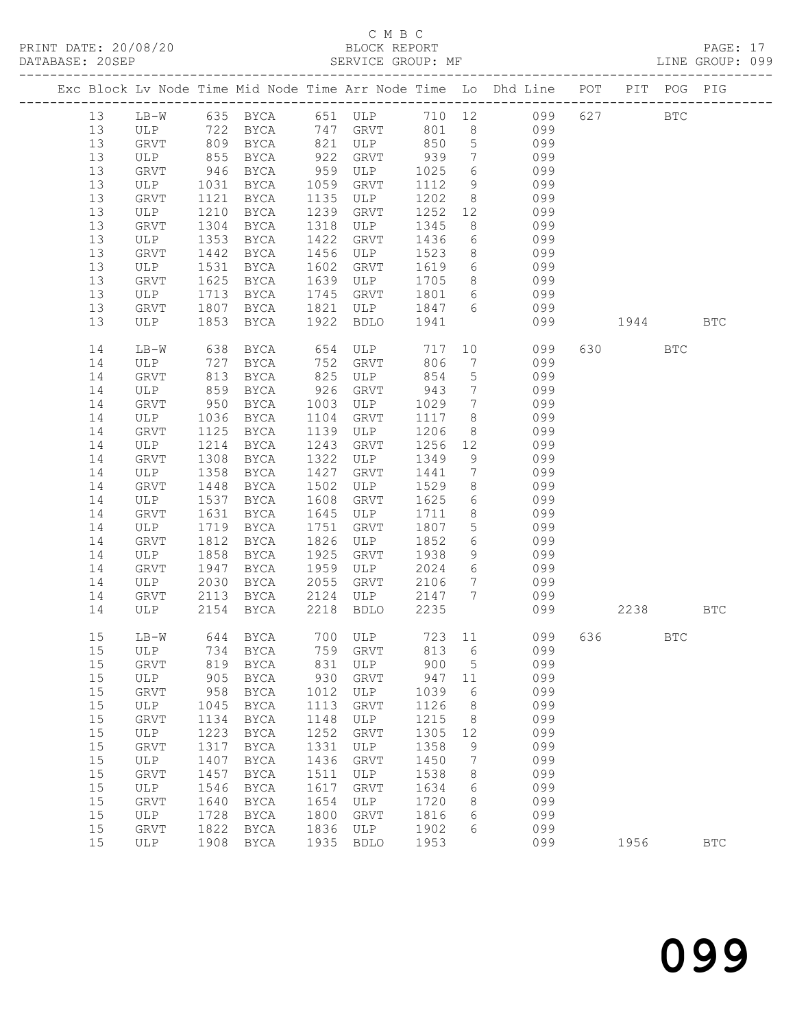C M B C
BLOCK REPORT
SERVICE GROUP: MF

PRINT DATE: 20/08/20
DATABASE: 20SEP

LINE GROUP: 099

| Exc | Block | Lv | Node | Time | Mid Node | Time | Arr Node | Time | Lo | Dhd Line | POT | PIT | POG | PIG |
|---|---|---|---|---|---|---|---|---|---|---|---|---|---|---|
| | 13 | | LB-W | 635 | BYCA | 651 | ULP | 710 | 12 | 099 | 627 | | BTC | |
| | 13 | | ULP | 722 | BYCA | 747 | GRVT | 801 | 8 | 099 | | | | |
| | 13 | | GRVT | 809 | BYCA | 821 | ULP | 850 | 5 | 099 | | | | |
| | 13 | | ULP | 855 | BYCA | 922 | GRVT | 939 | 7 | 099 | | | | |
| | 13 | | GRVT | 946 | BYCA | 959 | ULP | 1025 | 6 | 099 | | | | |
| | 13 | | ULP | 1031 | BYCA | 1059 | GRVT | 1112 | 9 | 099 | | | | |
| | 13 | | GRVT | 1121 | BYCA | 1135 | ULP | 1202 | 8 | 099 | | | | |
| | 13 | | ULP | 1210 | BYCA | 1239 | GRVT | 1252 | 12 | 099 | | | | |
| | 13 | | GRVT | 1304 | BYCA | 1318 | ULP | 1345 | 8 | 099 | | | | |
| | 13 | | ULP | 1353 | BYCA | 1422 | GRVT | 1436 | 6 | 099 | | | | |
| | 13 | | GRVT | 1442 | BYCA | 1456 | ULP | 1523 | 8 | 099 | | | | |
| | 13 | | ULP | 1531 | BYCA | 1602 | GRVT | 1619 | 6 | 099 | | | | |
| | 13 | | GRVT | 1625 | BYCA | 1639 | ULP | 1705 | 8 | 099 | | | | |
| | 13 | | ULP | 1713 | BYCA | 1745 | GRVT | 1801 | 6 | 099 | | | | |
| | 13 | | GRVT | 1807 | BYCA | 1821 | ULP | 1847 | 6 | 099 | | | | |
| | 13 | | ULP | 1853 | BYCA | 1922 | BDLO | 1941 | | 099 | | 1944 | | BTC |
| | 14 | | LB-W | 638 | BYCA | 654 | ULP | 717 | 10 | 099 | 630 | | BTC | |
| | 14 | | ULP | 727 | BYCA | 752 | GRVT | 806 | 7 | 099 | | | | |
| | 14 | | GRVT | 813 | BYCA | 825 | ULP | 854 | 5 | 099 | | | | |
| | 14 | | ULP | 859 | BYCA | 926 | GRVT | 943 | 7 | 099 | | | | |
| | 14 | | GRVT | 950 | BYCA | 1003 | ULP | 1029 | 7 | 099 | | | | |
| | 14 | | ULP | 1036 | BYCA | 1104 | GRVT | 1117 | 8 | 099 | | | | |
| | 14 | | GRVT | 1125 | BYCA | 1139 | ULP | 1206 | 8 | 099 | | | | |
| | 14 | | ULP | 1214 | BYCA | 1243 | GRVT | 1256 | 12 | 099 | | | | |
| | 14 | | GRVT | 1308 | BYCA | 1322 | ULP | 1349 | 9 | 099 | | | | |
| | 14 | | ULP | 1358 | BYCA | 1427 | GRVT | 1441 | 7 | 099 | | | | |
| | 14 | | GRVT | 1448 | BYCA | 1502 | ULP | 1529 | 8 | 099 | | | | |
| | 14 | | ULP | 1537 | BYCA | 1608 | GRVT | 1625 | 6 | 099 | | | | |
| | 14 | | GRVT | 1631 | BYCA | 1645 | ULP | 1711 | 8 | 099 | | | | |
| | 14 | | ULP | 1719 | BYCA | 1751 | GRVT | 1807 | 5 | 099 | | | | |
| | 14 | | GRVT | 1812 | BYCA | 1826 | ULP | 1852 | 6 | 099 | | | | |
| | 14 | | ULP | 1858 | BYCA | 1925 | GRVT | 1938 | 9 | 099 | | | | |
| | 14 | | GRVT | 1947 | BYCA | 1959 | ULP | 2024 | 6 | 099 | | | | |
| | 14 | | ULP | 2030 | BYCA | 2055 | GRVT | 2106 | 7 | 099 | | | | |
| | 14 | | GRVT | 2113 | BYCA | 2124 | ULP | 2147 | 7 | 099 | | | | |
| | 14 | | ULP | 2154 | BYCA | 2218 | BDLO | 2235 | | 099 | | 2238 | | BTC |
| | 15 | | LB-W | 644 | BYCA | 700 | ULP | 723 | 11 | 099 | 636 | | BTC | |
| | 15 | | ULP | 734 | BYCA | 759 | GRVT | 813 | 6 | 099 | | | | |
| | 15 | | GRVT | 819 | BYCA | 831 | ULP | 900 | 5 | 099 | | | | |
| | 15 | | ULP | 905 | BYCA | 930 | GRVT | 947 | 11 | 099 | | | | |
| | 15 | | GRVT | 958 | BYCA | 1012 | ULP | 1039 | 6 | 099 | | | | |
| | 15 | | ULP | 1045 | BYCA | 1113 | GRVT | 1126 | 8 | 099 | | | | |
| | 15 | | GRVT | 1134 | BYCA | 1148 | ULP | 1215 | 8 | 099 | | | | |
| | 15 | | ULP | 1223 | BYCA | 1252 | GRVT | 1305 | 12 | 099 | | | | |
| | 15 | | GRVT | 1317 | BYCA | 1331 | ULP | 1358 | 9 | 099 | | | | |
| | 15 | | ULP | 1407 | BYCA | 1436 | GRVT | 1450 | 7 | 099 | | | | |
| | 15 | | GRVT | 1457 | BYCA | 1511 | ULP | 1538 | 8 | 099 | | | | |
| | 15 | | ULP | 1546 | BYCA | 1617 | GRVT | 1634 | 6 | 099 | | | | |
| | 15 | | GRVT | 1640 | BYCA | 1654 | ULP | 1720 | 8 | 099 | | | | |
| | 15 | | ULP | 1728 | BYCA | 1800 | GRVT | 1816 | 6 | 099 | | | | |
| | 15 | | GRVT | 1822 | BYCA | 1836 | ULP | 1902 | 6 | 099 | | | | |
| | 15 | | ULP | 1908 | BYCA | 1935 | BDLO | 1953 | | 099 | | 1956 | | BTC |

099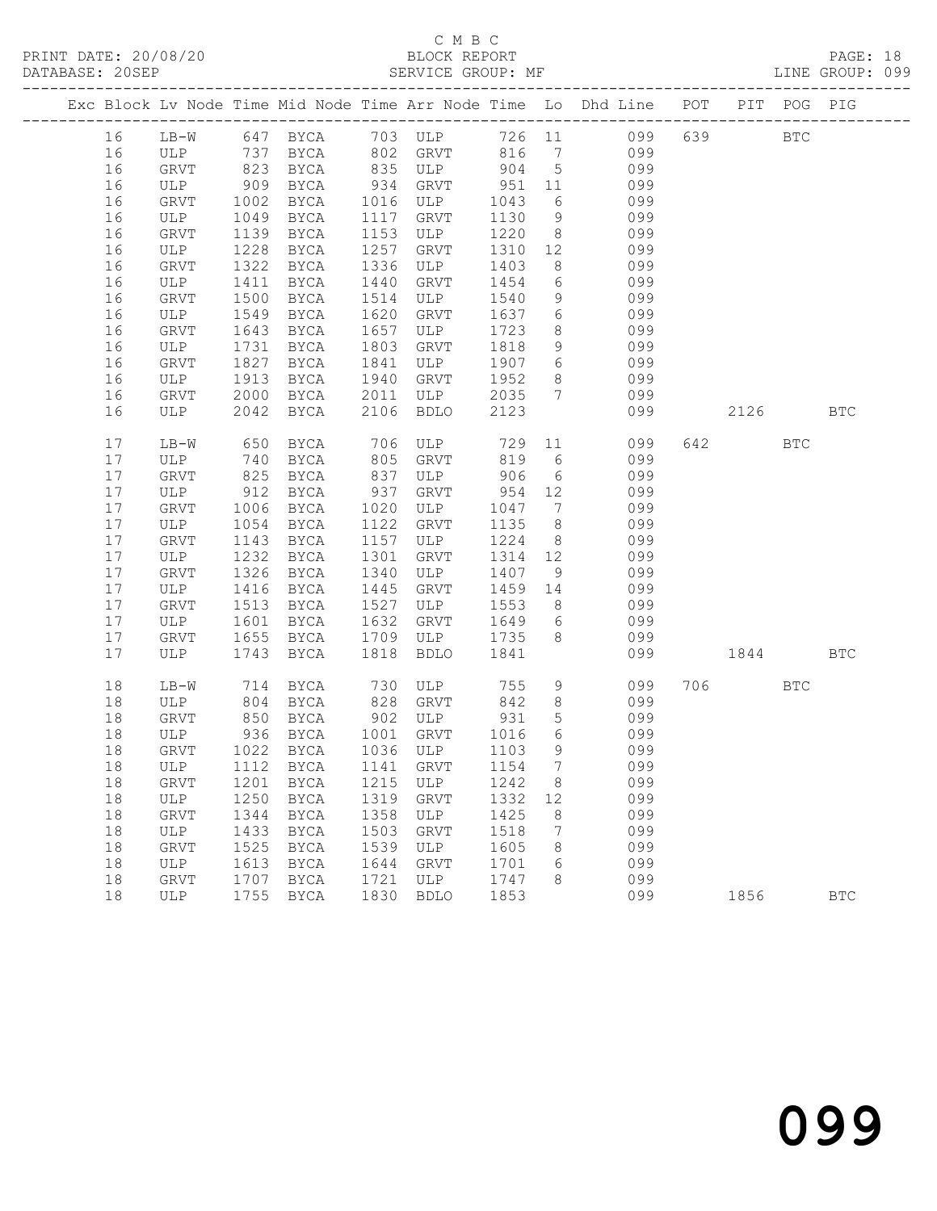C M B C

PRINT DATE: 20/08/20 BLOCK REPORT
DATABASE: 20SEP SERVICE GROUP: MF LINE GROUP: 099

| Exc | Block | Lv | Node | Time | Mid Node | Time | Arr Node | Time | Lo | Dhd Line | POT | PIT | POG | PIG |
|---|---|---|---|---|---|---|---|---|---|---|---|---|---|---|
| | 16 | | LB-W | 647 | BYCA | 703 | ULP | 726 | 11 | 099 | 639 | | BTC | |
| | 16 | | ULP | 737 | BYCA | 802 | GRVT | 816 | 7 | 099 | | | | |
| | 16 | | GRVT | 823 | BYCA | 835 | ULP | 904 | 5 | 099 | | | | |
| | 16 | | ULP | 909 | BYCA | 934 | GRVT | 951 | 11 | 099 | | | | |
| | 16 | | GRVT | 1002 | BYCA | 1016 | ULP | 1043 | 6 | 099 | | | | |
| | 16 | | ULP | 1049 | BYCA | 1117 | GRVT | 1130 | 9 | 099 | | | | |
| | 16 | | GRVT | 1139 | BYCA | 1153 | ULP | 1220 | 8 | 099 | | | | |
| | 16 | | ULP | 1228 | BYCA | 1257 | GRVT | 1310 | 12 | 099 | | | | |
| | 16 | | GRVT | 1322 | BYCA | 1336 | ULP | 1403 | 8 | 099 | | | | |
| | 16 | | ULP | 1411 | BYCA | 1440 | GRVT | 1454 | 6 | 099 | | | | |
| | 16 | | GRVT | 1500 | BYCA | 1514 | ULP | 1540 | 9 | 099 | | | | |
| | 16 | | ULP | 1549 | BYCA | 1620 | GRVT | 1637 | 6 | 099 | | | | |
| | 16 | | GRVT | 1643 | BYCA | 1657 | ULP | 1723 | 8 | 099 | | | | |
| | 16 | | ULP | 1731 | BYCA | 1803 | GRVT | 1818 | 9 | 099 | | | | |
| | 16 | | GRVT | 1827 | BYCA | 1841 | ULP | 1907 | 6 | 099 | | | | |
| | 16 | | ULP | 1913 | BYCA | 1940 | GRVT | 1952 | 8 | 099 | | | | |
| | 16 | | GRVT | 2000 | BYCA | 2011 | ULP | 2035 | 7 | 099 | | | | |
| | 16 | | ULP | 2042 | BYCA | 2106 | BDLO | 2123 | | 099 | | 2126 | | BTC |
| | 17 | | LB-W | 650 | BYCA | 706 | ULP | 729 | 11 | 099 | 642 | | BTC | |
| | 17 | | ULP | 740 | BYCA | 805 | GRVT | 819 | 6 | 099 | | | | |
| | 17 | | GRVT | 825 | BYCA | 837 | ULP | 906 | 6 | 099 | | | | |
| | 17 | | ULP | 912 | BYCA | 937 | GRVT | 954 | 12 | 099 | | | | |
| | 17 | | GRVT | 1006 | BYCA | 1020 | ULP | 1047 | 7 | 099 | | | | |
| | 17 | | ULP | 1054 | BYCA | 1122 | GRVT | 1135 | 8 | 099 | | | | |
| | 17 | | GRVT | 1143 | BYCA | 1157 | ULP | 1224 | 8 | 099 | | | | |
| | 17 | | ULP | 1232 | BYCA | 1301 | GRVT | 1314 | 12 | 099 | | | | |
| | 17 | | GRVT | 1326 | BYCA | 1340 | ULP | 1407 | 9 | 099 | | | | |
| | 17 | | ULP | 1416 | BYCA | 1445 | GRVT | 1459 | 14 | 099 | | | | |
| | 17 | | GRVT | 1513 | BYCA | 1527 | ULP | 1553 | 8 | 099 | | | | |
| | 17 | | ULP | 1601 | BYCA | 1632 | GRVT | 1649 | 6 | 099 | | | | |
| | 17 | | GRVT | 1655 | BYCA | 1709 | ULP | 1735 | 8 | 099 | | | | |
| | 17 | | ULP | 1743 | BYCA | 1818 | BDLO | 1841 | | 099 | | 1844 | | BTC |
| | 18 | | LB-W | 714 | BYCA | 730 | ULP | 755 | 9 | 099 | 706 | | BTC | |
| | 18 | | ULP | 804 | BYCA | 828 | GRVT | 842 | 8 | 099 | | | | |
| | 18 | | GRVT | 850 | BYCA | 902 | ULP | 931 | 5 | 099 | | | | |
| | 18 | | ULP | 936 | BYCA | 1001 | GRVT | 1016 | 6 | 099 | | | | |
| | 18 | | GRVT | 1022 | BYCA | 1036 | ULP | 1103 | 9 | 099 | | | | |
| | 18 | | ULP | 1112 | BYCA | 1141 | GRVT | 1154 | 7 | 099 | | | | |
| | 18 | | GRVT | 1201 | BYCA | 1215 | ULP | 1242 | 8 | 099 | | | | |
| | 18 | | ULP | 1250 | BYCA | 1319 | GRVT | 1332 | 12 | 099 | | | | |
| | 18 | | GRVT | 1344 | BYCA | 1358 | ULP | 1425 | 8 | 099 | | | | |
| | 18 | | ULP | 1433 | BYCA | 1503 | GRVT | 1518 | 7 | 099 | | | | |
| | 18 | | GRVT | 1525 | BYCA | 1539 | ULP | 1605 | 8 | 099 | | | | |
| | 18 | | ULP | 1613 | BYCA | 1644 | GRVT | 1701 | 6 | 099 | | | | |
| | 18 | | GRVT | 1707 | BYCA | 1721 | ULP | 1747 | 8 | 099 | | | | |
| | 18 | | ULP | 1755 | BYCA | 1830 | BDLO | 1853 | | 099 | | 1856 | | BTC |

099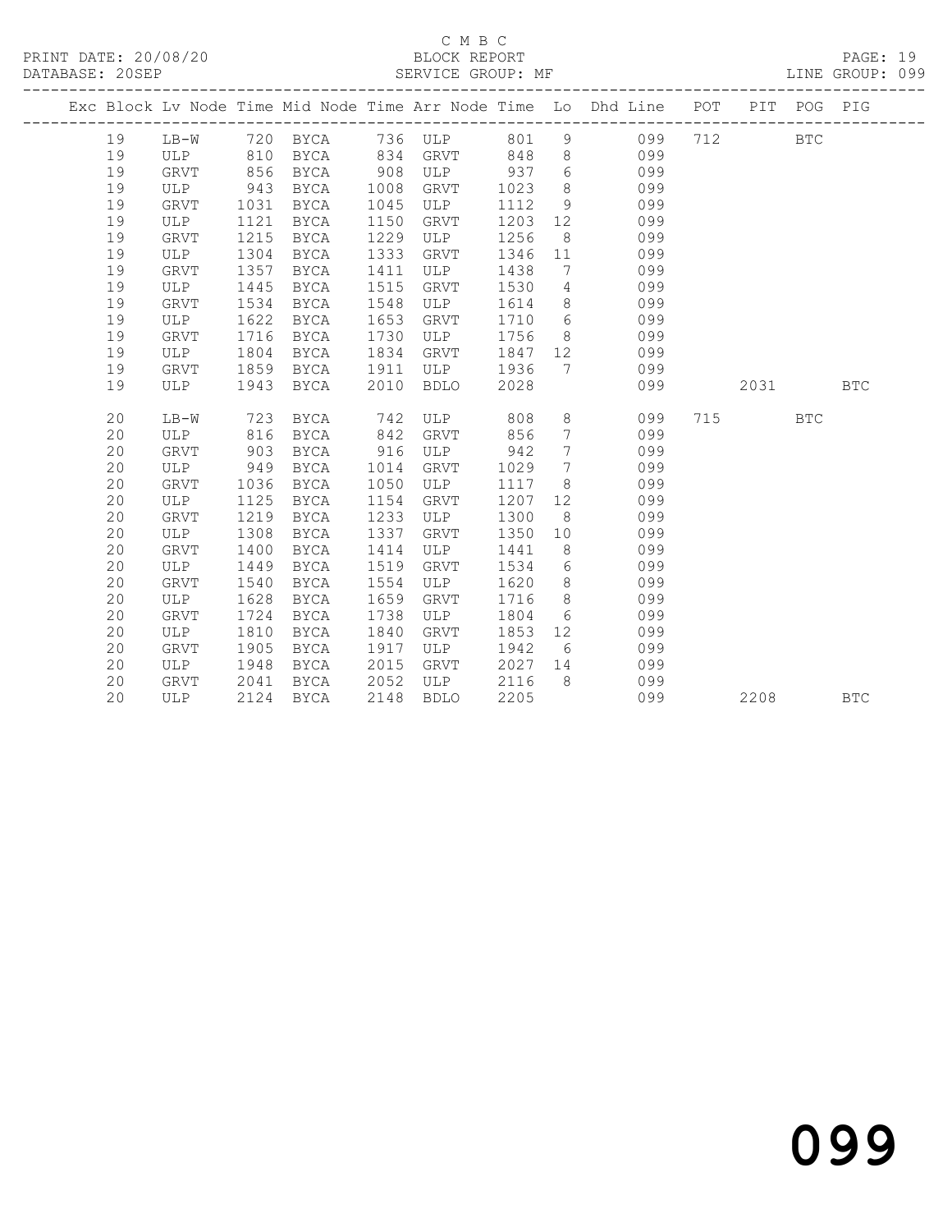C M B C

BLOCK REPORT

SERVICE GROUP: MF

PRINT DATE: 20/08/20

DATABASE: 20SEP

LINE GROUP: 099

| Exc | Block | Lv | Node | Time | Mid Node | Time | Arr Node | Time | Lo | Dhd Line | POT | PIT | POG | PIG |
|---|---|---|---|---|---|---|---|---|---|---|---|---|---|---|
| | 19 | | LB-W | 720 | BYCA | 736 | ULP | 801 | 9 | 099 | 712 | | BTC | |
| | 19 | | ULP | 810 | BYCA | 834 | GRVT | 848 | 8 | 099 | | | | |
| | 19 | | GRVT | 856 | BYCA | 908 | ULP | 937 | 6 | 099 | | | | |
| | 19 | | ULP | 943 | BYCA | 1008 | GRVT | 1023 | 8 | 099 | | | | |
| | 19 | | GRVT | 1031 | BYCA | 1045 | ULP | 1112 | 9 | 099 | | | | |
| | 19 | | ULP | 1121 | BYCA | 1150 | GRVT | 1203 | 12 | 099 | | | | |
| | 19 | | GRVT | 1215 | BYCA | 1229 | ULP | 1256 | 8 | 099 | | | | |
| | 19 | | ULP | 1304 | BYCA | 1333 | GRVT | 1346 | 11 | 099 | | | | |
| | 19 | | GRVT | 1357 | BYCA | 1411 | ULP | 1438 | 7 | 099 | | | | |
| | 19 | | ULP | 1445 | BYCA | 1515 | GRVT | 1530 | 4 | 099 | | | | |
| | 19 | | GRVT | 1534 | BYCA | 1548 | ULP | 1614 | 8 | 099 | | | | |
| | 19 | | ULP | 1622 | BYCA | 1653 | GRVT | 1710 | 6 | 099 | | | | |
| | 19 | | GRVT | 1716 | BYCA | 1730 | ULP | 1756 | 8 | 099 | | | | |
| | 19 | | ULP | 1804 | BYCA | 1834 | GRVT | 1847 | 12 | 099 | | | | |
| | 19 | | GRVT | 1859 | BYCA | 1911 | ULP | 1936 | 7 | 099 | | | | |
| | 19 | | ULP | 1943 | BYCA | 2010 | BDLO | 2028 | | 099 | | 2031 | | BTC |
| | 20 | | LB-W | 723 | BYCA | 742 | ULP | 808 | 8 | 099 | 715 | | BTC | |
| | 20 | | ULP | 816 | BYCA | 842 | GRVT | 856 | 7 | 099 | | | | |
| | 20 | | GRVT | 903 | BYCA | 916 | ULP | 942 | 7 | 099 | | | | |
| | 20 | | ULP | 949 | BYCA | 1014 | GRVT | 1029 | 7 | 099 | | | | |
| | 20 | | GRVT | 1036 | BYCA | 1050 | ULP | 1117 | 8 | 099 | | | | |
| | 20 | | ULP | 1125 | BYCA | 1154 | GRVT | 1207 | 12 | 099 | | | | |
| | 20 | | GRVT | 1219 | BYCA | 1233 | ULP | 1300 | 8 | 099 | | | | |
| | 20 | | ULP | 1308 | BYCA | 1337 | GRVT | 1350 | 10 | 099 | | | | |
| | 20 | | GRVT | 1400 | BYCA | 1414 | ULP | 1441 | 8 | 099 | | | | |
| | 20 | | ULP | 1449 | BYCA | 1519 | GRVT | 1534 | 6 | 099 | | | | |
| | 20 | | GRVT | 1540 | BYCA | 1554 | ULP | 1620 | 8 | 099 | | | | |
| | 20 | | ULP | 1628 | BYCA | 1659 | GRVT | 1716 | 8 | 099 | | | | |
| | 20 | | GRVT | 1724 | BYCA | 1738 | ULP | 1804 | 6 | 099 | | | | |
| | 20 | | ULP | 1810 | BYCA | 1840 | GRVT | 1853 | 12 | 099 | | | | |
| | 20 | | GRVT | 1905 | BYCA | 1917 | ULP | 1942 | 6 | 099 | | | | |
| | 20 | | ULP | 1948 | BYCA | 2015 | GRVT | 2027 | 14 | 099 | | | | |
| | 20 | | GRVT | 2041 | BYCA | 2052 | ULP | 2116 | 8 | 099 | | | | |
| | 20 | | ULP | 2124 | BYCA | 2148 | BDLO | 2205 | | 099 | | 2208 | | BTC |

099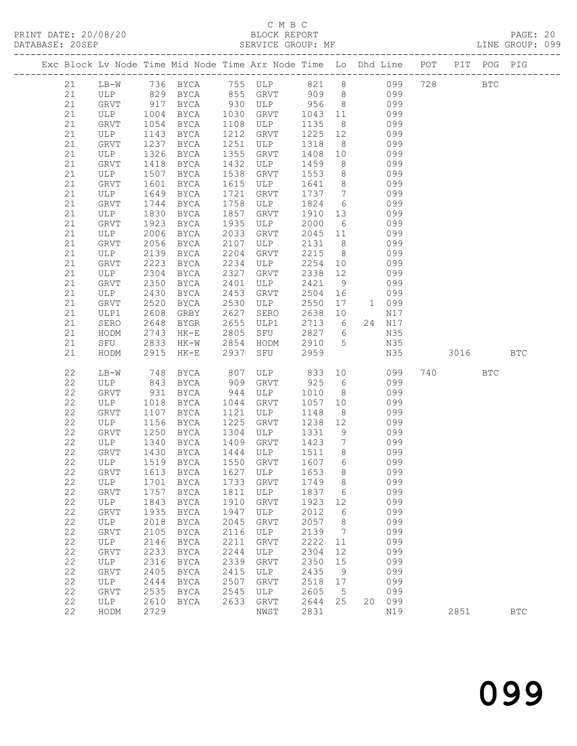C M B C

PRINT DATE: 20/08/20 BLOCK REPORT PAGE: 20
DATABASE: 20SEP SERVICE GROUP: MF LINE GROUP: 099

| Exc | Block | Lv | Node | Time | Mid Node | Time | Arr Node | Time | Lo | Dhd | Line | POT | PIT | POG | PIG |
|---|---|---|---|---|---|---|---|---|---|---|---|---|---|---|---|
| | 21 | | LB-W | 736 | BYCA | 755 | ULP | 821 | 8 | | 099 | 728 | | BTC | |
| | 21 | | ULP | 829 | BYCA | 855 | GRVT | 909 | 8 | | 099 | | | | |
| | 21 | | GRVT | 917 | BYCA | 930 | ULP | 956 | 8 | | 099 | | | | |
| | 21 | | ULP | 1004 | BYCA | 1030 | GRVT | 1043 | 11 | | 099 | | | | |
| | 21 | | GRVT | 1054 | BYCA | 1108 | ULP | 1135 | 8 | | 099 | | | | |
| | 21 | | ULP | 1143 | BYCA | 1212 | GRVT | 1225 | 12 | | 099 | | | | |
| | 21 | | GRVT | 1237 | BYCA | 1251 | ULP | 1318 | 8 | | 099 | | | | |
| | 21 | | ULP | 1326 | BYCA | 1355 | GRVT | 1408 | 10 | | 099 | | | | |
| | 21 | | GRVT | 1418 | BYCA | 1432 | ULP | 1459 | 8 | | 099 | | | | |
| | 21 | | ULP | 1507 | BYCA | 1538 | GRVT | 1553 | 8 | | 099 | | | | |
| | 21 | | GRVT | 1601 | BYCA | 1615 | ULP | 1641 | 8 | | 099 | | | | |
| | 21 | | ULP | 1649 | BYCA | 1721 | GRVT | 1737 | 7 | | 099 | | | | |
| | 21 | | GRVT | 1744 | BYCA | 1758 | ULP | 1824 | 6 | | 099 | | | | |
| | 21 | | ULP | 1830 | BYCA | 1857 | GRVT | 1910 | 13 | | 099 | | | | |
| | 21 | | GRVT | 1923 | BYCA | 1935 | ULP | 2000 | 6 | | 099 | | | | |
| | 21 | | ULP | 2006 | BYCA | 2033 | GRVT | 2045 | 11 | | 099 | | | | |
| | 21 | | GRVT | 2056 | BYCA | 2107 | ULP | 2131 | 8 | | 099 | | | | |
| | 21 | | ULP | 2139 | BYCA | 2204 | GRVT | 2215 | 8 | | 099 | | | | |
| | 21 | | GRVT | 2223 | BYCA | 2234 | ULP | 2254 | 10 | | 099 | | | | |
| | 21 | | ULP | 2304 | BYCA | 2327 | GRVT | 2338 | 12 | | 099 | | | | |
| | 21 | | GRVT | 2350 | BYCA | 2401 | ULP | 2421 | 9 | | 099 | | | | |
| | 21 | | ULP | 2430 | BYCA | 2453 | GRVT | 2504 | 16 | | 099 | | | | |
| | 21 | | GRVT | 2520 | BYCA | 2530 | ULP | 2550 | 17 | 1 | 099 | | | | |
| | 21 | | ULP1 | 2608 | GRBY | 2627 | SERO | 2638 | 10 | | N17 | | | | |
| | 21 | | SERO | 2648 | BYGR | 2655 | ULP1 | 2713 | 6 | 24 | N17 | | | | |
| | 21 | | HODM | 2743 | HK-E | 2805 | SFU | 2827 | 6 | | N35 | | | | |
| | 21 | | SFU | 2833 | HK-W | 2854 | HODM | 2910 | 5 | | N35 | | | | |
| | 21 | | HODM | 2915 | HK-E | 2937 | SFU | 2959 | | | N35 | | 3016 | | BTC |
| | 22 | | LB-W | 748 | BYCA | 807 | ULP | 833 | 10 | | 099 | 740 | | BTC | |
| | 22 | | ULP | 843 | BYCA | 909 | GRVT | 925 | 6 | | 099 | | | | |
| | 22 | | GRVT | 931 | BYCA | 944 | ULP | 1010 | 8 | | 099 | | | | |
| | 22 | | ULP | 1018 | BYCA | 1044 | GRVT | 1057 | 10 | | 099 | | | | |
| | 22 | | GRVT | 1107 | BYCA | 1121 | ULP | 1148 | 8 | | 099 | | | | |
| | 22 | | ULP | 1156 | BYCA | 1225 | GRVT | 1238 | 12 | | 099 | | | | |
| | 22 | | GRVT | 1250 | BYCA | 1304 | ULP | 1331 | 9 | | 099 | | | | |
| | 22 | | ULP | 1340 | BYCA | 1409 | GRVT | 1423 | 7 | | 099 | | | | |
| | 22 | | GRVT | 1430 | BYCA | 1444 | ULP | 1511 | 8 | | 099 | | | | |
| | 22 | | ULP | 1519 | BYCA | 1550 | GRVT | 1607 | 6 | | 099 | | | | |
| | 22 | | GRVT | 1613 | BYCA | 1627 | ULP | 1653 | 8 | | 099 | | | | |
| | 22 | | ULP | 1701 | BYCA | 1733 | GRVT | 1749 | 8 | | 099 | | | | |
| | 22 | | GRVT | 1757 | BYCA | 1811 | ULP | 1837 | 6 | | 099 | | | | |
| | 22 | | ULP | 1843 | BYCA | 1910 | GRVT | 1923 | 12 | | 099 | | | | |
| | 22 | | GRVT | 1935 | BYCA | 1947 | ULP | 2012 | 6 | | 099 | | | | |
| | 22 | | ULP | 2018 | BYCA | 2045 | GRVT | 2057 | 8 | | 099 | | | | |
| | 22 | | GRVT | 2105 | BYCA | 2116 | ULP | 2139 | 7 | | 099 | | | | |
| | 22 | | ULP | 2146 | BYCA | 2211 | GRVT | 2222 | 11 | | 099 | | | | |
| | 22 | | GRVT | 2233 | BYCA | 2244 | ULP | 2304 | 12 | | 099 | | | | |
| | 22 | | ULP | 2316 | BYCA | 2339 | GRVT | 2350 | 15 | | 099 | | | | |
| | 22 | | GRVT | 2405 | BYCA | 2415 | ULP | 2435 | 9 | | 099 | | | | |
| | 22 | | ULP | 2444 | BYCA | 2507 | GRVT | 2518 | 17 | | 099 | | | | |
| | 22 | | GRVT | 2535 | BYCA | 2545 | ULP | 2605 | 5 | | 099 | | | | |
| | 22 | | ULP | 2610 | BYCA | 2633 | GRVT | 2644 | 25 | 20 | 099 | | | | |
| | 22 | | HODM | 2729 | | | NWST | 2831 | | | N19 | | 2851 | | BTC |

099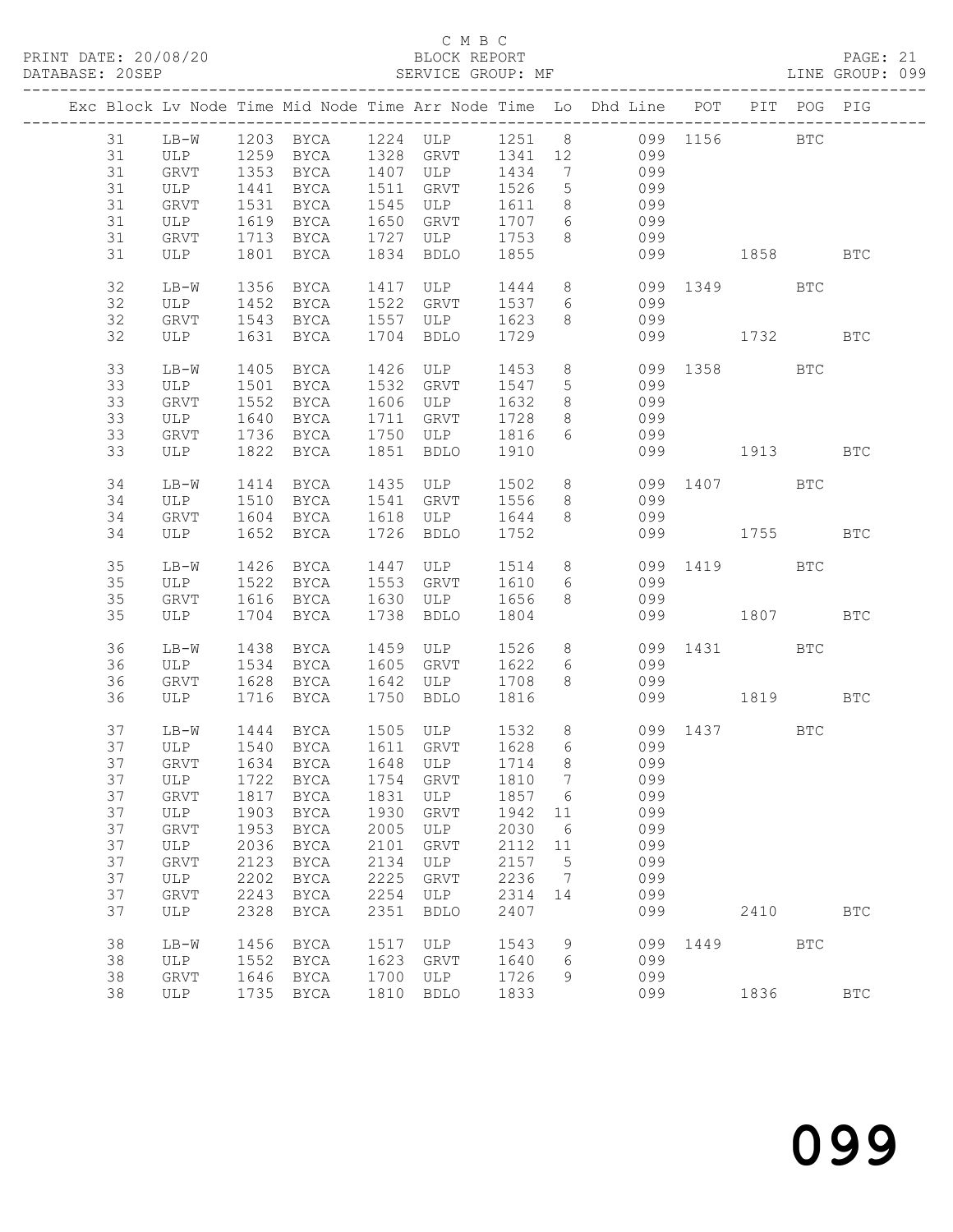C M B C

PRINT DATE: 20/08/20 BLOCK REPORT PAGE: 21
DATABASE: 20SEP SERVICE GROUP: MF LINE GROUP: 099

| Exc | Block | Lv | Node | Time | Mid Node | Time | Arr Node | Time | Lo | Dhd Line | POT | PIT | POG | PIG |
|---|---|---|---|---|---|---|---|---|---|---|---|---|---|---|
| | 31 | | LB-W | 1203 | BYCA | 1224 | ULP | 1251 | 8 | 099 | 1156 | | BTC | |
| | 31 | | ULP | 1259 | BYCA | 1328 | GRVT | 1341 | 12 | 099 | | | | |
| | 31 | | GRVT | 1353 | BYCA | 1407 | ULP | 1434 | 7 | 099 | | | | |
| | 31 | | ULP | 1441 | BYCA | 1511 | GRVT | 1526 | 5 | 099 | | | | |
| | 31 | | GRVT | 1531 | BYCA | 1545 | ULP | 1611 | 8 | 099 | | | | |
| | 31 | | ULP | 1619 | BYCA | 1650 | GRVT | 1707 | 6 | 099 | | | | |
| | 31 | | GRVT | 1713 | BYCA | 1727 | ULP | 1753 | 8 | 099 | | | | |
| | 31 | | ULP | 1801 | BYCA | 1834 | BDLO | 1855 | | 099 | | 1858 | | BTC |
| | 32 | | LB-W | 1356 | BYCA | 1417 | ULP | 1444 | 8 | 099 | 1349 | | BTC | |
| | 32 | | ULP | 1452 | BYCA | 1522 | GRVT | 1537 | 6 | 099 | | | | |
| | 32 | | GRVT | 1543 | BYCA | 1557 | ULP | 1623 | 8 | 099 | | | | |
| | 32 | | ULP | 1631 | BYCA | 1704 | BDLO | 1729 | | 099 | | 1732 | | BTC |
| | 33 | | LB-W | 1405 | BYCA | 1426 | ULP | 1453 | 8 | 099 | 1358 | | BTC | |
| | 33 | | ULP | 1501 | BYCA | 1532 | GRVT | 1547 | 5 | 099 | | | | |
| | 33 | | GRVT | 1552 | BYCA | 1606 | ULP | 1632 | 8 | 099 | | | | |
| | 33 | | ULP | 1640 | BYCA | 1711 | GRVT | 1728 | 8 | 099 | | | | |
| | 33 | | GRVT | 1736 | BYCA | 1750 | ULP | 1816 | 6 | 099 | | | | |
| | 33 | | ULP | 1822 | BYCA | 1851 | BDLO | 1910 | | 099 | | 1913 | | BTC |
| | 34 | | LB-W | 1414 | BYCA | 1435 | ULP | 1502 | 8 | 099 | 1407 | | BTC | |
| | 34 | | ULP | 1510 | BYCA | 1541 | GRVT | 1556 | 8 | 099 | | | | |
| | 34 | | GRVT | 1604 | BYCA | 1618 | ULP | 1644 | 8 | 099 | | | | |
| | 34 | | ULP | 1652 | BYCA | 1726 | BDLO | 1752 | | 099 | | 1755 | | BTC |
| | 35 | | LB-W | 1426 | BYCA | 1447 | ULP | 1514 | 8 | 099 | 1419 | | BTC | |
| | 35 | | ULP | 1522 | BYCA | 1553 | GRVT | 1610 | 6 | 099 | | | | |
| | 35 | | GRVT | 1616 | BYCA | 1630 | ULP | 1656 | 8 | 099 | | | | |
| | 35 | | ULP | 1704 | BYCA | 1738 | BDLO | 1804 | | 099 | | 1807 | | BTC |
| | 36 | | LB-W | 1438 | BYCA | 1459 | ULP | 1526 | 8 | 099 | 1431 | | BTC | |
| | 36 | | ULP | 1534 | BYCA | 1605 | GRVT | 1622 | 6 | 099 | | | | |
| | 36 | | GRVT | 1628 | BYCA | 1642 | ULP | 1708 | 8 | 099 | | | | |
| | 36 | | ULP | 1716 | BYCA | 1750 | BDLO | 1816 | | 099 | | 1819 | | BTC |
| | 37 | | LB-W | 1444 | BYCA | 1505 | ULP | 1532 | 8 | 099 | 1437 | | BTC | |
| | 37 | | ULP | 1540 | BYCA | 1611 | GRVT | 1628 | 6 | 099 | | | | |
| | 37 | | GRVT | 1634 | BYCA | 1648 | ULP | 1714 | 8 | 099 | | | | |
| | 37 | | ULP | 1722 | BYCA | 1754 | GRVT | 1810 | 7 | 099 | | | | |
| | 37 | | GRVT | 1817 | BYCA | 1831 | ULP | 1857 | 6 | 099 | | | | |
| | 37 | | ULP | 1903 | BYCA | 1930 | GRVT | 1942 | 11 | 099 | | | | |
| | 37 | | GRVT | 1953 | BYCA | 2005 | ULP | 2030 | 6 | 099 | | | | |
| | 37 | | ULP | 2036 | BYCA | 2101 | GRVT | 2112 | 11 | 099 | | | | |
| | 37 | | GRVT | 2123 | BYCA | 2134 | ULP | 2157 | 5 | 099 | | | | |
| | 37 | | ULP | 2202 | BYCA | 2225 | GRVT | 2236 | 7 | 099 | | | | |
| | 37 | | GRVT | 2243 | BYCA | 2254 | ULP | 2314 | 14 | 099 | | | | |
| | 37 | | ULP | 2328 | BYCA | 2351 | BDLO | 2407 | | 099 | | 2410 | | BTC |
| | 38 | | LB-W | 1456 | BYCA | 1517 | ULP | 1543 | 9 | 099 | 1449 | | BTC | |
| | 38 | | ULP | 1552 | BYCA | 1623 | GRVT | 1640 | 6 | 099 | | | | |
| | 38 | | GRVT | 1646 | BYCA | 1700 | ULP | 1726 | 9 | 099 | | | | |
| | 38 | | ULP | 1735 | BYCA | 1810 | BDLO | 1833 | | 099 | | 1836 | | BTC |

099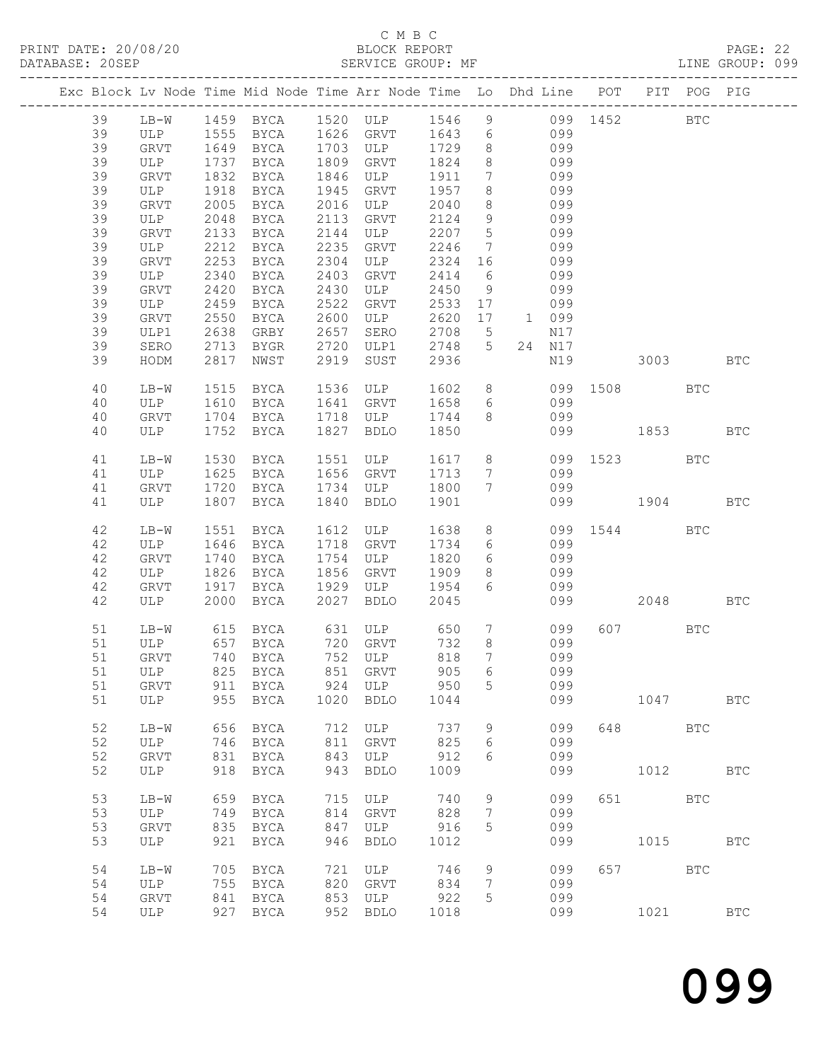C M B C

BLOCK REPORT

SERVICE GROUP: MF

PRINT DATE: 20/08/20
DATABASE: 20SEP
LINE GROUP: 099

| Exc | Block | Lv | Node | Time | Mid Node | Time | Arr Node | Time | Lo | Dhd | Line | POT | PIT | POG | PIG |
|---|---|---|---|---|---|---|---|---|---|---|---|---|---|---|---|
| | 39 | | LB-W | 1459 | BYCA | 1520 | ULP | 1546 | 9 | | 099 | 1452 | | BTC | |
| | 39 | | ULP | 1555 | BYCA | 1626 | GRVT | 1643 | 6 | | 099 | | | | |
| | 39 | | GRVT | 1649 | BYCA | 1703 | ULP | 1729 | 8 | | 099 | | | | |
| | 39 | | ULP | 1737 | BYCA | 1809 | GRVT | 1824 | 8 | | 099 | | | | |
| | 39 | | GRVT | 1832 | BYCA | 1846 | ULP | 1911 | 7 | | 099 | | | | |
| | 39 | | ULP | 1918 | BYCA | 1945 | GRVT | 1957 | 8 | | 099 | | | | |
| | 39 | | GRVT | 2005 | BYCA | 2016 | ULP | 2040 | 8 | | 099 | | | | |
| | 39 | | ULP | 2048 | BYCA | 2113 | GRVT | 2124 | 9 | | 099 | | | | |
| | 39 | | GRVT | 2133 | BYCA | 2144 | ULP | 2207 | 5 | | 099 | | | | |
| | 39 | | ULP | 2212 | BYCA | 2235 | GRVT | 2246 | 7 | | 099 | | | | |
| | 39 | | GRVT | 2253 | BYCA | 2304 | ULP | 2324 | 16 | | 099 | | | | |
| | 39 | | ULP | 2340 | BYCA | 2403 | GRVT | 2414 | 6 | | 099 | | | | |
| | 39 | | GRVT | 2420 | BYCA | 2430 | ULP | 2450 | 9 | | 099 | | | | |
| | 39 | | ULP | 2459 | BYCA | 2522 | GRVT | 2533 | 17 | | 099 | | | | |
| | 39 | | GRVT | 2550 | BYCA | 2600 | ULP | 2620 | 17 | 1 | 099 | | | | |
| | 39 | | ULP1 | 2638 | GRBY | 2657 | SERO | 2708 | 5 | | N17 | | | | |
| | 39 | | SERO | 2713 | BYGR | 2720 | ULP1 | 2748 | 5 | 24 | N17 | | | | |
| | 39 | | HODM | 2817 | NWST | 2919 | SUST | 2936 | | | N19 | | 3003 | | BTC |
| | 40 | | LB-W | 1515 | BYCA | 1536 | ULP | 1602 | 8 | | 099 | 1508 | | BTC | |
| | 40 | | ULP | 1610 | BYCA | 1641 | GRVT | 1658 | 6 | | 099 | | | | |
| | 40 | | GRVT | 1704 | BYCA | 1718 | ULP | 1744 | 8 | | 099 | | | | |
| | 40 | | ULP | 1752 | BYCA | 1827 | BDLO | 1850 | | | 099 | | 1853 | | BTC |
| | 41 | | LB-W | 1530 | BYCA | 1551 | ULP | 1617 | 8 | | 099 | 1523 | | BTC | |
| | 41 | | ULP | 1625 | BYCA | 1656 | GRVT | 1713 | 7 | | 099 | | | | |
| | 41 | | GRVT | 1720 | BYCA | 1734 | ULP | 1800 | 7 | | 099 | | | | |
| | 41 | | ULP | 1807 | BYCA | 1840 | BDLO | 1901 | | | 099 | | 1904 | | BTC |
| | 42 | | LB-W | 1551 | BYCA | 1612 | ULP | 1638 | 8 | | 099 | 1544 | | BTC | |
| | 42 | | ULP | 1646 | BYCA | 1718 | GRVT | 1734 | 6 | | 099 | | | | |
| | 42 | | GRVT | 1740 | BYCA | 1754 | ULP | 1820 | 6 | | 099 | | | | |
| | 42 | | ULP | 1826 | BYCA | 1856 | GRVT | 1909 | 8 | | 099 | | | | |
| | 42 | | GRVT | 1917 | BYCA | 1929 | ULP | 1954 | 6 | | 099 | | | | |
| | 42 | | ULP | 2000 | BYCA | 2027 | BDLO | 2045 | | | 099 | | 2048 | | BTC |
| | 51 | | LB-W | 615 | BYCA | 631 | ULP | 650 | 7 | | 099 | 607 | | BTC | |
| | 51 | | ULP | 657 | BYCA | 720 | GRVT | 732 | 8 | | 099 | | | | |
| | 51 | | GRVT | 740 | BYCA | 752 | ULP | 818 | 7 | | 099 | | | | |
| | 51 | | ULP | 825 | BYCA | 851 | GRVT | 905 | 6 | | 099 | | | | |
| | 51 | | GRVT | 911 | BYCA | 924 | ULP | 950 | 5 | | 099 | | | | |
| | 51 | | ULP | 955 | BYCA | 1020 | BDLO | 1044 | | | 099 | | 1047 | | BTC |
| | 52 | | LB-W | 656 | BYCA | 712 | ULP | 737 | 9 | | 099 | 648 | | BTC | |
| | 52 | | ULP | 746 | BYCA | 811 | GRVT | 825 | 6 | | 099 | | | | |
| | 52 | | GRVT | 831 | BYCA | 843 | ULP | 912 | 6 | | 099 | | | | |
| | 52 | | ULP | 918 | BYCA | 943 | BDLO | 1009 | | | 099 | | 1012 | | BTC |
| | 53 | | LB-W | 659 | BYCA | 715 | ULP | 740 | 9 | | 099 | 651 | | BTC | |
| | 53 | | ULP | 749 | BYCA | 814 | GRVT | 828 | 7 | | 099 | | | | |
| | 53 | | GRVT | 835 | BYCA | 847 | ULP | 916 | 5 | | 099 | | | | |
| | 53 | | ULP | 921 | BYCA | 946 | BDLO | 1012 | | | 099 | | 1015 | | BTC |
| | 54 | | LB-W | 705 | BYCA | 721 | ULP | 746 | 9 | | 099 | 657 | | BTC | |
| | 54 | | ULP | 755 | BYCA | 820 | GRVT | 834 | 7 | | 099 | | | | |
| | 54 | | GRVT | 841 | BYCA | 853 | ULP | 922 | 5 | | 099 | | | | |
| | 54 | | ULP | 927 | BYCA | 952 | BDLO | 1018 | | | 099 | | 1021 | | BTC |

099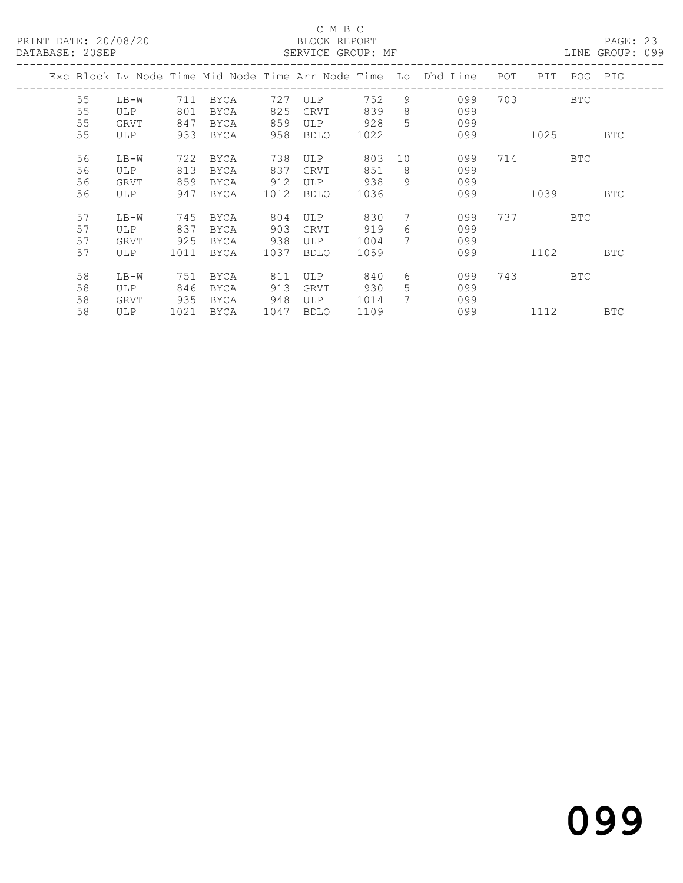C M B C

BLOCK REPORT

SERVICE GROUP: MF

PRINT DATE: 20/08/20

DATABASE: 20SEP

LINE GROUP: 099

| Exc | Block | Lv | Node | Time | Mid Node | Time | Arr Node | Time | Lo | Dhd Line | POT | PIT | POG | PIG |
|---|---|---|---|---|---|---|---|---|---|---|---|---|---|---|
| | 55 | | LB-W | 711 | BYCA | 727 | ULP | 752 | 9 | 099 | 703 | | BTC | |
| | 55 | | ULP | 801 | BYCA | 825 | GRVT | 839 | 8 | 099 | | | | |
| | 55 | | GRVT | 847 | BYCA | 859 | ULP | 928 | 5 | 099 | | | | |
| | 55 | | ULP | 933 | BYCA | 958 | BDLO | 1022 | | 099 | | 1025 | | BTC |
| | 56 | | LB-W | 722 | BYCA | 738 | ULP | 803 | 10 | 099 | 714 | | BTC | |
| | 56 | | ULP | 813 | BYCA | 837 | GRVT | 851 | 8 | 099 | | | | |
| | 56 | | GRVT | 859 | BYCA | 912 | ULP | 938 | 9 | 099 | | | | |
| | 56 | | ULP | 947 | BYCA | 1012 | BDLO | 1036 | | 099 | | 1039 | | BTC |
| | 57 | | LB-W | 745 | BYCA | 804 | ULP | 830 | 7 | 099 | 737 | | BTC | |
| | 57 | | ULP | 837 | BYCA | 903 | GRVT | 919 | 6 | 099 | | | | |
| | 57 | | GRVT | 925 | BYCA | 938 | ULP | 1004 | 7 | 099 | | | | |
| | 57 | | ULP | 1011 | BYCA | 1037 | BDLO | 1059 | | 099 | | 1102 | | BTC |
| | 58 | | LB-W | 751 | BYCA | 811 | ULP | 840 | 6 | 099 | 743 | | BTC | |
| | 58 | | ULP | 846 | BYCA | 913 | GRVT | 930 | 5 | 099 | | | | |
| | 58 | | GRVT | 935 | BYCA | 948 | ULP | 1014 | 7 | 099 | | | | |
| | 58 | | ULP | 1021 | BYCA | 1047 | BDLO | 1109 | | 099 | | 1112 | | BTC |

099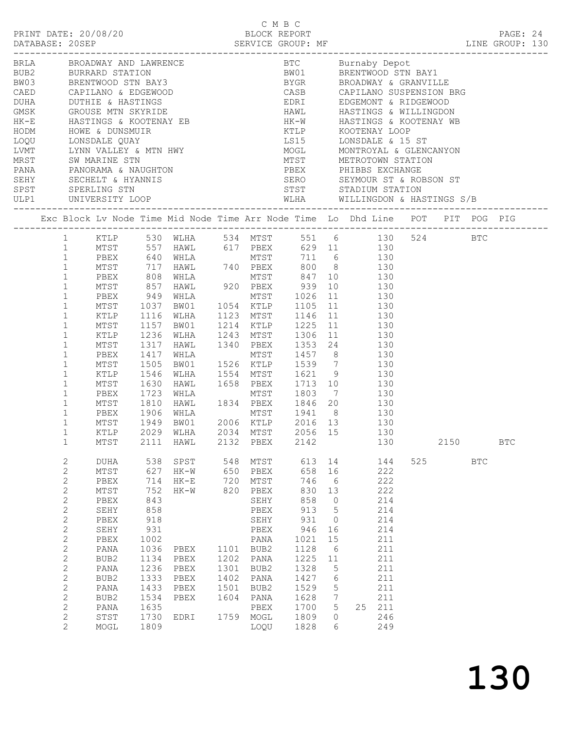C M B C

PRINT DATE: 20/08/20 BLOCK REPORT

DATABASE: 20SEP SERVICE GROUP: MF LINE GROUP: 130

| Code | Name | Code | Name |
|---|---|---|---|
| BRLA | BROADWAY AND LAWRENCE | BTC | Burnaby Depot |
| BUB2 | BURRARD STATION | BW01 | BRENTWOOD STN BAY1 |
| BW03 | BRENTWOOD STN BAY3 | BYGR | BROADWAY & GRANVILLE |
| CAED | CAPILANO & EDGEWOOD | CASB | CAPILANO SUSPENSION BRG |
| DUHA | DUTHIE & HASTINGS | EDRI | EDGEMONT & RIDGEWOOD |
| GMSK | GROUSE MTN SKYRIDE | HAWL | HASTINGS & WILLINGDON |
| HK-E | HASTINGS & KOOTENAY EB | HK-W | HASTINGS & KOOTENAY WB |
| HODM | HOWE & DUNSMUIR | KTLP | KOOTENAY LOOP |
| LOQU | LONSDALE QUAY | LS15 | LONSDALE & 15 ST |
| LVMT | LYNN VALLEY & MTN HWY | MOGL | MONTROYAL & GLENCANYON |
| MRST | SW MARINE STN | MTST | METROTOWN STATION |
| PANA | PANORAMA & NAUGHTON | PBEX | PHIBBS EXCHANGE |
| SEHY | SECHELT & HYANNIS | SERO | SEYMOUR ST & ROBSON ST |
| SPST | SPERLING STN | STST | STADIUM STATION |
| ULP1 | UNIVERSITY LOOP | WLHA | WILLINGDON & HASTINGS S/B |

| Exc | Block | Lv Node | Time | Mid Node | Time | Arr Node | Time | Lo | Dhd | Line | POT | PIT | POG | PIG |
|---|---|---|---|---|---|---|---|---|---|---|---|---|---|---|
| | 1 | KTLP | 530 | WLHA | 534 | MTST | 551 | 6 | | 130 | 524 | | BTC | |
| | 1 | MTST | 557 | HAWL | 617 | PBEX | 629 | 11 | | 130 | | | | |
| | 1 | PBEX | 640 | WHLA | | MTST | 711 | 6 | | 130 | | | | |
| | 1 | MTST | 717 | HAWL | 740 | PBEX | 800 | 8 | | 130 | | | | |
| | 1 | PBEX | 808 | WHLA | | MTST | 847 | 10 | | 130 | | | | |
| | 1 | MTST | 857 | HAWL | 920 | PBEX | 939 | 10 | | 130 | | | | |
| | 1 | PBEX | 949 | WHLA | | MTST | 1026 | 11 | | 130 | | | | |
| | 1 | MTST | 1037 | BW01 | 1054 | KTLP | 1105 | 11 | | 130 | | | | |
| | 1 | KTLP | 1116 | WLHA | 1123 | MTST | 1146 | 11 | | 130 | | | | |
| | 1 | MTST | 1157 | BW01 | 1214 | KTLP | 1225 | 11 | | 130 | | | | |
| | 1 | KTLP | 1236 | WLHA | 1243 | MTST | 1306 | 11 | | 130 | | | | |
| | 1 | MTST | 1317 | HAWL | 1340 | PBEX | 1353 | 24 | | 130 | | | | |
| | 1 | PBEX | 1417 | WHLA | | MTST | 1457 | 8 | | 130 | | | | |
| | 1 | MTST | 1505 | BW01 | 1526 | KTLP | 1539 | 7 | | 130 | | | | |
| | 1 | KTLP | 1546 | WLHA | 1554 | MTST | 1621 | 9 | | 130 | | | | |
| | 1 | MTST | 1630 | HAWL | 1658 | PBEX | 1713 | 10 | | 130 | | | | |
| | 1 | PBEX | 1723 | WHLA | | MTST | 1803 | 7 | | 130 | | | | |
| | 1 | MTST | 1810 | HAWL | 1834 | PBEX | 1846 | 20 | | 130 | | | | |
| | 1 | PBEX | 1906 | WHLA | | MTST | 1941 | 8 | | 130 | | | | |
| | 1 | MTST | 1949 | BW01 | 2006 | KTLP | 2016 | 13 | | 130 | | | | |
| | 1 | KTLP | 2029 | WLHA | 2034 | MTST | 2056 | 15 | | 130 | | | | |
| | 1 | MTST | 2111 | HAWL | 2132 | PBEX | 2142 | | | 130 | | 2150 | | BTC |
| | 2 | DUHA | 538 | SPST | 548 | MTST | 613 | 14 | | 144 | 525 | | BTC | |
| | 2 | MTST | 627 | HK-W | 650 | PBEX | 658 | 16 | | 222 | | | | |
| | 2 | PBEX | 714 | HK-E | 720 | MTST | 746 | 6 | | 222 | | | | |
| | 2 | MTST | 752 | HK-W | 820 | PBEX | 830 | 13 | | 222 | | | | |
| | 2 | PBEX | 843 | | | SEHY | 858 | 0 | | 214 | | | | |
| | 2 | SEHY | 858 | | | PBEX | 913 | 5 | | 214 | | | | |
| | 2 | PBEX | 918 | | | SEHY | 931 | 0 | | 214 | | | | |
| | 2 | SEHY | 931 | | | PBEX | 946 | 16 | | 214 | | | | |
| | 2 | PBEX | 1002 | | | PANA | 1021 | 15 | | 211 | | | | |
| | 2 | PANA | 1036 | PBEX | 1101 | BUB2 | 1128 | 6 | | 211 | | | | |
| | 2 | BUB2 | 1134 | PBEX | 1202 | PANA | 1225 | 11 | | 211 | | | | |
| | 2 | PANA | 1236 | PBEX | 1301 | BUB2 | 1328 | 5 | | 211 | | | | |
| | 2 | BUB2 | 1333 | PBEX | 1402 | PANA | 1427 | 6 | | 211 | | | | |
| | 2 | PANA | 1433 | PBEX | 1501 | BUB2 | 1529 | 5 | | 211 | | | | |
| | 2 | BUB2 | 1534 | PBEX | 1604 | PANA | 1628 | 7 | | 211 | | | | |
| | 2 | PANA | 1635 | | | PBEX | 1700 | 5 | 25 | 211 | | | | |
| | 2 | STST | 1730 | EDRI | 1759 | MOGL | 1809 | 0 | | 246 | | | | |
| | 2 | MOGL | 1809 | | | LOQU | 1828 | 6 | | 249 | | | | |

# 130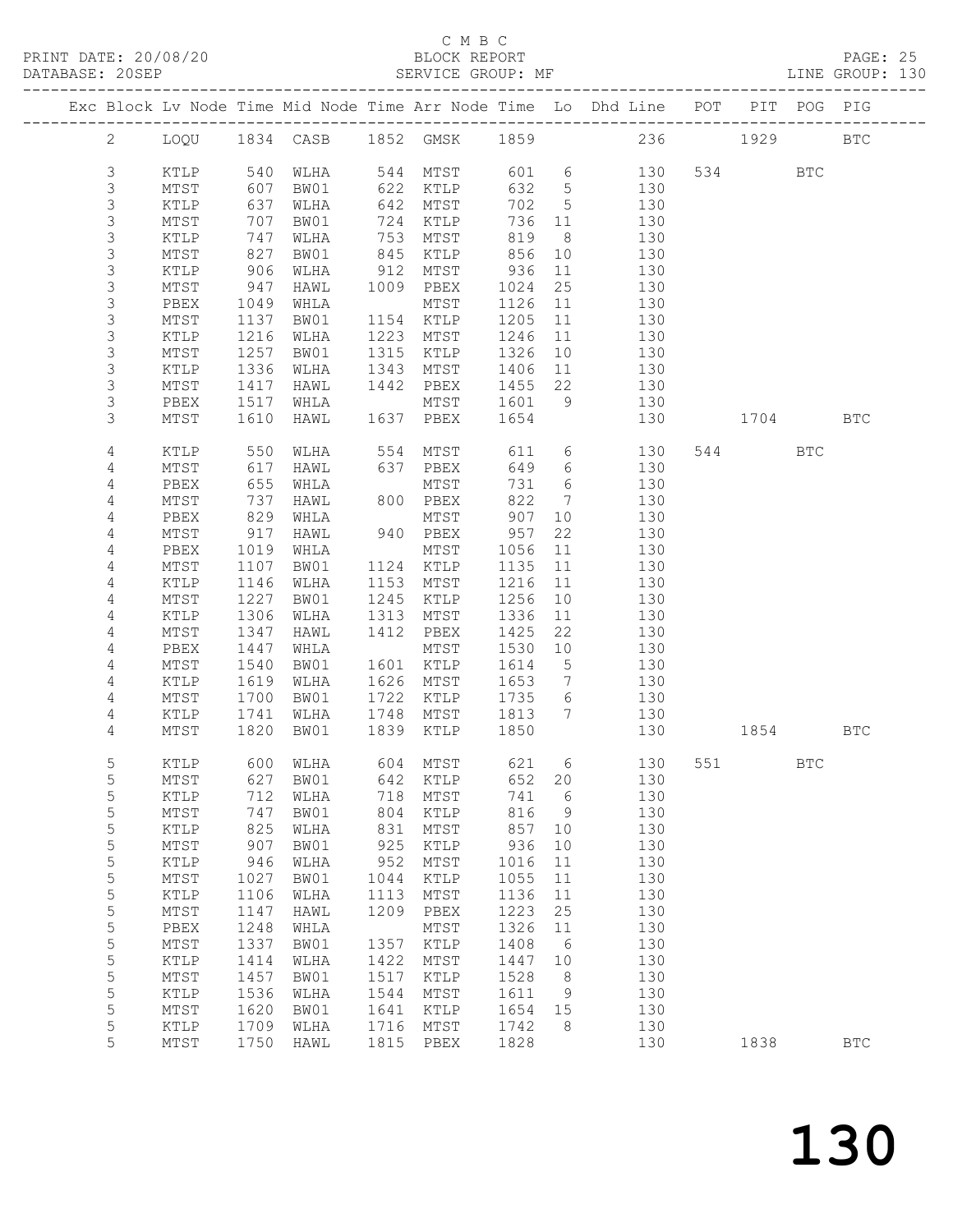C M B C
BLOCK REPORT
SERVICE GROUP: MF

PRINT DATE: 20/08/20
DATABASE: 20SEP
PAGE: 25
LINE GROUP: 130

| Exc | Block | Lv | Node | Time | Mid Node | Time | Arr Node | Time | Lo | Dhd Line | POT | PIT | POG | PIG |
|---|---|---|---|---|---|---|---|---|---|---|---|---|---|---|
| | 2 | | LOQU | 1834 | CASB | 1852 | GMSK | 1859 | | 236 | | 1929 | | BTC |
| | 3 | | KTLP | 540 | WLHA | 544 | MTST | 601 | 6 | 130 | 534 | | BTC | |
| | 3 | | MTST | 607 | BW01 | 622 | KTLP | 632 | 5 | 130 | | | | |
| | 3 | | KTLP | 637 | WLHA | 642 | MTST | 702 | 5 | 130 | | | | |
| | 3 | | MTST | 707 | BW01 | 724 | KTLP | 736 | 11 | 130 | | | | |
| | 3 | | KTLP | 747 | WLHA | 753 | MTST | 819 | 8 | 130 | | | | |
| | 3 | | MTST | 827 | BW01 | 845 | KTLP | 856 | 10 | 130 | | | | |
| | 3 | | KTLP | 906 | WLHA | 912 | MTST | 936 | 11 | 130 | | | | |
| | 3 | | MTST | 947 | HAWL | 1009 | PBEX | 1024 | 25 | 130 | | | | |
| | 3 | | PBEX | 1049 | WHLA | | MTST | 1126 | 11 | 130 | | | | |
| | 3 | | MTST | 1137 | BW01 | 1154 | KTLP | 1205 | 11 | 130 | | | | |
| | 3 | | KTLP | 1216 | WLHA | 1223 | MTST | 1246 | 11 | 130 | | | | |
| | 3 | | MTST | 1257 | BW01 | 1315 | KTLP | 1326 | 10 | 130 | | | | |
| | 3 | | KTLP | 1336 | WLHA | 1343 | MTST | 1406 | 11 | 130 | | | | |
| | 3 | | MTST | 1417 | HAWL | 1442 | PBEX | 1455 | 22 | 130 | | | | |
| | 3 | | PBEX | 1517 | WHLA | | MTST | 1601 | 9 | 130 | | | | |
| | 3 | | MTST | 1610 | HAWL | 1637 | PBEX | 1654 | | 130 | | 1704 | | BTC |
| | 4 | | KTLP | 550 | WLHA | 554 | MTST | 611 | 6 | 130 | 544 | | BTC | |
| | 4 | | MTST | 617 | HAWL | 637 | PBEX | 649 | 6 | 130 | | | | |
| | 4 | | PBEX | 655 | WHLA | | MTST | 731 | 6 | 130 | | | | |
| | 4 | | MTST | 737 | HAWL | 800 | PBEX | 822 | 7 | 130 | | | | |
| | 4 | | PBEX | 829 | WHLA | | MTST | 907 | 10 | 130 | | | | |
| | 4 | | MTST | 917 | HAWL | 940 | PBEX | 957 | 22 | 130 | | | | |
| | 4 | | PBEX | 1019 | WHLA | | MTST | 1056 | 11 | 130 | | | | |
| | 4 | | MTST | 1107 | BW01 | 1124 | KTLP | 1135 | 11 | 130 | | | | |
| | 4 | | KTLP | 1146 | WLHA | 1153 | MTST | 1216 | 11 | 130 | | | | |
| | 4 | | MTST | 1227 | BW01 | 1245 | KTLP | 1256 | 10 | 130 | | | | |
| | 4 | | KTLP | 1306 | WLHA | 1313 | MTST | 1336 | 11 | 130 | | | | |
| | 4 | | MTST | 1347 | HAWL | 1412 | PBEX | 1425 | 22 | 130 | | | | |
| | 4 | | PBEX | 1447 | WHLA | | MTST | 1530 | 10 | 130 | | | | |
| | 4 | | MTST | 1540 | BW01 | 1601 | KTLP | 1614 | 5 | 130 | | | | |
| | 4 | | KTLP | 1619 | WLHA | 1626 | MTST | 1653 | 7 | 130 | | | | |
| | 4 | | MTST | 1700 | BW01 | 1722 | KTLP | 1735 | 6 | 130 | | | | |
| | 4 | | KTLP | 1741 | WLHA | 1748 | MTST | 1813 | 7 | 130 | | | | |
| | 4 | | MTST | 1820 | BW01 | 1839 | KTLP | 1850 | | 130 | | 1854 | | BTC |
| | 5 | | KTLP | 600 | WLHA | 604 | MTST | 621 | 6 | 130 | 551 | | BTC | |
| | 5 | | MTST | 627 | BW01 | 642 | KTLP | 652 | 20 | 130 | | | | |
| | 5 | | KTLP | 712 | WLHA | 718 | MTST | 741 | 6 | 130 | | | | |
| | 5 | | MTST | 747 | BW01 | 804 | KTLP | 816 | 9 | 130 | | | | |
| | 5 | | KTLP | 825 | WLHA | 831 | MTST | 857 | 10 | 130 | | | | |
| | 5 | | MTST | 907 | BW01 | 925 | KTLP | 936 | 10 | 130 | | | | |
| | 5 | | KTLP | 946 | WLHA | 952 | MTST | 1016 | 11 | 130 | | | | |
| | 5 | | MTST | 1027 | BW01 | 1044 | KTLP | 1055 | 11 | 130 | | | | |
| | 5 | | KTLP | 1106 | WLHA | 1113 | MTST | 1136 | 11 | 130 | | | | |
| | 5 | | MTST | 1147 | HAWL | 1209 | PBEX | 1223 | 25 | 130 | | | | |
| | 5 | | PBEX | 1248 | WHLA | | MTST | 1326 | 11 | 130 | | | | |
| | 5 | | MTST | 1337 | BW01 | 1357 | KTLP | 1408 | 6 | 130 | | | | |
| | 5 | | KTLP | 1414 | WLHA | 1422 | MTST | 1447 | 10 | 130 | | | | |
| | 5 | | MTST | 1457 | BW01 | 1517 | KTLP | 1528 | 8 | 130 | | | | |
| | 5 | | KTLP | 1536 | WLHA | 1544 | MTST | 1611 | 9 | 130 | | | | |
| | 5 | | MTST | 1620 | BW01 | 1641 | KTLP | 1654 | 15 | 130 | | | | |
| | 5 | | KTLP | 1709 | WLHA | 1716 | MTST | 1742 | 8 | 130 | | | | |
| | 5 | | MTST | 1750 | HAWL | 1815 | PBEX | 1828 | | 130 | | 1838 | | BTC |

130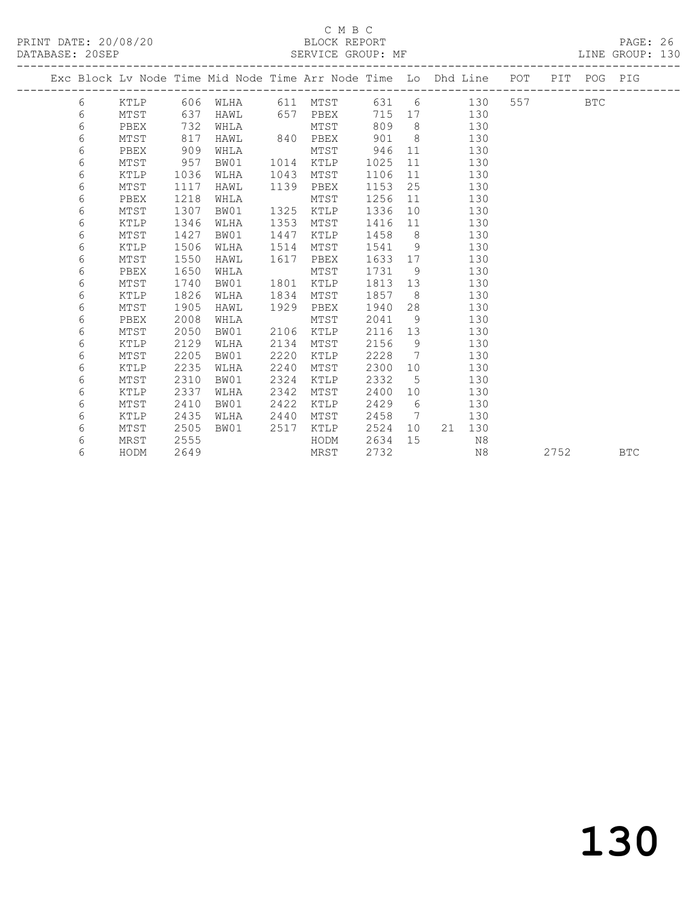C M B C

PRINT DATE: 20/08/20 BLOCK REPORT PAGE: 26
DATABASE: 20SEP SERVICE GROUP: MF LINE GROUP: 130

| Exc | Block | Lv Node | Time | Mid Node | Time | Arr Node | Time | Lo | Dhd | Line | POT | PIT | POG | PIG |
|---|---|---|---|---|---|---|---|---|---|---|---|---|---|---|
| | 6 | KTLP | 606 | WLHA | 611 | MTST | 631 | 6 | | 130 | 557 | | BTC | |
| | 6 | MTST | 637 | HAWL | 657 | PBEX | 715 | 17 | | 130 | | | | |
| | 6 | PBEX | 732 | WHLA | | MTST | 809 | 8 | | 130 | | | | |
| | 6 | MTST | 817 | HAWL | 840 | PBEX | 901 | 8 | | 130 | | | | |
| | 6 | PBEX | 909 | WHLA | | MTST | 946 | 11 | | 130 | | | | |
| | 6 | MTST | 957 | BW01 | 1014 | KTLP | 1025 | 11 | | 130 | | | | |
| | 6 | KTLP | 1036 | WLHA | 1043 | MTST | 1106 | 11 | | 130 | | | | |
| | 6 | MTST | 1117 | HAWL | 1139 | PBEX | 1153 | 25 | | 130 | | | | |
| | 6 | PBEX | 1218 | WHLA | | MTST | 1256 | 11 | | 130 | | | | |
| | 6 | MTST | 1307 | BW01 | 1325 | KTLP | 1336 | 10 | | 130 | | | | |
| | 6 | KTLP | 1346 | WLHA | 1353 | MTST | 1416 | 11 | | 130 | | | | |
| | 6 | MTST | 1427 | BW01 | 1447 | KTLP | 1458 | 8 | | 130 | | | | |
| | 6 | KTLP | 1506 | WLHA | 1514 | MTST | 1541 | 9 | | 130 | | | | |
| | 6 | MTST | 1550 | HAWL | 1617 | PBEX | 1633 | 17 | | 130 | | | | |
| | 6 | PBEX | 1650 | WHLA | | MTST | 1731 | 9 | | 130 | | | | |
| | 6 | MTST | 1740 | BW01 | 1801 | KTLP | 1813 | 13 | | 130 | | | | |
| | 6 | KTLP | 1826 | WLHA | 1834 | MTST | 1857 | 8 | | 130 | | | | |
| | 6 | MTST | 1905 | HAWL | 1929 | PBEX | 1940 | 28 | | 130 | | | | |
| | 6 | PBEX | 2008 | WHLA | | MTST | 2041 | 9 | | 130 | | | | |
| | 6 | MTST | 2050 | BW01 | 2106 | KTLP | 2116 | 13 | | 130 | | | | |
| | 6 | KTLP | 2129 | WLHA | 2134 | MTST | 2156 | 9 | | 130 | | | | |
| | 6 | MTST | 2205 | BW01 | 2220 | KTLP | 2228 | 7 | | 130 | | | | |
| | 6 | KTLP | 2235 | WLHA | 2240 | MTST | 2300 | 10 | | 130 | | | | |
| | 6 | MTST | 2310 | BW01 | 2324 | KTLP | 2332 | 5 | | 130 | | | | |
| | 6 | KTLP | 2337 | WLHA | 2342 | MTST | 2400 | 10 | | 130 | | | | |
| | 6 | MTST | 2410 | BW01 | 2422 | KTLP | 2429 | 6 | | 130 | | | | |
| | 6 | KTLP | 2435 | WLHA | 2440 | MTST | 2458 | 7 | | 130 | | | | |
| | 6 | MTST | 2505 | BW01 | 2517 | KTLP | 2524 | 10 | 21 | 130 | | | | |
| | 6 | MRST | 2555 | | | HODM | 2634 | 15 | | N8 | | | | |
| | 6 | HODM | 2649 | | | MRST | 2732 | | | N8 | | 2752 | | BTC |

130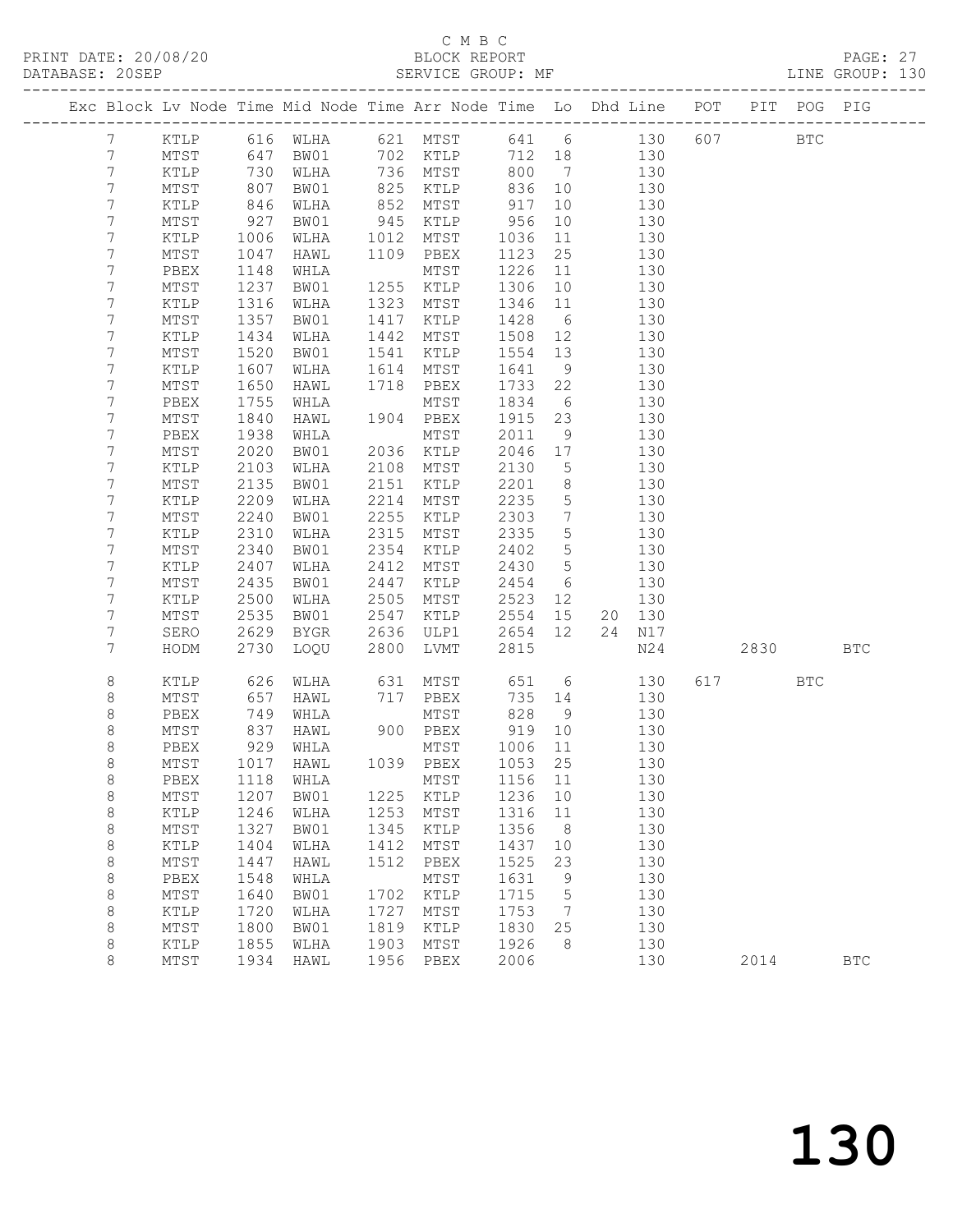C M B C

BLOCK REPORT

SERVICE GROUP: MF

| Exc | Block | Lv | Node | Time | Mid Node | Time | Arr Node | Time | Lo | Dhd | Line | POT | PIT | POG | PIG |
|---|---|---|---|---|---|---|---|---|---|---|---|---|---|---|---|
| | 7 | | KTLP | 616 | WLHA | 621 | MTST | 641 | 6 | | 130 | 607 | | BTC | |
| | 7 | | MTST | 647 | BW01 | 702 | KTLP | 712 | 18 | | 130 | | | | |
| | 7 | | KTLP | 730 | WLHA | 736 | MTST | 800 | 7 | | 130 | | | | |
| | 7 | | MTST | 807 | BW01 | 825 | KTLP | 836 | 10 | | 130 | | | | |
| | 7 | | KTLP | 846 | WLHA | 852 | MTST | 917 | 10 | | 130 | | | | |
| | 7 | | MTST | 927 | BW01 | 945 | KTLP | 956 | 10 | | 130 | | | | |
| | 7 | | KTLP | 1006 | WLHA | 1012 | MTST | 1036 | 11 | | 130 | | | | |
| | 7 | | MTST | 1047 | HAWL | 1109 | PBEX | 1123 | 25 | | 130 | | | | |
| | 7 | | PBEX | 1148 | WHLA | | MTST | 1226 | 11 | | 130 | | | | |
| | 7 | | MTST | 1237 | BW01 | 1255 | KTLP | 1306 | 10 | | 130 | | | | |
| | 7 | | KTLP | 1316 | WLHA | 1323 | MTST | 1346 | 11 | | 130 | | | | |
| | 7 | | MTST | 1357 | BW01 | 1417 | KTLP | 1428 | 6 | | 130 | | | | |
| | 7 | | KTLP | 1434 | WLHA | 1442 | MTST | 1508 | 12 | | 130 | | | | |
| | 7 | | MTST | 1520 | BW01 | 1541 | KTLP | 1554 | 13 | | 130 | | | | |
| | 7 | | KTLP | 1607 | WLHA | 1614 | MTST | 1641 | 9 | | 130 | | | | |
| | 7 | | MTST | 1650 | HAWL | 1718 | PBEX | 1733 | 22 | | 130 | | | | |
| | 7 | | PBEX | 1755 | WHLA | | MTST | 1834 | 6 | | 130 | | | | |
| | 7 | | MTST | 1840 | HAWL | 1904 | PBEX | 1915 | 23 | | 130 | | | | |
| | 7 | | PBEX | 1938 | WHLA | | MTST | 2011 | 9 | | 130 | | | | |
| | 7 | | MTST | 2020 | BW01 | 2036 | KTLP | 2046 | 17 | | 130 | | | | |
| | 7 | | KTLP | 2103 | WLHA | 2108 | MTST | 2130 | 5 | | 130 | | | | |
| | 7 | | MTST | 2135 | BW01 | 2151 | KTLP | 2201 | 8 | | 130 | | | | |
| | 7 | | KTLP | 2209 | WLHA | 2214 | MTST | 2235 | 5 | | 130 | | | | |
| | 7 | | MTST | 2240 | BW01 | 2255 | KTLP | 2303 | 7 | | 130 | | | | |
| | 7 | | KTLP | 2310 | WLHA | 2315 | MTST | 2335 | 5 | | 130 | | | | |
| | 7 | | MTST | 2340 | BW01 | 2354 | KTLP | 2402 | 5 | | 130 | | | | |
| | 7 | | KTLP | 2407 | WLHA | 2412 | MTST | 2430 | 5 | | 130 | | | | |
| | 7 | | MTST | 2435 | BW01 | 2447 | KTLP | 2454 | 6 | | 130 | | | | |
| | 7 | | KTLP | 2500 | WLHA | 2505 | MTST | 2523 | 12 | | 130 | | | | |
| | 7 | | MTST | 2535 | BW01 | 2547 | KTLP | 2554 | 15 | 20 | 130 | | | | |
| | 7 | | SERO | 2629 | BYGR | 2636 | ULP1 | 2654 | 12 | 24 | N17 | | | | |
| | 7 | | HODM | 2730 | LOQU | 2800 | LVMT | 2815 | | | N24 | | 2830 | | BTC |
| | 8 | | KTLP | 626 | WLHA | 631 | MTST | 651 | 6 | | 130 | 617 | | BTC | |
| | 8 | | MTST | 657 | HAWL | 717 | PBEX | 735 | 14 | | 130 | | | | |
| | 8 | | PBEX | 749 | WHLA | | MTST | 828 | 9 | | 130 | | | | |
| | 8 | | MTST | 837 | HAWL | 900 | PBEX | 919 | 10 | | 130 | | | | |
| | 8 | | PBEX | 929 | WHLA | | MTST | 1006 | 11 | | 130 | | | | |
| | 8 | | MTST | 1017 | HAWL | 1039 | PBEX | 1053 | 25 | | 130 | | | | |
| | 8 | | PBEX | 1118 | WHLA | | MTST | 1156 | 11 | | 130 | | | | |
| | 8 | | MTST | 1207 | BW01 | 1225 | KTLP | 1236 | 10 | | 130 | | | | |
| | 8 | | KTLP | 1246 | WLHA | 1253 | MTST | 1316 | 11 | | 130 | | | | |
| | 8 | | MTST | 1327 | BW01 | 1345 | KTLP | 1356 | 8 | | 130 | | | | |
| | 8 | | KTLP | 1404 | WLHA | 1412 | MTST | 1437 | 10 | | 130 | | | | |
| | 8 | | MTST | 1447 | HAWL | 1512 | PBEX | 1525 | 23 | | 130 | | | | |
| | 8 | | PBEX | 1548 | WHLA | | MTST | 1631 | 9 | | 130 | | | | |
| | 8 | | MTST | 1640 | BW01 | 1702 | KTLP | 1715 | 5 | | 130 | | | | |
| | 8 | | KTLP | 1720 | WLHA | 1727 | MTST | 1753 | 7 | | 130 | | | | |
| | 8 | | MTST | 1800 | BW01 | 1819 | KTLP | 1830 | 25 | | 130 | | | | |
| | 8 | | KTLP | 1855 | WLHA | 1903 | MTST | 1926 | 8 | | 130 | | | | |
| | 8 | | MTST | 1934 | HAWL | 1956 | PBEX | 2006 | | | 130 | | 2014 | | BTC |

130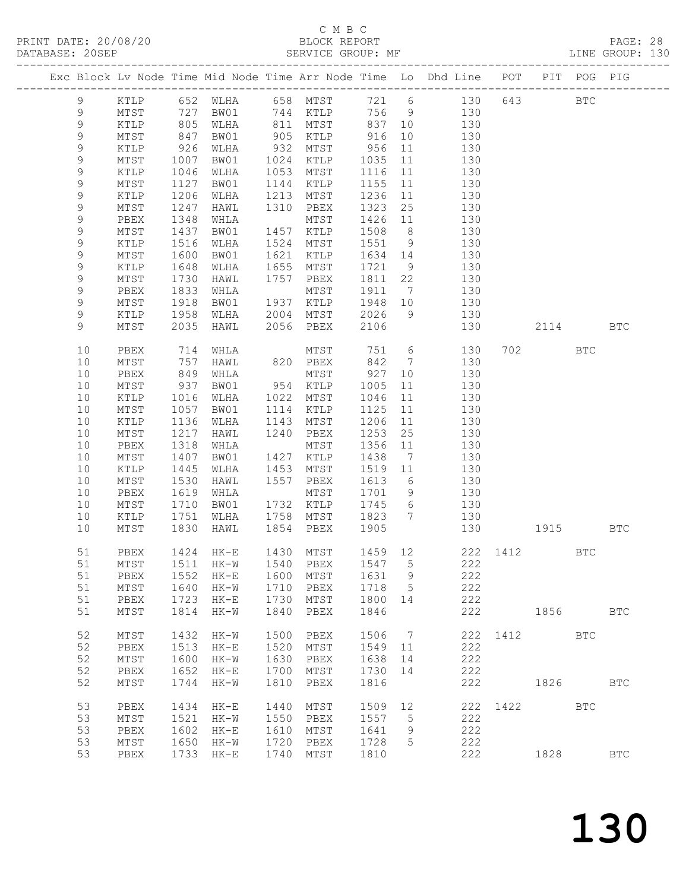C M B C

BLOCK REPORT

SERVICE GROUP: MF

PRINT DATE: 20/08/20
DATABASE: 20SEP

PAGE: 28
LINE GROUP: 130

| Exc | Block | Lv | Node | Time | Mid Node | Time | Arr Node | Time | Lo | Dhd Line | POT | PIT | POG | PIG |
|---|---|---|---|---|---|---|---|---|---|---|---|---|---|---|
| | 9 | | KTLP | 652 | WLHA | 658 | MTST | 721 | 6 | 130 | 643 | | BTC | |
| | 9 | | MTST | 727 | BW01 | 744 | KTLP | 756 | 9 | 130 | | | | |
| | 9 | | KTLP | 805 | WLHA | 811 | MTST | 837 | 10 | 130 | | | | |
| | 9 | | MTST | 847 | BW01 | 905 | KTLP | 916 | 10 | 130 | | | | |
| | 9 | | KTLP | 926 | WLHA | 932 | MTST | 956 | 11 | 130 | | | | |
| | 9 | | MTST | 1007 | BW01 | 1024 | KTLP | 1035 | 11 | 130 | | | | |
| | 9 | | KTLP | 1046 | WLHA | 1053 | MTST | 1116 | 11 | 130 | | | | |
| | 9 | | MTST | 1127 | BW01 | 1144 | KTLP | 1155 | 11 | 130 | | | | |
| | 9 | | KTLP | 1206 | WLHA | 1213 | MTST | 1236 | 11 | 130 | | | | |
| | 9 | | MTST | 1247 | HAWL | 1310 | PBEX | 1323 | 25 | 130 | | | | |
| | 9 | | PBEX | 1348 | WHLA | | MTST | 1426 | 11 | 130 | | | | |
| | 9 | | MTST | 1437 | BW01 | 1457 | KTLP | 1508 | 8 | 130 | | | | |
| | 9 | | KTLP | 1516 | WLHA | 1524 | MTST | 1551 | 9 | 130 | | | | |
| | 9 | | MTST | 1600 | BW01 | 1621 | KTLP | 1634 | 14 | 130 | | | | |
| | 9 | | KTLP | 1648 | WLHA | 1655 | MTST | 1721 | 9 | 130 | | | | |
| | 9 | | MTST | 1730 | HAWL | 1757 | PBEX | 1811 | 22 | 130 | | | | |
| | 9 | | PBEX | 1833 | WHLA | | MTST | 1911 | 7 | 130 | | | | |
| | 9 | | MTST | 1918 | BW01 | 1937 | KTLP | 1948 | 10 | 130 | | | | |
| | 9 | | KTLP | 1958 | WLHA | 2004 | MTST | 2026 | 9 | 130 | | | | |
| | 9 | | MTST | 2035 | HAWL | 2056 | PBEX | 2106 | | 130 | | 2114 | | BTC |
| | 10 | | PBEX | 714 | WHLA | | MTST | 751 | 6 | 130 | 702 | | BTC | |
| | 10 | | MTST | 757 | HAWL | 820 | PBEX | 842 | 7 | 130 | | | | |
| | 10 | | PBEX | 849 | WHLA | | MTST | 927 | 10 | 130 | | | | |
| | 10 | | MTST | 937 | BW01 | 954 | KTLP | 1005 | 11 | 130 | | | | |
| | 10 | | KTLP | 1016 | WLHA | 1022 | MTST | 1046 | 11 | 130 | | | | |
| | 10 | | MTST | 1057 | BW01 | 1114 | KTLP | 1125 | 11 | 130 | | | | |
| | 10 | | KTLP | 1136 | WLHA | 1143 | MTST | 1206 | 11 | 130 | | | | |
| | 10 | | MTST | 1217 | HAWL | 1240 | PBEX | 1253 | 25 | 130 | | | | |
| | 10 | | PBEX | 1318 | WHLA | | MTST | 1356 | 11 | 130 | | | | |
| | 10 | | MTST | 1407 | BW01 | 1427 | KTLP | 1438 | 7 | 130 | | | | |
| | 10 | | KTLP | 1445 | WLHA | 1453 | MTST | 1519 | 11 | 130 | | | | |
| | 10 | | MTST | 1530 | HAWL | 1557 | PBEX | 1613 | 6 | 130 | | | | |
| | 10 | | PBEX | 1619 | WHLA | | MTST | 1701 | 9 | 130 | | | | |
| | 10 | | MTST | 1710 | BW01 | 1732 | KTLP | 1745 | 6 | 130 | | | | |
| | 10 | | KTLP | 1751 | WLHA | 1758 | MTST | 1823 | 7 | 130 | | | | |
| | 10 | | MTST | 1830 | HAWL | 1854 | PBEX | 1905 | | 130 | | 1915 | | BTC |
| | 51 | | PBEX | 1424 | HK-E | 1430 | MTST | 1459 | 12 | 222 | 1412 | | BTC | |
| | 51 | | MTST | 1511 | HK-W | 1540 | PBEX | 1547 | 5 | 222 | | | | |
| | 51 | | PBEX | 1552 | HK-E | 1600 | MTST | 1631 | 9 | 222 | | | | |
| | 51 | | MTST | 1640 | HK-W | 1710 | PBEX | 1718 | 5 | 222 | | | | |
| | 51 | | PBEX | 1723 | HK-E | 1730 | MTST | 1800 | 14 | 222 | | | | |
| | 51 | | MTST | 1814 | HK-W | 1840 | PBEX | 1846 | | 222 | | 1856 | | BTC |
| | 52 | | MTST | 1432 | HK-W | 1500 | PBEX | 1506 | 7 | 222 | 1412 | | BTC | |
| | 52 | | PBEX | 1513 | HK-E | 1520 | MTST | 1549 | 11 | 222 | | | | |
| | 52 | | MTST | 1600 | HK-W | 1630 | PBEX | 1638 | 14 | 222 | | | | |
| | 52 | | PBEX | 1652 | HK-E | 1700 | MTST | 1730 | 14 | 222 | | | | |
| | 52 | | MTST | 1744 | HK-W | 1810 | PBEX | 1816 | | 222 | | 1826 | | BTC |
| | 53 | | PBEX | 1434 | HK-E | 1440 | MTST | 1509 | 12 | 222 | 1422 | | BTC | |
| | 53 | | MTST | 1521 | HK-W | 1550 | PBEX | 1557 | 5 | 222 | | | | |
| | 53 | | PBEX | 1602 | HK-E | 1610 | MTST | 1641 | 9 | 222 | | | | |
| | 53 | | MTST | 1650 | HK-W | 1720 | PBEX | 1728 | 5 | 222 | | | | |
| | 53 | | PBEX | 1733 | HK-E | 1740 | MTST | 1810 | | 222 | | 1828 | | BTC |

# 130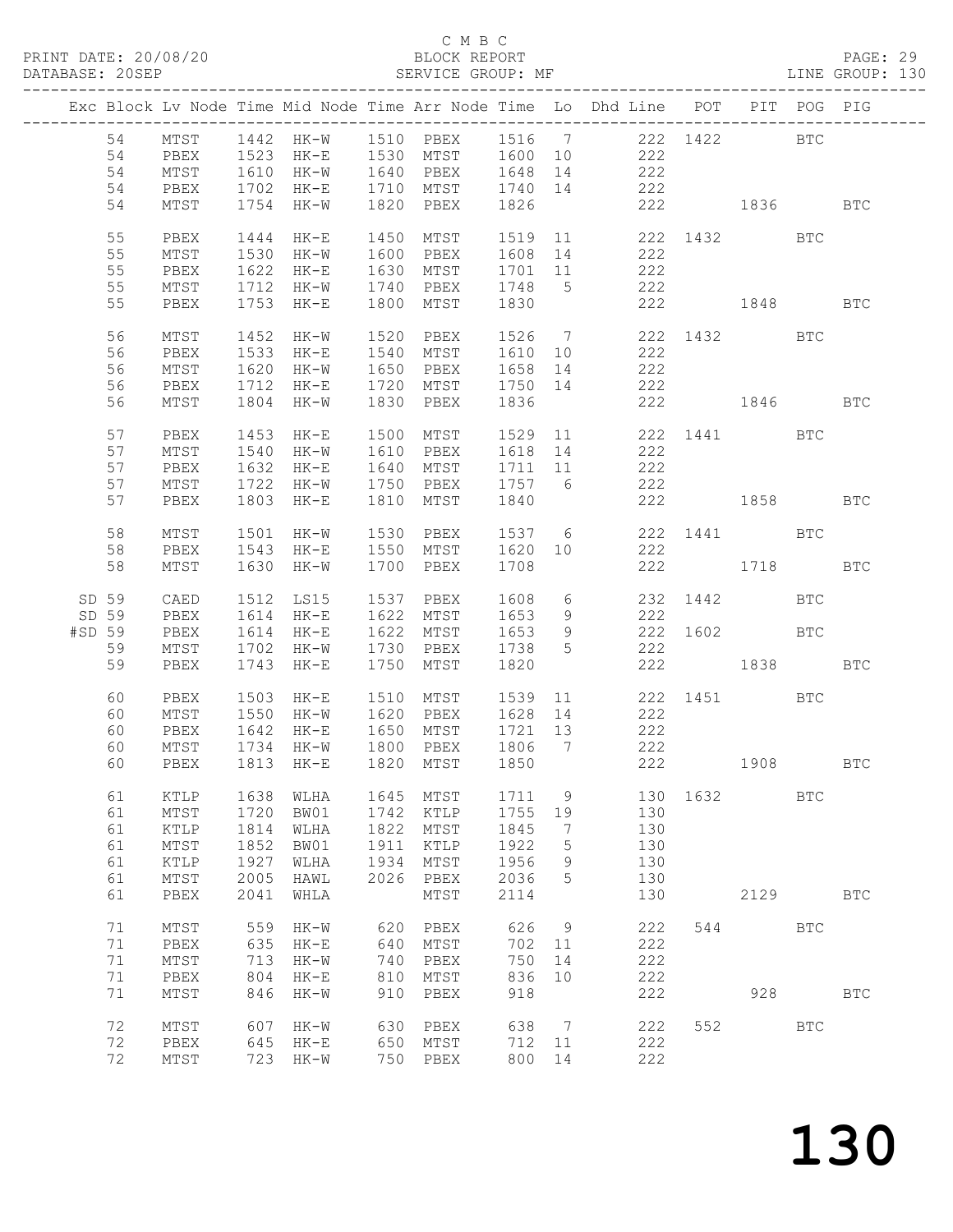C M B C
BLOCK REPORT
SERVICE GROUP: MF

PRINT DATE: 20/08/20
DATABASE: 20SEP
LINE GROUP: 130

| Exc | Block | Lv | Node | Time | Mid Node | Time | Arr Node | Time | Lo | Dhd Line | POT | PIT | POG | PIG |
|---|---|---|---|---|---|---|---|---|---|---|---|---|---|---|
| | 54 | | MTST | 1442 | HK-W | 1510 | PBEX | 1516 | 7 | 222 | 1422 | | BTC | |
| | 54 | | PBEX | 1523 | HK-E | 1530 | MTST | 1600 | 10 | 222 | | | | |
| | 54 | | MTST | 1610 | HK-W | 1640 | PBEX | 1648 | 14 | 222 | | | | |
| | 54 | | PBEX | 1702 | HK-E | 1710 | MTST | 1740 | 14 | 222 | | | | |
| | 54 | | MTST | 1754 | HK-W | 1820 | PBEX | 1826 | | 222 | | 1836 | | BTC |
| | 55 | | PBEX | 1444 | HK-E | 1450 | MTST | 1519 | 11 | 222 | 1432 | | BTC | |
| | 55 | | MTST | 1530 | HK-W | 1600 | PBEX | 1608 | 14 | 222 | | | | |
| | 55 | | PBEX | 1622 | HK-E | 1630 | MTST | 1701 | 11 | 222 | | | | |
| | 55 | | MTST | 1712 | HK-W | 1740 | PBEX | 1748 | 5 | 222 | | | | |
| | 55 | | PBEX | 1753 | HK-E | 1800 | MTST | 1830 | | 222 | | 1848 | | BTC |
| | 56 | | MTST | 1452 | HK-W | 1520 | PBEX | 1526 | 7 | 222 | 1432 | | BTC | |
| | 56 | | PBEX | 1533 | HK-E | 1540 | MTST | 1610 | 10 | 222 | | | | |
| | 56 | | MTST | 1620 | HK-W | 1650 | PBEX | 1658 | 14 | 222 | | | | |
| | 56 | | PBEX | 1712 | HK-E | 1720 | MTST | 1750 | 14 | 222 | | | | |
| | 56 | | MTST | 1804 | HK-W | 1830 | PBEX | 1836 | | 222 | | 1846 | | BTC |
| | 57 | | PBEX | 1453 | HK-E | 1500 | MTST | 1529 | 11 | 222 | 1441 | | BTC | |
| | 57 | | MTST | 1540 | HK-W | 1610 | PBEX | 1618 | 14 | 222 | | | | |
| | 57 | | PBEX | 1632 | HK-E | 1640 | MTST | 1711 | 11 | 222 | | | | |
| | 57 | | MTST | 1722 | HK-W | 1750 | PBEX | 1757 | 6 | 222 | | | | |
| | 57 | | PBEX | 1803 | HK-E | 1810 | MTST | 1840 | | 222 | | 1858 | | BTC |
| | 58 | | MTST | 1501 | HK-W | 1530 | PBEX | 1537 | 6 | 222 | 1441 | | BTC | |
| | 58 | | PBEX | 1543 | HK-E | 1550 | MTST | 1620 | 10 | 222 | | | | |
| | 58 | | MTST | 1630 | HK-W | 1700 | PBEX | 1708 | | 222 | | 1718 | | BTC |
| SD | 59 | | CAED | 1512 | LS15 | 1537 | PBEX | 1608 | 6 | 232 | 1442 | | BTC | |
| SD | 59 | | PBEX | 1614 | HK-E | 1622 | MTST | 1653 | 9 | 222 | | | | |
| #SD | 59 | | PBEX | 1614 | HK-E | 1622 | MTST | 1653 | 9 | 222 | 1602 | | BTC | |
| | 59 | | MTST | 1702 | HK-W | 1730 | PBEX | 1738 | 5 | 222 | | | | |
| | 59 | | PBEX | 1743 | HK-E | 1750 | MTST | 1820 | | 222 | | 1838 | | BTC |
| | 60 | | PBEX | 1503 | HK-E | 1510 | MTST | 1539 | 11 | 222 | 1451 | | BTC | |
| | 60 | | MTST | 1550 | HK-W | 1620 | PBEX | 1628 | 14 | 222 | | | | |
| | 60 | | PBEX | 1642 | HK-E | 1650 | MTST | 1721 | 13 | 222 | | | | |
| | 60 | | MTST | 1734 | HK-W | 1800 | PBEX | 1806 | 7 | 222 | | | | |
| | 60 | | PBEX | 1813 | HK-E | 1820 | MTST | 1850 | | 222 | | 1908 | | BTC |
| | 61 | | KTLP | 1638 | WLHA | 1645 | MTST | 1711 | 9 | 130 | 1632 | | BTC | |
| | 61 | | MTST | 1720 | BW01 | 1742 | KTLP | 1755 | 19 | 130 | | | | |
| | 61 | | KTLP | 1814 | WLHA | 1822 | MTST | 1845 | 7 | 130 | | | | |
| | 61 | | MTST | 1852 | BW01 | 1911 | KTLP | 1922 | 5 | 130 | | | | |
| | 61 | | KTLP | 1927 | WLHA | 1934 | MTST | 1956 | 9 | 130 | | | | |
| | 61 | | MTST | 2005 | HAWL | 2026 | PBEX | 2036 | 5 | 130 | | | | |
| | 61 | | PBEX | 2041 | WHLA | | MTST | 2114 | | 130 | | 2129 | | BTC |
| | 71 | | MTST | 559 | HK-W | 620 | PBEX | 626 | 9 | 222 | 544 | | BTC | |
| | 71 | | PBEX | 635 | HK-E | 640 | MTST | 702 | 11 | 222 | | | | |
| | 71 | | MTST | 713 | HK-W | 740 | PBEX | 750 | 14 | 222 | | | | |
| | 71 | | PBEX | 804 | HK-E | 810 | MTST | 836 | 10 | 222 | | | | |
| | 71 | | MTST | 846 | HK-W | 910 | PBEX | 918 | | 222 | | 928 | | BTC |
| | 72 | | MTST | 607 | HK-W | 630 | PBEX | 638 | 7 | 222 | 552 | | BTC | |
| | 72 | | PBEX | 645 | HK-E | 650 | MTST | 712 | 11 | 222 | | | | |
| | 72 | | MTST | 723 | HK-W | 750 | PBEX | 800 | 14 | 222 | | | | |

130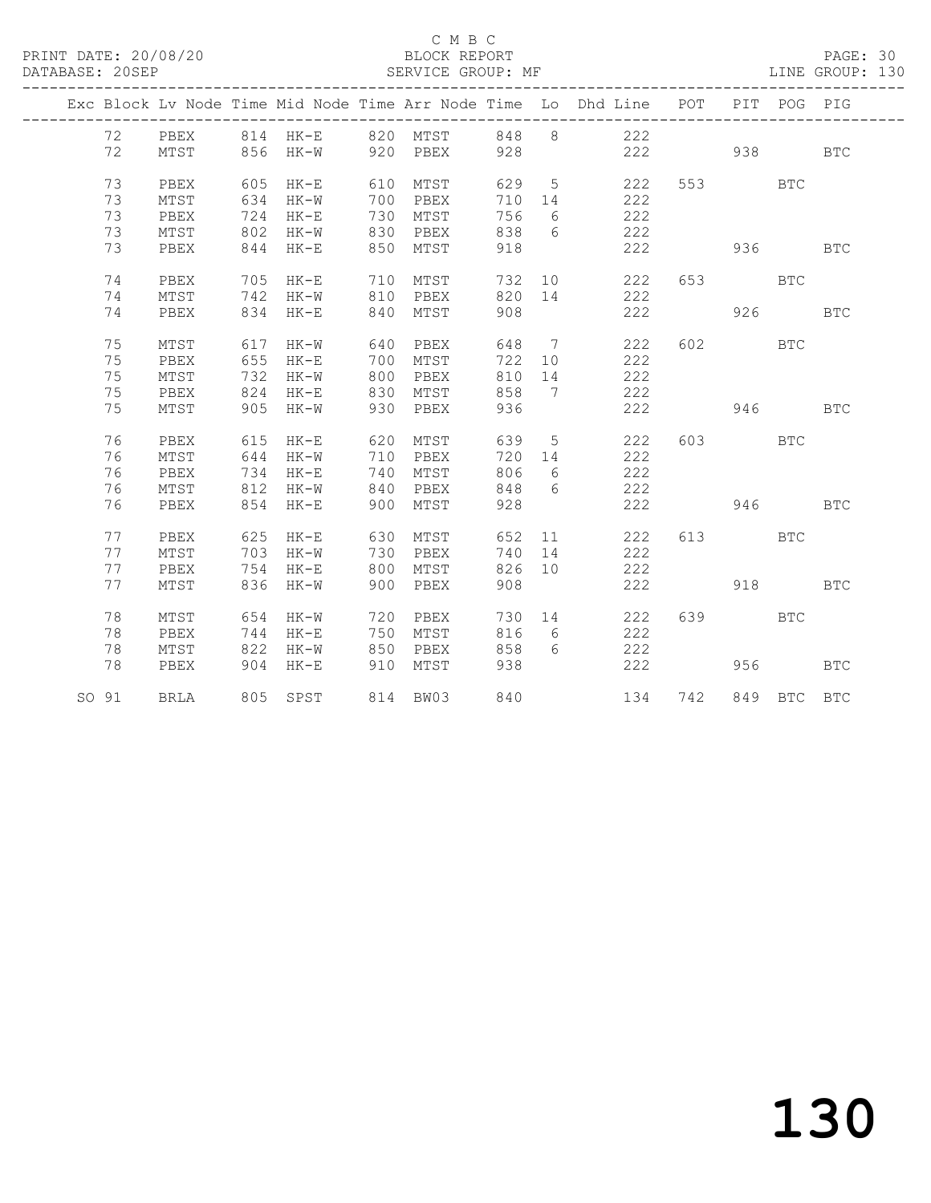C M B C
BLOCK REPORT
SERVICE GROUP: MF

PRINT DATE: 20/08/20
DATABASE: 20SEP

LINE GROUP: 130

| Exc | Block | Lv | Node | Time | Mid Node | Time | Arr Node | Time | Lo | Dhd Line | POT | PIT | POG | PIG |
|---|---|---|---|---|---|---|---|---|---|---|---|---|---|---|
| | 72 | | PBEX | 814 | HK-E | 820 | MTST | 848 | 8 | 222 | | | | |
| | 72 | | MTST | 856 | HK-W | 920 | PBEX | 928 | | 222 | | 938 | | BTC |
| | 73 | | PBEX | 605 | HK-E | 610 | MTST | 629 | 5 | 222 | 553 | | BTC | |
| | 73 | | MTST | 634 | HK-W | 700 | PBEX | 710 | 14 | 222 | | | | |
| | 73 | | PBEX | 724 | HK-E | 730 | MTST | 756 | 6 | 222 | | | | |
| | 73 | | MTST | 802 | HK-W | 830 | PBEX | 838 | 6 | 222 | | | | |
| | 73 | | PBEX | 844 | HK-E | 850 | MTST | 918 | | 222 | | 936 | | BTC |
| | 74 | | PBEX | 705 | HK-E | 710 | MTST | 732 | 10 | 222 | 653 | | BTC | |
| | 74 | | MTST | 742 | HK-W | 810 | PBEX | 820 | 14 | 222 | | | | |
| | 74 | | PBEX | 834 | HK-E | 840 | MTST | 908 | | 222 | | 926 | | BTC |
| | 75 | | MTST | 617 | HK-W | 640 | PBEX | 648 | 7 | 222 | 602 | | BTC | |
| | 75 | | PBEX | 655 | HK-E | 700 | MTST | 722 | 10 | 222 | | | | |
| | 75 | | MTST | 732 | HK-W | 800 | PBEX | 810 | 14 | 222 | | | | |
| | 75 | | PBEX | 824 | HK-E | 830 | MTST | 858 | 7 | 222 | | | | |
| | 75 | | MTST | 905 | HK-W | 930 | PBEX | 936 | | 222 | | 946 | | BTC |
| | 76 | | PBEX | 615 | HK-E | 620 | MTST | 639 | 5 | 222 | 603 | | BTC | |
| | 76 | | MTST | 644 | HK-W | 710 | PBEX | 720 | 14 | 222 | | | | |
| | 76 | | PBEX | 734 | HK-E | 740 | MTST | 806 | 6 | 222 | | | | |
| | 76 | | MTST | 812 | HK-W | 840 | PBEX | 848 | 6 | 222 | | | | |
| | 76 | | PBEX | 854 | HK-E | 900 | MTST | 928 | | 222 | | 946 | | BTC |
| | 77 | | PBEX | 625 | HK-E | 630 | MTST | 652 | 11 | 222 | 613 | | BTC | |
| | 77 | | MTST | 703 | HK-W | 730 | PBEX | 740 | 14 | 222 | | | | |
| | 77 | | PBEX | 754 | HK-E | 800 | MTST | 826 | 10 | 222 | | | | |
| | 77 | | MTST | 836 | HK-W | 900 | PBEX | 908 | | 222 | | 918 | | BTC |
| | 78 | | MTST | 654 | HK-W | 720 | PBEX | 730 | 14 | 222 | 639 | | BTC | |
| | 78 | | PBEX | 744 | HK-E | 750 | MTST | 816 | 6 | 222 | | | | |
| | 78 | | MTST | 822 | HK-W | 850 | PBEX | 858 | 6 | 222 | | | | |
| | 78 | | PBEX | 904 | HK-E | 910 | MTST | 938 | | 222 | | 956 | | BTC |
| SO | 91 | | BRLA | 805 | SPST | 814 | BW03 | 840 | | 134 | 742 | 849 | BTC | BTC |

130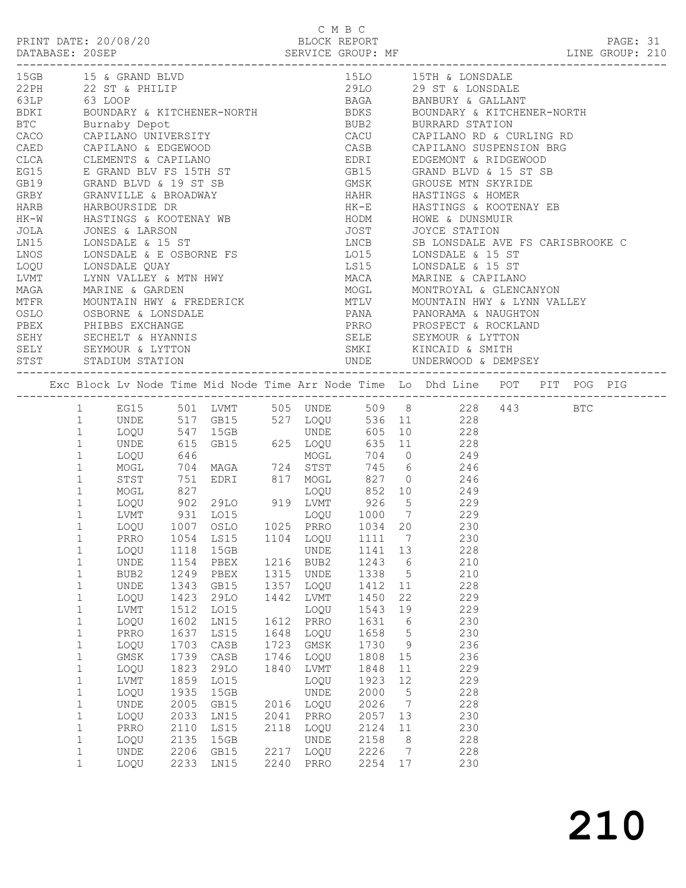C M B C

PRINT DATE: 20/08/20 BLOCK REPORT PAGE: 31
DATABASE: 20SEP SERVICE GROUP: MF LINE GROUP: 210

| Code | Description | Code | Description |
|---|---|---|---|
| 15GB | 15 & GRAND BLVD | 15LO | 15TH & LONSDALE |
| 22PH | 22 ST & PHILIP | 29LO | 29 ST & LONSDALE |
| 63LP | 63 LOOP | BAGA | BANBURY & GALLANT |
| BDKI | BOUNDARY & KITCHENER-NORTH | BDKS | BOUNDARY & KITCHENER-NORTH |
| BTC | Burnaby Depot | BUB2 | BURRARD STATION |
| CACO | CAPILANO UNIVERSITY | CACU | CAPILANO RD & CURLING RD |
| CAED | CAPILANO & EDGEWOOD | CASB | CAPILANO SUSPENSION BRG |
| CLCA | CLEMENTS & CAPILANO | EDRI | EDGEMONT & RIDGEWOOD |
| EG15 | E GRAND BLV FS 15TH ST | GB15 | GRAND BLVD & 15 ST SB |
| GB19 | GRAND BLVD & 19 ST SB | GMSK | GROUSE MTN SKYRIDE |
| GRBY | GRANVILLE & BROADWAY | HAHR | HASTINGS & HOMER |
| HARB | HARBOURSIDE DR | HK-E | HASTINGS & KOOTENAY EB |
| HK-W | HASTINGS & KOOTENAY WB | HODM | HOWE & DUNSMUIR |
| JOLA | JONES & LARSON | JOST | JOYCE STATION |
| LN15 | LONSDALE & 15 ST | LNCB | SB LONSDALE AVE FS CARISBROOKE C |
| LNOS | LONSDALE & E OSBORNE FS | LO15 | LONSDALE & 15 ST |
| LOQU | LONSDALE QUAY | LS15 | LONSDALE & 15 ST |
| LVMT | LYNN VALLEY & MTN HWY | MACA | MARINE & CAPILANO |
| MAGA | MARINE & GARDEN | MOGL | MONTROYAL & GLENCANYON |
| MTFR | MOUNTAIN HWY & FREDERICK | MTLV | MOUNTAIN HWY & LYNN VALLEY |
| OSLO | OSBORNE & LONSDALE | PANA | PANORAMA & NAUGHTON |
| PBEX | PHIBBS EXCHANGE | PRRO | PROSPECT & ROCKLAND |
| SEHY | SECHELT & HYANNIS | SELE | SEYMOUR & LYTTON |
| SELY | SEYMOUR & LYTTON | SMKI | KINCAID & SMITH |
| STST | STADIUM STATION | UNDE | UNDERWOOD & DEMPSEY |

| Exc | Block | Lv Node | Time | Mid Node | Time | Arr Node | Time | Lo | Dhd | Line | POT | PIT | POG | PIG |
|---|---|---|---|---|---|---|---|---|---|---|---|---|---|---|
| | 1 | EG15 | 501 | LVMT | 505 | UNDE | 509 | 8 | | 228 | 443 | | BTC | |
| | 1 | UNDE | 517 | GB15 | 527 | LOQU | 536 | 11 | | 228 | | | | |
| | 1 | LOQU | 547 | 15GB | | UNDE | 605 | 10 | | 228 | | | | |
| | 1 | UNDE | 615 | GB15 | 625 | LOQU | 635 | 11 | | 228 | | | | |
| | 1 | LOQU | 646 | | | MOGL | 704 | 0 | | 249 | | | | |
| | 1 | MOGL | 704 | MAGA | 724 | STST | 745 | 6 | | 246 | | | | |
| | 1 | STST | 751 | EDRI | 817 | MOGL | 827 | 0 | | 246 | | | | |
| | 1 | MOGL | 827 | | | LOQU | 852 | 10 | | 249 | | | | |
| | 1 | LOQU | 902 | 29LO | 919 | LVMT | 926 | 5 | | 229 | | | | |
| | 1 | LVMT | 931 | LO15 | | LOQU | 1000 | 7 | | 229 | | | | |
| | 1 | LOQU | 1007 | OSLO | 1025 | PRRO | 1034 | 20 | | 230 | | | | |
| | 1 | PRRO | 1054 | LS15 | 1104 | LOQU | 1111 | 7 | | 230 | | | | |
| | 1 | LOQU | 1118 | 15GB | | UNDE | 1141 | 13 | | 228 | | | | |
| | 1 | UNDE | 1154 | PBEX | 1216 | BUB2 | 1243 | 6 | | 210 | | | | |
| | 1 | BUB2 | 1249 | PBEX | 1315 | UNDE | 1338 | 5 | | 210 | | | | |
| | 1 | UNDE | 1343 | GB15 | 1357 | LOQU | 1412 | 11 | | 228 | | | | |
| | 1 | LOQU | 1423 | 29LO | 1442 | LVMT | 1450 | 22 | | 229 | | | | |
| | 1 | LVMT | 1512 | LO15 | | LOQU | 1543 | 19 | | 229 | | | | |
| | 1 | LOQU | 1602 | LN15 | 1612 | PRRO | 1631 | 6 | | 230 | | | | |
| | 1 | PRRO | 1637 | LS15 | 1648 | LOQU | 1658 | 5 | | 230 | | | | |
| | 1 | LOQU | 1703 | CASB | 1723 | GMSK | 1730 | 9 | | 236 | | | | |
| | 1 | GMSK | 1739 | CASB | 1746 | LOQU | 1808 | 15 | | 236 | | | | |
| | 1 | LOQU | 1823 | 29LO | 1840 | LVMT | 1848 | 11 | | 229 | | | | |
| | 1 | LVMT | 1859 | LO15 | | LOQU | 1923 | 12 | | 229 | | | | |
| | 1 | LOQU | 1935 | 15GB | | UNDE | 2000 | 5 | | 228 | | | | |
| | 1 | UNDE | 2005 | GB15 | 2016 | LOQU | 2026 | 7 | | 228 | | | | |
| | 1 | LOQU | 2033 | LN15 | 2041 | PRRO | 2057 | 13 | | 230 | | | | |
| | 1 | PRRO | 2110 | LS15 | 2118 | LOQU | 2124 | 11 | | 230 | | | | |
| | 1 | LOQU | 2135 | 15GB | | UNDE | 2158 | 8 | | 228 | | | | |
| | 1 | UNDE | 2206 | GB15 | 2217 | LOQU | 2226 | 7 | | 228 | | | | |
| | 1 | LOQU | 2233 | LN15 | 2240 | PRRO | 2254 | 17 | | 230 | | | | |

210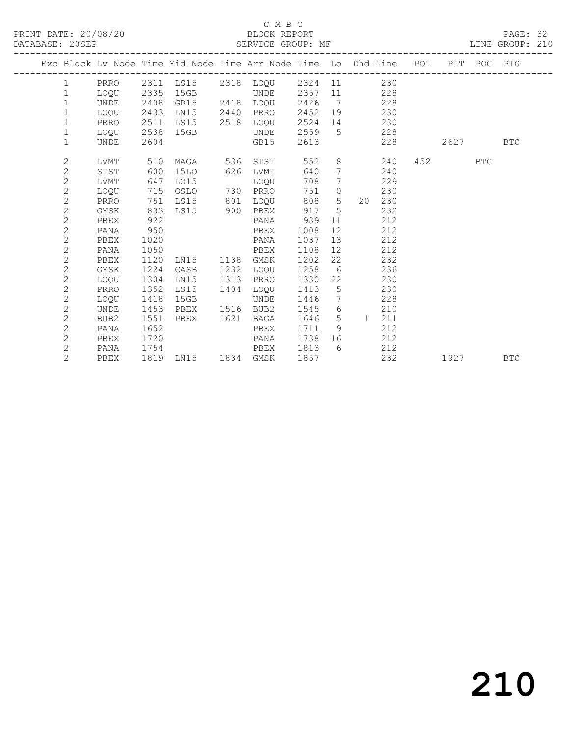C M B C

BLOCK REPORT

SERVICE GROUP: MF

PRINT DATE: 20/08/20
DATABASE: 20SEP

LINE GROUP: 210

| Exc | Block | Lv Node | Time | Mid Node | Time | Arr Node | Time | Lo | Dhd | Line | POT | PIT | POG | PIG |
|---|---|---|---|---|---|---|---|---|---|---|---|---|---|---|
| | 1 | PRRO | 2311 | LS15 | 2318 | LOQU | 2324 | 11 | | 230 | | | | |
| | 1 | LOQU | 2335 | 15GB | | UNDE | 2357 | 11 | | 228 | | | | |
| | 1 | UNDE | 2408 | GB15 | 2418 | LOQU | 2426 | 7 | | 228 | | | | |
| | 1 | LOQU | 2433 | LN15 | 2440 | PRRO | 2452 | 19 | | 230 | | | | |
| | 1 | PRRO | 2511 | LS15 | 2518 | LOQU | 2524 | 14 | | 230 | | | | |
| | 1 | LOQU | 2538 | 15GB | | UNDE | 2559 | 5 | | 228 | | | | |
| | 1 | UNDE | 2604 | | | GB15 | 2613 | | | 228 | | 2627 | | BTC |
| | 2 | LVMT | 510 | MAGA | 536 | STST | 552 | 8 | | 240 | 452 | | BTC | |
| | 2 | STST | 600 | 15LO | 626 | LVMT | 640 | 7 | | 240 | | | | |
| | 2 | LVMT | 647 | LO15 | | LOQU | 708 | 7 | | 229 | | | | |
| | 2 | LOQU | 715 | OSLO | 730 | PRRO | 751 | 0 | | 230 | | | | |
| | 2 | PRRO | 751 | LS15 | 801 | LOQU | 808 | 5 | 20 | 230 | | | | |
| | 2 | GMSK | 833 | LS15 | 900 | PBEX | 917 | 5 | | 232 | | | | |
| | 2 | PBEX | 922 | | | PANA | 939 | 11 | | 212 | | | | |
| | 2 | PANA | 950 | | | PBEX | 1008 | 12 | | 212 | | | | |
| | 2 | PBEX | 1020 | | | PANA | 1037 | 13 | | 212 | | | | |
| | 2 | PANA | 1050 | | | PBEX | 1108 | 12 | | 212 | | | | |
| | 2 | PBEX | 1120 | LN15 | 1138 | GMSK | 1202 | 22 | | 232 | | | | |
| | 2 | GMSK | 1224 | CASB | 1232 | LOQU | 1258 | 6 | | 236 | | | | |
| | 2 | LOQU | 1304 | LN15 | 1313 | PRRO | 1330 | 22 | | 230 | | | | |
| | 2 | PRRO | 1352 | LS15 | 1404 | LOQU | 1413 | 5 | | 230 | | | | |
| | 2 | LOQU | 1418 | 15GB | | UNDE | 1446 | 7 | | 228 | | | | |
| | 2 | UNDE | 1453 | PBEX | 1516 | BUB2 | 1545 | 6 | | 210 | | | | |
| | 2 | BUB2 | 1551 | PBEX | 1621 | BAGA | 1646 | 5 | 1 | 211 | | | | |
| | 2 | PANA | 1652 | | | PBEX | 1711 | 9 | | 212 | | | | |
| | 2 | PBEX | 1720 | | | PANA | 1738 | 16 | | 212 | | | | |
| | 2 | PANA | 1754 | | | PBEX | 1813 | 6 | | 212 | | | | |
| | 2 | PBEX | 1819 | LN15 | 1834 | GMSK | 1857 | | | 232 | | 1927 | | BTC |

210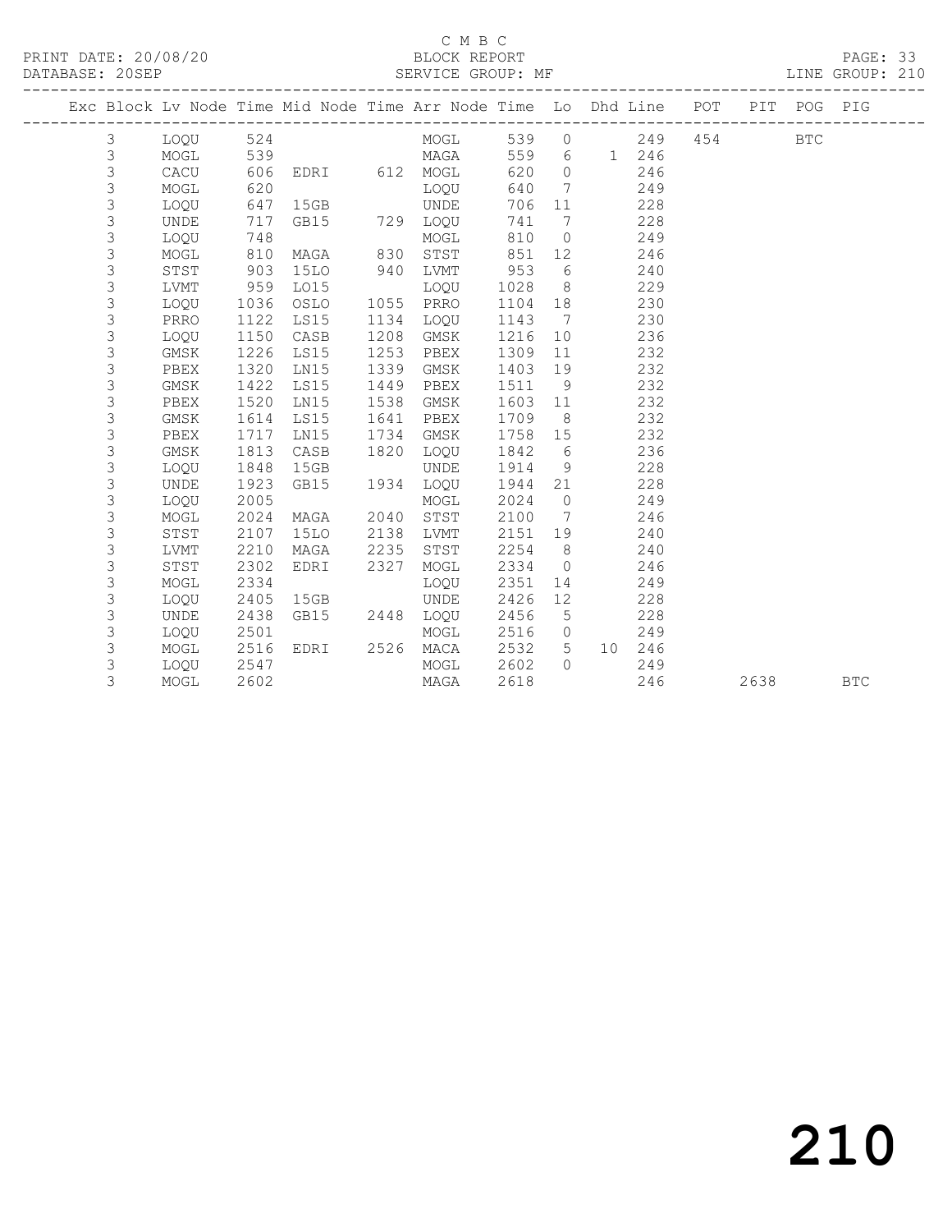C M B C

PRINT DATE: 20/08/20 BLOCK REPORT PAGE: 33
DATABASE: 20SEP SERVICE GROUP: MF LINE GROUP: 210

| Exc | Block | Lv | Node | Time | Mid Node | Time | Arr Node | Time | Lo | Dhd | Line | POT | PIT | POG | PIG |
|---|---|---|---|---|---|---|---|---|---|---|---|---|---|---|---|
| | 3 | | LOQU | 524 | | | MOGL | 539 | 0 | | 249 | 454 | | BTC | |
| | 3 | | MOGL | 539 | | | MAGA | 559 | 6 | 1 | 246 | | | | |
| | 3 | | CACU | 606 | EDRI | 612 | MOGL | 620 | 0 | | 246 | | | | |
| | 3 | | MOGL | 620 | | | LOQU | 640 | 7 | | 249 | | | | |
| | 3 | | LOQU | 647 | 15GB | | UNDE | 706 | 11 | | 228 | | | | |
| | 3 | | UNDE | 717 | GB15 | 729 | LOQU | 741 | 7 | | 228 | | | | |
| | 3 | | LOQU | 748 | | | MOGL | 810 | 0 | | 249 | | | | |
| | 3 | | MOGL | 810 | MAGA | 830 | STST | 851 | 12 | | 246 | | | | |
| | 3 | | STST | 903 | 15LO | 940 | LVMT | 953 | 6 | | 240 | | | | |
| | 3 | | LVMT | 959 | LO15 | | LOQU | 1028 | 8 | | 229 | | | | |
| | 3 | | LOQU | 1036 | OSLO | 1055 | PRRO | 1104 | 18 | | 230 | | | | |
| | 3 | | PRRO | 1122 | LS15 | 1134 | LOQU | 1143 | 7 | | 230 | | | | |
| | 3 | | LOQU | 1150 | CASB | 1208 | GMSK | 1216 | 10 | | 236 | | | | |
| | 3 | | GMSK | 1226 | LS15 | 1253 | PBEX | 1309 | 11 | | 232 | | | | |
| | 3 | | PBEX | 1320 | LN15 | 1339 | GMSK | 1403 | 19 | | 232 | | | | |
| | 3 | | GMSK | 1422 | LS15 | 1449 | PBEX | 1511 | 9 | | 232 | | | | |
| | 3 | | PBEX | 1520 | LN15 | 1538 | GMSK | 1603 | 11 | | 232 | | | | |
| | 3 | | GMSK | 1614 | LS15 | 1641 | PBEX | 1709 | 8 | | 232 | | | | |
| | 3 | | PBEX | 1717 | LN15 | 1734 | GMSK | 1758 | 15 | | 232 | | | | |
| | 3 | | GMSK | 1813 | CASB | 1820 | LOQU | 1842 | 6 | | 236 | | | | |
| | 3 | | LOQU | 1848 | 15GB | | UNDE | 1914 | 9 | | 228 | | | | |
| | 3 | | UNDE | 1923 | GB15 | 1934 | LOQU | 1944 | 21 | | 228 | | | | |
| | 3 | | LOQU | 2005 | | | MOGL | 2024 | 0 | | 249 | | | | |
| | 3 | | MOGL | 2024 | MAGA | 2040 | STST | 2100 | 7 | | 246 | | | | |
| | 3 | | STST | 2107 | 15LO | 2138 | LVMT | 2151 | 19 | | 240 | | | | |
| | 3 | | LVMT | 2210 | MAGA | 2235 | STST | 2254 | 8 | | 240 | | | | |
| | 3 | | STST | 2302 | EDRI | 2327 | MOGL | 2334 | 0 | | 246 | | | | |
| | 3 | | MOGL | 2334 | | | LOQU | 2351 | 14 | | 249 | | | | |
| | 3 | | LOQU | 2405 | 15GB | | UNDE | 2426 | 12 | | 228 | | | | |
| | 3 | | UNDE | 2438 | GB15 | 2448 | LOQU | 2456 | 5 | | 228 | | | | |
| | 3 | | LOQU | 2501 | | | MOGL | 2516 | 0 | | 249 | | | | |
| | 3 | | MOGL | 2516 | EDRI | 2526 | MACA | 2532 | 5 | 10 | 246 | | | | |
| | 3 | | LOQU | 2547 | | | MOGL | 2602 | 0 | | 249 | | | | |
| | 3 | | MOGL | 2602 | | | MAGA | 2618 | | | 246 | | 2638 | | BTC |

210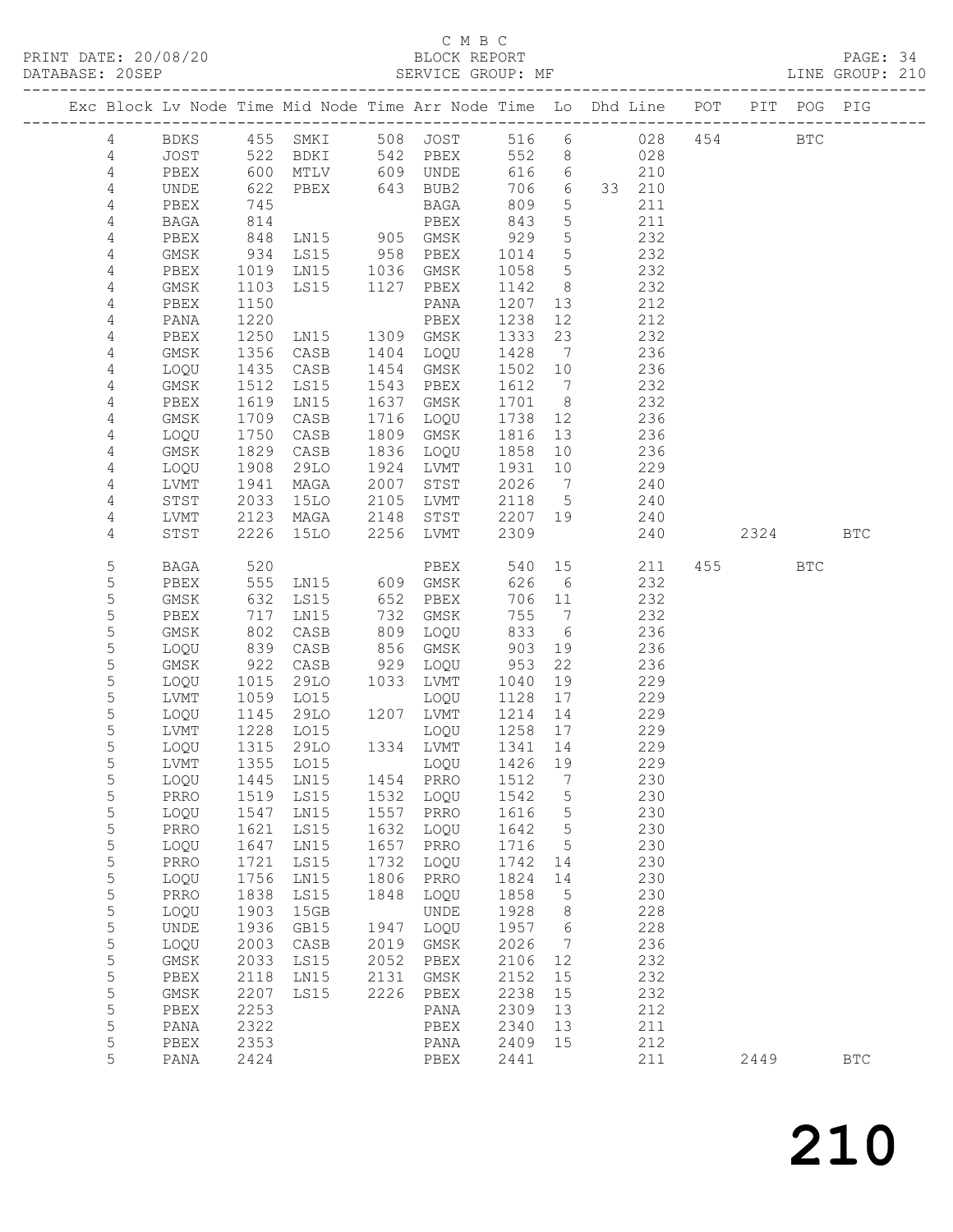C M B C

PRINT DATE: 20/08/20 BLOCK REPORT
DATABASE: 20SEP SERVICE GROUP: MF LINE GROUP: 210

| Exc | Block | Lv | Node | Time | Mid Node | Time | Arr Node | Time | Lo | Dhd Line | POT | PIT | POG | PIG |
|---|---|---|---|---|---|---|---|---|---|---|---|---|---|---|
| | 4 | | BDKS | 455 | SMKI | 508 | JOST | 516 | 6 | 028 | 454 | | BTC | |
| | 4 | | JOST | 522 | BDKI | 542 | PBEX | 552 | 8 | 028 | | | | |
| | 4 | | PBEX | 600 | MTLV | 609 | UNDE | 616 | 6 | 210 | | | | |
| | 4 | | UNDE | 622 | PBEX | 643 | BUB2 | 706 | 6 | 33 210 | | | | |
| | 4 | | PBEX | 745 | | | BAGA | 809 | 5 | 211 | | | | |
| | 4 | | BAGA | 814 | | | PBEX | 843 | 5 | 211 | | | | |
| | 4 | | PBEX | 848 | LN15 | 905 | GMSK | 929 | 5 | 232 | | | | |
| | 4 | | GMSK | 934 | LS15 | 958 | PBEX | 1014 | 5 | 232 | | | | |
| | 4 | | PBEX | 1019 | LN15 | 1036 | GMSK | 1058 | 5 | 232 | | | | |
| | 4 | | GMSK | 1103 | LS15 | 1127 | PBEX | 1142 | 8 | 232 | | | | |
| | 4 | | PBEX | 1150 | | | PANA | 1207 | 13 | 212 | | | | |
| | 4 | | PANA | 1220 | | | PBEX | 1238 | 12 | 212 | | | | |
| | 4 | | PBEX | 1250 | LN15 | 1309 | GMSK | 1333 | 23 | 232 | | | | |
| | 4 | | GMSK | 1356 | CASB | 1404 | LOQU | 1428 | 7 | 236 | | | | |
| | 4 | | LOQU | 1435 | CASB | 1454 | GMSK | 1502 | 10 | 236 | | | | |
| | 4 | | GMSK | 1512 | LS15 | 1543 | PBEX | 1612 | 7 | 232 | | | | |
| | 4 | | PBEX | 1619 | LN15 | 1637 | GMSK | 1701 | 8 | 232 | | | | |
| | 4 | | GMSK | 1709 | CASB | 1716 | LOQU | 1738 | 12 | 236 | | | | |
| | 4 | | LOQU | 1750 | CASB | 1809 | GMSK | 1816 | 13 | 236 | | | | |
| | 4 | | GMSK | 1829 | CASB | 1836 | LOQU | 1858 | 10 | 236 | | | | |
| | 4 | | LOQU | 1908 | 29LO | 1924 | LVMT | 1931 | 10 | 229 | | | | |
| | 4 | | LVMT | 1941 | MAGA | 2007 | STST | 2026 | 7 | 240 | | | | |
| | 4 | | STST | 2033 | 15LO | 2105 | LVMT | 2118 | 5 | 240 | | | | |
| | 4 | | LVMT | 2123 | MAGA | 2148 | STST | 2207 | 19 | 240 | | | | |
| | 4 | | STST | 2226 | 15LO | 2256 | LVMT | 2309 | | 240 | | 2324 | | BTC |
| | 5 | | BAGA | 520 | | | PBEX | 540 | 15 | 211 | 455 | | BTC | |
| | 5 | | PBEX | 555 | LN15 | 609 | GMSK | 626 | 6 | 232 | | | | |
| | 5 | | GMSK | 632 | LS15 | 652 | PBEX | 706 | 11 | 232 | | | | |
| | 5 | | PBEX | 717 | LN15 | 732 | GMSK | 755 | 7 | 232 | | | | |
| | 5 | | GMSK | 802 | CASB | 809 | LOQU | 833 | 6 | 236 | | | | |
| | 5 | | LOQU | 839 | CASB | 856 | GMSK | 903 | 19 | 236 | | | | |
| | 5 | | GMSK | 922 | CASB | 929 | LOQU | 953 | 22 | 236 | | | | |
| | 5 | | LOQU | 1015 | 29LO | 1033 | LVMT | 1040 | 19 | 229 | | | | |
| | 5 | | LVMT | 1059 | LO15 | | LOQU | 1128 | 17 | 229 | | | | |
| | 5 | | LOQU | 1145 | 29LO | 1207 | LVMT | 1214 | 14 | 229 | | | | |
| | 5 | | LVMT | 1228 | LO15 | | LOQU | 1258 | 17 | 229 | | | | |
| | 5 | | LOQU | 1315 | 29LO | 1334 | LVMT | 1341 | 14 | 229 | | | | |
| | 5 | | LVMT | 1355 | LO15 | | LOQU | 1426 | 19 | 229 | | | | |
| | 5 | | LOQU | 1445 | LN15 | 1454 | PRRO | 1512 | 7 | 230 | | | | |
| | 5 | | PRRO | 1519 | LS15 | 1532 | LOQU | 1542 | 5 | 230 | | | | |
| | 5 | | LOQU | 1547 | LN15 | 1557 | PRRO | 1616 | 5 | 230 | | | | |
| | 5 | | PRRO | 1621 | LS15 | 1632 | LOQU | 1642 | 5 | 230 | | | | |
| | 5 | | LOQU | 1647 | LN15 | 1657 | PRRO | 1716 | 5 | 230 | | | | |
| | 5 | | PRRO | 1721 | LS15 | 1732 | LOQU | 1742 | 14 | 230 | | | | |
| | 5 | | LOQU | 1756 | LN15 | 1806 | PRRO | 1824 | 14 | 230 | | | | |
| | 5 | | PRRO | 1838 | LS15 | 1848 | LOQU | 1858 | 5 | 230 | | | | |
| | 5 | | LOQU | 1903 | 15GB | | UNDE | 1928 | 8 | 228 | | | | |
| | 5 | | UNDE | 1936 | GB15 | 1947 | LOQU | 1957 | 6 | 228 | | | | |
| | 5 | | LOQU | 2003 | CASB | 2019 | GMSK | 2026 | 7 | 236 | | | | |
| | 5 | | GMSK | 2033 | LS15 | 2052 | PBEX | 2106 | 12 | 232 | | | | |
| | 5 | | PBEX | 2118 | LN15 | 2131 | GMSK | 2152 | 15 | 232 | | | | |
| | 5 | | GMSK | 2207 | LS15 | 2226 | PBEX | 2238 | 15 | 232 | | | | |
| | 5 | | PBEX | 2253 | | | PANA | 2309 | 13 | 212 | | | | |
| | 5 | | PANA | 2322 | | | PBEX | 2340 | 13 | 211 | | | | |
| | 5 | | PBEX | 2353 | | | PANA | 2409 | 15 | 212 | | | | |
| | 5 | | PANA | 2424 | | | PBEX | 2441 | | 211 | | 2449 | | BTC |

210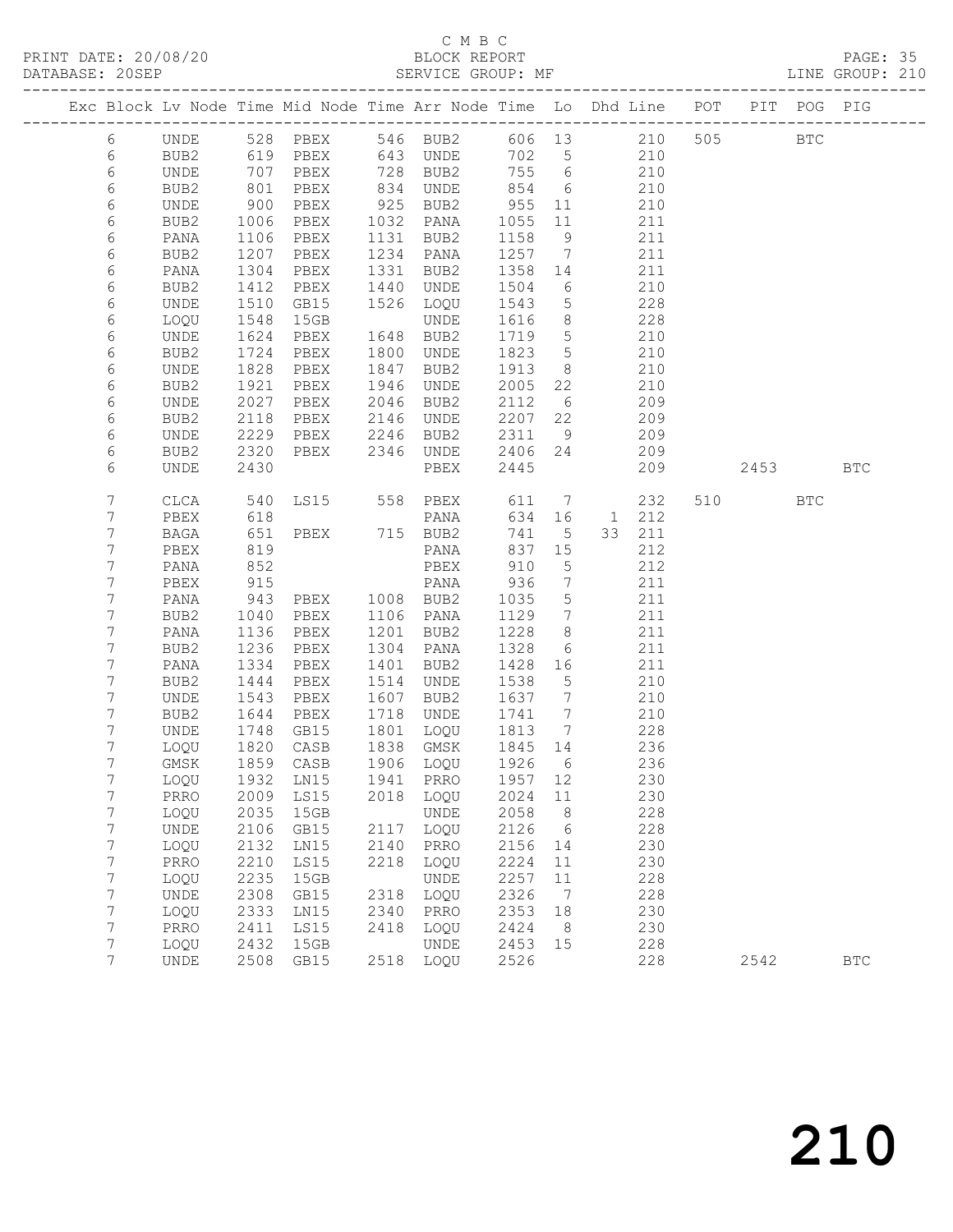C M B C

PRINT DATE: 20/08/20 BLOCK REPORT PAGE: 35
DATABASE: 20SEP SERVICE GROUP: MF LINE GROUP: 210

| Exc | Block | Lv | Node | Time | Mid Node | Time | Arr Node | Time | Lo | Dhd | Line | POT | PIT | POG | PIG |
|---|---|---|---|---|---|---|---|---|---|---|---|---|---|---|---|
| | 6 | | UNDE | 528 | PBEX | 546 | BUB2 | 606 | 13 | | 210 | 505 | | BTC | |
| | 6 | | BUB2 | 619 | PBEX | 643 | UNDE | 702 | 5 | | 210 | | | | |
| | 6 | | UNDE | 707 | PBEX | 728 | BUB2 | 755 | 6 | | 210 | | | | |
| | 6 | | BUB2 | 801 | PBEX | 834 | UNDE | 854 | 6 | | 210 | | | | |
| | 6 | | UNDE | 900 | PBEX | 925 | BUB2 | 955 | 11 | | 210 | | | | |
| | 6 | | BUB2 | 1006 | PBEX | 1032 | PANA | 1055 | 11 | | 211 | | | | |
| | 6 | | PANA | 1106 | PBEX | 1131 | BUB2 | 1158 | 9 | | 211 | | | | |
| | 6 | | BUB2 | 1207 | PBEX | 1234 | PANA | 1257 | 7 | | 211 | | | | |
| | 6 | | PANA | 1304 | PBEX | 1331 | BUB2 | 1358 | 14 | | 211 | | | | |
| | 6 | | BUB2 | 1412 | PBEX | 1440 | UNDE | 1504 | 6 | | 210 | | | | |
| | 6 | | UNDE | 1510 | GB15 | 1526 | LOQU | 1543 | 5 | | 228 | | | | |
| | 6 | | LOQU | 1548 | 15GB | | UNDE | 1616 | 8 | | 228 | | | | |
| | 6 | | UNDE | 1624 | PBEX | 1648 | BUB2 | 1719 | 5 | | 210 | | | | |
| | 6 | | BUB2 | 1724 | PBEX | 1800 | UNDE | 1823 | 5 | | 210 | | | | |
| | 6 | | UNDE | 1828 | PBEX | 1847 | BUB2 | 1913 | 8 | | 210 | | | | |
| | 6 | | BUB2 | 1921 | PBEX | 1946 | UNDE | 2005 | 22 | | 210 | | | | |
| | 6 | | UNDE | 2027 | PBEX | 2046 | BUB2 | 2112 | 6 | | 209 | | | | |
| | 6 | | BUB2 | 2118 | PBEX | 2146 | UNDE | 2207 | 22 | | 209 | | | | |
| | 6 | | UNDE | 2229 | PBEX | 2246 | BUB2 | 2311 | 9 | | 209 | | | | |
| | 6 | | BUB2 | 2320 | PBEX | 2346 | UNDE | 2406 | 24 | | 209 | | | | |
| | 6 | | UNDE | 2430 | | | PBEX | 2445 | | | 209 | | 2453 | | BTC |
| | 7 | | CLCA | 540 | LS15 | 558 | PBEX | 611 | 7 | | 232 | 510 | | BTC | |
| | 7 | | PBEX | 618 | | | PANA | 634 | 16 | 1 | 212 | | | | |
| | 7 | | BAGA | 651 | PBEX | 715 | BUB2 | 741 | 5 | 33 | 211 | | | | |
| | 7 | | PBEX | 819 | | | PANA | 837 | 15 | | 212 | | | | |
| | 7 | | PANA | 852 | | | PBEX | 910 | 5 | | 212 | | | | |
| | 7 | | PBEX | 915 | | | PANA | 936 | 7 | | 211 | | | | |
| | 7 | | PANA | 943 | PBEX | 1008 | BUB2 | 1035 | 5 | | 211 | | | | |
| | 7 | | BUB2 | 1040 | PBEX | 1106 | PANA | 1129 | 7 | | 211 | | | | |
| | 7 | | PANA | 1136 | PBEX | 1201 | BUB2 | 1228 | 8 | | 211 | | | | |
| | 7 | | BUB2 | 1236 | PBEX | 1304 | PANA | 1328 | 6 | | 211 | | | | |
| | 7 | | PANA | 1334 | PBEX | 1401 | BUB2 | 1428 | 16 | | 211 | | | | |
| | 7 | | BUB2 | 1444 | PBEX | 1514 | UNDE | 1538 | 5 | | 210 | | | | |
| | 7 | | UNDE | 1543 | PBEX | 1607 | BUB2 | 1637 | 7 | | 210 | | | | |
| | 7 | | BUB2 | 1644 | PBEX | 1718 | UNDE | 1741 | 7 | | 210 | | | | |
| | 7 | | UNDE | 1748 | GB15 | 1801 | LOQU | 1813 | 7 | | 228 | | | | |
| | 7 | | LOQU | 1820 | CASB | 1838 | GMSK | 1845 | 14 | | 236 | | | | |
| | 7 | | GMSK | 1859 | CASB | 1906 | LOQU | 1926 | 6 | | 236 | | | | |
| | 7 | | LOQU | 1932 | LN15 | 1941 | PRRO | 1957 | 12 | | 230 | | | | |
| | 7 | | PRRO | 2009 | LS15 | 2018 | LOQU | 2024 | 11 | | 230 | | | | |
| | 7 | | LOQU | 2035 | 15GB | | UNDE | 2058 | 8 | | 228 | | | | |
| | 7 | | UNDE | 2106 | GB15 | 2117 | LOQU | 2126 | 6 | | 228 | | | | |
| | 7 | | LOQU | 2132 | LN15 | 2140 | PRRO | 2156 | 14 | | 230 | | | | |
| | 7 | | PRRO | 2210 | LS15 | 2218 | LOQU | 2224 | 11 | | 230 | | | | |
| | 7 | | LOQU | 2235 | 15GB | | UNDE | 2257 | 11 | | 228 | | | | |
| | 7 | | UNDE | 2308 | GB15 | 2318 | LOQU | 2326 | 7 | | 228 | | | | |
| | 7 | | LOQU | 2333 | LN15 | 2340 | PRRO | 2353 | 18 | | 230 | | | | |
| | 7 | | PRRO | 2411 | LS15 | 2418 | LOQU | 2424 | 8 | | 230 | | | | |
| | 7 | | LOQU | 2432 | 15GB | | UNDE | 2453 | 15 | | 228 | | | | |
| | 7 | | UNDE | 2508 | GB15 | 2518 | LOQU | 2526 | | | 228 | | 2542 | | BTC |

210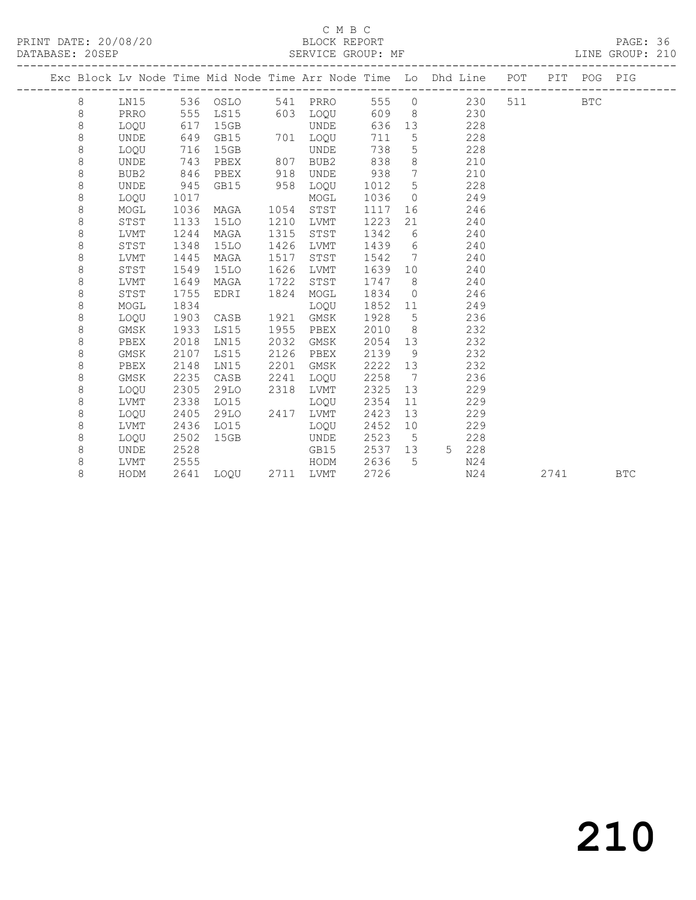C M B C

PRINT DATE: 20/08/20 BLOCK REPORT

DATABASE: 20SEP SERVICE GROUP: MF LINE GROUP: 210

| Exc | Block | Lv Node | Time | Mid Node | Time | Arr Node | Time | Lo | Dhd | Line | POT | PIT | POG | PIG |
|---|---|---|---|---|---|---|---|---|---|---|---|---|---|---|
| | 8 | LN15 | 536 | OSLO | 541 | PRRO | 555 | 0 | | 230 | 511 | | BTC | |
| | 8 | PRRO | 555 | LS15 | 603 | LOQU | 609 | 8 | | 230 | | | | |
| | 8 | LOQU | 617 | 15GB | | UNDE | 636 | 13 | | 228 | | | | |
| | 8 | UNDE | 649 | GB15 | 701 | LOQU | 711 | 5 | | 228 | | | | |
| | 8 | LOQU | 716 | 15GB | | UNDE | 738 | 5 | | 228 | | | | |
| | 8 | UNDE | 743 | PBEX | 807 | BUB2 | 838 | 8 | | 210 | | | | |
| | 8 | BUB2 | 846 | PBEX | 918 | UNDE | 938 | 7 | | 210 | | | | |
| | 8 | UNDE | 945 | GB15 | 958 | LOQU | 1012 | 5 | | 228 | | | | |
| | 8 | LOQU | 1017 | | | MOGL | 1036 | 0 | | 249 | | | | |
| | 8 | MOGL | 1036 | MAGA | 1054 | STST | 1117 | 16 | | 246 | | | | |
| | 8 | STST | 1133 | 15LO | 1210 | LVMT | 1223 | 21 | | 240 | | | | |
| | 8 | LVMT | 1244 | MAGA | 1315 | STST | 1342 | 6 | | 240 | | | | |
| | 8 | STST | 1348 | 15LO | 1426 | LVMT | 1439 | 6 | | 240 | | | | |
| | 8 | LVMT | 1445 | MAGA | 1517 | STST | 1542 | 7 | | 240 | | | | |
| | 8 | STST | 1549 | 15LO | 1626 | LVMT | 1639 | 10 | | 240 | | | | |
| | 8 | LVMT | 1649 | MAGA | 1722 | STST | 1747 | 8 | | 240 | | | | |
| | 8 | STST | 1755 | EDRI | 1824 | MOGL | 1834 | 0 | | 246 | | | | |
| | 8 | MOGL | 1834 | | | LOQU | 1852 | 11 | | 249 | | | | |
| | 8 | LOQU | 1903 | CASB | 1921 | GMSK | 1928 | 5 | | 236 | | | | |
| | 8 | GMSK | 1933 | LS15 | 1955 | PBEX | 2010 | 8 | | 232 | | | | |
| | 8 | PBEX | 2018 | LN15 | 2032 | GMSK | 2054 | 13 | | 232 | | | | |
| | 8 | GMSK | 2107 | LS15 | 2126 | PBEX | 2139 | 9 | | 232 | | | | |
| | 8 | PBEX | 2148 | LN15 | 2201 | GMSK | 2222 | 13 | | 232 | | | | |
| | 8 | GMSK | 2235 | CASB | 2241 | LOQU | 2258 | 7 | | 236 | | | | |
| | 8 | LOQU | 2305 | 29LO | 2318 | LVMT | 2325 | 13 | | 229 | | | | |
| | 8 | LVMT | 2338 | LO15 | | LOQU | 2354 | 11 | | 229 | | | | |
| | 8 | LOQU | 2405 | 29LO | 2417 | LVMT | 2423 | 13 | | 229 | | | | |
| | 8 | LVMT | 2436 | LO15 | | LOQU | 2452 | 10 | | 229 | | | | |
| | 8 | LOQU | 2502 | 15GB | | UNDE | 2523 | 5 | | 228 | | | | |
| | 8 | UNDE | 2528 | | | GB15 | 2537 | 13 | 5 | 228 | | | | |
| | 8 | LVMT | 2555 | | | HODM | 2636 | 5 | | N24 | | | | |
| | 8 | HODM | 2641 | LOQU | 2711 | LVMT | 2726 | | | N24 | | 2741 | | BTC |

210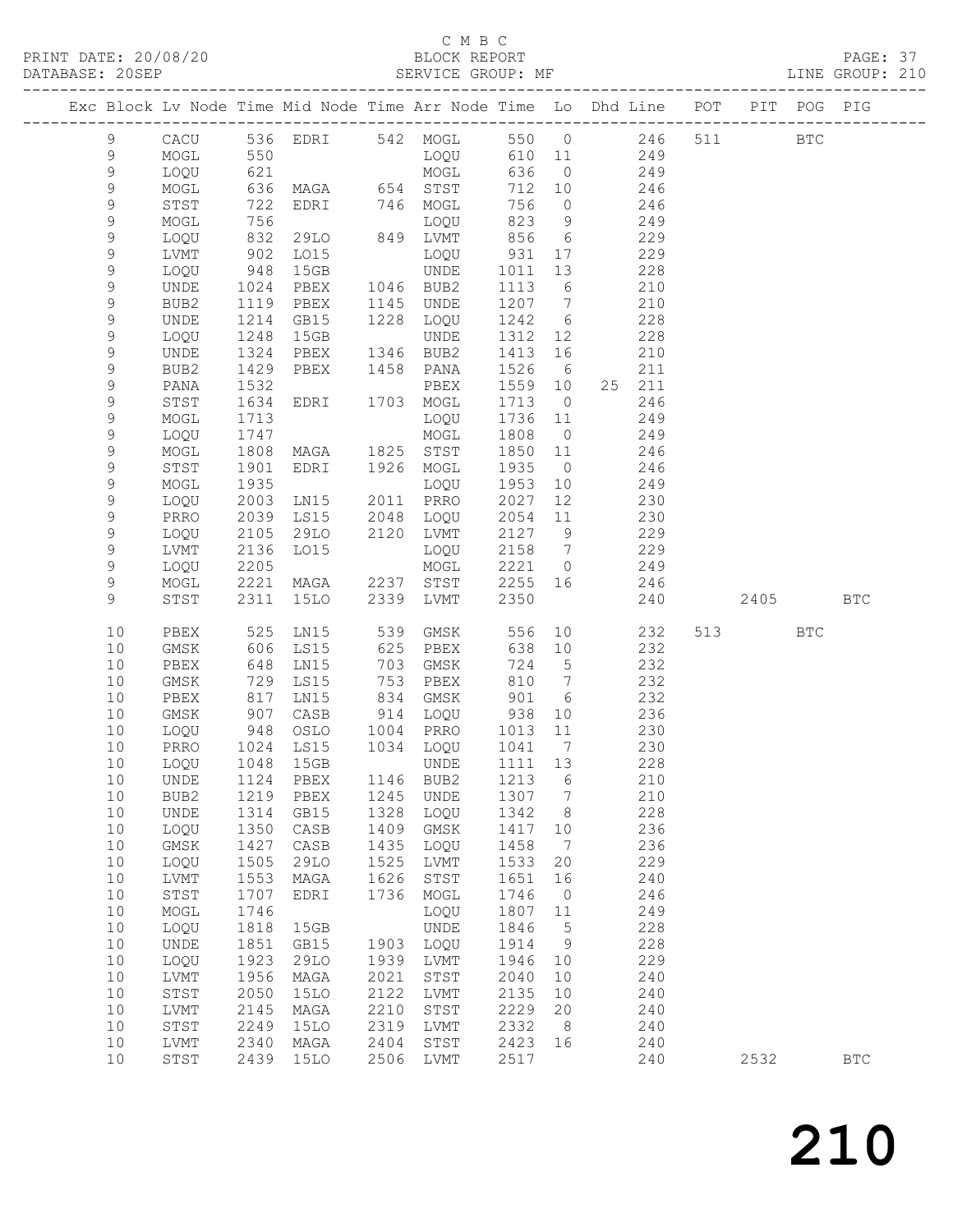C M B C

PRINT DATE: 20/08/20 BLOCK REPORT

DATABASE: 20SEP SERVICE GROUP: MF LINE GROUP: 210

| Exc | Block | Lv | Node | Time | Mid Node | Time | Arr Node | Time | Lo | Dhd Line | POT | PIT | POG | PIG |
|---|---|---|---|---|---|---|---|---|---|---|---|---|---|---|
| | 9 | | CACU | 536 | EDRI | 542 | MOGL | 550 | 0 | 246 | 511 | | BTC | |
| | 9 | | MOGL | 550 | | | LOQU | 610 | 11 | 249 | | | | |
| | 9 | | LOQU | 621 | | | MOGL | 636 | 0 | 249 | | | | |
| | 9 | | MOGL | 636 | MAGA | 654 | STST | 712 | 10 | 246 | | | | |
| | 9 | | STST | 722 | EDRI | 746 | MOGL | 756 | 0 | 246 | | | | |
| | 9 | | MOGL | 756 | | | LOQU | 823 | 9 | 249 | | | | |
| | 9 | | LOQU | 832 | 29LO | 849 | LVMT | 856 | 6 | 229 | | | | |
| | 9 | | LVMT | 902 | LO15 | | LOQU | 931 | 17 | 229 | | | | |
| | 9 | | LOQU | 948 | 15GB | | UNDE | 1011 | 13 | 228 | | | | |
| | 9 | | UNDE | 1024 | PBEX | 1046 | BUB2 | 1113 | 6 | 210 | | | | |
| | 9 | | BUB2 | 1119 | PBEX | 1145 | UNDE | 1207 | 7 | 210 | | | | |
| | 9 | | UNDE | 1214 | GB15 | 1228 | LOQU | 1242 | 6 | 228 | | | | |
| | 9 | | LOQU | 1248 | 15GB | | UNDE | 1312 | 12 | 228 | | | | |
| | 9 | | UNDE | 1324 | PBEX | 1346 | BUB2 | 1413 | 16 | 210 | | | | |
| | 9 | | BUB2 | 1429 | PBEX | 1458 | PANA | 1526 | 6 | 211 | | | | |
| | 9 | | PANA | 1532 | | | PBEX | 1559 | 10 | 25 211 | | | | |
| | 9 | | STST | 1634 | EDRI | 1703 | MOGL | 1713 | 0 | 246 | | | | |
| | 9 | | MOGL | 1713 | | | LOQU | 1736 | 11 | 249 | | | | |
| | 9 | | LOQU | 1747 | | | MOGL | 1808 | 0 | 249 | | | | |
| | 9 | | MOGL | 1808 | MAGA | 1825 | STST | 1850 | 11 | 246 | | | | |
| | 9 | | STST | 1901 | EDRI | 1926 | MOGL | 1935 | 0 | 246 | | | | |
| | 9 | | MOGL | 1935 | | | LOQU | 1953 | 10 | 249 | | | | |
| | 9 | | LOQU | 2003 | LN15 | 2011 | PRRO | 2027 | 12 | 230 | | | | |
| | 9 | | PRRO | 2039 | LS15 | 2048 | LOQU | 2054 | 11 | 230 | | | | |
| | 9 | | LOQU | 2105 | 29LO | 2120 | LVMT | 2127 | 9 | 229 | | | | |
| | 9 | | LVMT | 2136 | LO15 | | LOQU | 2158 | 7 | 229 | | | | |
| | 9 | | LOQU | 2205 | | | MOGL | 2221 | 0 | 249 | | | | |
| | 9 | | MOGL | 2221 | MAGA | 2237 | STST | 2255 | 16 | 246 | | | | |
| | 9 | | STST | 2311 | 15LO | 2339 | LVMT | 2350 | | 240 | | 2405 | | BTC |
| | 10 | | PBEX | 525 | LN15 | 539 | GMSK | 556 | 10 | 232 | 513 | | BTC | |
| | 10 | | GMSK | 606 | LS15 | 625 | PBEX | 638 | 10 | 232 | | | | |
| | 10 | | PBEX | 648 | LN15 | 703 | GMSK | 724 | 5 | 232 | | | | |
| | 10 | | GMSK | 729 | LS15 | 753 | PBEX | 810 | 7 | 232 | | | | |
| | 10 | | PBEX | 817 | LN15 | 834 | GMSK | 901 | 6 | 232 | | | | |
| | 10 | | GMSK | 907 | CASB | 914 | LOQU | 938 | 10 | 236 | | | | |
| | 10 | | LOQU | 948 | OSLO | 1004 | PRRO | 1013 | 11 | 230 | | | | |
| | 10 | | PRRO | 1024 | LS15 | 1034 | LOQU | 1041 | 7 | 230 | | | | |
| | 10 | | LOQU | 1048 | 15GB | | UNDE | 1111 | 13 | 228 | | | | |
| | 10 | | UNDE | 1124 | PBEX | 1146 | BUB2 | 1213 | 6 | 210 | | | | |
| | 10 | | BUB2 | 1219 | PBEX | 1245 | UNDE | 1307 | 7 | 210 | | | | |
| | 10 | | UNDE | 1314 | GB15 | 1328 | LOQU | 1342 | 8 | 228 | | | | |
| | 10 | | LOQU | 1350 | CASB | 1409 | GMSK | 1417 | 10 | 236 | | | | |
| | 10 | | GMSK | 1427 | CASB | 1435 | LOQU | 1458 | 7 | 236 | | | | |
| | 10 | | LOQU | 1505 | 29LO | 1525 | LVMT | 1533 | 20 | 229 | | | | |
| | 10 | | LVMT | 1553 | MAGA | 1626 | STST | 1651 | 16 | 240 | | | | |
| | 10 | | STST | 1707 | EDRI | 1736 | MOGL | 1746 | 0 | 246 | | | | |
| | 10 | | MOGL | 1746 | | | LOQU | 1807 | 11 | 249 | | | | |
| | 10 | | LOQU | 1818 | 15GB | | UNDE | 1846 | 5 | 228 | | | | |
| | 10 | | UNDE | 1851 | GB15 | 1903 | LOQU | 1914 | 9 | 228 | | | | |
| | 10 | | LOQU | 1923 | 29LO | 1939 | LVMT | 1946 | 10 | 229 | | | | |
| | 10 | | LVMT | 1956 | MAGA | 2021 | STST | 2040 | 10 | 240 | | | | |
| | 10 | | STST | 2050 | 15LO | 2122 | LVMT | 2135 | 10 | 240 | | | | |
| | 10 | | LVMT | 2145 | MAGA | 2210 | STST | 2229 | 20 | 240 | | | | |
| | 10 | | STST | 2249 | 15LO | 2319 | LVMT | 2332 | 8 | 240 | | | | |
| | 10 | | LVMT | 2340 | MAGA | 2404 | STST | 2423 | 16 | 240 | | | | |
| | 10 | | STST | 2439 | 15LO | 2506 | LVMT | 2517 | | 240 | | 2532 | | BTC |

210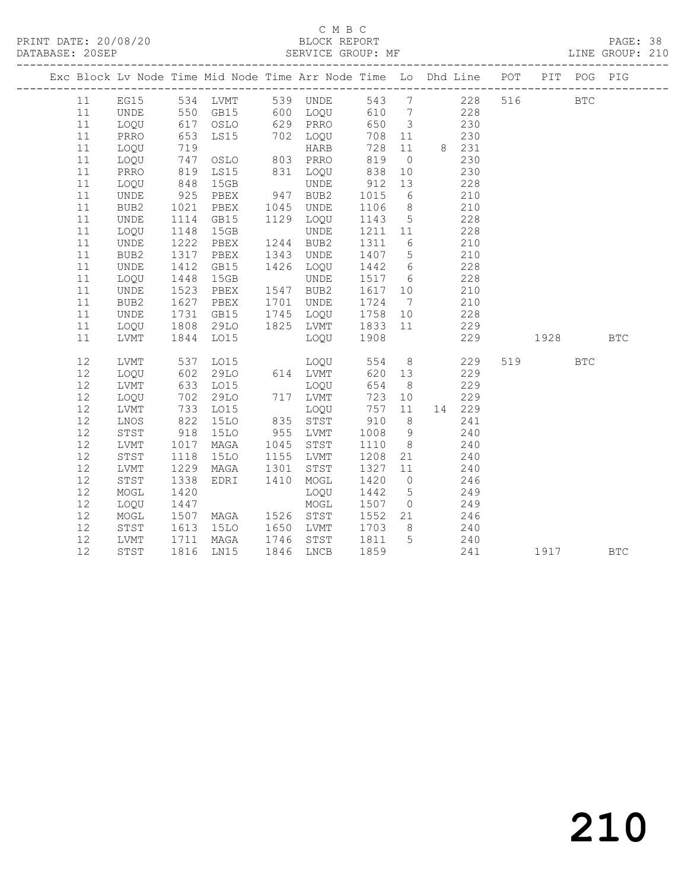C M B C

BLOCK REPORT

SERVICE GROUP: MF

PRINT DATE: 20/08/20

DATABASE: 20SEP

LINE GROUP: 210

| Exc | Block | Lv | Node | Time | Mid Node | Time | Arr Node | Time | Lo | Dhd | Line | POT | PIT | POG | PIG |
|---|---|---|---|---|---|---|---|---|---|---|---|---|---|---|---|
| | 11 | | EG15 | 534 | LVMT | 539 | UNDE | 543 | 7 | | 228 | 516 | | BTC | |
| | 11 | | UNDE | 550 | GB15 | 600 | LOQU | 610 | 7 | | 228 | | | | |
| | 11 | | LOQU | 617 | OSLO | 629 | PRRO | 650 | 3 | | 230 | | | | |
| | 11 | | PRRO | 653 | LS15 | 702 | LOQU | 708 | 11 | | 230 | | | | |
| | 11 | | LOQU | 719 | | | HARB | 728 | 11 | 8 | 231 | | | | |
| | 11 | | LOQU | 747 | OSLO | 803 | PRRO | 819 | 0 | | 230 | | | | |
| | 11 | | PRRO | 819 | LS15 | 831 | LOQU | 838 | 10 | | 230 | | | | |
| | 11 | | LOQU | 848 | 15GB | | UNDE | 912 | 13 | | 228 | | | | |
| | 11 | | UNDE | 925 | PBEX | 947 | BUB2 | 1015 | 6 | | 210 | | | | |
| | 11 | | BUB2 | 1021 | PBEX | 1045 | UNDE | 1106 | 8 | | 210 | | | | |
| | 11 | | UNDE | 1114 | GB15 | 1129 | LOQU | 1143 | 5 | | 228 | | | | |
| | 11 | | LOQU | 1148 | 15GB | | UNDE | 1211 | 11 | | 228 | | | | |
| | 11 | | UNDE | 1222 | PBEX | 1244 | BUB2 | 1311 | 6 | | 210 | | | | |
| | 11 | | BUB2 | 1317 | PBEX | 1343 | UNDE | 1407 | 5 | | 210 | | | | |
| | 11 | | UNDE | 1412 | GB15 | 1426 | LOQU | 1442 | 6 | | 228 | | | | |
| | 11 | | LOQU | 1448 | 15GB | | UNDE | 1517 | 6 | | 228 | | | | |
| | 11 | | UNDE | 1523 | PBEX | 1547 | BUB2 | 1617 | 10 | | 210 | | | | |
| | 11 | | BUB2 | 1627 | PBEX | 1701 | UNDE | 1724 | 7 | | 210 | | | | |
| | 11 | | UNDE | 1731 | GB15 | 1745 | LOQU | 1758 | 10 | | 228 | | | | |
| | 11 | | LOQU | 1808 | 29LO | 1825 | LVMT | 1833 | 11 | | 229 | | | | |
| | 11 | | LVMT | 1844 | LO15 | | LOQU | 1908 | | | 229 | | 1928 | | BTC |
| | 12 | | LVMT | 537 | LO15 | | LOQU | 554 | 8 | | 229 | 519 | | BTC | |
| | 12 | | LOQU | 602 | 29LO | 614 | LVMT | 620 | 13 | | 229 | | | | |
| | 12 | | LVMT | 633 | LO15 | | LOQU | 654 | 8 | | 229 | | | | |
| | 12 | | LOQU | 702 | 29LO | 717 | LVMT | 723 | 10 | | 229 | | | | |
| | 12 | | LVMT | 733 | LO15 | | LOQU | 757 | 11 | 14 | 229 | | | | |
| | 12 | | LNOS | 822 | 15LO | 835 | STST | 910 | 8 | | 241 | | | | |
| | 12 | | STST | 918 | 15LO | 955 | LVMT | 1008 | 9 | | 240 | | | | |
| | 12 | | LVMT | 1017 | MAGA | 1045 | STST | 1110 | 8 | | 240 | | | | |
| | 12 | | STST | 1118 | 15LO | 1155 | LVMT | 1208 | 21 | | 240 | | | | |
| | 12 | | LVMT | 1229 | MAGA | 1301 | STST | 1327 | 11 | | 240 | | | | |
| | 12 | | STST | 1338 | EDRI | 1410 | MOGL | 1420 | 0 | | 246 | | | | |
| | 12 | | MOGL | 1420 | | | LOQU | 1442 | 5 | | 249 | | | | |
| | 12 | | LOQU | 1447 | | | MOGL | 1507 | 0 | | 249 | | | | |
| | 12 | | MOGL | 1507 | MAGA | 1526 | STST | 1552 | 21 | | 246 | | | | |
| | 12 | | STST | 1613 | 15LO | 1650 | LVMT | 1703 | 8 | | 240 | | | | |
| | 12 | | LVMT | 1711 | MAGA | 1746 | STST | 1811 | 5 | | 240 | | | | |
| | 12 | | STST | 1816 | LN15 | 1846 | LNCB | 1859 | | | 241 | | 1917 | | BTC |

210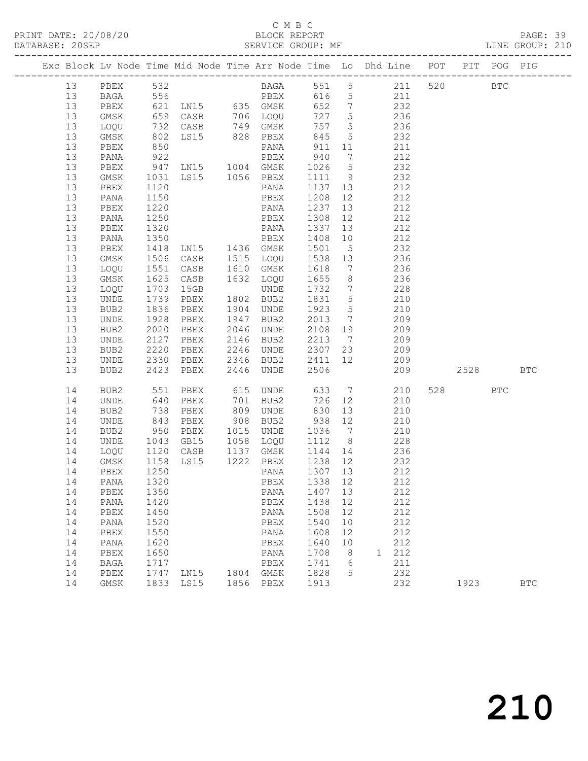C M B C

PRINT DATE: 20/08/20 BLOCK REPORT
DATABASE: 20SEP SERVICE GROUP: MF LINE GROUP: 210

| Exc | Block | Lv | Node | Time | Mid Node | Time | Arr Node | Time | Lo | Dhd Line | POT | PIT | POG | PIG |
|---|---|---|---|---|---|---|---|---|---|---|---|---|---|---|
| | 13 | | PBEX | 532 | | | BAGA | 551 | 5 | 211 | 520 | | BTC | |
| | 13 | | BAGA | 556 | | | PBEX | 616 | 5 | 211 | | | | |
| | 13 | | PBEX | 621 | LN15 | 635 | GMSK | 652 | 7 | 232 | | | | |
| | 13 | | GMSK | 659 | CASB | 706 | LOQU | 727 | 5 | 236 | | | | |
| | 13 | | LOQU | 732 | CASB | 749 | GMSK | 757 | 5 | 236 | | | | |
| | 13 | | GMSK | 802 | LS15 | 828 | PBEX | 845 | 5 | 232 | | | | |
| | 13 | | PBEX | 850 | | | PANA | 911 | 11 | 211 | | | | |
| | 13 | | PANA | 922 | | | PBEX | 940 | 7 | 212 | | | | |
| | 13 | | PBEX | 947 | LN15 | 1004 | GMSK | 1026 | 5 | 232 | | | | |
| | 13 | | GMSK | 1031 | LS15 | 1056 | PBEX | 1111 | 9 | 232 | | | | |
| | 13 | | PBEX | 1120 | | | PANA | 1137 | 13 | 212 | | | | |
| | 13 | | PANA | 1150 | | | PBEX | 1208 | 12 | 212 | | | | |
| | 13 | | PBEX | 1220 | | | PANA | 1237 | 13 | 212 | | | | |
| | 13 | | PANA | 1250 | | | PBEX | 1308 | 12 | 212 | | | | |
| | 13 | | PBEX | 1320 | | | PANA | 1337 | 13 | 212 | | | | |
| | 13 | | PANA | 1350 | | | PBEX | 1408 | 10 | 212 | | | | |
| | 13 | | PBEX | 1418 | LN15 | 1436 | GMSK | 1501 | 5 | 232 | | | | |
| | 13 | | GMSK | 1506 | CASB | 1515 | LOQU | 1538 | 13 | 236 | | | | |
| | 13 | | LOQU | 1551 | CASB | 1610 | GMSK | 1618 | 7 | 236 | | | | |
| | 13 | | GMSK | 1625 | CASB | 1632 | LOQU | 1655 | 8 | 236 | | | | |
| | 13 | | LOQU | 1703 | 15GB | | UNDE | 1732 | 7 | 228 | | | | |
| | 13 | | UNDE | 1739 | PBEX | 1802 | BUB2 | 1831 | 5 | 210 | | | | |
| | 13 | | BUB2 | 1836 | PBEX | 1904 | UNDE | 1923 | 5 | 210 | | | | |
| | 13 | | UNDE | 1928 | PBEX | 1947 | BUB2 | 2013 | 7 | 209 | | | | |
| | 13 | | BUB2 | 2020 | PBEX | 2046 | UNDE | 2108 | 19 | 209 | | | | |
| | 13 | | UNDE | 2127 | PBEX | 2146 | BUB2 | 2213 | 7 | 209 | | | | |
| | 13 | | BUB2 | 2220 | PBEX | 2246 | UNDE | 2307 | 23 | 209 | | | | |
| | 13 | | UNDE | 2330 | PBEX | 2346 | BUB2 | 2411 | 12 | 209 | | | | |
| | 13 | | BUB2 | 2423 | PBEX | 2446 | UNDE | 2506 | | 209 | | 2528 | | BTC |
| | 14 | | BUB2 | 551 | PBEX | 615 | UNDE | 633 | 7 | 210 | 528 | | BTC | |
| | 14 | | UNDE | 640 | PBEX | 701 | BUB2 | 726 | 12 | 210 | | | | |
| | 14 | | BUB2 | 738 | PBEX | 809 | UNDE | 830 | 13 | 210 | | | | |
| | 14 | | UNDE | 843 | PBEX | 908 | BUB2 | 938 | 12 | 210 | | | | |
| | 14 | | BUB2 | 950 | PBEX | 1015 | UNDE | 1036 | 7 | 210 | | | | |
| | 14 | | UNDE | 1043 | GB15 | 1058 | LOQU | 1112 | 8 | 228 | | | | |
| | 14 | | LOQU | 1120 | CASB | 1137 | GMSK | 1144 | 14 | 236 | | | | |
| | 14 | | GMSK | 1158 | LS15 | 1222 | PBEX | 1238 | 12 | 232 | | | | |
| | 14 | | PBEX | 1250 | | | PANA | 1307 | 13 | 212 | | | | |
| | 14 | | PANA | 1320 | | | PBEX | 1338 | 12 | 212 | | | | |
| | 14 | | PBEX | 1350 | | | PANA | 1407 | 13 | 212 | | | | |
| | 14 | | PANA | 1420 | | | PBEX | 1438 | 12 | 212 | | | | |
| | 14 | | PBEX | 1450 | | | PANA | 1508 | 12 | 212 | | | | |
| | 14 | | PANA | 1520 | | | PBEX | 1540 | 10 | 212 | | | | |
| | 14 | | PBEX | 1550 | | | PANA | 1608 | 12 | 212 | | | | |
| | 14 | | PANA | 1620 | | | PBEX | 1640 | 10 | 212 | | | | |
| | 14 | | PBEX | 1650 | | | PANA | 1708 | 8 | 1 212 | | | | |
| | 14 | | BAGA | 1717 | | | PBEX | 1741 | 6 | 211 | | | | |
| | 14 | | PBEX | 1747 | LN15 | 1804 | GMSK | 1828 | 5 | 232 | | | | |
| | 14 | | GMSK | 1833 | LS15 | 1856 | PBEX | 1913 | | 232 | | 1923 | | BTC |

210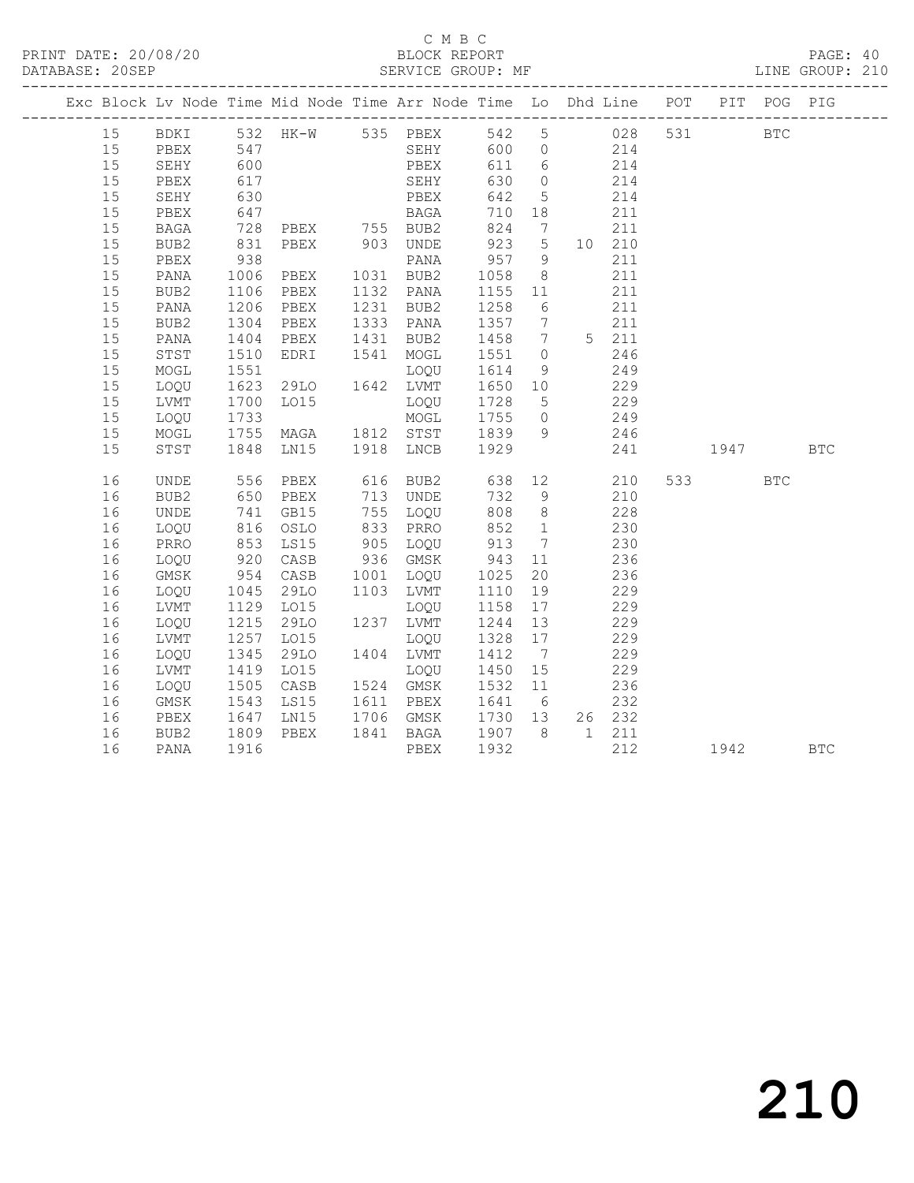C M B C

PRINT DATE: 20/08/20 BLOCK REPORT

DATABASE: 20SEP SERVICE GROUP: MF LINE GROUP: 210

| Exc | Block | Lv | Node | Time | Mid Node | Time | Arr Node | Time | Lo | Dhd | Line | POT | PIT | POG | PIG |
|---|---|---|---|---|---|---|---|---|---|---|---|---|---|---|---|
| | 15 | | BDKI | 532 | HK-W | 535 | PBEX | 542 | 5 | | 028 | 531 | | BTC | |
| | 15 | | PBEX | 547 | | | SEHY | 600 | 0 | | 214 | | | | |
| | 15 | | SEHY | 600 | | | PBEX | 611 | 6 | | 214 | | | | |
| | 15 | | PBEX | 617 | | | SEHY | 630 | 0 | | 214 | | | | |
| | 15 | | SEHY | 630 | | | PBEX | 642 | 5 | | 214 | | | | |
| | 15 | | PBEX | 647 | | | BAGA | 710 | 18 | | 211 | | | | |
| | 15 | | BAGA | 728 | PBEX | 755 | BUB2 | 824 | 7 | | 211 | | | | |
| | 15 | | BUB2 | 831 | PBEX | 903 | UNDE | 923 | 5 | 10 | 210 | | | | |
| | 15 | | PBEX | 938 | | | PANA | 957 | 9 | | 211 | | | | |
| | 15 | | PANA | 1006 | PBEX | 1031 | BUB2 | 1058 | 8 | | 211 | | | | |
| | 15 | | BUB2 | 1106 | PBEX | 1132 | PANA | 1155 | 11 | | 211 | | | | |
| | 15 | | PANA | 1206 | PBEX | 1231 | BUB2 | 1258 | 6 | | 211 | | | | |
| | 15 | | BUB2 | 1304 | PBEX | 1333 | PANA | 1357 | 7 | | 211 | | | | |
| | 15 | | PANA | 1404 | PBEX | 1431 | BUB2 | 1458 | 7 | 5 | 211 | | | | |
| | 15 | | STST | 1510 | EDRI | 1541 | MOGL | 1551 | 0 | | 246 | | | | |
| | 15 | | MOGL | 1551 | | | LOQU | 1614 | 9 | | 249 | | | | |
| | 15 | | LOQU | 1623 | 29LO | 1642 | LVMT | 1650 | 10 | | 229 | | | | |
| | 15 | | LVMT | 1700 | LO15 | | LOQU | 1728 | 5 | | 229 | | | | |
| | 15 | | LOQU | 1733 | | | MOGL | 1755 | 0 | | 249 | | | | |
| | 15 | | MOGL | 1755 | MAGA | 1812 | STST | 1839 | 9 | | 246 | | | | |
| | 15 | | STST | 1848 | LN15 | 1918 | LNCB | 1929 | | | 241 | | 1947 | | BTC |
| | 16 | | UNDE | 556 | PBEX | 616 | BUB2 | 638 | 12 | | 210 | 533 | | BTC | |
| | 16 | | BUB2 | 650 | PBEX | 713 | UNDE | 732 | 9 | | 210 | | | | |
| | 16 | | UNDE | 741 | GB15 | 755 | LOQU | 808 | 8 | | 228 | | | | |
| | 16 | | LOQU | 816 | OSLO | 833 | PRRO | 852 | 1 | | 230 | | | | |
| | 16 | | PRRO | 853 | LS15 | 905 | LOQU | 913 | 7 | | 230 | | | | |
| | 16 | | LOQU | 920 | CASB | 936 | GMSK | 943 | 11 | | 236 | | | | |
| | 16 | | GMSK | 954 | CASB | 1001 | LOQU | 1025 | 20 | | 236 | | | | |
| | 16 | | LOQU | 1045 | 29LO | 1103 | LVMT | 1110 | 19 | | 229 | | | | |
| | 16 | | LVMT | 1129 | LO15 | | LOQU | 1158 | 17 | | 229 | | | | |
| | 16 | | LOQU | 1215 | 29LO | 1237 | LVMT | 1244 | 13 | | 229 | | | | |
| | 16 | | LVMT | 1257 | LO15 | | LOQU | 1328 | 17 | | 229 | | | | |
| | 16 | | LOQU | 1345 | 29LO | 1404 | LVMT | 1412 | 7 | | 229 | | | | |
| | 16 | | LVMT | 1419 | LO15 | | LOQU | 1450 | 15 | | 229 | | | | |
| | 16 | | LOQU | 1505 | CASB | 1524 | GMSK | 1532 | 11 | | 236 | | | | |
| | 16 | | GMSK | 1543 | LS15 | 1611 | PBEX | 1641 | 6 | | 232 | | | | |
| | 16 | | PBEX | 1647 | LN15 | 1706 | GMSK | 1730 | 13 | 26 | 232 | | | | |
| | 16 | | BUB2 | 1809 | PBEX | 1841 | BAGA | 1907 | 8 | 1 | 211 | | | | |
| | 16 | | PANA | 1916 | | | PBEX | 1932 | | | 212 | | 1942 | | BTC |

210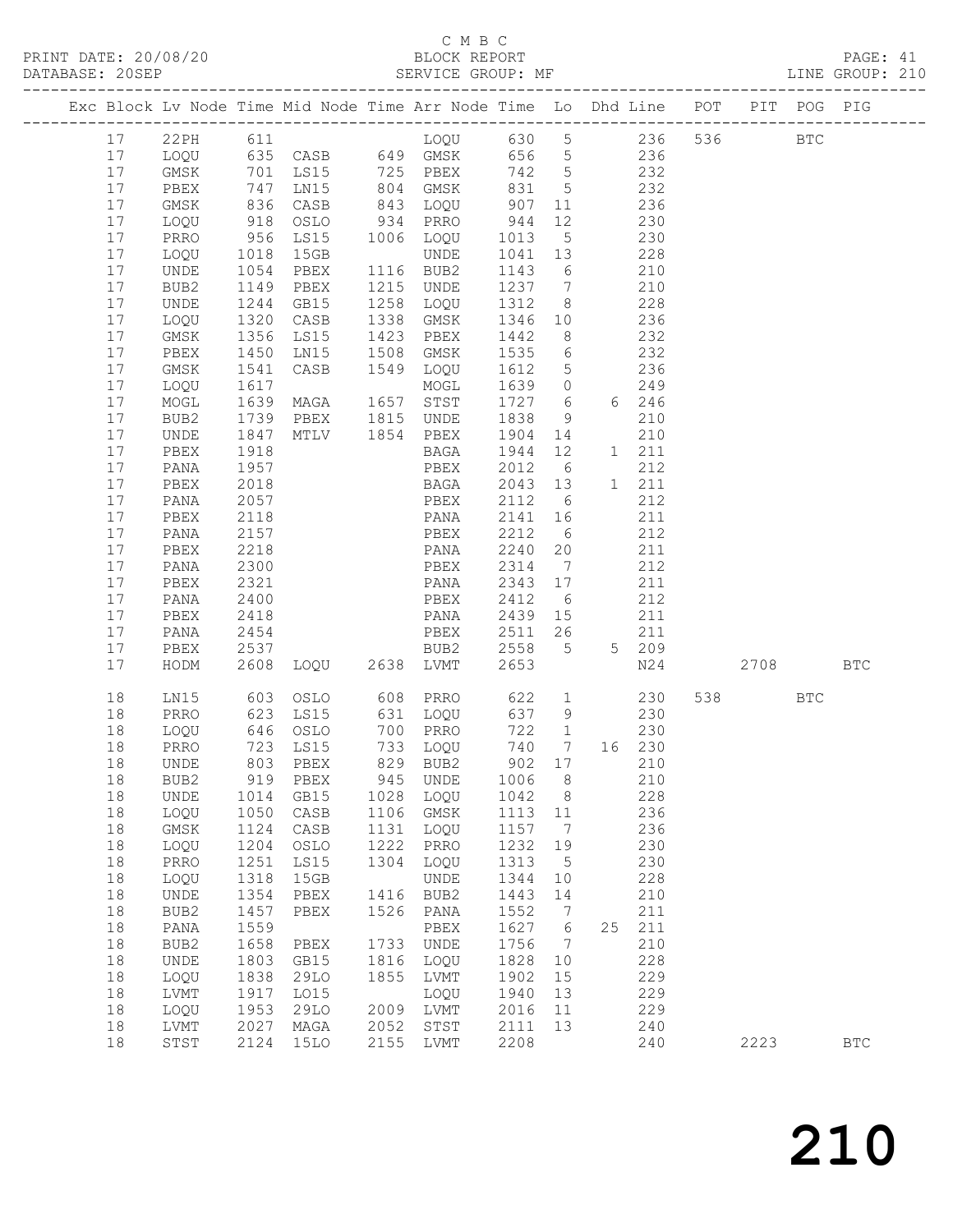C M B C
PRINT DATE: 20/08/20 BLOCK REPORT PAGE: 41
DATABASE: 20SEP SERVICE GROUP: MF LINE GROUP: 210

| Exc | Block | Lv | Node | Time | Mid Node | Time | Arr Node | Time | Lo | Dhd | Line | POT | PIT | POG | PIG |
|---|---|---|---|---|---|---|---|---|---|---|---|---|---|---|---|
| | 17 | | 22PH | 611 | | | LOQU | 630 | 5 | | 236 | 536 | | BTC | |
| | 17 | | LOQU | 635 | CASB | 649 | GMSK | 656 | 5 | | 236 | | | | |
| | 17 | | GMSK | 701 | LS15 | 725 | PBEX | 742 | 5 | | 232 | | | | |
| | 17 | | PBEX | 747 | LN15 | 804 | GMSK | 831 | 5 | | 232 | | | | |
| | 17 | | GMSK | 836 | CASB | 843 | LOQU | 907 | 11 | | 236 | | | | |
| | 17 | | LOQU | 918 | OSLO | 934 | PRRO | 944 | 12 | | 230 | | | | |
| | 17 | | PRRO | 956 | LS15 | 1006 | LOQU | 1013 | 5 | | 230 | | | | |
| | 17 | | LOQU | 1018 | 15GB | | UNDE | 1041 | 13 | | 228 | | | | |
| | 17 | | UNDE | 1054 | PBEX | 1116 | BUB2 | 1143 | 6 | | 210 | | | | |
| | 17 | | BUB2 | 1149 | PBEX | 1215 | UNDE | 1237 | 7 | | 210 | | | | |
| | 17 | | UNDE | 1244 | GB15 | 1258 | LOQU | 1312 | 8 | | 228 | | | | |
| | 17 | | LOQU | 1320 | CASB | 1338 | GMSK | 1346 | 10 | | 236 | | | | |
| | 17 | | GMSK | 1356 | LS15 | 1423 | PBEX | 1442 | 8 | | 232 | | | | |
| | 17 | | PBEX | 1450 | LN15 | 1508 | GMSK | 1535 | 6 | | 232 | | | | |
| | 17 | | GMSK | 1541 | CASB | 1549 | LOQU | 1612 | 5 | | 236 | | | | |
| | 17 | | LOQU | 1617 | | | MOGL | 1639 | 0 | | 249 | | | | |
| | 17 | | MOGL | 1639 | MAGA | 1657 | STST | 1727 | 6 | 6 | 246 | | | | |
| | 17 | | BUB2 | 1739 | PBEX | 1815 | UNDE | 1838 | 9 | | 210 | | | | |
| | 17 | | UNDE | 1847 | MTLV | 1854 | PBEX | 1904 | 14 | | 210 | | | | |
| | 17 | | PBEX | 1918 | | | BAGA | 1944 | 12 | 1 | 211 | | | | |
| | 17 | | PANA | 1957 | | | PBEX | 2012 | 6 | | 212 | | | | |
| | 17 | | PBEX | 2018 | | | BAGA | 2043 | 13 | 1 | 211 | | | | |
| | 17 | | PANA | 2057 | | | PBEX | 2112 | 6 | | 212 | | | | |
| | 17 | | PBEX | 2118 | | | PANA | 2141 | 16 | | 211 | | | | |
| | 17 | | PANA | 2157 | | | PBEX | 2212 | 6 | | 212 | | | | |
| | 17 | | PBEX | 2218 | | | PANA | 2240 | 20 | | 211 | | | | |
| | 17 | | PANA | 2300 | | | PBEX | 2314 | 7 | | 212 | | | | |
| | 17 | | PBEX | 2321 | | | PANA | 2343 | 17 | | 211 | | | | |
| | 17 | | PANA | 2400 | | | PBEX | 2412 | 6 | | 212 | | | | |
| | 17 | | PBEX | 2418 | | | PANA | 2439 | 15 | | 211 | | | | |
| | 17 | | PANA | 2454 | | | PBEX | 2511 | 26 | | 211 | | | | |
| | 17 | | PBEX | 2537 | | | BUB2 | 2558 | 5 | 5 | 209 | | | | |
| | 17 | | HODM | 2608 | LOQU | 2638 | LVMT | 2653 | | | N24 | | 2708 | | BTC |
| | 18 | | LN15 | 603 | OSLO | 608 | PRRO | 622 | 1 | | 230 | 538 | | BTC | |
| | 18 | | PRRO | 623 | LS15 | 631 | LOQU | 637 | 9 | | 230 | | | | |
| | 18 | | LOQU | 646 | OSLO | 700 | PRRO | 722 | 1 | | 230 | | | | |
| | 18 | | PRRO | 723 | LS15 | 733 | LOQU | 740 | 7 | 16 | 230 | | | | |
| | 18 | | UNDE | 803 | PBEX | 829 | BUB2 | 902 | 17 | | 210 | | | | |
| | 18 | | BUB2 | 919 | PBEX | 945 | UNDE | 1006 | 8 | | 210 | | | | |
| | 18 | | UNDE | 1014 | GB15 | 1028 | LOQU | 1042 | 8 | | 228 | | | | |
| | 18 | | LOQU | 1050 | CASB | 1106 | GMSK | 1113 | 11 | | 236 | | | | |
| | 18 | | GMSK | 1124 | CASB | 1131 | LOQU | 1157 | 7 | | 236 | | | | |
| | 18 | | LOQU | 1204 | OSLO | 1222 | PRRO | 1232 | 19 | | 230 | | | | |
| | 18 | | PRRO | 1251 | LS15 | 1304 | LOQU | 1313 | 5 | | 230 | | | | |
| | 18 | | LOQU | 1318 | 15GB | | UNDE | 1344 | 10 | | 228 | | | | |
| | 18 | | UNDE | 1354 | PBEX | 1416 | BUB2 | 1443 | 14 | | 210 | | | | |
| | 18 | | BUB2 | 1457 | PBEX | 1526 | PANA | 1552 | 7 | | 211 | | | | |
| | 18 | | PANA | 1559 | | | PBEX | 1627 | 6 | 25 | 211 | | | | |
| | 18 | | BUB2 | 1658 | PBEX | 1733 | UNDE | 1756 | 7 | | 210 | | | | |
| | 18 | | UNDE | 1803 | GB15 | 1816 | LOQU | 1828 | 10 | | 228 | | | | |
| | 18 | | LOQU | 1838 | 29LO | 1855 | LVMT | 1902 | 15 | | 229 | | | | |
| | 18 | | LVMT | 1917 | LO15 | | LOQU | 1940 | 13 | | 229 | | | | |
| | 18 | | LOQU | 1953 | 29LO | 2009 | LVMT | 2016 | 11 | | 229 | | | | |
| | 18 | | LVMT | 2027 | MAGA | 2052 | STST | 2111 | 13 | | 240 | | | | |
| | 18 | | STST | 2124 | 15LO | 2155 | LVMT | 2208 | | | 240 | | 2223 | | BTC |

210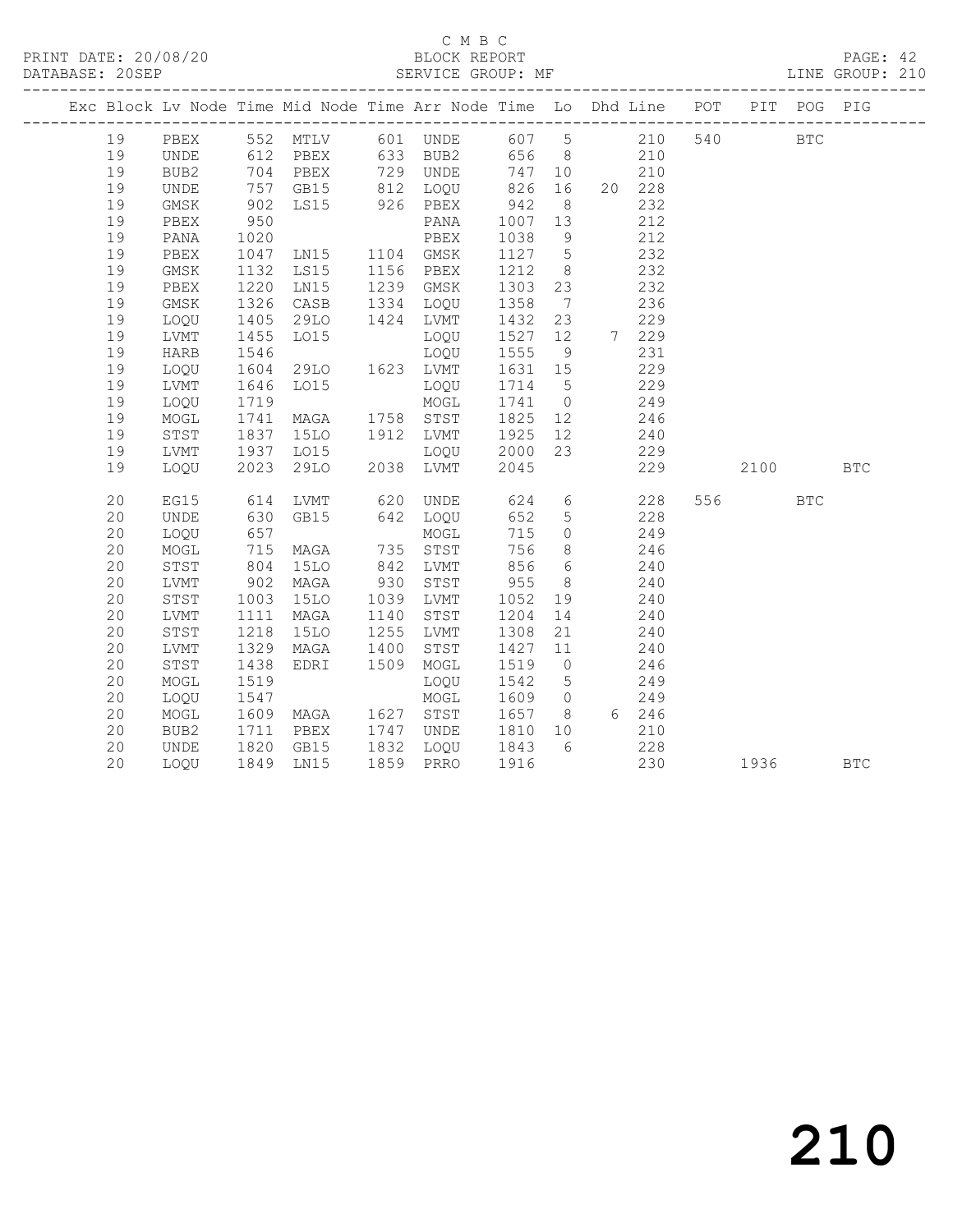C M B C
PRINT DATE: 20/08/20 BLOCK REPORT PAGE: 42
DATABASE: 20SEP SERVICE GROUP: MF LINE GROUP: 210

| Exc | Block | Lv | Node | Time | Mid Node | Time | Arr Node | Time | Lo | Dhd Line | POT | PIT | POG | PIG |
|---|---|---|---|---|---|---|---|---|---|---|---|---|---|---|
| | 19 | | PBEX | 552 | MTLV | 601 | UNDE | 607 | 5 | 210 | 540 | | BTC | |
| | 19 | | UNDE | 612 | PBEX | 633 | BUB2 | 656 | 8 | 210 | | | | |
| | 19 | | BUB2 | 704 | PBEX | 729 | UNDE | 747 | 10 | 210 | | | | |
| | 19 | | UNDE | 757 | GB15 | 812 | LOQU | 826 | 16 | 20 228 | | | | |
| | 19 | | GMSK | 902 | LS15 | 926 | PBEX | 942 | 8 | 232 | | | | |
| | 19 | | PBEX | 950 | | | PANA | 1007 | 13 | 212 | | | | |
| | 19 | | PANA | 1020 | | | PBEX | 1038 | 9 | 212 | | | | |
| | 19 | | PBEX | 1047 | LN15 | 1104 | GMSK | 1127 | 5 | 232 | | | | |
| | 19 | | GMSK | 1132 | LS15 | 1156 | PBEX | 1212 | 8 | 232 | | | | |
| | 19 | | PBEX | 1220 | LN15 | 1239 | GMSK | 1303 | 23 | 232 | | | | |
| | 19 | | GMSK | 1326 | CASB | 1334 | LOQU | 1358 | 7 | 236 | | | | |
| | 19 | | LOQU | 1405 | 29LO | 1424 | LVMT | 1432 | 23 | 229 | | | | |
| | 19 | | LVMT | 1455 | LO15 | | LOQU | 1527 | 12 | 7 229 | | | | |
| | 19 | | HARB | 1546 | | | LOQU | 1555 | 9 | 231 | | | | |
| | 19 | | LOQU | 1604 | 29LO | 1623 | LVMT | 1631 | 15 | 229 | | | | |
| | 19 | | LVMT | 1646 | LO15 | | LOQU | 1714 | 5 | 229 | | | | |
| | 19 | | LOQU | 1719 | | | MOGL | 1741 | 0 | 249 | | | | |
| | 19 | | MOGL | 1741 | MAGA | 1758 | STST | 1825 | 12 | 246 | | | | |
| | 19 | | STST | 1837 | 15LO | 1912 | LVMT | 1925 | 12 | 240 | | | | |
| | 19 | | LVMT | 1937 | LO15 | | LOQU | 2000 | 23 | 229 | | | | |
| | 19 | | LOQU | 2023 | 29LO | 2038 | LVMT | 2045 | | 229 | | 2100 | | BTC |
| | 20 | | EG15 | 614 | LVMT | 620 | UNDE | 624 | 6 | 228 | 556 | | BTC | |
| | 20 | | UNDE | 630 | GB15 | 642 | LOQU | 652 | 5 | 228 | | | | |
| | 20 | | LOQU | 657 | | | MOGL | 715 | 0 | 249 | | | | |
| | 20 | | MOGL | 715 | MAGA | 735 | STST | 756 | 8 | 246 | | | | |
| | 20 | | STST | 804 | 15LO | 842 | LVMT | 856 | 6 | 240 | | | | |
| | 20 | | LVMT | 902 | MAGA | 930 | STST | 955 | 8 | 240 | | | | |
| | 20 | | STST | 1003 | 15LO | 1039 | LVMT | 1052 | 19 | 240 | | | | |
| | 20 | | LVMT | 1111 | MAGA | 1140 | STST | 1204 | 14 | 240 | | | | |
| | 20 | | STST | 1218 | 15LO | 1255 | LVMT | 1308 | 21 | 240 | | | | |
| | 20 | | LVMT | 1329 | MAGA | 1400 | STST | 1427 | 11 | 240 | | | | |
| | 20 | | STST | 1438 | EDRI | 1509 | MOGL | 1519 | 0 | 246 | | | | |
| | 20 | | MOGL | 1519 | | | LOQU | 1542 | 5 | 249 | | | | |
| | 20 | | LOQU | 1547 | | | MOGL | 1609 | 0 | 249 | | | | |
| | 20 | | MOGL | 1609 | MAGA | 1627 | STST | 1657 | 8 | 6 246 | | | | |
| | 20 | | BUB2 | 1711 | PBEX | 1747 | UNDE | 1810 | 10 | 210 | | | | |
| | 20 | | UNDE | 1820 | GB15 | 1832 | LOQU | 1843 | 6 | 228 | | | | |
| | 20 | | LOQU | 1849 | LN15 | 1859 | PRRO | 1916 | | 230 | | 1936 | | BTC |

210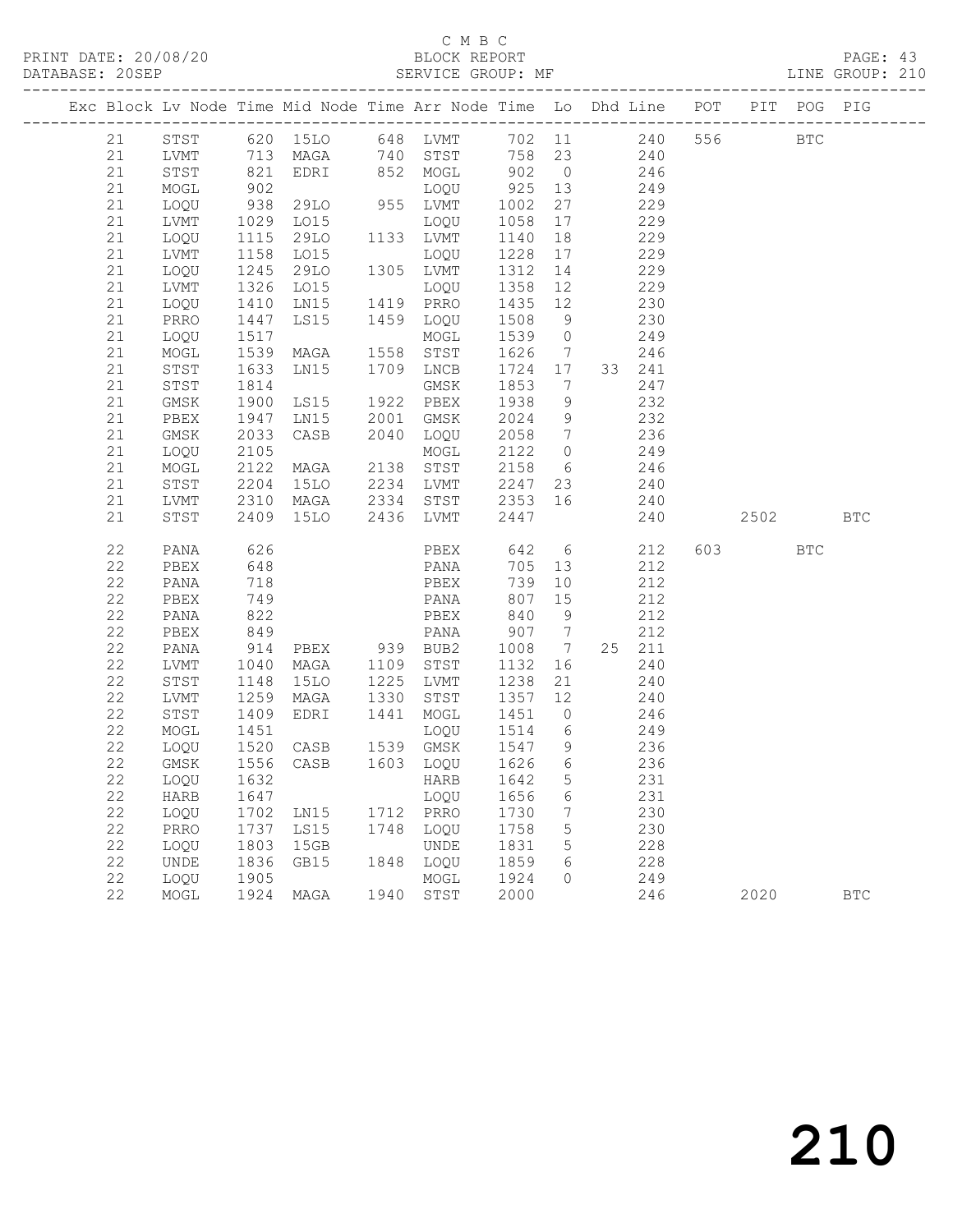C M B C

BLOCK REPORT

SERVICE GROUP: MF

PRINT DATE: 20/08/20
DATABASE: 20SEP
LINE GROUP: 210

| Exc | Block | Lv | Node | Time | Mid Node | Time | Arr Node | Time | Lo | Dhd | Line | POT | PIT | POG | PIG |
|---|---|---|---|---|---|---|---|---|---|---|---|---|---|---|---|
| | 21 | | STST | 620 | 15LO | 648 | LVMT | 702 | 11 | | 240 | 556 | | BTC | |
| | 21 | | LVMT | 713 | MAGA | 740 | STST | 758 | 23 | | 240 | | | | |
| | 21 | | STST | 821 | EDRI | 852 | MOGL | 902 | 0 | | 246 | | | | |
| | 21 | | MOGL | 902 | | | LOQU | 925 | 13 | | 249 | | | | |
| | 21 | | LOQU | 938 | 29LO | 955 | LVMT | 1002 | 27 | | 229 | | | | |
| | 21 | | LVMT | 1029 | LO15 | | LOQU | 1058 | 17 | | 229 | | | | |
| | 21 | | LOQU | 1115 | 29LO | 1133 | LVMT | 1140 | 18 | | 229 | | | | |
| | 21 | | LVMT | 1158 | LO15 | | LOQU | 1228 | 17 | | 229 | | | | |
| | 21 | | LOQU | 1245 | 29LO | 1305 | LVMT | 1312 | 14 | | 229 | | | | |
| | 21 | | LVMT | 1326 | LO15 | | LOQU | 1358 | 12 | | 229 | | | | |
| | 21 | | LOQU | 1410 | LN15 | 1419 | PRRO | 1435 | 12 | | 230 | | | | |
| | 21 | | PRRO | 1447 | LS15 | 1459 | LOQU | 1508 | 9 | | 230 | | | | |
| | 21 | | LOQU | 1517 | | | MOGL | 1539 | 0 | | 249 | | | | |
| | 21 | | MOGL | 1539 | MAGA | 1558 | STST | 1626 | 7 | | 246 | | | | |
| | 21 | | STST | 1633 | LN15 | 1709 | LNCB | 1724 | 17 | 33 | 241 | | | | |
| | 21 | | STST | 1814 | | | GMSK | 1853 | 7 | | 247 | | | | |
| | 21 | | GMSK | 1900 | LS15 | 1922 | PBEX | 1938 | 9 | | 232 | | | | |
| | 21 | | PBEX | 1947 | LN15 | 2001 | GMSK | 2024 | 9 | | 232 | | | | |
| | 21 | | GMSK | 2033 | CASB | 2040 | LOQU | 2058 | 7 | | 236 | | | | |
| | 21 | | LOQU | 2105 | | | MOGL | 2122 | 0 | | 249 | | | | |
| | 21 | | MOGL | 2122 | MAGA | 2138 | STST | 2158 | 6 | | 246 | | | | |
| | 21 | | STST | 2204 | 15LO | 2234 | LVMT | 2247 | 23 | | 240 | | | | |
| | 21 | | LVMT | 2310 | MAGA | 2334 | STST | 2353 | 16 | | 240 | | | | |
| | 21 | | STST | 2409 | 15LO | 2436 | LVMT | 2447 | | | 240 | | 2502 | | BTC |
| | 22 | | PANA | 626 | | | PBEX | 642 | 6 | | 212 | 603 | | BTC | |
| | 22 | | PBEX | 648 | | | PANA | 705 | 13 | | 212 | | | | |
| | 22 | | PANA | 718 | | | PBEX | 739 | 10 | | 212 | | | | |
| | 22 | | PBEX | 749 | | | PANA | 807 | 15 | | 212 | | | | |
| | 22 | | PANA | 822 | | | PBEX | 840 | 9 | | 212 | | | | |
| | 22 | | PBEX | 849 | | | PANA | 907 | 7 | | 212 | | | | |
| | 22 | | PANA | 914 | PBEX | 939 | BUB2 | 1008 | 7 | 25 | 211 | | | | |
| | 22 | | LVMT | 1040 | MAGA | 1109 | STST | 1132 | 16 | | 240 | | | | |
| | 22 | | STST | 1148 | 15LO | 1225 | LVMT | 1238 | 21 | | 240 | | | | |
| | 22 | | LVMT | 1259 | MAGA | 1330 | STST | 1357 | 12 | | 240 | | | | |
| | 22 | | STST | 1409 | EDRI | 1441 | MOGL | 1451 | 0 | | 246 | | | | |
| | 22 | | MOGL | 1451 | | | LOQU | 1514 | 6 | | 249 | | | | |
| | 22 | | LOQU | 1520 | CASB | 1539 | GMSK | 1547 | 9 | | 236 | | | | |
| | 22 | | GMSK | 1556 | CASB | 1603 | LOQU | 1626 | 6 | | 236 | | | | |
| | 22 | | LOQU | 1632 | | | HARB | 1642 | 5 | | 231 | | | | |
| | 22 | | HARB | 1647 | | | LOQU | 1656 | 6 | | 231 | | | | |
| | 22 | | LOQU | 1702 | LN15 | 1712 | PRRO | 1730 | 7 | | 230 | | | | |
| | 22 | | PRRO | 1737 | LS15 | 1748 | LOQU | 1758 | 5 | | 230 | | | | |
| | 22 | | LOQU | 1803 | 15GB | | UNDE | 1831 | 5 | | 228 | | | | |
| | 22 | | UNDE | 1836 | GB15 | 1848 | LOQU | 1859 | 6 | | 228 | | | | |
| | 22 | | LOQU | 1905 | | | MOGL | 1924 | 0 | | 249 | | | | |
| | 22 | | MOGL | 1924 | MAGA | 1940 | STST | 2000 | | | 246 | | 2020 | | BTC |

210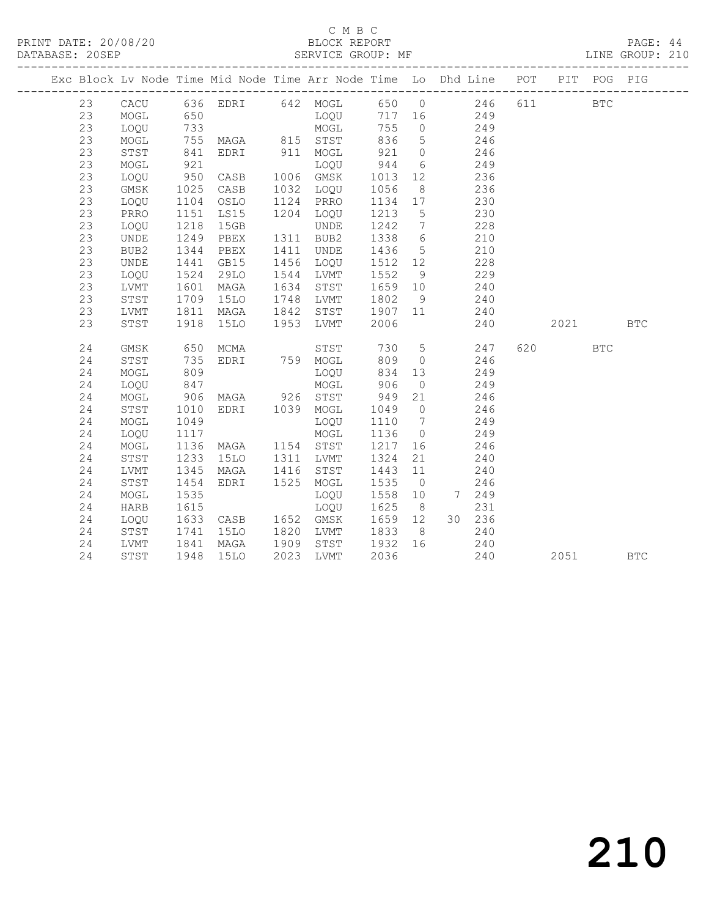C M B C

BLOCK REPORT

SERVICE GROUP: MF

PRINT DATE: 20/08/20
DATABASE: 20SEP
LINE GROUP: 210

| Exc | Block | Lv | Node | Time | Mid Node | Time | Arr Node | Time | Lo | Dhd | Line | POT | PIT | POG | PIG |
|---|---|---|---|---|---|---|---|---|---|---|---|---|---|---|---|
| | 23 | | CACU | 636 | EDRI | 642 | MOGL | 650 | 0 | | 246 | 611 | | BTC | |
| | 23 | | MOGL | 650 | | | LOQU | 717 | 16 | | 249 | | | | |
| | 23 | | LOQU | 733 | | | MOGL | 755 | 0 | | 249 | | | | |
| | 23 | | MOGL | 755 | MAGA | 815 | STST | 836 | 5 | | 246 | | | | |
| | 23 | | STST | 841 | EDRI | 911 | MOGL | 921 | 0 | | 246 | | | | |
| | 23 | | MOGL | 921 | | | LOQU | 944 | 6 | | 249 | | | | |
| | 23 | | LOQU | 950 | CASB | 1006 | GMSK | 1013 | 12 | | 236 | | | | |
| | 23 | | GMSK | 1025 | CASB | 1032 | LOQU | 1056 | 8 | | 236 | | | | |
| | 23 | | LOQU | 1104 | OSLO | 1124 | PRRO | 1134 | 17 | | 230 | | | | |
| | 23 | | PRRO | 1151 | LS15 | 1204 | LOQU | 1213 | 5 | | 230 | | | | |
| | 23 | | LOQU | 1218 | 15GB | | UNDE | 1242 | 7 | | 228 | | | | |
| | 23 | | UNDE | 1249 | PBEX | 1311 | BUB2 | 1338 | 6 | | 210 | | | | |
| | 23 | | BUB2 | 1344 | PBEX | 1411 | UNDE | 1436 | 5 | | 210 | | | | |
| | 23 | | UNDE | 1441 | GB15 | 1456 | LOQU | 1512 | 12 | | 228 | | | | |
| | 23 | | LOQU | 1524 | 29LO | 1544 | LVMT | 1552 | 9 | | 229 | | | | |
| | 23 | | LVMT | 1601 | MAGA | 1634 | STST | 1659 | 10 | | 240 | | | | |
| | 23 | | STST | 1709 | 15LO | 1748 | LVMT | 1802 | 9 | | 240 | | | | |
| | 23 | | LVMT | 1811 | MAGA | 1842 | STST | 1907 | 11 | | 240 | | | | |
| | 23 | | STST | 1918 | 15LO | 1953 | LVMT | 2006 | | | 240 | | 2021 | | BTC |
| | 24 | | GMSK | 650 | MCMA | | STST | 730 | 5 | | 247 | 620 | | BTC | |
| | 24 | | STST | 735 | EDRI | 759 | MOGL | 809 | 0 | | 246 | | | | |
| | 24 | | MOGL | 809 | | | LOQU | 834 | 13 | | 249 | | | | |
| | 24 | | LOQU | 847 | | | MOGL | 906 | 0 | | 249 | | | | |
| | 24 | | MOGL | 906 | MAGA | 926 | STST | 949 | 21 | | 246 | | | | |
| | 24 | | STST | 1010 | EDRI | 1039 | MOGL | 1049 | 0 | | 246 | | | | |
| | 24 | | MOGL | 1049 | | | LOQU | 1110 | 7 | | 249 | | | | |
| | 24 | | LOQU | 1117 | | | MOGL | 1136 | 0 | | 249 | | | | |
| | 24 | | MOGL | 1136 | MAGA | 1154 | STST | 1217 | 16 | | 246 | | | | |
| | 24 | | STST | 1233 | 15LO | 1311 | LVMT | 1324 | 21 | | 240 | | | | |
| | 24 | | LVMT | 1345 | MAGA | 1416 | STST | 1443 | 11 | | 240 | | | | |
| | 24 | | STST | 1454 | EDRI | 1525 | MOGL | 1535 | 0 | | 246 | | | | |
| | 24 | | MOGL | 1535 | | | LOQU | 1558 | 10 | 7 | 249 | | | | |
| | 24 | | HARB | 1615 | | | LOQU | 1625 | 8 | | 231 | | | | |
| | 24 | | LOQU | 1633 | CASB | 1652 | GMSK | 1659 | 12 | 30 | 236 | | | | |
| | 24 | | STST | 1741 | 15LO | 1820 | LVMT | 1833 | 8 | | 240 | | | | |
| | 24 | | LVMT | 1841 | MAGA | 1909 | STST | 1932 | 16 | | 240 | | | | |
| | 24 | | STST | 1948 | 15LO | 2023 | LVMT | 2036 | | | 240 | | 2051 | | BTC |

210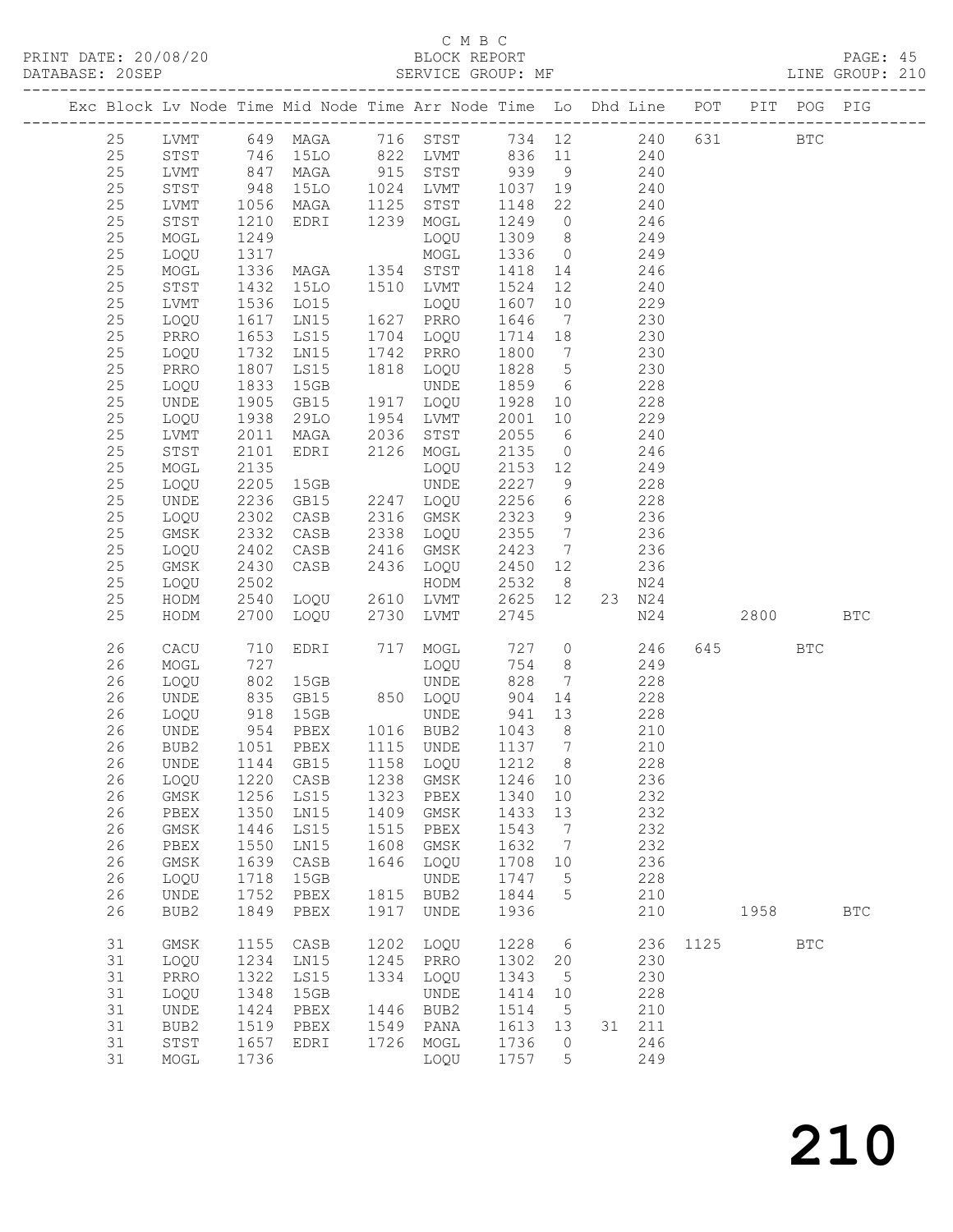C M B C

PRINT DATE: 20/08/20 BLOCK REPORT

DATABASE: 20SEP SERVICE GROUP: MF LINE GROUP: 210

| Exc | Block | Lv | Node | Time | Mid Node | Time | Arr Node | Time | Lo | Dhd Line | POT | PIT | POG | PIG |
|---|---|---|---|---|---|---|---|---|---|---|---|---|---|---|
| | 25 | | LVMT | 649 | MAGA | 716 | STST | 734 | 12 | 240 | 631 | | BTC | |
| | 25 | | STST | 746 | 15LO | 822 | LVMT | 836 | 11 | 240 | | | | |
| | 25 | | LVMT | 847 | MAGA | 915 | STST | 939 | 9 | 240 | | | | |
| | 25 | | STST | 948 | 15LO | 1024 | LVMT | 1037 | 19 | 240 | | | | |
| | 25 | | LVMT | 1056 | MAGA | 1125 | STST | 1148 | 22 | 240 | | | | |
| | 25 | | STST | 1210 | EDRI | 1239 | MOGL | 1249 | 0 | 246 | | | | |
| | 25 | | MOGL | 1249 | | | LOQU | 1309 | 8 | 249 | | | | |
| | 25 | | LOQU | 1317 | | | MOGL | 1336 | 0 | 249 | | | | |
| | 25 | | MOGL | 1336 | MAGA | 1354 | STST | 1418 | 14 | 246 | | | | |
| | 25 | | STST | 1432 | 15LO | 1510 | LVMT | 1524 | 12 | 240 | | | | |
| | 25 | | LVMT | 1536 | LO15 | | LOQU | 1607 | 10 | 229 | | | | |
| | 25 | | LOQU | 1617 | LN15 | 1627 | PRRO | 1646 | 7 | 230 | | | | |
| | 25 | | PRRO | 1653 | LS15 | 1704 | LOQU | 1714 | 18 | 230 | | | | |
| | 25 | | LOQU | 1732 | LN15 | 1742 | PRRO | 1800 | 7 | 230 | | | | |
| | 25 | | PRRO | 1807 | LS15 | 1818 | LOQU | 1828 | 5 | 230 | | | | |
| | 25 | | LOQU | 1833 | 15GB | | UNDE | 1859 | 6 | 228 | | | | |
| | 25 | | UNDE | 1905 | GB15 | 1917 | LOQU | 1928 | 10 | 228 | | | | |
| | 25 | | LOQU | 1938 | 29LO | 1954 | LVMT | 2001 | 10 | 229 | | | | |
| | 25 | | LVMT | 2011 | MAGA | 2036 | STST | 2055 | 6 | 240 | | | | |
| | 25 | | STST | 2101 | EDRI | 2126 | MOGL | 2135 | 0 | 246 | | | | |
| | 25 | | MOGL | 2135 | | | LOQU | 2153 | 12 | 249 | | | | |
| | 25 | | LOQU | 2205 | 15GB | | UNDE | 2227 | 9 | 228 | | | | |
| | 25 | | UNDE | 2236 | GB15 | 2247 | LOQU | 2256 | 6 | 228 | | | | |
| | 25 | | LOQU | 2302 | CASB | 2316 | GMSK | 2323 | 9 | 236 | | | | |
| | 25 | | GMSK | 2332 | CASB | 2338 | LOQU | 2355 | 7 | 236 | | | | |
| | 25 | | LOQU | 2402 | CASB | 2416 | GMSK | 2423 | 7 | 236 | | | | |
| | 25 | | GMSK | 2430 | CASB | 2436 | LOQU | 2450 | 12 | 236 | | | | |
| | 25 | | LOQU | 2502 | | | HODM | 2532 | 8 | N24 | | | | |
| | 25 | | HODM | 2540 | LOQU | 2610 | LVMT | 2625 | 12 | 23 N24 | | | | |
| | 25 | | HODM | 2700 | LOQU | 2730 | LVMT | 2745 | | N24 | | 2800 | | BTC |
| | 26 | | CACU | 710 | EDRI | 717 | MOGL | 727 | 0 | 246 | 645 | | BTC | |
| | 26 | | MOGL | 727 | | | LOQU | 754 | 8 | 249 | | | | |
| | 26 | | LOQU | 802 | 15GB | | UNDE | 828 | 7 | 228 | | | | |
| | 26 | | UNDE | 835 | GB15 | 850 | LOQU | 904 | 14 | 228 | | | | |
| | 26 | | LOQU | 918 | 15GB | | UNDE | 941 | 13 | 228 | | | | |
| | 26 | | UNDE | 954 | PBEX | 1016 | BUB2 | 1043 | 8 | 210 | | | | |
| | 26 | | BUB2 | 1051 | PBEX | 1115 | UNDE | 1137 | 7 | 210 | | | | |
| | 26 | | UNDE | 1144 | GB15 | 1158 | LOQU | 1212 | 8 | 228 | | | | |
| | 26 | | LOQU | 1220 | CASB | 1238 | GMSK | 1246 | 10 | 236 | | | | |
| | 26 | | GMSK | 1256 | LS15 | 1323 | PBEX | 1340 | 10 | 232 | | | | |
| | 26 | | PBEX | 1350 | LN15 | 1409 | GMSK | 1433 | 13 | 232 | | | | |
| | 26 | | GMSK | 1446 | LS15 | 1515 | PBEX | 1543 | 7 | 232 | | | | |
| | 26 | | PBEX | 1550 | LN15 | 1608 | GMSK | 1632 | 7 | 232 | | | | |
| | 26 | | GMSK | 1639 | CASB | 1646 | LOQU | 1708 | 10 | 236 | | | | |
| | 26 | | LOQU | 1718 | 15GB | | UNDE | 1747 | 5 | 228 | | | | |
| | 26 | | UNDE | 1752 | PBEX | 1815 | BUB2 | 1844 | 5 | 210 | | | | |
| | 26 | | BUB2 | 1849 | PBEX | 1917 | UNDE | 1936 | | 210 | | 1958 | | BTC |
| | 31 | | GMSK | 1155 | CASB | 1202 | LOQU | 1228 | 6 | 236 | 1125 | | BTC | |
| | 31 | | LOQU | 1234 | LN15 | 1245 | PRRO | 1302 | 20 | 230 | | | | |
| | 31 | | PRRO | 1322 | LS15 | 1334 | LOQU | 1343 | 5 | 230 | | | | |
| | 31 | | LOQU | 1348 | 15GB | | UNDE | 1414 | 10 | 228 | | | | |
| | 31 | | UNDE | 1424 | PBEX | 1446 | BUB2 | 1514 | 5 | 210 | | | | |
| | 31 | | BUB2 | 1519 | PBEX | 1549 | PANA | 1613 | 13 | 31 211 | | | | |
| | 31 | | STST | 1657 | EDRI | 1726 | MOGL | 1736 | 0 | 246 | | | | |
| | 31 | | MOGL | 1736 | | | LOQU | 1757 | 5 | 249 | | | | |

210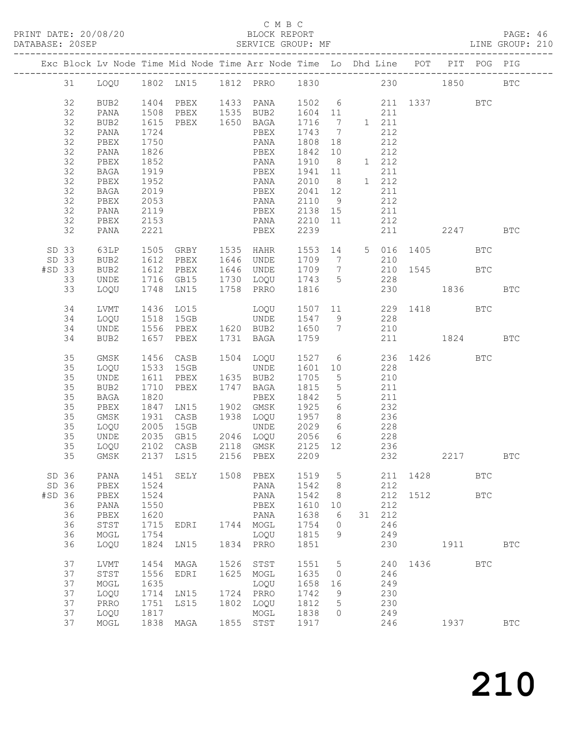C M B C
PRINT DATE: 20/08/20 BLOCK REPORT
DATABASE: 20SEP SERVICE GROUP: MF LINE GROUP: 210

| Exc | Block | Lv | Node | Time | Mid Node | Time | Arr Node | Time | Lo | Dhd | Line | POT | PIT | POG | PIG |
|---|---|---|---|---|---|---|---|---|---|---|---|---|---|---|---|
| | 31 | | LOQU | 1802 | LN15 | 1812 | PRRO | 1830 | | | 230 | | 1850 | | BTC |
| | 32 | | BUB2 | 1404 | PBEX | 1433 | PANA | 1502 | 6 | | 211 | 1337 | | BTC | |
| | 32 | | PANA | 1508 | PBEX | 1535 | BUB2 | 1604 | 11 | | 211 | | | | |
| | 32 | | BUB2 | 1615 | PBEX | 1650 | BAGA | 1716 | 7 | 1 | 211 | | | | |
| | 32 | | PANA | 1724 | | | PBEX | 1743 | 7 | | 212 | | | | |
| | 32 | | PBEX | 1750 | | | PANA | 1808 | 18 | | 212 | | | | |
| | 32 | | PANA | 1826 | | | PBEX | 1842 | 10 | | 212 | | | | |
| | 32 | | PBEX | 1852 | | | PANA | 1910 | 8 | 1 | 212 | | | | |
| | 32 | | BAGA | 1919 | | | PBEX | 1941 | 11 | | 211 | | | | |
| | 32 | | PBEX | 1952 | | | PANA | 2010 | 8 | 1 | 212 | | | | |
| | 32 | | BAGA | 2019 | | | PBEX | 2041 | 12 | | 211 | | | | |
| | 32 | | PBEX | 2053 | | | PANA | 2110 | 9 | | 212 | | | | |
| | 32 | | PANA | 2119 | | | PBEX | 2138 | 15 | | 211 | | | | |
| | 32 | | PBEX | 2153 | | | PANA | 2210 | 11 | | 212 | | | | |
| | 32 | | PANA | 2221 | | | PBEX | 2239 | | | 211 | | 2247 | | BTC |
| SD | 33 | | 63LP | 1505 | GRBY | 1535 | HAHR | 1553 | 14 | 5 | 016 | 1405 | | BTC | |
| SD | 33 | | BUB2 | 1612 | PBEX | 1646 | UNDE | 1709 | 7 | | 210 | | | | |
| #SD | 33 | | BUB2 | 1612 | PBEX | 1646 | UNDE | 1709 | 7 | | 210 | 1545 | | BTC | |
| | 33 | | UNDE | 1716 | GB15 | 1730 | LOQU | 1743 | 5 | | 228 | | | | |
| | 33 | | LOQU | 1748 | LN15 | 1758 | PRRO | 1816 | | | 230 | | 1836 | | BTC |
| | 34 | | LVMT | 1436 | LO15 | | LOQU | 1507 | 11 | | 229 | 1418 | | BTC | |
| | 34 | | LOQU | 1518 | 15GB | | UNDE | 1547 | 9 | | 228 | | | | |
| | 34 | | UNDE | 1556 | PBEX | 1620 | BUB2 | 1650 | 7 | | 210 | | | | |
| | 34 | | BUB2 | 1657 | PBEX | 1731 | BAGA | 1759 | | | 211 | | 1824 | | BTC |
| | 35 | | GMSK | 1456 | CASB | 1504 | LOQU | 1527 | 6 | | 236 | 1426 | | BTC | |
| | 35 | | LOQU | 1533 | 15GB | | UNDE | 1601 | 10 | | 228 | | | | |
| | 35 | | UNDE | 1611 | PBEX | 1635 | BUB2 | 1705 | 5 | | 210 | | | | |
| | 35 | | BUB2 | 1710 | PBEX | 1747 | BAGA | 1815 | 5 | | 211 | | | | |
| | 35 | | BAGA | 1820 | | | PBEX | 1842 | 5 | | 211 | | | | |
| | 35 | | PBEX | 1847 | LN15 | 1902 | GMSK | 1925 | 6 | | 232 | | | | |
| | 35 | | GMSK | 1931 | CASB | 1938 | LOQU | 1957 | 8 | | 236 | | | | |
| | 35 | | LOQU | 2005 | 15GB | | UNDE | 2029 | 6 | | 228 | | | | |
| | 35 | | UNDE | 2035 | GB15 | 2046 | LOQU | 2056 | 6 | | 228 | | | | |
| | 35 | | LOQU | 2102 | CASB | 2118 | GMSK | 2125 | 12 | | 236 | | | | |
| | 35 | | GMSK | 2137 | LS15 | 2156 | PBEX | 2209 | | | 232 | | 2217 | | BTC |
| SD | 36 | | PANA | 1451 | SELY | 1508 | PBEX | 1519 | 5 | | 211 | 1428 | | BTC | |
| SD | 36 | | PBEX | 1524 | | | PANA | 1542 | 8 | | 212 | | | | |
| #SD | 36 | | PBEX | 1524 | | | PANA | 1542 | 8 | | 212 | 1512 | | BTC | |
| | 36 | | PANA | 1550 | | | PBEX | 1610 | 10 | | 212 | | | | |
| | 36 | | PBEX | 1620 | | | PANA | 1638 | 6 | 31 | 212 | | | | |
| | 36 | | STST | 1715 | EDRI | 1744 | MOGL | 1754 | 0 | | 246 | | | | |
| | 36 | | MOGL | 1754 | | | LOQU | 1815 | 9 | | 249 | | | | |
| | 36 | | LOQU | 1824 | LN15 | 1834 | PRRO | 1851 | | | 230 | | 1911 | | BTC |
| | 37 | | LVMT | 1454 | MAGA | 1526 | STST | 1551 | 5 | | 240 | 1436 | | BTC | |
| | 37 | | STST | 1556 | EDRI | 1625 | MOGL | 1635 | 0 | | 246 | | | | |
| | 37 | | MOGL | 1635 | | | LOQU | 1658 | 16 | | 249 | | | | |
| | 37 | | LOQU | 1714 | LN15 | 1724 | PRRO | 1742 | 9 | | 230 | | | | |
| | 37 | | PRRO | 1751 | LS15 | 1802 | LOQU | 1812 | 5 | | 230 | | | | |
| | 37 | | LOQU | 1817 | | | MOGL | 1838 | 0 | | 249 | | | | |
| | 37 | | MOGL | 1838 | MAGA | 1855 | STST | 1917 | | | 246 | | 1937 | | BTC |

210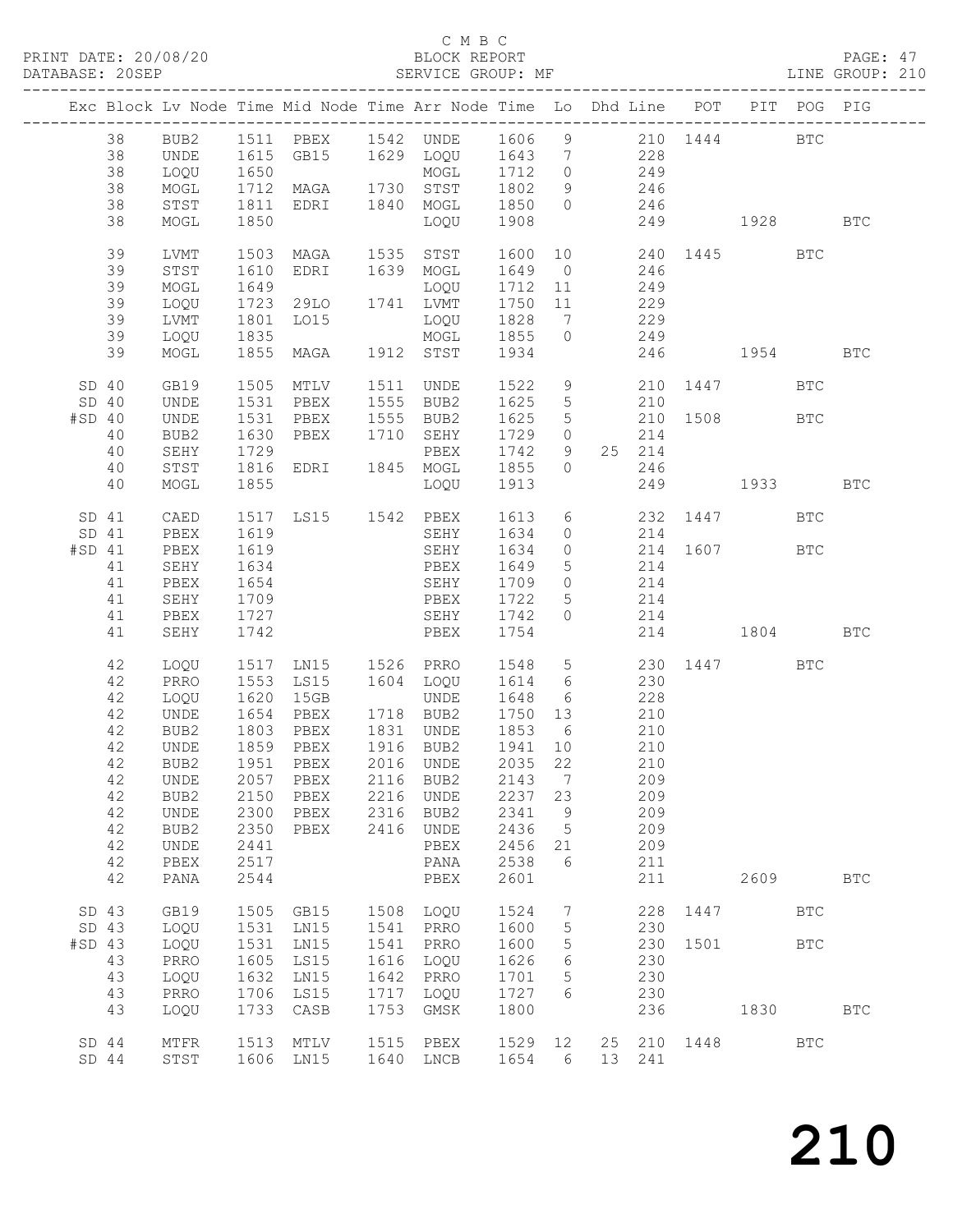C M B C

PRINT DATE: 20/08/20 BLOCK REPORT PAGE: 47
DATABASE: 20SEP SERVICE GROUP: MF LINE GROUP: 210

| Exc | Block | Lv | Node | Time | Mid Node | Time | Arr Node | Time | Lo | Dhd | Line | POT | PIT | POG | PIG |
|---|---|---|---|---|---|---|---|---|---|---|---|---|---|---|---|
| | 38 | | BUB2 | 1511 | PBEX | 1542 | UNDE | 1606 | 9 | | 210 | 1444 | | BTC | |
| | 38 | | UNDE | 1615 | GB15 | 1629 | LOQU | 1643 | 7 | | 228 | | | | |
| | 38 | | LOQU | 1650 | | | MOGL | 1712 | 0 | | 249 | | | | |
| | 38 | | MOGL | 1712 | MAGA | 1730 | STST | 1802 | 9 | | 246 | | | | |
| | 38 | | STST | 1811 | EDRI | 1840 | MOGL | 1850 | 0 | | 246 | | | | |
| | 38 | | MOGL | 1850 | | | LOQU | 1908 | | | 249 | | 1928 | | BTC |
| | 39 | | LVMT | 1503 | MAGA | 1535 | STST | 1600 | 10 | | 240 | 1445 | | BTC | |
| | 39 | | STST | 1610 | EDRI | 1639 | MOGL | 1649 | 0 | | 246 | | | | |
| | 39 | | MOGL | 1649 | | | LOQU | 1712 | 11 | | 249 | | | | |
| | 39 | | LOQU | 1723 | 29LO | 1741 | LVMT | 1750 | 11 | | 229 | | | | |
| | 39 | | LVMT | 1801 | LO15 | | LOQU | 1828 | 7 | | 229 | | | | |
| | 39 | | LOQU | 1835 | | | MOGL | 1855 | 0 | | 249 | | | | |
| | 39 | | MOGL | 1855 | MAGA | 1912 | STST | 1934 | | | 246 | | 1954 | | BTC |
| SD | 40 | | GB19 | 1505 | MTLV | 1511 | UNDE | 1522 | 9 | | 210 | 1447 | | BTC | |
| SD | 40 | | UNDE | 1531 | PBEX | 1555 | BUB2 | 1625 | 5 | | 210 | | | | |
| #SD | 40 | | UNDE | 1531 | PBEX | 1555 | BUB2 | 1625 | 5 | | 210 | 1508 | | BTC | |
| | 40 | | BUB2 | 1630 | PBEX | 1710 | SEHY | 1729 | 0 | | 214 | | | | |
| | 40 | | SEHY | 1729 | | | PBEX | 1742 | 9 | 25 | 214 | | | | |
| | 40 | | STST | 1816 | EDRI | 1845 | MOGL | 1855 | 0 | | 246 | | | | |
| | 40 | | MOGL | 1855 | | | LOQU | 1913 | | | 249 | | 1933 | | BTC |
| SD | 41 | | CAED | 1517 | LS15 | 1542 | PBEX | 1613 | 6 | | 232 | 1447 | | BTC | |
| SD | 41 | | PBEX | 1619 | | | SEHY | 1634 | 0 | | 214 | | | | |
| #SD | 41 | | PBEX | 1619 | | | SEHY | 1634 | 0 | | 214 | 1607 | | BTC | |
| | 41 | | SEHY | 1634 | | | PBEX | 1649 | 5 | | 214 | | | | |
| | 41 | | PBEX | 1654 | | | SEHY | 1709 | 0 | | 214 | | | | |
| | 41 | | SEHY | 1709 | | | PBEX | 1722 | 5 | | 214 | | | | |
| | 41 | | PBEX | 1727 | | | SEHY | 1742 | 0 | | 214 | | | | |
| | 41 | | SEHY | 1742 | | | PBEX | 1754 | | | 214 | | 1804 | | BTC |
| | 42 | | LOQU | 1517 | LN15 | 1526 | PRRO | 1548 | 5 | | 230 | 1447 | | BTC | |
| | 42 | | PRRO | 1553 | LS15 | 1604 | LOQU | 1614 | 6 | | 230 | | | | |
| | 42 | | LOQU | 1620 | 15GB | | UNDE | 1648 | 6 | | 228 | | | | |
| | 42 | | UNDE | 1654 | PBEX | 1718 | BUB2 | 1750 | 13 | | 210 | | | | |
| | 42 | | BUB2 | 1803 | PBEX | 1831 | UNDE | 1853 | 6 | | 210 | | | | |
| | 42 | | UNDE | 1859 | PBEX | 1916 | BUB2 | 1941 | 10 | | 210 | | | | |
| | 42 | | BUB2 | 1951 | PBEX | 2016 | UNDE | 2035 | 22 | | 210 | | | | |
| | 42 | | UNDE | 2057 | PBEX | 2116 | BUB2 | 2143 | 7 | | 209 | | | | |
| | 42 | | BUB2 | 2150 | PBEX | 2216 | UNDE | 2237 | 23 | | 209 | | | | |
| | 42 | | UNDE | 2300 | PBEX | 2316 | BUB2 | 2341 | 9 | | 209 | | | | |
| | 42 | | BUB2 | 2350 | PBEX | 2416 | UNDE | 2436 | 5 | | 209 | | | | |
| | 42 | | UNDE | 2441 | | | PBEX | 2456 | 21 | | 209 | | | | |
| | 42 | | PBEX | 2517 | | | PANA | 2538 | 6 | | 211 | | | | |
| | 42 | | PANA | 2544 | | | PBEX | 2601 | | | 211 | | 2609 | | BTC |
| SD | 43 | | GB19 | 1505 | GB15 | 1508 | LOQU | 1524 | 7 | | 228 | 1447 | | BTC | |
| SD | 43 | | LOQU | 1531 | LN15 | 1541 | PRRO | 1600 | 5 | | 230 | | | | |
| #SD | 43 | | LOQU | 1531 | LN15 | 1541 | PRRO | 1600 | 5 | | 230 | 1501 | | BTC | |
| | 43 | | PRRO | 1605 | LS15 | 1616 | LOQU | 1626 | 6 | | 230 | | | | |
| | 43 | | LOQU | 1632 | LN15 | 1642 | PRRO | 1701 | 5 | | 230 | | | | |
| | 43 | | PRRO | 1706 | LS15 | 1717 | LOQU | 1727 | 6 | | 230 | | | | |
| | 43 | | LOQU | 1733 | CASB | 1753 | GMSK | 1800 | | | 236 | | 1830 | | BTC |
| SD | 44 | | MTFR | 1513 | MTLV | 1515 | PBEX | 1529 | 12 | 25 | 210 | 1448 | | BTC | |
| SD | 44 | | STST | 1606 | LN15 | 1640 | LNCB | 1654 | 6 | 13 | 241 | | | | |

210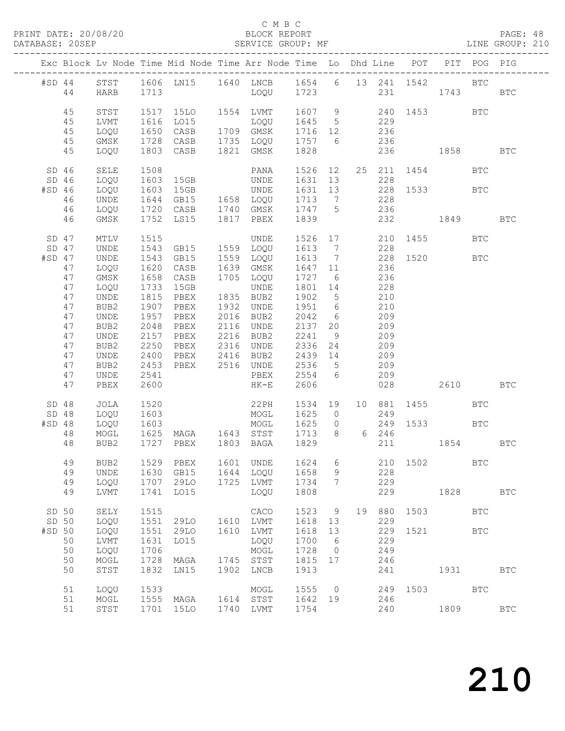C M B C

BLOCK REPORT

SERVICE GROUP: MF

| Exc | Block | Lv | Node | Time | Mid Node | Time | Arr Node | Time | Lo | Dhd | Line | POT | PIT | POG | PIG |
|---|---|---|---|---|---|---|---|---|---|---|---|---|---|---|---|
| #SD | 44 | | STST | 1606 | LN15 | 1640 | LNCB | 1654 | 6 | 13 | 241 | 1542 | | BTC | |
| | 44 | | HARB | 1713 | | | LOQU | 1723 | | | 231 | | 1743 | | BTC |
| | 45 | | STST | 1517 | 15LO | 1554 | LVMT | 1607 | 9 | | 240 | 1453 | | BTC | |
| | 45 | | LVMT | 1616 | LO15 | | LOQU | 1645 | 5 | | 229 | | | | |
| | 45 | | LOQU | 1650 | CASB | 1709 | GMSK | 1716 | 12 | | 236 | | | | |
| | 45 | | GMSK | 1728 | CASB | 1735 | LOQU | 1757 | 6 | | 236 | | | | |
| | 45 | | LOQU | 1803 | CASB | 1821 | GMSK | 1828 | | | 236 | | 1858 | | BTC |
| SD | 46 | | SELE | 1508 | | | PANA | 1526 | 12 | 25 | 211 | 1454 | | BTC | |
| SD | 46 | | LOQU | 1603 | 15GB | | UNDE | 1631 | 13 | | 228 | | | | |
| #SD | 46 | | LOQU | 1603 | 15GB | | UNDE | 1631 | 13 | | 228 | 1533 | | BTC | |
| | 46 | | UNDE | 1644 | GB15 | 1658 | LOQU | 1713 | 7 | | 228 | | | | |
| | 46 | | LOQU | 1720 | CASB | 1740 | GMSK | 1747 | 5 | | 236 | | | | |
| | 46 | | GMSK | 1752 | LS15 | 1817 | PBEX | 1839 | | | 232 | | 1849 | | BTC |
| SD | 47 | | MTLV | 1515 | | | UNDE | 1526 | 17 | | 210 | 1455 | | BTC | |
| SD | 47 | | UNDE | 1543 | GB15 | 1559 | LOQU | 1613 | 7 | | 228 | | | | |
| #SD | 47 | | UNDE | 1543 | GB15 | 1559 | LOQU | 1613 | 7 | | 228 | 1520 | | BTC | |
| | 47 | | LOQU | 1620 | CASB | 1639 | GMSK | 1647 | 11 | | 236 | | | | |
| | 47 | | GMSK | 1658 | CASB | 1705 | LOQU | 1727 | 6 | | 236 | | | | |
| | 47 | | LOQU | 1733 | 15GB | | UNDE | 1801 | 14 | | 228 | | | | |
| | 47 | | UNDE | 1815 | PBEX | 1835 | BUB2 | 1902 | 5 | | 210 | | | | |
| | 47 | | BUB2 | 1907 | PBEX | 1932 | UNDE | 1951 | 6 | | 210 | | | | |
| | 47 | | UNDE | 1957 | PBEX | 2016 | BUB2 | 2042 | 6 | | 209 | | | | |
| | 47 | | BUB2 | 2048 | PBEX | 2116 | UNDE | 2137 | 20 | | 209 | | | | |
| | 47 | | UNDE | 2157 | PBEX | 2216 | BUB2 | 2241 | 9 | | 209 | | | | |
| | 47 | | BUB2 | 2250 | PBEX | 2316 | UNDE | 2336 | 24 | | 209 | | | | |
| | 47 | | UNDE | 2400 | PBEX | 2416 | BUB2 | 2439 | 14 | | 209 | | | | |
| | 47 | | BUB2 | 2453 | PBEX | 2516 | UNDE | 2536 | 5 | | 209 | | | | |
| | 47 | | UNDE | 2541 | | | PBEX | 2554 | 6 | | 209 | | | | |
| | 47 | | PBEX | 2600 | | | HK-E | 2606 | | | 028 | | 2610 | | BTC |
| SD | 48 | | JOLA | 1520 | | | 22PH | 1534 | 19 | 10 | 881 | 1455 | | BTC | |
| SD | 48 | | LOQU | 1603 | | | MOGL | 1625 | 0 | | 249 | | | | |
| #SD | 48 | | LOQU | 1603 | | | MOGL | 1625 | 0 | | 249 | 1533 | | BTC | |
| | 48 | | MOGL | 1625 | MAGA | 1643 | STST | 1713 | 8 | 6 | 246 | | | | |
| | 48 | | BUB2 | 1727 | PBEX | 1803 | BAGA | 1829 | | | 211 | | 1854 | | BTC |
| | 49 | | BUB2 | 1529 | PBEX | 1601 | UNDE | 1624 | 6 | | 210 | 1502 | | BTC | |
| | 49 | | UNDE | 1630 | GB15 | 1644 | LOQU | 1658 | 9 | | 228 | | | | |
| | 49 | | LOQU | 1707 | 29LO | 1725 | LVMT | 1734 | 7 | | 229 | | | | |
| | 49 | | LVMT | 1741 | LO15 | | LOQU | 1808 | | | 229 | | 1828 | | BTC |
| SD | 50 | | SELY | 1515 | | | CACO | 1523 | 9 | 19 | 880 | 1503 | | BTC | |
| SD | 50 | | LOQU | 1551 | 29LO | 1610 | LVMT | 1618 | 13 | | 229 | | | | |
| #SD | 50 | | LOQU | 1551 | 29LO | 1610 | LVMT | 1618 | 13 | | 229 | 1521 | | BTC | |
| | 50 | | LVMT | 1631 | LO15 | | LOQU | 1700 | 6 | | 229 | | | | |
| | 50 | | LOQU | 1706 | | | MOGL | 1728 | 0 | | 249 | | | | |
| | 50 | | MOGL | 1728 | MAGA | 1745 | STST | 1815 | 17 | | 246 | | | | |
| | 50 | | STST | 1832 | LN15 | 1902 | LNCB | 1913 | | | 241 | | 1931 | | BTC |
| | 51 | | LOQU | 1533 | | | MOGL | 1555 | 0 | | 249 | 1503 | | BTC | |
| | 51 | | MOGL | 1555 | MAGA | 1614 | STST | 1642 | 19 | | 246 | | | | |
| | 51 | | STST | 1701 | 15LO | 1740 | LVMT | 1754 | | | 240 | | 1809 | | BTC |

210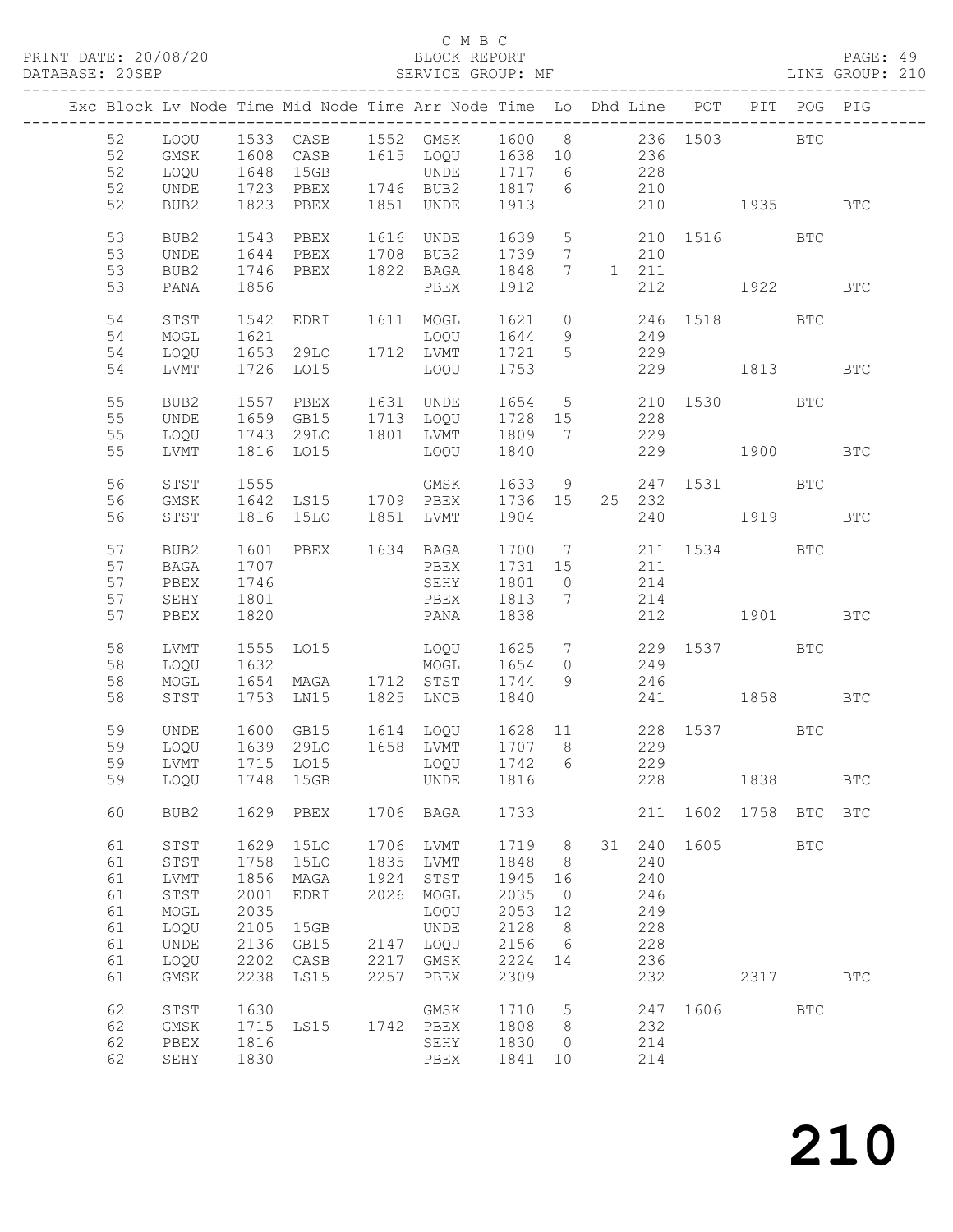C M B C

BLOCK REPORT

SERVICE GROUP: MF

PRINT DATE: 20/08/20
DATABASE: 20SEP
LINE GROUP: 210

| Exc | Block | Lv | Node | Time | Mid Node | Time | Arr Node | Time | Lo | Dhd Line | POT | PIT | POG | PIG |
|---|---|---|---|---|---|---|---|---|---|---|---|---|---|---|
| | 52 | | LOQU | 1533 | CASB | 1552 | GMSK | 1600 | 8 | 236 | 1503 | | BTC | |
| | 52 | | GMSK | 1608 | CASB | 1615 | LOQU | 1638 | 10 | 236 | | | | |
| | 52 | | LOQU | 1648 | 15GB | | UNDE | 1717 | 6 | 228 | | | | |
| | 52 | | UNDE | 1723 | PBEX | 1746 | BUB2 | 1817 | 6 | 210 | | | | |
| | 52 | | BUB2 | 1823 | PBEX | 1851 | UNDE | 1913 | | 210 | | 1935 | | BTC |
| | 53 | | BUB2 | 1543 | PBEX | 1616 | UNDE | 1639 | 5 | 210 | 1516 | | BTC | |
| | 53 | | UNDE | 1644 | PBEX | 1708 | BUB2 | 1739 | 7 | 210 | | | | |
| | 53 | | BUB2 | 1746 | PBEX | 1822 | BAGA | 1848 | 7 | 1 211 | | | | |
| | 53 | | PANA | 1856 | | | PBEX | 1912 | | 212 | | 1922 | | BTC |
| | 54 | | STST | 1542 | EDRI | 1611 | MOGL | 1621 | 0 | 246 | 1518 | | BTC | |
| | 54 | | MOGL | 1621 | | | LOQU | 1644 | 9 | 249 | | | | |
| | 54 | | LOQU | 1653 | 29LO | 1712 | LVMT | 1721 | 5 | 229 | | | | |
| | 54 | | LVMT | 1726 | LO15 | | LOQU | 1753 | | 229 | | 1813 | | BTC |
| | 55 | | BUB2 | 1557 | PBEX | 1631 | UNDE | 1654 | 5 | 210 | 1530 | | BTC | |
| | 55 | | UNDE | 1659 | GB15 | 1713 | LOQU | 1728 | 15 | 228 | | | | |
| | 55 | | LOQU | 1743 | 29LO | 1801 | LVMT | 1809 | 7 | 229 | | | | |
| | 55 | | LVMT | 1816 | LO15 | | LOQU | 1840 | | 229 | | 1900 | | BTC |
| | 56 | | STST | 1555 | | | GMSK | 1633 | 9 | 247 | 1531 | | BTC | |
| | 56 | | GMSK | 1642 | LS15 | 1709 | PBEX | 1736 | 15 | 25 232 | | | | |
| | 56 | | STST | 1816 | 15LO | 1851 | LVMT | 1904 | | 240 | | 1919 | | BTC |
| | 57 | | BUB2 | 1601 | PBEX | 1634 | BAGA | 1700 | 7 | 211 | 1534 | | BTC | |
| | 57 | | BAGA | 1707 | | | PBEX | 1731 | 15 | 211 | | | | |
| | 57 | | PBEX | 1746 | | | SEHY | 1801 | 0 | 214 | | | | |
| | 57 | | SEHY | 1801 | | | PBEX | 1813 | 7 | 214 | | | | |
| | 57 | | PBEX | 1820 | | | PANA | 1838 | | 212 | | 1901 | | BTC |
| | 58 | | LVMT | 1555 | LO15 | | LOQU | 1625 | 7 | 229 | 1537 | | BTC | |
| | 58 | | LOQU | 1632 | | | MOGL | 1654 | 0 | 249 | | | | |
| | 58 | | MOGL | 1654 | MAGA | 1712 | STST | 1744 | 9 | 246 | | | | |
| | 58 | | STST | 1753 | LN15 | 1825 | LNCB | 1840 | | 241 | | 1858 | | BTC |
| | 59 | | UNDE | 1600 | GB15 | 1614 | LOQU | 1628 | 11 | 228 | 1537 | | BTC | |
| | 59 | | LOQU | 1639 | 29LO | 1658 | LVMT | 1707 | 8 | 229 | | | | |
| | 59 | | LVMT | 1715 | LO15 | | LOQU | 1742 | 6 | 229 | | | | |
| | 59 | | LOQU | 1748 | 15GB | | UNDE | 1816 | | 228 | | 1838 | | BTC |
| | 60 | | BUB2 | 1629 | PBEX | 1706 | BAGA | 1733 | | 211 | 1602 | 1758 | BTC | BTC |
| | 61 | | STST | 1629 | 15LO | 1706 | LVMT | 1719 | 8 | 31 240 | 1605 | | BTC | |
| | 61 | | STST | 1758 | 15LO | 1835 | LVMT | 1848 | 8 | 240 | | | | |
| | 61 | | LVMT | 1856 | MAGA | 1924 | STST | 1945 | 16 | 240 | | | | |
| | 61 | | STST | 2001 | EDRI | 2026 | MOGL | 2035 | 0 | 246 | | | | |
| | 61 | | MOGL | 2035 | | | LOQU | 2053 | 12 | 249 | | | | |
| | 61 | | LOQU | 2105 | 15GB | | UNDE | 2128 | 8 | 228 | | | | |
| | 61 | | UNDE | 2136 | GB15 | 2147 | LOQU | 2156 | 6 | 228 | | | | |
| | 61 | | LOQU | 2202 | CASB | 2217 | GMSK | 2224 | 14 | 236 | | | | |
| | 61 | | GMSK | 2238 | LS15 | 2257 | PBEX | 2309 | | 232 | | 2317 | | BTC |
| | 62 | | STST | 1630 | | | GMSK | 1710 | 5 | 247 | 1606 | | BTC | |
| | 62 | | GMSK | 1715 | LS15 | 1742 | PBEX | 1808 | 8 | 232 | | | | |
| | 62 | | PBEX | 1816 | | | SEHY | 1830 | 0 | 214 | | | | |
| | 62 | | SEHY | 1830 | | | PBEX | 1841 | 10 | 214 | | | | |

210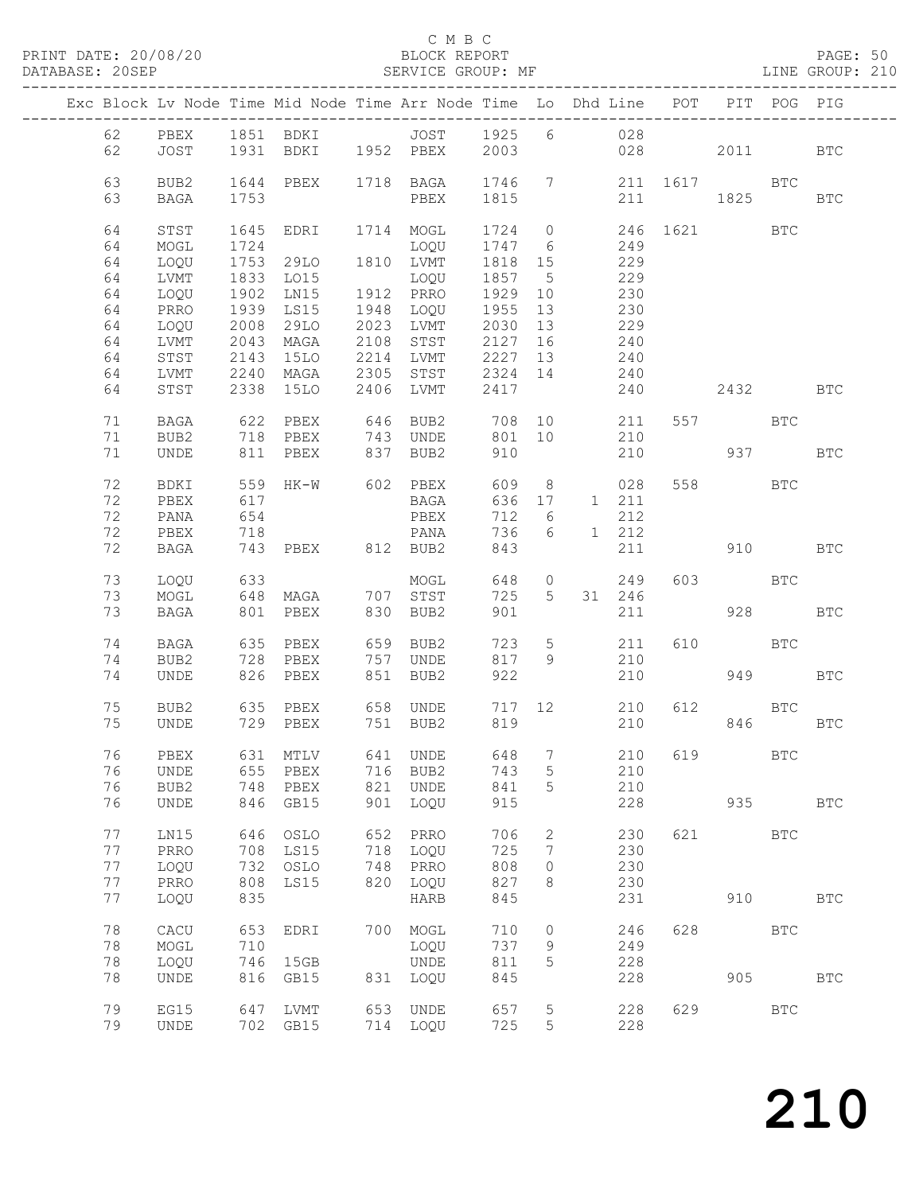C M B C
PRINT DATE: 20/08/20 BLOCK REPORT PAGE: 50
DATABASE: 20SEP SERVICE GROUP: MF LINE GROUP: 210

| Exc | Block | Lv | Node | Time | Mid Node | Time | Arr Node | Time | Lo | Dhd | Line | POT | PIT | POG | PIG |
|---|---|---|---|---|---|---|---|---|---|---|---|---|---|---|---|
| | 62 | | PBEX | 1851 | BDKI | | JOST | 1925 | 6 | | 028 | | | | |
| | 62 | | JOST | 1931 | BDKI | 1952 | PBEX | 2003 | | | 028 | | 2011 | | BTC |
| | 63 | | BUB2 | 1644 | PBEX | 1718 | BAGA | 1746 | 7 | | 211 | 1617 | | BTC | |
| | 63 | | BAGA | 1753 | | | PBEX | 1815 | | | 211 | | 1825 | | BTC |
| | 64 | | STST | 1645 | EDRI | 1714 | MOGL | 1724 | 0 | | 246 | 1621 | | BTC | |
| | 64 | | MOGL | 1724 | | | LOQU | 1747 | 6 | | 249 | | | | |
| | 64 | | LOQU | 1753 | 29LO | 1810 | LVMT | 1818 | 15 | | 229 | | | | |
| | 64 | | LVMT | 1833 | LO15 | | LOQU | 1857 | 5 | | 229 | | | | |
| | 64 | | LOQU | 1902 | LN15 | 1912 | PRRO | 1929 | 10 | | 230 | | | | |
| | 64 | | PRRO | 1939 | LS15 | 1948 | LOQU | 1955 | 13 | | 230 | | | | |
| | 64 | | LOQU | 2008 | 29LO | 2023 | LVMT | 2030 | 13 | | 229 | | | | |
| | 64 | | LVMT | 2043 | MAGA | 2108 | STST | 2127 | 16 | | 240 | | | | |
| | 64 | | STST | 2143 | 15LO | 2214 | LVMT | 2227 | 13 | | 240 | | | | |
| | 64 | | LVMT | 2240 | MAGA | 2305 | STST | 2324 | 14 | | 240 | | | | |
| | 64 | | STST | 2338 | 15LO | 2406 | LVMT | 2417 | | | 240 | | 2432 | | BTC |
| | 71 | | BAGA | 622 | PBEX | 646 | BUB2 | 708 | 10 | | 211 | 557 | | BTC | |
| | 71 | | BUB2 | 718 | PBEX | 743 | UNDE | 801 | 10 | | 210 | | | | |
| | 71 | | UNDE | 811 | PBEX | 837 | BUB2 | 910 | | | 210 | | 937 | | BTC |
| | 72 | | BDKI | 559 | HK-W | 602 | PBEX | 609 | 8 | | 028 | 558 | | BTC | |
| | 72 | | PBEX | 617 | | | BAGA | 636 | 17 | 1 | 211 | | | | |
| | 72 | | PANA | 654 | | | PBEX | 712 | 6 | | 212 | | | | |
| | 72 | | PBEX | 718 | | | PANA | 736 | 6 | 1 | 212 | | | | |
| | 72 | | BAGA | 743 | PBEX | 812 | BUB2 | 843 | | | 211 | | 910 | | BTC |
| | 73 | | LOQU | 633 | | | MOGL | 648 | 0 | | 249 | 603 | | BTC | |
| | 73 | | MOGL | 648 | MAGA | 707 | STST | 725 | 5 | 31 | 246 | | | | |
| | 73 | | BAGA | 801 | PBEX | 830 | BUB2 | 901 | | | 211 | | 928 | | BTC |
| | 74 | | BAGA | 635 | PBEX | 659 | BUB2 | 723 | 5 | | 211 | 610 | | BTC | |
| | 74 | | BUB2 | 728 | PBEX | 757 | UNDE | 817 | 9 | | 210 | | | | |
| | 74 | | UNDE | 826 | PBEX | 851 | BUB2 | 922 | | | 210 | | 949 | | BTC |
| | 75 | | BUB2 | 635 | PBEX | 658 | UNDE | 717 | 12 | | 210 | 612 | | BTC | |
| | 75 | | UNDE | 729 | PBEX | 751 | BUB2 | 819 | | | 210 | | 846 | | BTC |
| | 76 | | PBEX | 631 | MTLV | 641 | UNDE | 648 | 7 | | 210 | 619 | | BTC | |
| | 76 | | UNDE | 655 | PBEX | 716 | BUB2 | 743 | 5 | | 210 | | | | |
| | 76 | | BUB2 | 748 | PBEX | 821 | UNDE | 841 | 5 | | 210 | | | | |
| | 76 | | UNDE | 846 | GB15 | 901 | LOQU | 915 | | | 228 | | 935 | | BTC |
| | 77 | | LN15 | 646 | OSLO | 652 | PRRO | 706 | 2 | | 230 | 621 | | BTC | |
| | 77 | | PRRO | 708 | LS15 | 718 | LOQU | 725 | 7 | | 230 | | | | |
| | 77 | | LOQU | 732 | OSLO | 748 | PRRO | 808 | 0 | | 230 | | | | |
| | 77 | | PRRO | 808 | LS15 | 820 | LOQU | 827 | 8 | | 230 | | | | |
| | 77 | | LOQU | 835 | | | HARB | 845 | | | 231 | | 910 | | BTC |
| | 78 | | CACU | 653 | EDRI | 700 | MOGL | 710 | 0 | | 246 | 628 | | BTC | |
| | 78 | | MOGL | 710 | | | LOQU | 737 | 9 | | 249 | | | | |
| | 78 | | LOQU | 746 | 15GB | | UNDE | 811 | 5 | | 228 | | | | |
| | 78 | | UNDE | 816 | GB15 | 831 | LOQU | 845 | | | 228 | | 905 | | BTC |
| | 79 | | EG15 | 647 | LVMT | 653 | UNDE | 657 | 5 | | 228 | 629 | | BTC | |
| | 79 | | UNDE | 702 | GB15 | 714 | LOQU | 725 | 5 | | 228 | | | | |

210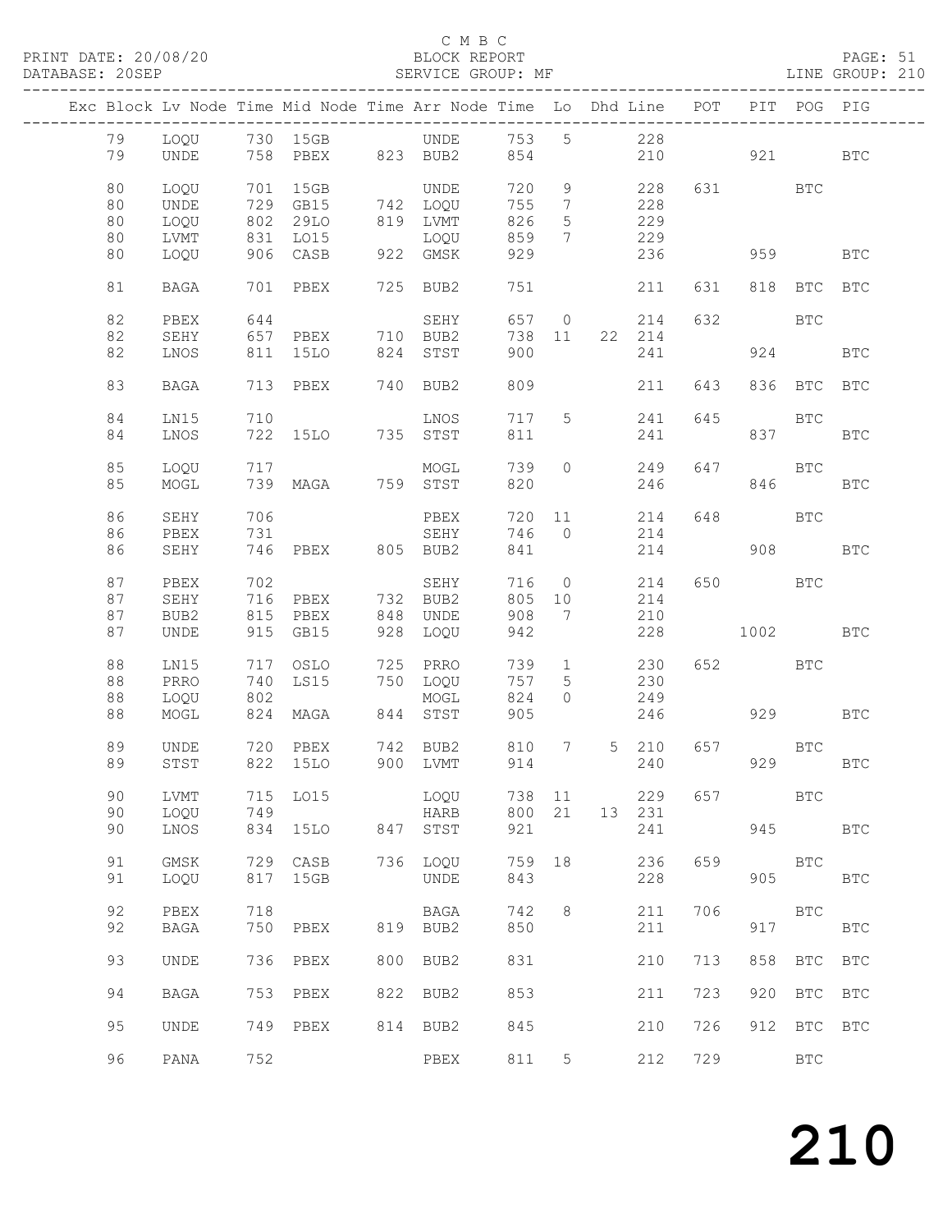C M B C

BLOCK REPORT

SERVICE GROUP: MF

LINE GROUP: 210

| Exc | Block | Lv | Node | Time | Mid Node | Time | Arr Node | Time | Lo | Dhd | Line | POT | PIT | POG | PIG |
|---|---|---|---|---|---|---|---|---|---|---|---|---|---|---|---|
| | 79 | | LOQU | 730 | 15GB | | UNDE | 753 | 5 | | 228 | | | | |
| | 79 | | UNDE | 758 | PBEX | 823 | BUB2 | 854 | | | 210 | | 921 | | BTC |
| | 80 | | LOQU | 701 | 15GB | | UNDE | 720 | 9 | | 228 | 631 | | BTC | |
| | 80 | | UNDE | 729 | GB15 | 742 | LOQU | 755 | 7 | | 228 | | | | |
| | 80 | | LOQU | 802 | 29LO | 819 | LVMT | 826 | 5 | | 229 | | | | |
| | 80 | | LVMT | 831 | LO15 | | LOQU | 859 | 7 | | 229 | | | | |
| | 80 | | LOQU | 906 | CASB | 922 | GMSK | 929 | | | 236 | | 959 | | BTC |
| | 81 | | BAGA | 701 | PBEX | 725 | BUB2 | 751 | | | 211 | 631 | 818 | BTC | BTC |
| | 82 | | PBEX | 644 | | | SEHY | 657 | 0 | | 214 | 632 | | BTC | |
| | 82 | | SEHY | 657 | PBEX | 710 | BUB2 | 738 | 11 | 22 | 214 | | | | |
| | 82 | | LNOS | 811 | 15LO | 824 | STST | 900 | | | 241 | | 924 | | BTC |
| | 83 | | BAGA | 713 | PBEX | 740 | BUB2 | 809 | | | 211 | 643 | 836 | BTC | BTC |
| | 84 | | LN15 | 710 | | | LNOS | 717 | 5 | | 241 | 645 | | BTC | |
| | 84 | | LNOS | 722 | 15LO | 735 | STST | 811 | | | 241 | | 837 | | BTC |
| | 85 | | LOQU | 717 | | | MOGL | 739 | 0 | | 249 | 647 | | BTC | |
| | 85 | | MOGL | 739 | MAGA | 759 | STST | 820 | | | 246 | | 846 | | BTC |
| | 86 | | SEHY | 706 | | | PBEX | 720 | 11 | | 214 | 648 | | BTC | |
| | 86 | | PBEX | 731 | | | SEHY | 746 | 0 | | 214 | | | | |
| | 86 | | SEHY | 746 | PBEX | 805 | BUB2 | 841 | | | 214 | | 908 | | BTC |
| | 87 | | PBEX | 702 | | | SEHY | 716 | 0 | | 214 | 650 | | BTC | |
| | 87 | | SEHY | 716 | PBEX | 732 | BUB2 | 805 | 10 | | 214 | | | | |
| | 87 | | BUB2 | 815 | PBEX | 848 | UNDE | 908 | 7 | | 210 | | | | |
| | 87 | | UNDE | 915 | GB15 | 928 | LOQU | 942 | | | 228 | | 1002 | | BTC |
| | 88 | | LN15 | 717 | OSLO | 725 | PRRO | 739 | 1 | | 230 | 652 | | BTC | |
| | 88 | | PRRO | 740 | LS15 | 750 | LOQU | 757 | 5 | | 230 | | | | |
| | 88 | | LOQU | 802 | | | MOGL | 824 | 0 | | 249 | | | | |
| | 88 | | MOGL | 824 | MAGA | 844 | STST | 905 | | | 246 | | 929 | | BTC |
| | 89 | | UNDE | 720 | PBEX | 742 | BUB2 | 810 | 7 | 5 | 210 | 657 | | BTC | |
| | 89 | | STST | 822 | 15LO | 900 | LVMT | 914 | | | 240 | | 929 | | BTC |
| | 90 | | LVMT | 715 | LO15 | | LOQU | 738 | 11 | | 229 | 657 | | BTC | |
| | 90 | | LOQU | 749 | | | HARB | 800 | 21 | 13 | 231 | | | | |
| | 90 | | LNOS | 834 | 15LO | 847 | STST | 921 | | | 241 | | 945 | | BTC |
| | 91 | | GMSK | 729 | CASB | 736 | LOQU | 759 | 18 | | 236 | 659 | | BTC | |
| | 91 | | LOQU | 817 | 15GB | | UNDE | 843 | | | 228 | | 905 | | BTC |
| | 92 | | PBEX | 718 | | | BAGA | 742 | 8 | | 211 | 706 | | BTC | |
| | 92 | | BAGA | 750 | PBEX | 819 | BUB2 | 850 | | | 211 | | 917 | | BTC |
| | 93 | | UNDE | 736 | PBEX | 800 | BUB2 | 831 | | | 210 | 713 | 858 | BTC | BTC |
| | 94 | | BAGA | 753 | PBEX | 822 | BUB2 | 853 | | | 211 | 723 | 920 | BTC | BTC |
| | 95 | | UNDE | 749 | PBEX | 814 | BUB2 | 845 | | | 210 | 726 | 912 | BTC | BTC |
| | 96 | | PANA | 752 | | | PBEX | 811 | 5 | | 212 | 729 | | BTC | |

210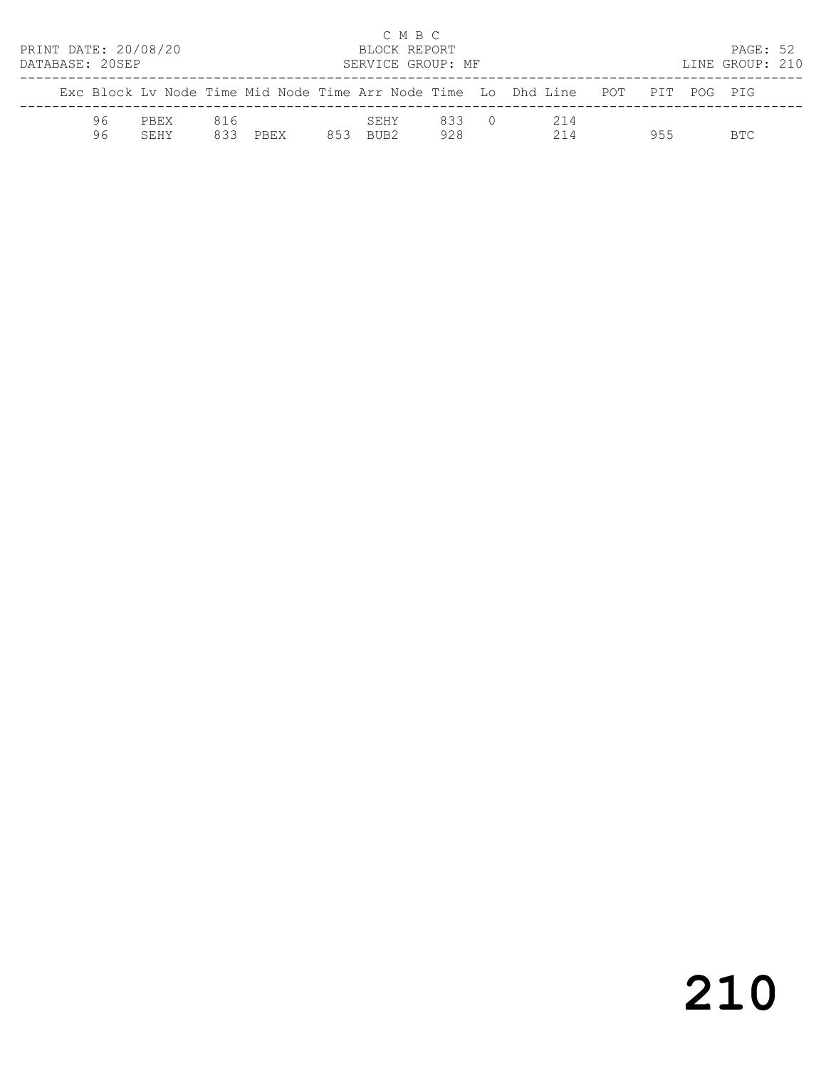C M B C
BLOCK REPORT
SERVICE GROUP: MF

PRINT DATE: 20/08/20
DATABASE: 20SEP

LINE GROUP: 210

| Exc | Block | Lv Node | Time | Mid Node | Time | Arr Node | Time | Lo | Dhd | Line | POT | PIT | POG | PIG |
|---|---|---|---|---|---|---|---|---|---|---|---|---|---|---|
| | 96 | PBEX | 816 | | | SEHY | 833 | 0 | | 214 | | | | |
| | 96 | SEHY | 833 | PBEX | 853 | BUB2 | 928 | | | 214 | | 955 | | BTC |

# 210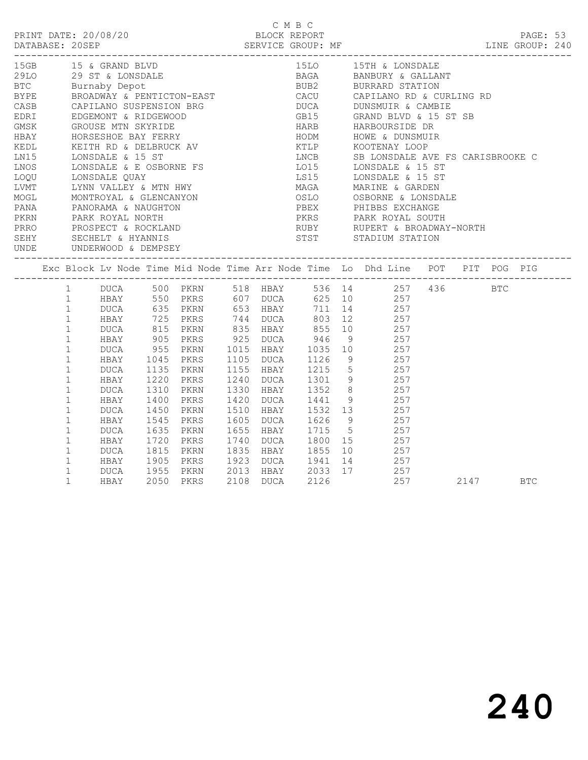C M B C

PRINT DATE: 20/08/20 BLOCK REPORT
DATABASE: 20SEP SERVICE GROUP: MF LINE GROUP: 240

| Code | Name | Code | Name |
|---|---|---|---|
| 15GB | 15 & GRAND BLVD | 15LO | 15TH & LONSDALE |
| 29LO | 29 ST & LONSDALE | BAGA | BANBURY & GALLANT |
| BTC | Burnaby Depot | BUB2 | BURRARD STATION |
| BYPE | BROADWAY & PENTICTON-EAST | CACU | CAPILANO RD & CURLING RD |
| CASB | CAPILANO SUSPENSION BRG | DUCA | DUNSMUIR & CAMBIE |
| EDRI | EDGEMONT & RIDGEWOOD | GB15 | GRAND BLVD & 15 ST SB |
| GMSK | GROUSE MTN SKYRIDE | HARB | HARBOURSIDE DR |
| HBAY | HORSESHOE BAY FERRY | HODM | HOWE & DUNSMUIR |
| KEDL | KEITH RD & DELBRUCK AV | KTLP | KOOTENAY LOOP |
| LN15 | LONSDALE & 15 ST | LNCB | SB LONSDALE AVE FS CARISBROOKE C |
| LNOS | LONSDALE & E OSBORNE FS | LO15 | LONSDALE & 15 ST |
| LOQU | LONSDALE QUAY | LS15 | LONSDALE & 15 ST |
| LVMT | LYNN VALLEY & MTN HWY | MAGA | MARINE & GARDEN |
| MOGL | MONTROYAL & GLENCANYON | OSLO | OSBORNE & LONSDALE |
| PANA | PANORAMA & NAUGHTON | PBEX | PHIBBS EXCHANGE |
| PKRN | PARK ROYAL NORTH | PKRS | PARK ROYAL SOUTH |
| PRRO | PROSPECT & ROCKLAND | RUBY | RUPERT & BROADWAY-NORTH |
| SEHY | SECHELT & HYANNIS | STST | STADIUM STATION |
| UNDE | UNDERWOOD & DEMPSEY | | |

| Exc | Block | Lv Node | Time | Mid Node | Time | Arr Node | Time | Lo | Dhd Line | POT | PIT | POG | PIG |
|---|---|---|---|---|---|---|---|---|---|---|---|---|---|
| | 1 | DUCA | 500 | PKRN | 518 | HBAY | 536 | 14 | 257 | 436 | | BTC | |
| | 1 | HBAY | 550 | PKRS | 607 | DUCA | 625 | 10 | 257 | | | | |
| | 1 | DUCA | 635 | PKRN | 653 | HBAY | 711 | 14 | 257 | | | | |
| | 1 | HBAY | 725 | PKRS | 744 | DUCA | 803 | 12 | 257 | | | | |
| | 1 | DUCA | 815 | PKRN | 835 | HBAY | 855 | 10 | 257 | | | | |
| | 1 | HBAY | 905 | PKRS | 925 | DUCA | 946 | 9 | 257 | | | | |
| | 1 | DUCA | 955 | PKRN | 1015 | HBAY | 1035 | 10 | 257 | | | | |
| | 1 | HBAY | 1045 | PKRS | 1105 | DUCA | 1126 | 9 | 257 | | | | |
| | 1 | DUCA | 1135 | PKRN | 1155 | HBAY | 1215 | 5 | 257 | | | | |
| | 1 | HBAY | 1220 | PKRS | 1240 | DUCA | 1301 | 9 | 257 | | | | |
| | 1 | DUCA | 1310 | PKRN | 1330 | HBAY | 1352 | 8 | 257 | | | | |
| | 1 | HBAY | 1400 | PKRS | 1420 | DUCA | 1441 | 9 | 257 | | | | |
| | 1 | DUCA | 1450 | PKRN | 1510 | HBAY | 1532 | 13 | 257 | | | | |
| | 1 | HBAY | 1545 | PKRS | 1605 | DUCA | 1626 | 9 | 257 | | | | |
| | 1 | DUCA | 1635 | PKRN | 1655 | HBAY | 1715 | 5 | 257 | | | | |
| | 1 | HBAY | 1720 | PKRS | 1740 | DUCA | 1800 | 15 | 257 | | | | |
| | 1 | DUCA | 1815 | PKRN | 1835 | HBAY | 1855 | 10 | 257 | | | | |
| | 1 | HBAY | 1905 | PKRS | 1923 | DUCA | 1941 | 14 | 257 | | | | |
| | 1 | DUCA | 1955 | PKRN | 2013 | HBAY | 2033 | 17 | 257 | | | | |
| | 1 | HBAY | 2050 | PKRS | 2108 | DUCA | 2126 | | 257 | | 2147 | | BTC |

240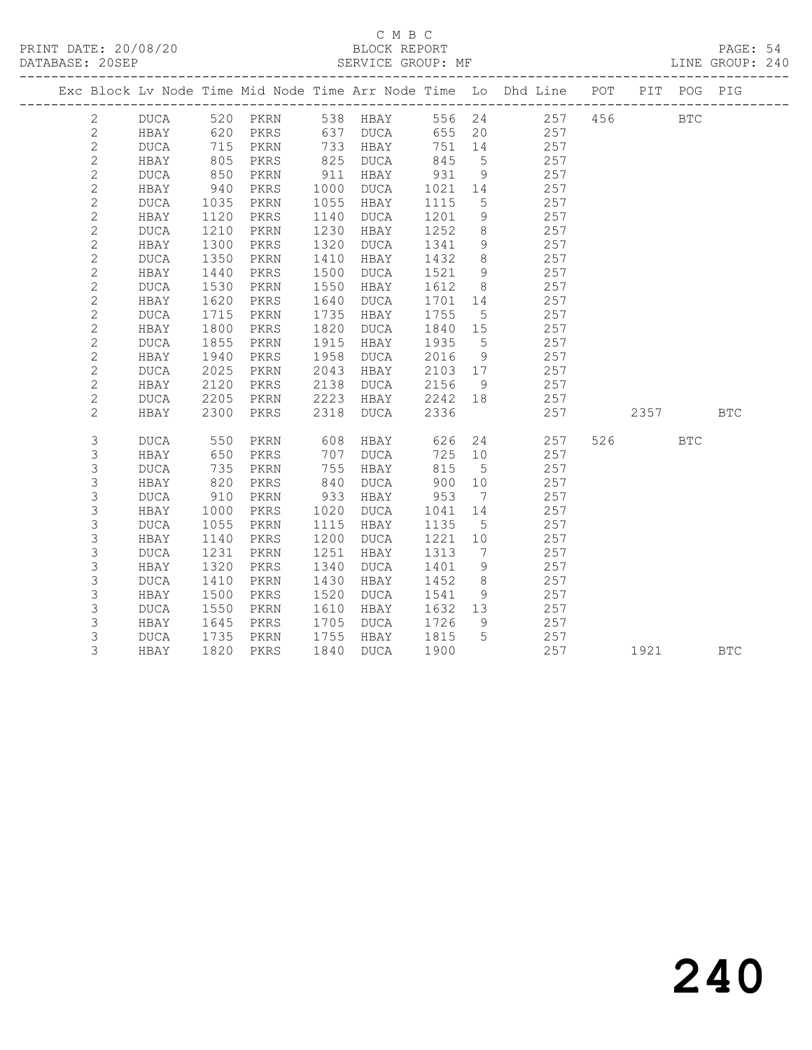C M B C

PRINT DATE: 20/08/20 BLOCK REPORT
DATABASE: 20SEP SERVICE GROUP: MF LINE GROUP: 240

| Exc | Block | Lv Node | Time | Mid Node | Time | Arr Node | Time | Lo | Dhd Line | POT | PIT | POG | PIG |
|---|---|---|---|---|---|---|---|---|---|---|---|---|---|
| | 2 | DUCA | 520 | PKRN | 538 | HBAY | 556 | 24 | 257 | 456 | | BTC | |
| | 2 | HBAY | 620 | PKRS | 637 | DUCA | 655 | 20 | 257 | | | | |
| | 2 | DUCA | 715 | PKRN | 733 | HBAY | 751 | 14 | 257 | | | | |
| | 2 | HBAY | 805 | PKRS | 825 | DUCA | 845 | 5 | 257 | | | | |
| | 2 | DUCA | 850 | PKRN | 911 | HBAY | 931 | 9 | 257 | | | | |
| | 2 | HBAY | 940 | PKRS | 1000 | DUCA | 1021 | 14 | 257 | | | | |
| | 2 | DUCA | 1035 | PKRN | 1055 | HBAY | 1115 | 5 | 257 | | | | |
| | 2 | HBAY | 1120 | PKRS | 1140 | DUCA | 1201 | 9 | 257 | | | | |
| | 2 | DUCA | 1210 | PKRN | 1230 | HBAY | 1252 | 8 | 257 | | | | |
| | 2 | HBAY | 1300 | PKRS | 1320 | DUCA | 1341 | 9 | 257 | | | | |
| | 2 | DUCA | 1350 | PKRN | 1410 | HBAY | 1432 | 8 | 257 | | | | |
| | 2 | HBAY | 1440 | PKRS | 1500 | DUCA | 1521 | 9 | 257 | | | | |
| | 2 | DUCA | 1530 | PKRN | 1550 | HBAY | 1612 | 8 | 257 | | | | |
| | 2 | HBAY | 1620 | PKRS | 1640 | DUCA | 1701 | 14 | 257 | | | | |
| | 2 | DUCA | 1715 | PKRN | 1735 | HBAY | 1755 | 5 | 257 | | | | |
| | 2 | HBAY | 1800 | PKRS | 1820 | DUCA | 1840 | 15 | 257 | | | | |
| | 2 | DUCA | 1855 | PKRN | 1915 | HBAY | 1935 | 5 | 257 | | | | |
| | 2 | HBAY | 1940 | PKRS | 1958 | DUCA | 2016 | 9 | 257 | | | | |
| | 2 | DUCA | 2025 | PKRN | 2043 | HBAY | 2103 | 17 | 257 | | | | |
| | 2 | HBAY | 2120 | PKRS | 2138 | DUCA | 2156 | 9 | 257 | | | | |
| | 2 | DUCA | 2205 | PKRN | 2223 | HBAY | 2242 | 18 | 257 | | | | |
| | 2 | HBAY | 2300 | PKRS | 2318 | DUCA | 2336 | | 257 | | 2357 | | BTC |
| | 3 | DUCA | 550 | PKRN | 608 | HBAY | 626 | 24 | 257 | 526 | | BTC | |
| | 3 | HBAY | 650 | PKRS | 707 | DUCA | 725 | 10 | 257 | | | | |
| | 3 | DUCA | 735 | PKRN | 755 | HBAY | 815 | 5 | 257 | | | | |
| | 3 | HBAY | 820 | PKRS | 840 | DUCA | 900 | 10 | 257 | | | | |
| | 3 | DUCA | 910 | PKRN | 933 | HBAY | 953 | 7 | 257 | | | | |
| | 3 | HBAY | 1000 | PKRS | 1020 | DUCA | 1041 | 14 | 257 | | | | |
| | 3 | DUCA | 1055 | PKRN | 1115 | HBAY | 1135 | 5 | 257 | | | | |
| | 3 | HBAY | 1140 | PKRS | 1200 | DUCA | 1221 | 10 | 257 | | | | |
| | 3 | DUCA | 1231 | PKRN | 1251 | HBAY | 1313 | 7 | 257 | | | | |
| | 3 | HBAY | 1320 | PKRS | 1340 | DUCA | 1401 | 9 | 257 | | | | |
| | 3 | DUCA | 1410 | PKRN | 1430 | HBAY | 1452 | 8 | 257 | | | | |
| | 3 | HBAY | 1500 | PKRS | 1520 | DUCA | 1541 | 9 | 257 | | | | |
| | 3 | DUCA | 1550 | PKRN | 1610 | HBAY | 1632 | 13 | 257 | | | | |
| | 3 | HBAY | 1645 | PKRS | 1705 | DUCA | 1726 | 9 | 257 | | | | |
| | 3 | DUCA | 1735 | PKRN | 1755 | HBAY | 1815 | 5 | 257 | | | | |
| | 3 | HBAY | 1820 | PKRS | 1840 | DUCA | 1900 | | 257 | | 1921 | | BTC |

240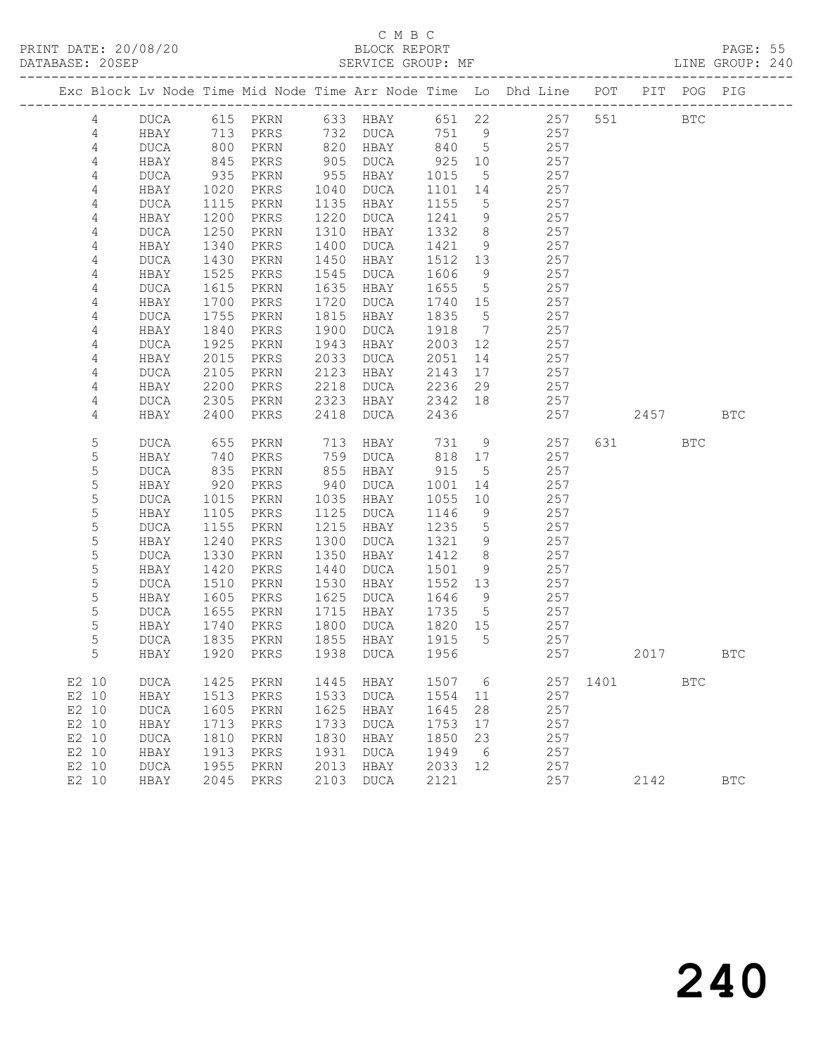C M B C
PRINT DATE: 20/08/20 BLOCK REPORT PAGE: 55
DATABASE: 20SEP SERVICE GROUP: MF LINE GROUP: 240

| Exc | Block | Lv | Node | Time | Mid Node | Time | Arr Node | Time | Lo | Dhd Line | POT | PIT | POG | PIG |
|---|---|---|---|---|---|---|---|---|---|---|---|---|---|---|
| | 4 | | DUCA | 615 | PKRN | 633 | HBAY | 651 | 22 | 257 | 551 | | BTC | |
| | 4 | | HBAY | 713 | PKRS | 732 | DUCA | 751 | 9 | 257 | | | | |
| | 4 | | DUCA | 800 | PKRN | 820 | HBAY | 840 | 5 | 257 | | | | |
| | 4 | | HBAY | 845 | PKRS | 905 | DUCA | 925 | 10 | 257 | | | | |
| | 4 | | DUCA | 935 | PKRN | 955 | HBAY | 1015 | 5 | 257 | | | | |
| | 4 | | HBAY | 1020 | PKRS | 1040 | DUCA | 1101 | 14 | 257 | | | | |
| | 4 | | DUCA | 1115 | PKRN | 1135 | HBAY | 1155 | 5 | 257 | | | | |
| | 4 | | HBAY | 1200 | PKRS | 1220 | DUCA | 1241 | 9 | 257 | | | | |
| | 4 | | DUCA | 1250 | PKRN | 1310 | HBAY | 1332 | 8 | 257 | | | | |
| | 4 | | HBAY | 1340 | PKRS | 1400 | DUCA | 1421 | 9 | 257 | | | | |
| | 4 | | DUCA | 1430 | PKRN | 1450 | HBAY | 1512 | 13 | 257 | | | | |
| | 4 | | HBAY | 1525 | PKRS | 1545 | DUCA | 1606 | 9 | 257 | | | | |
| | 4 | | DUCA | 1615 | PKRN | 1635 | HBAY | 1655 | 5 | 257 | | | | |
| | 4 | | HBAY | 1700 | PKRS | 1720 | DUCA | 1740 | 15 | 257 | | | | |
| | 4 | | DUCA | 1755 | PKRN | 1815 | HBAY | 1835 | 5 | 257 | | | | |
| | 4 | | HBAY | 1840 | PKRS | 1900 | DUCA | 1918 | 7 | 257 | | | | |
| | 4 | | DUCA | 1925 | PKRN | 1943 | HBAY | 2003 | 12 | 257 | | | | |
| | 4 | | HBAY | 2015 | PKRS | 2033 | DUCA | 2051 | 14 | 257 | | | | |
| | 4 | | DUCA | 2105 | PKRN | 2123 | HBAY | 2143 | 17 | 257 | | | | |
| | 4 | | HBAY | 2200 | PKRS | 2218 | DUCA | 2236 | 29 | 257 | | | | |
| | 4 | | DUCA | 2305 | PKRN | 2323 | HBAY | 2342 | 18 | 257 | | | | |
| | 4 | | HBAY | 2400 | PKRS | 2418 | DUCA | 2436 | | 257 | | 2457 | | BTC |
| | 5 | | DUCA | 655 | PKRN | 713 | HBAY | 731 | 9 | 257 | 631 | | BTC | |
| | 5 | | HBAY | 740 | PKRS | 759 | DUCA | 818 | 17 | 257 | | | | |
| | 5 | | DUCA | 835 | PKRN | 855 | HBAY | 915 | 5 | 257 | | | | |
| | 5 | | HBAY | 920 | PKRS | 940 | DUCA | 1001 | 14 | 257 | | | | |
| | 5 | | DUCA | 1015 | PKRN | 1035 | HBAY | 1055 | 10 | 257 | | | | |
| | 5 | | HBAY | 1105 | PKRS | 1125 | DUCA | 1146 | 9 | 257 | | | | |
| | 5 | | DUCA | 1155 | PKRN | 1215 | HBAY | 1235 | 5 | 257 | | | | |
| | 5 | | HBAY | 1240 | PKRS | 1300 | DUCA | 1321 | 9 | 257 | | | | |
| | 5 | | DUCA | 1330 | PKRN | 1350 | HBAY | 1412 | 8 | 257 | | | | |
| | 5 | | HBAY | 1420 | PKRS | 1440 | DUCA | 1501 | 9 | 257 | | | | |
| | 5 | | DUCA | 1510 | PKRN | 1530 | HBAY | 1552 | 13 | 257 | | | | |
| | 5 | | HBAY | 1605 | PKRS | 1625 | DUCA | 1646 | 9 | 257 | | | | |
| | 5 | | DUCA | 1655 | PKRN | 1715 | HBAY | 1735 | 5 | 257 | | | | |
| | 5 | | HBAY | 1740 | PKRS | 1800 | DUCA | 1820 | 15 | 257 | | | | |
| | 5 | | DUCA | 1835 | PKRN | 1855 | HBAY | 1915 | 5 | 257 | | | | |
| | 5 | | HBAY | 1920 | PKRS | 1938 | DUCA | 1956 | | 257 | | 2017 | | BTC |
| E2 | 10 | | DUCA | 1425 | PKRN | 1445 | HBAY | 1507 | 6 | 257 | 1401 | | BTC | |
| E2 | 10 | | HBAY | 1513 | PKRS | 1533 | DUCA | 1554 | 11 | 257 | | | | |
| E2 | 10 | | DUCA | 1605 | PKRN | 1625 | HBAY | 1645 | 28 | 257 | | | | |
| E2 | 10 | | HBAY | 1713 | PKRS | 1733 | DUCA | 1753 | 17 | 257 | | | | |
| E2 | 10 | | DUCA | 1810 | PKRN | 1830 | HBAY | 1850 | 23 | 257 | | | | |
| E2 | 10 | | HBAY | 1913 | PKRS | 1931 | DUCA | 1949 | 6 | 257 | | | | |
| E2 | 10 | | DUCA | 1955 | PKRN | 2013 | HBAY | 2033 | 12 | 257 | | | | |
| E2 | 10 | | HBAY | 2045 | PKRS | 2103 | DUCA | 2121 | | 257 | | 2142 | | BTC |

240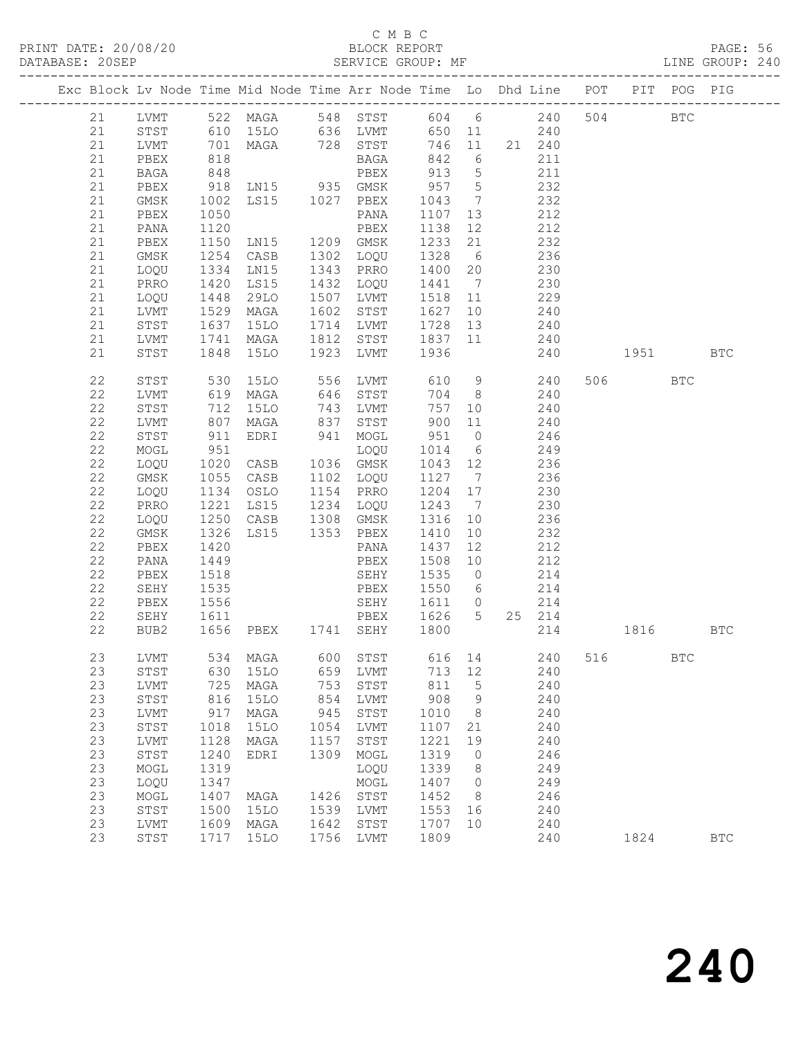C M B C

BLOCK REPORT

SERVICE GROUP: MF

PRINT DATE: 20/08/20
DATABASE: 20SEP
LINE GROUP: 240

| Exc | Block | Lv | Node | Time | Mid Node | Time | Arr Node | Time | Lo | Dhd | Line | POT | PIT | POG | PIG |
|---|---|---|---|---|---|---|---|---|---|---|---|---|---|---|---|
| | 21 | | LVMT | 522 | MAGA | 548 | STST | 604 | 6 | | 240 | 504 | | BTC | |
| | 21 | | STST | 610 | 15LO | 636 | LVMT | 650 | 11 | | 240 | | | | |
| | 21 | | LVMT | 701 | MAGA | 728 | STST | 746 | 11 | 21 | 240 | | | | |
| | 21 | | PBEX | 818 | | | BAGA | 842 | 6 | | 211 | | | | |
| | 21 | | BAGA | 848 | | | PBEX | 913 | 5 | | 211 | | | | |
| | 21 | | PBEX | 918 | LN15 | 935 | GMSK | 957 | 5 | | 232 | | | | |
| | 21 | | GMSK | 1002 | LS15 | 1027 | PBEX | 1043 | 7 | | 232 | | | | |
| | 21 | | PBEX | 1050 | | | PANA | 1107 | 13 | | 212 | | | | |
| | 21 | | PANA | 1120 | | | PBEX | 1138 | 12 | | 212 | | | | |
| | 21 | | PBEX | 1150 | LN15 | 1209 | GMSK | 1233 | 21 | | 232 | | | | |
| | 21 | | GMSK | 1254 | CASB | 1302 | LOQU | 1328 | 6 | | 236 | | | | |
| | 21 | | LOQU | 1334 | LN15 | 1343 | PRRO | 1400 | 20 | | 230 | | | | |
| | 21 | | PRRO | 1420 | LS15 | 1432 | LOQU | 1441 | 7 | | 230 | | | | |
| | 21 | | LOQU | 1448 | 29LO | 1507 | LVMT | 1518 | 11 | | 229 | | | | |
| | 21 | | LVMT | 1529 | MAGA | 1602 | STST | 1627 | 10 | | 240 | | | | |
| | 21 | | STST | 1637 | 15LO | 1714 | LVMT | 1728 | 13 | | 240 | | | | |
| | 21 | | LVMT | 1741 | MAGA | 1812 | STST | 1837 | 11 | | 240 | | | | |
| | 21 | | STST | 1848 | 15LO | 1923 | LVMT | 1936 | | | 240 | | 1951 | | BTC |
| | 22 | | STST | 530 | 15LO | 556 | LVMT | 610 | 9 | | 240 | 506 | | BTC | |
| | 22 | | LVMT | 619 | MAGA | 646 | STST | 704 | 8 | | 240 | | | | |
| | 22 | | STST | 712 | 15LO | 743 | LVMT | 757 | 10 | | 240 | | | | |
| | 22 | | LVMT | 807 | MAGA | 837 | STST | 900 | 11 | | 240 | | | | |
| | 22 | | STST | 911 | EDRI | 941 | MOGL | 951 | 0 | | 246 | | | | |
| | 22 | | MOGL | 951 | | | LOQU | 1014 | 6 | | 249 | | | | |
| | 22 | | LOQU | 1020 | CASB | 1036 | GMSK | 1043 | 12 | | 236 | | | | |
| | 22 | | GMSK | 1055 | CASB | 1102 | LOQU | 1127 | 7 | | 236 | | | | |
| | 22 | | LOQU | 1134 | OSLO | 1154 | PRRO | 1204 | 17 | | 230 | | | | |
| | 22 | | PRRO | 1221 | LS15 | 1234 | LOQU | 1243 | 7 | | 230 | | | | |
| | 22 | | LOQU | 1250 | CASB | 1308 | GMSK | 1316 | 10 | | 236 | | | | |
| | 22 | | GMSK | 1326 | LS15 | 1353 | PBEX | 1410 | 10 | | 232 | | | | |
| | 22 | | PBEX | 1420 | | | PANA | 1437 | 12 | | 212 | | | | |
| | 22 | | PANA | 1449 | | | PBEX | 1508 | 10 | | 212 | | | | |
| | 22 | | PBEX | 1518 | | | SEHY | 1535 | 0 | | 214 | | | | |
| | 22 | | SEHY | 1535 | | | PBEX | 1550 | 6 | | 214 | | | | |
| | 22 | | PBEX | 1556 | | | SEHY | 1611 | 0 | | 214 | | | | |
| | 22 | | SEHY | 1611 | | | PBEX | 1626 | 5 | 25 | 214 | | | | |
| | 22 | | BUB2 | 1656 | PBEX | 1741 | SEHY | 1800 | | | 214 | | 1816 | | BTC |
| | 23 | | LVMT | 534 | MAGA | 600 | STST | 616 | 14 | | 240 | 516 | | BTC | |
| | 23 | | STST | 630 | 15LO | 659 | LVMT | 713 | 12 | | 240 | | | | |
| | 23 | | LVMT | 725 | MAGA | 753 | STST | 811 | 5 | | 240 | | | | |
| | 23 | | STST | 816 | 15LO | 854 | LVMT | 908 | 9 | | 240 | | | | |
| | 23 | | LVMT | 917 | MAGA | 945 | STST | 1010 | 8 | | 240 | | | | |
| | 23 | | STST | 1018 | 15LO | 1054 | LVMT | 1107 | 21 | | 240 | | | | |
| | 23 | | LVMT | 1128 | MAGA | 1157 | STST | 1221 | 19 | | 240 | | | | |
| | 23 | | STST | 1240 | EDRI | 1309 | MOGL | 1319 | 0 | | 246 | | | | |
| | 23 | | MOGL | 1319 | | | LOQU | 1339 | 8 | | 249 | | | | |
| | 23 | | LOQU | 1347 | | | MOGL | 1407 | 0 | | 249 | | | | |
| | 23 | | MOGL | 1407 | MAGA | 1426 | STST | 1452 | 8 | | 246 | | | | |
| | 23 | | STST | 1500 | 15LO | 1539 | LVMT | 1553 | 16 | | 240 | | | | |
| | 23 | | LVMT | 1609 | MAGA | 1642 | STST | 1707 | 10 | | 240 | | | | |
| | 23 | | STST | 1717 | 15LO | 1756 | LVMT | 1809 | | | 240 | | 1824 | | BTC |

240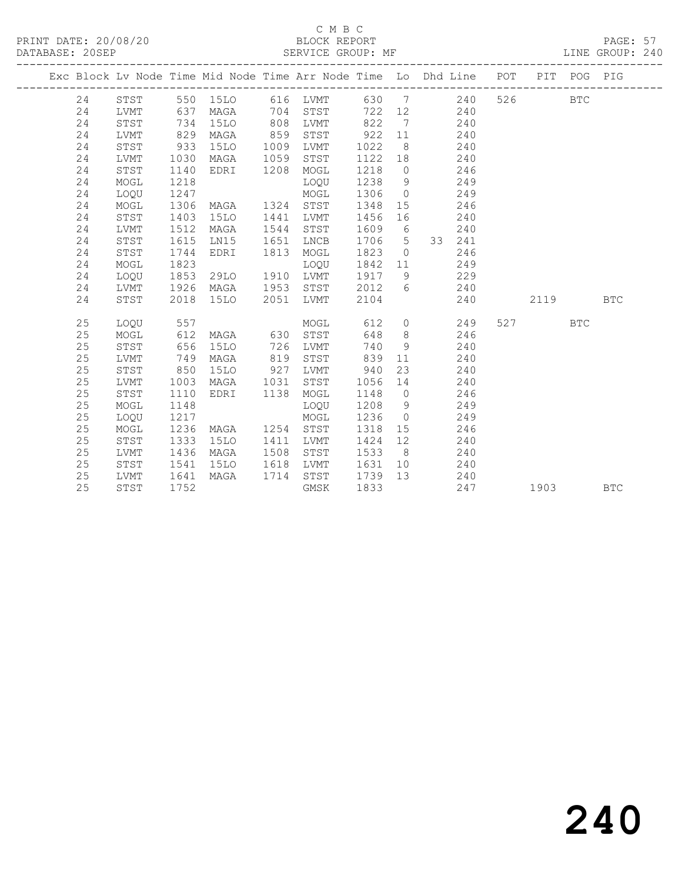C M B C

BLOCK REPORT

SERVICE GROUP: MF

PRINT DATE: 20/08/20
DATABASE: 20SEP

LINE GROUP: 240

| Exc | Block | Lv | Node | Time | Mid Node | Time | Arr Node | Time | Lo | Dhd | Line | POT | PIT | POG | PIG |
|---|---|---|---|---|---|---|---|---|---|---|---|---|---|---|---|
| | 24 | | STST | 550 | 15LO | 616 | LVMT | 630 | 7 | | 240 | 526 | | BTC | |
| | 24 | | LVMT | 637 | MAGA | 704 | STST | 722 | 12 | | 240 | | | | |
| | 24 | | STST | 734 | 15LO | 808 | LVMT | 822 | 7 | | 240 | | | | |
| | 24 | | LVMT | 829 | MAGA | 859 | STST | 922 | 11 | | 240 | | | | |
| | 24 | | STST | 933 | 15LO | 1009 | LVMT | 1022 | 8 | | 240 | | | | |
| | 24 | | LVMT | 1030 | MAGA | 1059 | STST | 1122 | 18 | | 240 | | | | |
| | 24 | | STST | 1140 | EDRI | 1208 | MOGL | 1218 | 0 | | 246 | | | | |
| | 24 | | MOGL | 1218 | | | LOQU | 1238 | 9 | | 249 | | | | |
| | 24 | | LOQU | 1247 | | | MOGL | 1306 | 0 | | 249 | | | | |
| | 24 | | MOGL | 1306 | MAGA | 1324 | STST | 1348 | 15 | | 246 | | | | |
| | 24 | | STST | 1403 | 15LO | 1441 | LVMT | 1456 | 16 | | 240 | | | | |
| | 24 | | LVMT | 1512 | MAGA | 1544 | STST | 1609 | 6 | | 240 | | | | |
| | 24 | | STST | 1615 | LN15 | 1651 | LNCB | 1706 | 5 | 33 | 241 | | | | |
| | 24 | | STST | 1744 | EDRI | 1813 | MOGL | 1823 | 0 | | 246 | | | | |
| | 24 | | MOGL | 1823 | | | LOQU | 1842 | 11 | | 249 | | | | |
| | 24 | | LOQU | 1853 | 29LO | 1910 | LVMT | 1917 | 9 | | 229 | | | | |
| | 24 | | LVMT | 1926 | MAGA | 1953 | STST | 2012 | 6 | | 240 | | | | |
| | 24 | | STST | 2018 | 15LO | 2051 | LVMT | 2104 | | | 240 | | 2119 | | BTC |
| | 25 | | LOQU | 557 | | | MOGL | 612 | 0 | | 249 | 527 | | BTC | |
| | 25 | | MOGL | 612 | MAGA | 630 | STST | 648 | 8 | | 246 | | | | |
| | 25 | | STST | 656 | 15LO | 726 | LVMT | 740 | 9 | | 240 | | | | |
| | 25 | | LVMT | 749 | MAGA | 819 | STST | 839 | 11 | | 240 | | | | |
| | 25 | | STST | 850 | 15LO | 927 | LVMT | 940 | 23 | | 240 | | | | |
| | 25 | | LVMT | 1003 | MAGA | 1031 | STST | 1056 | 14 | | 240 | | | | |
| | 25 | | STST | 1110 | EDRI | 1138 | MOGL | 1148 | 0 | | 246 | | | | |
| | 25 | | MOGL | 1148 | | | LOQU | 1208 | 9 | | 249 | | | | |
| | 25 | | LOQU | 1217 | | | MOGL | 1236 | 0 | | 249 | | | | |
| | 25 | | MOGL | 1236 | MAGA | 1254 | STST | 1318 | 15 | | 246 | | | | |
| | 25 | | STST | 1333 | 15LO | 1411 | LVMT | 1424 | 12 | | 240 | | | | |
| | 25 | | LVMT | 1436 | MAGA | 1508 | STST | 1533 | 8 | | 240 | | | | |
| | 25 | | STST | 1541 | 15LO | 1618 | LVMT | 1631 | 10 | | 240 | | | | |
| | 25 | | LVMT | 1641 | MAGA | 1714 | STST | 1739 | 13 | | 240 | | | | |
| | 25 | | STST | 1752 | | | GMSK | 1833 | | | 247 | | 1903 | | BTC |

240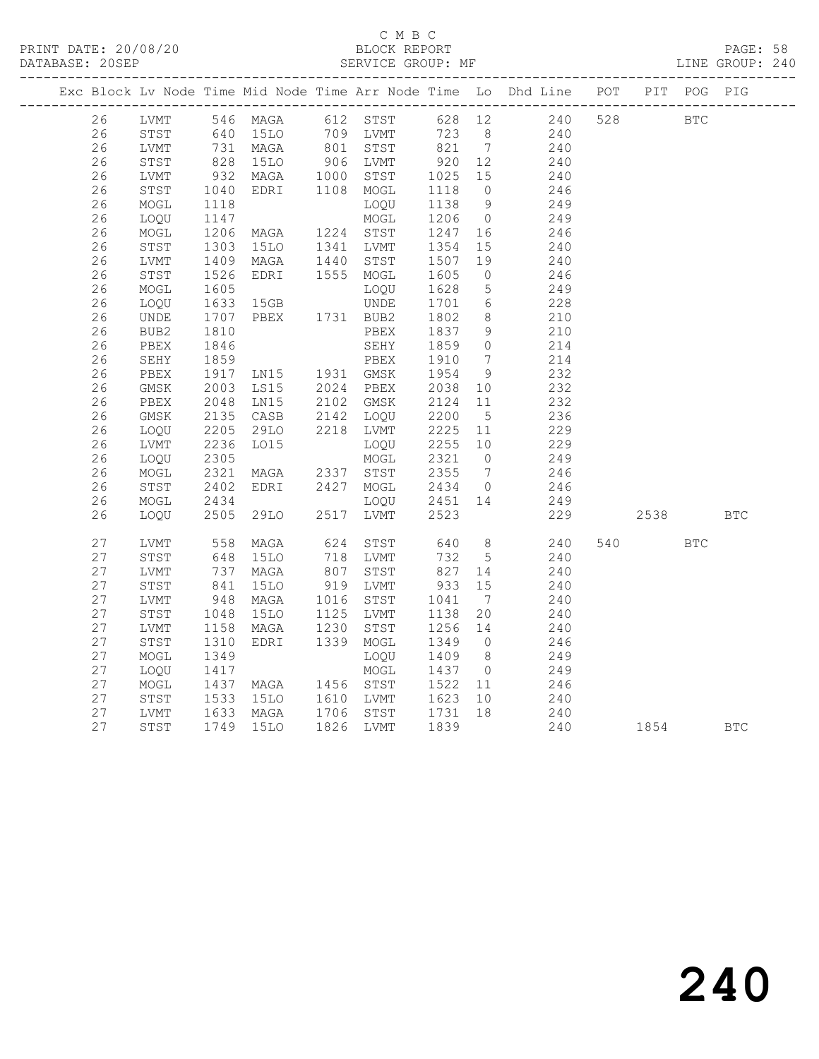C M B C
BLOCK REPORT
SERVICE GROUP: MF

PRINT DATE: 20/08/20
DATABASE: 20SEP
LINE GROUP: 240

| Exc | Block | Lv Node | Time | Mid Node | Time | Arr Node | Time | Lo | Dhd Line | POT | PIT | POG | PIG |
|---|---|---|---|---|---|---|---|---|---|---|---|---|---|
| | 26 | LVMT | 546 | MAGA | 612 | STST | 628 | 12 | 240 | 528 | | BTC | |
| | 26 | STST | 640 | 15LO | 709 | LVMT | 723 | 8 | 240 | | | | |
| | 26 | LVMT | 731 | MAGA | 801 | STST | 821 | 7 | 240 | | | | |
| | 26 | STST | 828 | 15LO | 906 | LVMT | 920 | 12 | 240 | | | | |
| | 26 | LVMT | 932 | MAGA | 1000 | STST | 1025 | 15 | 240 | | | | |
| | 26 | STST | 1040 | EDRI | 1108 | MOGL | 1118 | 0 | 246 | | | | |
| | 26 | MOGL | 1118 | | | LOQU | 1138 | 9 | 249 | | | | |
| | 26 | LOQU | 1147 | | | MOGL | 1206 | 0 | 249 | | | | |
| | 26 | MOGL | 1206 | MAGA | 1224 | STST | 1247 | 16 | 246 | | | | |
| | 26 | STST | 1303 | 15LO | 1341 | LVMT | 1354 | 15 | 240 | | | | |
| | 26 | LVMT | 1409 | MAGA | 1440 | STST | 1507 | 19 | 240 | | | | |
| | 26 | STST | 1526 | EDRI | 1555 | MOGL | 1605 | 0 | 246 | | | | |
| | 26 | MOGL | 1605 | | | LOQU | 1628 | 5 | 249 | | | | |
| | 26 | LOQU | 1633 | 15GB | | UNDE | 1701 | 6 | 228 | | | | |
| | 26 | UNDE | 1707 | PBEX | 1731 | BUB2 | 1802 | 8 | 210 | | | | |
| | 26 | BUB2 | 1810 | | | PBEX | 1837 | 9 | 210 | | | | |
| | 26 | PBEX | 1846 | | | SEHY | 1859 | 0 | 214 | | | | |
| | 26 | SEHY | 1859 | | | PBEX | 1910 | 7 | 214 | | | | |
| | 26 | PBEX | 1917 | LN15 | 1931 | GMSK | 1954 | 9 | 232 | | | | |
| | 26 | GMSK | 2003 | LS15 | 2024 | PBEX | 2038 | 10 | 232 | | | | |
| | 26 | PBEX | 2048 | LN15 | 2102 | GMSK | 2124 | 11 | 232 | | | | |
| | 26 | GMSK | 2135 | CASB | 2142 | LOQU | 2200 | 5 | 236 | | | | |
| | 26 | LOQU | 2205 | 29LO | 2218 | LVMT | 2225 | 11 | 229 | | | | |
| | 26 | LVMT | 2236 | LO15 | | LOQU | 2255 | 10 | 229 | | | | |
| | 26 | LOQU | 2305 | | | MOGL | 2321 | 0 | 249 | | | | |
| | 26 | MOGL | 2321 | MAGA | 2337 | STST | 2355 | 7 | 246 | | | | |
| | 26 | STST | 2402 | EDRI | 2427 | MOGL | 2434 | 0 | 246 | | | | |
| | 26 | MOGL | 2434 | | | LOQU | 2451 | 14 | 249 | | | | |
| | 26 | LOQU | 2505 | 29LO | 2517 | LVMT | 2523 | | 229 | | 2538 | | BTC |
| | 27 | LVMT | 558 | MAGA | 624 | STST | 640 | 8 | 240 | 540 | | BTC | |
| | 27 | STST | 648 | 15LO | 718 | LVMT | 732 | 5 | 240 | | | | |
| | 27 | LVMT | 737 | MAGA | 807 | STST | 827 | 14 | 240 | | | | |
| | 27 | STST | 841 | 15LO | 919 | LVMT | 933 | 15 | 240 | | | | |
| | 27 | LVMT | 948 | MAGA | 1016 | STST | 1041 | 7 | 240 | | | | |
| | 27 | STST | 1048 | 15LO | 1125 | LVMT | 1138 | 20 | 240 | | | | |
| | 27 | LVMT | 1158 | MAGA | 1230 | STST | 1256 | 14 | 240 | | | | |
| | 27 | STST | 1310 | EDRI | 1339 | MOGL | 1349 | 0 | 246 | | | | |
| | 27 | MOGL | 1349 | | | LOQU | 1409 | 8 | 249 | | | | |
| | 27 | LOQU | 1417 | | | MOGL | 1437 | 0 | 249 | | | | |
| | 27 | MOGL | 1437 | MAGA | 1456 | STST | 1522 | 11 | 246 | | | | |
| | 27 | STST | 1533 | 15LO | 1610 | LVMT | 1623 | 10 | 240 | | | | |
| | 27 | LVMT | 1633 | MAGA | 1706 | STST | 1731 | 18 | 240 | | | | |
| | 27 | STST | 1749 | 15LO | 1826 | LVMT | 1839 | | 240 | | 1854 | | BTC |

# 240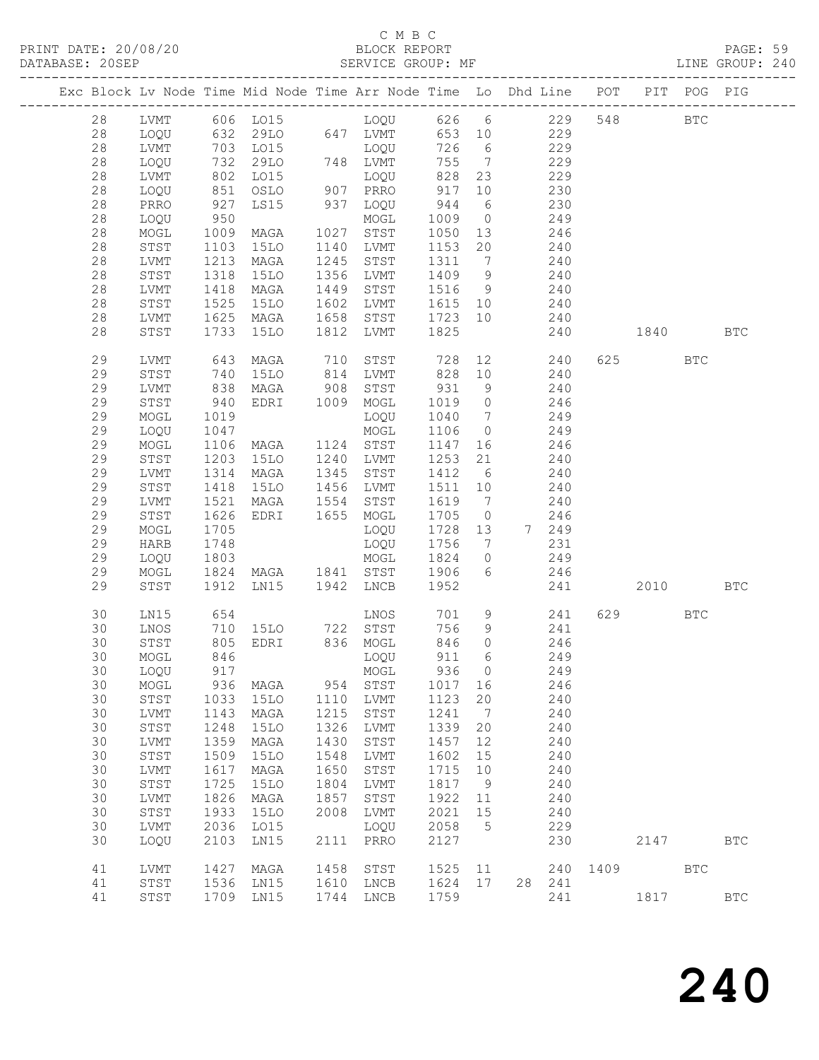C M B C

PRINT DATE: 20/08/20 BLOCK REPORT PAGE: 59
DATABASE: 20SEP SERVICE GROUP: MF LINE GROUP: 240

| Exc | Block | Lv | Node | Time | Mid Node | Time | Arr Node | Time | Lo | Dhd | Line | POT | PIT | POG | PIG |
|---|---|---|---|---|---|---|---|---|---|---|---|---|---|---|---|
| | 28 | | LVMT | 606 | LO15 | | LOQU | 626 | 6 | | 229 | 548 | | BTC | |
| | 28 | | LOQU | 632 | 29LO | 647 | LVMT | 653 | 10 | | 229 | | | | |
| | 28 | | LVMT | 703 | LO15 | | LOQU | 726 | 6 | | 229 | | | | |
| | 28 | | LOQU | 732 | 29LO | 748 | LVMT | 755 | 7 | | 229 | | | | |
| | 28 | | LVMT | 802 | LO15 | | LOQU | 828 | 23 | | 229 | | | | |
| | 28 | | LOQU | 851 | OSLO | 907 | PRRO | 917 | 10 | | 230 | | | | |
| | 28 | | PRRO | 927 | LS15 | 937 | LOQU | 944 | 6 | | 230 | | | | |
| | 28 | | LOQU | 950 | | | MOGL | 1009 | 0 | | 249 | | | | |
| | 28 | | MOGL | 1009 | MAGA | 1027 | STST | 1050 | 13 | | 246 | | | | |
| | 28 | | STST | 1103 | 15LO | 1140 | LVMT | 1153 | 20 | | 240 | | | | |
| | 28 | | LVMT | 1213 | MAGA | 1245 | STST | 1311 | 7 | | 240 | | | | |
| | 28 | | STST | 1318 | 15LO | 1356 | LVMT | 1409 | 9 | | 240 | | | | |
| | 28 | | LVMT | 1418 | MAGA | 1449 | STST | 1516 | 9 | | 240 | | | | |
| | 28 | | STST | 1525 | 15LO | 1602 | LVMT | 1615 | 10 | | 240 | | | | |
| | 28 | | LVMT | 1625 | MAGA | 1658 | STST | 1723 | 10 | | 240 | | | | |
| | 28 | | STST | 1733 | 15LO | 1812 | LVMT | 1825 | | | 240 | | 1840 | | BTC |
| | 29 | | LVMT | 643 | MAGA | 710 | STST | 728 | 12 | | 240 | 625 | | BTC | |
| | 29 | | STST | 740 | 15LO | 814 | LVMT | 828 | 10 | | 240 | | | | |
| | 29 | | LVMT | 838 | MAGA | 908 | STST | 931 | 9 | | 240 | | | | |
| | 29 | | STST | 940 | EDRI | 1009 | MOGL | 1019 | 0 | | 246 | | | | |
| | 29 | | MOGL | 1019 | | | LOQU | 1040 | 7 | | 249 | | | | |
| | 29 | | LOQU | 1047 | | | MOGL | 1106 | 0 | | 249 | | | | |
| | 29 | | MOGL | 1106 | MAGA | 1124 | STST | 1147 | 16 | | 246 | | | | |
| | 29 | | STST | 1203 | 15LO | 1240 | LVMT | 1253 | 21 | | 240 | | | | |
| | 29 | | LVMT | 1314 | MAGA | 1345 | STST | 1412 | 6 | | 240 | | | | |
| | 29 | | STST | 1418 | 15LO | 1456 | LVMT | 1511 | 10 | | 240 | | | | |
| | 29 | | LVMT | 1521 | MAGA | 1554 | STST | 1619 | 7 | | 240 | | | | |
| | 29 | | STST | 1626 | EDRI | 1655 | MOGL | 1705 | 0 | | 246 | | | | |
| | 29 | | MOGL | 1705 | | | LOQU | 1728 | 13 | 7 | 249 | | | | |
| | 29 | | HARB | 1748 | | | LOQU | 1756 | 7 | | 231 | | | | |
| | 29 | | LOQU | 1803 | | | MOGL | 1824 | 0 | | 249 | | | | |
| | 29 | | MOGL | 1824 | MAGA | 1841 | STST | 1906 | 6 | | 246 | | | | |
| | 29 | | STST | 1912 | LN15 | 1942 | LNCB | 1952 | | | 241 | | 2010 | | BTC |
| | 30 | | LN15 | 654 | | | LNOS | 701 | 9 | | 241 | 629 | | BTC | |
| | 30 | | LNOS | 710 | 15LO | 722 | STST | 756 | 9 | | 241 | | | | |
| | 30 | | STST | 805 | EDRI | 836 | MOGL | 846 | 0 | | 246 | | | | |
| | 30 | | MOGL | 846 | | | LOQU | 911 | 6 | | 249 | | | | |
| | 30 | | LOQU | 917 | | | MOGL | 936 | 0 | | 249 | | | | |
| | 30 | | MOGL | 936 | MAGA | 954 | STST | 1017 | 16 | | 246 | | | | |
| | 30 | | STST | 1033 | 15LO | 1110 | LVMT | 1123 | 20 | | 240 | | | | |
| | 30 | | LVMT | 1143 | MAGA | 1215 | STST | 1241 | 7 | | 240 | | | | |
| | 30 | | STST | 1248 | 15LO | 1326 | LVMT | 1339 | 20 | | 240 | | | | |
| | 30 | | LVMT | 1359 | MAGA | 1430 | STST | 1457 | 12 | | 240 | | | | |
| | 30 | | STST | 1509 | 15LO | 1548 | LVMT | 1602 | 15 | | 240 | | | | |
| | 30 | | LVMT | 1617 | MAGA | 1650 | STST | 1715 | 10 | | 240 | | | | |
| | 30 | | STST | 1725 | 15LO | 1804 | LVMT | 1817 | 9 | | 240 | | | | |
| | 30 | | LVMT | 1826 | MAGA | 1857 | STST | 1922 | 11 | | 240 | | | | |
| | 30 | | STST | 1933 | 15LO | 2008 | LVMT | 2021 | 15 | | 240 | | | | |
| | 30 | | LVMT | 2036 | LO15 | | LOQU | 2058 | 5 | | 229 | | | | |
| | 30 | | LOQU | 2103 | LN15 | 2111 | PRRO | 2127 | | | 230 | | 2147 | | BTC |
| | 41 | | LVMT | 1427 | MAGA | 1458 | STST | 1525 | 11 | | 240 | 1409 | | BTC | |
| | 41 | | STST | 1536 | LN15 | 1610 | LNCB | 1624 | 17 | 28 | 241 | | | | |
| | 41 | | STST | 1709 | LN15 | 1744 | LNCB | 1759 | | | 241 | | 1817 | | BTC |

240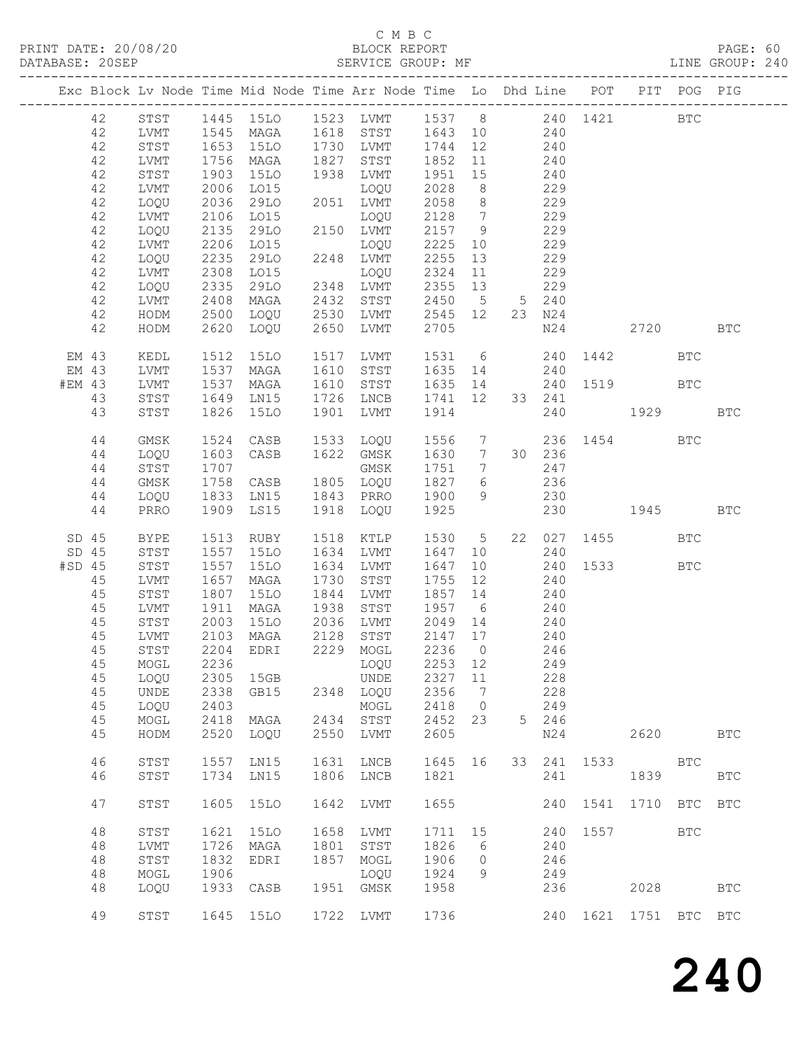C M B C
BLOCK REPORT
SERVICE GROUP: MF

PRINT DATE: 20/08/20
DATABASE: 20SEP
PAGE: 60
LINE GROUP: 240

| Exc | Block | Lv | Node | Time | Mid | Node | Time | Arr | Node | Time | Lo | Dhd | Line | POT | PIT | POG | PIG |
|---|---|---|---|---|---|---|---|---|---|---|---|---|---|---|---|---|---|
| | 42 | | STST | 1445 | 15LO | | 1523 | LVMT | | 1537 | 8 | | 240 | 1421 | | BTC | |
| | 42 | | LVMT | 1545 | MAGA | | 1618 | STST | | 1643 | 10 | | 240 | | | | |
| | 42 | | STST | 1653 | 15LO | | 1730 | LVMT | | 1744 | 12 | | 240 | | | | |
| | 42 | | LVMT | 1756 | MAGA | | 1827 | STST | | 1852 | 11 | | 240 | | | | |
| | 42 | | STST | 1903 | 15LO | | 1938 | LVMT | | 1951 | 15 | | 240 | | | | |
| | 42 | | LVMT | 2006 | LO15 | | | LOQU | | 2028 | 8 | | 229 | | | | |
| | 42 | | LOQU | 2036 | 29LO | | 2051 | LVMT | | 2058 | 8 | | 229 | | | | |
| | 42 | | LVMT | 2106 | LO15 | | | LOQU | | 2128 | 7 | | 229 | | | | |
| | 42 | | LOQU | 2135 | 29LO | | 2150 | LVMT | | 2157 | 9 | | 229 | | | | |
| | 42 | | LVMT | 2206 | LO15 | | | LOQU | | 2225 | 10 | | 229 | | | | |
| | 42 | | LOQU | 2235 | 29LO | | 2248 | LVMT | | 2255 | 13 | | 229 | | | | |
| | 42 | | LVMT | 2308 | LO15 | | | LOQU | | 2324 | 11 | | 229 | | | | |
| | 42 | | LOQU | 2335 | 29LO | | 2348 | LVMT | | 2355 | 13 | | 229 | | | | |
| | 42 | | LVMT | 2408 | MAGA | | 2432 | STST | | 2450 | 5 | 5 | 240 | | | | |
| | 42 | | HODM | 2500 | LOQU | | 2530 | LVMT | | 2545 | 12 | 23 | N24 | | | | |
| | 42 | | HODM | 2620 | LOQU | | 2650 | LVMT | | 2705 | | | N24 | | 2720 | | BTC |
| EM | 43 | | KEDL | 1512 | 15LO | | 1517 | LVMT | | 1531 | 6 | | 240 | 1442 | | BTC | |
| EM | 43 | | LVMT | 1537 | MAGA | | 1610 | STST | | 1635 | 14 | | 240 | | | | |
| #EM | 43 | | LVMT | 1537 | MAGA | | 1610 | STST | | 1635 | 14 | | 240 | 1519 | | BTC | |
| | 43 | | STST | 1649 | LN15 | | 1726 | LNCB | | 1741 | 12 | 33 | 241 | | | | |
| | 43 | | STST | 1826 | 15LO | | 1901 | LVMT | | 1914 | | | 240 | | 1929 | | BTC |
| | 44 | | GMSK | 1524 | CASB | | 1533 | LOQU | | 1556 | 7 | | 236 | 1454 | | BTC | |
| | 44 | | LOQU | 1603 | CASB | | 1622 | GMSK | | 1630 | 7 | 30 | 236 | | | | |
| | 44 | | STST | 1707 | | | | GMSK | | 1751 | 7 | | 247 | | | | |
| | 44 | | GMSK | 1758 | CASB | | 1805 | LOQU | | 1827 | 6 | | 236 | | | | |
| | 44 | | LOQU | 1833 | LN15 | | 1843 | PRRO | | 1900 | 9 | | 230 | | | | |
| | 44 | | PRRO | 1909 | LS15 | | 1918 | LOQU | | 1925 | | | 230 | | 1945 | | BTC |
| SD | 45 | | BYPE | 1513 | RUBY | | 1518 | KTLP | | 1530 | 5 | 22 | 027 | 1455 | | BTC | |
| SD | 45 | | STST | 1557 | 15LO | | 1634 | LVMT | | 1647 | 10 | | 240 | | | | |
| #SD | 45 | | STST | 1557 | 15LO | | 1634 | LVMT | | 1647 | 10 | | 240 | 1533 | | BTC | |
| | 45 | | LVMT | 1657 | MAGA | | 1730 | STST | | 1755 | 12 | | 240 | | | | |
| | 45 | | STST | 1807 | 15LO | | 1844 | LVMT | | 1857 | 14 | | 240 | | | | |
| | 45 | | LVMT | 1911 | MAGA | | 1938 | STST | | 1957 | 6 | | 240 | | | | |
| | 45 | | STST | 2003 | 15LO | | 2036 | LVMT | | 2049 | 14 | | 240 | | | | |
| | 45 | | LVMT | 2103 | MAGA | | 2128 | STST | | 2147 | 17 | | 240 | | | | |
| | 45 | | STST | 2204 | EDRI | | 2229 | MOGL | | 2236 | 0 | | 246 | | | | |
| | 45 | | MOGL | 2236 | | | | LOQU | | 2253 | 12 | | 249 | | | | |
| | 45 | | LOQU | 2305 | 15GB | | | UNDE | | 2327 | 11 | | 228 | | | | |
| | 45 | | UNDE | 2338 | GB15 | | 2348 | LOQU | | 2356 | 7 | | 228 | | | | |
| | 45 | | LOQU | 2403 | | | | MOGL | | 2418 | 0 | | 249 | | | | |
| | 45 | | MOGL | 2418 | MAGA | | 2434 | STST | | 2452 | 23 | 5 | 246 | | | | |
| | 45 | | HODM | 2520 | LOQU | | 2550 | LVMT | | 2605 | | | N24 | | 2620 | | BTC |
| | 46 | | STST | 1557 | LN15 | | 1631 | LNCB | | 1645 | 16 | 33 | 241 | 1533 | | BTC | |
| | 46 | | STST | 1734 | LN15 | | 1806 | LNCB | | 1821 | | | 241 | | 1839 | | BTC |
| | 47 | | STST | 1605 | 15LO | | 1642 | LVMT | | 1655 | | | 240 | 1541 | 1710 | BTC | BTC |
| | 48 | | STST | 1621 | 15LO | | 1658 | LVMT | | 1711 | 15 | | 240 | 1557 | | BTC | |
| | 48 | | LVMT | 1726 | MAGA | | 1801 | STST | | 1826 | 6 | | 240 | | | | |
| | 48 | | STST | 1832 | EDRI | | 1857 | MOGL | | 1906 | 0 | | 246 | | | | |
| | 48 | | MOGL | 1906 | | | | LOQU | | 1924 | 9 | | 249 | | | | |
| | 48 | | LOQU | 1933 | CASB | | 1951 | GMSK | | 1958 | | | 236 | | 2028 | | BTC |
| | 49 | | STST | 1645 | 15LO | | 1722 | LVMT | | 1736 | | | 240 | 1621 | 1751 | BTC | BTC |

240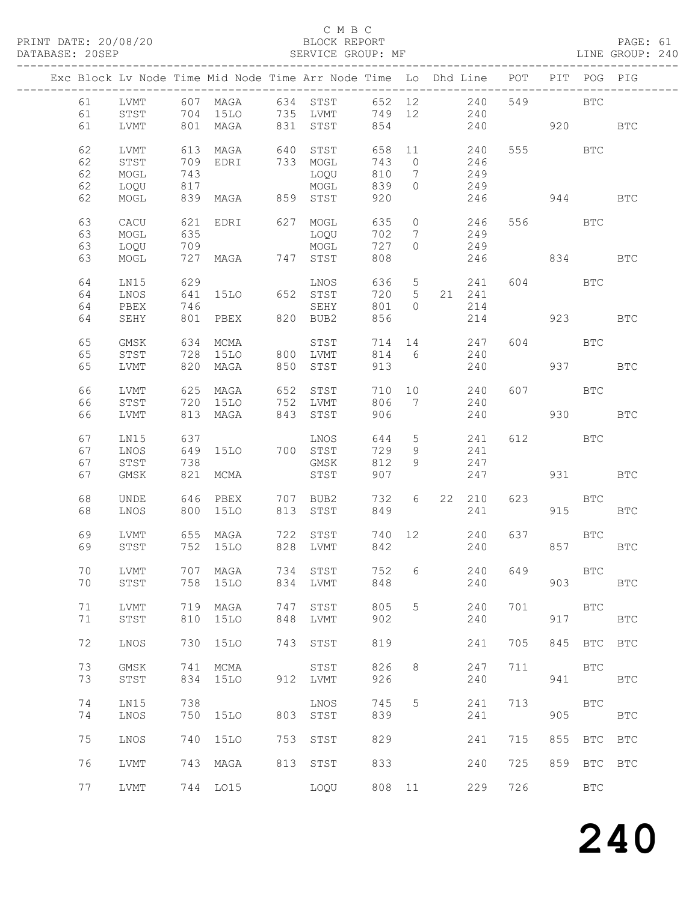C M B C

PRINT DATE: 20/08/20 BLOCK REPORT PAGE: 61
DATABASE: 20SEP SERVICE GROUP: MF LINE GROUP: 240

| Exc | Block | Lv | Node | Time | Mid Node | Time | Arr Node | Time | Lo | Dhd | Line | POT | PIT | POG | PIG |
|---|---|---|---|---|---|---|---|---|---|---|---|---|---|---|---|
| | 61 | | LVMT | 607 | MAGA | 634 | STST | 652 | 12 | | 240 | 549 | | BTC | |
| | 61 | | STST | 704 | 15LO | 735 | LVMT | 749 | 12 | | 240 | | | | |
| | 61 | | LVMT | 801 | MAGA | 831 | STST | 854 | | | 240 | | 920 | | BTC |
| | 62 | | LVMT | 613 | MAGA | 640 | STST | 658 | 11 | | 240 | 555 | | BTC | |
| | 62 | | STST | 709 | EDRI | 733 | MOGL | 743 | 0 | | 246 | | | | |
| | 62 | | MOGL | 743 | | | LOQU | 810 | 7 | | 249 | | | | |
| | 62 | | LOQU | 817 | | | MOGL | 839 | 0 | | 249 | | | | |
| | 62 | | MOGL | 839 | MAGA | 859 | STST | 920 | | | 246 | | 944 | | BTC |
| | 63 | | CACU | 621 | EDRI | 627 | MOGL | 635 | 0 | | 246 | 556 | | BTC | |
| | 63 | | MOGL | 635 | | | LOQU | 702 | 7 | | 249 | | | | |
| | 63 | | LOQU | 709 | | | MOGL | 727 | 0 | | 249 | | | | |
| | 63 | | MOGL | 727 | MAGA | 747 | STST | 808 | | | 246 | | 834 | | BTC |
| | 64 | | LN15 | 629 | | | LNOS | 636 | 5 | | 241 | 604 | | BTC | |
| | 64 | | LNOS | 641 | 15LO | 652 | STST | 720 | 5 | 21 | 241 | | | | |
| | 64 | | PBEX | 746 | | | SEHY | 801 | 0 | | 214 | | | | |
| | 64 | | SEHY | 801 | PBEX | 820 | BUB2 | 856 | | | 214 | | 923 | | BTC |
| | 65 | | GMSK | 634 | MCMA | | STST | 714 | 14 | | 247 | 604 | | BTC | |
| | 65 | | STST | 728 | 15LO | 800 | LVMT | 814 | 6 | | 240 | | | | |
| | 65 | | LVMT | 820 | MAGA | 850 | STST | 913 | | | 240 | | 937 | | BTC |
| | 66 | | LVMT | 625 | MAGA | 652 | STST | 710 | 10 | | 240 | 607 | | BTC | |
| | 66 | | STST | 720 | 15LO | 752 | LVMT | 806 | 7 | | 240 | | | | |
| | 66 | | LVMT | 813 | MAGA | 843 | STST | 906 | | | 240 | | 930 | | BTC |
| | 67 | | LN15 | 637 | | | LNOS | 644 | 5 | | 241 | 612 | | BTC | |
| | 67 | | LNOS | 649 | 15LO | 700 | STST | 729 | 9 | | 241 | | | | |
| | 67 | | STST | 738 | | | GMSK | 812 | 9 | | 247 | | | | |
| | 67 | | GMSK | 821 | MCMA | | STST | 907 | | | 247 | | 931 | | BTC |
| | 68 | | UNDE | 646 | PBEX | 707 | BUB2 | 732 | 6 | 22 | 210 | 623 | | BTC | |
| | 68 | | LNOS | 800 | 15LO | 813 | STST | 849 | | | 241 | | 915 | | BTC |
| | 69 | | LVMT | 655 | MAGA | 722 | STST | 740 | 12 | | 240 | 637 | | BTC | |
| | 69 | | STST | 752 | 15LO | 828 | LVMT | 842 | | | 240 | | 857 | | BTC |
| | 70 | | LVMT | 707 | MAGA | 734 | STST | 752 | 6 | | 240 | 649 | | BTC | |
| | 70 | | STST | 758 | 15LO | 834 | LVMT | 848 | | | 240 | | 903 | | BTC |
| | 71 | | LVMT | 719 | MAGA | 747 | STST | 805 | 5 | | 240 | 701 | | BTC | |
| | 71 | | STST | 810 | 15LO | 848 | LVMT | 902 | | | 240 | | 917 | | BTC |
| | 72 | | LNOS | 730 | 15LO | 743 | STST | 819 | | | 241 | 705 | 845 | BTC | BTC |
| | 73 | | GMSK | 741 | MCMA | | STST | 826 | 8 | | 247 | 711 | | BTC | |
| | 73 | | STST | 834 | 15LO | 912 | LVMT | 926 | | | 240 | | 941 | | BTC |
| | 74 | | LN15 | 738 | | | LNOS | 745 | 5 | | 241 | 713 | | BTC | |
| | 74 | | LNOS | 750 | 15LO | 803 | STST | 839 | | | 241 | | 905 | | BTC |
| | 75 | | LNOS | 740 | 15LO | 753 | STST | 829 | | | 241 | 715 | 855 | BTC | BTC |
| | 76 | | LVMT | 743 | MAGA | 813 | STST | 833 | | | 240 | 725 | 859 | BTC | BTC |
| | 77 | | LVMT | 744 | LO15 | | LOQU | 808 | 11 | | 229 | 726 | | BTC | |

240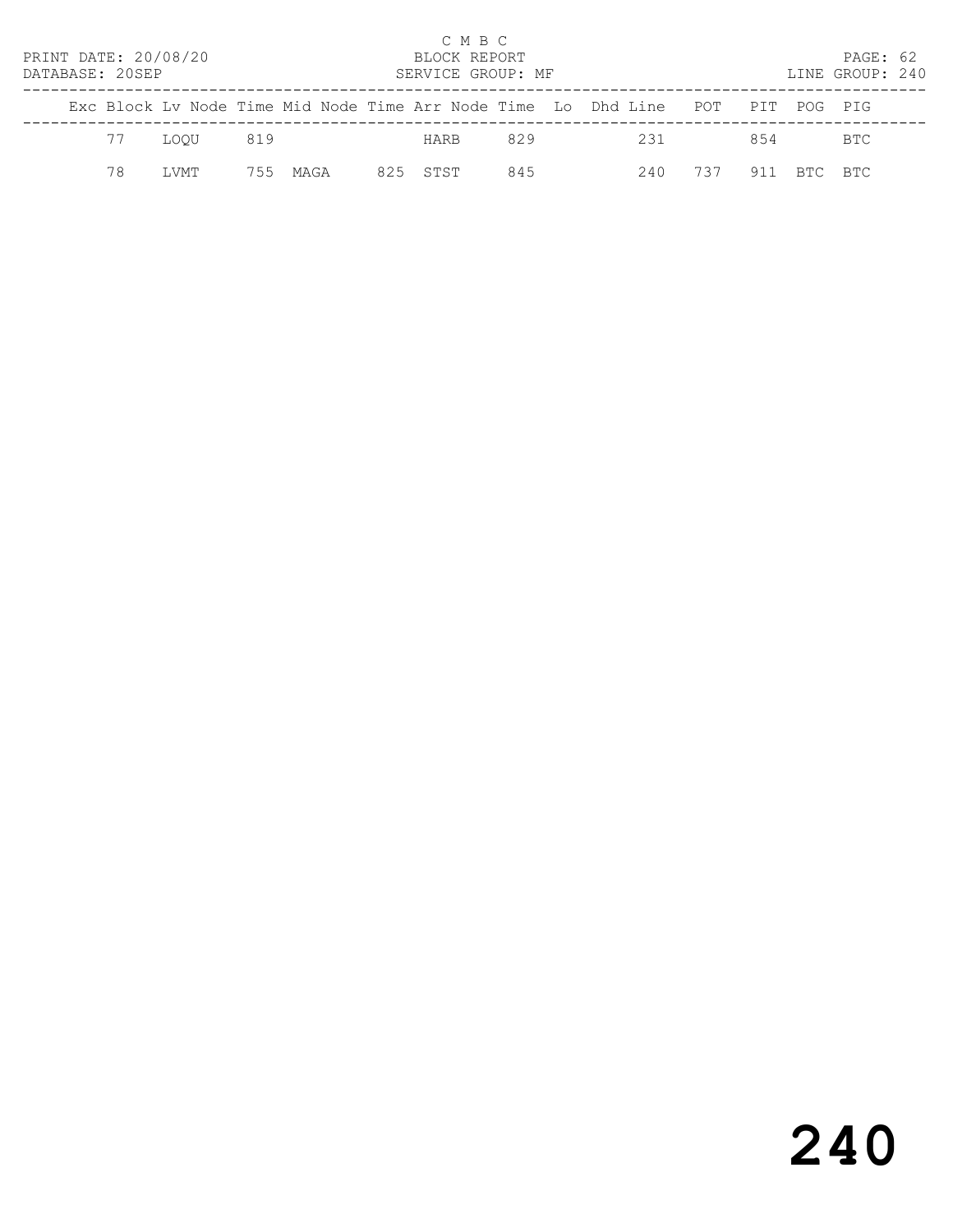C M B C

BLOCK REPORT

SERVICE GROUP: MF

PRINT DATE: 20/08/20

DATABASE: 20SEP

LINE GROUP: 240

| Exc | Block | Lv | Node | Time | Mid Node | Time | Arr Node | Time | Lo | Dhd | Line | POT | PIT | POG | PIG |
|---|---|---|---|---|---|---|---|---|---|---|---|---|---|---|---|
| | 77 | | LOQU | 819 | | | HARB | 829 | | | 231 | | 854 | | BTC |
| | 78 | | LVMT | 755 | MAGA | 825 | STST | 845 | | | 240 | 737 | 911 | BTC | BTC |

# 240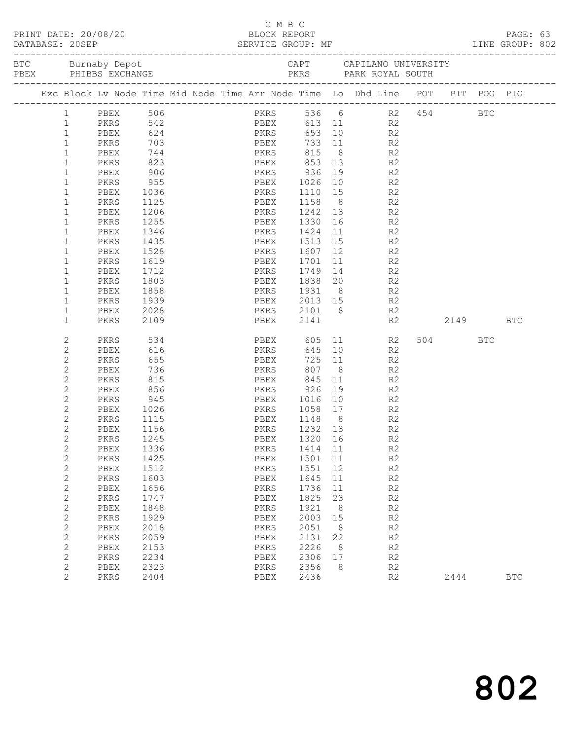C M B C

PRINT DATE: 20/08/20 BLOCK REPORT PAGE: 63
DATABASE: 20SEP SERVICE GROUP: MF LINE GROUP: 802

BTC Burnaby Depot CAPT CAPILANO UNIVERSITY
PBEX PHIBBS EXCHANGE PKRS PARK ROYAL SOUTH

| Exc | Block | Lv | Node | Time | Mid Node | Time | Arr Node | Time | Lo | Dhd | Line | POT | PIT | POG | PIG |
|---|---|---|---|---|---|---|---|---|---|---|---|---|---|---|---|
| | 1 | | PBEX | 506 | | | PKRS | 536 | 6 | | R2 | 454 | | BTC | |
| | 1 | | PKRS | 542 | | | PBEX | 613 | 11 | | R2 | | | | |
| | 1 | | PBEX | 624 | | | PKRS | 653 | 10 | | R2 | | | | |
| | 1 | | PKRS | 703 | | | PBEX | 733 | 11 | | R2 | | | | |
| | 1 | | PBEX | 744 | | | PKRS | 815 | 8 | | R2 | | | | |
| | 1 | | PKRS | 823 | | | PBEX | 853 | 13 | | R2 | | | | |
| | 1 | | PBEX | 906 | | | PKRS | 936 | 19 | | R2 | | | | |
| | 1 | | PKRS | 955 | | | PBEX | 1026 | 10 | | R2 | | | | |
| | 1 | | PBEX | 1036 | | | PKRS | 1110 | 15 | | R2 | | | | |
| | 1 | | PKRS | 1125 | | | PBEX | 1158 | 8 | | R2 | | | | |
| | 1 | | PBEX | 1206 | | | PKRS | 1242 | 13 | | R2 | | | | |
| | 1 | | PKRS | 1255 | | | PBEX | 1330 | 16 | | R2 | | | | |
| | 1 | | PBEX | 1346 | | | PKRS | 1424 | 11 | | R2 | | | | |
| | 1 | | PKRS | 1435 | | | PBEX | 1513 | 15 | | R2 | | | | |
| | 1 | | PBEX | 1528 | | | PKRS | 1607 | 12 | | R2 | | | | |
| | 1 | | PKRS | 1619 | | | PBEX | 1701 | 11 | | R2 | | | | |
| | 1 | | PBEX | 1712 | | | PKRS | 1749 | 14 | | R2 | | | | |
| | 1 | | PKRS | 1803 | | | PBEX | 1838 | 20 | | R2 | | | | |
| | 1 | | PBEX | 1858 | | | PKRS | 1931 | 8 | | R2 | | | | |
| | 1 | | PKRS | 1939 | | | PBEX | 2013 | 15 | | R2 | | | | |
| | 1 | | PBEX | 2028 | | | PKRS | 2101 | 8 | | R2 | | | | |
| | 1 | | PKRS | 2109 | | | PBEX | 2141 | | | R2 | | 2149 | | BTC |
| | 2 | | PKRS | 534 | | | PBEX | 605 | 11 | | R2 | 504 | | BTC | |
| | 2 | | PBEX | 616 | | | PKRS | 645 | 10 | | R2 | | | | |
| | 2 | | PKRS | 655 | | | PBEX | 725 | 11 | | R2 | | | | |
| | 2 | | PBEX | 736 | | | PKRS | 807 | 8 | | R2 | | | | |
| | 2 | | PKRS | 815 | | | PBEX | 845 | 11 | | R2 | | | | |
| | 2 | | PBEX | 856 | | | PKRS | 926 | 19 | | R2 | | | | |
| | 2 | | PKRS | 945 | | | PBEX | 1016 | 10 | | R2 | | | | |
| | 2 | | PBEX | 1026 | | | PKRS | 1058 | 17 | | R2 | | | | |
| | 2 | | PKRS | 1115 | | | PBEX | 1148 | 8 | | R2 | | | | |
| | 2 | | PBEX | 1156 | | | PKRS | 1232 | 13 | | R2 | | | | |
| | 2 | | PKRS | 1245 | | | PBEX | 1320 | 16 | | R2 | | | | |
| | 2 | | PBEX | 1336 | | | PKRS | 1414 | 11 | | R2 | | | | |
| | 2 | | PKRS | 1425 | | | PBEX | 1501 | 11 | | R2 | | | | |
| | 2 | | PBEX | 1512 | | | PKRS | 1551 | 12 | | R2 | | | | |
| | 2 | | PKRS | 1603 | | | PBEX | 1645 | 11 | | R2 | | | | |
| | 2 | | PBEX | 1656 | | | PKRS | 1736 | 11 | | R2 | | | | |
| | 2 | | PKRS | 1747 | | | PBEX | 1825 | 23 | | R2 | | | | |
| | 2 | | PBEX | 1848 | | | PKRS | 1921 | 8 | | R2 | | | | |
| | 2 | | PKRS | 1929 | | | PBEX | 2003 | 15 | | R2 | | | | |
| | 2 | | PBEX | 2018 | | | PKRS | 2051 | 8 | | R2 | | | | |
| | 2 | | PKRS | 2059 | | | PBEX | 2131 | 22 | | R2 | | | | |
| | 2 | | PBEX | 2153 | | | PKRS | 2226 | 8 | | R2 | | | | |
| | 2 | | PKRS | 2234 | | | PBEX | 2306 | 17 | | R2 | | | | |
| | 2 | | PBEX | 2323 | | | PKRS | 2356 | 8 | | R2 | | | | |
| | 2 | | PKRS | 2404 | | | PBEX | 2436 | | | R2 | | 2444 | | BTC |

802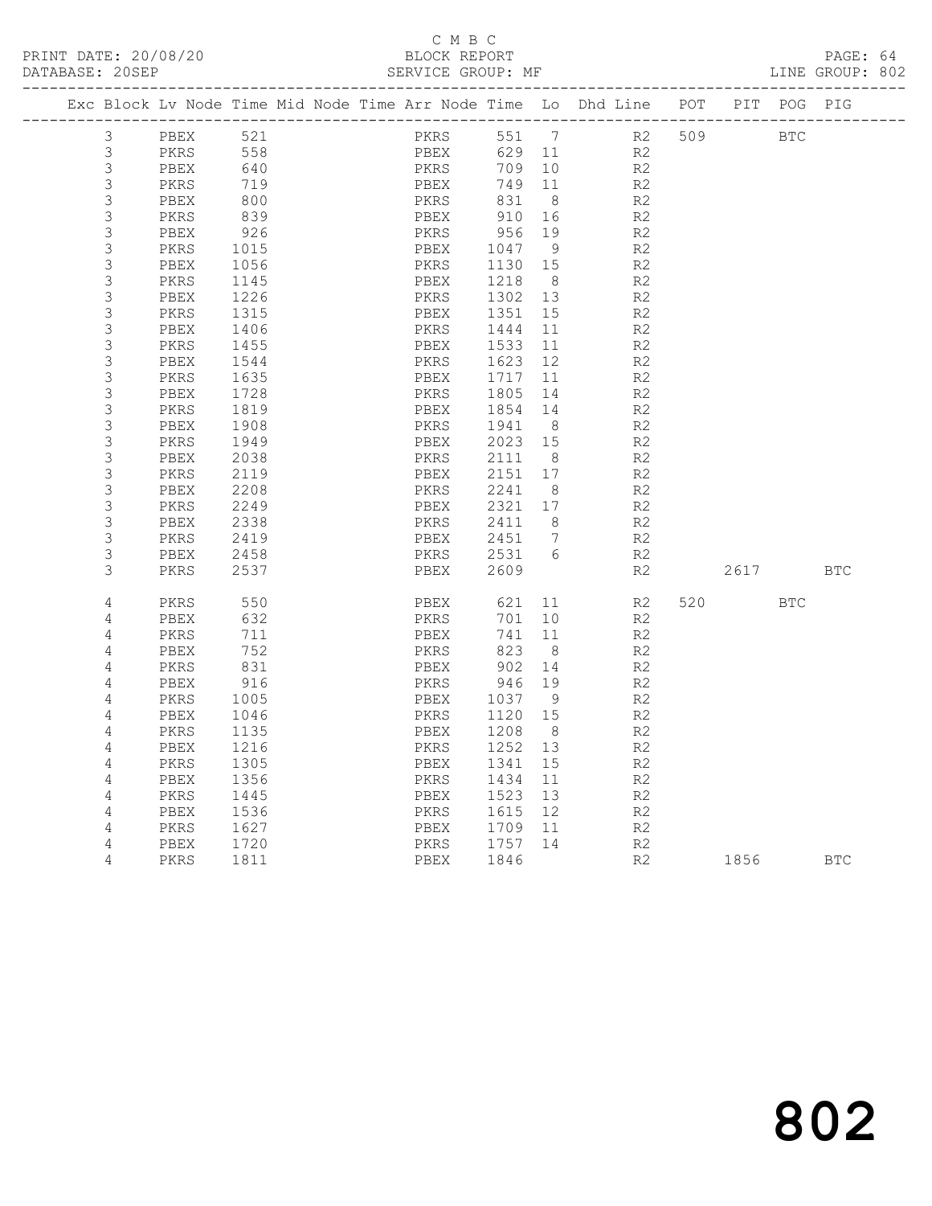C M B C
PRINT DATE: 20/08/20 BLOCK REPORT
DATABASE: 20SEP SERVICE GROUP: MF LINE GROUP: 802

| Exc | Block | Lv | Node | Time | Mid | Node | Time | Arr | Node | Time | Lo | Dhd | Line | POT | PIT | POG | PIG |
|---|---|---|---|---|---|---|---|---|---|---|---|---|---|---|---|---|---|
| | 3 | | PBEX | 521 | | | | | PKRS | 551 | 7 | | R2 | 509 | | BTC | |
| | 3 | | PKRS | 558 | | | | | PBEX | 629 | 11 | | R2 | | | | |
| | 3 | | PBEX | 640 | | | | | PKRS | 709 | 10 | | R2 | | | | |
| | 3 | | PKRS | 719 | | | | | PBEX | 749 | 11 | | R2 | | | | |
| | 3 | | PBEX | 800 | | | | | PKRS | 831 | 8 | | R2 | | | | |
| | 3 | | PKRS | 839 | | | | | PBEX | 910 | 16 | | R2 | | | | |
| | 3 | | PBEX | 926 | | | | | PKRS | 956 | 19 | | R2 | | | | |
| | 3 | | PKRS | 1015 | | | | | PBEX | 1047 | 9 | | R2 | | | | |
| | 3 | | PBEX | 1056 | | | | | PKRS | 1130 | 15 | | R2 | | | | |
| | 3 | | PKRS | 1145 | | | | | PBEX | 1218 | 8 | | R2 | | | | |
| | 3 | | PBEX | 1226 | | | | | PKRS | 1302 | 13 | | R2 | | | | |
| | 3 | | PKRS | 1315 | | | | | PBEX | 1351 | 15 | | R2 | | | | |
| | 3 | | PBEX | 1406 | | | | | PKRS | 1444 | 11 | | R2 | | | | |
| | 3 | | PKRS | 1455 | | | | | PBEX | 1533 | 11 | | R2 | | | | |
| | 3 | | PBEX | 1544 | | | | | PKRS | 1623 | 12 | | R2 | | | | |
| | 3 | | PKRS | 1635 | | | | | PBEX | 1717 | 11 | | R2 | | | | |
| | 3 | | PBEX | 1728 | | | | | PKRS | 1805 | 14 | | R2 | | | | |
| | 3 | | PKRS | 1819 | | | | | PBEX | 1854 | 14 | | R2 | | | | |
| | 3 | | PBEX | 1908 | | | | | PKRS | 1941 | 8 | | R2 | | | | |
| | 3 | | PKRS | 1949 | | | | | PBEX | 2023 | 15 | | R2 | | | | |
| | 3 | | PBEX | 2038 | | | | | PKRS | 2111 | 8 | | R2 | | | | |
| | 3 | | PKRS | 2119 | | | | | PBEX | 2151 | 17 | | R2 | | | | |
| | 3 | | PBEX | 2208 | | | | | PKRS | 2241 | 8 | | R2 | | | | |
| | 3 | | PKRS | 2249 | | | | | PBEX | 2321 | 17 | | R2 | | | | |
| | 3 | | PBEX | 2338 | | | | | PKRS | 2411 | 8 | | R2 | | | | |
| | 3 | | PKRS | 2419 | | | | | PBEX | 2451 | 7 | | R2 | | | | |
| | 3 | | PBEX | 2458 | | | | | PKRS | 2531 | 6 | | R2 | | | | |
| | 3 | | PKRS | 2537 | | | | | PBEX | 2609 | | | R2 | | 2617 | | BTC |
| | 4 | | PKRS | 550 | | | | | PBEX | 621 | 11 | | R2 | 520 | | BTC | |
| | 4 | | PBEX | 632 | | | | | PKRS | 701 | 10 | | R2 | | | | |
| | 4 | | PKRS | 711 | | | | | PBEX | 741 | 11 | | R2 | | | | |
| | 4 | | PBEX | 752 | | | | | PKRS | 823 | 8 | | R2 | | | | |
| | 4 | | PKRS | 831 | | | | | PBEX | 902 | 14 | | R2 | | | | |
| | 4 | | PBEX | 916 | | | | | PKRS | 946 | 19 | | R2 | | | | |
| | 4 | | PKRS | 1005 | | | | | PBEX | 1037 | 9 | | R2 | | | | |
| | 4 | | PBEX | 1046 | | | | | PKRS | 1120 | 15 | | R2 | | | | |
| | 4 | | PKRS | 1135 | | | | | PBEX | 1208 | 8 | | R2 | | | | |
| | 4 | | PBEX | 1216 | | | | | PKRS | 1252 | 13 | | R2 | | | | |
| | 4 | | PKRS | 1305 | | | | | PBEX | 1341 | 15 | | R2 | | | | |
| | 4 | | PBEX | 1356 | | | | | PKRS | 1434 | 11 | | R2 | | | | |
| | 4 | | PKRS | 1445 | | | | | PBEX | 1523 | 13 | | R2 | | | | |
| | 4 | | PBEX | 1536 | | | | | PKRS | 1615 | 12 | | R2 | | | | |
| | 4 | | PKRS | 1627 | | | | | PBEX | 1709 | 11 | | R2 | | | | |
| | 4 | | PBEX | 1720 | | | | | PKRS | 1757 | 14 | | R2 | | | | |
| | 4 | | PKRS | 1811 | | | | | PBEX | 1846 | | | R2 | | 1856 | | BTC |

# 802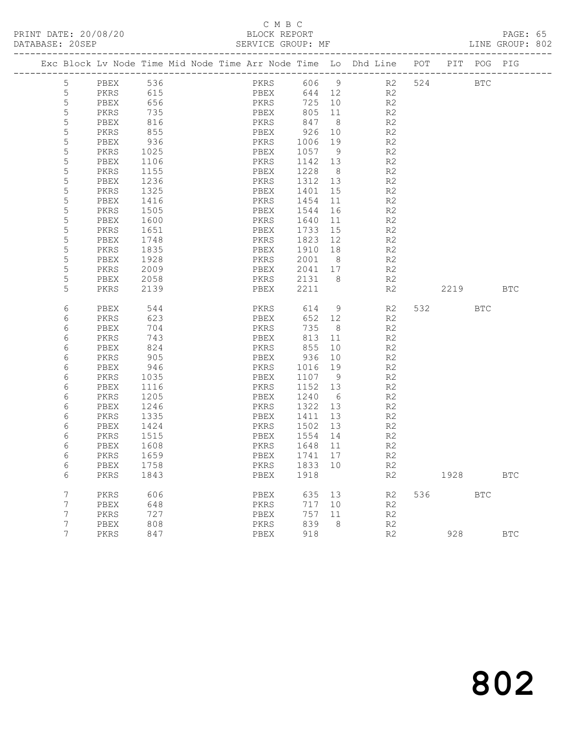C M B C
BLOCK REPORT
SERVICE GROUP: MF

PRINT DATE: 20/08/20
DATABASE: 20SEP

LINE GROUP: 802

| Exc | Block | Lv | Node | Time | Mid Node | Time | Arr Node | Time | Lo | Dhd Line | POT | PIT | POG | PIG |
|---|---|---|---|---|---|---|---|---|---|---|---|---|---|---|
| | 5 | | PBEX | 536 | | | PKRS | 606 | 9 | R2 | 524 | | BTC | |
| | 5 | | PKRS | 615 | | | PBEX | 644 | 12 | R2 | | | | |
| | 5 | | PBEX | 656 | | | PKRS | 725 | 10 | R2 | | | | |
| | 5 | | PKRS | 735 | | | PBEX | 805 | 11 | R2 | | | | |
| | 5 | | PBEX | 816 | | | PKRS | 847 | 8 | R2 | | | | |
| | 5 | | PKRS | 855 | | | PBEX | 926 | 10 | R2 | | | | |
| | 5 | | PBEX | 936 | | | PKRS | 1006 | 19 | R2 | | | | |
| | 5 | | PKRS | 1025 | | | PBEX | 1057 | 9 | R2 | | | | |
| | 5 | | PBEX | 1106 | | | PKRS | 1142 | 13 | R2 | | | | |
| | 5 | | PKRS | 1155 | | | PBEX | 1228 | 8 | R2 | | | | |
| | 5 | | PBEX | 1236 | | | PKRS | 1312 | 13 | R2 | | | | |
| | 5 | | PKRS | 1325 | | | PBEX | 1401 | 15 | R2 | | | | |
| | 5 | | PBEX | 1416 | | | PKRS | 1454 | 11 | R2 | | | | |
| | 5 | | PKRS | 1505 | | | PBEX | 1544 | 16 | R2 | | | | |
| | 5 | | PBEX | 1600 | | | PKRS | 1640 | 11 | R2 | | | | |
| | 5 | | PKRS | 1651 | | | PBEX | 1733 | 15 | R2 | | | | |
| | 5 | | PBEX | 1748 | | | PKRS | 1823 | 12 | R2 | | | | |
| | 5 | | PKRS | 1835 | | | PBEX | 1910 | 18 | R2 | | | | |
| | 5 | | PBEX | 1928 | | | PKRS | 2001 | 8 | R2 | | | | |
| | 5 | | PKRS | 2009 | | | PBEX | 2041 | 17 | R2 | | | | |
| | 5 | | PBEX | 2058 | | | PKRS | 2131 | 8 | R2 | | | | |
| | 5 | | PKRS | 2139 | | | PBEX | 2211 | | R2 | | 2219 | | BTC |
| | 6 | | PBEX | 544 | | | PKRS | 614 | 9 | R2 | 532 | | BTC | |
| | 6 | | PKRS | 623 | | | PBEX | 652 | 12 | R2 | | | | |
| | 6 | | PBEX | 704 | | | PKRS | 735 | 8 | R2 | | | | |
| | 6 | | PKRS | 743 | | | PBEX | 813 | 11 | R2 | | | | |
| | 6 | | PBEX | 824 | | | PKRS | 855 | 10 | R2 | | | | |
| | 6 | | PKRS | 905 | | | PBEX | 936 | 10 | R2 | | | | |
| | 6 | | PBEX | 946 | | | PKRS | 1016 | 19 | R2 | | | | |
| | 6 | | PKRS | 1035 | | | PBEX | 1107 | 9 | R2 | | | | |
| | 6 | | PBEX | 1116 | | | PKRS | 1152 | 13 | R2 | | | | |
| | 6 | | PKRS | 1205 | | | PBEX | 1240 | 6 | R2 | | | | |
| | 6 | | PBEX | 1246 | | | PKRS | 1322 | 13 | R2 | | | | |
| | 6 | | PKRS | 1335 | | | PBEX | 1411 | 13 | R2 | | | | |
| | 6 | | PBEX | 1424 | | | PKRS | 1502 | 13 | R2 | | | | |
| | 6 | | PKRS | 1515 | | | PBEX | 1554 | 14 | R2 | | | | |
| | 6 | | PBEX | 1608 | | | PKRS | 1648 | 11 | R2 | | | | |
| | 6 | | PKRS | 1659 | | | PBEX | 1741 | 17 | R2 | | | | |
| | 6 | | PBEX | 1758 | | | PKRS | 1833 | 10 | R2 | | | | |
| | 6 | | PKRS | 1843 | | | PBEX | 1918 | | R2 | | 1928 | | BTC |
| | 7 | | PKRS | 606 | | | PBEX | 635 | 13 | R2 | 536 | | BTC | |
| | 7 | | PBEX | 648 | | | PKRS | 717 | 10 | R2 | | | | |
| | 7 | | PKRS | 727 | | | PBEX | 757 | 11 | R2 | | | | |
| | 7 | | PBEX | 808 | | | PKRS | 839 | 8 | R2 | | | | |
| | 7 | | PKRS | 847 | | | PBEX | 918 | | R2 | | 928 | | BTC |

802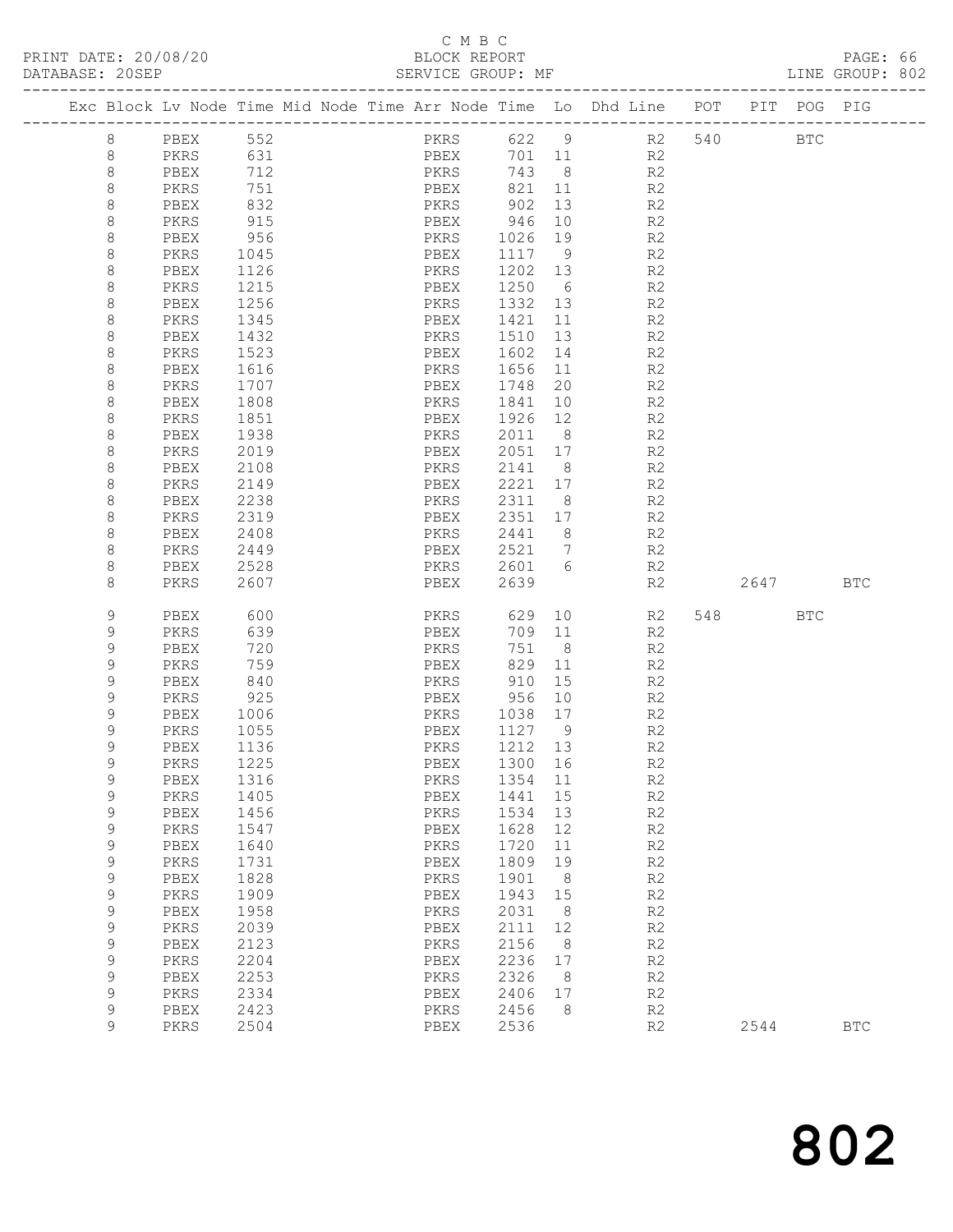C M B C

PRINT DATE: 20/08/20 BLOCK REPORT PAGE: 66
DATABASE: 20SEP SERVICE GROUP: MF LINE GROUP: 802

| Exc | Block | Lv | Node | Time | Mid Node | Time | Arr Node | Time | Lo | Dhd Line | POT | PIT | POG | PIG |
|---|---|---|---|---|---|---|---|---|---|---|---|---|---|---|
| | 8 | | PBEX | 552 | | | PKRS | 622 | 9 | R2 | 540 | | BTC | |
| | 8 | | PKRS | 631 | | | PBEX | 701 | 11 | R2 | | | | |
| | 8 | | PBEX | 712 | | | PKRS | 743 | 8 | R2 | | | | |
| | 8 | | PKRS | 751 | | | PBEX | 821 | 11 | R2 | | | | |
| | 8 | | PBEX | 832 | | | PKRS | 902 | 13 | R2 | | | | |
| | 8 | | PKRS | 915 | | | PBEX | 946 | 10 | R2 | | | | |
| | 8 | | PBEX | 956 | | | PKRS | 1026 | 19 | R2 | | | | |
| | 8 | | PKRS | 1045 | | | PBEX | 1117 | 9 | R2 | | | | |
| | 8 | | PBEX | 1126 | | | PKRS | 1202 | 13 | R2 | | | | |
| | 8 | | PKRS | 1215 | | | PBEX | 1250 | 6 | R2 | | | | |
| | 8 | | PBEX | 1256 | | | PKRS | 1332 | 13 | R2 | | | | |
| | 8 | | PKRS | 1345 | | | PBEX | 1421 | 11 | R2 | | | | |
| | 8 | | PBEX | 1432 | | | PKRS | 1510 | 13 | R2 | | | | |
| | 8 | | PKRS | 1523 | | | PBEX | 1602 | 14 | R2 | | | | |
| | 8 | | PBEX | 1616 | | | PKRS | 1656 | 11 | R2 | | | | |
| | 8 | | PKRS | 1707 | | | PBEX | 1748 | 20 | R2 | | | | |
| | 8 | | PBEX | 1808 | | | PKRS | 1841 | 10 | R2 | | | | |
| | 8 | | PKRS | 1851 | | | PBEX | 1926 | 12 | R2 | | | | |
| | 8 | | PBEX | 1938 | | | PKRS | 2011 | 8 | R2 | | | | |
| | 8 | | PKRS | 2019 | | | PBEX | 2051 | 17 | R2 | | | | |
| | 8 | | PBEX | 2108 | | | PKRS | 2141 | 8 | R2 | | | | |
| | 8 | | PKRS | 2149 | | | PBEX | 2221 | 17 | R2 | | | | |
| | 8 | | PBEX | 2238 | | | PKRS | 2311 | 8 | R2 | | | | |
| | 8 | | PKRS | 2319 | | | PBEX | 2351 | 17 | R2 | | | | |
| | 8 | | PBEX | 2408 | | | PKRS | 2441 | 8 | R2 | | | | |
| | 8 | | PKRS | 2449 | | | PBEX | 2521 | 7 | R2 | | | | |
| | 8 | | PBEX | 2528 | | | PKRS | 2601 | 6 | R2 | | | | |
| | 8 | | PKRS | 2607 | | | PBEX | 2639 | | R2 | | 2647 | | BTC |
| | 9 | | PBEX | 600 | | | PKRS | 629 | 10 | R2 | 548 | | BTC | |
| | 9 | | PKRS | 639 | | | PBEX | 709 | 11 | R2 | | | | |
| | 9 | | PBEX | 720 | | | PKRS | 751 | 8 | R2 | | | | |
| | 9 | | PKRS | 759 | | | PBEX | 829 | 11 | R2 | | | | |
| | 9 | | PBEX | 840 | | | PKRS | 910 | 15 | R2 | | | | |
| | 9 | | PKRS | 925 | | | PBEX | 956 | 10 | R2 | | | | |
| | 9 | | PBEX | 1006 | | | PKRS | 1038 | 17 | R2 | | | | |
| | 9 | | PKRS | 1055 | | | PBEX | 1127 | 9 | R2 | | | | |
| | 9 | | PBEX | 1136 | | | PKRS | 1212 | 13 | R2 | | | | |
| | 9 | | PKRS | 1225 | | | PBEX | 1300 | 16 | R2 | | | | |
| | 9 | | PBEX | 1316 | | | PKRS | 1354 | 11 | R2 | | | | |
| | 9 | | PKRS | 1405 | | | PBEX | 1441 | 15 | R2 | | | | |
| | 9 | | PBEX | 1456 | | | PKRS | 1534 | 13 | R2 | | | | |
| | 9 | | PKRS | 1547 | | | PBEX | 1628 | 12 | R2 | | | | |
| | 9 | | PBEX | 1640 | | | PKRS | 1720 | 11 | R2 | | | | |
| | 9 | | PKRS | 1731 | | | PBEX | 1809 | 19 | R2 | | | | |
| | 9 | | PBEX | 1828 | | | PKRS | 1901 | 8 | R2 | | | | |
| | 9 | | PKRS | 1909 | | | PBEX | 1943 | 15 | R2 | | | | |
| | 9 | | PBEX | 1958 | | | PKRS | 2031 | 8 | R2 | | | | |
| | 9 | | PKRS | 2039 | | | PBEX | 2111 | 12 | R2 | | | | |
| | 9 | | PBEX | 2123 | | | PKRS | 2156 | 8 | R2 | | | | |
| | 9 | | PKRS | 2204 | | | PBEX | 2236 | 17 | R2 | | | | |
| | 9 | | PBEX | 2253 | | | PKRS | 2326 | 8 | R2 | | | | |
| | 9 | | PKRS | 2334 | | | PBEX | 2406 | 17 | R2 | | | | |
| | 9 | | PBEX | 2423 | | | PKRS | 2456 | 8 | R2 | | | | |
| | 9 | | PKRS | 2504 | | | PBEX | 2536 | | R2 | | 2544 | | BTC |

802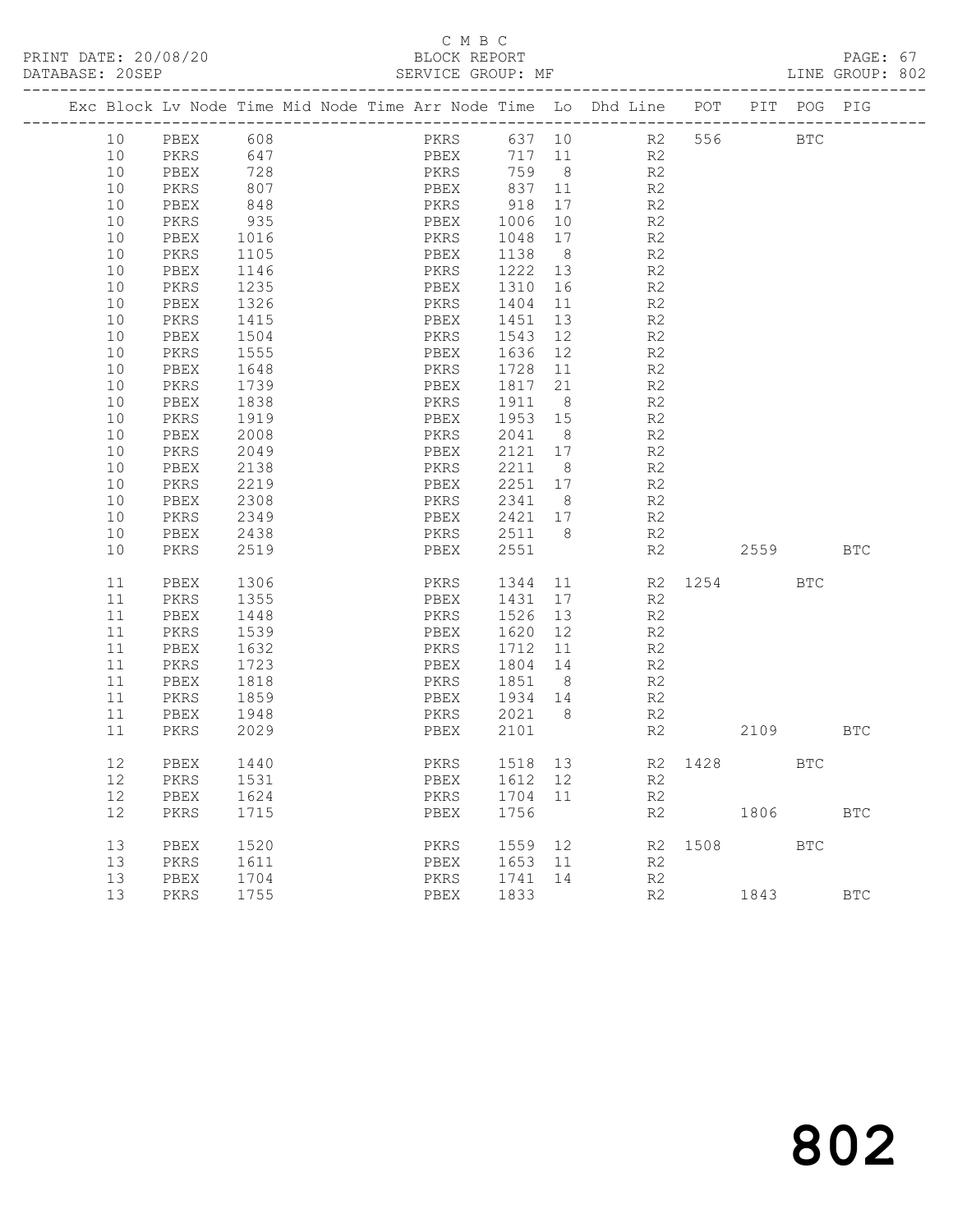C M B C

BLOCK REPORT

SERVICE GROUP: MF

PRINT DATE: 20/08/20
DATABASE: 20SEP

LINE GROUP: 802

| Exc | Block | Lv | Node | Time | Mid Node | Time | Arr Node | Time | Lo | Dhd Line | POT | PIT | POG | PIG |
|---|---|---|---|---|---|---|---|---|---|---|---|---|---|---|
| | 10 | | PBEX | 608 | | | PKRS | 637 | 10 | R2 | 556 | | BTC | |
| | 10 | | PKRS | 647 | | | PBEX | 717 | 11 | R2 | | | | |
| | 10 | | PBEX | 728 | | | PKRS | 759 | 8 | R2 | | | | |
| | 10 | | PKRS | 807 | | | PBEX | 837 | 11 | R2 | | | | |
| | 10 | | PBEX | 848 | | | PKRS | 918 | 17 | R2 | | | | |
| | 10 | | PKRS | 935 | | | PBEX | 1006 | 10 | R2 | | | | |
| | 10 | | PBEX | 1016 | | | PKRS | 1048 | 17 | R2 | | | | |
| | 10 | | PKRS | 1105 | | | PBEX | 1138 | 8 | R2 | | | | |
| | 10 | | PBEX | 1146 | | | PKRS | 1222 | 13 | R2 | | | | |
| | 10 | | PKRS | 1235 | | | PBEX | 1310 | 16 | R2 | | | | |
| | 10 | | PBEX | 1326 | | | PKRS | 1404 | 11 | R2 | | | | |
| | 10 | | PKRS | 1415 | | | PBEX | 1451 | 13 | R2 | | | | |
| | 10 | | PBEX | 1504 | | | PKRS | 1543 | 12 | R2 | | | | |
| | 10 | | PKRS | 1555 | | | PBEX | 1636 | 12 | R2 | | | | |
| | 10 | | PBEX | 1648 | | | PKRS | 1728 | 11 | R2 | | | | |
| | 10 | | PKRS | 1739 | | | PBEX | 1817 | 21 | R2 | | | | |
| | 10 | | PBEX | 1838 | | | PKRS | 1911 | 8 | R2 | | | | |
| | 10 | | PKRS | 1919 | | | PBEX | 1953 | 15 | R2 | | | | |
| | 10 | | PBEX | 2008 | | | PKRS | 2041 | 8 | R2 | | | | |
| | 10 | | PKRS | 2049 | | | PBEX | 2121 | 17 | R2 | | | | |
| | 10 | | PBEX | 2138 | | | PKRS | 2211 | 8 | R2 | | | | |
| | 10 | | PKRS | 2219 | | | PBEX | 2251 | 17 | R2 | | | | |
| | 10 | | PBEX | 2308 | | | PKRS | 2341 | 8 | R2 | | | | |
| | 10 | | PKRS | 2349 | | | PBEX | 2421 | 17 | R2 | | | | |
| | 10 | | PBEX | 2438 | | | PKRS | 2511 | 8 | R2 | | | | |
| | 10 | | PKRS | 2519 | | | PBEX | 2551 | | R2 | | 2559 | | BTC |
| | 11 | | PBEX | 1306 | | | PKRS | 1344 | 11 | R2 | 1254 | | BTC | |
| | 11 | | PKRS | 1355 | | | PBEX | 1431 | 17 | R2 | | | | |
| | 11 | | PBEX | 1448 | | | PKRS | 1526 | 13 | R2 | | | | |
| | 11 | | PKRS | 1539 | | | PBEX | 1620 | 12 | R2 | | | | |
| | 11 | | PBEX | 1632 | | | PKRS | 1712 | 11 | R2 | | | | |
| | 11 | | PKRS | 1723 | | | PBEX | 1804 | 14 | R2 | | | | |
| | 11 | | PBEX | 1818 | | | PKRS | 1851 | 8 | R2 | | | | |
| | 11 | | PKRS | 1859 | | | PBEX | 1934 | 14 | R2 | | | | |
| | 11 | | PBEX | 1948 | | | PKRS | 2021 | 8 | R2 | | | | |
| | 11 | | PKRS | 2029 | | | PBEX | 2101 | | R2 | | 2109 | | BTC |
| | 12 | | PBEX | 1440 | | | PKRS | 1518 | 13 | R2 | 1428 | | BTC | |
| | 12 | | PKRS | 1531 | | | PBEX | 1612 | 12 | R2 | | | | |
| | 12 | | PBEX | 1624 | | | PKRS | 1704 | 11 | R2 | | | | |
| | 12 | | PKRS | 1715 | | | PBEX | 1756 | | R2 | | 1806 | | BTC |
| | 13 | | PBEX | 1520 | | | PKRS | 1559 | 12 | R2 | 1508 | | BTC | |
| | 13 | | PKRS | 1611 | | | PBEX | 1653 | 11 | R2 | | | | |
| | 13 | | PBEX | 1704 | | | PKRS | 1741 | 14 | R2 | | | | |
| | 13 | | PKRS | 1755 | | | PBEX | 1833 | | R2 | | 1843 | | BTC |

802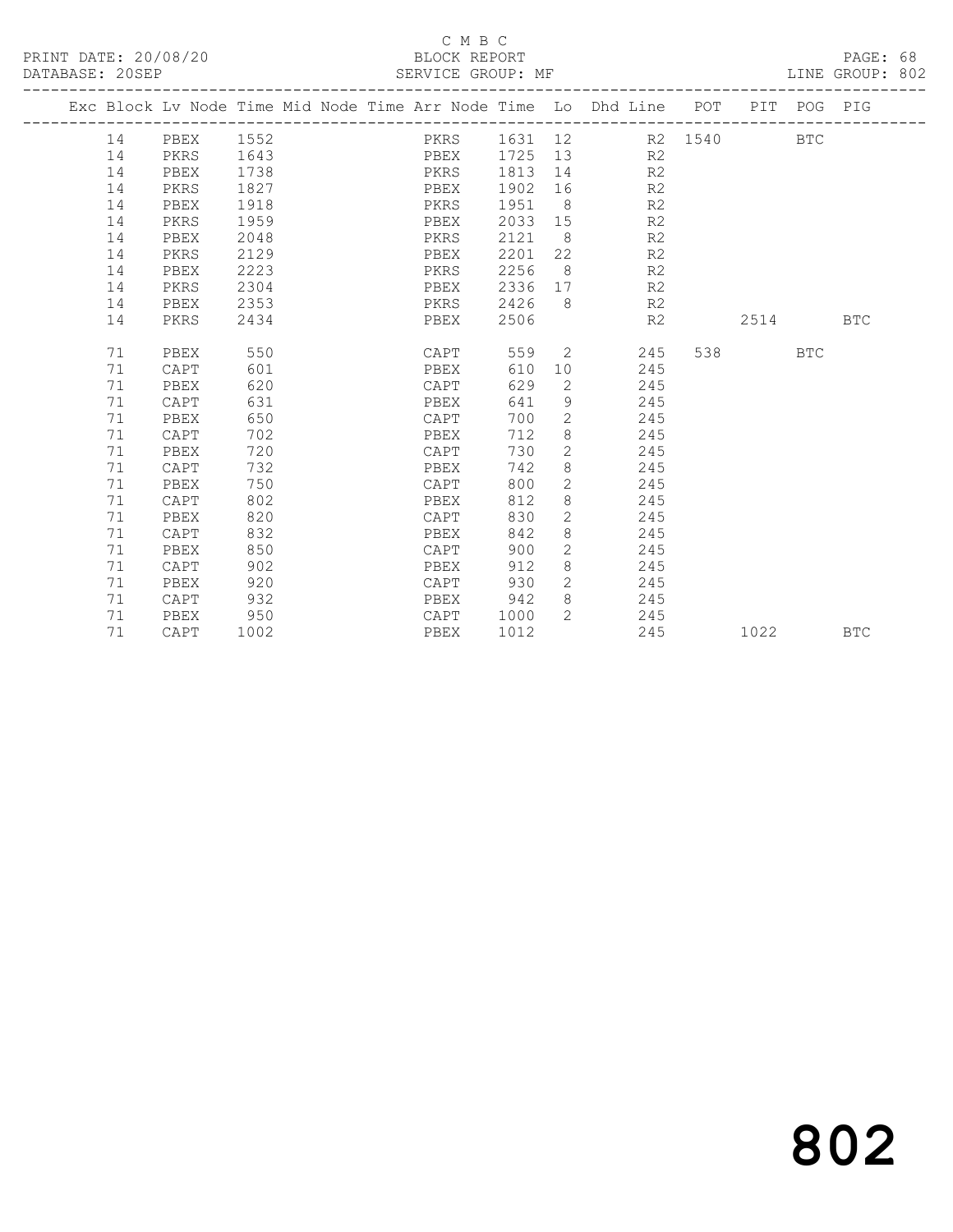C M B C

PRINT DATE: 20/08/20 BLOCK REPORT
DATABASE: 20SEP SERVICE GROUP: MF LINE GROUP: 802

| Exc | Block | Lv | Node | Time | Mid Node | Time | Arr Node | Time | Lo | Dhd Line | POT | PIT | POG | PIG |
|---|---|---|---|---|---|---|---|---|---|---|---|---|---|---|
| | 14 | | PBEX | 1552 | | | PKRS | 1631 | 12 | R2 | 1540 | | BTC | |
| | 14 | | PKRS | 1643 | | | PBEX | 1725 | 13 | R2 | | | | |
| | 14 | | PBEX | 1738 | | | PKRS | 1813 | 14 | R2 | | | | |
| | 14 | | PKRS | 1827 | | | PBEX | 1902 | 16 | R2 | | | | |
| | 14 | | PBEX | 1918 | | | PKRS | 1951 | 8 | R2 | | | | |
| | 14 | | PKRS | 1959 | | | PBEX | 2033 | 15 | R2 | | | | |
| | 14 | | PBEX | 2048 | | | PKRS | 2121 | 8 | R2 | | | | |
| | 14 | | PKRS | 2129 | | | PBEX | 2201 | 22 | R2 | | | | |
| | 14 | | PBEX | 2223 | | | PKRS | 2256 | 8 | R2 | | | | |
| | 14 | | PKRS | 2304 | | | PBEX | 2336 | 17 | R2 | | | | |
| | 14 | | PBEX | 2353 | | | PKRS | 2426 | 8 | R2 | | | | |
| | 14 | | PKRS | 2434 | | | PBEX | 2506 | | R2 | | 2514 | | BTC |
| | 71 | | PBEX | 550 | | | CAPT | 559 | 2 | 245 | 538 | | BTC | |
| | 71 | | CAPT | 601 | | | PBEX | 610 | 10 | 245 | | | | |
| | 71 | | PBEX | 620 | | | CAPT | 629 | 2 | 245 | | | | |
| | 71 | | CAPT | 631 | | | PBEX | 641 | 9 | 245 | | | | |
| | 71 | | PBEX | 650 | | | CAPT | 700 | 2 | 245 | | | | |
| | 71 | | CAPT | 702 | | | PBEX | 712 | 8 | 245 | | | | |
| | 71 | | PBEX | 720 | | | CAPT | 730 | 2 | 245 | | | | |
| | 71 | | CAPT | 732 | | | PBEX | 742 | 8 | 245 | | | | |
| | 71 | | PBEX | 750 | | | CAPT | 800 | 2 | 245 | | | | |
| | 71 | | CAPT | 802 | | | PBEX | 812 | 8 | 245 | | | | |
| | 71 | | PBEX | 820 | | | CAPT | 830 | 2 | 245 | | | | |
| | 71 | | CAPT | 832 | | | PBEX | 842 | 8 | 245 | | | | |
| | 71 | | PBEX | 850 | | | CAPT | 900 | 2 | 245 | | | | |
| | 71 | | CAPT | 902 | | | PBEX | 912 | 8 | 245 | | | | |
| | 71 | | PBEX | 920 | | | CAPT | 930 | 2 | 245 | | | | |
| | 71 | | CAPT | 932 | | | PBEX | 942 | 8 | 245 | | | | |
| | 71 | | PBEX | 950 | | | CAPT | 1000 | 2 | 245 | | | | |
| | 71 | | CAPT | 1002 | | | PBEX | 1012 | | 245 | | 1022 | | BTC |

# 802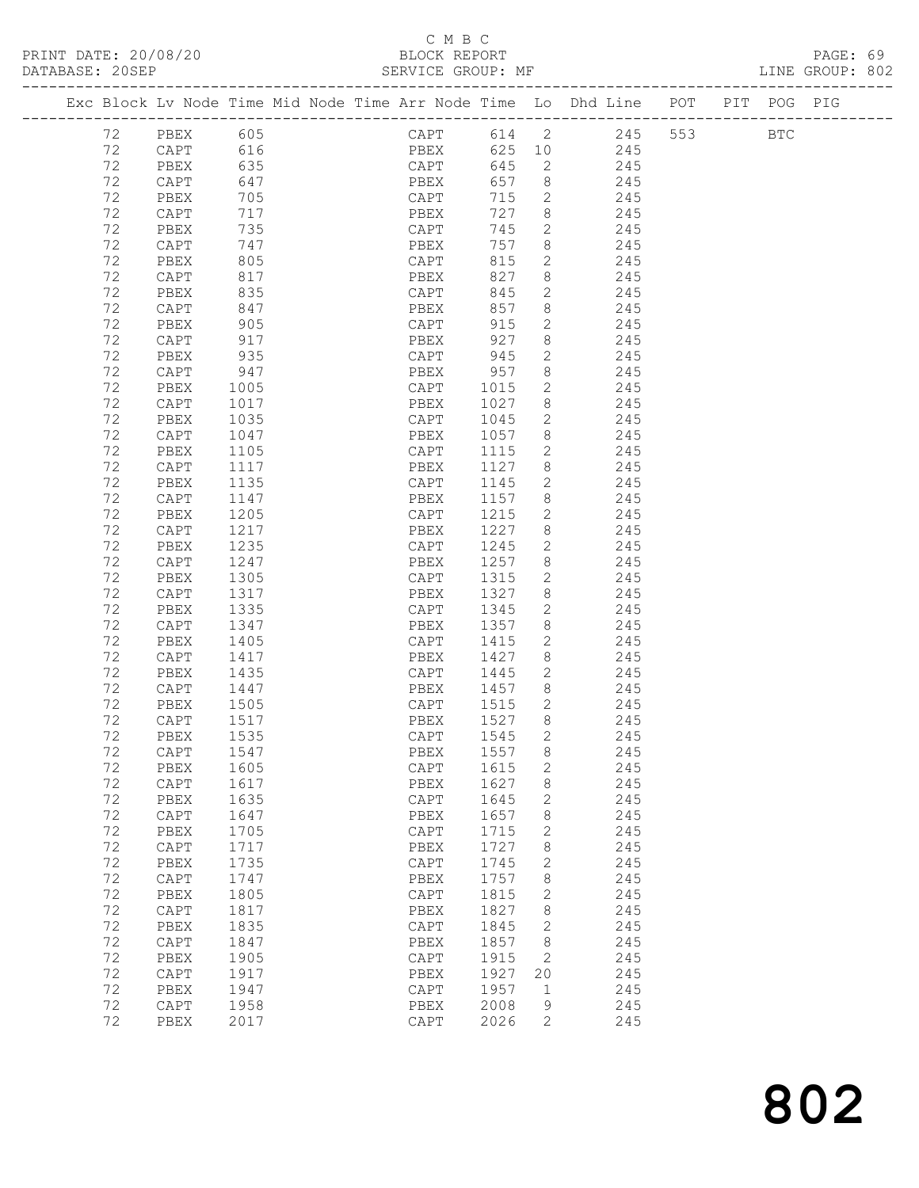C M B C

PRINT DATE: 20/08/20 BLOCK REPORT PAGE: 69
DATABASE: 20SEP SERVICE GROUP: MF LINE GROUP: 802

| Exc | Block | Lv | Node | Time | Mid Node | Time | Arr Node | Time | Lo | Dhd Line | POT | PIT | POG | PIG |
|---|---|---|---|---|---|---|---|---|---|---|---|---|---|---|
| | 72 | | PBEX | 605 | | | CAPT | 614 | 2 | 245 | 553 | | BTC | |
| | 72 | | CAPT | 616 | | | PBEX | 625 | 10 | 245 | | | | |
| | 72 | | PBEX | 635 | | | CAPT | 645 | 2 | 245 | | | | |
| | 72 | | CAPT | 647 | | | PBEX | 657 | 8 | 245 | | | | |
| | 72 | | PBEX | 705 | | | CAPT | 715 | 2 | 245 | | | | |
| | 72 | | CAPT | 717 | | | PBEX | 727 | 8 | 245 | | | | |
| | 72 | | PBEX | 735 | | | CAPT | 745 | 2 | 245 | | | | |
| | 72 | | CAPT | 747 | | | PBEX | 757 | 8 | 245 | | | | |
| | 72 | | PBEX | 805 | | | CAPT | 815 | 2 | 245 | | | | |
| | 72 | | CAPT | 817 | | | PBEX | 827 | 8 | 245 | | | | |
| | 72 | | PBEX | 835 | | | CAPT | 845 | 2 | 245 | | | | |
| | 72 | | CAPT | 847 | | | PBEX | 857 | 8 | 245 | | | | |
| | 72 | | PBEX | 905 | | | CAPT | 915 | 2 | 245 | | | | |
| | 72 | | CAPT | 917 | | | PBEX | 927 | 8 | 245 | | | | |
| | 72 | | PBEX | 935 | | | CAPT | 945 | 2 | 245 | | | | |
| | 72 | | CAPT | 947 | | | PBEX | 957 | 8 | 245 | | | | |
| | 72 | | PBEX | 1005 | | | CAPT | 1015 | 2 | 245 | | | | |
| | 72 | | CAPT | 1017 | | | PBEX | 1027 | 8 | 245 | | | | |
| | 72 | | PBEX | 1035 | | | CAPT | 1045 | 2 | 245 | | | | |
| | 72 | | CAPT | 1047 | | | PBEX | 1057 | 8 | 245 | | | | |
| | 72 | | PBEX | 1105 | | | CAPT | 1115 | 2 | 245 | | | | |
| | 72 | | CAPT | 1117 | | | PBEX | 1127 | 8 | 245 | | | | |
| | 72 | | PBEX | 1135 | | | CAPT | 1145 | 2 | 245 | | | | |
| | 72 | | CAPT | 1147 | | | PBEX | 1157 | 8 | 245 | | | | |
| | 72 | | PBEX | 1205 | | | CAPT | 1215 | 2 | 245 | | | | |
| | 72 | | CAPT | 1217 | | | PBEX | 1227 | 8 | 245 | | | | |
| | 72 | | PBEX | 1235 | | | CAPT | 1245 | 2 | 245 | | | | |
| | 72 | | CAPT | 1247 | | | PBEX | 1257 | 8 | 245 | | | | |
| | 72 | | PBEX | 1305 | | | CAPT | 1315 | 2 | 245 | | | | |
| | 72 | | CAPT | 1317 | | | PBEX | 1327 | 8 | 245 | | | | |
| | 72 | | PBEX | 1335 | | | CAPT | 1345 | 2 | 245 | | | | |
| | 72 | | CAPT | 1347 | | | PBEX | 1357 | 8 | 245 | | | | |
| | 72 | | PBEX | 1405 | | | CAPT | 1415 | 2 | 245 | | | | |
| | 72 | | CAPT | 1417 | | | PBEX | 1427 | 8 | 245 | | | | |
| | 72 | | PBEX | 1435 | | | CAPT | 1445 | 2 | 245 | | | | |
| | 72 | | CAPT | 1447 | | | PBEX | 1457 | 8 | 245 | | | | |
| | 72 | | PBEX | 1505 | | | CAPT | 1515 | 2 | 245 | | | | |
| | 72 | | CAPT | 1517 | | | PBEX | 1527 | 8 | 245 | | | | |
| | 72 | | PBEX | 1535 | | | CAPT | 1545 | 2 | 245 | | | | |
| | 72 | | CAPT | 1547 | | | PBEX | 1557 | 8 | 245 | | | | |
| | 72 | | PBEX | 1605 | | | CAPT | 1615 | 2 | 245 | | | | |
| | 72 | | CAPT | 1617 | | | PBEX | 1627 | 8 | 245 | | | | |
| | 72 | | PBEX | 1635 | | | CAPT | 1645 | 2 | 245 | | | | |
| | 72 | | CAPT | 1647 | | | PBEX | 1657 | 8 | 245 | | | | |
| | 72 | | PBEX | 1705 | | | CAPT | 1715 | 2 | 245 | | | | |
| | 72 | | CAPT | 1717 | | | PBEX | 1727 | 8 | 245 | | | | |
| | 72 | | PBEX | 1735 | | | CAPT | 1745 | 2 | 245 | | | | |
| | 72 | | CAPT | 1747 | | | PBEX | 1757 | 8 | 245 | | | | |
| | 72 | | PBEX | 1805 | | | CAPT | 1815 | 2 | 245 | | | | |
| | 72 | | CAPT | 1817 | | | PBEX | 1827 | 8 | 245 | | | | |
| | 72 | | PBEX | 1835 | | | CAPT | 1845 | 2 | 245 | | | | |
| | 72 | | CAPT | 1847 | | | PBEX | 1857 | 8 | 245 | | | | |
| | 72 | | PBEX | 1905 | | | CAPT | 1915 | 2 | 245 | | | | |
| | 72 | | CAPT | 1917 | | | PBEX | 1927 | 20 | 245 | | | | |
| | 72 | | PBEX | 1947 | | | CAPT | 1957 | 1 | 245 | | | | |
| | 72 | | CAPT | 1958 | | | PBEX | 2008 | 9 | 245 | | | | |
| | 72 | | PBEX | 2017 | | | CAPT | 2026 | 2 | 245 | | | | |

802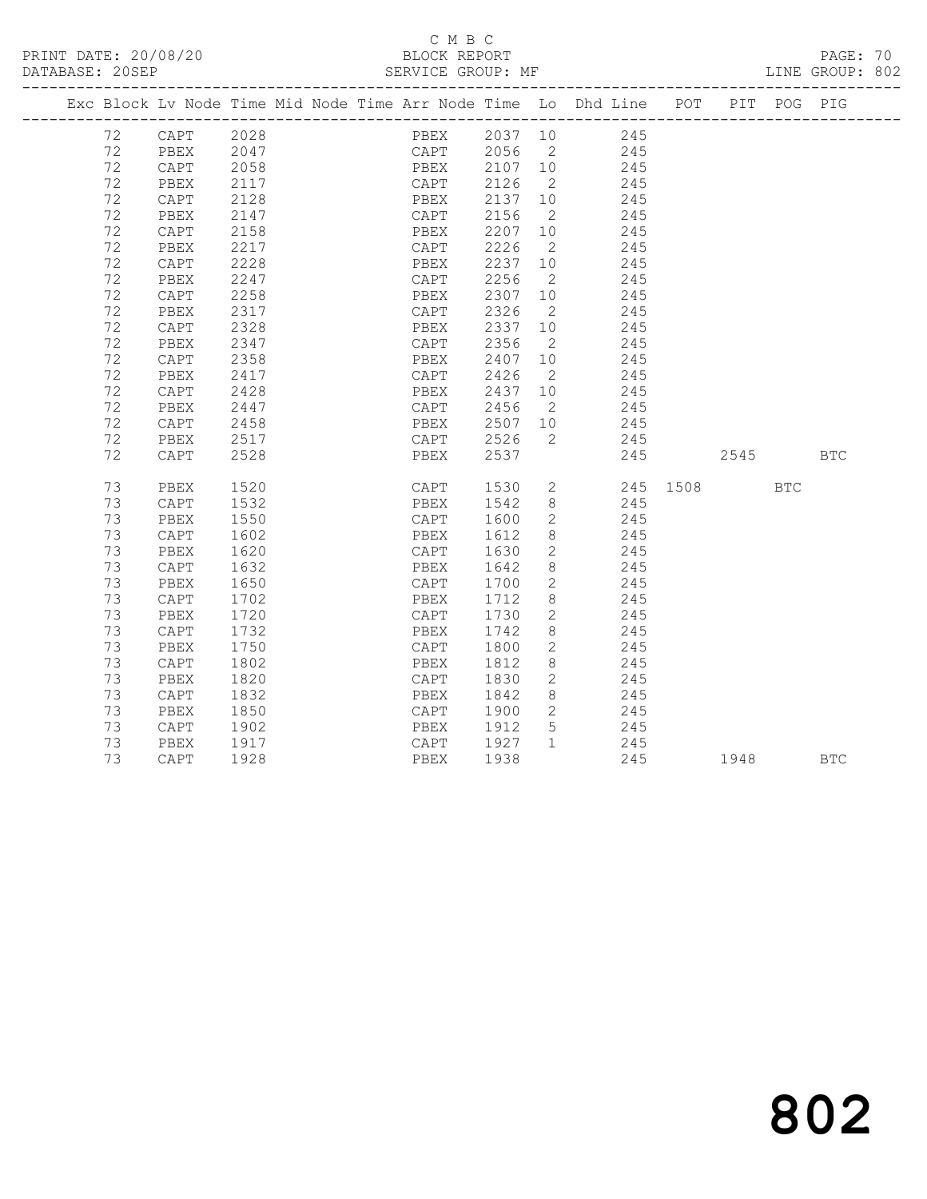C M B C

PRINT DATE: 20/08/20 BLOCK REPORT PAGE: 70
DATABASE: 20SEP SERVICE GROUP: MF LINE GROUP: 802

| Exc | Block | Lv Node | Time | Mid Node | Time | Arr Node | Time | Lo | Dhd Line | POT | PIT | POG | PIG |
|---|---|---|---|---|---|---|---|---|---|---|---|---|---|
| | 72 | CAPT | 2028 | | | PBEX | 2037 | 10 | 245 | | | | |
| | 72 | PBEX | 2047 | | | CAPT | 2056 | 2 | 245 | | | | |
| | 72 | CAPT | 2058 | | | PBEX | 2107 | 10 | 245 | | | | |
| | 72 | PBEX | 2117 | | | CAPT | 2126 | 2 | 245 | | | | |
| | 72 | CAPT | 2128 | | | PBEX | 2137 | 10 | 245 | | | | |
| | 72 | PBEX | 2147 | | | CAPT | 2156 | 2 | 245 | | | | |
| | 72 | CAPT | 2158 | | | PBEX | 2207 | 10 | 245 | | | | |
| | 72 | PBEX | 2217 | | | CAPT | 2226 | 2 | 245 | | | | |
| | 72 | CAPT | 2228 | | | PBEX | 2237 | 10 | 245 | | | | |
| | 72 | PBEX | 2247 | | | CAPT | 2256 | 2 | 245 | | | | |
| | 72 | CAPT | 2258 | | | PBEX | 2307 | 10 | 245 | | | | |
| | 72 | PBEX | 2317 | | | CAPT | 2326 | 2 | 245 | | | | |
| | 72 | CAPT | 2328 | | | PBEX | 2337 | 10 | 245 | | | | |
| | 72 | PBEX | 2347 | | | CAPT | 2356 | 2 | 245 | | | | |
| | 72 | CAPT | 2358 | | | PBEX | 2407 | 10 | 245 | | | | |
| | 72 | PBEX | 2417 | | | CAPT | 2426 | 2 | 245 | | | | |
| | 72 | CAPT | 2428 | | | PBEX | 2437 | 10 | 245 | | | | |
| | 72 | PBEX | 2447 | | | CAPT | 2456 | 2 | 245 | | | | |
| | 72 | CAPT | 2458 | | | PBEX | 2507 | 10 | 245 | | | | |
| | 72 | PBEX | 2517 | | | CAPT | 2526 | 2 | 245 | | | | |
| | 72 | CAPT | 2528 | | | PBEX | 2537 | | 245 | | 2545 | | BTC |
| | 73 | PBEX | 1520 | | | CAPT | 1530 | 2 | 245 | 1508 | | BTC | |
| | 73 | CAPT | 1532 | | | PBEX | 1542 | 8 | 245 | | | | |
| | 73 | PBEX | 1550 | | | CAPT | 1600 | 2 | 245 | | | | |
| | 73 | CAPT | 1602 | | | PBEX | 1612 | 8 | 245 | | | | |
| | 73 | PBEX | 1620 | | | CAPT | 1630 | 2 | 245 | | | | |
| | 73 | CAPT | 1632 | | | PBEX | 1642 | 8 | 245 | | | | |
| | 73 | PBEX | 1650 | | | CAPT | 1700 | 2 | 245 | | | | |
| | 73 | CAPT | 1702 | | | PBEX | 1712 | 8 | 245 | | | | |
| | 73 | PBEX | 1720 | | | CAPT | 1730 | 2 | 245 | | | | |
| | 73 | CAPT | 1732 | | | PBEX | 1742 | 8 | 245 | | | | |
| | 73 | PBEX | 1750 | | | CAPT | 1800 | 2 | 245 | | | | |
| | 73 | CAPT | 1802 | | | PBEX | 1812 | 8 | 245 | | | | |
| | 73 | PBEX | 1820 | | | CAPT | 1830 | 2 | 245 | | | | |
| | 73 | CAPT | 1832 | | | PBEX | 1842 | 8 | 245 | | | | |
| | 73 | PBEX | 1850 | | | CAPT | 1900 | 2 | 245 | | | | |
| | 73 | CAPT | 1902 | | | PBEX | 1912 | 5 | 245 | | | | |
| | 73 | PBEX | 1917 | | | CAPT | 1927 | 1 | 245 | | | | |
| | 73 | CAPT | 1928 | | | PBEX | 1938 | | 245 | | 1948 | | BTC |

802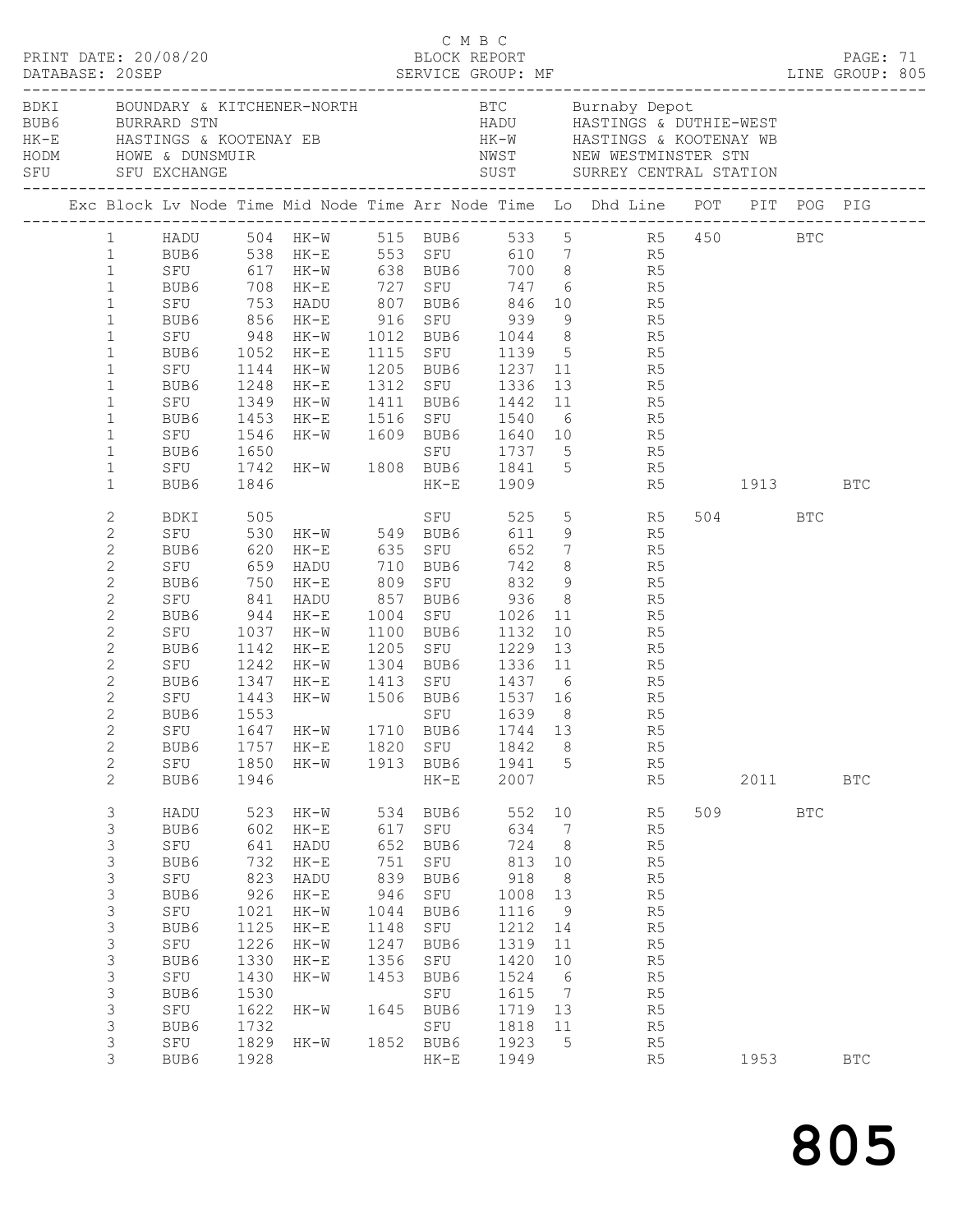C M B C

PRINT DATE: 20/08/20 BLOCK REPORT

DATABASE: 20SEP SERVICE GROUP: MF LINE GROUP: 805

| Code | Location | Code | Location |
|---|---|---|---|
| BDKI | BOUNDARY & KITCHENER-NORTH | BTC | Burnaby Depot |
| BUB6 | BURRARD STN | HADU | HASTINGS & DUTHIE-WEST |
| HK-E | HASTINGS & KOOTENAY EB | HK-W | HASTINGS & KOOTENAY WB |
| HODM | HOWE & DUNSMUIR | NWST | NEW WESTMINSTER STN |
| SFU | SFU EXCHANGE | SUST | SURREY CENTRAL STATION |

| Exc | Block | Lv Node | Time | Mid Node | Time | Arr Node | Time | Lo | Dhd Line | POT | PIT | POG | PIG |
|---|---|---|---|---|---|---|---|---|---|---|---|---|---|
| | 1 | HADU | 504 | HK-W | 515 | BUB6 | 533 | 5 | R5 | 450 | | BTC | |
| | 1 | BUB6 | 538 | HK-E | 553 | SFU | 610 | 7 | R5 | | | | |
| | 1 | SFU | 617 | HK-W | 638 | BUB6 | 700 | 8 | R5 | | | | |
| | 1 | BUB6 | 708 | HK-E | 727 | SFU | 747 | 6 | R5 | | | | |
| | 1 | SFU | 753 | HADU | 807 | BUB6 | 846 | 10 | R5 | | | | |
| | 1 | BUB6 | 856 | HK-E | 916 | SFU | 939 | 9 | R5 | | | | |
| | 1 | SFU | 948 | HK-W | 1012 | BUB6 | 1044 | 8 | R5 | | | | |
| | 1 | BUB6 | 1052 | HK-E | 1115 | SFU | 1139 | 5 | R5 | | | | |
| | 1 | SFU | 1144 | HK-W | 1205 | BUB6 | 1237 | 11 | R5 | | | | |
| | 1 | BUB6 | 1248 | HK-E | 1312 | SFU | 1336 | 13 | R5 | | | | |
| | 1 | SFU | 1349 | HK-W | 1411 | BUB6 | 1442 | 11 | R5 | | | | |
| | 1 | BUB6 | 1453 | HK-E | 1516 | SFU | 1540 | 6 | R5 | | | | |
| | 1 | SFU | 1546 | HK-W | 1609 | BUB6 | 1640 | 10 | R5 | | | | |
| | 1 | BUB6 | 1650 | | | SFU | 1737 | 5 | R5 | | | | |
| | 1 | SFU | 1742 | HK-W | 1808 | BUB6 | 1841 | 5 | R5 | | | | |
| | 1 | BUB6 | 1846 | | | HK-E | 1909 | | R5 | | 1913 | | BTC |
| | 2 | BDKI | 505 | | | SFU | 525 | 5 | R5 | 504 | | BTC | |
| | 2 | SFU | 530 | HK-W | 549 | BUB6 | 611 | 9 | R5 | | | | |
| | 2 | BUB6 | 620 | HK-E | 635 | SFU | 652 | 7 | R5 | | | | |
| | 2 | SFU | 659 | HADU | 710 | BUB6 | 742 | 8 | R5 | | | | |
| | 2 | BUB6 | 750 | HK-E | 809 | SFU | 832 | 9 | R5 | | | | |
| | 2 | SFU | 841 | HADU | 857 | BUB6 | 936 | 8 | R5 | | | | |
| | 2 | BUB6 | 944 | HK-E | 1004 | SFU | 1026 | 11 | R5 | | | | |
| | 2 | SFU | 1037 | HK-W | 1100 | BUB6 | 1132 | 10 | R5 | | | | |
| | 2 | BUB6 | 1142 | HK-E | 1205 | SFU | 1229 | 13 | R5 | | | | |
| | 2 | SFU | 1242 | HK-W | 1304 | BUB6 | 1336 | 11 | R5 | | | | |
| | 2 | BUB6 | 1347 | HK-E | 1413 | SFU | 1437 | 6 | R5 | | | | |
| | 2 | SFU | 1443 | HK-W | 1506 | BUB6 | 1537 | 16 | R5 | | | | |
| | 2 | BUB6 | 1553 | | | SFU | 1639 | 8 | R5 | | | | |
| | 2 | SFU | 1647 | HK-W | 1710 | BUB6 | 1744 | 13 | R5 | | | | |
| | 2 | BUB6 | 1757 | HK-E | 1820 | SFU | 1842 | 8 | R5 | | | | |
| | 2 | SFU | 1850 | HK-W | 1913 | BUB6 | 1941 | 5 | R5 | | | | |
| | 2 | BUB6 | 1946 | | | HK-E | 2007 | | R5 | | 2011 | | BTC |
| | 3 | HADU | 523 | HK-W | 534 | BUB6 | 552 | 10 | R5 | 509 | | BTC | |
| | 3 | BUB6 | 602 | HK-E | 617 | SFU | 634 | 7 | R5 | | | | |
| | 3 | SFU | 641 | HADU | 652 | BUB6 | 724 | 8 | R5 | | | | |
| | 3 | BUB6 | 732 | HK-E | 751 | SFU | 813 | 10 | R5 | | | | |
| | 3 | SFU | 823 | HADU | 839 | BUB6 | 918 | 8 | R5 | | | | |
| | 3 | BUB6 | 926 | HK-E | 946 | SFU | 1008 | 13 | R5 | | | | |
| | 3 | SFU | 1021 | HK-W | 1044 | BUB6 | 1116 | 9 | R5 | | | | |
| | 3 | BUB6 | 1125 | HK-E | 1148 | SFU | 1212 | 14 | R5 | | | | |
| | 3 | SFU | 1226 | HK-W | 1247 | BUB6 | 1319 | 11 | R5 | | | | |
| | 3 | BUB6 | 1330 | HK-E | 1356 | SFU | 1420 | 10 | R5 | | | | |
| | 3 | SFU | 1430 | HK-W | 1453 | BUB6 | 1524 | 6 | R5 | | | | |
| | 3 | BUB6 | 1530 | | | SFU | 1615 | 7 | R5 | | | | |
| | 3 | SFU | 1622 | HK-W | 1645 | BUB6 | 1719 | 13 | R5 | | | | |
| | 3 | BUB6 | 1732 | | | SFU | 1818 | 11 | R5 | | | | |
| | 3 | SFU | 1829 | HK-W | 1852 | BUB6 | 1923 | 5 | R5 | | | | |
| | 3 | BUB6 | 1928 | | | HK-E | 1949 | | R5 | | 1953 | | BTC |

805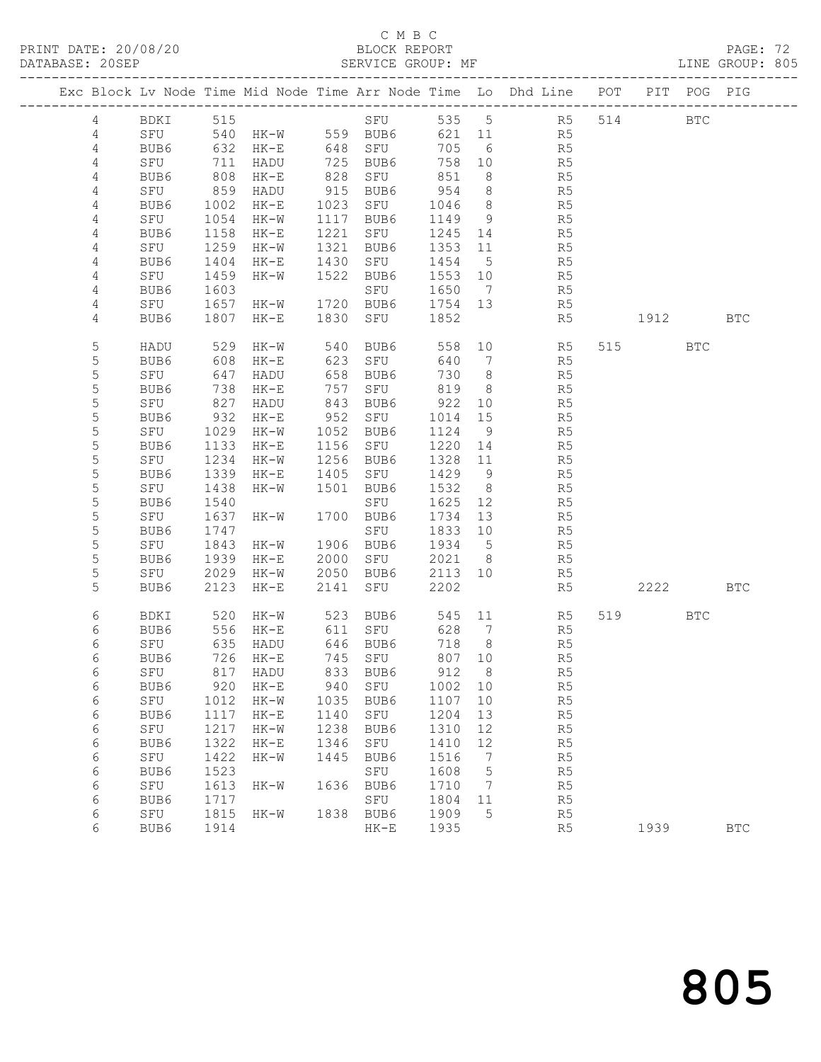C M B C

PRINT DATE: 20/08/20 BLOCK REPORT PAGE: 72
DATABASE: 20SEP SERVICE GROUP: MF LINE GROUP: 805

| Exc | Block | Lv | Node | Time | Mid Node | Time | Arr Node | Time | Lo | Dhd Line | POT | PIT | POG | PIG |
|---|---|---|---|---|---|---|---|---|---|---|---|---|---|---|
| | 4 | | BDKI | 515 | | | SFU | 535 | 5 | R5 | 514 | | BTC | |
| | 4 | | SFU | 540 | HK-W | 559 | BUB6 | 621 | 11 | R5 | | | | |
| | 4 | | BUB6 | 632 | HK-E | 648 | SFU | 705 | 6 | R5 | | | | |
| | 4 | | SFU | 711 | HADU | 725 | BUB6 | 758 | 10 | R5 | | | | |
| | 4 | | BUB6 | 808 | HK-E | 828 | SFU | 851 | 8 | R5 | | | | |
| | 4 | | SFU | 859 | HADU | 915 | BUB6 | 954 | 8 | R5 | | | | |
| | 4 | | BUB6 | 1002 | HK-E | 1023 | SFU | 1046 | 8 | R5 | | | | |
| | 4 | | SFU | 1054 | HK-W | 1117 | BUB6 | 1149 | 9 | R5 | | | | |
| | 4 | | BUB6 | 1158 | HK-E | 1221 | SFU | 1245 | 14 | R5 | | | | |
| | 4 | | SFU | 1259 | HK-W | 1321 | BUB6 | 1353 | 11 | R5 | | | | |
| | 4 | | BUB6 | 1404 | HK-E | 1430 | SFU | 1454 | 5 | R5 | | | | |
| | 4 | | SFU | 1459 | HK-W | 1522 | BUB6 | 1553 | 10 | R5 | | | | |
| | 4 | | BUB6 | 1603 | | | SFU | 1650 | 7 | R5 | | | | |
| | 4 | | SFU | 1657 | HK-W | 1720 | BUB6 | 1754 | 13 | R5 | | | | |
| | 4 | | BUB6 | 1807 | HK-E | 1830 | SFU | 1852 | | R5 | | 1912 | | BTC |
| | 5 | | HADU | 529 | HK-W | 540 | BUB6 | 558 | 10 | R5 | 515 | | BTC | |
| | 5 | | BUB6 | 608 | HK-E | 623 | SFU | 640 | 7 | R5 | | | | |
| | 5 | | SFU | 647 | HADU | 658 | BUB6 | 730 | 8 | R5 | | | | |
| | 5 | | BUB6 | 738 | HK-E | 757 | SFU | 819 | 8 | R5 | | | | |
| | 5 | | SFU | 827 | HADU | 843 | BUB6 | 922 | 10 | R5 | | | | |
| | 5 | | BUB6 | 932 | HK-E | 952 | SFU | 1014 | 15 | R5 | | | | |
| | 5 | | SFU | 1029 | HK-W | 1052 | BUB6 | 1124 | 9 | R5 | | | | |
| | 5 | | BUB6 | 1133 | HK-E | 1156 | SFU | 1220 | 14 | R5 | | | | |
| | 5 | | SFU | 1234 | HK-W | 1256 | BUB6 | 1328 | 11 | R5 | | | | |
| | 5 | | BUB6 | 1339 | HK-E | 1405 | SFU | 1429 | 9 | R5 | | | | |
| | 5 | | SFU | 1438 | HK-W | 1501 | BUB6 | 1532 | 8 | R5 | | | | |
| | 5 | | BUB6 | 1540 | | | SFU | 1625 | 12 | R5 | | | | |
| | 5 | | SFU | 1637 | HK-W | 1700 | BUB6 | 1734 | 13 | R5 | | | | |
| | 5 | | BUB6 | 1747 | | | SFU | 1833 | 10 | R5 | | | | |
| | 5 | | SFU | 1843 | HK-W | 1906 | BUB6 | 1934 | 5 | R5 | | | | |
| | 5 | | BUB6 | 1939 | HK-E | 2000 | SFU | 2021 | 8 | R5 | | | | |
| | 5 | | SFU | 2029 | HK-W | 2050 | BUB6 | 2113 | 10 | R5 | | | | |
| | 5 | | BUB6 | 2123 | HK-E | 2141 | SFU | 2202 | | R5 | | 2222 | | BTC |
| | 6 | | BDKI | 520 | HK-W | 523 | BUB6 | 545 | 11 | R5 | 519 | | BTC | |
| | 6 | | BUB6 | 556 | HK-E | 611 | SFU | 628 | 7 | R5 | | | | |
| | 6 | | SFU | 635 | HADU | 646 | BUB6 | 718 | 8 | R5 | | | | |
| | 6 | | BUB6 | 726 | HK-E | 745 | SFU | 807 | 10 | R5 | | | | |
| | 6 | | SFU | 817 | HADU | 833 | BUB6 | 912 | 8 | R5 | | | | |
| | 6 | | BUB6 | 920 | HK-E | 940 | SFU | 1002 | 10 | R5 | | | | |
| | 6 | | SFU | 1012 | HK-W | 1035 | BUB6 | 1107 | 10 | R5 | | | | |
| | 6 | | BUB6 | 1117 | HK-E | 1140 | SFU | 1204 | 13 | R5 | | | | |
| | 6 | | SFU | 1217 | HK-W | 1238 | BUB6 | 1310 | 12 | R5 | | | | |
| | 6 | | BUB6 | 1322 | HK-E | 1346 | SFU | 1410 | 12 | R5 | | | | |
| | 6 | | SFU | 1422 | HK-W | 1445 | BUB6 | 1516 | 7 | R5 | | | | |
| | 6 | | BUB6 | 1523 | | | SFU | 1608 | 5 | R5 | | | | |
| | 6 | | SFU | 1613 | HK-W | 1636 | BUB6 | 1710 | 7 | R5 | | | | |
| | 6 | | BUB6 | 1717 | | | SFU | 1804 | 11 | R5 | | | | |
| | 6 | | SFU | 1815 | HK-W | 1838 | BUB6 | 1909 | 5 | R5 | | | | |
| | 6 | | BUB6 | 1914 | | | HK-E | 1935 | | R5 | | 1939 | | BTC |

805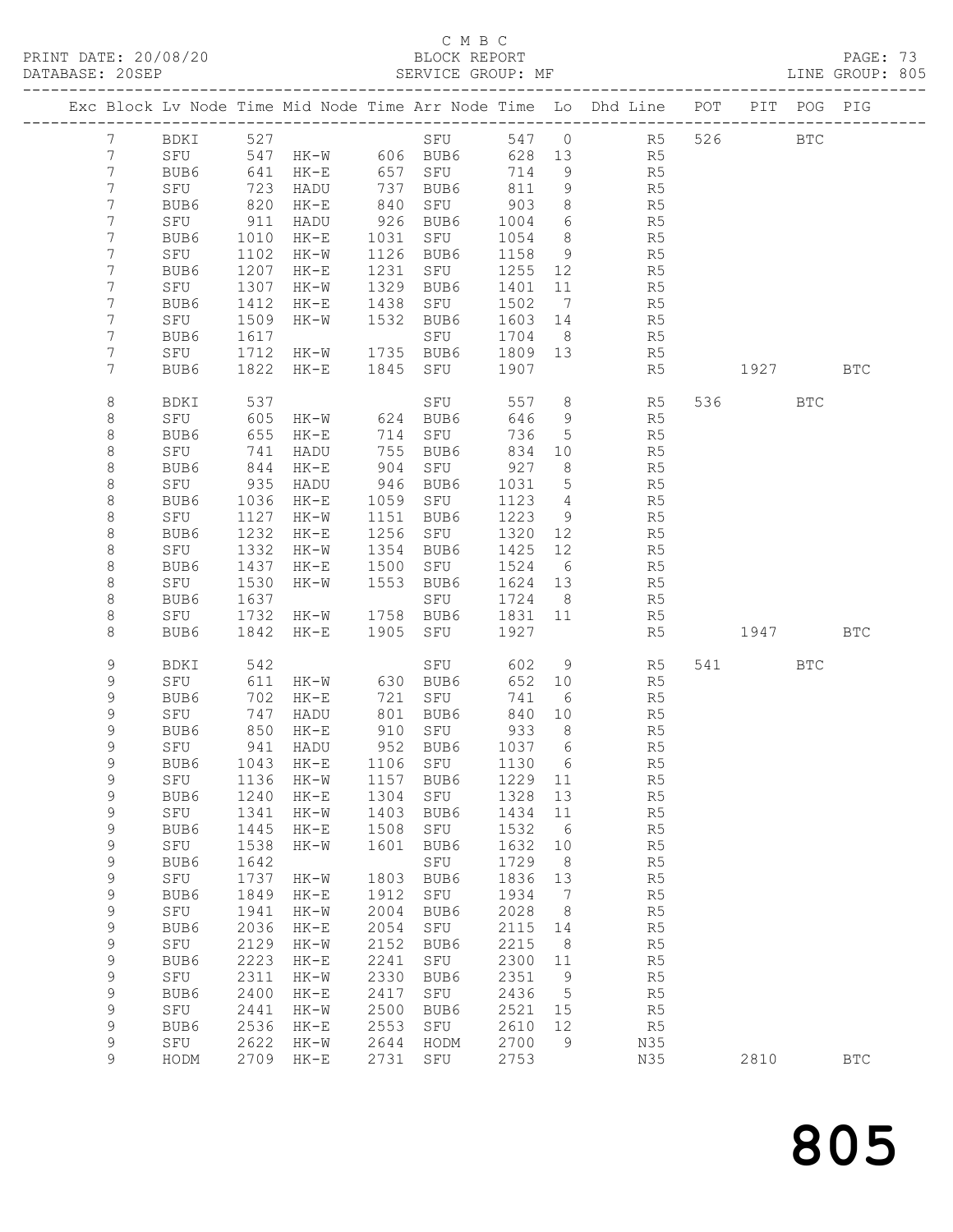C M B C

PRINT DATE: 20/08/20 BLOCK REPORT

DATABASE: 20SEP SERVICE GROUP: MF LINE GROUP: 805

| Exc | Block | Lv | Node | Time | Mid Node | Time | Arr Node | Time | Lo | Dhd Line | POT | PIT | POG | PIG |
|---|---|---|---|---|---|---|---|---|---|---|---|---|---|---|
| | 7 | | BDKI | 527 | | | SFU | 547 | 0 | R5 | 526 | | BTC | |
| | 7 | | SFU | 547 | HK-W | 606 | BUB6 | 628 | 13 | R5 | | | | |
| | 7 | | BUB6 | 641 | HK-E | 657 | SFU | 714 | 9 | R5 | | | | |
| | 7 | | SFU | 723 | HADU | 737 | BUB6 | 811 | 9 | R5 | | | | |
| | 7 | | BUB6 | 820 | HK-E | 840 | SFU | 903 | 8 | R5 | | | | |
| | 7 | | SFU | 911 | HADU | 926 | BUB6 | 1004 | 6 | R5 | | | | |
| | 7 | | BUB6 | 1010 | HK-E | 1031 | SFU | 1054 | 8 | R5 | | | | |
| | 7 | | SFU | 1102 | HK-W | 1126 | BUB6 | 1158 | 9 | R5 | | | | |
| | 7 | | BUB6 | 1207 | HK-E | 1231 | SFU | 1255 | 12 | R5 | | | | |
| | 7 | | SFU | 1307 | HK-W | 1329 | BUB6 | 1401 | 11 | R5 | | | | |
| | 7 | | BUB6 | 1412 | HK-E | 1438 | SFU | 1502 | 7 | R5 | | | | |
| | 7 | | SFU | 1509 | HK-W | 1532 | BUB6 | 1603 | 14 | R5 | | | | |
| | 7 | | BUB6 | 1617 | | | SFU | 1704 | 8 | R5 | | | | |
| | 7 | | SFU | 1712 | HK-W | 1735 | BUB6 | 1809 | 13 | R5 | | | | |
| | 7 | | BUB6 | 1822 | HK-E | 1845 | SFU | 1907 | | R5 | | 1927 | | BTC |
| | 8 | | BDKI | 537 | | | SFU | 557 | 8 | R5 | 536 | | BTC | |
| | 8 | | SFU | 605 | HK-W | 624 | BUB6 | 646 | 9 | R5 | | | | |
| | 8 | | BUB6 | 655 | HK-E | 714 | SFU | 736 | 5 | R5 | | | | |
| | 8 | | SFU | 741 | HADU | 755 | BUB6 | 834 | 10 | R5 | | | | |
| | 8 | | BUB6 | 844 | HK-E | 904 | SFU | 927 | 8 | R5 | | | | |
| | 8 | | SFU | 935 | HADU | 946 | BUB6 | 1031 | 5 | R5 | | | | |
| | 8 | | BUB6 | 1036 | HK-E | 1059 | SFU | 1123 | 4 | R5 | | | | |
| | 8 | | SFU | 1127 | HK-W | 1151 | BUB6 | 1223 | 9 | R5 | | | | |
| | 8 | | BUB6 | 1232 | HK-E | 1256 | SFU | 1320 | 12 | R5 | | | | |
| | 8 | | SFU | 1332 | HK-W | 1354 | BUB6 | 1425 | 12 | R5 | | | | |
| | 8 | | BUB6 | 1437 | HK-E | 1500 | SFU | 1524 | 6 | R5 | | | | |
| | 8 | | SFU | 1530 | HK-W | 1553 | BUB6 | 1624 | 13 | R5 | | | | |
| | 8 | | BUB6 | 1637 | | | SFU | 1724 | 8 | R5 | | | | |
| | 8 | | SFU | 1732 | HK-W | 1758 | BUB6 | 1831 | 11 | R5 | | | | |
| | 8 | | BUB6 | 1842 | HK-E | 1905 | SFU | 1927 | | R5 | | 1947 | | BTC |
| | 9 | | BDKI | 542 | | | SFU | 602 | 9 | R5 | 541 | | BTC | |
| | 9 | | SFU | 611 | HK-W | 630 | BUB6 | 652 | 10 | R5 | | | | |
| | 9 | | BUB6 | 702 | HK-E | 721 | SFU | 741 | 6 | R5 | | | | |
| | 9 | | SFU | 747 | HADU | 801 | BUB6 | 840 | 10 | R5 | | | | |
| | 9 | | BUB6 | 850 | HK-E | 910 | SFU | 933 | 8 | R5 | | | | |
| | 9 | | SFU | 941 | HADU | 952 | BUB6 | 1037 | 6 | R5 | | | | |
| | 9 | | BUB6 | 1043 | HK-E | 1106 | SFU | 1130 | 6 | R5 | | | | |
| | 9 | | SFU | 1136 | HK-W | 1157 | BUB6 | 1229 | 11 | R5 | | | | |
| | 9 | | BUB6 | 1240 | HK-E | 1304 | SFU | 1328 | 13 | R5 | | | | |
| | 9 | | SFU | 1341 | HK-W | 1403 | BUB6 | 1434 | 11 | R5 | | | | |
| | 9 | | BUB6 | 1445 | HK-E | 1508 | SFU | 1532 | 6 | R5 | | | | |
| | 9 | | SFU | 1538 | HK-W | 1601 | BUB6 | 1632 | 10 | R5 | | | | |
| | 9 | | BUB6 | 1642 | | | SFU | 1729 | 8 | R5 | | | | |
| | 9 | | SFU | 1737 | HK-W | 1803 | BUB6 | 1836 | 13 | R5 | | | | |
| | 9 | | BUB6 | 1849 | HK-E | 1912 | SFU | 1934 | 7 | R5 | | | | |
| | 9 | | SFU | 1941 | HK-W | 2004 | BUB6 | 2028 | 8 | R5 | | | | |
| | 9 | | BUB6 | 2036 | HK-E | 2054 | SFU | 2115 | 14 | R5 | | | | |
| | 9 | | SFU | 2129 | HK-W | 2152 | BUB6 | 2215 | 8 | R5 | | | | |
| | 9 | | BUB6 | 2223 | HK-E | 2241 | SFU | 2300 | 11 | R5 | | | | |
| | 9 | | SFU | 2311 | HK-W | 2330 | BUB6 | 2351 | 9 | R5 | | | | |
| | 9 | | BUB6 | 2400 | HK-E | 2417 | SFU | 2436 | 5 | R5 | | | | |
| | 9 | | SFU | 2441 | HK-W | 2500 | BUB6 | 2521 | 15 | R5 | | | | |
| | 9 | | BUB6 | 2536 | HK-E | 2553 | SFU | 2610 | 12 | R5 | | | | |
| | 9 | | SFU | 2622 | HK-W | 2644 | HODM | 2700 | 9 | N35 | | | | |
| | 9 | | HODM | 2709 | HK-E | 2731 | SFU | 2753 | | N35 | | 2810 | | BTC |

805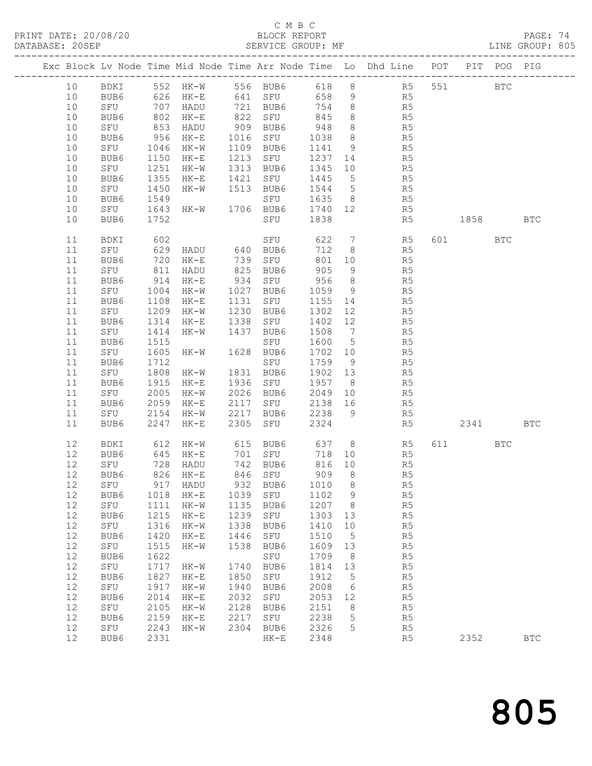C M B C

PRINT DATE: 20/08/20 BLOCK REPORT

DATABASE: 20SEP SERVICE GROUP: MF LINE GROUP: 805

| Exc | Block | Lv | Node | Time | Mid Node | Time | Arr Node | Time | Lo | Dhd Line | POT | PIT | POG | PIG |
|---|---|---|---|---|---|---|---|---|---|---|---|---|---|---|
| | 10 | | BDKI | 552 | HK-W | 556 | BUB6 | 618 | 8 | R5 | 551 | | BTC | |
| | 10 | | BUB6 | 626 | HK-E | 641 | SFU | 658 | 9 | R5 | | | | |
| | 10 | | SFU | 707 | HADU | 721 | BUB6 | 754 | 8 | R5 | | | | |
| | 10 | | BUB6 | 802 | HK-E | 822 | SFU | 845 | 8 | R5 | | | | |
| | 10 | | SFU | 853 | HADU | 909 | BUB6 | 948 | 8 | R5 | | | | |
| | 10 | | BUB6 | 956 | HK-E | 1016 | SFU | 1038 | 8 | R5 | | | | |
| | 10 | | SFU | 1046 | HK-W | 1109 | BUB6 | 1141 | 9 | R5 | | | | |
| | 10 | | BUB6 | 1150 | HK-E | 1213 | SFU | 1237 | 14 | R5 | | | | |
| | 10 | | SFU | 1251 | HK-W | 1313 | BUB6 | 1345 | 10 | R5 | | | | |
| | 10 | | BUB6 | 1355 | HK-E | 1421 | SFU | 1445 | 5 | R5 | | | | |
| | 10 | | SFU | 1450 | HK-W | 1513 | BUB6 | 1544 | 5 | R5 | | | | |
| | 10 | | BUB6 | 1549 | | | SFU | 1635 | 8 | R5 | | | | |
| | 10 | | SFU | 1643 | HK-W | 1706 | BUB6 | 1740 | 12 | R5 | | | | |
| | 10 | | BUB6 | 1752 | | | SFU | 1838 | | R5 | | 1858 | | BTC |
| | 11 | | BDKI | 602 | | | SFU | 622 | 7 | R5 | 601 | | BTC | |
| | 11 | | SFU | 629 | HADU | 640 | BUB6 | 712 | 8 | R5 | | | | |
| | 11 | | BUB6 | 720 | HK-E | 739 | SFU | 801 | 10 | R5 | | | | |
| | 11 | | SFU | 811 | HADU | 825 | BUB6 | 905 | 9 | R5 | | | | |
| | 11 | | BUB6 | 914 | HK-E | 934 | SFU | 956 | 8 | R5 | | | | |
| | 11 | | SFU | 1004 | HK-W | 1027 | BUB6 | 1059 | 9 | R5 | | | | |
| | 11 | | BUB6 | 1108 | HK-E | 1131 | SFU | 1155 | 14 | R5 | | | | |
| | 11 | | SFU | 1209 | HK-W | 1230 | BUB6 | 1302 | 12 | R5 | | | | |
| | 11 | | BUB6 | 1314 | HK-E | 1338 | SFU | 1402 | 12 | R5 | | | | |
| | 11 | | SFU | 1414 | HK-W | 1437 | BUB6 | 1508 | 7 | R5 | | | | |
| | 11 | | BUB6 | 1515 | | | SFU | 1600 | 5 | R5 | | | | |
| | 11 | | SFU | 1605 | HK-W | 1628 | BUB6 | 1702 | 10 | R5 | | | | |
| | 11 | | BUB6 | 1712 | | | SFU | 1759 | 9 | R5 | | | | |
| | 11 | | SFU | 1808 | HK-W | 1831 | BUB6 | 1902 | 13 | R5 | | | | |
| | 11 | | BUB6 | 1915 | HK-E | 1936 | SFU | 1957 | 8 | R5 | | | | |
| | 11 | | SFU | 2005 | HK-W | 2026 | BUB6 | 2049 | 10 | R5 | | | | |
| | 11 | | BUB6 | 2059 | HK-E | 2117 | SFU | 2138 | 16 | R5 | | | | |
| | 11 | | SFU | 2154 | HK-W | 2217 | BUB6 | 2238 | 9 | R5 | | | | |
| | 11 | | BUB6 | 2247 | HK-E | 2305 | SFU | 2324 | | R5 | | 2341 | | BTC |
| | 12 | | BDKI | 612 | HK-W | 615 | BUB6 | 637 | 8 | R5 | 611 | | BTC | |
| | 12 | | BUB6 | 645 | HK-E | 701 | SFU | 718 | 10 | R5 | | | | |
| | 12 | | SFU | 728 | HADU | 742 | BUB6 | 816 | 10 | R5 | | | | |
| | 12 | | BUB6 | 826 | HK-E | 846 | SFU | 909 | 8 | R5 | | | | |
| | 12 | | SFU | 917 | HADU | 932 | BUB6 | 1010 | 8 | R5 | | | | |
| | 12 | | BUB6 | 1018 | HK-E | 1039 | SFU | 1102 | 9 | R5 | | | | |
| | 12 | | SFU | 1111 | HK-W | 1135 | BUB6 | 1207 | 8 | R5 | | | | |
| | 12 | | BUB6 | 1215 | HK-E | 1239 | SFU | 1303 | 13 | R5 | | | | |
| | 12 | | SFU | 1316 | HK-W | 1338 | BUB6 | 1410 | 10 | R5 | | | | |
| | 12 | | BUB6 | 1420 | HK-E | 1446 | SFU | 1510 | 5 | R5 | | | | |
| | 12 | | SFU | 1515 | HK-W | 1538 | BUB6 | 1609 | 13 | R5 | | | | |
| | 12 | | BUB6 | 1622 | | | SFU | 1709 | 8 | R5 | | | | |
| | 12 | | SFU | 1717 | HK-W | 1740 | BUB6 | 1814 | 13 | R5 | | | | |
| | 12 | | BUB6 | 1827 | HK-E | 1850 | SFU | 1912 | 5 | R5 | | | | |
| | 12 | | SFU | 1917 | HK-W | 1940 | BUB6 | 2008 | 6 | R5 | | | | |
| | 12 | | BUB6 | 2014 | HK-E | 2032 | SFU | 2053 | 12 | R5 | | | | |
| | 12 | | SFU | 2105 | HK-W | 2128 | BUB6 | 2151 | 8 | R5 | | | | |
| | 12 | | BUB6 | 2159 | HK-E | 2217 | SFU | 2238 | 5 | R5 | | | | |
| | 12 | | SFU | 2243 | HK-W | 2304 | BUB6 | 2326 | 5 | R5 | | | | |
| | 12 | | BUB6 | 2331 | | | HK-E | 2348 | | R5 | | 2352 | | BTC |

805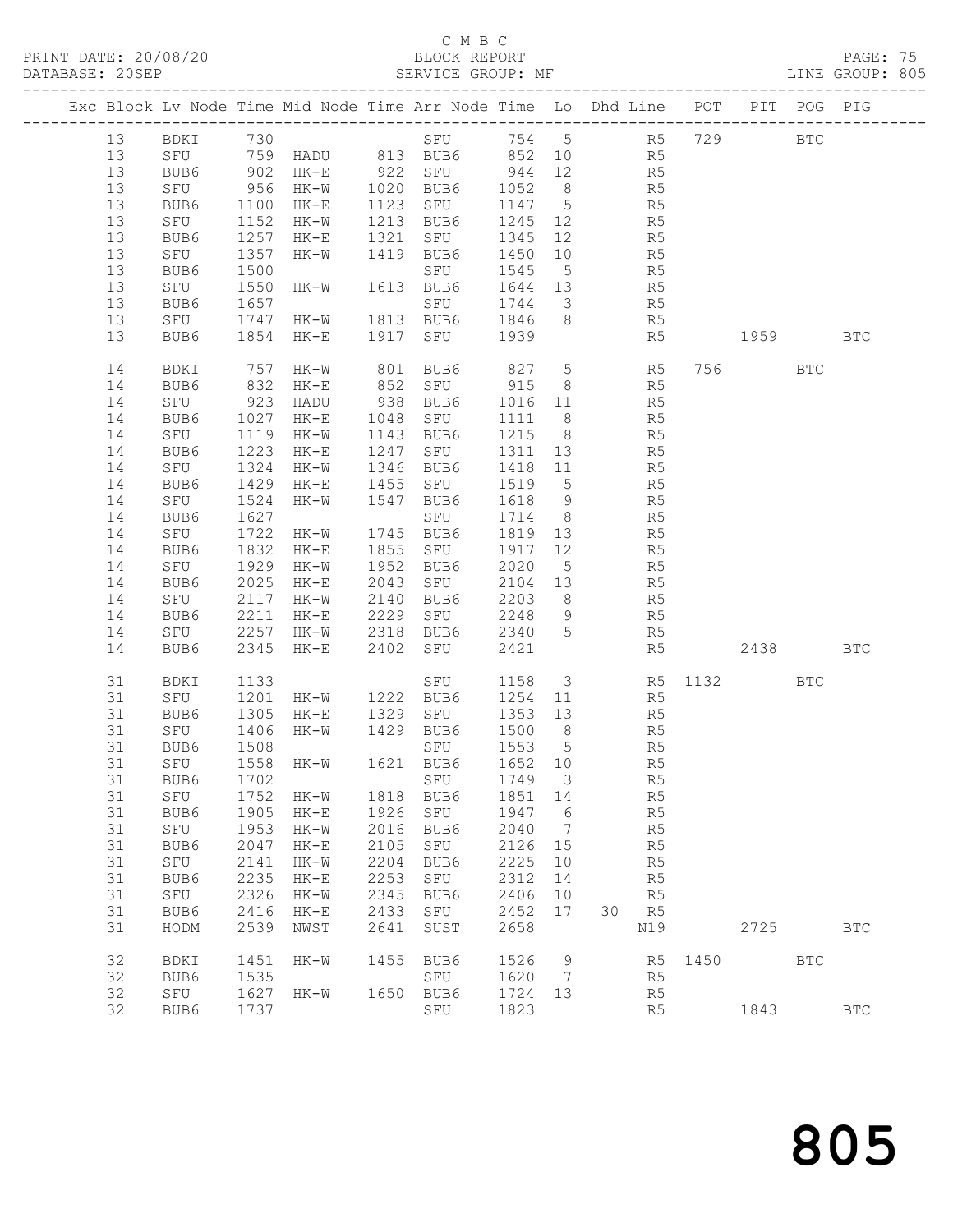C M B C
BLOCK REPORT
SERVICE GROUP: MF

PRINT DATE: 20/08/20
DATABASE: 20SEP
LINE GROUP: 805

| Exc | Block | Lv | Node | Time | Mid Node | Time | Arr Node | Time | Lo | Dhd | Line | POT | PIT | POG | PIG |
|---|---|---|---|---|---|---|---|---|---|---|---|---|---|---|---|
| | 13 | | BDKI | 730 | | | SFU | 754 | 5 | | R5 | 729 | | BTC | |
| | 13 | | SFU | 759 | HADU | 813 | BUB6 | 852 | 10 | | R5 | | | | |
| | 13 | | BUB6 | 902 | HK-E | 922 | SFU | 944 | 12 | | R5 | | | | |
| | 13 | | SFU | 956 | HK-W | 1020 | BUB6 | 1052 | 8 | | R5 | | | | |
| | 13 | | BUB6 | 1100 | HK-E | 1123 | SFU | 1147 | 5 | | R5 | | | | |
| | 13 | | SFU | 1152 | HK-W | 1213 | BUB6 | 1245 | 12 | | R5 | | | | |
| | 13 | | BUB6 | 1257 | HK-E | 1321 | SFU | 1345 | 12 | | R5 | | | | |
| | 13 | | SFU | 1357 | HK-W | 1419 | BUB6 | 1450 | 10 | | R5 | | | | |
| | 13 | | BUB6 | 1500 | | | SFU | 1545 | 5 | | R5 | | | | |
| | 13 | | SFU | 1550 | HK-W | 1613 | BUB6 | 1644 | 13 | | R5 | | | | |
| | 13 | | BUB6 | 1657 | | | SFU | 1744 | 3 | | R5 | | | | |
| | 13 | | SFU | 1747 | HK-W | 1813 | BUB6 | 1846 | 8 | | R5 | | | | |
| | 13 | | BUB6 | 1854 | HK-E | 1917 | SFU | 1939 | | | R5 | | 1959 | | BTC |
| | 14 | | BDKI | 757 | HK-W | 801 | BUB6 | 827 | 5 | | R5 | 756 | | BTC | |
| | 14 | | BUB6 | 832 | HK-E | 852 | SFU | 915 | 8 | | R5 | | | | |
| | 14 | | SFU | 923 | HADU | 938 | BUB6 | 1016 | 11 | | R5 | | | | |
| | 14 | | BUB6 | 1027 | HK-E | 1048 | SFU | 1111 | 8 | | R5 | | | | |
| | 14 | | SFU | 1119 | HK-W | 1143 | BUB6 | 1215 | 8 | | R5 | | | | |
| | 14 | | BUB6 | 1223 | HK-E | 1247 | SFU | 1311 | 13 | | R5 | | | | |
| | 14 | | SFU | 1324 | HK-W | 1346 | BUB6 | 1418 | 11 | | R5 | | | | |
| | 14 | | BUB6 | 1429 | HK-E | 1455 | SFU | 1519 | 5 | | R5 | | | | |
| | 14 | | SFU | 1524 | HK-W | 1547 | BUB6 | 1618 | 9 | | R5 | | | | |
| | 14 | | BUB6 | 1627 | | | SFU | 1714 | 8 | | R5 | | | | |
| | 14 | | SFU | 1722 | HK-W | 1745 | BUB6 | 1819 | 13 | | R5 | | | | |
| | 14 | | BUB6 | 1832 | HK-E | 1855 | SFU | 1917 | 12 | | R5 | | | | |
| | 14 | | SFU | 1929 | HK-W | 1952 | BUB6 | 2020 | 5 | | R5 | | | | |
| | 14 | | BUB6 | 2025 | HK-E | 2043 | SFU | 2104 | 13 | | R5 | | | | |
| | 14 | | SFU | 2117 | HK-W | 2140 | BUB6 | 2203 | 8 | | R5 | | | | |
| | 14 | | BUB6 | 2211 | HK-E | 2229 | SFU | 2248 | 9 | | R5 | | | | |
| | 14 | | SFU | 2257 | HK-W | 2318 | BUB6 | 2340 | 5 | | R5 | | | | |
| | 14 | | BUB6 | 2345 | HK-E | 2402 | SFU | 2421 | | | R5 | | 2438 | | BTC |
| | 31 | | BDKI | 1133 | | | SFU | 1158 | 3 | | R5 | 1132 | | BTC | |
| | 31 | | SFU | 1201 | HK-W | 1222 | BUB6 | 1254 | 11 | | R5 | | | | |
| | 31 | | BUB6 | 1305 | HK-E | 1329 | SFU | 1353 | 13 | | R5 | | | | |
| | 31 | | SFU | 1406 | HK-W | 1429 | BUB6 | 1500 | 8 | | R5 | | | | |
| | 31 | | BUB6 | 1508 | | | SFU | 1553 | 5 | | R5 | | | | |
| | 31 | | SFU | 1558 | HK-W | 1621 | BUB6 | 1652 | 10 | | R5 | | | | |
| | 31 | | BUB6 | 1702 | | | SFU | 1749 | 3 | | R5 | | | | |
| | 31 | | SFU | 1752 | HK-W | 1818 | BUB6 | 1851 | 14 | | R5 | | | | |
| | 31 | | BUB6 | 1905 | HK-E | 1926 | SFU | 1947 | 6 | | R5 | | | | |
| | 31 | | SFU | 1953 | HK-W | 2016 | BUB6 | 2040 | 7 | | R5 | | | | |
| | 31 | | BUB6 | 2047 | HK-E | 2105 | SFU | 2126 | 15 | | R5 | | | | |
| | 31 | | SFU | 2141 | HK-W | 2204 | BUB6 | 2225 | 10 | | R5 | | | | |
| | 31 | | BUB6 | 2235 | HK-E | 2253 | SFU | 2312 | 14 | | R5 | | | | |
| | 31 | | SFU | 2326 | HK-W | 2345 | BUB6 | 2406 | 10 | | R5 | | | | |
| | 31 | | BUB6 | 2416 | HK-E | 2433 | SFU | 2452 | 17 | 30 | R5 | | | | |
| | 31 | | HODM | 2539 | NWST | 2641 | SUST | 2658 | | | N19 | | 2725 | | BTC |
| | 32 | | BDKI | 1451 | HK-W | 1455 | BUB6 | 1526 | 9 | | R5 | 1450 | | BTC | |
| | 32 | | BUB6 | 1535 | | | SFU | 1620 | 7 | | R5 | | | | |
| | 32 | | SFU | 1627 | HK-W | 1650 | BUB6 | 1724 | 13 | | R5 | | | | |
| | 32 | | BUB6 | 1737 | | | SFU | 1823 | | | R5 | | 1843 | | BTC |

805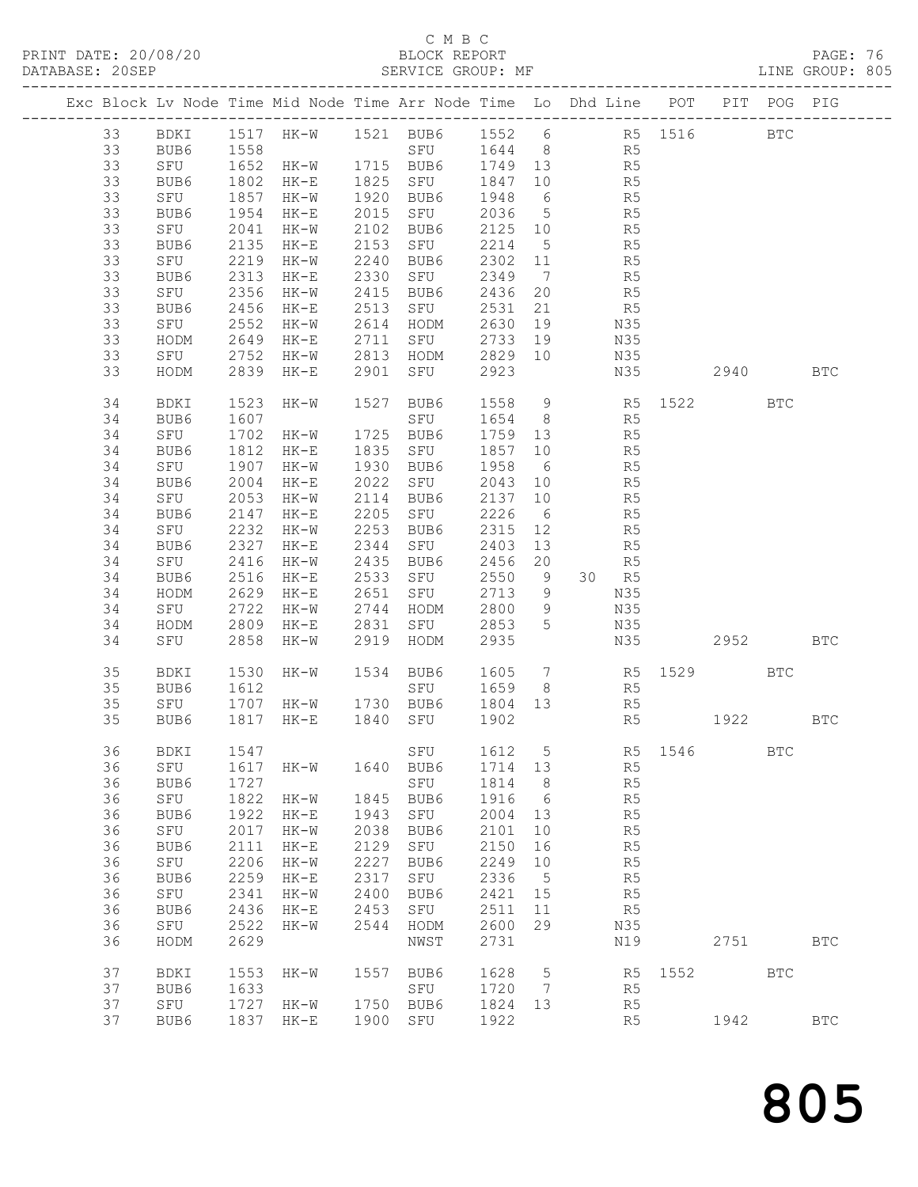C M B C

PRINT DATE: 20/08/20 BLOCK REPORT
DATABASE: 20SEP SERVICE GROUP: MF LINE GROUP: 805

| Exc | Block | Lv | Node | Time | Mid Node | Time | Arr Node | Time | Lo | Dhd | Line | POT | PIT | POG | PIG |
|---|---|---|---|---|---|---|---|---|---|---|---|---|---|---|---|
| | 33 | | BDKI | 1517 | HK-W | 1521 | BUB6 | 1552 | 6 | | R5 | 1516 | | BTC | |
| | 33 | | BUB6 | 1558 | | | SFU | 1644 | 8 | | R5 | | | | |
| | 33 | | SFU | 1652 | HK-W | 1715 | BUB6 | 1749 | 13 | | R5 | | | | |
| | 33 | | BUB6 | 1802 | HK-E | 1825 | SFU | 1847 | 10 | | R5 | | | | |
| | 33 | | SFU | 1857 | HK-W | 1920 | BUB6 | 1948 | 6 | | R5 | | | | |
| | 33 | | BUB6 | 1954 | HK-E | 2015 | SFU | 2036 | 5 | | R5 | | | | |
| | 33 | | SFU | 2041 | HK-W | 2102 | BUB6 | 2125 | 10 | | R5 | | | | |
| | 33 | | BUB6 | 2135 | HK-E | 2153 | SFU | 2214 | 5 | | R5 | | | | |
| | 33 | | SFU | 2219 | HK-W | 2240 | BUB6 | 2302 | 11 | | R5 | | | | |
| | 33 | | BUB6 | 2313 | HK-E | 2330 | SFU | 2349 | 7 | | R5 | | | | |
| | 33 | | SFU | 2356 | HK-W | 2415 | BUB6 | 2436 | 20 | | R5 | | | | |
| | 33 | | BUB6 | 2456 | HK-E | 2513 | SFU | 2531 | 21 | | R5 | | | | |
| | 33 | | SFU | 2552 | HK-W | 2614 | HODM | 2630 | 19 | | N35 | | | | |
| | 33 | | HODM | 2649 | HK-E | 2711 | SFU | 2733 | 19 | | N35 | | | | |
| | 33 | | SFU | 2752 | HK-W | 2813 | HODM | 2829 | 10 | | N35 | | | | |
| | 33 | | HODM | 2839 | HK-E | 2901 | SFU | 2923 | | | N35 | | 2940 | | BTC |
| | 34 | | BDKI | 1523 | HK-W | 1527 | BUB6 | 1558 | 9 | | R5 | 1522 | | BTC | |
| | 34 | | BUB6 | 1607 | | | SFU | 1654 | 8 | | R5 | | | | |
| | 34 | | SFU | 1702 | HK-W | 1725 | BUB6 | 1759 | 13 | | R5 | | | | |
| | 34 | | BUB6 | 1812 | HK-E | 1835 | SFU | 1857 | 10 | | R5 | | | | |
| | 34 | | SFU | 1907 | HK-W | 1930 | BUB6 | 1958 | 6 | | R5 | | | | |
| | 34 | | BUB6 | 2004 | HK-E | 2022 | SFU | 2043 | 10 | | R5 | | | | |
| | 34 | | SFU | 2053 | HK-W | 2114 | BUB6 | 2137 | 10 | | R5 | | | | |
| | 34 | | BUB6 | 2147 | HK-E | 2205 | SFU | 2226 | 6 | | R5 | | | | |
| | 34 | | SFU | 2232 | HK-W | 2253 | BUB6 | 2315 | 12 | | R5 | | | | |
| | 34 | | BUB6 | 2327 | HK-E | 2344 | SFU | 2403 | 13 | | R5 | | | | |
| | 34 | | SFU | 2416 | HK-W | 2435 | BUB6 | 2456 | 20 | | R5 | | | | |
| | 34 | | BUB6 | 2516 | HK-E | 2533 | SFU | 2550 | 9 | 30 | R5 | | | | |
| | 34 | | HODM | 2629 | HK-E | 2651 | SFU | 2713 | 9 | | N35 | | | | |
| | 34 | | SFU | 2722 | HK-W | 2744 | HODM | 2800 | 9 | | N35 | | | | |
| | 34 | | HODM | 2809 | HK-E | 2831 | SFU | 2853 | 5 | | N35 | | | | |
| | 34 | | SFU | 2858 | HK-W | 2919 | HODM | 2935 | | | N35 | | 2952 | | BTC |
| | 35 | | BDKI | 1530 | HK-W | 1534 | BUB6 | 1605 | 7 | | R5 | 1529 | | BTC | |
| | 35 | | BUB6 | 1612 | | | SFU | 1659 | 8 | | R5 | | | | |
| | 35 | | SFU | 1707 | HK-W | 1730 | BUB6 | 1804 | 13 | | R5 | | | | |
| | 35 | | BUB6 | 1817 | HK-E | 1840 | SFU | 1902 | | | R5 | | 1922 | | BTC |
| | 36 | | BDKI | 1547 | | | SFU | 1612 | 5 | | R5 | 1546 | | BTC | |
| | 36 | | SFU | 1617 | HK-W | 1640 | BUB6 | 1714 | 13 | | R5 | | | | |
| | 36 | | BUB6 | 1727 | | | SFU | 1814 | 8 | | R5 | | | | |
| | 36 | | SFU | 1822 | HK-W | 1845 | BUB6 | 1916 | 6 | | R5 | | | | |
| | 36 | | BUB6 | 1922 | HK-E | 1943 | SFU | 2004 | 13 | | R5 | | | | |
| | 36 | | SFU | 2017 | HK-W | 2038 | BUB6 | 2101 | 10 | | R5 | | | | |
| | 36 | | BUB6 | 2111 | HK-E | 2129 | SFU | 2150 | 16 | | R5 | | | | |
| | 36 | | SFU | 2206 | HK-W | 2227 | BUB6 | 2249 | 10 | | R5 | | | | |
| | 36 | | BUB6 | 2259 | HK-E | 2317 | SFU | 2336 | 5 | | R5 | | | | |
| | 36 | | SFU | 2341 | HK-W | 2400 | BUB6 | 2421 | 15 | | R5 | | | | |
| | 36 | | BUB6 | 2436 | HK-E | 2453 | SFU | 2511 | 11 | | R5 | | | | |
| | 36 | | SFU | 2522 | HK-W | 2544 | HODM | 2600 | 29 | | N35 | | | | |
| | 36 | | HODM | 2629 | | | NWST | 2731 | | | N19 | | 2751 | | BTC |
| | 37 | | BDKI | 1553 | HK-W | 1557 | BUB6 | 1628 | 5 | | R5 | 1552 | | BTC | |
| | 37 | | BUB6 | 1633 | | | SFU | 1720 | 7 | | R5 | | | | |
| | 37 | | SFU | 1727 | HK-W | 1750 | BUB6 | 1824 | 13 | | R5 | | | | |
| | 37 | | BUB6 | 1837 | HK-E | 1900 | SFU | 1922 | | | R5 | | 1942 | | BTC |

805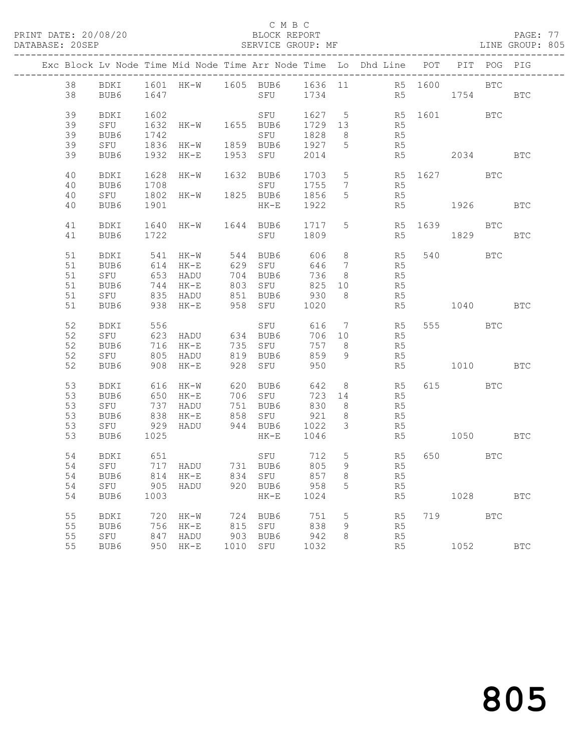C M B C
BLOCK REPORT
SERVICE GROUP: MF

PRINT DATE: 20/08/20
DATABASE: 20SEP
PAGE: 77
LINE GROUP: 805

| Exc | Block | Lv | Node | Time | Mid Node | Time | Arr Node | Time | Lo | Dhd Line | POT | PIT | POG | PIG |
|---|---|---|---|---|---|---|---|---|---|---|---|---|---|---|
| | 38 | | BDKI | 1601 | HK-W | 1605 | BUB6 | 1636 | 11 | R5 | 1600 | | BTC | |
| | 38 | | BUB6 | 1647 | | | SFU | 1734 | | R5 | | 1754 | | BTC |
| | 39 | | BDKI | 1602 | | | SFU | 1627 | 5 | R5 | 1601 | | BTC | |
| | 39 | | SFU | 1632 | HK-W | 1655 | BUB6 | 1729 | 13 | R5 | | | | |
| | 39 | | BUB6 | 1742 | | | SFU | 1828 | 8 | R5 | | | | |
| | 39 | | SFU | 1836 | HK-W | 1859 | BUB6 | 1927 | 5 | R5 | | | | |
| | 39 | | BUB6 | 1932 | HK-E | 1953 | SFU | 2014 | | R5 | | 2034 | | BTC |
| | 40 | | BDKI | 1628 | HK-W | 1632 | BUB6 | 1703 | 5 | R5 | 1627 | | BTC | |
| | 40 | | BUB6 | 1708 | | | SFU | 1755 | 7 | R5 | | | | |
| | 40 | | SFU | 1802 | HK-W | 1825 | BUB6 | 1856 | 5 | R5 | | | | |
| | 40 | | BUB6 | 1901 | | | HK-E | 1922 | | R5 | | 1926 | | BTC |
| | 41 | | BDKI | 1640 | HK-W | 1644 | BUB6 | 1717 | 5 | R5 | 1639 | | BTC | |
| | 41 | | BUB6 | 1722 | | | SFU | 1809 | | R5 | | 1829 | | BTC |
| | 51 | | BDKI | 541 | HK-W | 544 | BUB6 | 606 | 8 | R5 | 540 | | BTC | |
| | 51 | | BUB6 | 614 | HK-E | 629 | SFU | 646 | 7 | R5 | | | | |
| | 51 | | SFU | 653 | HADU | 704 | BUB6 | 736 | 8 | R5 | | | | |
| | 51 | | BUB6 | 744 | HK-E | 803 | SFU | 825 | 10 | R5 | | | | |
| | 51 | | SFU | 835 | HADU | 851 | BUB6 | 930 | 8 | R5 | | | | |
| | 51 | | BUB6 | 938 | HK-E | 958 | SFU | 1020 | | R5 | | 1040 | | BTC |
| | 52 | | BDKI | 556 | | | SFU | 616 | 7 | R5 | 555 | | BTC | |
| | 52 | | SFU | 623 | HADU | 634 | BUB6 | 706 | 10 | R5 | | | | |
| | 52 | | BUB6 | 716 | HK-E | 735 | SFU | 757 | 8 | R5 | | | | |
| | 52 | | SFU | 805 | HADU | 819 | BUB6 | 859 | 9 | R5 | | | | |
| | 52 | | BUB6 | 908 | HK-E | 928 | SFU | 950 | | R5 | | 1010 | | BTC |
| | 53 | | BDKI | 616 | HK-W | 620 | BUB6 | 642 | 8 | R5 | 615 | | BTC | |
| | 53 | | BUB6 | 650 | HK-E | 706 | SFU | 723 | 14 | R5 | | | | |
| | 53 | | SFU | 737 | HADU | 751 | BUB6 | 830 | 8 | R5 | | | | |
| | 53 | | BUB6 | 838 | HK-E | 858 | SFU | 921 | 8 | R5 | | | | |
| | 53 | | SFU | 929 | HADU | 944 | BUB6 | 1022 | 3 | R5 | | | | |
| | 53 | | BUB6 | 1025 | | | HK-E | 1046 | | R5 | | 1050 | | BTC |
| | 54 | | BDKI | 651 | | | SFU | 712 | 5 | R5 | 650 | | BTC | |
| | 54 | | SFU | 717 | HADU | 731 | BUB6 | 805 | 9 | R5 | | | | |
| | 54 | | BUB6 | 814 | HK-E | 834 | SFU | 857 | 8 | R5 | | | | |
| | 54 | | SFU | 905 | HADU | 920 | BUB6 | 958 | 5 | R5 | | | | |
| | 54 | | BUB6 | 1003 | | | HK-E | 1024 | | R5 | | 1028 | | BTC |
| | 55 | | BDKI | 720 | HK-W | 724 | BUB6 | 751 | 5 | R5 | 719 | | BTC | |
| | 55 | | BUB6 | 756 | HK-E | 815 | SFU | 838 | 9 | R5 | | | | |
| | 55 | | SFU | 847 | HADU | 903 | BUB6 | 942 | 8 | R5 | | | | |
| | 55 | | BUB6 | 950 | HK-E | 1010 | SFU | 1032 | | R5 | | 1052 | | BTC |

805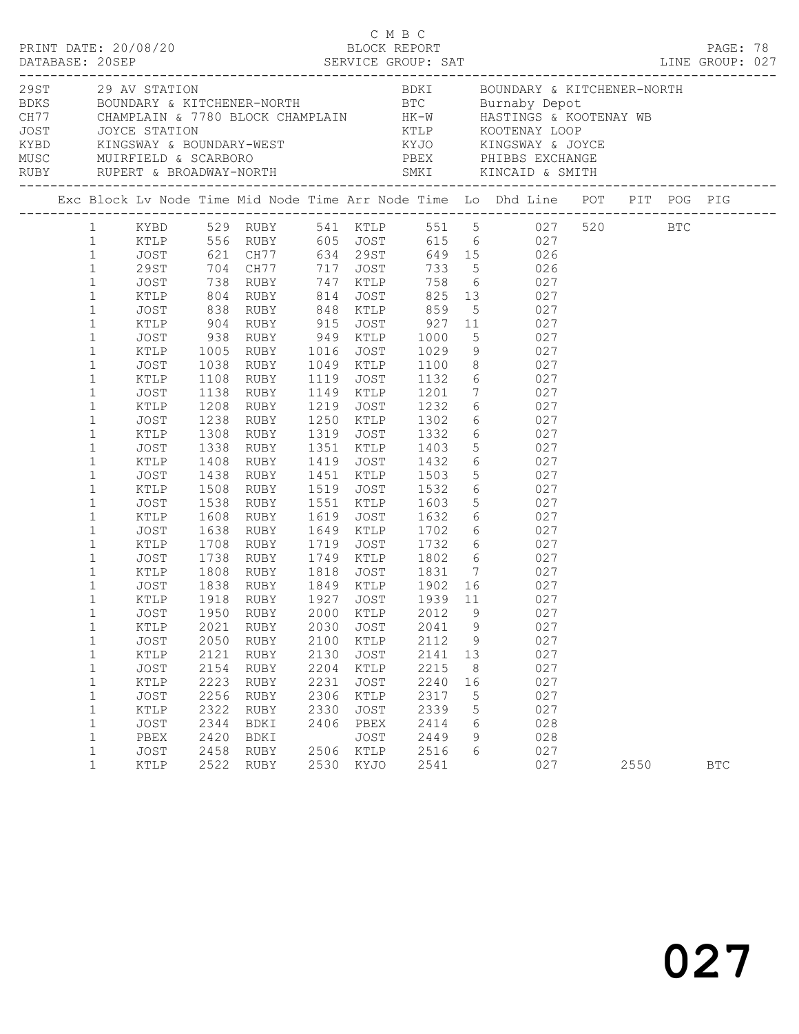C M B C

PRINT DATE: 20/08/20 BLOCK REPORT
DATABASE: 20SEP SERVICE GROUP: SAT LINE GROUP: 027

| Code | Description | Code | Description |
|---|---|---|---|
| 29ST | 29 AV STATION | BDKI | BOUNDARY & KITCHENER-NORTH |
| BDKS | BOUNDARY & KITCHENER-NORTH | BTC | Burnaby Depot |
| CH77 | CHAMPLAIN & 7780 BLOCK CHAMPLAIN | HK-W | HASTINGS & KOOTENAY WB |
| JOST | JOYCE STATION | KTLP | KOOTENAY LOOP |
| KYBD | KINGSWAY & BOUNDARY-WEST | KYJO | KINGSWAY & JOYCE |
| MUSC | MUIRFIELD & SCARBORO | PBEX | PHIBBS EXCHANGE |
| RUBY | RUPERT & BROADWAY-NORTH | SMKI | KINCAID & SMITH |

| Exc | Block | Lv Node | Time | Mid Node | Time | Arr Node | Time | Lo | Dhd Line | POT | PIT | POG | PIG |
|---|---|---|---|---|---|---|---|---|---|---|---|---|---|
| | 1 | KYBD | 529 | RUBY | 541 | KTLP | 551 | 5 | 027 | 520 | | BTC | |
| | 1 | KTLP | 556 | RUBY | 605 | JOST | 615 | 6 | 027 | | | | |
| | 1 | JOST | 621 | CH77 | 634 | 29ST | 649 | 15 | 026 | | | | |
| | 1 | 29ST | 704 | CH77 | 717 | JOST | 733 | 5 | 026 | | | | |
| | 1 | JOST | 738 | RUBY | 747 | KTLP | 758 | 6 | 027 | | | | |
| | 1 | KTLP | 804 | RUBY | 814 | JOST | 825 | 13 | 027 | | | | |
| | 1 | JOST | 838 | RUBY | 848 | KTLP | 859 | 5 | 027 | | | | |
| | 1 | KTLP | 904 | RUBY | 915 | JOST | 927 | 11 | 027 | | | | |
| | 1 | JOST | 938 | RUBY | 949 | KTLP | 1000 | 5 | 027 | | | | |
| | 1 | KTLP | 1005 | RUBY | 1016 | JOST | 1029 | 9 | 027 | | | | |
| | 1 | JOST | 1038 | RUBY | 1049 | KTLP | 1100 | 8 | 027 | | | | |
| | 1 | KTLP | 1108 | RUBY | 1119 | JOST | 1132 | 6 | 027 | | | | |
| | 1 | JOST | 1138 | RUBY | 1149 | KTLP | 1201 | 7 | 027 | | | | |
| | 1 | KTLP | 1208 | RUBY | 1219 | JOST | 1232 | 6 | 027 | | | | |
| | 1 | JOST | 1238 | RUBY | 1250 | KTLP | 1302 | 6 | 027 | | | | |
| | 1 | KTLP | 1308 | RUBY | 1319 | JOST | 1332 | 6 | 027 | | | | |
| | 1 | JOST | 1338 | RUBY | 1351 | KTLP | 1403 | 5 | 027 | | | | |
| | 1 | KTLP | 1408 | RUBY | 1419 | JOST | 1432 | 6 | 027 | | | | |
| | 1 | JOST | 1438 | RUBY | 1451 | KTLP | 1503 | 5 | 027 | | | | |
| | 1 | KTLP | 1508 | RUBY | 1519 | JOST | 1532 | 6 | 027 | | | | |
| | 1 | JOST | 1538 | RUBY | 1551 | KTLP | 1603 | 5 | 027 | | | | |
| | 1 | KTLP | 1608 | RUBY | 1619 | JOST | 1632 | 6 | 027 | | | | |
| | 1 | JOST | 1638 | RUBY | 1649 | KTLP | 1702 | 6 | 027 | | | | |
| | 1 | KTLP | 1708 | RUBY | 1719 | JOST | 1732 | 6 | 027 | | | | |
| | 1 | JOST | 1738 | RUBY | 1749 | KTLP | 1802 | 6 | 027 | | | | |
| | 1 | KTLP | 1808 | RUBY | 1818 | JOST | 1831 | 7 | 027 | | | | |
| | 1 | JOST | 1838 | RUBY | 1849 | KTLP | 1902 | 16 | 027 | | | | |
| | 1 | KTLP | 1918 | RUBY | 1927 | JOST | 1939 | 11 | 027 | | | | |
| | 1 | JOST | 1950 | RUBY | 2000 | KTLP | 2012 | 9 | 027 | | | | |
| | 1 | KTLP | 2021 | RUBY | 2030 | JOST | 2041 | 9 | 027 | | | | |
| | 1 | JOST | 2050 | RUBY | 2100 | KTLP | 2112 | 9 | 027 | | | | |
| | 1 | KTLP | 2121 | RUBY | 2130 | JOST | 2141 | 13 | 027 | | | | |
| | 1 | JOST | 2154 | RUBY | 2204 | KTLP | 2215 | 8 | 027 | | | | |
| | 1 | KTLP | 2223 | RUBY | 2231 | JOST | 2240 | 16 | 027 | | | | |
| | 1 | JOST | 2256 | RUBY | 2306 | KTLP | 2317 | 5 | 027 | | | | |
| | 1 | KTLP | 2322 | RUBY | 2330 | JOST | 2339 | 5 | 027 | | | | |
| | 1 | JOST | 2344 | BDKI | 2406 | PBEX | 2414 | 6 | 028 | | | | |
| | 1 | PBEX | 2420 | BDKI | | JOST | 2449 | 9 | 028 | | | | |
| | 1 | JOST | 2458 | RUBY | 2506 | KTLP | 2516 | 6 | 027 | | | | |
| | 1 | KTLP | 2522 | RUBY | 2530 | KYJO | 2541 | | 027 | | 2550 | | BTC |

027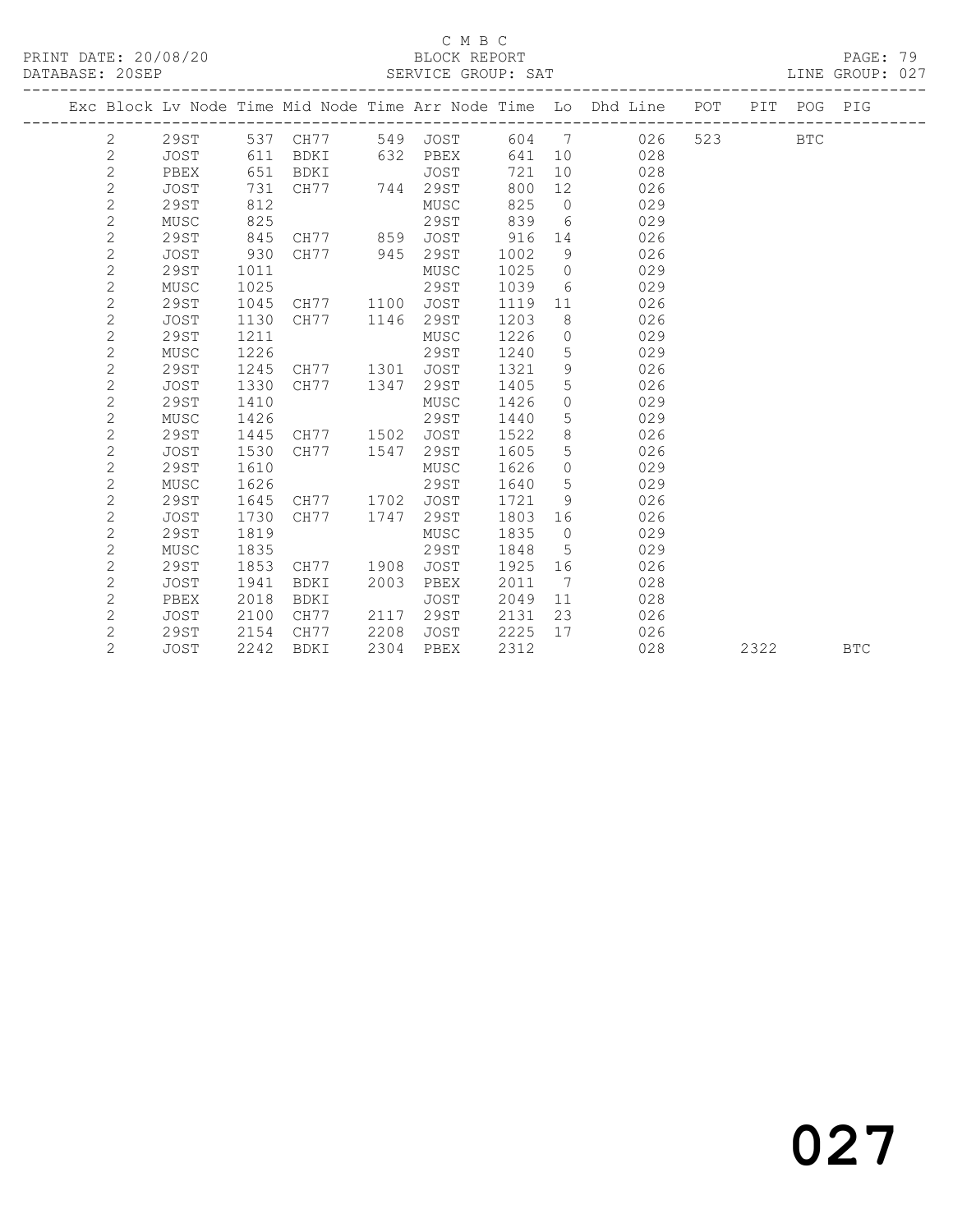C M B C

PRINT DATE: 20/08/20 BLOCK REPORT

DATABASE: 20SEP SERVICE GROUP: SAT LINE GROUP: 027

| Exc | Block | Lv | Node | Time | Mid Node | Time | Arr Node | Time | Lo | Dhd Line | POT | PIT | POG | PIG |
|---|---|---|---|---|---|---|---|---|---|---|---|---|---|---|
| | 2 | | 29ST | 537 | CH77 | 549 | JOST | 604 | 7 | 026 | 523 | | BTC | |
| | 2 | | JOST | 611 | BDKI | 632 | PBEX | 641 | 10 | 028 | | | | |
| | 2 | | PBEX | 651 | BDKI | | JOST | 721 | 10 | 028 | | | | |
| | 2 | | JOST | 731 | CH77 | 744 | 29ST | 800 | 12 | 026 | | | | |
| | 2 | | 29ST | 812 | | | MUSC | 825 | 0 | 029 | | | | |
| | 2 | | MUSC | 825 | | | 29ST | 839 | 6 | 029 | | | | |
| | 2 | | 29ST | 845 | CH77 | 859 | JOST | 916 | 14 | 026 | | | | |
| | 2 | | JOST | 930 | CH77 | 945 | 29ST | 1002 | 9 | 026 | | | | |
| | 2 | | 29ST | 1011 | | | MUSC | 1025 | 0 | 029 | | | | |
| | 2 | | MUSC | 1025 | | | 29ST | 1039 | 6 | 029 | | | | |
| | 2 | | 29ST | 1045 | CH77 | 1100 | JOST | 1119 | 11 | 026 | | | | |
| | 2 | | JOST | 1130 | CH77 | 1146 | 29ST | 1203 | 8 | 026 | | | | |
| | 2 | | 29ST | 1211 | | | MUSC | 1226 | 0 | 029 | | | | |
| | 2 | | MUSC | 1226 | | | 29ST | 1240 | 5 | 029 | | | | |
| | 2 | | 29ST | 1245 | CH77 | 1301 | JOST | 1321 | 9 | 026 | | | | |
| | 2 | | JOST | 1330 | CH77 | 1347 | 29ST | 1405 | 5 | 026 | | | | |
| | 2 | | 29ST | 1410 | | | MUSC | 1426 | 0 | 029 | | | | |
| | 2 | | MUSC | 1426 | | | 29ST | 1440 | 5 | 029 | | | | |
| | 2 | | 29ST | 1445 | CH77 | 1502 | JOST | 1522 | 8 | 026 | | | | |
| | 2 | | JOST | 1530 | CH77 | 1547 | 29ST | 1605 | 5 | 026 | | | | |
| | 2 | | 29ST | 1610 | | | MUSC | 1626 | 0 | 029 | | | | |
| | 2 | | MUSC | 1626 | | | 29ST | 1640 | 5 | 029 | | | | |
| | 2 | | 29ST | 1645 | CH77 | 1702 | JOST | 1721 | 9 | 026 | | | | |
| | 2 | | JOST | 1730 | CH77 | 1747 | 29ST | 1803 | 16 | 026 | | | | |
| | 2 | | 29ST | 1819 | | | MUSC | 1835 | 0 | 029 | | | | |
| | 2 | | MUSC | 1835 | | | 29ST | 1848 | 5 | 029 | | | | |
| | 2 | | 29ST | 1853 | CH77 | 1908 | JOST | 1925 | 16 | 026 | | | | |
| | 2 | | JOST | 1941 | BDKI | 2003 | PBEX | 2011 | 7 | 028 | | | | |
| | 2 | | PBEX | 2018 | BDKI | | JOST | 2049 | 11 | 028 | | | | |
| | 2 | | JOST | 2100 | CH77 | 2117 | 29ST | 2131 | 23 | 026 | | | | |
| | 2 | | 29ST | 2154 | CH77 | 2208 | JOST | 2225 | 17 | 026 | | | | |
| | 2 | | JOST | 2242 | BDKI | 2304 | PBEX | 2312 | | 028 | | 2322 | | BTC |

027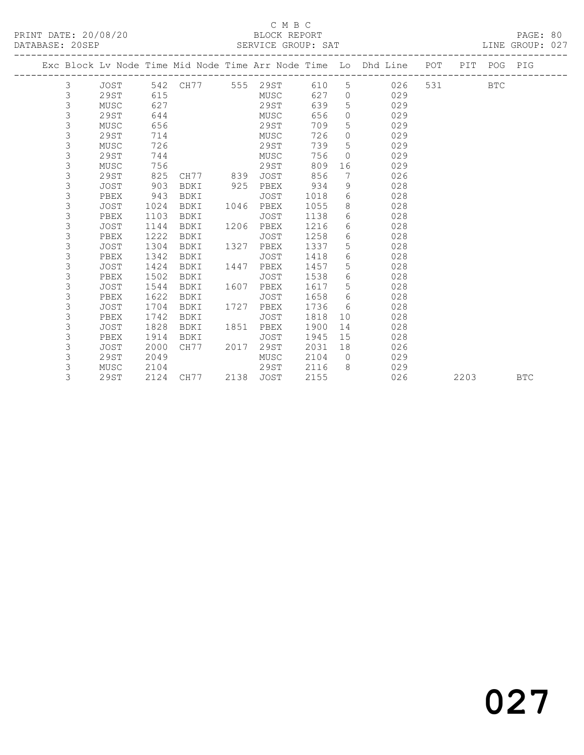C M B C

PRINT DATE: 20/08/20 BLOCK REPORT
DATABASE: 20SEP SERVICE GROUP: SAT LINE GROUP: 027

| Exc | Block | Lv | Node | Time | Mid Node | Time | Arr Node | Time | Lo | Dhd Line | POT | PIT | POG | PIG |
|---|---|---|---|---|---|---|---|---|---|---|---|---|---|---|
| | 3 | | JOST | 542 | CH77 | 555 | 29ST | 610 | 5 | 026 | 531 | | BTC | |
| | 3 | | 29ST | 615 | | | MUSC | 627 | 0 | 029 | | | | |
| | 3 | | MUSC | 627 | | | 29ST | 639 | 5 | 029 | | | | |
| | 3 | | 29ST | 644 | | | MUSC | 656 | 0 | 029 | | | | |
| | 3 | | MUSC | 656 | | | 29ST | 709 | 5 | 029 | | | | |
| | 3 | | 29ST | 714 | | | MUSC | 726 | 0 | 029 | | | | |
| | 3 | | MUSC | 726 | | | 29ST | 739 | 5 | 029 | | | | |
| | 3 | | 29ST | 744 | | | MUSC | 756 | 0 | 029 | | | | |
| | 3 | | MUSC | 756 | | | 29ST | 809 | 16 | 029 | | | | |
| | 3 | | 29ST | 825 | CH77 | 839 | JOST | 856 | 7 | 026 | | | | |
| | 3 | | JOST | 903 | BDKI | 925 | PBEX | 934 | 9 | 028 | | | | |
| | 3 | | PBEX | 943 | BDKI | | JOST | 1018 | 6 | 028 | | | | |
| | 3 | | JOST | 1024 | BDKI | 1046 | PBEX | 1055 | 8 | 028 | | | | |
| | 3 | | PBEX | 1103 | BDKI | | JOST | 1138 | 6 | 028 | | | | |
| | 3 | | JOST | 1144 | BDKI | 1206 | PBEX | 1216 | 6 | 028 | | | | |
| | 3 | | PBEX | 1222 | BDKI | | JOST | 1258 | 6 | 028 | | | | |
| | 3 | | JOST | 1304 | BDKI | 1327 | PBEX | 1337 | 5 | 028 | | | | |
| | 3 | | PBEX | 1342 | BDKI | | JOST | 1418 | 6 | 028 | | | | |
| | 3 | | JOST | 1424 | BDKI | 1447 | PBEX | 1457 | 5 | 028 | | | | |
| | 3 | | PBEX | 1502 | BDKI | | JOST | 1538 | 6 | 028 | | | | |
| | 3 | | JOST | 1544 | BDKI | 1607 | PBEX | 1617 | 5 | 028 | | | | |
| | 3 | | PBEX | 1622 | BDKI | | JOST | 1658 | 6 | 028 | | | | |
| | 3 | | JOST | 1704 | BDKI | 1727 | PBEX | 1736 | 6 | 028 | | | | |
| | 3 | | PBEX | 1742 | BDKI | | JOST | 1818 | 10 | 028 | | | | |
| | 3 | | JOST | 1828 | BDKI | 1851 | PBEX | 1900 | 14 | 028 | | | | |
| | 3 | | PBEX | 1914 | BDKI | | JOST | 1945 | 15 | 028 | | | | |
| | 3 | | JOST | 2000 | CH77 | 2017 | 29ST | 2031 | 18 | 026 | | | | |
| | 3 | | 29ST | 2049 | | | MUSC | 2104 | 0 | 029 | | | | |
| | 3 | | MUSC | 2104 | | | 29ST | 2116 | 8 | 029 | | | | |
| | 3 | | 29ST | 2124 | CH77 | 2138 | JOST | 2155 | | 026 | | 2203 | | BTC |

027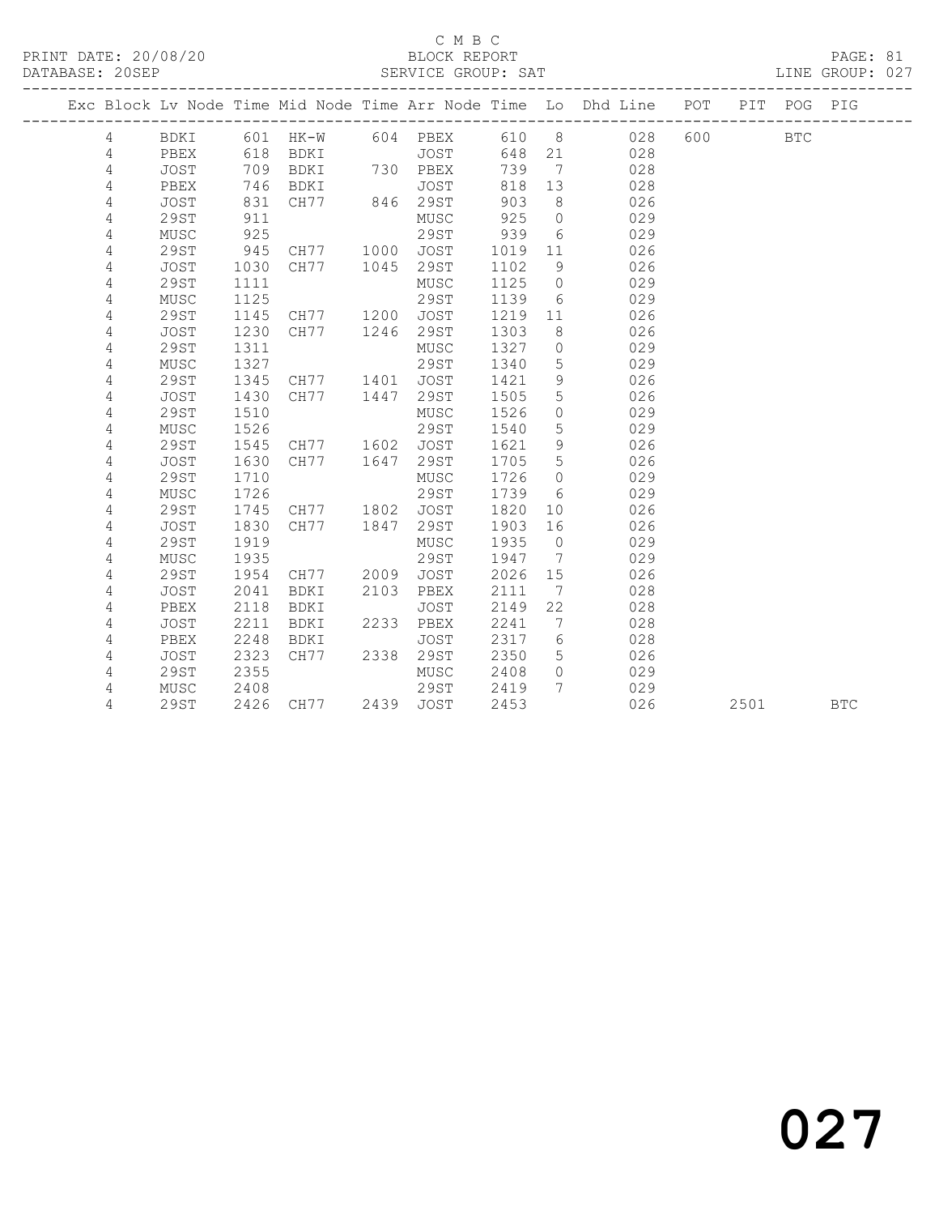C M B C
PRINT DATE: 20/08/20 BLOCK REPORT
DATABASE: 20SEP SERVICE GROUP: SAT LINE GROUP: 027

| Exc | Block | Lv Node | Time | Mid Node | Time | Arr Node | Time | Lo | Dhd Line | POT | PIT | POG | PIG |
|---|---|---|---|---|---|---|---|---|---|---|---|---|---|
| | 4 | BDKI | 601 | HK-W | 604 | PBEX | 610 | 8 | 028 | 600 | | BTC | |
| | 4 | PBEX | 618 | BDKI | | JOST | 648 | 21 | 028 | | | | |
| | 4 | JOST | 709 | BDKI | 730 | PBEX | 739 | 7 | 028 | | | | |
| | 4 | PBEX | 746 | BDKI | | JOST | 818 | 13 | 028 | | | | |
| | 4 | JOST | 831 | CH77 | 846 | 29ST | 903 | 8 | 026 | | | | |
| | 4 | 29ST | 911 | | | MUSC | 925 | 0 | 029 | | | | |
| | 4 | MUSC | 925 | | | 29ST | 939 | 6 | 029 | | | | |
| | 4 | 29ST | 945 | CH77 | 1000 | JOST | 1019 | 11 | 026 | | | | |
| | 4 | JOST | 1030 | CH77 | 1045 | 29ST | 1102 | 9 | 026 | | | | |
| | 4 | 29ST | 1111 | | | MUSC | 1125 | 0 | 029 | | | | |
| | 4 | MUSC | 1125 | | | 29ST | 1139 | 6 | 029 | | | | |
| | 4 | 29ST | 1145 | CH77 | 1200 | JOST | 1219 | 11 | 026 | | | | |
| | 4 | JOST | 1230 | CH77 | 1246 | 29ST | 1303 | 8 | 026 | | | | |
| | 4 | 29ST | 1311 | | | MUSC | 1327 | 0 | 029 | | | | |
| | 4 | MUSC | 1327 | | | 29ST | 1340 | 5 | 029 | | | | |
| | 4 | 29ST | 1345 | CH77 | 1401 | JOST | 1421 | 9 | 026 | | | | |
| | 4 | JOST | 1430 | CH77 | 1447 | 29ST | 1505 | 5 | 026 | | | | |
| | 4 | 29ST | 1510 | | | MUSC | 1526 | 0 | 029 | | | | |
| | 4 | MUSC | 1526 | | | 29ST | 1540 | 5 | 029 | | | | |
| | 4 | 29ST | 1545 | CH77 | 1602 | JOST | 1621 | 9 | 026 | | | | |
| | 4 | JOST | 1630 | CH77 | 1647 | 29ST | 1705 | 5 | 026 | | | | |
| | 4 | 29ST | 1710 | | | MUSC | 1726 | 0 | 029 | | | | |
| | 4 | MUSC | 1726 | | | 29ST | 1739 | 6 | 029 | | | | |
| | 4 | 29ST | 1745 | CH77 | 1802 | JOST | 1820 | 10 | 026 | | | | |
| | 4 | JOST | 1830 | CH77 | 1847 | 29ST | 1903 | 16 | 026 | | | | |
| | 4 | 29ST | 1919 | | | MUSC | 1935 | 0 | 029 | | | | |
| | 4 | MUSC | 1935 | | | 29ST | 1947 | 7 | 029 | | | | |
| | 4 | 29ST | 1954 | CH77 | 2009 | JOST | 2026 | 15 | 026 | | | | |
| | 4 | JOST | 2041 | BDKI | 2103 | PBEX | 2111 | 7 | 028 | | | | |
| | 4 | PBEX | 2118 | BDKI | | JOST | 2149 | 22 | 028 | | | | |
| | 4 | JOST | 2211 | BDKI | 2233 | PBEX | 2241 | 7 | 028 | | | | |
| | 4 | PBEX | 2248 | BDKI | | JOST | 2317 | 6 | 028 | | | | |
| | 4 | JOST | 2323 | CH77 | 2338 | 29ST | 2350 | 5 | 026 | | | | |
| | 4 | 29ST | 2355 | | | MUSC | 2408 | 0 | 029 | | | | |
| | 4 | MUSC | 2408 | | | 29ST | 2419 | 7 | 029 | | | | |
| | 4 | 29ST | 2426 | CH77 | 2439 | JOST | 2453 | | 026 | | 2501 | | BTC |

027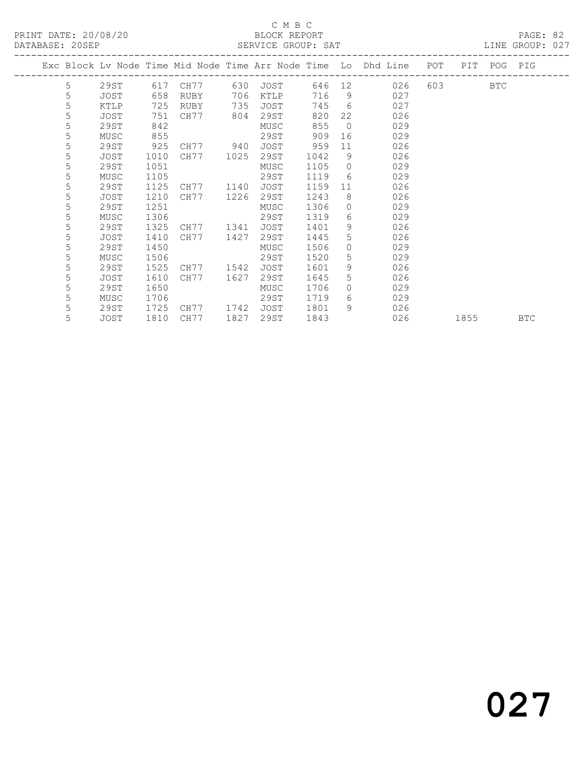C M B C

PRINT DATE: 20/08/20 BLOCK REPORT

DATABASE: 20SEP SERVICE GROUP: SAT LINE GROUP: 027

| Exc | Block | Lv Node | Time | Mid Node | Time | Arr Node | Time | Lo | Dhd Line | POT | PIT | POG | PIG |
|---|---|---|---|---|---|---|---|---|---|---|---|---|---|
| | 5 | 29ST | 617 | CH77 | 630 | JOST | 646 | 12 | 026 | 603 | | BTC | |
| | 5 | JOST | 658 | RUBY | 706 | KTLP | 716 | 9 | 027 | | | | |
| | 5 | KTLP | 725 | RUBY | 735 | JOST | 745 | 6 | 027 | | | | |
| | 5 | JOST | 751 | CH77 | 804 | 29ST | 820 | 22 | 026 | | | | |
| | 5 | 29ST | 842 | | | MUSC | 855 | 0 | 029 | | | | |
| | 5 | MUSC | 855 | | | 29ST | 909 | 16 | 029 | | | | |
| | 5 | 29ST | 925 | CH77 | 940 | JOST | 959 | 11 | 026 | | | | |
| | 5 | JOST | 1010 | CH77 | 1025 | 29ST | 1042 | 9 | 026 | | | | |
| | 5 | 29ST | 1051 | | | MUSC | 1105 | 0 | 029 | | | | |
| | 5 | MUSC | 1105 | | | 29ST | 1119 | 6 | 029 | | | | |
| | 5 | 29ST | 1125 | CH77 | 1140 | JOST | 1159 | 11 | 026 | | | | |
| | 5 | JOST | 1210 | CH77 | 1226 | 29ST | 1243 | 8 | 026 | | | | |
| | 5 | 29ST | 1251 | | | MUSC | 1306 | 0 | 029 | | | | |
| | 5 | MUSC | 1306 | | | 29ST | 1319 | 6 | 029 | | | | |
| | 5 | 29ST | 1325 | CH77 | 1341 | JOST | 1401 | 9 | 026 | | | | |
| | 5 | JOST | 1410 | CH77 | 1427 | 29ST | 1445 | 5 | 026 | | | | |
| | 5 | 29ST | 1450 | | | MUSC | 1506 | 0 | 029 | | | | |
| | 5 | MUSC | 1506 | | | 29ST | 1520 | 5 | 029 | | | | |
| | 5 | 29ST | 1525 | CH77 | 1542 | JOST | 1601 | 9 | 026 | | | | |
| | 5 | JOST | 1610 | CH77 | 1627 | 29ST | 1645 | 5 | 026 | | | | |
| | 5 | 29ST | 1650 | | | MUSC | 1706 | 0 | 029 | | | | |
| | 5 | MUSC | 1706 | | | 29ST | 1719 | 6 | 029 | | | | |
| | 5 | 29ST | 1725 | CH77 | 1742 | JOST | 1801 | 9 | 026 | | | | |
| | 5 | JOST | 1810 | CH77 | 1827 | 29ST | 1843 | | 026 | | 1855 | | BTC |

027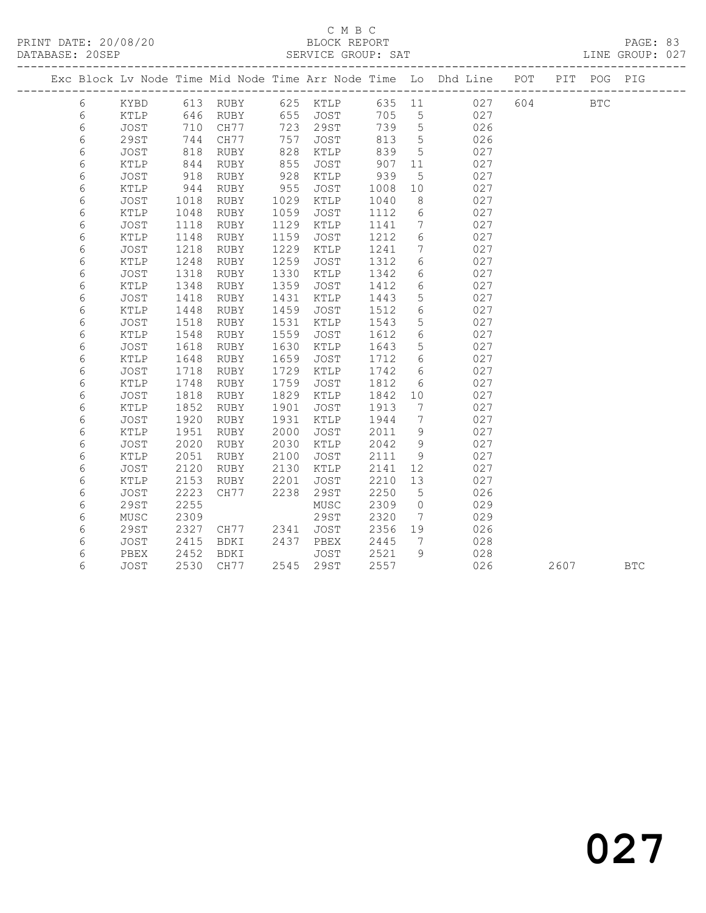C M B C

BLOCK REPORT

PRINT DATE: 20/08/20 DATABASE: 20SEP SERVICE GROUP: SAT LINE GROUP: 027

| Exc | Block | Lv | Node | Time | Mid Node | Time | Arr Node | Time | Lo | Dhd Line | POT | PIT | POG | PIG |
|---|---|---|---|---|---|---|---|---|---|---|---|---|---|---|
| | 6 | | KYBD | 613 | RUBY | 625 | KTLP | 635 | 11 | 027 | 604 | | BTC | |
| | 6 | | KTLP | 646 | RUBY | 655 | JOST | 705 | 5 | 027 | | | | |
| | 6 | | JOST | 710 | CH77 | 723 | 29ST | 739 | 5 | 026 | | | | |
| | 6 | | 29ST | 744 | CH77 | 757 | JOST | 813 | 5 | 026 | | | | |
| | 6 | | JOST | 818 | RUBY | 828 | KTLP | 839 | 5 | 027 | | | | |
| | 6 | | KTLP | 844 | RUBY | 855 | JOST | 907 | 11 | 027 | | | | |
| | 6 | | JOST | 918 | RUBY | 928 | KTLP | 939 | 5 | 027 | | | | |
| | 6 | | KTLP | 944 | RUBY | 955 | JOST | 1008 | 10 | 027 | | | | |
| | 6 | | JOST | 1018 | RUBY | 1029 | KTLP | 1040 | 8 | 027 | | | | |
| | 6 | | KTLP | 1048 | RUBY | 1059 | JOST | 1112 | 6 | 027 | | | | |
| | 6 | | JOST | 1118 | RUBY | 1129 | KTLP | 1141 | 7 | 027 | | | | |
| | 6 | | KTLP | 1148 | RUBY | 1159 | JOST | 1212 | 6 | 027 | | | | |
| | 6 | | JOST | 1218 | RUBY | 1229 | KTLP | 1241 | 7 | 027 | | | | |
| | 6 | | KTLP | 1248 | RUBY | 1259 | JOST | 1312 | 6 | 027 | | | | |
| | 6 | | JOST | 1318 | RUBY | 1330 | KTLP | 1342 | 6 | 027 | | | | |
| | 6 | | KTLP | 1348 | RUBY | 1359 | JOST | 1412 | 6 | 027 | | | | |
| | 6 | | JOST | 1418 | RUBY | 1431 | KTLP | 1443 | 5 | 027 | | | | |
| | 6 | | KTLP | 1448 | RUBY | 1459 | JOST | 1512 | 6 | 027 | | | | |
| | 6 | | JOST | 1518 | RUBY | 1531 | KTLP | 1543 | 5 | 027 | | | | |
| | 6 | | KTLP | 1548 | RUBY | 1559 | JOST | 1612 | 6 | 027 | | | | |
| | 6 | | JOST | 1618 | RUBY | 1630 | KTLP | 1643 | 5 | 027 | | | | |
| | 6 | | KTLP | 1648 | RUBY | 1659 | JOST | 1712 | 6 | 027 | | | | |
| | 6 | | JOST | 1718 | RUBY | 1729 | KTLP | 1742 | 6 | 027 | | | | |
| | 6 | | KTLP | 1748 | RUBY | 1759 | JOST | 1812 | 6 | 027 | | | | |
| | 6 | | JOST | 1818 | RUBY | 1829 | KTLP | 1842 | 10 | 027 | | | | |
| | 6 | | KTLP | 1852 | RUBY | 1901 | JOST | 1913 | 7 | 027 | | | | |
| | 6 | | JOST | 1920 | RUBY | 1931 | KTLP | 1944 | 7 | 027 | | | | |
| | 6 | | KTLP | 1951 | RUBY | 2000 | JOST | 2011 | 9 | 027 | | | | |
| | 6 | | JOST | 2020 | RUBY | 2030 | KTLP | 2042 | 9 | 027 | | | | |
| | 6 | | KTLP | 2051 | RUBY | 2100 | JOST | 2111 | 9 | 027 | | | | |
| | 6 | | JOST | 2120 | RUBY | 2130 | KTLP | 2141 | 12 | 027 | | | | |
| | 6 | | KTLP | 2153 | RUBY | 2201 | JOST | 2210 | 13 | 027 | | | | |
| | 6 | | JOST | 2223 | CH77 | 2238 | 29ST | 2250 | 5 | 026 | | | | |
| | 6 | | 29ST | 2255 | | | MUSC | 2309 | 0 | 029 | | | | |
| | 6 | | MUSC | 2309 | | | 29ST | 2320 | 7 | 029 | | | | |
| | 6 | | 29ST | 2327 | CH77 | 2341 | JOST | 2356 | 19 | 026 | | | | |
| | 6 | | JOST | 2415 | BDKI | 2437 | PBEX | 2445 | 7 | 028 | | | | |
| | 6 | | PBEX | 2452 | BDKI | | JOST | 2521 | 9 | 028 | | | | |
| | 6 | | JOST | 2530 | CH77 | 2545 | 29ST | 2557 | | 026 | | 2607 | | BTC |

027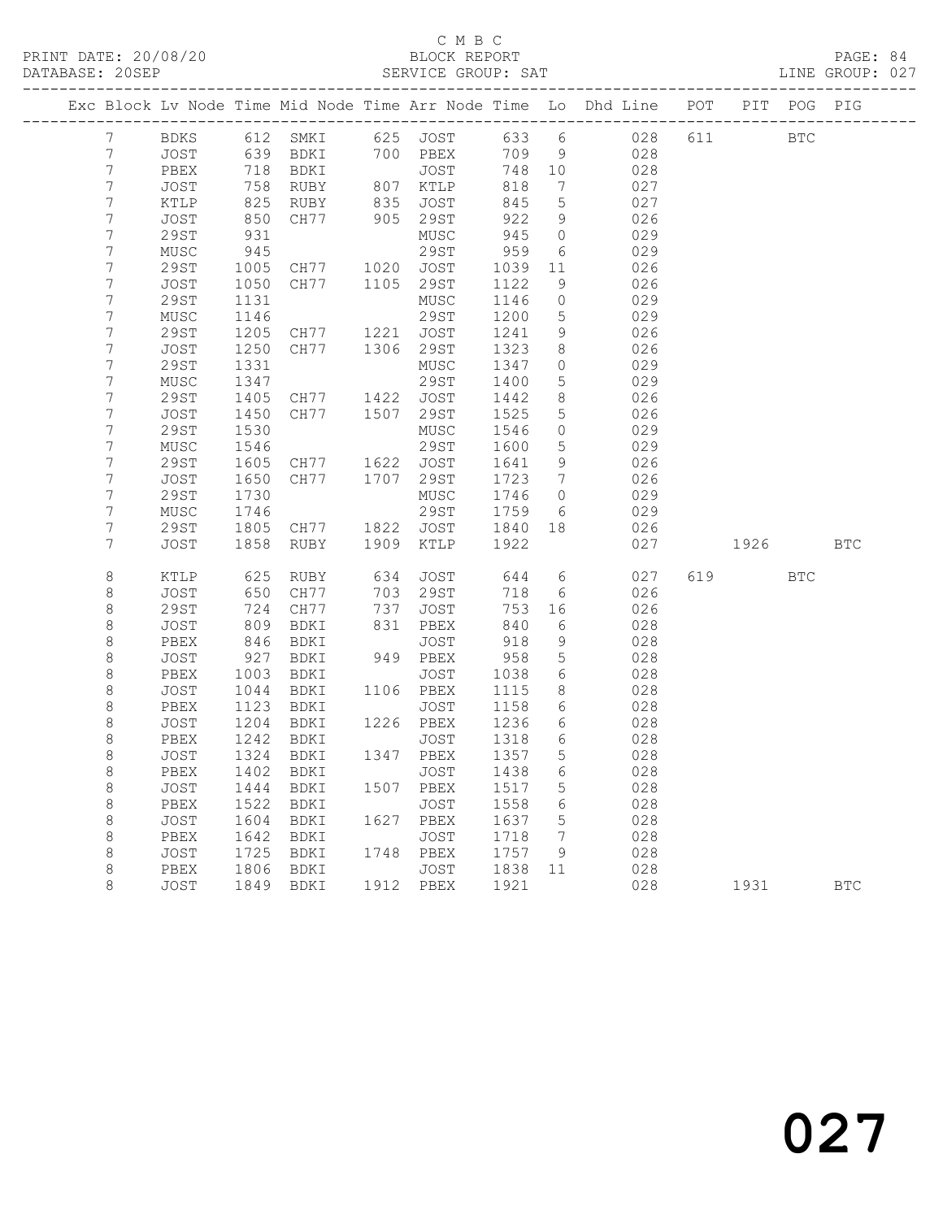C M B C

BLOCK REPORT

SERVICE GROUP: SAT

PRINT DATE: 20/08/20
DATABASE: 20SEP

LINE GROUP: 027

| Exc | Block | Lv | Node | Time | Mid Node | Time | Arr Node | Time | Lo | Dhd Line | POT | PIT | POG | PIG |
|---|---|---|---|---|---|---|---|---|---|---|---|---|---|---|
| | 7 | | BDKS | 612 | SMKI | 625 | JOST | 633 | 6 | 028 | 611 | | BTC | |
| | 7 | | JOST | 639 | BDKI | 700 | PBEX | 709 | 9 | 028 | | | | |
| | 7 | | PBEX | 718 | BDKI | | JOST | 748 | 10 | 028 | | | | |
| | 7 | | JOST | 758 | RUBY | 807 | KTLP | 818 | 7 | 027 | | | | |
| | 7 | | KTLP | 825 | RUBY | 835 | JOST | 845 | 5 | 027 | | | | |
| | 7 | | JOST | 850 | CH77 | 905 | 29ST | 922 | 9 | 026 | | | | |
| | 7 | | 29ST | 931 | | | MUSC | 945 | 0 | 029 | | | | |
| | 7 | | MUSC | 945 | | | 29ST | 959 | 6 | 029 | | | | |
| | 7 | | 29ST | 1005 | CH77 | 1020 | JOST | 1039 | 11 | 026 | | | | |
| | 7 | | JOST | 1050 | CH77 | 1105 | 29ST | 1122 | 9 | 026 | | | | |
| | 7 | | 29ST | 1131 | | | MUSC | 1146 | 0 | 029 | | | | |
| | 7 | | MUSC | 1146 | | | 29ST | 1200 | 5 | 029 | | | | |
| | 7 | | 29ST | 1205 | CH77 | 1221 | JOST | 1241 | 9 | 026 | | | | |
| | 7 | | JOST | 1250 | CH77 | 1306 | 29ST | 1323 | 8 | 026 | | | | |
| | 7 | | 29ST | 1331 | | | MUSC | 1347 | 0 | 029 | | | | |
| | 7 | | MUSC | 1347 | | | 29ST | 1400 | 5 | 029 | | | | |
| | 7 | | 29ST | 1405 | CH77 | 1422 | JOST | 1442 | 8 | 026 | | | | |
| | 7 | | JOST | 1450 | CH77 | 1507 | 29ST | 1525 | 5 | 026 | | | | |
| | 7 | | 29ST | 1530 | | | MUSC | 1546 | 0 | 029 | | | | |
| | 7 | | MUSC | 1546 | | | 29ST | 1600 | 5 | 029 | | | | |
| | 7 | | 29ST | 1605 | CH77 | 1622 | JOST | 1641 | 9 | 026 | | | | |
| | 7 | | JOST | 1650 | CH77 | 1707 | 29ST | 1723 | 7 | 026 | | | | |
| | 7 | | 29ST | 1730 | | | MUSC | 1746 | 0 | 029 | | | | |
| | 7 | | MUSC | 1746 | | | 29ST | 1759 | 6 | 029 | | | | |
| | 7 | | 29ST | 1805 | CH77 | 1822 | JOST | 1840 | 18 | 026 | | | | |
| | 7 | | JOST | 1858 | RUBY | 1909 | KTLP | 1922 | | 027 | | 1926 | | BTC |
| | 8 | | KTLP | 625 | RUBY | 634 | JOST | 644 | 6 | 027 | 619 | | BTC | |
| | 8 | | JOST | 650 | CH77 | 703 | 29ST | 718 | 6 | 026 | | | | |
| | 8 | | 29ST | 724 | CH77 | 737 | JOST | 753 | 16 | 026 | | | | |
| | 8 | | JOST | 809 | BDKI | 831 | PBEX | 840 | 6 | 028 | | | | |
| | 8 | | PBEX | 846 | BDKI | | JOST | 918 | 9 | 028 | | | | |
| | 8 | | JOST | 927 | BDKI | 949 | PBEX | 958 | 5 | 028 | | | | |
| | 8 | | PBEX | 1003 | BDKI | | JOST | 1038 | 6 | 028 | | | | |
| | 8 | | JOST | 1044 | BDKI | 1106 | PBEX | 1115 | 8 | 028 | | | | |
| | 8 | | PBEX | 1123 | BDKI | | JOST | 1158 | 6 | 028 | | | | |
| | 8 | | JOST | 1204 | BDKI | 1226 | PBEX | 1236 | 6 | 028 | | | | |
| | 8 | | PBEX | 1242 | BDKI | | JOST | 1318 | 6 | 028 | | | | |
| | 8 | | JOST | 1324 | BDKI | 1347 | PBEX | 1357 | 5 | 028 | | | | |
| | 8 | | PBEX | 1402 | BDKI | | JOST | 1438 | 6 | 028 | | | | |
| | 8 | | JOST | 1444 | BDKI | 1507 | PBEX | 1517 | 5 | 028 | | | | |
| | 8 | | PBEX | 1522 | BDKI | | JOST | 1558 | 6 | 028 | | | | |
| | 8 | | JOST | 1604 | BDKI | 1627 | PBEX | 1637 | 5 | 028 | | | | |
| | 8 | | PBEX | 1642 | BDKI | | JOST | 1718 | 7 | 028 | | | | |
| | 8 | | JOST | 1725 | BDKI | 1748 | PBEX | 1757 | 9 | 028 | | | | |
| | 8 | | PBEX | 1806 | BDKI | | JOST | 1838 | 11 | 028 | | | | |
| | 8 | | JOST | 1849 | BDKI | 1912 | PBEX | 1921 | | 028 | | 1931 | | BTC |

027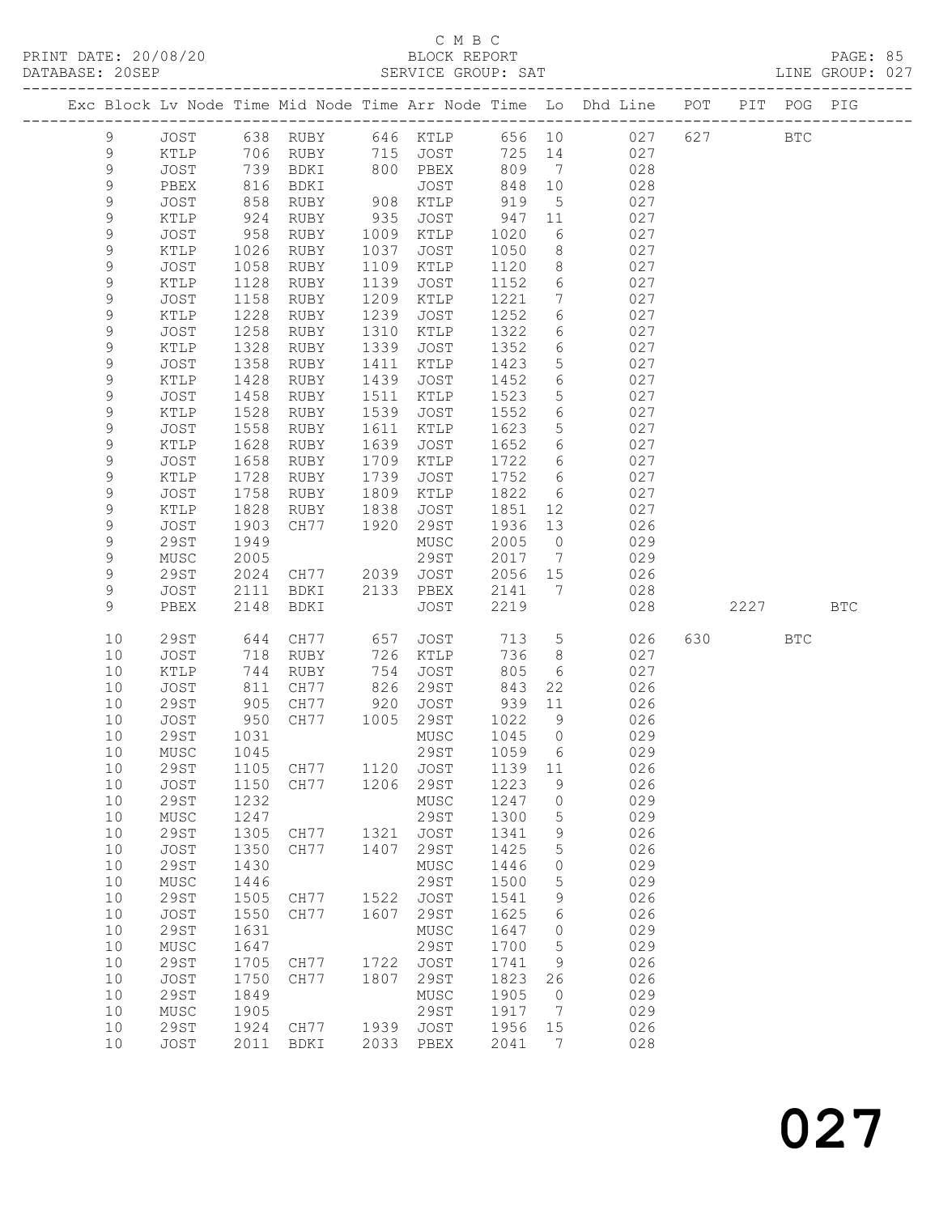C M B C

PRINT DATE: 20/08/20 BLOCK REPORT PAGE: 85
DATABASE: 20SEP SERVICE GROUP: SAT LINE GROUP: 027

| Exc | Block | Lv | Node | Time | Mid Node | Time | Arr Node | Time | Lo | Dhd Line | POT | PIT | POG | PIG |
|---|---|---|---|---|---|---|---|---|---|---|---|---|---|---|
| | 9 | | JOST | 638 | RUBY | 646 | KTLP | 656 | 10 | 027 | 627 | | BTC | |
| | 9 | | KTLP | 706 | RUBY | 715 | JOST | 725 | 14 | 027 | | | | |
| | 9 | | JOST | 739 | BDKI | 800 | PBEX | 809 | 7 | 028 | | | | |
| | 9 | | PBEX | 816 | BDKI | | JOST | 848 | 10 | 028 | | | | |
| | 9 | | JOST | 858 | RUBY | 908 | KTLP | 919 | 5 | 027 | | | | |
| | 9 | | KTLP | 924 | RUBY | 935 | JOST | 947 | 11 | 027 | | | | |
| | 9 | | JOST | 958 | RUBY | 1009 | KTLP | 1020 | 6 | 027 | | | | |
| | 9 | | KTLP | 1026 | RUBY | 1037 | JOST | 1050 | 8 | 027 | | | | |
| | 9 | | JOST | 1058 | RUBY | 1109 | KTLP | 1120 | 8 | 027 | | | | |
| | 9 | | KTLP | 1128 | RUBY | 1139 | JOST | 1152 | 6 | 027 | | | | |
| | 9 | | JOST | 1158 | RUBY | 1209 | KTLP | 1221 | 7 | 027 | | | | |
| | 9 | | KTLP | 1228 | RUBY | 1239 | JOST | 1252 | 6 | 027 | | | | |
| | 9 | | JOST | 1258 | RUBY | 1310 | KTLP | 1322 | 6 | 027 | | | | |
| | 9 | | KTLP | 1328 | RUBY | 1339 | JOST | 1352 | 6 | 027 | | | | |
| | 9 | | JOST | 1358 | RUBY | 1411 | KTLP | 1423 | 5 | 027 | | | | |
| | 9 | | KTLP | 1428 | RUBY | 1439 | JOST | 1452 | 6 | 027 | | | | |
| | 9 | | JOST | 1458 | RUBY | 1511 | KTLP | 1523 | 5 | 027 | | | | |
| | 9 | | KTLP | 1528 | RUBY | 1539 | JOST | 1552 | 6 | 027 | | | | |
| | 9 | | JOST | 1558 | RUBY | 1611 | KTLP | 1623 | 5 | 027 | | | | |
| | 9 | | KTLP | 1628 | RUBY | 1639 | JOST | 1652 | 6 | 027 | | | | |
| | 9 | | JOST | 1658 | RUBY | 1709 | KTLP | 1722 | 6 | 027 | | | | |
| | 9 | | KTLP | 1728 | RUBY | 1739 | JOST | 1752 | 6 | 027 | | | | |
| | 9 | | JOST | 1758 | RUBY | 1809 | KTLP | 1822 | 6 | 027 | | | | |
| | 9 | | KTLP | 1828 | RUBY | 1838 | JOST | 1851 | 12 | 027 | | | | |
| | 9 | | JOST | 1903 | CH77 | 1920 | 29ST | 1936 | 13 | 026 | | | | |
| | 9 | | 29ST | 1949 | | | MUSC | 2005 | 0 | 029 | | | | |
| | 9 | | MUSC | 2005 | | | 29ST | 2017 | 7 | 029 | | | | |
| | 9 | | 29ST | 2024 | CH77 | 2039 | JOST | 2056 | 15 | 026 | | | | |
| | 9 | | JOST | 2111 | BDKI | 2133 | PBEX | 2141 | 7 | 028 | | | | |
| | 9 | | PBEX | 2148 | BDKI | | JOST | 2219 | | 028 | | 2227 | | BTC |
| | 10 | | 29ST | 644 | CH77 | 657 | JOST | 713 | 5 | 026 | 630 | | BTC | |
| | 10 | | JOST | 718 | RUBY | 726 | KTLP | 736 | 8 | 027 | | | | |
| | 10 | | KTLP | 744 | RUBY | 754 | JOST | 805 | 6 | 027 | | | | |
| | 10 | | JOST | 811 | CH77 | 826 | 29ST | 843 | 22 | 026 | | | | |
| | 10 | | 29ST | 905 | CH77 | 920 | JOST | 939 | 11 | 026 | | | | |
| | 10 | | JOST | 950 | CH77 | 1005 | 29ST | 1022 | 9 | 026 | | | | |
| | 10 | | 29ST | 1031 | | | MUSC | 1045 | 0 | 029 | | | | |
| | 10 | | MUSC | 1045 | | | 29ST | 1059 | 6 | 029 | | | | |
| | 10 | | 29ST | 1105 | CH77 | 1120 | JOST | 1139 | 11 | 026 | | | | |
| | 10 | | JOST | 1150 | CH77 | 1206 | 29ST | 1223 | 9 | 026 | | | | |
| | 10 | | 29ST | 1232 | | | MUSC | 1247 | 0 | 029 | | | | |
| | 10 | | MUSC | 1247 | | | 29ST | 1300 | 5 | 029 | | | | |
| | 10 | | 29ST | 1305 | CH77 | 1321 | JOST | 1341 | 9 | 026 | | | | |
| | 10 | | JOST | 1350 | CH77 | 1407 | 29ST | 1425 | 5 | 026 | | | | |
| | 10 | | 29ST | 1430 | | | MUSC | 1446 | 0 | 029 | | | | |
| | 10 | | MUSC | 1446 | | | 29ST | 1500 | 5 | 029 | | | | |
| | 10 | | 29ST | 1505 | CH77 | 1522 | JOST | 1541 | 9 | 026 | | | | |
| | 10 | | JOST | 1550 | CH77 | 1607 | 29ST | 1625 | 6 | 026 | | | | |
| | 10 | | 29ST | 1631 | | | MUSC | 1647 | 0 | 029 | | | | |
| | 10 | | MUSC | 1647 | | | 29ST | 1700 | 5 | 029 | | | | |
| | 10 | | 29ST | 1705 | CH77 | 1722 | JOST | 1741 | 9 | 026 | | | | |
| | 10 | | JOST | 1750 | CH77 | 1807 | 29ST | 1823 | 26 | 026 | | | | |
| | 10 | | 29ST | 1849 | | | MUSC | 1905 | 0 | 029 | | | | |
| | 10 | | MUSC | 1905 | | | 29ST | 1917 | 7 | 029 | | | | |
| | 10 | | 29ST | 1924 | CH77 | 1939 | JOST | 1956 | 15 | 026 | | | | |
| | 10 | | JOST | 2011 | BDKI | 2033 | PBEX | 2041 | 7 | 028 | | | | |

027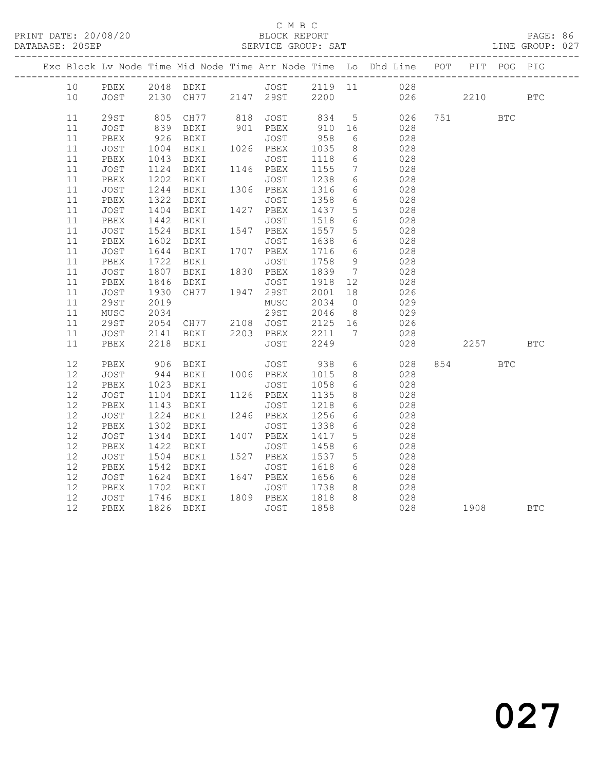C M B C

BLOCK REPORT

PRINT DATE: 20/08/20 DATABASE: 20SEP SERVICE GROUP: SAT LINE GROUP: 027

| Exc | Block | Lv | Node | Time | Mid Node | Time | Arr Node | Time | Lo | Dhd Line | POT | PIT | POG | PIG |
|---|---|---|---|---|---|---|---|---|---|---|---|---|---|---|
| | 10 | | PBEX | 2048 | BDKI | | JOST | 2119 | 11 | 028 | | | | |
| | 10 | | JOST | 2130 | CH77 | 2147 | 29ST | 2200 | | 026 | | 2210 | | BTC |
| | 11 | | 29ST | 805 | CH77 | 818 | JOST | 834 | 5 | 026 | 751 | | BTC | |
| | 11 | | JOST | 839 | BDKI | 901 | PBEX | 910 | 16 | 028 | | | | |
| | 11 | | PBEX | 926 | BDKI | | JOST | 958 | 6 | 028 | | | | |
| | 11 | | JOST | 1004 | BDKI | 1026 | PBEX | 1035 | 8 | 028 | | | | |
| | 11 | | PBEX | 1043 | BDKI | | JOST | 1118 | 6 | 028 | | | | |
| | 11 | | JOST | 1124 | BDKI | 1146 | PBEX | 1155 | 7 | 028 | | | | |
| | 11 | | PBEX | 1202 | BDKI | | JOST | 1238 | 6 | 028 | | | | |
| | 11 | | JOST | 1244 | BDKI | 1306 | PBEX | 1316 | 6 | 028 | | | | |
| | 11 | | PBEX | 1322 | BDKI | | JOST | 1358 | 6 | 028 | | | | |
| | 11 | | JOST | 1404 | BDKI | 1427 | PBEX | 1437 | 5 | 028 | | | | |
| | 11 | | PBEX | 1442 | BDKI | | JOST | 1518 | 6 | 028 | | | | |
| | 11 | | JOST | 1524 | BDKI | 1547 | PBEX | 1557 | 5 | 028 | | | | |
| | 11 | | PBEX | 1602 | BDKI | | JOST | 1638 | 6 | 028 | | | | |
| | 11 | | JOST | 1644 | BDKI | 1707 | PBEX | 1716 | 6 | 028 | | | | |
| | 11 | | PBEX | 1722 | BDKI | | JOST | 1758 | 9 | 028 | | | | |
| | 11 | | JOST | 1807 | BDKI | 1830 | PBEX | 1839 | 7 | 028 | | | | |
| | 11 | | PBEX | 1846 | BDKI | | JOST | 1918 | 12 | 028 | | | | |
| | 11 | | JOST | 1930 | CH77 | 1947 | 29ST | 2001 | 18 | 026 | | | | |
| | 11 | | 29ST | 2019 | | | MUSC | 2034 | 0 | 029 | | | | |
| | 11 | | MUSC | 2034 | | | 29ST | 2046 | 8 | 029 | | | | |
| | 11 | | 29ST | 2054 | CH77 | 2108 | JOST | 2125 | 16 | 026 | | | | |
| | 11 | | JOST | 2141 | BDKI | 2203 | PBEX | 2211 | 7 | 028 | | | | |
| | 11 | | PBEX | 2218 | BDKI | | JOST | 2249 | | 028 | | 2257 | | BTC |
| | 12 | | PBEX | 906 | BDKI | | JOST | 938 | 6 | 028 | 854 | | BTC | |
| | 12 | | JOST | 944 | BDKI | 1006 | PBEX | 1015 | 8 | 028 | | | | |
| | 12 | | PBEX | 1023 | BDKI | | JOST | 1058 | 6 | 028 | | | | |
| | 12 | | JOST | 1104 | BDKI | 1126 | PBEX | 1135 | 8 | 028 | | | | |
| | 12 | | PBEX | 1143 | BDKI | | JOST | 1218 | 6 | 028 | | | | |
| | 12 | | JOST | 1224 | BDKI | 1246 | PBEX | 1256 | 6 | 028 | | | | |
| | 12 | | PBEX | 1302 | BDKI | | JOST | 1338 | 6 | 028 | | | | |
| | 12 | | JOST | 1344 | BDKI | 1407 | PBEX | 1417 | 5 | 028 | | | | |
| | 12 | | PBEX | 1422 | BDKI | | JOST | 1458 | 6 | 028 | | | | |
| | 12 | | JOST | 1504 | BDKI | 1527 | PBEX | 1537 | 5 | 028 | | | | |
| | 12 | | PBEX | 1542 | BDKI | | JOST | 1618 | 6 | 028 | | | | |
| | 12 | | JOST | 1624 | BDKI | 1647 | PBEX | 1656 | 6 | 028 | | | | |
| | 12 | | PBEX | 1702 | BDKI | | JOST | 1738 | 8 | 028 | | | | |
| | 12 | | JOST | 1746 | BDKI | 1809 | PBEX | 1818 | 8 | 028 | | | | |
| | 12 | | PBEX | 1826 | BDKI | | JOST | 1858 | | 028 | | 1908 | | BTC |

027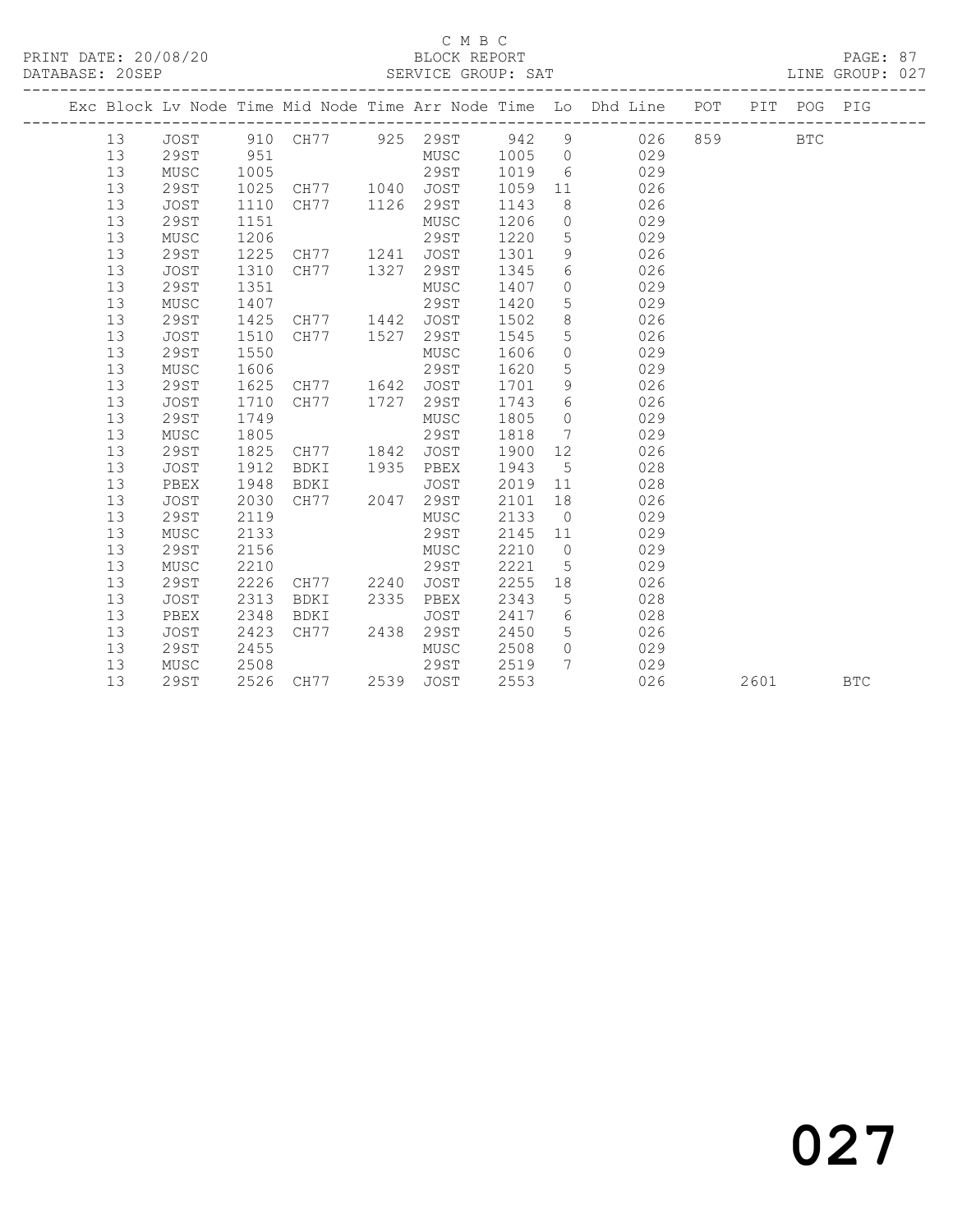C M B C

PRINT DATE: 20/08/20 BLOCK REPORT
DATABASE: 20SEP SERVICE GROUP: SAT LINE GROUP: 027

| Exc | Block | Lv | Node | Time | Mid Node | Time | Arr Node | Time | Lo | Dhd Line | POT | PIT | POG | PIG |
|---|---|---|---|---|---|---|---|---|---|---|---|---|---|---|
| | 13 | | JOST | 910 | CH77 | 925 | 29ST | 942 | 9 | 026 | 859 | | BTC | |
| | 13 | | 29ST | 951 | | | MUSC | 1005 | 0 | 029 | | | | |
| | 13 | | MUSC | 1005 | | | 29ST | 1019 | 6 | 029 | | | | |
| | 13 | | 29ST | 1025 | CH77 | 1040 | JOST | 1059 | 11 | 026 | | | | |
| | 13 | | JOST | 1110 | CH77 | 1126 | 29ST | 1143 | 8 | 026 | | | | |
| | 13 | | 29ST | 1151 | | | MUSC | 1206 | 0 | 029 | | | | |
| | 13 | | MUSC | 1206 | | | 29ST | 1220 | 5 | 029 | | | | |
| | 13 | | 29ST | 1225 | CH77 | 1241 | JOST | 1301 | 9 | 026 | | | | |
| | 13 | | JOST | 1310 | CH77 | 1327 | 29ST | 1345 | 6 | 026 | | | | |
| | 13 | | 29ST | 1351 | | | MUSC | 1407 | 0 | 029 | | | | |
| | 13 | | MUSC | 1407 | | | 29ST | 1420 | 5 | 029 | | | | |
| | 13 | | 29ST | 1425 | CH77 | 1442 | JOST | 1502 | 8 | 026 | | | | |
| | 13 | | JOST | 1510 | CH77 | 1527 | 29ST | 1545 | 5 | 026 | | | | |
| | 13 | | 29ST | 1550 | | | MUSC | 1606 | 0 | 029 | | | | |
| | 13 | | MUSC | 1606 | | | 29ST | 1620 | 5 | 029 | | | | |
| | 13 | | 29ST | 1625 | CH77 | 1642 | JOST | 1701 | 9 | 026 | | | | |
| | 13 | | JOST | 1710 | CH77 | 1727 | 29ST | 1743 | 6 | 026 | | | | |
| | 13 | | 29ST | 1749 | | | MUSC | 1805 | 0 | 029 | | | | |
| | 13 | | MUSC | 1805 | | | 29ST | 1818 | 7 | 029 | | | | |
| | 13 | | 29ST | 1825 | CH77 | 1842 | JOST | 1900 | 12 | 026 | | | | |
| | 13 | | JOST | 1912 | BDKI | 1935 | PBEX | 1943 | 5 | 028 | | | | |
| | 13 | | PBEX | 1948 | BDKI | | JOST | 2019 | 11 | 028 | | | | |
| | 13 | | JOST | 2030 | CH77 | 2047 | 29ST | 2101 | 18 | 026 | | | | |
| | 13 | | 29ST | 2119 | | | MUSC | 2133 | 0 | 029 | | | | |
| | 13 | | MUSC | 2133 | | | 29ST | 2145 | 11 | 029 | | | | |
| | 13 | | 29ST | 2156 | | | MUSC | 2210 | 0 | 029 | | | | |
| | 13 | | MUSC | 2210 | | | 29ST | 2221 | 5 | 029 | | | | |
| | 13 | | 29ST | 2226 | CH77 | 2240 | JOST | 2255 | 18 | 026 | | | | |
| | 13 | | JOST | 2313 | BDKI | 2335 | PBEX | 2343 | 5 | 028 | | | | |
| | 13 | | PBEX | 2348 | BDKI | | JOST | 2417 | 6 | 028 | | | | |
| | 13 | | JOST | 2423 | CH77 | 2438 | 29ST | 2450 | 5 | 026 | | | | |
| | 13 | | 29ST | 2455 | | | MUSC | 2508 | 0 | 029 | | | | |
| | 13 | | MUSC | 2508 | | | 29ST | 2519 | 7 | 029 | | | | |
| | 13 | | 29ST | 2526 | CH77 | 2539 | JOST | 2553 | | 026 | | 2601 | | BTC |

027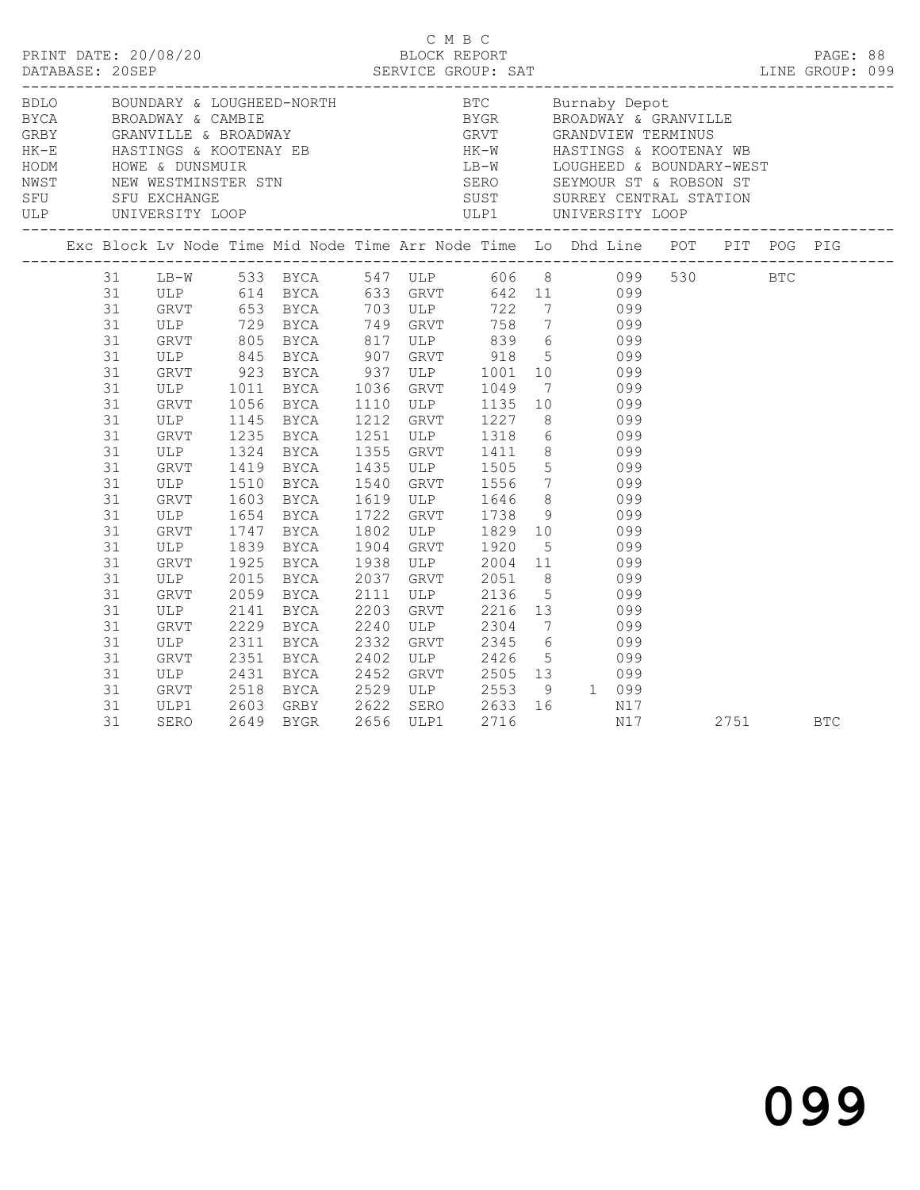C M B C
PRINT DATE: 20/08/20 BLOCK REPORT PAGE: 88
DATABASE: 20SEP SERVICE GROUP: SAT LINE GROUP: 099

| Code | Name | Code | Name |
|---|---|---|---|
| BDLO | BOUNDARY & LOUGHEED-NORTH | BTC | Burnaby Depot |
| BYCA | BROADWAY & CAMBIE | BYGR | BROADWAY & GRANVILLE |
| GRBY | GRANVILLE & BROADWAY | GRVT | GRANDVIEW TERMINUS |
| HK-E | HASTINGS & KOOTENAY EB | HK-W | HASTINGS & KOOTENAY WB |
| HODM | HOWE & DUNSMUIR | LB-W | LOUGHEED & BOUNDARY-WEST |
| NWST | NEW WESTMINSTER STN | SERO | SEYMOUR ST & ROBSON ST |
| SFU | SFU EXCHANGE | SUST | SURREY CENTRAL STATION |
| ULP | UNIVERSITY LOOP | ULP1 | UNIVERSITY LOOP |

| Exc | Block | Lv Node | Time | Mid Node | Time | Arr Node | Time | Lo | Dhd | Line | POT | PIT | POG | PIG |
|---|---|---|---|---|---|---|---|---|---|---|---|---|---|---|
| | 31 | LB-W | 533 | BYCA | 547 | ULP | 606 | 8 | | 099 | 530 | | BTC | |
| | 31 | ULP | 614 | BYCA | 633 | GRVT | 642 | 11 | | 099 | | | | |
| | 31 | GRVT | 653 | BYCA | 703 | ULP | 722 | 7 | | 099 | | | | |
| | 31 | ULP | 729 | BYCA | 749 | GRVT | 758 | 7 | | 099 | | | | |
| | 31 | GRVT | 805 | BYCA | 817 | ULP | 839 | 6 | | 099 | | | | |
| | 31 | ULP | 845 | BYCA | 907 | GRVT | 918 | 5 | | 099 | | | | |
| | 31 | GRVT | 923 | BYCA | 937 | ULP | 1001 | 10 | | 099 | | | | |
| | 31 | ULP | 1011 | BYCA | 1036 | GRVT | 1049 | 7 | | 099 | | | | |
| | 31 | GRVT | 1056 | BYCA | 1110 | ULP | 1135 | 10 | | 099 | | | | |
| | 31 | ULP | 1145 | BYCA | 1212 | GRVT | 1227 | 8 | | 099 | | | | |
| | 31 | GRVT | 1235 | BYCA | 1251 | ULP | 1318 | 6 | | 099 | | | | |
| | 31 | ULP | 1324 | BYCA | 1355 | GRVT | 1411 | 8 | | 099 | | | | |
| | 31 | GRVT | 1419 | BYCA | 1435 | ULP | 1505 | 5 | | 099 | | | | |
| | 31 | ULP | 1510 | BYCA | 1540 | GRVT | 1556 | 7 | | 099 | | | | |
| | 31 | GRVT | 1603 | BYCA | 1619 | ULP | 1646 | 8 | | 099 | | | | |
| | 31 | ULP | 1654 | BYCA | 1722 | GRVT | 1738 | 9 | | 099 | | | | |
| | 31 | GRVT | 1747 | BYCA | 1802 | ULP | 1829 | 10 | | 099 | | | | |
| | 31 | ULP | 1839 | BYCA | 1904 | GRVT | 1920 | 5 | | 099 | | | | |
| | 31 | GRVT | 1925 | BYCA | 1938 | ULP | 2004 | 11 | | 099 | | | | |
| | 31 | ULP | 2015 | BYCA | 2037 | GRVT | 2051 | 8 | | 099 | | | | |
| | 31 | GRVT | 2059 | BYCA | 2111 | ULP | 2136 | 5 | | 099 | | | | |
| | 31 | ULP | 2141 | BYCA | 2203 | GRVT | 2216 | 13 | | 099 | | | | |
| | 31 | GRVT | 2229 | BYCA | 2240 | ULP | 2304 | 7 | | 099 | | | | |
| | 31 | ULP | 2311 | BYCA | 2332 | GRVT | 2345 | 6 | | 099 | | | | |
| | 31 | GRVT | 2351 | BYCA | 2402 | ULP | 2426 | 5 | | 099 | | | | |
| | 31 | ULP | 2431 | BYCA | 2452 | GRVT | 2505 | 13 | | 099 | | | | |
| | 31 | GRVT | 2518 | BYCA | 2529 | ULP | 2553 | 9 | 1 | 099 | | | | |
| | 31 | ULP1 | 2603 | GRBY | 2622 | SERO | 2633 | 16 | | N17 | | | | |
| | 31 | SERO | 2649 | BYGR | 2656 | ULP1 | 2716 | | | N17 | | 2751 | | BTC |

099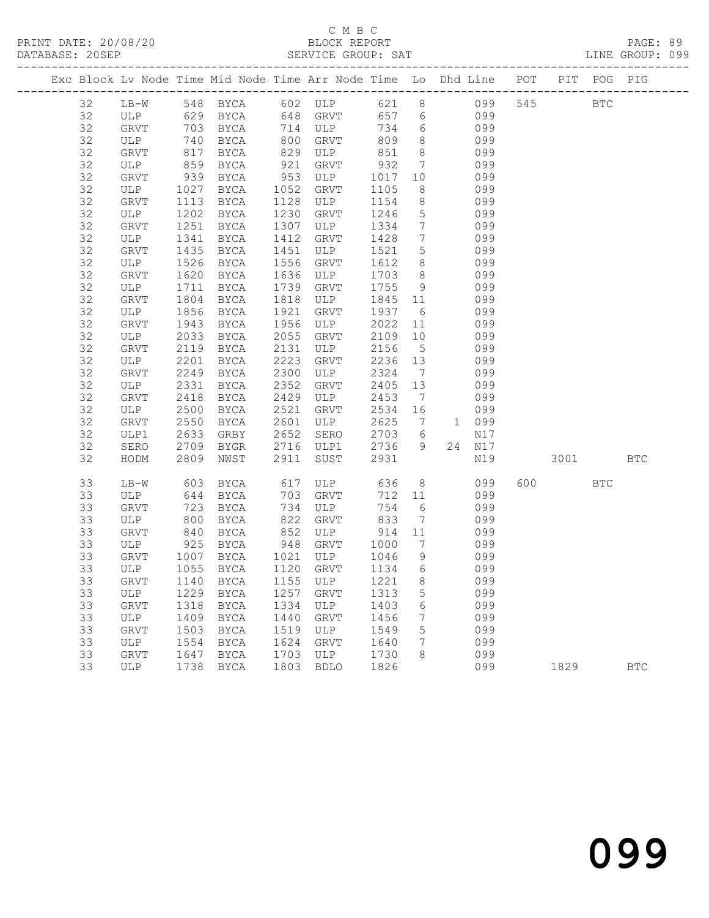C M B C

PRINT DATE: 20/08/20 BLOCK REPORT PAGE: 89
DATABASE: 20SEP SERVICE GROUP: SAT LINE GROUP: 099

| Exc | Block | Lv | Node | Time | Mid Node | Time | Arr Node | Time | Lo | Dhd | Line | POT | PIT | POG | PIG |
|---|---|---|---|---|---|---|---|---|---|---|---|---|---|---|---|
| | 32 | | LB-W | 548 | BYCA | 602 | ULP | 621 | 8 | | 099 | 545 | | BTC | |
| | 32 | | ULP | 629 | BYCA | 648 | GRVT | 657 | 6 | | 099 | | | | |
| | 32 | | GRVT | 703 | BYCA | 714 | ULP | 734 | 6 | | 099 | | | | |
| | 32 | | ULP | 740 | BYCA | 800 | GRVT | 809 | 8 | | 099 | | | | |
| | 32 | | GRVT | 817 | BYCA | 829 | ULP | 851 | 8 | | 099 | | | | |
| | 32 | | ULP | 859 | BYCA | 921 | GRVT | 932 | 7 | | 099 | | | | |
| | 32 | | GRVT | 939 | BYCA | 953 | ULP | 1017 | 10 | | 099 | | | | |
| | 32 | | ULP | 1027 | BYCA | 1052 | GRVT | 1105 | 8 | | 099 | | | | |
| | 32 | | GRVT | 1113 | BYCA | 1128 | ULP | 1154 | 8 | | 099 | | | | |
| | 32 | | ULP | 1202 | BYCA | 1230 | GRVT | 1246 | 5 | | 099 | | | | |
| | 32 | | GRVT | 1251 | BYCA | 1307 | ULP | 1334 | 7 | | 099 | | | | |
| | 32 | | ULP | 1341 | BYCA | 1412 | GRVT | 1428 | 7 | | 099 | | | | |
| | 32 | | GRVT | 1435 | BYCA | 1451 | ULP | 1521 | 5 | | 099 | | | | |
| | 32 | | ULP | 1526 | BYCA | 1556 | GRVT | 1612 | 8 | | 099 | | | | |
| | 32 | | GRVT | 1620 | BYCA | 1636 | ULP | 1703 | 8 | | 099 | | | | |
| | 32 | | ULP | 1711 | BYCA | 1739 | GRVT | 1755 | 9 | | 099 | | | | |
| | 32 | | GRVT | 1804 | BYCA | 1818 | ULP | 1845 | 11 | | 099 | | | | |
| | 32 | | ULP | 1856 | BYCA | 1921 | GRVT | 1937 | 6 | | 099 | | | | |
| | 32 | | GRVT | 1943 | BYCA | 1956 | ULP | 2022 | 11 | | 099 | | | | |
| | 32 | | ULP | 2033 | BYCA | 2055 | GRVT | 2109 | 10 | | 099 | | | | |
| | 32 | | GRVT | 2119 | BYCA | 2131 | ULP | 2156 | 5 | | 099 | | | | |
| | 32 | | ULP | 2201 | BYCA | 2223 | GRVT | 2236 | 13 | | 099 | | | | |
| | 32 | | GRVT | 2249 | BYCA | 2300 | ULP | 2324 | 7 | | 099 | | | | |
| | 32 | | ULP | 2331 | BYCA | 2352 | GRVT | 2405 | 13 | | 099 | | | | |
| | 32 | | GRVT | 2418 | BYCA | 2429 | ULP | 2453 | 7 | | 099 | | | | |
| | 32 | | ULP | 2500 | BYCA | 2521 | GRVT | 2534 | 16 | | 099 | | | | |
| | 32 | | GRVT | 2550 | BYCA | 2601 | ULP | 2625 | 7 | 1 | 099 | | | | |
| | 32 | | ULP1 | 2633 | GRBY | 2652 | SERO | 2703 | 6 | | N17 | | | | |
| | 32 | | SERO | 2709 | BYGR | 2716 | ULP1 | 2736 | 9 | 24 | N17 | | | | |
| | 32 | | HODM | 2809 | NWST | 2911 | SUST | 2931 | | | N19 | | 3001 | | BTC |
| | 33 | | LB-W | 603 | BYCA | 617 | ULP | 636 | 8 | | 099 | 600 | | BTC | |
| | 33 | | ULP | 644 | BYCA | 703 | GRVT | 712 | 11 | | 099 | | | | |
| | 33 | | GRVT | 723 | BYCA | 734 | ULP | 754 | 6 | | 099 | | | | |
| | 33 | | ULP | 800 | BYCA | 822 | GRVT | 833 | 7 | | 099 | | | | |
| | 33 | | GRVT | 840 | BYCA | 852 | ULP | 914 | 11 | | 099 | | | | |
| | 33 | | ULP | 925 | BYCA | 948 | GRVT | 1000 | 7 | | 099 | | | | |
| | 33 | | GRVT | 1007 | BYCA | 1021 | ULP | 1046 | 9 | | 099 | | | | |
| | 33 | | ULP | 1055 | BYCA | 1120 | GRVT | 1134 | 6 | | 099 | | | | |
| | 33 | | GRVT | 1140 | BYCA | 1155 | ULP | 1221 | 8 | | 099 | | | | |
| | 33 | | ULP | 1229 | BYCA | 1257 | GRVT | 1313 | 5 | | 099 | | | | |
| | 33 | | GRVT | 1318 | BYCA | 1334 | ULP | 1403 | 6 | | 099 | | | | |
| | 33 | | ULP | 1409 | BYCA | 1440 | GRVT | 1456 | 7 | | 099 | | | | |
| | 33 | | GRVT | 1503 | BYCA | 1519 | ULP | 1549 | 5 | | 099 | | | | |
| | 33 | | ULP | 1554 | BYCA | 1624 | GRVT | 1640 | 7 | | 099 | | | | |
| | 33 | | GRVT | 1647 | BYCA | 1703 | ULP | 1730 | 8 | | 099 | | | | |
| | 33 | | ULP | 1738 | BYCA | 1803 | BDLO | 1826 | | | 099 | | 1829 | | BTC |

099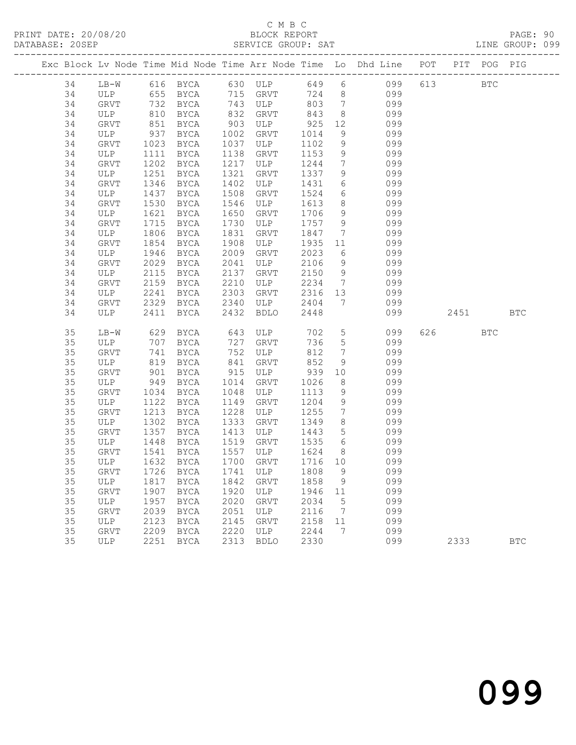C M B C

PRINT DATE: 20/08/20 BLOCK REPORT

DATABASE: 20SEP SERVICE GROUP: SAT LINE GROUP: 099

| Exc | Block | Lv | Node | Time | Mid Node | Time | Arr Node | Time | Lo | Dhd Line | POT | PIT | POG | PIG |
|---|---|---|---|---|---|---|---|---|---|---|---|---|---|---|
| | 34 | | LB-W | 616 | BYCA | 630 | ULP | 649 | 6 | 099 | 613 | | BTC | |
| | 34 | | ULP | 655 | BYCA | 715 | GRVT | 724 | 8 | 099 | | | | |
| | 34 | | GRVT | 732 | BYCA | 743 | ULP | 803 | 7 | 099 | | | | |
| | 34 | | ULP | 810 | BYCA | 832 | GRVT | 843 | 8 | 099 | | | | |
| | 34 | | GRVT | 851 | BYCA | 903 | ULP | 925 | 12 | 099 | | | | |
| | 34 | | ULP | 937 | BYCA | 1002 | GRVT | 1014 | 9 | 099 | | | | |
| | 34 | | GRVT | 1023 | BYCA | 1037 | ULP | 1102 | 9 | 099 | | | | |
| | 34 | | ULP | 1111 | BYCA | 1138 | GRVT | 1153 | 9 | 099 | | | | |
| | 34 | | GRVT | 1202 | BYCA | 1217 | ULP | 1244 | 7 | 099 | | | | |
| | 34 | | ULP | 1251 | BYCA | 1321 | GRVT | 1337 | 9 | 099 | | | | |
| | 34 | | GRVT | 1346 | BYCA | 1402 | ULP | 1431 | 6 | 099 | | | | |
| | 34 | | ULP | 1437 | BYCA | 1508 | GRVT | 1524 | 6 | 099 | | | | |
| | 34 | | GRVT | 1530 | BYCA | 1546 | ULP | 1613 | 8 | 099 | | | | |
| | 34 | | ULP | 1621 | BYCA | 1650 | GRVT | 1706 | 9 | 099 | | | | |
| | 34 | | GRVT | 1715 | BYCA | 1730 | ULP | 1757 | 9 | 099 | | | | |
| | 34 | | ULP | 1806 | BYCA | 1831 | GRVT | 1847 | 7 | 099 | | | | |
| | 34 | | GRVT | 1854 | BYCA | 1908 | ULP | 1935 | 11 | 099 | | | | |
| | 34 | | ULP | 1946 | BYCA | 2009 | GRVT | 2023 | 6 | 099 | | | | |
| | 34 | | GRVT | 2029 | BYCA | 2041 | ULP | 2106 | 9 | 099 | | | | |
| | 34 | | ULP | 2115 | BYCA | 2137 | GRVT | 2150 | 9 | 099 | | | | |
| | 34 | | GRVT | 2159 | BYCA | 2210 | ULP | 2234 | 7 | 099 | | | | |
| | 34 | | ULP | 2241 | BYCA | 2303 | GRVT | 2316 | 13 | 099 | | | | |
| | 34 | | GRVT | 2329 | BYCA | 2340 | ULP | 2404 | 7 | 099 | | | | |
| | 34 | | ULP | 2411 | BYCA | 2432 | BDLO | 2448 | | 099 | | 2451 | | BTC |
| | 35 | | LB-W | 629 | BYCA | 643 | ULP | 702 | 5 | 099 | 626 | | BTC | |
| | 35 | | ULP | 707 | BYCA | 727 | GRVT | 736 | 5 | 099 | | | | |
| | 35 | | GRVT | 741 | BYCA | 752 | ULP | 812 | 7 | 099 | | | | |
| | 35 | | ULP | 819 | BYCA | 841 | GRVT | 852 | 9 | 099 | | | | |
| | 35 | | GRVT | 901 | BYCA | 915 | ULP | 939 | 10 | 099 | | | | |
| | 35 | | ULP | 949 | BYCA | 1014 | GRVT | 1026 | 8 | 099 | | | | |
| | 35 | | GRVT | 1034 | BYCA | 1048 | ULP | 1113 | 9 | 099 | | | | |
| | 35 | | ULP | 1122 | BYCA | 1149 | GRVT | 1204 | 9 | 099 | | | | |
| | 35 | | GRVT | 1213 | BYCA | 1228 | ULP | 1255 | 7 | 099 | | | | |
| | 35 | | ULP | 1302 | BYCA | 1333 | GRVT | 1349 | 8 | 099 | | | | |
| | 35 | | GRVT | 1357 | BYCA | 1413 | ULP | 1443 | 5 | 099 | | | | |
| | 35 | | ULP | 1448 | BYCA | 1519 | GRVT | 1535 | 6 | 099 | | | | |
| | 35 | | GRVT | 1541 | BYCA | 1557 | ULP | 1624 | 8 | 099 | | | | |
| | 35 | | ULP | 1632 | BYCA | 1700 | GRVT | 1716 | 10 | 099 | | | | |
| | 35 | | GRVT | 1726 | BYCA | 1741 | ULP | 1808 | 9 | 099 | | | | |
| | 35 | | ULP | 1817 | BYCA | 1842 | GRVT | 1858 | 9 | 099 | | | | |
| | 35 | | GRVT | 1907 | BYCA | 1920 | ULP | 1946 | 11 | 099 | | | | |
| | 35 | | ULP | 1957 | BYCA | 2020 | GRVT | 2034 | 5 | 099 | | | | |
| | 35 | | GRVT | 2039 | BYCA | 2051 | ULP | 2116 | 7 | 099 | | | | |
| | 35 | | ULP | 2123 | BYCA | 2145 | GRVT | 2158 | 11 | 099 | | | | |
| | 35 | | GRVT | 2209 | BYCA | 2220 | ULP | 2244 | 7 | 099 | | | | |
| | 35 | | ULP | 2251 | BYCA | 2313 | BDLO | 2330 | | 099 | | 2333 | | BTC |

099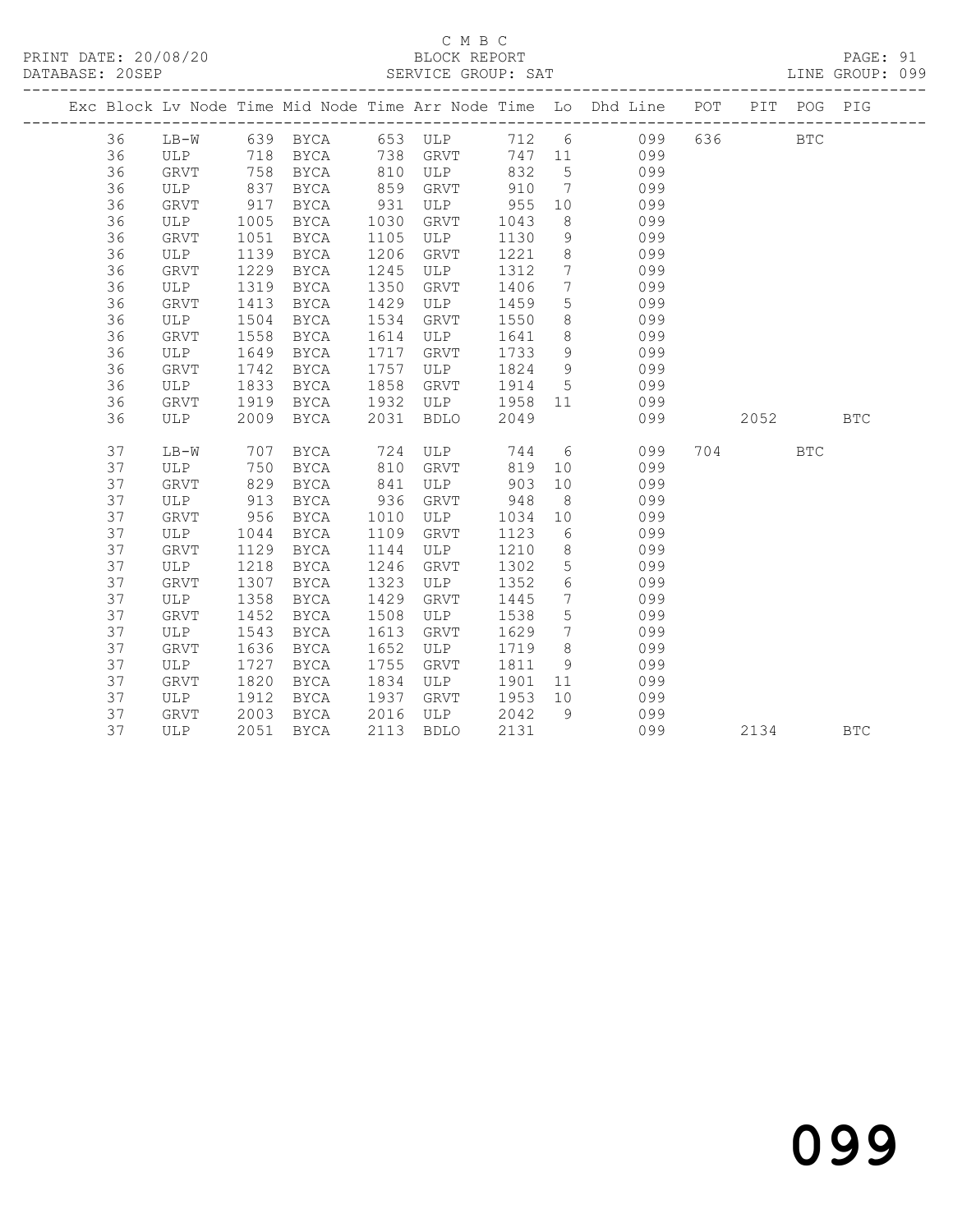C M B C

BLOCK REPORT

SERVICE GROUP: SAT

PRINT DATE: 20/08/20
DATABASE: 20SEP
LINE GROUP: 099

| Exc | Block | Lv | Node | Time | Mid Node | Time | Arr Node | Time | Lo | Dhd Line | POT | PIT | POG | PIG |
|---|---|---|---|---|---|---|---|---|---|---|---|---|---|---|
| | 36 | | LB-W | 639 | BYCA | 653 | ULP | 712 | 6 | 099 | 636 | | BTC | |
| | 36 | | ULP | 718 | BYCA | 738 | GRVT | 747 | 11 | 099 | | | | |
| | 36 | | GRVT | 758 | BYCA | 810 | ULP | 832 | 5 | 099 | | | | |
| | 36 | | ULP | 837 | BYCA | 859 | GRVT | 910 | 7 | 099 | | | | |
| | 36 | | GRVT | 917 | BYCA | 931 | ULP | 955 | 10 | 099 | | | | |
| | 36 | | ULP | 1005 | BYCA | 1030 | GRVT | 1043 | 8 | 099 | | | | |
| | 36 | | GRVT | 1051 | BYCA | 1105 | ULP | 1130 | 9 | 099 | | | | |
| | 36 | | ULP | 1139 | BYCA | 1206 | GRVT | 1221 | 8 | 099 | | | | |
| | 36 | | GRVT | 1229 | BYCA | 1245 | ULP | 1312 | 7 | 099 | | | | |
| | 36 | | ULP | 1319 | BYCA | 1350 | GRVT | 1406 | 7 | 099 | | | | |
| | 36 | | GRVT | 1413 | BYCA | 1429 | ULP | 1459 | 5 | 099 | | | | |
| | 36 | | ULP | 1504 | BYCA | 1534 | GRVT | 1550 | 8 | 099 | | | | |
| | 36 | | GRVT | 1558 | BYCA | 1614 | ULP | 1641 | 8 | 099 | | | | |
| | 36 | | ULP | 1649 | BYCA | 1717 | GRVT | 1733 | 9 | 099 | | | | |
| | 36 | | GRVT | 1742 | BYCA | 1757 | ULP | 1824 | 9 | 099 | | | | |
| | 36 | | ULP | 1833 | BYCA | 1858 | GRVT | 1914 | 5 | 099 | | | | |
| | 36 | | GRVT | 1919 | BYCA | 1932 | ULP | 1958 | 11 | 099 | | | | |
| | 36 | | ULP | 2009 | BYCA | 2031 | BDLO | 2049 | | 099 | | 2052 | | BTC |
| | 37 | | LB-W | 707 | BYCA | 724 | ULP | 744 | 6 | 099 | 704 | | BTC | |
| | 37 | | ULP | 750 | BYCA | 810 | GRVT | 819 | 10 | 099 | | | | |
| | 37 | | GRVT | 829 | BYCA | 841 | ULP | 903 | 10 | 099 | | | | |
| | 37 | | ULP | 913 | BYCA | 936 | GRVT | 948 | 8 | 099 | | | | |
| | 37 | | GRVT | 956 | BYCA | 1010 | ULP | 1034 | 10 | 099 | | | | |
| | 37 | | ULP | 1044 | BYCA | 1109 | GRVT | 1123 | 6 | 099 | | | | |
| | 37 | | GRVT | 1129 | BYCA | 1144 | ULP | 1210 | 8 | 099 | | | | |
| | 37 | | ULP | 1218 | BYCA | 1246 | GRVT | 1302 | 5 | 099 | | | | |
| | 37 | | GRVT | 1307 | BYCA | 1323 | ULP | 1352 | 6 | 099 | | | | |
| | 37 | | ULP | 1358 | BYCA | 1429 | GRVT | 1445 | 7 | 099 | | | | |
| | 37 | | GRVT | 1452 | BYCA | 1508 | ULP | 1538 | 5 | 099 | | | | |
| | 37 | | ULP | 1543 | BYCA | 1613 | GRVT | 1629 | 7 | 099 | | | | |
| | 37 | | GRVT | 1636 | BYCA | 1652 | ULP | 1719 | 8 | 099 | | | | |
| | 37 | | ULP | 1727 | BYCA | 1755 | GRVT | 1811 | 9 | 099 | | | | |
| | 37 | | GRVT | 1820 | BYCA | 1834 | ULP | 1901 | 11 | 099 | | | | |
| | 37 | | ULP | 1912 | BYCA | 1937 | GRVT | 1953 | 10 | 099 | | | | |
| | 37 | | GRVT | 2003 | BYCA | 2016 | ULP | 2042 | 9 | 099 | | | | |
| | 37 | | ULP | 2051 | BYCA | 2113 | BDLO | 2131 | | 099 | | 2134 | | BTC |

099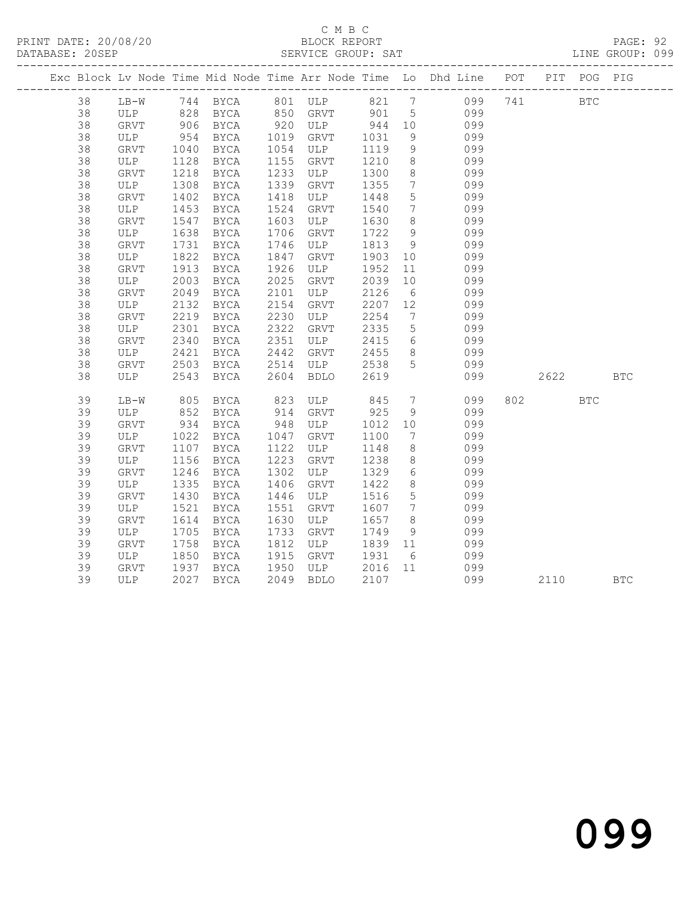C M B C

PRINT DATE: 20/08/20 BLOCK REPORT PAGE: 92
DATABASE: 20SEP SERVICE GROUP: SAT LINE GROUP: 099

| Exc | Block | Lv | Node | Time | Mid Node | Time | Arr Node | Time | Lo | Dhd Line | POT | PIT | POG | PIG |
|---|---|---|---|---|---|---|---|---|---|---|---|---|---|---|
| | 38 | | LB-W | 744 | BYCA | 801 | ULP | 821 | 7 | 099 | 741 | | BTC | |
| | 38 | | ULP | 828 | BYCA | 850 | GRVT | 901 | 5 | 099 | | | | |
| | 38 | | GRVT | 906 | BYCA | 920 | ULP | 944 | 10 | 099 | | | | |
| | 38 | | ULP | 954 | BYCA | 1019 | GRVT | 1031 | 9 | 099 | | | | |
| | 38 | | GRVT | 1040 | BYCA | 1054 | ULP | 1119 | 9 | 099 | | | | |
| | 38 | | ULP | 1128 | BYCA | 1155 | GRVT | 1210 | 8 | 099 | | | | |
| | 38 | | GRVT | 1218 | BYCA | 1233 | ULP | 1300 | 8 | 099 | | | | |
| | 38 | | ULP | 1308 | BYCA | 1339 | GRVT | 1355 | 7 | 099 | | | | |
| | 38 | | GRVT | 1402 | BYCA | 1418 | ULP | 1448 | 5 | 099 | | | | |
| | 38 | | ULP | 1453 | BYCA | 1524 | GRVT | 1540 | 7 | 099 | | | | |
| | 38 | | GRVT | 1547 | BYCA | 1603 | ULP | 1630 | 8 | 099 | | | | |
| | 38 | | ULP | 1638 | BYCA | 1706 | GRVT | 1722 | 9 | 099 | | | | |
| | 38 | | GRVT | 1731 | BYCA | 1746 | ULP | 1813 | 9 | 099 | | | | |
| | 38 | | ULP | 1822 | BYCA | 1847 | GRVT | 1903 | 10 | 099 | | | | |
| | 38 | | GRVT | 1913 | BYCA | 1926 | ULP | 1952 | 11 | 099 | | | | |
| | 38 | | ULP | 2003 | BYCA | 2025 | GRVT | 2039 | 10 | 099 | | | | |
| | 38 | | GRVT | 2049 | BYCA | 2101 | ULP | 2126 | 6 | 099 | | | | |
| | 38 | | ULP | 2132 | BYCA | 2154 | GRVT | 2207 | 12 | 099 | | | | |
| | 38 | | GRVT | 2219 | BYCA | 2230 | ULP | 2254 | 7 | 099 | | | | |
| | 38 | | ULP | 2301 | BYCA | 2322 | GRVT | 2335 | 5 | 099 | | | | |
| | 38 | | GRVT | 2340 | BYCA | 2351 | ULP | 2415 | 6 | 099 | | | | |
| | 38 | | ULP | 2421 | BYCA | 2442 | GRVT | 2455 | 8 | 099 | | | | |
| | 38 | | GRVT | 2503 | BYCA | 2514 | ULP | 2538 | 5 | 099 | | | | |
| | 38 | | ULP | 2543 | BYCA | 2604 | BDLO | 2619 | | 099 | | 2622 | | BTC |
| | 39 | | LB-W | 805 | BYCA | 823 | ULP | 845 | 7 | 099 | 802 | | BTC | |
| | 39 | | ULP | 852 | BYCA | 914 | GRVT | 925 | 9 | 099 | | | | |
| | 39 | | GRVT | 934 | BYCA | 948 | ULP | 1012 | 10 | 099 | | | | |
| | 39 | | ULP | 1022 | BYCA | 1047 | GRVT | 1100 | 7 | 099 | | | | |
| | 39 | | GRVT | 1107 | BYCA | 1122 | ULP | 1148 | 8 | 099 | | | | |
| | 39 | | ULP | 1156 | BYCA | 1223 | GRVT | 1238 | 8 | 099 | | | | |
| | 39 | | GRVT | 1246 | BYCA | 1302 | ULP | 1329 | 6 | 099 | | | | |
| | 39 | | ULP | 1335 | BYCA | 1406 | GRVT | 1422 | 8 | 099 | | | | |
| | 39 | | GRVT | 1430 | BYCA | 1446 | ULP | 1516 | 5 | 099 | | | | |
| | 39 | | ULP | 1521 | BYCA | 1551 | GRVT | 1607 | 7 | 099 | | | | |
| | 39 | | GRVT | 1614 | BYCA | 1630 | ULP | 1657 | 8 | 099 | | | | |
| | 39 | | ULP | 1705 | BYCA | 1733 | GRVT | 1749 | 9 | 099 | | | | |
| | 39 | | GRVT | 1758 | BYCA | 1812 | ULP | 1839 | 11 | 099 | | | | |
| | 39 | | ULP | 1850 | BYCA | 1915 | GRVT | 1931 | 6 | 099 | | | | |
| | 39 | | GRVT | 1937 | BYCA | 1950 | ULP | 2016 | 11 | 099 | | | | |
| | 39 | | ULP | 2027 | BYCA | 2049 | BDLO | 2107 | | 099 | | 2110 | | BTC |

099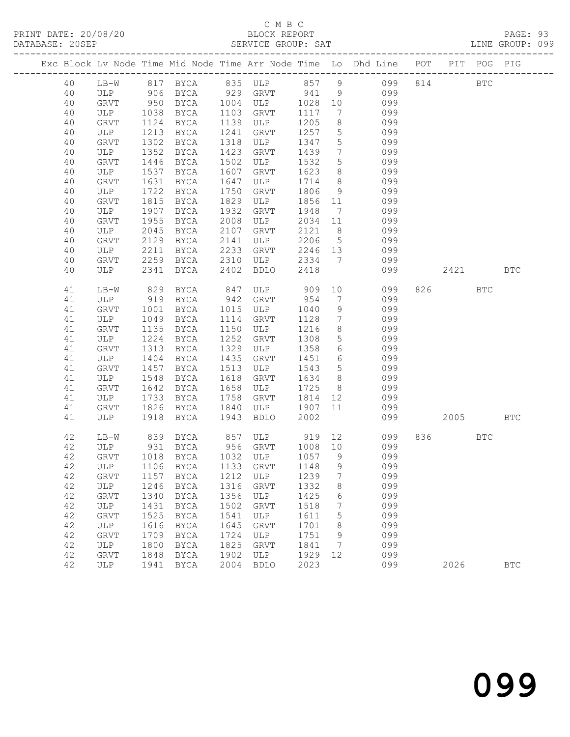C M B C

PRINT DATE: 20/08/20 BLOCK REPORT PAGE: 93
DATABASE: 20SEP SERVICE GROUP: SAT LINE GROUP: 099

| Exc | Block | Lv | Node | Time | Mid Node | Time | Arr Node | Time | Lo | Dhd Line | POT | PIT | POG | PIG |
|---|---|---|---|---|---|---|---|---|---|---|---|---|---|---|
| | 40 | | LB-W | 817 | BYCA | 835 | ULP | 857 | 9 | 099 | 814 | | BTC | |
| | 40 | | ULP | 906 | BYCA | 929 | GRVT | 941 | 9 | 099 | | | | |
| | 40 | | GRVT | 950 | BYCA | 1004 | ULP | 1028 | 10 | 099 | | | | |
| | 40 | | ULP | 1038 | BYCA | 1103 | GRVT | 1117 | 7 | 099 | | | | |
| | 40 | | GRVT | 1124 | BYCA | 1139 | ULP | 1205 | 8 | 099 | | | | |
| | 40 | | ULP | 1213 | BYCA | 1241 | GRVT | 1257 | 5 | 099 | | | | |
| | 40 | | GRVT | 1302 | BYCA | 1318 | ULP | 1347 | 5 | 099 | | | | |
| | 40 | | ULP | 1352 | BYCA | 1423 | GRVT | 1439 | 7 | 099 | | | | |
| | 40 | | GRVT | 1446 | BYCA | 1502 | ULP | 1532 | 5 | 099 | | | | |
| | 40 | | ULP | 1537 | BYCA | 1607 | GRVT | 1623 | 8 | 099 | | | | |
| | 40 | | GRVT | 1631 | BYCA | 1647 | ULP | 1714 | 8 | 099 | | | | |
| | 40 | | ULP | 1722 | BYCA | 1750 | GRVT | 1806 | 9 | 099 | | | | |
| | 40 | | GRVT | 1815 | BYCA | 1829 | ULP | 1856 | 11 | 099 | | | | |
| | 40 | | ULP | 1907 | BYCA | 1932 | GRVT | 1948 | 7 | 099 | | | | |
| | 40 | | GRVT | 1955 | BYCA | 2008 | ULP | 2034 | 11 | 099 | | | | |
| | 40 | | ULP | 2045 | BYCA | 2107 | GRVT | 2121 | 8 | 099 | | | | |
| | 40 | | GRVT | 2129 | BYCA | 2141 | ULP | 2206 | 5 | 099 | | | | |
| | 40 | | ULP | 2211 | BYCA | 2233 | GRVT | 2246 | 13 | 099 | | | | |
| | 40 | | GRVT | 2259 | BYCA | 2310 | ULP | 2334 | 7 | 099 | | | | |
| | 40 | | ULP | 2341 | BYCA | 2402 | BDLO | 2418 | | 099 | | 2421 | | BTC |
| | 41 | | LB-W | 829 | BYCA | 847 | ULP | 909 | 10 | 099 | 826 | | BTC | |
| | 41 | | ULP | 919 | BYCA | 942 | GRVT | 954 | 7 | 099 | | | | |
| | 41 | | GRVT | 1001 | BYCA | 1015 | ULP | 1040 | 9 | 099 | | | | |
| | 41 | | ULP | 1049 | BYCA | 1114 | GRVT | 1128 | 7 | 099 | | | | |
| | 41 | | GRVT | 1135 | BYCA | 1150 | ULP | 1216 | 8 | 099 | | | | |
| | 41 | | ULP | 1224 | BYCA | 1252 | GRVT | 1308 | 5 | 099 | | | | |
| | 41 | | GRVT | 1313 | BYCA | 1329 | ULP | 1358 | 6 | 099 | | | | |
| | 41 | | ULP | 1404 | BYCA | 1435 | GRVT | 1451 | 6 | 099 | | | | |
| | 41 | | GRVT | 1457 | BYCA | 1513 | ULP | 1543 | 5 | 099 | | | | |
| | 41 | | ULP | 1548 | BYCA | 1618 | GRVT | 1634 | 8 | 099 | | | | |
| | 41 | | GRVT | 1642 | BYCA | 1658 | ULP | 1725 | 8 | 099 | | | | |
| | 41 | | ULP | 1733 | BYCA | 1758 | GRVT | 1814 | 12 | 099 | | | | |
| | 41 | | GRVT | 1826 | BYCA | 1840 | ULP | 1907 | 11 | 099 | | | | |
| | 41 | | ULP | 1918 | BYCA | 1943 | BDLO | 2002 | | 099 | | 2005 | | BTC |
| | 42 | | LB-W | 839 | BYCA | 857 | ULP | 919 | 12 | 099 | 836 | | BTC | |
| | 42 | | ULP | 931 | BYCA | 956 | GRVT | 1008 | 10 | 099 | | | | |
| | 42 | | GRVT | 1018 | BYCA | 1032 | ULP | 1057 | 9 | 099 | | | | |
| | 42 | | ULP | 1106 | BYCA | 1133 | GRVT | 1148 | 9 | 099 | | | | |
| | 42 | | GRVT | 1157 | BYCA | 1212 | ULP | 1239 | 7 | 099 | | | | |
| | 42 | | ULP | 1246 | BYCA | 1316 | GRVT | 1332 | 8 | 099 | | | | |
| | 42 | | GRVT | 1340 | BYCA | 1356 | ULP | 1425 | 6 | 099 | | | | |
| | 42 | | ULP | 1431 | BYCA | 1502 | GRVT | 1518 | 7 | 099 | | | | |
| | 42 | | GRVT | 1525 | BYCA | 1541 | ULP | 1611 | 5 | 099 | | | | |
| | 42 | | ULP | 1616 | BYCA | 1645 | GRVT | 1701 | 8 | 099 | | | | |
| | 42 | | GRVT | 1709 | BYCA | 1724 | ULP | 1751 | 9 | 099 | | | | |
| | 42 | | ULP | 1800 | BYCA | 1825 | GRVT | 1841 | 7 | 099 | | | | |
| | 42 | | GRVT | 1848 | BYCA | 1902 | ULP | 1929 | 12 | 099 | | | | |
| | 42 | | ULP | 1941 | BYCA | 2004 | BDLO | 2023 | | 099 | | 2026 | | BTC |

099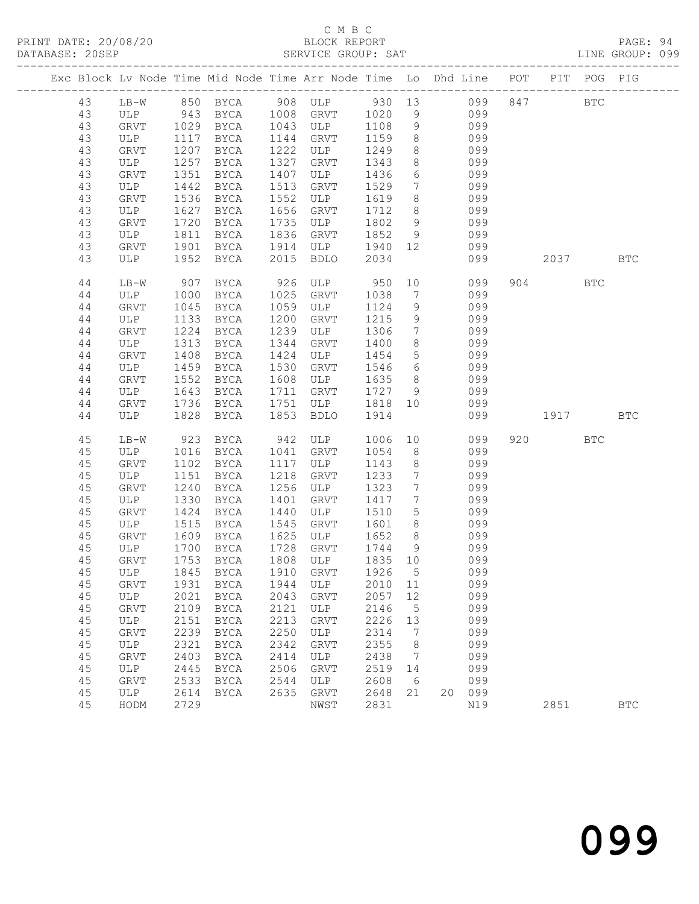C M B C

PRINT DATE: 20/08/20 BLOCK REPORT PAGE: 94
DATABASE: 20SEP SERVICE GROUP: SAT LINE GROUP: 099

| Exc | Block | Lv | Node | Time | Mid Node | Time | Arr Node | Time | Lo | Dhd | Line | POT | PIT | POG | PIG |
|---|---|---|---|---|---|---|---|---|---|---|---|---|---|---|---|
| | 43 | | LB-W | 850 | BYCA | 908 | ULP | 930 | 13 | | 099 | 847 | | BTC | |
| | 43 | | ULP | 943 | BYCA | 1008 | GRVT | 1020 | 9 | | 099 | | | | |
| | 43 | | GRVT | 1029 | BYCA | 1043 | ULP | 1108 | 9 | | 099 | | | | |
| | 43 | | ULP | 1117 | BYCA | 1144 | GRVT | 1159 | 8 | | 099 | | | | |
| | 43 | | GRVT | 1207 | BYCA | 1222 | ULP | 1249 | 8 | | 099 | | | | |
| | 43 | | ULP | 1257 | BYCA | 1327 | GRVT | 1343 | 8 | | 099 | | | | |
| | 43 | | GRVT | 1351 | BYCA | 1407 | ULP | 1436 | 6 | | 099 | | | | |
| | 43 | | ULP | 1442 | BYCA | 1513 | GRVT | 1529 | 7 | | 099 | | | | |
| | 43 | | GRVT | 1536 | BYCA | 1552 | ULP | 1619 | 8 | | 099 | | | | |
| | 43 | | ULP | 1627 | BYCA | 1656 | GRVT | 1712 | 8 | | 099 | | | | |
| | 43 | | GRVT | 1720 | BYCA | 1735 | ULP | 1802 | 9 | | 099 | | | | |
| | 43 | | ULP | 1811 | BYCA | 1836 | GRVT | 1852 | 9 | | 099 | | | | |
| | 43 | | GRVT | 1901 | BYCA | 1914 | ULP | 1940 | 12 | | 099 | | | | |
| | 43 | | ULP | 1952 | BYCA | 2015 | BDLO | 2034 | | | 099 | | 2037 | | BTC |
| | 44 | | LB-W | 907 | BYCA | 926 | ULP | 950 | 10 | | 099 | 904 | | BTC | |
| | 44 | | ULP | 1000 | BYCA | 1025 | GRVT | 1038 | 7 | | 099 | | | | |
| | 44 | | GRVT | 1045 | BYCA | 1059 | ULP | 1124 | 9 | | 099 | | | | |
| | 44 | | ULP | 1133 | BYCA | 1200 | GRVT | 1215 | 9 | | 099 | | | | |
| | 44 | | GRVT | 1224 | BYCA | 1239 | ULP | 1306 | 7 | | 099 | | | | |
| | 44 | | ULP | 1313 | BYCA | 1344 | GRVT | 1400 | 8 | | 099 | | | | |
| | 44 | | GRVT | 1408 | BYCA | 1424 | ULP | 1454 | 5 | | 099 | | | | |
| | 44 | | ULP | 1459 | BYCA | 1530 | GRVT | 1546 | 6 | | 099 | | | | |
| | 44 | | GRVT | 1552 | BYCA | 1608 | ULP | 1635 | 8 | | 099 | | | | |
| | 44 | | ULP | 1643 | BYCA | 1711 | GRVT | 1727 | 9 | | 099 | | | | |
| | 44 | | GRVT | 1736 | BYCA | 1751 | ULP | 1818 | 10 | | 099 | | | | |
| | 44 | | ULP | 1828 | BYCA | 1853 | BDLO | 1914 | | | 099 | | 1917 | | BTC |
| | 45 | | LB-W | 923 | BYCA | 942 | ULP | 1006 | 10 | | 099 | 920 | | BTC | |
| | 45 | | ULP | 1016 | BYCA | 1041 | GRVT | 1054 | 8 | | 099 | | | | |
| | 45 | | GRVT | 1102 | BYCA | 1117 | ULP | 1143 | 8 | | 099 | | | | |
| | 45 | | ULP | 1151 | BYCA | 1218 | GRVT | 1233 | 7 | | 099 | | | | |
| | 45 | | GRVT | 1240 | BYCA | 1256 | ULP | 1323 | 7 | | 099 | | | | |
| | 45 | | ULP | 1330 | BYCA | 1401 | GRVT | 1417 | 7 | | 099 | | | | |
| | 45 | | GRVT | 1424 | BYCA | 1440 | ULP | 1510 | 5 | | 099 | | | | |
| | 45 | | ULP | 1515 | BYCA | 1545 | GRVT | 1601 | 8 | | 099 | | | | |
| | 45 | | GRVT | 1609 | BYCA | 1625 | ULP | 1652 | 8 | | 099 | | | | |
| | 45 | | ULP | 1700 | BYCA | 1728 | GRVT | 1744 | 9 | | 099 | | | | |
| | 45 | | GRVT | 1753 | BYCA | 1808 | ULP | 1835 | 10 | | 099 | | | | |
| | 45 | | ULP | 1845 | BYCA | 1910 | GRVT | 1926 | 5 | | 099 | | | | |
| | 45 | | GRVT | 1931 | BYCA | 1944 | ULP | 2010 | 11 | | 099 | | | | |
| | 45 | | ULP | 2021 | BYCA | 2043 | GRVT | 2057 | 12 | | 099 | | | | |
| | 45 | | GRVT | 2109 | BYCA | 2121 | ULP | 2146 | 5 | | 099 | | | | |
| | 45 | | ULP | 2151 | BYCA | 2213 | GRVT | 2226 | 13 | | 099 | | | | |
| | 45 | | GRVT | 2239 | BYCA | 2250 | ULP | 2314 | 7 | | 099 | | | | |
| | 45 | | ULP | 2321 | BYCA | 2342 | GRVT | 2355 | 8 | | 099 | | | | |
| | 45 | | GRVT | 2403 | BYCA | 2414 | ULP | 2438 | 7 | | 099 | | | | |
| | 45 | | ULP | 2445 | BYCA | 2506 | GRVT | 2519 | 14 | | 099 | | | | |
| | 45 | | GRVT | 2533 | BYCA | 2544 | ULP | 2608 | 6 | | 099 | | | | |
| | 45 | | ULP | 2614 | BYCA | 2635 | GRVT | 2648 | 21 | 20 | 099 | | | | |
| | 45 | | HODM | 2729 | | | NWST | 2831 | | | N19 | | 2851 | | BTC |

099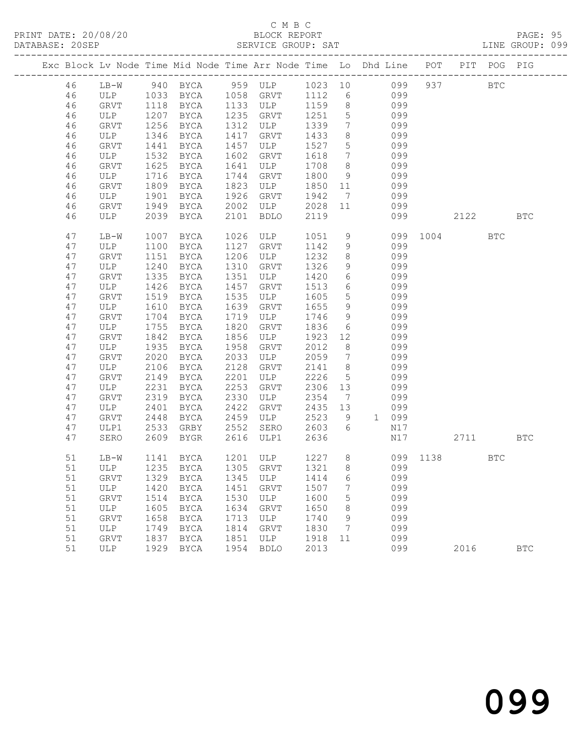C M B C
BLOCK REPORT
SERVICE GROUP: SAT

PRINT DATE: 20/08/20
DATABASE: 20SEP
LINE GROUP: 099

| Exc | Block | Lv | Node | Time | Mid Node | Time | Arr Node | Time | Lo | Dhd | Line | POT | PIT | POG | PIG |
|---|---|---|---|---|---|---|---|---|---|---|---|---|---|---|---|
| | 46 | | LB-W | 940 | BYCA | 959 | ULP | 1023 | 10 | | 099 | 937 | | BTC | |
| | 46 | | ULP | 1033 | BYCA | 1058 | GRVT | 1112 | 6 | | 099 | | | | |
| | 46 | | GRVT | 1118 | BYCA | 1133 | ULP | 1159 | 8 | | 099 | | | | |
| | 46 | | ULP | 1207 | BYCA | 1235 | GRVT | 1251 | 5 | | 099 | | | | |
| | 46 | | GRVT | 1256 | BYCA | 1312 | ULP | 1339 | 7 | | 099 | | | | |
| | 46 | | ULP | 1346 | BYCA | 1417 | GRVT | 1433 | 8 | | 099 | | | | |
| | 46 | | GRVT | 1441 | BYCA | 1457 | ULP | 1527 | 5 | | 099 | | | | |
| | 46 | | ULP | 1532 | BYCA | 1602 | GRVT | 1618 | 7 | | 099 | | | | |
| | 46 | | GRVT | 1625 | BYCA | 1641 | ULP | 1708 | 8 | | 099 | | | | |
| | 46 | | ULP | 1716 | BYCA | 1744 | GRVT | 1800 | 9 | | 099 | | | | |
| | 46 | | GRVT | 1809 | BYCA | 1823 | ULP | 1850 | 11 | | 099 | | | | |
| | 46 | | ULP | 1901 | BYCA | 1926 | GRVT | 1942 | 7 | | 099 | | | | |
| | 46 | | GRVT | 1949 | BYCA | 2002 | ULP | 2028 | 11 | | 099 | | | | |
| | 46 | | ULP | 2039 | BYCA | 2101 | BDLO | 2119 | | | 099 | | 2122 | | BTC |
| | 47 | | LB-W | 1007 | BYCA | 1026 | ULP | 1051 | 9 | | 099 | 1004 | | BTC | |
| | 47 | | ULP | 1100 | BYCA | 1127 | GRVT | 1142 | 9 | | 099 | | | | |
| | 47 | | GRVT | 1151 | BYCA | 1206 | ULP | 1232 | 8 | | 099 | | | | |
| | 47 | | ULP | 1240 | BYCA | 1310 | GRVT | 1326 | 9 | | 099 | | | | |
| | 47 | | GRVT | 1335 | BYCA | 1351 | ULP | 1420 | 6 | | 099 | | | | |
| | 47 | | ULP | 1426 | BYCA | 1457 | GRVT | 1513 | 6 | | 099 | | | | |
| | 47 | | GRVT | 1519 | BYCA | 1535 | ULP | 1605 | 5 | | 099 | | | | |
| | 47 | | ULP | 1610 | BYCA | 1639 | GRVT | 1655 | 9 | | 099 | | | | |
| | 47 | | GRVT | 1704 | BYCA | 1719 | ULP | 1746 | 9 | | 099 | | | | |
| | 47 | | ULP | 1755 | BYCA | 1820 | GRVT | 1836 | 6 | | 099 | | | | |
| | 47 | | GRVT | 1842 | BYCA | 1856 | ULP | 1923 | 12 | | 099 | | | | |
| | 47 | | ULP | 1935 | BYCA | 1958 | GRVT | 2012 | 8 | | 099 | | | | |
| | 47 | | GRVT | 2020 | BYCA | 2033 | ULP | 2059 | 7 | | 099 | | | | |
| | 47 | | ULP | 2106 | BYCA | 2128 | GRVT | 2141 | 8 | | 099 | | | | |
| | 47 | | GRVT | 2149 | BYCA | 2201 | ULP | 2226 | 5 | | 099 | | | | |
| | 47 | | ULP | 2231 | BYCA | 2253 | GRVT | 2306 | 13 | | 099 | | | | |
| | 47 | | GRVT | 2319 | BYCA | 2330 | ULP | 2354 | 7 | | 099 | | | | |
| | 47 | | ULP | 2401 | BYCA | 2422 | GRVT | 2435 | 13 | | 099 | | | | |
| | 47 | | GRVT | 2448 | BYCA | 2459 | ULP | 2523 | 9 | 1 | 099 | | | | |
| | 47 | | ULP1 | 2533 | GRBY | 2552 | SERO | 2603 | 6 | | N17 | | | | |
| | 47 | | SERO | 2609 | BYGR | 2616 | ULP1 | 2636 | | | N17 | | 2711 | | BTC |
| | 51 | | LB-W | 1141 | BYCA | 1201 | ULP | 1227 | 8 | | 099 | 1138 | | BTC | |
| | 51 | | ULP | 1235 | BYCA | 1305 | GRVT | 1321 | 8 | | 099 | | | | |
| | 51 | | GRVT | 1329 | BYCA | 1345 | ULP | 1414 | 6 | | 099 | | | | |
| | 51 | | ULP | 1420 | BYCA | 1451 | GRVT | 1507 | 7 | | 099 | | | | |
| | 51 | | GRVT | 1514 | BYCA | 1530 | ULP | 1600 | 5 | | 099 | | | | |
| | 51 | | ULP | 1605 | BYCA | 1634 | GRVT | 1650 | 8 | | 099 | | | | |
| | 51 | | GRVT | 1658 | BYCA | 1713 | ULP | 1740 | 9 | | 099 | | | | |
| | 51 | | ULP | 1749 | BYCA | 1814 | GRVT | 1830 | 7 | | 099 | | | | |
| | 51 | | GRVT | 1837 | BYCA | 1851 | ULP | 1918 | 11 | | 099 | | | | |
| | 51 | | ULP | 1929 | BYCA | 1954 | BDLO | 2013 | | | 099 | | 2016 | | BTC |

099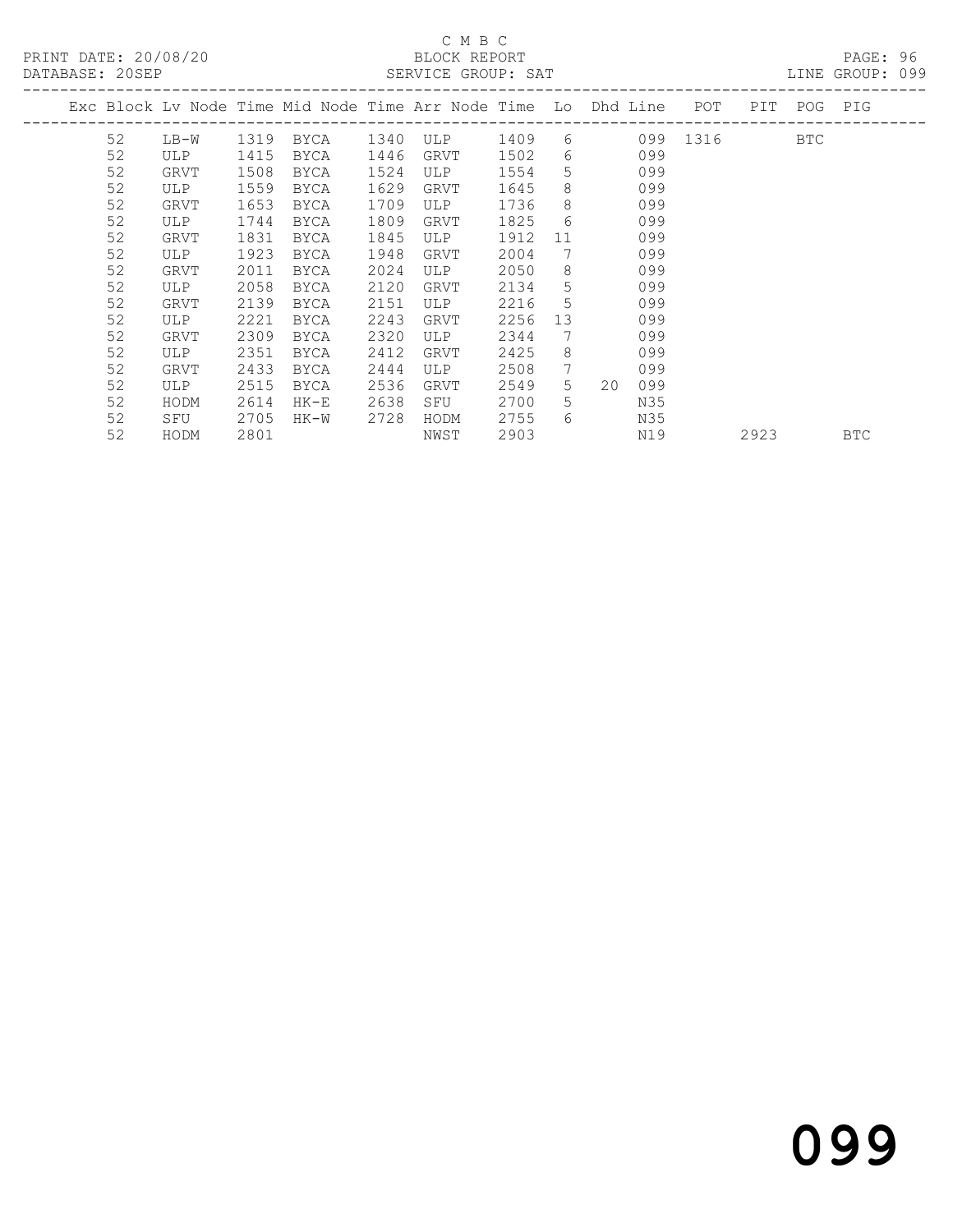C M B C

PRINT DATE: 20/08/20 BLOCK REPORT

DATABASE: 20SEP SERVICE GROUP: SAT LINE GROUP: 099

| Exc | Block | Lv | Node | Time | Mid Node | Time | Arr Node | Time | Lo | Dhd | Line | POT | PIT | POG | PIG |
|---|---|---|---|---|---|---|---|---|---|---|---|---|---|---|---|
| | 52 | | LB-W | 1319 | BYCA | 1340 | ULP | 1409 | 6 | | 099 | 1316 | | BTC | |
| | 52 | | ULP | 1415 | BYCA | 1446 | GRVT | 1502 | 6 | | 099 | | | | |
| | 52 | | GRVT | 1508 | BYCA | 1524 | ULP | 1554 | 5 | | 099 | | | | |
| | 52 | | ULP | 1559 | BYCA | 1629 | GRVT | 1645 | 8 | | 099 | | | | |
| | 52 | | GRVT | 1653 | BYCA | 1709 | ULP | 1736 | 8 | | 099 | | | | |
| | 52 | | ULP | 1744 | BYCA | 1809 | GRVT | 1825 | 6 | | 099 | | | | |
| | 52 | | GRVT | 1831 | BYCA | 1845 | ULP | 1912 | 11 | | 099 | | | | |
| | 52 | | ULP | 1923 | BYCA | 1948 | GRVT | 2004 | 7 | | 099 | | | | |
| | 52 | | GRVT | 2011 | BYCA | 2024 | ULP | 2050 | 8 | | 099 | | | | |
| | 52 | | ULP | 2058 | BYCA | 2120 | GRVT | 2134 | 5 | | 099 | | | | |
| | 52 | | GRVT | 2139 | BYCA | 2151 | ULP | 2216 | 5 | | 099 | | | | |
| | 52 | | ULP | 2221 | BYCA | 2243 | GRVT | 2256 | 13 | | 099 | | | | |
| | 52 | | GRVT | 2309 | BYCA | 2320 | ULP | 2344 | 7 | | 099 | | | | |
| | 52 | | ULP | 2351 | BYCA | 2412 | GRVT | 2425 | 8 | | 099 | | | | |
| | 52 | | GRVT | 2433 | BYCA | 2444 | ULP | 2508 | 7 | | 099 | | | | |
| | 52 | | ULP | 2515 | BYCA | 2536 | GRVT | 2549 | 5 | 20 | 099 | | | | |
| | 52 | | HODM | 2614 | HK-E | 2638 | SFU | 2700 | 5 | | N35 | | | | |
| | 52 | | SFU | 2705 | HK-W | 2728 | HODM | 2755 | 6 | | N35 | | | | |
| | 52 | | HODM | 2801 | | | NWST | 2903 | | | N19 | | 2923 | | BTC |

099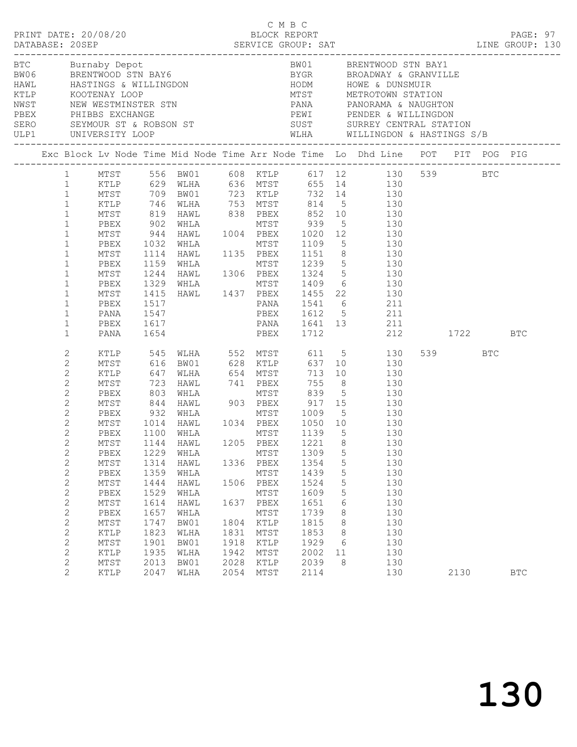C M B C

PRINT DATE: 20/08/20 BLOCK REPORT PAGE: 97
DATABASE: 20SEP SERVICE GROUP: SAT LINE GROUP: 130

| Code | Name | Code | Name |
|---|---|---|---|
| BTC | Burnaby Depot | BW01 | BRENTWOOD STN BAY1 |
| BW06 | BRENTWOOD STN BAY6 | BYGR | BROADWAY & GRANVILLE |
| HAWL | HASTINGS & WILLINGDON | HODM | HOWE & DUNSMUIR |
| KTLP | KOOTENAY LOOP | MTST | METROTOWN STATION |
| NWST | NEW WESTMINSTER STN | PANA | PANORAMA & NAUGHTON |
| PBEX | PHIBBS EXCHANGE | PEWI | PENDER & WILLINGDON |
| SERO | SEYMOUR ST & ROBSON ST | SUST | SURREY CENTRAL STATION |
| ULP1 | UNIVERSITY LOOP | WLHA | WILLINGDON & HASTINGS S/B |

| Exc | Block | Lv Node | Time | Mid Node | Time | Arr Node | Time | Lo | Dhd Line | POT | PIT | POG | PIG |
|---|---|---|---|---|---|---|---|---|---|---|---|---|---|
| | 1 | MTST | 556 | BW01 | 608 | KTLP | 617 | 12 | 130 | 539 | | BTC | |
| | 1 | KTLP | 629 | WLHA | 636 | MTST | 655 | 14 | 130 | | | | |
| | 1 | MTST | 709 | BW01 | 723 | KTLP | 732 | 14 | 130 | | | | |
| | 1 | KTLP | 746 | WLHA | 753 | MTST | 814 | 5 | 130 | | | | |
| | 1 | MTST | 819 | HAWL | 838 | PBEX | 852 | 10 | 130 | | | | |
| | 1 | PBEX | 902 | WHLA | | MTST | 939 | 5 | 130 | | | | |
| | 1 | MTST | 944 | HAWL | 1004 | PBEX | 1020 | 12 | 130 | | | | |
| | 1 | PBEX | 1032 | WHLA | | MTST | 1109 | 5 | 130 | | | | |
| | 1 | MTST | 1114 | HAWL | 1135 | PBEX | 1151 | 8 | 130 | | | | |
| | 1 | PBEX | 1159 | WHLA | | MTST | 1239 | 5 | 130 | | | | |
| | 1 | MTST | 1244 | HAWL | 1306 | PBEX | 1324 | 5 | 130 | | | | |
| | 1 | PBEX | 1329 | WHLA | | MTST | 1409 | 6 | 130 | | | | |
| | 1 | MTST | 1415 | HAWL | 1437 | PBEX | 1455 | 22 | 130 | | | | |
| | 1 | PBEX | 1517 | | | PANA | 1541 | 6 | 211 | | | | |
| | 1 | PANA | 1547 | | | PBEX | 1612 | 5 | 211 | | | | |
| | 1 | PBEX | 1617 | | | PANA | 1641 | 13 | 211 | | | | |
| | 1 | PANA | 1654 | | | PBEX | 1712 | | 212 | | 1722 | | BTC |
| | 2 | KTLP | 545 | WLHA | 552 | MTST | 611 | 5 | 130 | 539 | | BTC | |
| | 2 | MTST | 616 | BW01 | 628 | KTLP | 637 | 10 | 130 | | | | |
| | 2 | KTLP | 647 | WLHA | 654 | MTST | 713 | 10 | 130 | | | | |
| | 2 | MTST | 723 | HAWL | 741 | PBEX | 755 | 8 | 130 | | | | |
| | 2 | PBEX | 803 | WHLA | | MTST | 839 | 5 | 130 | | | | |
| | 2 | MTST | 844 | HAWL | 903 | PBEX | 917 | 15 | 130 | | | | |
| | 2 | PBEX | 932 | WHLA | | MTST | 1009 | 5 | 130 | | | | |
| | 2 | MTST | 1014 | HAWL | 1034 | PBEX | 1050 | 10 | 130 | | | | |
| | 2 | PBEX | 1100 | WHLA | | MTST | 1139 | 5 | 130 | | | | |
| | 2 | MTST | 1144 | HAWL | 1205 | PBEX | 1221 | 8 | 130 | | | | |
| | 2 | PBEX | 1229 | WHLA | | MTST | 1309 | 5 | 130 | | | | |
| | 2 | MTST | 1314 | HAWL | 1336 | PBEX | 1354 | 5 | 130 | | | | |
| | 2 | PBEX | 1359 | WHLA | | MTST | 1439 | 5 | 130 | | | | |
| | 2 | MTST | 1444 | HAWL | 1506 | PBEX | 1524 | 5 | 130 | | | | |
| | 2 | PBEX | 1529 | WHLA | | MTST | 1609 | 5 | 130 | | | | |
| | 2 | MTST | 1614 | HAWL | 1637 | PBEX | 1651 | 6 | 130 | | | | |
| | 2 | PBEX | 1657 | WHLA | | MTST | 1739 | 8 | 130 | | | | |
| | 2 | MTST | 1747 | BW01 | 1804 | KTLP | 1815 | 8 | 130 | | | | |
| | 2 | KTLP | 1823 | WLHA | 1831 | MTST | 1853 | 8 | 130 | | | | |
| | 2 | MTST | 1901 | BW01 | 1918 | KTLP | 1929 | 6 | 130 | | | | |
| | 2 | KTLP | 1935 | WLHA | 1942 | MTST | 2002 | 11 | 130 | | | | |
| | 2 | MTST | 2013 | BW01 | 2028 | KTLP | 2039 | 8 | 130 | | | | |
| | 2 | KTLP | 2047 | WLHA | 2054 | MTST | 2114 | | 130 | | 2130 | | BTC |

130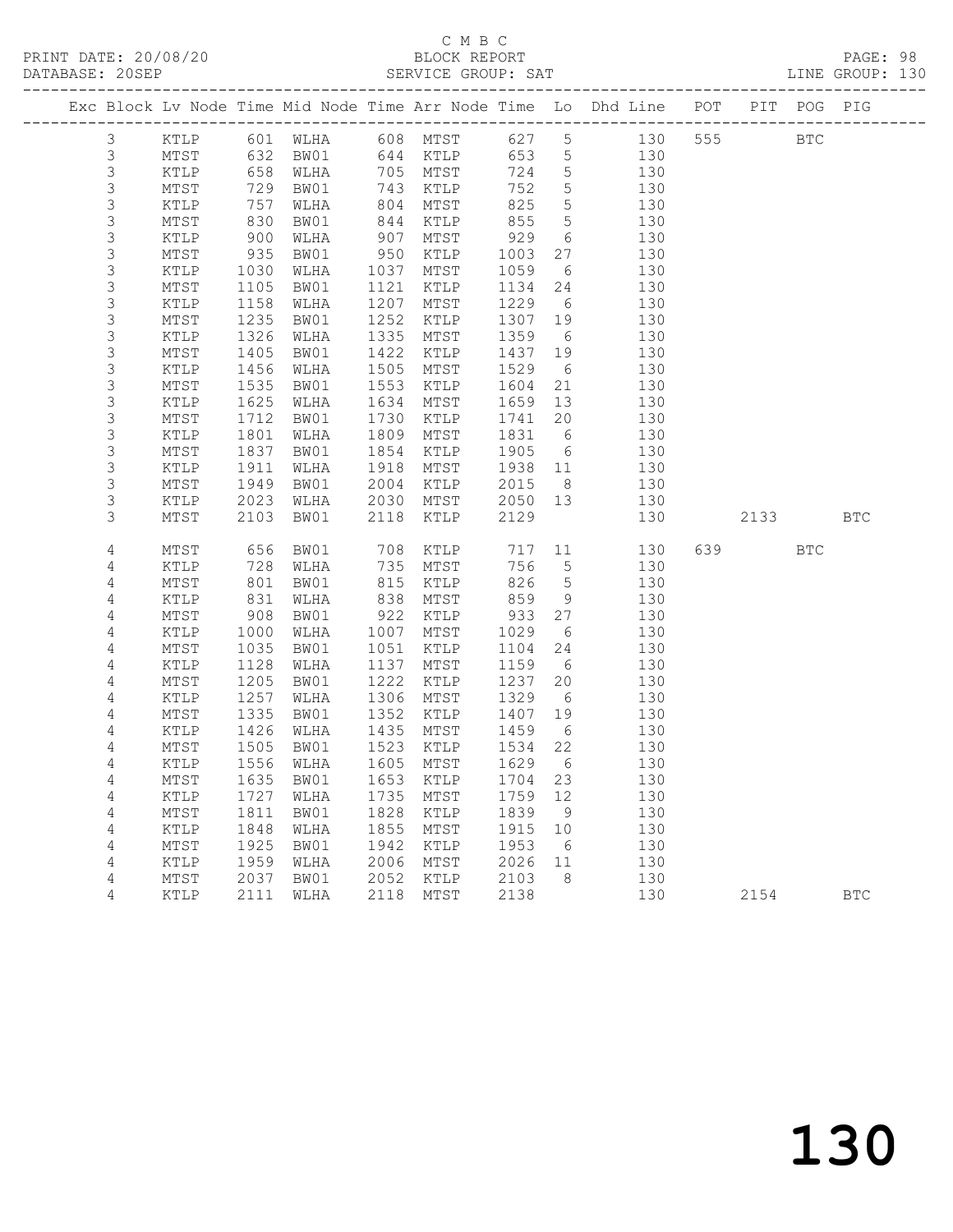C M B C

BLOCK REPORT

SERVICE GROUP: SAT

| Exc | Block | Lv | Node | Time | Mid Node | Time | Arr Node | Time | Lo | Dhd Line | POT | PIT | POG | PIG |
|---|---|---|---|---|---|---|---|---|---|---|---|---|---|---|
| | 3 | | KTLP | 601 | WLHA | 608 | MTST | 627 | 5 | 130 | 555 | | BTC | |
| | 3 | | MTST | 632 | BW01 | 644 | KTLP | 653 | 5 | 130 | | | | |
| | 3 | | KTLP | 658 | WLHA | 705 | MTST | 724 | 5 | 130 | | | | |
| | 3 | | MTST | 729 | BW01 | 743 | KTLP | 752 | 5 | 130 | | | | |
| | 3 | | KTLP | 757 | WLHA | 804 | MTST | 825 | 5 | 130 | | | | |
| | 3 | | MTST | 830 | BW01 | 844 | KTLP | 855 | 5 | 130 | | | | |
| | 3 | | KTLP | 900 | WLHA | 907 | MTST | 929 | 6 | 130 | | | | |
| | 3 | | MTST | 935 | BW01 | 950 | KTLP | 1003 | 27 | 130 | | | | |
| | 3 | | KTLP | 1030 | WLHA | 1037 | MTST | 1059 | 6 | 130 | | | | |
| | 3 | | MTST | 1105 | BW01 | 1121 | KTLP | 1134 | 24 | 130 | | | | |
| | 3 | | KTLP | 1158 | WLHA | 1207 | MTST | 1229 | 6 | 130 | | | | |
| | 3 | | MTST | 1235 | BW01 | 1252 | KTLP | 1307 | 19 | 130 | | | | |
| | 3 | | KTLP | 1326 | WLHA | 1335 | MTST | 1359 | 6 | 130 | | | | |
| | 3 | | MTST | 1405 | BW01 | 1422 | KTLP | 1437 | 19 | 130 | | | | |
| | 3 | | KTLP | 1456 | WLHA | 1505 | MTST | 1529 | 6 | 130 | | | | |
| | 3 | | MTST | 1535 | BW01 | 1553 | KTLP | 1604 | 21 | 130 | | | | |
| | 3 | | KTLP | 1625 | WLHA | 1634 | MTST | 1659 | 13 | 130 | | | | |
| | 3 | | MTST | 1712 | BW01 | 1730 | KTLP | 1741 | 20 | 130 | | | | |
| | 3 | | KTLP | 1801 | WLHA | 1809 | MTST | 1831 | 6 | 130 | | | | |
| | 3 | | MTST | 1837 | BW01 | 1854 | KTLP | 1905 | 6 | 130 | | | | |
| | 3 | | KTLP | 1911 | WLHA | 1918 | MTST | 1938 | 11 | 130 | | | | |
| | 3 | | MTST | 1949 | BW01 | 2004 | KTLP | 2015 | 8 | 130 | | | | |
| | 3 | | KTLP | 2023 | WLHA | 2030 | MTST | 2050 | 13 | 130 | | | | |
| | 3 | | MTST | 2103 | BW01 | 2118 | KTLP | 2129 | | 130 | | 2133 | | BTC |
| | 4 | | MTST | 656 | BW01 | 708 | KTLP | 717 | 11 | 130 | 639 | | BTC | |
| | 4 | | KTLP | 728 | WLHA | 735 | MTST | 756 | 5 | 130 | | | | |
| | 4 | | MTST | 801 | BW01 | 815 | KTLP | 826 | 5 | 130 | | | | |
| | 4 | | KTLP | 831 | WLHA | 838 | MTST | 859 | 9 | 130 | | | | |
| | 4 | | MTST | 908 | BW01 | 922 | KTLP | 933 | 27 | 130 | | | | |
| | 4 | | KTLP | 1000 | WLHA | 1007 | MTST | 1029 | 6 | 130 | | | | |
| | 4 | | MTST | 1035 | BW01 | 1051 | KTLP | 1104 | 24 | 130 | | | | |
| | 4 | | KTLP | 1128 | WLHA | 1137 | MTST | 1159 | 6 | 130 | | | | |
| | 4 | | MTST | 1205 | BW01 | 1222 | KTLP | 1237 | 20 | 130 | | | | |
| | 4 | | KTLP | 1257 | WLHA | 1306 | MTST | 1329 | 6 | 130 | | | | |
| | 4 | | MTST | 1335 | BW01 | 1352 | KTLP | 1407 | 19 | 130 | | | | |
| | 4 | | KTLP | 1426 | WLHA | 1435 | MTST | 1459 | 6 | 130 | | | | |
| | 4 | | MTST | 1505 | BW01 | 1523 | KTLP | 1534 | 22 | 130 | | | | |
| | 4 | | KTLP | 1556 | WLHA | 1605 | MTST | 1629 | 6 | 130 | | | | |
| | 4 | | MTST | 1635 | BW01 | 1653 | KTLP | 1704 | 23 | 130 | | | | |
| | 4 | | KTLP | 1727 | WLHA | 1735 | MTST | 1759 | 12 | 130 | | | | |
| | 4 | | MTST | 1811 | BW01 | 1828 | KTLP | 1839 | 9 | 130 | | | | |
| | 4 | | KTLP | 1848 | WLHA | 1855 | MTST | 1915 | 10 | 130 | | | | |
| | 4 | | MTST | 1925 | BW01 | 1942 | KTLP | 1953 | 6 | 130 | | | | |
| | 4 | | KTLP | 1959 | WLHA | 2006 | MTST | 2026 | 11 | 130 | | | | |
| | 4 | | MTST | 2037 | BW01 | 2052 | KTLP | 2103 | 8 | 130 | | | | |
| | 4 | | KTLP | 2111 | WLHA | 2118 | MTST | 2138 | | 130 | | 2154 | | BTC |

130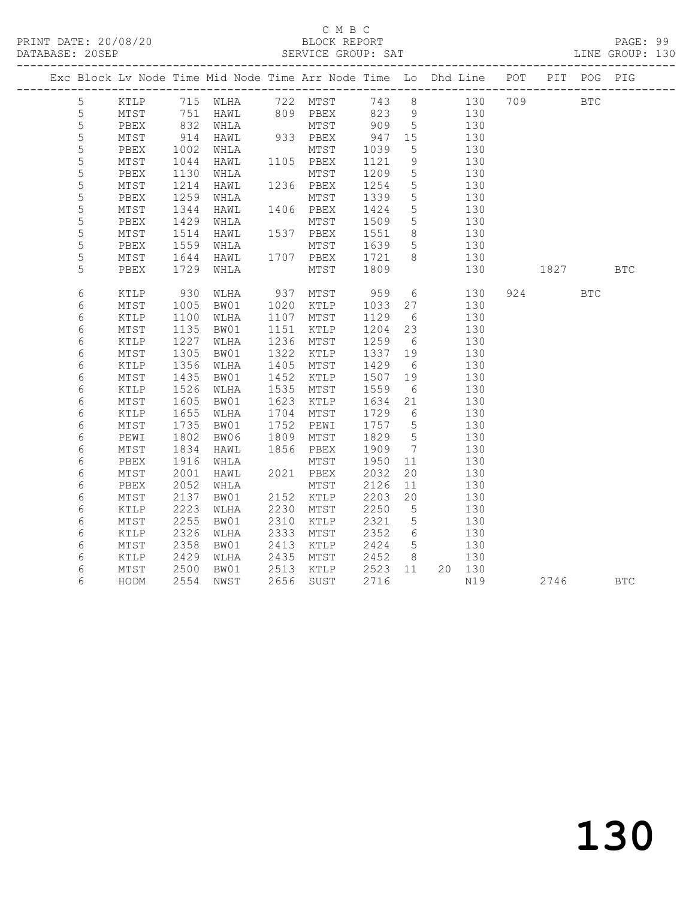C M B C

PRINT DATE: 20/08/20 BLOCK REPORT

DATABASE: 20SEP SERVICE GROUP: SAT LINE GROUP: 130

| Exc | Block | Lv | Node | Time | Mid Node | Time | Arr Node | Time | Lo | Dhd | Line | POT | PIT | POG | PIG |
|---|---|---|---|---|---|---|---|---|---|---|---|---|---|---|---|
| | 5 | | KTLP | 715 | WLHA | 722 | MTST | 743 | 8 | | 130 | 709 | | BTC | |
| | 5 | | MTST | 751 | HAWL | 809 | PBEX | 823 | 9 | | 130 | | | | |
| | 5 | | PBEX | 832 | WHLA | | MTST | 909 | 5 | | 130 | | | | |
| | 5 | | MTST | 914 | HAWL | 933 | PBEX | 947 | 15 | | 130 | | | | |
| | 5 | | PBEX | 1002 | WHLA | | MTST | 1039 | 5 | | 130 | | | | |
| | 5 | | MTST | 1044 | HAWL | 1105 | PBEX | 1121 | 9 | | 130 | | | | |
| | 5 | | PBEX | 1130 | WHLA | | MTST | 1209 | 5 | | 130 | | | | |
| | 5 | | MTST | 1214 | HAWL | 1236 | PBEX | 1254 | 5 | | 130 | | | | |
| | 5 | | PBEX | 1259 | WHLA | | MTST | 1339 | 5 | | 130 | | | | |
| | 5 | | MTST | 1344 | HAWL | 1406 | PBEX | 1424 | 5 | | 130 | | | | |
| | 5 | | PBEX | 1429 | WHLA | | MTST | 1509 | 5 | | 130 | | | | |
| | 5 | | MTST | 1514 | HAWL | 1537 | PBEX | 1551 | 8 | | 130 | | | | |
| | 5 | | PBEX | 1559 | WHLA | | MTST | 1639 | 5 | | 130 | | | | |
| | 5 | | MTST | 1644 | HAWL | 1707 | PBEX | 1721 | 8 | | 130 | | | | |
| | 5 | | PBEX | 1729 | WHLA | | MTST | 1809 | | | 130 | | 1827 | | BTC |
| | 6 | | KTLP | 930 | WLHA | 937 | MTST | 959 | 6 | | 130 | 924 | | BTC | |
| | 6 | | MTST | 1005 | BW01 | 1020 | KTLP | 1033 | 27 | | 130 | | | | |
| | 6 | | KTLP | 1100 | WLHA | 1107 | MTST | 1129 | 6 | | 130 | | | | |
| | 6 | | MTST | 1135 | BW01 | 1151 | KTLP | 1204 | 23 | | 130 | | | | |
| | 6 | | KTLP | 1227 | WLHA | 1236 | MTST | 1259 | 6 | | 130 | | | | |
| | 6 | | MTST | 1305 | BW01 | 1322 | KTLP | 1337 | 19 | | 130 | | | | |
| | 6 | | KTLP | 1356 | WLHA | 1405 | MTST | 1429 | 6 | | 130 | | | | |
| | 6 | | MTST | 1435 | BW01 | 1452 | KTLP | 1507 | 19 | | 130 | | | | |
| | 6 | | KTLP | 1526 | WLHA | 1535 | MTST | 1559 | 6 | | 130 | | | | |
| | 6 | | MTST | 1605 | BW01 | 1623 | KTLP | 1634 | 21 | | 130 | | | | |
| | 6 | | KTLP | 1655 | WLHA | 1704 | MTST | 1729 | 6 | | 130 | | | | |
| | 6 | | MTST | 1735 | BW01 | 1752 | PEWI | 1757 | 5 | | 130 | | | | |
| | 6 | | PEWI | 1802 | BW06 | 1809 | MTST | 1829 | 5 | | 130 | | | | |
| | 6 | | MTST | 1834 | HAWL | 1856 | PBEX | 1909 | 7 | | 130 | | | | |
| | 6 | | PBEX | 1916 | WHLA | | MTST | 1950 | 11 | | 130 | | | | |
| | 6 | | MTST | 2001 | HAWL | 2021 | PBEX | 2032 | 20 | | 130 | | | | |
| | 6 | | PBEX | 2052 | WHLA | | MTST | 2126 | 11 | | 130 | | | | |
| | 6 | | MTST | 2137 | BW01 | 2152 | KTLP | 2203 | 20 | | 130 | | | | |
| | 6 | | KTLP | 2223 | WLHA | 2230 | MTST | 2250 | 5 | | 130 | | | | |
| | 6 | | MTST | 2255 | BW01 | 2310 | KTLP | 2321 | 5 | | 130 | | | | |
| | 6 | | KTLP | 2326 | WLHA | 2333 | MTST | 2352 | 6 | | 130 | | | | |
| | 6 | | MTST | 2358 | BW01 | 2413 | KTLP | 2424 | 5 | | 130 | | | | |
| | 6 | | KTLP | 2429 | WLHA | 2435 | MTST | 2452 | 8 | | 130 | | | | |
| | 6 | | MTST | 2500 | BW01 | 2513 | KTLP | 2523 | 11 | 20 | 130 | | | | |
| | 6 | | HODM | 2554 | NWST | 2656 | SUST | 2716 | | | N19 | | 2746 | | BTC |

130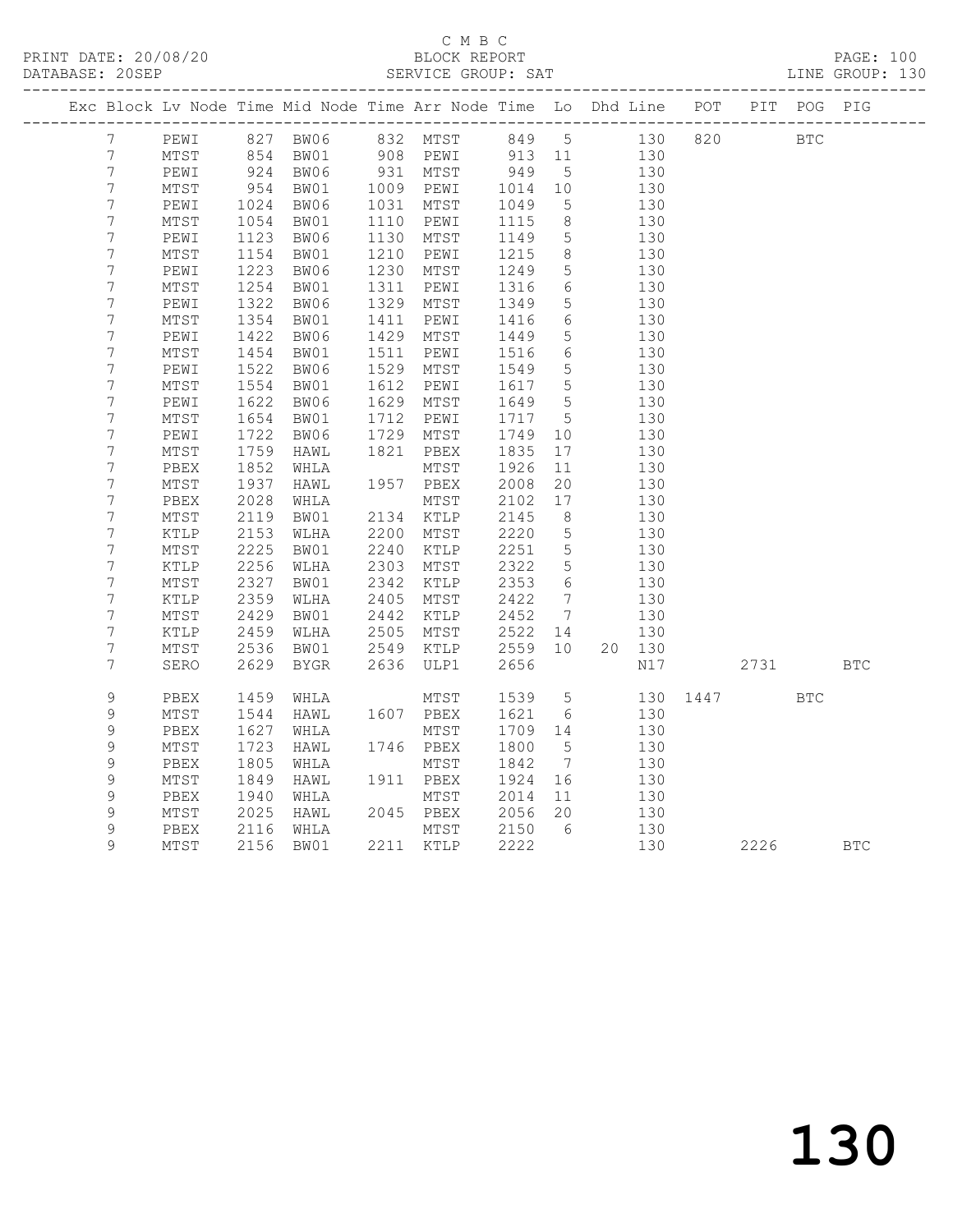C M B C

BLOCK REPORT

SERVICE GROUP: SAT

PRINT DATE: 20/08/20

DATABASE: 20SEP

LINE GROUP: 130

| Exc | Block | Lv | Node | Time | Mid Node | Time | Arr Node | Time | Lo | Dhd | Line | POT | PIT | POG | PIG |
|---|---|---|---|---|---|---|---|---|---|---|---|---|---|---|---|
| | 7 | | PEWI | 827 | BW06 | 832 | MTST | 849 | 5 | | 130 | 820 | | BTC | |
| | 7 | | MTST | 854 | BW01 | 908 | PEWI | 913 | 11 | | 130 | | | | |
| | 7 | | PEWI | 924 | BW06 | 931 | MTST | 949 | 5 | | 130 | | | | |
| | 7 | | MTST | 954 | BW01 | 1009 | PEWI | 1014 | 10 | | 130 | | | | |
| | 7 | | PEWI | 1024 | BW06 | 1031 | MTST | 1049 | 5 | | 130 | | | | |
| | 7 | | MTST | 1054 | BW01 | 1110 | PEWI | 1115 | 8 | | 130 | | | | |
| | 7 | | PEWI | 1123 | BW06 | 1130 | MTST | 1149 | 5 | | 130 | | | | |
| | 7 | | MTST | 1154 | BW01 | 1210 | PEWI | 1215 | 8 | | 130 | | | | |
| | 7 | | PEWI | 1223 | BW06 | 1230 | MTST | 1249 | 5 | | 130 | | | | |
| | 7 | | MTST | 1254 | BW01 | 1311 | PEWI | 1316 | 6 | | 130 | | | | |
| | 7 | | PEWI | 1322 | BW06 | 1329 | MTST | 1349 | 5 | | 130 | | | | |
| | 7 | | MTST | 1354 | BW01 | 1411 | PEWI | 1416 | 6 | | 130 | | | | |
| | 7 | | PEWI | 1422 | BW06 | 1429 | MTST | 1449 | 5 | | 130 | | | | |
| | 7 | | MTST | 1454 | BW01 | 1511 | PEWI | 1516 | 6 | | 130 | | | | |
| | 7 | | PEWI | 1522 | BW06 | 1529 | MTST | 1549 | 5 | | 130 | | | | |
| | 7 | | MTST | 1554 | BW01 | 1612 | PEWI | 1617 | 5 | | 130 | | | | |
| | 7 | | PEWI | 1622 | BW06 | 1629 | MTST | 1649 | 5 | | 130 | | | | |
| | 7 | | MTST | 1654 | BW01 | 1712 | PEWI | 1717 | 5 | | 130 | | | | |
| | 7 | | PEWI | 1722 | BW06 | 1729 | MTST | 1749 | 10 | | 130 | | | | |
| | 7 | | MTST | 1759 | HAWL | 1821 | PBEX | 1835 | 17 | | 130 | | | | |
| | 7 | | PBEX | 1852 | WHLA | | MTST | 1926 | 11 | | 130 | | | | |
| | 7 | | MTST | 1937 | HAWL | 1957 | PBEX | 2008 | 20 | | 130 | | | | |
| | 7 | | PBEX | 2028 | WHLA | | MTST | 2102 | 17 | | 130 | | | | |
| | 7 | | MTST | 2119 | BW01 | 2134 | KTLP | 2145 | 8 | | 130 | | | | |
| | 7 | | KTLP | 2153 | WLHA | 2200 | MTST | 2220 | 5 | | 130 | | | | |
| | 7 | | MTST | 2225 | BW01 | 2240 | KTLP | 2251 | 5 | | 130 | | | | |
| | 7 | | KTLP | 2256 | WLHA | 2303 | MTST | 2322 | 5 | | 130 | | | | |
| | 7 | | MTST | 2327 | BW01 | 2342 | KTLP | 2353 | 6 | | 130 | | | | |
| | 7 | | KTLP | 2359 | WLHA | 2405 | MTST | 2422 | 7 | | 130 | | | | |
| | 7 | | MTST | 2429 | BW01 | 2442 | KTLP | 2452 | 7 | | 130 | | | | |
| | 7 | | KTLP | 2459 | WLHA | 2505 | MTST | 2522 | 14 | | 130 | | | | |
| | 7 | | MTST | 2536 | BW01 | 2549 | KTLP | 2559 | 10 | 20 | 130 | | | | |
| | 7 | | SERO | 2629 | BYGR | 2636 | ULP1 | 2656 | | | N17 | | 2731 | | BTC |
| | 9 | | PBEX | 1459 | WHLA | | MTST | 1539 | 5 | | 130 | 1447 | | BTC | |
| | 9 | | MTST | 1544 | HAWL | 1607 | PBEX | 1621 | 6 | | 130 | | | | |
| | 9 | | PBEX | 1627 | WHLA | | MTST | 1709 | 14 | | 130 | | | | |
| | 9 | | MTST | 1723 | HAWL | 1746 | PBEX | 1800 | 5 | | 130 | | | | |
| | 9 | | PBEX | 1805 | WHLA | | MTST | 1842 | 7 | | 130 | | | | |
| | 9 | | MTST | 1849 | HAWL | 1911 | PBEX | 1924 | 16 | | 130 | | | | |
| | 9 | | PBEX | 1940 | WHLA | | MTST | 2014 | 11 | | 130 | | | | |
| | 9 | | MTST | 2025 | HAWL | 2045 | PBEX | 2056 | 20 | | 130 | | | | |
| | 9 | | PBEX | 2116 | WHLA | | MTST | 2150 | 6 | | 130 | | | | |
| | 9 | | MTST | 2156 | BW01 | 2211 | KTLP | 2222 | | | 130 | | 2226 | | BTC |

130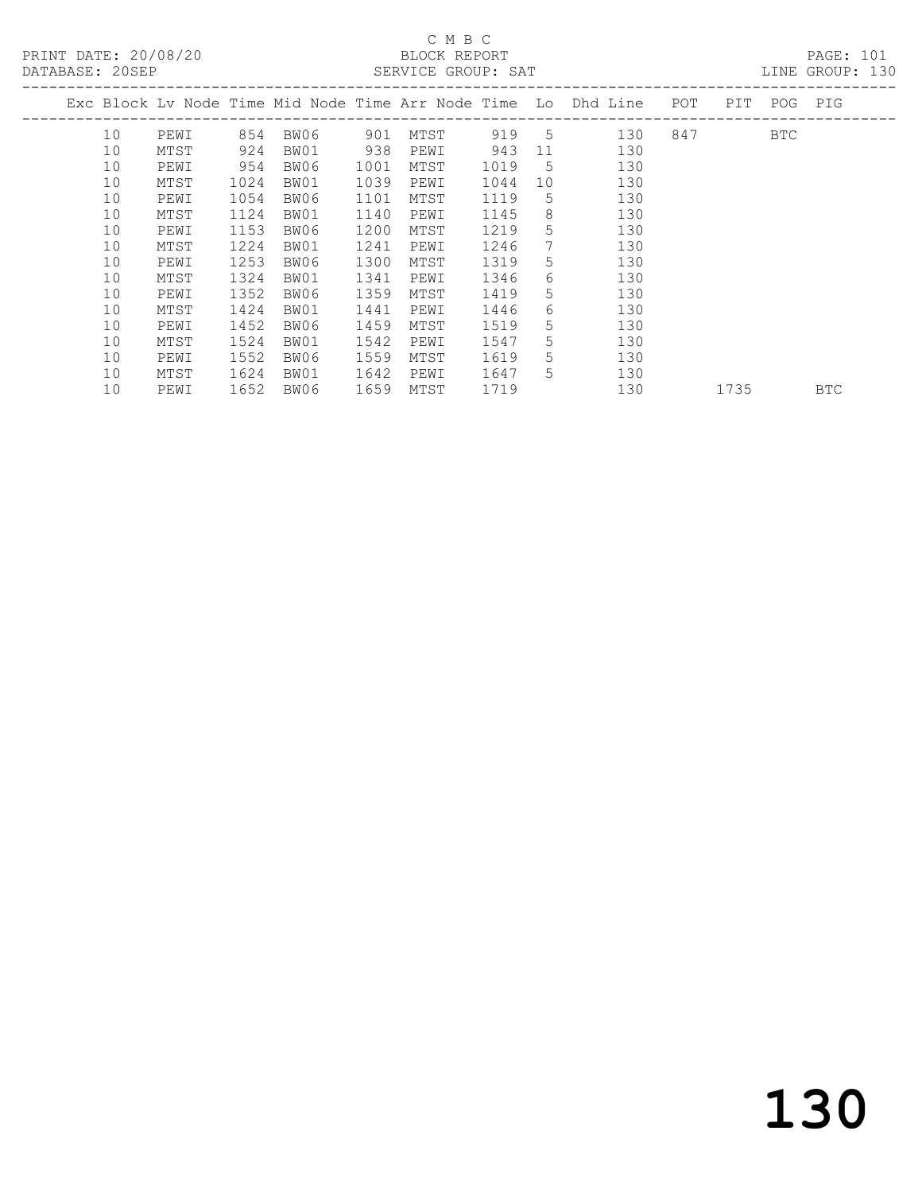C M B C

PRINT DATE: 20/08/20 BLOCK REPORT PAGE: 101
DATABASE: 20SEP SERVICE GROUP: SAT LINE GROUP: 130

| Exc | Block | Lv | Node | Time | Mid Node | Time | Arr Node | Time | Lo | Dhd Line | POT | PIT | POG | PIG |
|---|---|---|---|---|---|---|---|---|---|---|---|---|---|---|
| | 10 | | PEWI | 854 | BW06 | 901 | MTST | 919 | 5 | 130 | 847 | | BTC | |
| | 10 | | MTST | 924 | BW01 | 938 | PEWI | 943 | 11 | 130 | | | | |
| | 10 | | PEWI | 954 | BW06 | 1001 | MTST | 1019 | 5 | 130 | | | | |
| | 10 | | MTST | 1024 | BW01 | 1039 | PEWI | 1044 | 10 | 130 | | | | |
| | 10 | | PEWI | 1054 | BW06 | 1101 | MTST | 1119 | 5 | 130 | | | | |
| | 10 | | MTST | 1124 | BW01 | 1140 | PEWI | 1145 | 8 | 130 | | | | |
| | 10 | | PEWI | 1153 | BW06 | 1200 | MTST | 1219 | 5 | 130 | | | | |
| | 10 | | MTST | 1224 | BW01 | 1241 | PEWI | 1246 | 7 | 130 | | | | |
| | 10 | | PEWI | 1253 | BW06 | 1300 | MTST | 1319 | 5 | 130 | | | | |
| | 10 | | MTST | 1324 | BW01 | 1341 | PEWI | 1346 | 6 | 130 | | | | |
| | 10 | | PEWI | 1352 | BW06 | 1359 | MTST | 1419 | 5 | 130 | | | | |
| | 10 | | MTST | 1424 | BW01 | 1441 | PEWI | 1446 | 6 | 130 | | | | |
| | 10 | | PEWI | 1452 | BW06 | 1459 | MTST | 1519 | 5 | 130 | | | | |
| | 10 | | MTST | 1524 | BW01 | 1542 | PEWI | 1547 | 5 | 130 | | | | |
| | 10 | | PEWI | 1552 | BW06 | 1559 | MTST | 1619 | 5 | 130 | | | | |
| | 10 | | MTST | 1624 | BW01 | 1642 | PEWI | 1647 | 5 | 130 | | | | |
| | 10 | | PEWI | 1652 | BW06 | 1659 | MTST | 1719 | | 130 | | 1735 | | BTC |

130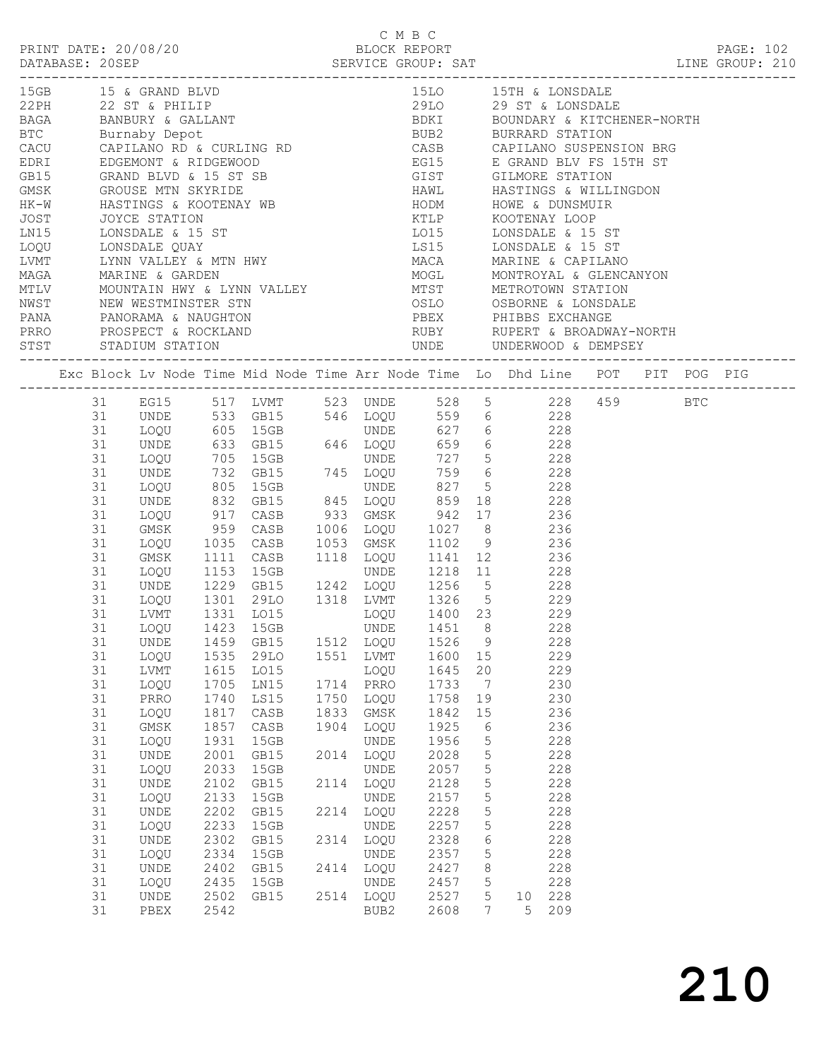C M B C

PRINT DATE: 20/08/20 BLOCK REPORT PAGE: 102
DATABASE: 20SEP SERVICE GROUP: SAT LINE GROUP: 210

| Code | Description | Code | Description |
|---|---|---|---|
| 15GB | 15 & GRAND BLVD | 15LO | 15TH & LONSDALE |
| 22PH | 22 ST & PHILIP | 29LO | 29 ST & LONSDALE |
| BAGA | BANBURY & GALLANT | BDKI | BOUNDARY & KITCHENER-NORTH |
| BTC | Burnaby Depot | BUB2 | BURRARD STATION |
| CACU | CAPILANO RD & CURLING RD | CASB | CAPILANO SUSPENSION BRG |
| EDRI | EDGEMONT & RIDGEWOOD | EG15 | E GRAND BLV FS 15TH ST |
| GB15 | GRAND BLVD & 15 ST SB | GIST | GILMORE STATION |
| GMSK | GROUSE MTN SKYRIDE | HAWL | HASTINGS & WILLINGDON |
| HK-W | HASTINGS & KOOTENAY WB | HODM | HOWE & DUNSMUIR |
| JOST | JOYCE STATION | KTLP | KOOTENAY LOOP |
| LN15 | LONSDALE & 15 ST | LO15 | LONSDALE & 15 ST |
| LOQU | LONSDALE QUAY | LS15 | LONSDALE & 15 ST |
| LVMT | LYNN VALLEY & MTN HWY | MACA | MARINE & CAPILANO |
| MAGA | MARINE & GARDEN | MOGL | MONTROYAL & GLENCANYON |
| MTLV | MOUNTAIN HWY & LYNN VALLEY | MTST | METROTOWN STATION |
| NWST | NEW WESTMINSTER STN | OSLO | OSBORNE & LONSDALE |
| PANA | PANORAMA & NAUGHTON | PBEX | PHIBBS EXCHANGE |
| PRRO | PROSPECT & ROCKLAND | RUBY | RUPERT & BROADWAY-NORTH |
| STST | STADIUM STATION | UNDE | UNDERWOOD & DEMPSEY |

| Exc | Block | Lv Node | Time | Mid Node | Time | Arr Node | Time | Lo | Dhd | Line | POT | PIT | POG | PIG |
|---|---|---|---|---|---|---|---|---|---|---|---|---|---|---|
| | 31 | EG15 | 517 | LVMT | 523 | UNDE | 528 | 5 | | 228 | 459 | | BTC | |
| | 31 | UNDE | 533 | GB15 | 546 | LOQU | 559 | 6 | | 228 | | | | |
| | 31 | LOQU | 605 | 15GB | | UNDE | 627 | 6 | | 228 | | | | |
| | 31 | UNDE | 633 | GB15 | 646 | LOQU | 659 | 6 | | 228 | | | | |
| | 31 | LOQU | 705 | 15GB | | UNDE | 727 | 5 | | 228 | | | | |
| | 31 | UNDE | 732 | GB15 | 745 | LOQU | 759 | 6 | | 228 | | | | |
| | 31 | LOQU | 805 | 15GB | | UNDE | 827 | 5 | | 228 | | | | |
| | 31 | UNDE | 832 | GB15 | 845 | LOQU | 859 | 18 | | 228 | | | | |
| | 31 | LOQU | 917 | CASB | 933 | GMSK | 942 | 17 | | 236 | | | | |
| | 31 | GMSK | 959 | CASB | 1006 | LOQU | 1027 | 8 | | 236 | | | | |
| | 31 | LOQU | 1035 | CASB | 1053 | GMSK | 1102 | 9 | | 236 | | | | |
| | 31 | GMSK | 1111 | CASB | 1118 | LOQU | 1141 | 12 | | 236 | | | | |
| | 31 | LOQU | 1153 | 15GB | | UNDE | 1218 | 11 | | 228 | | | | |
| | 31 | UNDE | 1229 | GB15 | 1242 | LOQU | 1256 | 5 | | 228 | | | | |
| | 31 | LOQU | 1301 | 29LO | 1318 | LVMT | 1326 | 5 | | 229 | | | | |
| | 31 | LVMT | 1331 | LO15 | | LOQU | 1400 | 23 | | 229 | | | | |
| | 31 | LOQU | 1423 | 15GB | | UNDE | 1451 | 8 | | 228 | | | | |
| | 31 | UNDE | 1459 | GB15 | 1512 | LOQU | 1526 | 9 | | 228 | | | | |
| | 31 | LOQU | 1535 | 29LO | 1551 | LVMT | 1600 | 15 | | 229 | | | | |
| | 31 | LVMT | 1615 | LO15 | | LOQU | 1645 | 20 | | 229 | | | | |
| | 31 | LOQU | 1705 | LN15 | 1714 | PRRO | 1733 | 7 | | 230 | | | | |
| | 31 | PRRO | 1740 | LS15 | 1750 | LOQU | 1758 | 19 | | 230 | | | | |
| | 31 | LOQU | 1817 | CASB | 1833 | GMSK | 1842 | 15 | | 236 | | | | |
| | 31 | GMSK | 1857 | CASB | 1904 | LOQU | 1925 | 6 | | 236 | | | | |
| | 31 | LOQU | 1931 | 15GB | | UNDE | 1956 | 5 | | 228 | | | | |
| | 31 | UNDE | 2001 | GB15 | 2014 | LOQU | 2028 | 5 | | 228 | | | | |
| | 31 | LOQU | 2033 | 15GB | | UNDE | 2057 | 5 | | 228 | | | | |
| | 31 | UNDE | 2102 | GB15 | 2114 | LOQU | 2128 | 5 | | 228 | | | | |
| | 31 | LOQU | 2133 | 15GB | | UNDE | 2157 | 5 | | 228 | | | | |
| | 31 | UNDE | 2202 | GB15 | 2214 | LOQU | 2228 | 5 | | 228 | | | | |
| | 31 | LOQU | 2233 | 15GB | | UNDE | 2257 | 5 | | 228 | | | | |
| | 31 | UNDE | 2302 | GB15 | 2314 | LOQU | 2328 | 6 | | 228 | | | | |
| | 31 | LOQU | 2334 | 15GB | | UNDE | 2357 | 5 | | 228 | | | | |
| | 31 | UNDE | 2402 | GB15 | 2414 | LOQU | 2427 | 8 | | 228 | | | | |
| | 31 | LOQU | 2435 | 15GB | | UNDE | 2457 | 5 | | 228 | | | | |
| | 31 | UNDE | 2502 | GB15 | 2514 | LOQU | 2527 | 5 | 10 | 228 | | | | |
| | 31 | PBEX | 2542 | | | BUB2 | 2608 | 7 | 5 | 209 | | | | |

210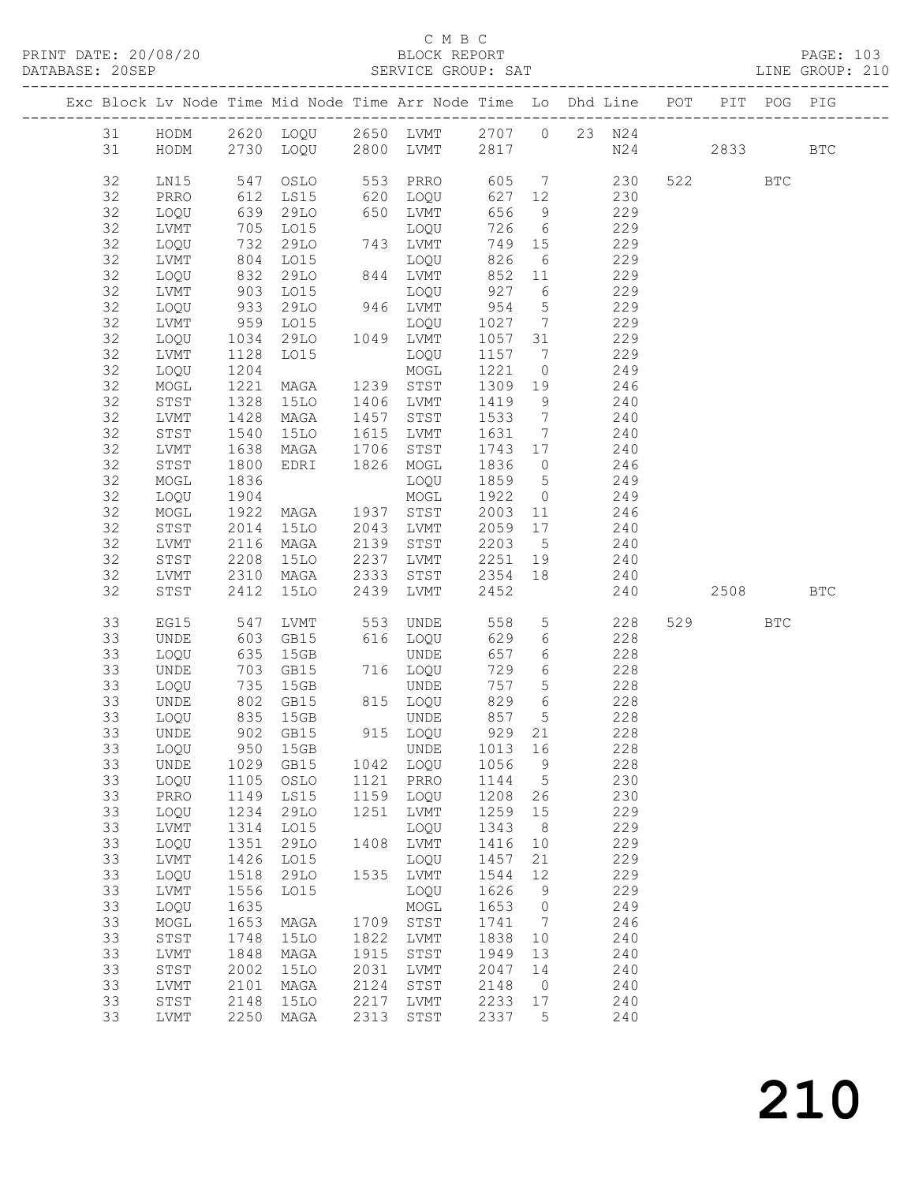C M B C
PRINT DATE: 20/08/20 BLOCK REPORT PAGE: 103
DATABASE: 20SEP SERVICE GROUP: SAT LINE GROUP: 210

| Exc | Block | Lv Node | Time | Mid Node | Time | Arr Node | Time | Lo | Dhd Line | POT | PIT | POG | PIG |
|---|---|---|---|---|---|---|---|---|---|---|---|---|---|
| | 31 | HODM | 2620 | LOQU | 2650 | LVMT | 2707 | 0 | 23 N24 | | | | |
| | 31 | HODM | 2730 | LOQU | 2800 | LVMT | 2817 | | N24 | | 2833 | | BTC |
| | 32 | LN15 | 547 | OSLO | 553 | PRRO | 605 | 7 | 230 | 522 | | BTC | |
| | 32 | PRRO | 612 | LS15 | 620 | LOQU | 627 | 12 | 230 | | | | |
| | 32 | LOQU | 639 | 29LO | 650 | LVMT | 656 | 9 | 229 | | | | |
| | 32 | LVMT | 705 | LO15 | | LOQU | 726 | 6 | 229 | | | | |
| | 32 | LOQU | 732 | 29LO | 743 | LVMT | 749 | 15 | 229 | | | | |
| | 32 | LVMT | 804 | LO15 | | LOQU | 826 | 6 | 229 | | | | |
| | 32 | LOQU | 832 | 29LO | 844 | LVMT | 852 | 11 | 229 | | | | |
| | 32 | LVMT | 903 | LO15 | | LOQU | 927 | 6 | 229 | | | | |
| | 32 | LOQU | 933 | 29LO | 946 | LVMT | 954 | 5 | 229 | | | | |
| | 32 | LVMT | 959 | LO15 | | LOQU | 1027 | 7 | 229 | | | | |
| | 32 | LOQU | 1034 | 29LO | 1049 | LVMT | 1057 | 31 | 229 | | | | |
| | 32 | LVMT | 1128 | LO15 | | LOQU | 1157 | 7 | 229 | | | | |
| | 32 | LOQU | 1204 | | | MOGL | 1221 | 0 | 249 | | | | |
| | 32 | MOGL | 1221 | MAGA | 1239 | STST | 1309 | 19 | 246 | | | | |
| | 32 | STST | 1328 | 15LO | 1406 | LVMT | 1419 | 9 | 240 | | | | |
| | 32 | LVMT | 1428 | MAGA | 1457 | STST | 1533 | 7 | 240 | | | | |
| | 32 | STST | 1540 | 15LO | 1615 | LVMT | 1631 | 7 | 240 | | | | |
| | 32 | LVMT | 1638 | MAGA | 1706 | STST | 1743 | 17 | 240 | | | | |
| | 32 | STST | 1800 | EDRI | 1826 | MOGL | 1836 | 0 | 246 | | | | |
| | 32 | MOGL | 1836 | | | LOQU | 1859 | 5 | 249 | | | | |
| | 32 | LOQU | 1904 | | | MOGL | 1922 | 0 | 249 | | | | |
| | 32 | MOGL | 1922 | MAGA | 1937 | STST | 2003 | 11 | 246 | | | | |
| | 32 | STST | 2014 | 15LO | 2043 | LVMT | 2059 | 17 | 240 | | | | |
| | 32 | LVMT | 2116 | MAGA | 2139 | STST | 2203 | 5 | 240 | | | | |
| | 32 | STST | 2208 | 15LO | 2237 | LVMT | 2251 | 19 | 240 | | | | |
| | 32 | LVMT | 2310 | MAGA | 2333 | STST | 2354 | 18 | 240 | | | | |
| | 32 | STST | 2412 | 15LO | 2439 | LVMT | 2452 | | 240 | | 2508 | | BTC |
| | 33 | EG15 | 547 | LVMT | 553 | UNDE | 558 | 5 | 228 | 529 | | BTC | |
| | 33 | UNDE | 603 | GB15 | 616 | LOQU | 629 | 6 | 228 | | | | |
| | 33 | LOQU | 635 | 15GB | | UNDE | 657 | 6 | 228 | | | | |
| | 33 | UNDE | 703 | GB15 | 716 | LOQU | 729 | 6 | 228 | | | | |
| | 33 | LOQU | 735 | 15GB | | UNDE | 757 | 5 | 228 | | | | |
| | 33 | UNDE | 802 | GB15 | 815 | LOQU | 829 | 6 | 228 | | | | |
| | 33 | LOQU | 835 | 15GB | | UNDE | 857 | 5 | 228 | | | | |
| | 33 | UNDE | 902 | GB15 | 915 | LOQU | 929 | 21 | 228 | | | | |
| | 33 | LOQU | 950 | 15GB | | UNDE | 1013 | 16 | 228 | | | | |
| | 33 | UNDE | 1029 | GB15 | 1042 | LOQU | 1056 | 9 | 228 | | | | |
| | 33 | LOQU | 1105 | OSLO | 1121 | PRRO | 1144 | 5 | 230 | | | | |
| | 33 | PRRO | 1149 | LS15 | 1159 | LOQU | 1208 | 26 | 230 | | | | |
| | 33 | LOQU | 1234 | 29LO | 1251 | LVMT | 1259 | 15 | 229 | | | | |
| | 33 | LVMT | 1314 | LO15 | | LOQU | 1343 | 8 | 229 | | | | |
| | 33 | LOQU | 1351 | 29LO | 1408 | LVMT | 1416 | 10 | 229 | | | | |
| | 33 | LVMT | 1426 | LO15 | | LOQU | 1457 | 21 | 229 | | | | |
| | 33 | LOQU | 1518 | 29LO | 1535 | LVMT | 1544 | 12 | 229 | | | | |
| | 33 | LVMT | 1556 | LO15 | | LOQU | 1626 | 9 | 229 | | | | |
| | 33 | LOQU | 1635 | | | MOGL | 1653 | 0 | 249 | | | | |
| | 33 | MOGL | 1653 | MAGA | 1709 | STST | 1741 | 7 | 246 | | | | |
| | 33 | STST | 1748 | 15LO | 1822 | LVMT | 1838 | 10 | 240 | | | | |
| | 33 | LVMT | 1848 | MAGA | 1915 | STST | 1949 | 13 | 240 | | | | |
| | 33 | STST | 2002 | 15LO | 2031 | LVMT | 2047 | 14 | 240 | | | | |
| | 33 | LVMT | 2101 | MAGA | 2124 | STST | 2148 | 0 | 240 | | | | |
| | 33 | STST | 2148 | 15LO | 2217 | LVMT | 2233 | 17 | 240 | | | | |
| | 33 | LVMT | 2250 | MAGA | 2313 | STST | 2337 | 5 | 240 | | | | |

210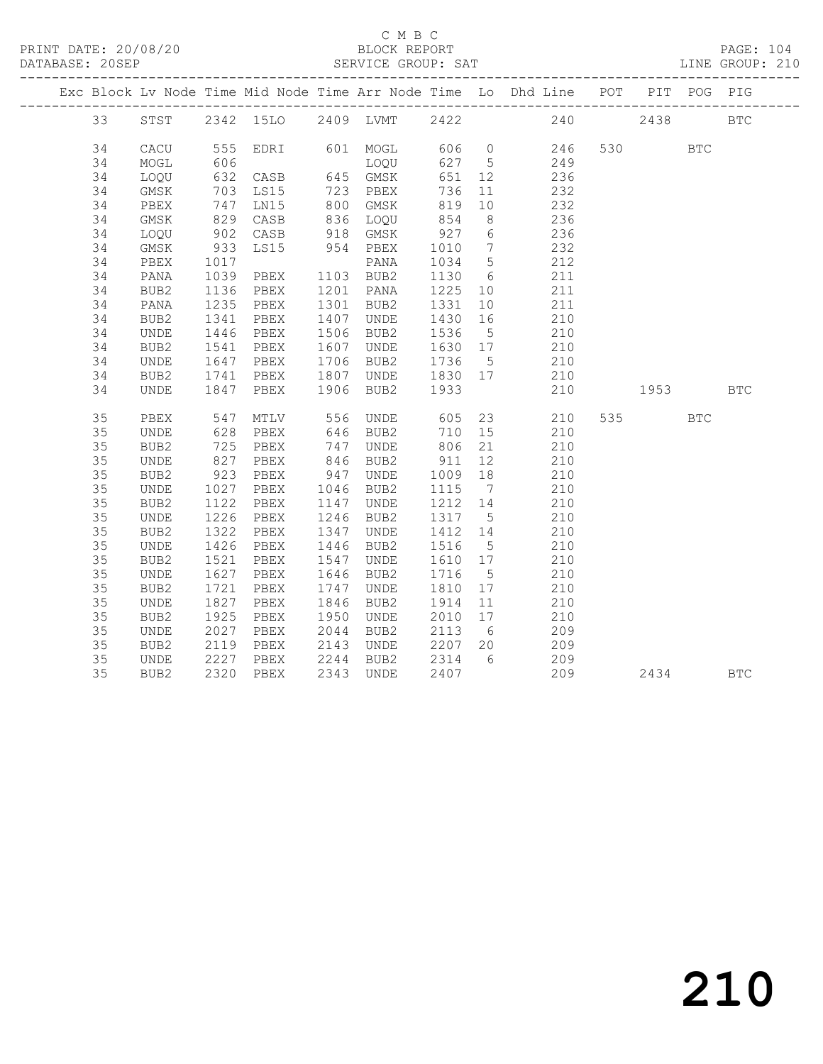C M B C

PRINT DATE: 20/08/20 BLOCK REPORT PAGE: 104
DATABASE: 20SEP SERVICE GROUP: SAT LINE GROUP: 210

| Exc | Block | Lv | Node | Time | Mid Node | Time | Arr Node | Time | Lo | Dhd Line | POT | PIT | POG | PIG |
|---|---|---|---|---|---|---|---|---|---|---|---|---|---|---|
| | 33 | | STST | 2342 | 15LO | 2409 | LVMT | 2422 | | 240 | | 2438 | | BTC |
| | 34 | | CACU | 555 | EDRI | 601 | MOGL | 606 | 0 | 246 | 530 | | BTC | |
| | 34 | | MOGL | 606 | | | LOQU | 627 | 5 | 249 | | | | |
| | 34 | | LOQU | 632 | CASB | 645 | GMSK | 651 | 12 | 236 | | | | |
| | 34 | | GMSK | 703 | LS15 | 723 | PBEX | 736 | 11 | 232 | | | | |
| | 34 | | PBEX | 747 | LN15 | 800 | GMSK | 819 | 10 | 232 | | | | |
| | 34 | | GMSK | 829 | CASB | 836 | LOQU | 854 | 8 | 236 | | | | |
| | 34 | | LOQU | 902 | CASB | 918 | GMSK | 927 | 6 | 236 | | | | |
| | 34 | | GMSK | 933 | LS15 | 954 | PBEX | 1010 | 7 | 232 | | | | |
| | 34 | | PBEX | 1017 | | | PANA | 1034 | 5 | 212 | | | | |
| | 34 | | PANA | 1039 | PBEX | 1103 | BUB2 | 1130 | 6 | 211 | | | | |
| | 34 | | BUB2 | 1136 | PBEX | 1201 | PANA | 1225 | 10 | 211 | | | | |
| | 34 | | PANA | 1235 | PBEX | 1301 | BUB2 | 1331 | 10 | 211 | | | | |
| | 34 | | BUB2 | 1341 | PBEX | 1407 | UNDE | 1430 | 16 | 210 | | | | |
| | 34 | | UNDE | 1446 | PBEX | 1506 | BUB2 | 1536 | 5 | 210 | | | | |
| | 34 | | BUB2 | 1541 | PBEX | 1607 | UNDE | 1630 | 17 | 210 | | | | |
| | 34 | | UNDE | 1647 | PBEX | 1706 | BUB2 | 1736 | 5 | 210 | | | | |
| | 34 | | BUB2 | 1741 | PBEX | 1807 | UNDE | 1830 | 17 | 210 | | | | |
| | 34 | | UNDE | 1847 | PBEX | 1906 | BUB2 | 1933 | | 210 | | 1953 | | BTC |
| | 35 | | PBEX | 547 | MTLV | 556 | UNDE | 605 | 23 | 210 | 535 | | BTC | |
| | 35 | | UNDE | 628 | PBEX | 646 | BUB2 | 710 | 15 | 210 | | | | |
| | 35 | | BUB2 | 725 | PBEX | 747 | UNDE | 806 | 21 | 210 | | | | |
| | 35 | | UNDE | 827 | PBEX | 846 | BUB2 | 911 | 12 | 210 | | | | |
| | 35 | | BUB2 | 923 | PBEX | 947 | UNDE | 1009 | 18 | 210 | | | | |
| | 35 | | UNDE | 1027 | PBEX | 1046 | BUB2 | 1115 | 7 | 210 | | | | |
| | 35 | | BUB2 | 1122 | PBEX | 1147 | UNDE | 1212 | 14 | 210 | | | | |
| | 35 | | UNDE | 1226 | PBEX | 1246 | BUB2 | 1317 | 5 | 210 | | | | |
| | 35 | | BUB2 | 1322 | PBEX | 1347 | UNDE | 1412 | 14 | 210 | | | | |
| | 35 | | UNDE | 1426 | PBEX | 1446 | BUB2 | 1516 | 5 | 210 | | | | |
| | 35 | | BUB2 | 1521 | PBEX | 1547 | UNDE | 1610 | 17 | 210 | | | | |
| | 35 | | UNDE | 1627 | PBEX | 1646 | BUB2 | 1716 | 5 | 210 | | | | |
| | 35 | | BUB2 | 1721 | PBEX | 1747 | UNDE | 1810 | 17 | 210 | | | | |
| | 35 | | UNDE | 1827 | PBEX | 1846 | BUB2 | 1914 | 11 | 210 | | | | |
| | 35 | | BUB2 | 1925 | PBEX | 1950 | UNDE | 2010 | 17 | 210 | | | | |
| | 35 | | UNDE | 2027 | PBEX | 2044 | BUB2 | 2113 | 6 | 209 | | | | |
| | 35 | | BUB2 | 2119 | PBEX | 2143 | UNDE | 2207 | 20 | 209 | | | | |
| | 35 | | UNDE | 2227 | PBEX | 2244 | BUB2 | 2314 | 6 | 209 | | | | |
| | 35 | | BUB2 | 2320 | PBEX | 2343 | UNDE | 2407 | | 209 | | 2434 | | BTC |

210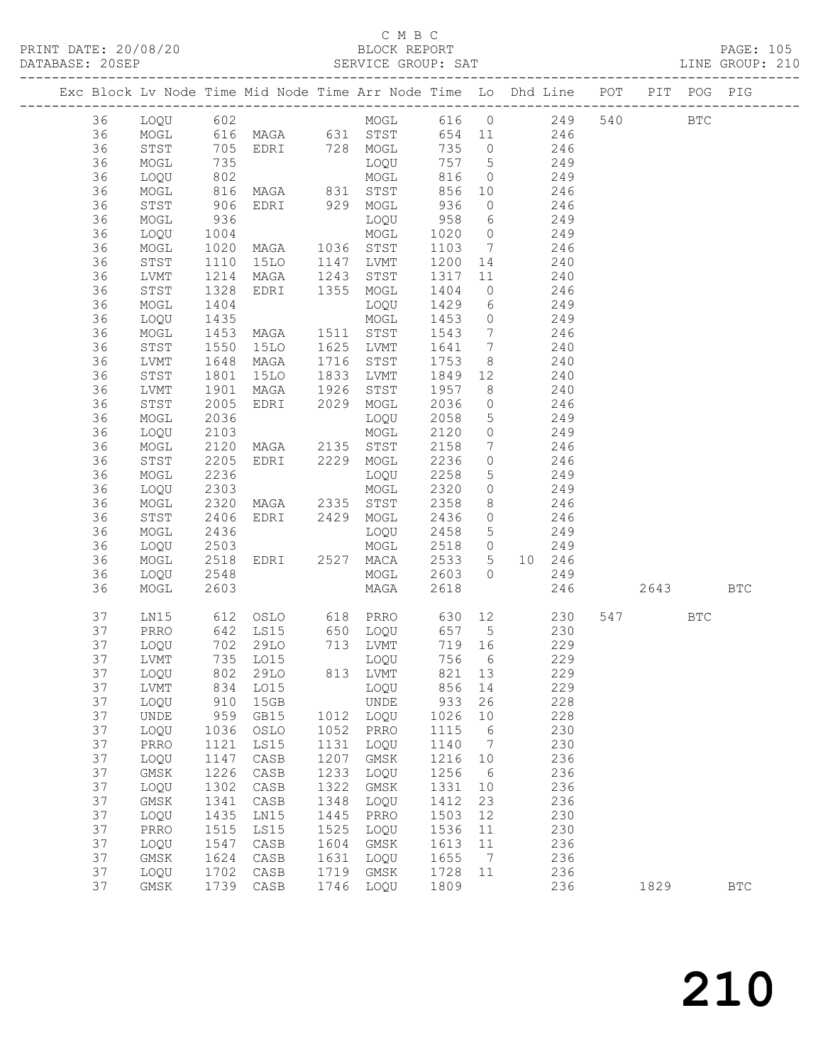C M B C

PRINT DATE: 20/08/20 BLOCK REPORT PAGE: 105
DATABASE: 20SEP SERVICE GROUP: SAT LINE GROUP: 210

| Exc | Block | Lv | Node | Time | Mid Node | Time | Arr Node | Time | Lo | Dhd Line | POT | PIT | POG | PIG |
|---|---|---|---|---|---|---|---|---|---|---|---|---|---|---|
| | 36 | | LOQU | 602 | | | MOGL | 616 | 0 | 249 | 540 | | BTC | |
| | 36 | | MOGL | 616 | MAGA | 631 | STST | 654 | 11 | 246 | | | | |
| | 36 | | STST | 705 | EDRI | 728 | MOGL | 735 | 0 | 246 | | | | |
| | 36 | | MOGL | 735 | | | LOQU | 757 | 5 | 249 | | | | |
| | 36 | | LOQU | 802 | | | MOGL | 816 | 0 | 249 | | | | |
| | 36 | | MOGL | 816 | MAGA | 831 | STST | 856 | 10 | 246 | | | | |
| | 36 | | STST | 906 | EDRI | 929 | MOGL | 936 | 0 | 246 | | | | |
| | 36 | | MOGL | 936 | | | LOQU | 958 | 6 | 249 | | | | |
| | 36 | | LOQU | 1004 | | | MOGL | 1020 | 0 | 249 | | | | |
| | 36 | | MOGL | 1020 | MAGA | 1036 | STST | 1103 | 7 | 246 | | | | |
| | 36 | | STST | 1110 | 15LO | 1147 | LVMT | 1200 | 14 | 240 | | | | |
| | 36 | | LVMT | 1214 | MAGA | 1243 | STST | 1317 | 11 | 240 | | | | |
| | 36 | | STST | 1328 | EDRI | 1355 | MOGL | 1404 | 0 | 246 | | | | |
| | 36 | | MOGL | 1404 | | | LOQU | 1429 | 6 | 249 | | | | |
| | 36 | | LOQU | 1435 | | | MOGL | 1453 | 0 | 249 | | | | |
| | 36 | | MOGL | 1453 | MAGA | 1511 | STST | 1543 | 7 | 246 | | | | |
| | 36 | | STST | 1550 | 15LO | 1625 | LVMT | 1641 | 7 | 240 | | | | |
| | 36 | | LVMT | 1648 | MAGA | 1716 | STST | 1753 | 8 | 240 | | | | |
| | 36 | | STST | 1801 | 15LO | 1833 | LVMT | 1849 | 12 | 240 | | | | |
| | 36 | | LVMT | 1901 | MAGA | 1926 | STST | 1957 | 8 | 240 | | | | |
| | 36 | | STST | 2005 | EDRI | 2029 | MOGL | 2036 | 0 | 246 | | | | |
| | 36 | | MOGL | 2036 | | | LOQU | 2058 | 5 | 249 | | | | |
| | 36 | | LOQU | 2103 | | | MOGL | 2120 | 0 | 249 | | | | |
| | 36 | | MOGL | 2120 | MAGA | 2135 | STST | 2158 | 7 | 246 | | | | |
| | 36 | | STST | 2205 | EDRI | 2229 | MOGL | 2236 | 0 | 246 | | | | |
| | 36 | | MOGL | 2236 | | | LOQU | 2258 | 5 | 249 | | | | |
| | 36 | | LOQU | 2303 | | | MOGL | 2320 | 0 | 249 | | | | |
| | 36 | | MOGL | 2320 | MAGA | 2335 | STST | 2358 | 8 | 246 | | | | |
| | 36 | | STST | 2406 | EDRI | 2429 | MOGL | 2436 | 0 | 246 | | | | |
| | 36 | | MOGL | 2436 | | | LOQU | 2458 | 5 | 249 | | | | |
| | 36 | | LOQU | 2503 | | | MOGL | 2518 | 0 | 249 | | | | |
| | 36 | | MOGL | 2518 | EDRI | 2527 | MACA | 2533 | 5 | 10 246 | | | | |
| | 36 | | LOQU | 2548 | | | MOGL | 2603 | 0 | 249 | | | | |
| | 36 | | MOGL | 2603 | | | MAGA | 2618 | | 246 | | 2643 | | BTC |
| | 37 | | LN15 | 612 | OSLO | 618 | PRRO | 630 | 12 | 230 | 547 | | BTC | |
| | 37 | | PRRO | 642 | LS15 | 650 | LOQU | 657 | 5 | 230 | | | | |
| | 37 | | LOQU | 702 | 29LO | 713 | LVMT | 719 | 16 | 229 | | | | |
| | 37 | | LVMT | 735 | LO15 | | LOQU | 756 | 6 | 229 | | | | |
| | 37 | | LOQU | 802 | 29LO | 813 | LVMT | 821 | 13 | 229 | | | | |
| | 37 | | LVMT | 834 | LO15 | | LOQU | 856 | 14 | 229 | | | | |
| | 37 | | LOQU | 910 | 15GB | | UNDE | 933 | 26 | 228 | | | | |
| | 37 | | UNDE | 959 | GB15 | 1012 | LOQU | 1026 | 10 | 228 | | | | |
| | 37 | | LOQU | 1036 | OSLO | 1052 | PRRO | 1115 | 6 | 230 | | | | |
| | 37 | | PRRO | 1121 | LS15 | 1131 | LOQU | 1140 | 7 | 230 | | | | |
| | 37 | | LOQU | 1147 | CASB | 1207 | GMSK | 1216 | 10 | 236 | | | | |
| | 37 | | GMSK | 1226 | CASB | 1233 | LOQU | 1256 | 6 | 236 | | | | |
| | 37 | | LOQU | 1302 | CASB | 1322 | GMSK | 1331 | 10 | 236 | | | | |
| | 37 | | GMSK | 1341 | CASB | 1348 | LOQU | 1412 | 23 | 236 | | | | |
| | 37 | | LOQU | 1435 | LN15 | 1445 | PRRO | 1503 | 12 | 230 | | | | |
| | 37 | | PRRO | 1515 | LS15 | 1525 | LOQU | 1536 | 11 | 230 | | | | |
| | 37 | | LOQU | 1547 | CASB | 1604 | GMSK | 1613 | 11 | 236 | | | | |
| | 37 | | GMSK | 1624 | CASB | 1631 | LOQU | 1655 | 7 | 236 | | | | |
| | 37 | | LOQU | 1702 | CASB | 1719 | GMSK | 1728 | 11 | 236 | | | | |
| | 37 | | GMSK | 1739 | CASB | 1746 | LOQU | 1809 | | 236 | | 1829 | | BTC |

210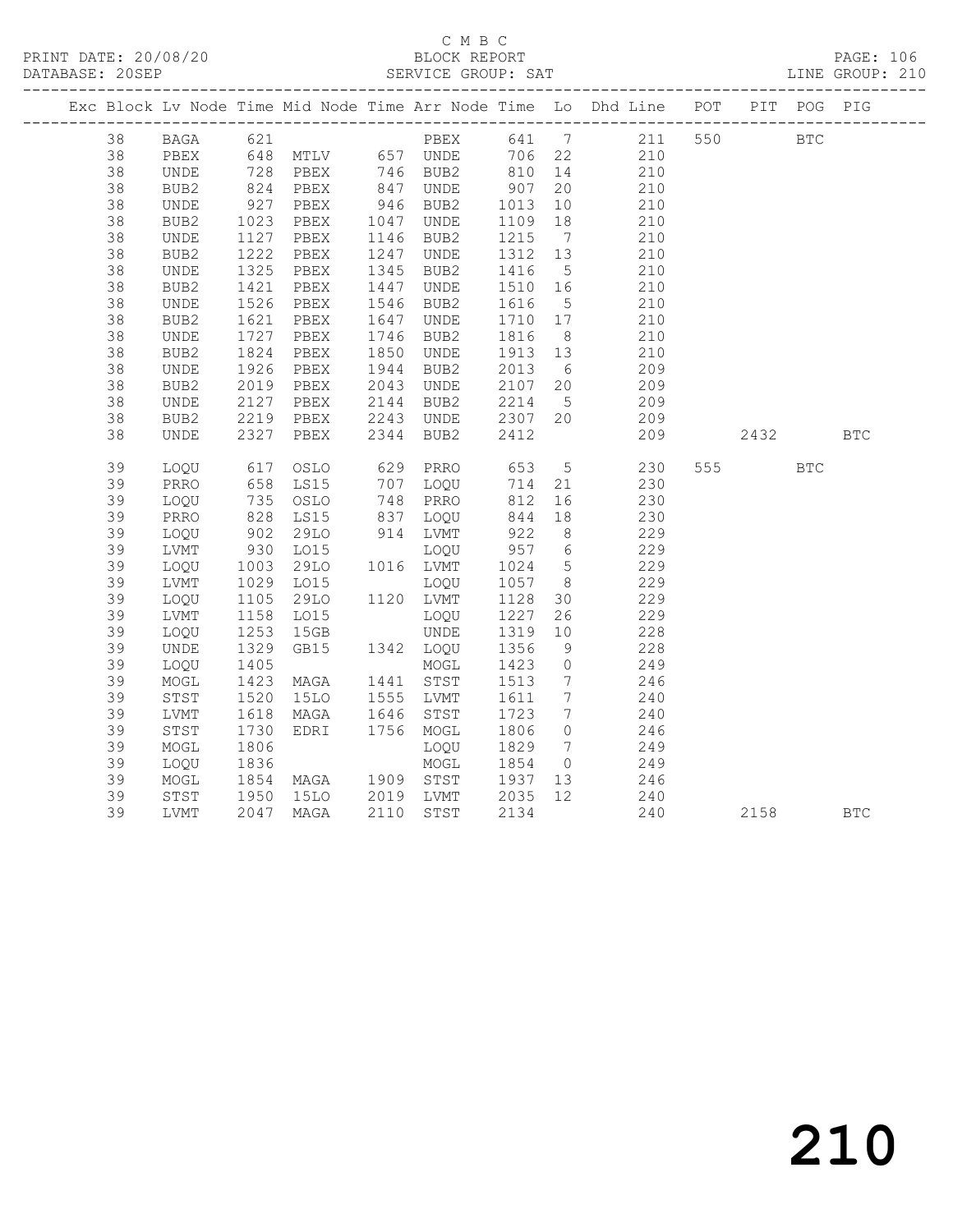C M B C

PRINT DATE: 20/08/20 BLOCK REPORT PAGE: 106
DATABASE: 20SEP SERVICE GROUP: SAT LINE GROUP: 210

| Exc | Block | Lv | Node | Time | Mid Node | Time | Arr Node | Time | Lo | Dhd Line | POT | PIT | POG | PIG |
|---|---|---|---|---|---|---|---|---|---|---|---|---|---|---|
| | 38 | | BAGA | 621 | | | PBEX | 641 | 7 | 211 | 550 | | BTC | |
| | 38 | | PBEX | 648 | MTLV | 657 | UNDE | 706 | 22 | 210 | | | | |
| | 38 | | UNDE | 728 | PBEX | 746 | BUB2 | 810 | 14 | 210 | | | | |
| | 38 | | BUB2 | 824 | PBEX | 847 | UNDE | 907 | 20 | 210 | | | | |
| | 38 | | UNDE | 927 | PBEX | 946 | BUB2 | 1013 | 10 | 210 | | | | |
| | 38 | | BUB2 | 1023 | PBEX | 1047 | UNDE | 1109 | 18 | 210 | | | | |
| | 38 | | UNDE | 1127 | PBEX | 1146 | BUB2 | 1215 | 7 | 210 | | | | |
| | 38 | | BUB2 | 1222 | PBEX | 1247 | UNDE | 1312 | 13 | 210 | | | | |
| | 38 | | UNDE | 1325 | PBEX | 1345 | BUB2 | 1416 | 5 | 210 | | | | |
| | 38 | | BUB2 | 1421 | PBEX | 1447 | UNDE | 1510 | 16 | 210 | | | | |
| | 38 | | UNDE | 1526 | PBEX | 1546 | BUB2 | 1616 | 5 | 210 | | | | |
| | 38 | | BUB2 | 1621 | PBEX | 1647 | UNDE | 1710 | 17 | 210 | | | | |
| | 38 | | UNDE | 1727 | PBEX | 1746 | BUB2 | 1816 | 8 | 210 | | | | |
| | 38 | | BUB2 | 1824 | PBEX | 1850 | UNDE | 1913 | 13 | 210 | | | | |
| | 38 | | UNDE | 1926 | PBEX | 1944 | BUB2 | 2013 | 6 | 209 | | | | |
| | 38 | | BUB2 | 2019 | PBEX | 2043 | UNDE | 2107 | 20 | 209 | | | | |
| | 38 | | UNDE | 2127 | PBEX | 2144 | BUB2 | 2214 | 5 | 209 | | | | |
| | 38 | | BUB2 | 2219 | PBEX | 2243 | UNDE | 2307 | 20 | 209 | | | | |
| | 38 | | UNDE | 2327 | PBEX | 2344 | BUB2 | 2412 | | 209 | | 2432 | | BTC |
| | 39 | | LOQU | 617 | OSLO | 629 | PRRO | 653 | 5 | 230 | 555 | | BTC | |
| | 39 | | PRRO | 658 | LS15 | 707 | LOQU | 714 | 21 | 230 | | | | |
| | 39 | | LOQU | 735 | OSLO | 748 | PRRO | 812 | 16 | 230 | | | | |
| | 39 | | PRRO | 828 | LS15 | 837 | LOQU | 844 | 18 | 230 | | | | |
| | 39 | | LOQU | 902 | 29LO | 914 | LVMT | 922 | 8 | 229 | | | | |
| | 39 | | LVMT | 930 | LO15 | | LOQU | 957 | 6 | 229 | | | | |
| | 39 | | LOQU | 1003 | 29LO | 1016 | LVMT | 1024 | 5 | 229 | | | | |
| | 39 | | LVMT | 1029 | LO15 | | LOQU | 1057 | 8 | 229 | | | | |
| | 39 | | LOQU | 1105 | 29LO | 1120 | LVMT | 1128 | 30 | 229 | | | | |
| | 39 | | LVMT | 1158 | LO15 | | LOQU | 1227 | 26 | 229 | | | | |
| | 39 | | LOQU | 1253 | 15GB | | UNDE | 1319 | 10 | 228 | | | | |
| | 39 | | UNDE | 1329 | GB15 | 1342 | LOQU | 1356 | 9 | 228 | | | | |
| | 39 | | LOQU | 1405 | | | MOGL | 1423 | 0 | 249 | | | | |
| | 39 | | MOGL | 1423 | MAGA | 1441 | STST | 1513 | 7 | 246 | | | | |
| | 39 | | STST | 1520 | 15LO | 1555 | LVMT | 1611 | 7 | 240 | | | | |
| | 39 | | LVMT | 1618 | MAGA | 1646 | STST | 1723 | 7 | 240 | | | | |
| | 39 | | STST | 1730 | EDRI | 1756 | MOGL | 1806 | 0 | 246 | | | | |
| | 39 | | MOGL | 1806 | | | LOQU | 1829 | 7 | 249 | | | | |
| | 39 | | LOQU | 1836 | | | MOGL | 1854 | 0 | 249 | | | | |
| | 39 | | MOGL | 1854 | MAGA | 1909 | STST | 1937 | 13 | 246 | | | | |
| | 39 | | STST | 1950 | 15LO | 2019 | LVMT | 2035 | 12 | 240 | | | | |
| | 39 | | LVMT | 2047 | MAGA | 2110 | STST | 2134 | | 240 | | 2158 | | BTC |

210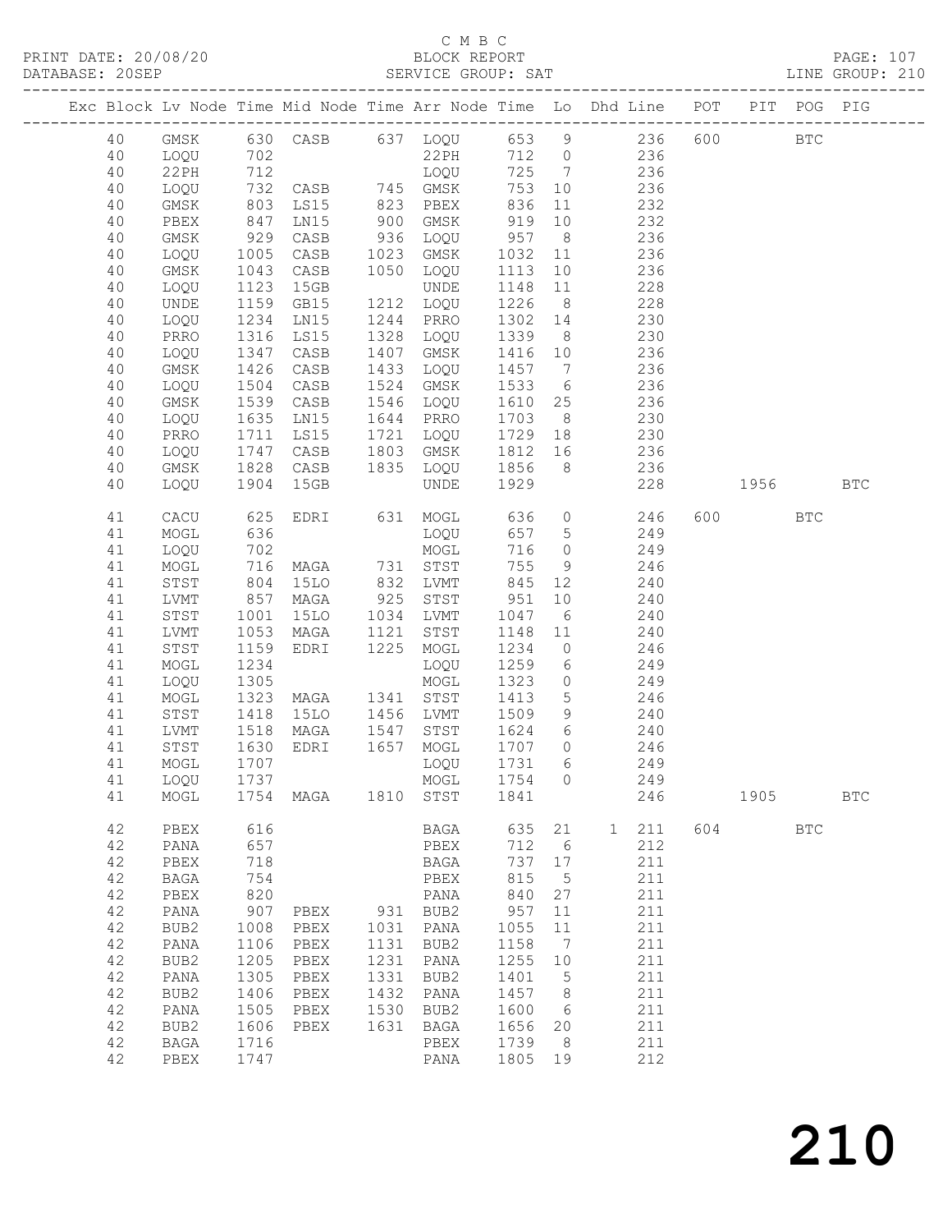C M B C

BLOCK REPORT

SERVICE GROUP: SAT

LINE GROUP: 210

| Exc | Block | Lv | Node | Time | Mid | Node | Time | Arr | Node | Time | Lo | Dhd | Line | POT | PIT | POG | PIG |
|---|---|---|---|---|---|---|---|---|---|---|---|---|---|---|---|---|---|
| | 40 | | GMSK | 630 | CASB | | 637 | LOQU | | 653 | 9 | | 236 | 600 | | BTC | |
| | 40 | | LOQU | 702 | | | | 22PH | | 712 | 0 | | 236 | | | | |
| | 40 | | 22PH | 712 | | | | LOQU | | 725 | 7 | | 236 | | | | |
| | 40 | | LOQU | 732 | CASB | | 745 | GMSK | | 753 | 10 | | 236 | | | | |
| | 40 | | GMSK | 803 | LS15 | | 823 | PBEX | | 836 | 11 | | 232 | | | | |
| | 40 | | PBEX | 847 | LN15 | | 900 | GMSK | | 919 | 10 | | 232 | | | | |
| | 40 | | GMSK | 929 | CASB | | 936 | LOQU | | 957 | 8 | | 236 | | | | |
| | 40 | | LOQU | 1005 | CASB | | 1023 | GMSK | | 1032 | 11 | | 236 | | | | |
| | 40 | | GMSK | 1043 | CASB | | 1050 | LOQU | | 1113 | 10 | | 236 | | | | |
| | 40 | | LOQU | 1123 | 15GB | | | UNDE | | 1148 | 11 | | 228 | | | | |
| | 40 | | UNDE | 1159 | GB15 | | 1212 | LOQU | | 1226 | 8 | | 228 | | | | |
| | 40 | | LOQU | 1234 | LN15 | | 1244 | PRRO | | 1302 | 14 | | 230 | | | | |
| | 40 | | PRRO | 1316 | LS15 | | 1328 | LOQU | | 1339 | 8 | | 230 | | | | |
| | 40 | | LOQU | 1347 | CASB | | 1407 | GMSK | | 1416 | 10 | | 236 | | | | |
| | 40 | | GMSK | 1426 | CASB | | 1433 | LOQU | | 1457 | 7 | | 236 | | | | |
| | 40 | | LOQU | 1504 | CASB | | 1524 | GMSK | | 1533 | 6 | | 236 | | | | |
| | 40 | | GMSK | 1539 | CASB | | 1546 | LOQU | | 1610 | 25 | | 236 | | | | |
| | 40 | | LOQU | 1635 | LN15 | | 1644 | PRRO | | 1703 | 8 | | 230 | | | | |
| | 40 | | PRRO | 1711 | LS15 | | 1721 | LOQU | | 1729 | 18 | | 230 | | | | |
| | 40 | | LOQU | 1747 | CASB | | 1803 | GMSK | | 1812 | 16 | | 236 | | | | |
| | 40 | | GMSK | 1828 | CASB | | 1835 | LOQU | | 1856 | 8 | | 236 | | | | |
| | 40 | | LOQU | 1904 | 15GB | | | UNDE | | 1929 | | | 228 | | 1956 | | BTC |
| | 41 | | CACU | 625 | EDRI | | 631 | MOGL | | 636 | 0 | | 246 | 600 | | BTC | |
| | 41 | | MOGL | 636 | | | | LOQU | | 657 | 5 | | 249 | | | | |
| | 41 | | LOQU | 702 | | | | MOGL | | 716 | 0 | | 249 | | | | |
| | 41 | | MOGL | 716 | MAGA | | 731 | STST | | 755 | 9 | | 246 | | | | |
| | 41 | | STST | 804 | 15LO | | 832 | LVMT | | 845 | 12 | | 240 | | | | |
| | 41 | | LVMT | 857 | MAGA | | 925 | STST | | 951 | 10 | | 240 | | | | |
| | 41 | | STST | 1001 | 15LO | | 1034 | LVMT | | 1047 | 6 | | 240 | | | | |
| | 41 | | LVMT | 1053 | MAGA | | 1121 | STST | | 1148 | 11 | | 240 | | | | |
| | 41 | | STST | 1159 | EDRI | | 1225 | MOGL | | 1234 | 0 | | 246 | | | | |
| | 41 | | MOGL | 1234 | | | | LOQU | | 1259 | 6 | | 249 | | | | |
| | 41 | | LOQU | 1305 | | | | MOGL | | 1323 | 0 | | 249 | | | | |
| | 41 | | MOGL | 1323 | MAGA | | 1341 | STST | | 1413 | 5 | | 246 | | | | |
| | 41 | | STST | 1418 | 15LO | | 1456 | LVMT | | 1509 | 9 | | 240 | | | | |
| | 41 | | LVMT | 1518 | MAGA | | 1547 | STST | | 1624 | 6 | | 240 | | | | |
| | 41 | | STST | 1630 | EDRI | | 1657 | MOGL | | 1707 | 0 | | 246 | | | | |
| | 41 | | MOGL | 1707 | | | | LOQU | | 1731 | 6 | | 249 | | | | |
| | 41 | | LOQU | 1737 | | | | MOGL | | 1754 | 0 | | 249 | | | | |
| | 41 | | MOGL | 1754 | MAGA | | 1810 | STST | | 1841 | | | 246 | | 1905 | | BTC |
| | 42 | | PBEX | 616 | | | | BAGA | | 635 | 21 | 1 | 211 | 604 | | BTC | |
| | 42 | | PANA | 657 | | | | PBEX | | 712 | 6 | | 212 | | | | |
| | 42 | | PBEX | 718 | | | | BAGA | | 737 | 17 | | 211 | | | | |
| | 42 | | BAGA | 754 | | | | PBEX | | 815 | 5 | | 211 | | | | |
| | 42 | | PBEX | 820 | | | | PANA | | 840 | 27 | | 211 | | | | |
| | 42 | | PANA | 907 | PBEX | | 931 | BUB2 | | 957 | 11 | | 211 | | | | |
| | 42 | | BUB2 | 1008 | PBEX | | 1031 | PANA | | 1055 | 11 | | 211 | | | | |
| | 42 | | PANA | 1106 | PBEX | | 1131 | BUB2 | | 1158 | 7 | | 211 | | | | |
| | 42 | | BUB2 | 1205 | PBEX | | 1231 | PANA | | 1255 | 10 | | 211 | | | | |
| | 42 | | PANA | 1305 | PBEX | | 1331 | BUB2 | | 1401 | 5 | | 211 | | | | |
| | 42 | | BUB2 | 1406 | PBEX | | 1432 | PANA | | 1457 | 8 | | 211 | | | | |
| | 42 | | PANA | 1505 | PBEX | | 1530 | BUB2 | | 1600 | 6 | | 211 | | | | |
| | 42 | | BUB2 | 1606 | PBEX | | 1631 | BAGA | | 1656 | 20 | | 211 | | | | |
| | 42 | | BAGA | 1716 | | | | PBEX | | 1739 | 8 | | 211 | | | | |
| | 42 | | PBEX | 1747 | | | | PANA | | 1805 | 19 | | 212 | | | | |

210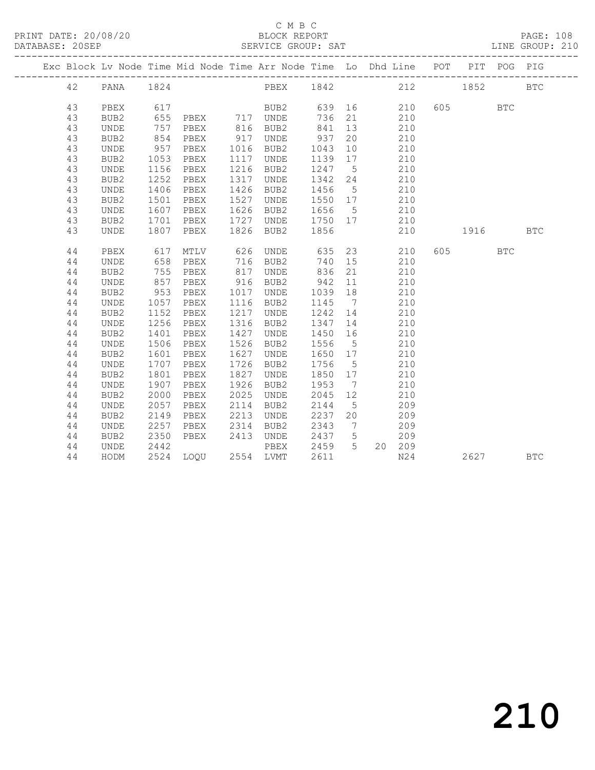C M B C

BLOCK REPORT

SERVICE GROUP: SAT

| Exc | Block | Lv | Node | Time | Mid Node | Time | Arr Node | Time | Lo | Dhd | Line | POT | PIT | POG | PIG |
|---|---|---|---|---|---|---|---|---|---|---|---|---|---|---|---|
| | 42 | | PANA | 1824 | | | PBEX | 1842 | | | 212 | | 1852 | | BTC |
| | 43 | | PBEX | 617 | | | BUB2 | 639 | 16 | | 210 | 605 | | BTC | |
| | 43 | | BUB2 | 655 | PBEX | 717 | UNDE | 736 | 21 | | 210 | | | | |
| | 43 | | UNDE | 757 | PBEX | 816 | BUB2 | 841 | 13 | | 210 | | | | |
| | 43 | | BUB2 | 854 | PBEX | 917 | UNDE | 937 | 20 | | 210 | | | | |
| | 43 | | UNDE | 957 | PBEX | 1016 | BUB2 | 1043 | 10 | | 210 | | | | |
| | 43 | | BUB2 | 1053 | PBEX | 1117 | UNDE | 1139 | 17 | | 210 | | | | |
| | 43 | | UNDE | 1156 | PBEX | 1216 | BUB2 | 1247 | 5 | | 210 | | | | |
| | 43 | | BUB2 | 1252 | PBEX | 1317 | UNDE | 1342 | 24 | | 210 | | | | |
| | 43 | | UNDE | 1406 | PBEX | 1426 | BUB2 | 1456 | 5 | | 210 | | | | |
| | 43 | | BUB2 | 1501 | PBEX | 1527 | UNDE | 1550 | 17 | | 210 | | | | |
| | 43 | | UNDE | 1607 | PBEX | 1626 | BUB2 | 1656 | 5 | | 210 | | | | |
| | 43 | | BUB2 | 1701 | PBEX | 1727 | UNDE | 1750 | 17 | | 210 | | | | |
| | 43 | | UNDE | 1807 | PBEX | 1826 | BUB2 | 1856 | | | 210 | | 1916 | | BTC |
| | 44 | | PBEX | 617 | MTLV | 626 | UNDE | 635 | 23 | | 210 | 605 | | BTC | |
| | 44 | | UNDE | 658 | PBEX | 716 | BUB2 | 740 | 15 | | 210 | | | | |
| | 44 | | BUB2 | 755 | PBEX | 817 | UNDE | 836 | 21 | | 210 | | | | |
| | 44 | | UNDE | 857 | PBEX | 916 | BUB2 | 942 | 11 | | 210 | | | | |
| | 44 | | BUB2 | 953 | PBEX | 1017 | UNDE | 1039 | 18 | | 210 | | | | |
| | 44 | | UNDE | 1057 | PBEX | 1116 | BUB2 | 1145 | 7 | | 210 | | | | |
| | 44 | | BUB2 | 1152 | PBEX | 1217 | UNDE | 1242 | 14 | | 210 | | | | |
| | 44 | | UNDE | 1256 | PBEX | 1316 | BUB2 | 1347 | 14 | | 210 | | | | |
| | 44 | | BUB2 | 1401 | PBEX | 1427 | UNDE | 1450 | 16 | | 210 | | | | |
| | 44 | | UNDE | 1506 | PBEX | 1526 | BUB2 | 1556 | 5 | | 210 | | | | |
| | 44 | | BUB2 | 1601 | PBEX | 1627 | UNDE | 1650 | 17 | | 210 | | | | |
| | 44 | | UNDE | 1707 | PBEX | 1726 | BUB2 | 1756 | 5 | | 210 | | | | |
| | 44 | | BUB2 | 1801 | PBEX | 1827 | UNDE | 1850 | 17 | | 210 | | | | |
| | 44 | | UNDE | 1907 | PBEX | 1926 | BUB2 | 1953 | 7 | | 210 | | | | |
| | 44 | | BUB2 | 2000 | PBEX | 2025 | UNDE | 2045 | 12 | | 210 | | | | |
| | 44 | | UNDE | 2057 | PBEX | 2114 | BUB2 | 2144 | 5 | | 209 | | | | |
| | 44 | | BUB2 | 2149 | PBEX | 2213 | UNDE | 2237 | 20 | | 209 | | | | |
| | 44 | | UNDE | 2257 | PBEX | 2314 | BUB2 | 2343 | 7 | | 209 | | | | |
| | 44 | | BUB2 | 2350 | PBEX | 2413 | UNDE | 2437 | 5 | | 209 | | | | |
| | 44 | | UNDE | 2442 | | | PBEX | 2459 | 5 | 20 | 209 | | | | |
| | 44 | | HODM | 2524 | LOQU | 2554 | LVMT | 2611 | | | N24 | | 2627 | | BTC |

210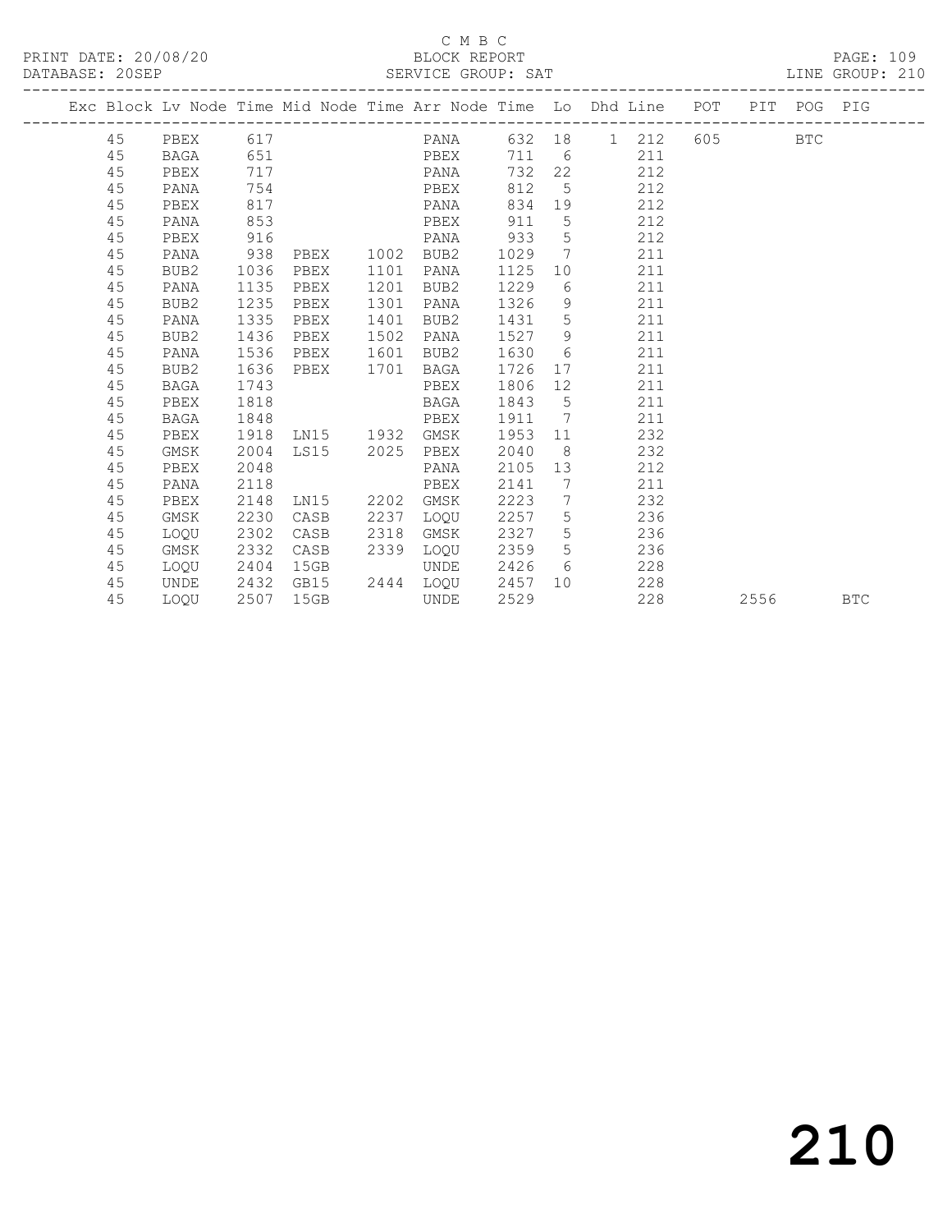C M B C

PRINT DATE: 20/08/20 BLOCK REPORT

DATABASE: 20SEP SERVICE GROUP: SAT LINE GROUP: 210

| Exc | Block | Lv | Node | Time | Mid Node | Time | Arr Node | Time | Lo | Dhd | Line | POT | PIT | POG | PIG |
|---|---|---|---|---|---|---|---|---|---|---|---|---|---|---|---|
| | 45 | | PBEX | 617 | | | PANA | 632 | 18 | 1 | 212 | 605 | | BTC | |
| | 45 | | BAGA | 651 | | | PBEX | 711 | 6 | | 211 | | | | |
| | 45 | | PBEX | 717 | | | PANA | 732 | 22 | | 212 | | | | |
| | 45 | | PANA | 754 | | | PBEX | 812 | 5 | | 212 | | | | |
| | 45 | | PBEX | 817 | | | PANA | 834 | 19 | | 212 | | | | |
| | 45 | | PANA | 853 | | | PBEX | 911 | 5 | | 212 | | | | |
| | 45 | | PBEX | 916 | | | PANA | 933 | 5 | | 212 | | | | |
| | 45 | | PANA | 938 | PBEX | 1002 | BUB2 | 1029 | 7 | | 211 | | | | |
| | 45 | | BUB2 | 1036 | PBEX | 1101 | PANA | 1125 | 10 | | 211 | | | | |
| | 45 | | PANA | 1135 | PBEX | 1201 | BUB2 | 1229 | 6 | | 211 | | | | |
| | 45 | | BUB2 | 1235 | PBEX | 1301 | PANA | 1326 | 9 | | 211 | | | | |
| | 45 | | PANA | 1335 | PBEX | 1401 | BUB2 | 1431 | 5 | | 211 | | | | |
| | 45 | | BUB2 | 1436 | PBEX | 1502 | PANA | 1527 | 9 | | 211 | | | | |
| | 45 | | PANA | 1536 | PBEX | 1601 | BUB2 | 1630 | 6 | | 211 | | | | |
| | 45 | | BUB2 | 1636 | PBEX | 1701 | BAGA | 1726 | 17 | | 211 | | | | |
| | 45 | | BAGA | 1743 | | | PBEX | 1806 | 12 | | 211 | | | | |
| | 45 | | PBEX | 1818 | | | BAGA | 1843 | 5 | | 211 | | | | |
| | 45 | | BAGA | 1848 | | | PBEX | 1911 | 7 | | 211 | | | | |
| | 45 | | PBEX | 1918 | LN15 | 1932 | GMSK | 1953 | 11 | | 232 | | | | |
| | 45 | | GMSK | 2004 | LS15 | 2025 | PBEX | 2040 | 8 | | 232 | | | | |
| | 45 | | PBEX | 2048 | | | PANA | 2105 | 13 | | 212 | | | | |
| | 45 | | PANA | 2118 | | | PBEX | 2141 | 7 | | 211 | | | | |
| | 45 | | PBEX | 2148 | LN15 | 2202 | GMSK | 2223 | 7 | | 232 | | | | |
| | 45 | | GMSK | 2230 | CASB | 2237 | LOQU | 2257 | 5 | | 236 | | | | |
| | 45 | | LOQU | 2302 | CASB | 2318 | GMSK | 2327 | 5 | | 236 | | | | |
| | 45 | | GMSK | 2332 | CASB | 2339 | LOQU | 2359 | 5 | | 236 | | | | |
| | 45 | | LOQU | 2404 | 15GB | | UNDE | 2426 | 6 | | 228 | | | | |
| | 45 | | UNDE | 2432 | GB15 | 2444 | LOQU | 2457 | 10 | | 228 | | | | |
| | 45 | | LOQU | 2507 | 15GB | | UNDE | 2529 | | | 228 | | 2556 | | BTC |

210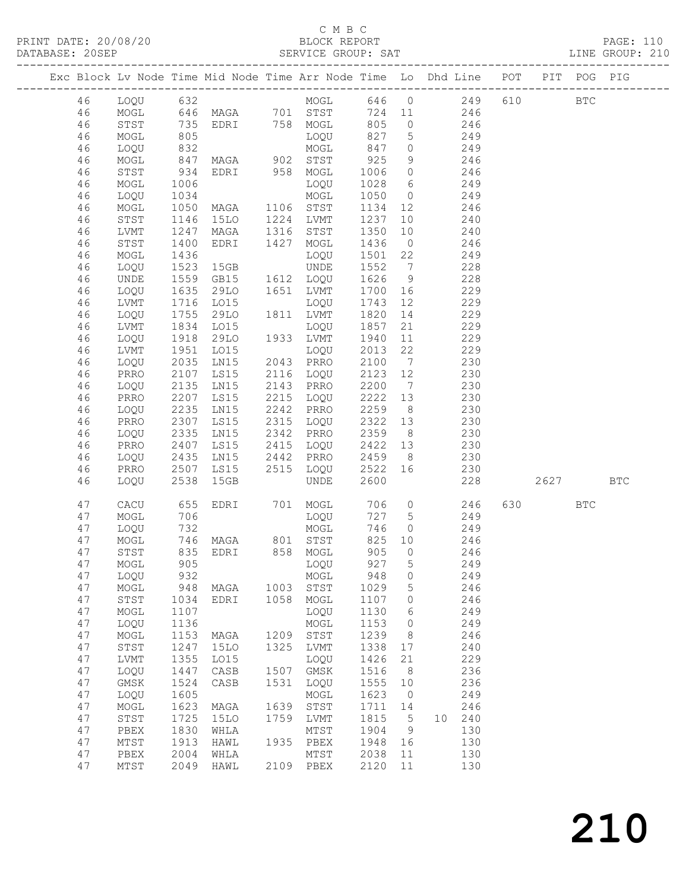C M B C

PRINT DATE: 20/08/20 BLOCK REPORT PAGE: 110
DATABASE: 20SEP SERVICE GROUP: SAT LINE GROUP: 210

| Exc | Block | Lv | Node | Time | Mid Node | Time | Arr Node | Time | Lo | Dhd Line | POT | PIT | POG | PIG |
|---|---|---|---|---|---|---|---|---|---|---|---|---|---|---|
| | 46 | | LOQU | 632 | | | MOGL | 646 | 0 | 249 | 610 | | BTC | |
| | 46 | | MOGL | 646 | MAGA | 701 | STST | 724 | 11 | 246 | | | | |
| | 46 | | STST | 735 | EDRI | 758 | MOGL | 805 | 0 | 246 | | | | |
| | 46 | | MOGL | 805 | | | LOQU | 827 | 5 | 249 | | | | |
| | 46 | | LOQU | 832 | | | MOGL | 847 | 0 | 249 | | | | |
| | 46 | | MOGL | 847 | MAGA | 902 | STST | 925 | 9 | 246 | | | | |
| | 46 | | STST | 934 | EDRI | 958 | MOGL | 1006 | 0 | 246 | | | | |
| | 46 | | MOGL | 1006 | | | LOQU | 1028 | 6 | 249 | | | | |
| | 46 | | LOQU | 1034 | | | MOGL | 1050 | 0 | 249 | | | | |
| | 46 | | MOGL | 1050 | MAGA | 1106 | STST | 1134 | 12 | 246 | | | | |
| | 46 | | STST | 1146 | 15LO | 1224 | LVMT | 1237 | 10 | 240 | | | | |
| | 46 | | LVMT | 1247 | MAGA | 1316 | STST | 1350 | 10 | 240 | | | | |
| | 46 | | STST | 1400 | EDRI | 1427 | MOGL | 1436 | 0 | 246 | | | | |
| | 46 | | MOGL | 1436 | | | LOQU | 1501 | 22 | 249 | | | | |
| | 46 | | LOQU | 1523 | 15GB | | UNDE | 1552 | 7 | 228 | | | | |
| | 46 | | UNDE | 1559 | GB15 | 1612 | LOQU | 1626 | 9 | 228 | | | | |
| | 46 | | LOQU | 1635 | 29LO | 1651 | LVMT | 1700 | 16 | 229 | | | | |
| | 46 | | LVMT | 1716 | LO15 | | LOQU | 1743 | 12 | 229 | | | | |
| | 46 | | LOQU | 1755 | 29LO | 1811 | LVMT | 1820 | 14 | 229 | | | | |
| | 46 | | LVMT | 1834 | LO15 | | LOQU | 1857 | 21 | 229 | | | | |
| | 46 | | LOQU | 1918 | 29LO | 1933 | LVMT | 1940 | 11 | 229 | | | | |
| | 46 | | LVMT | 1951 | LO15 | | LOQU | 2013 | 22 | 229 | | | | |
| | 46 | | LOQU | 2035 | LN15 | 2043 | PRRO | 2100 | 7 | 230 | | | | |
| | 46 | | PRRO | 2107 | LS15 | 2116 | LOQU | 2123 | 12 | 230 | | | | |
| | 46 | | LOQU | 2135 | LN15 | 2143 | PRRO | 2200 | 7 | 230 | | | | |
| | 46 | | PRRO | 2207 | LS15 | 2215 | LOQU | 2222 | 13 | 230 | | | | |
| | 46 | | LOQU | 2235 | LN15 | 2242 | PRRO | 2259 | 8 | 230 | | | | |
| | 46 | | PRRO | 2307 | LS15 | 2315 | LOQU | 2322 | 13 | 230 | | | | |
| | 46 | | LOQU | 2335 | LN15 | 2342 | PRRO | 2359 | 8 | 230 | | | | |
| | 46 | | PRRO | 2407 | LS15 | 2415 | LOQU | 2422 | 13 | 230 | | | | |
| | 46 | | LOQU | 2435 | LN15 | 2442 | PRRO | 2459 | 8 | 230 | | | | |
| | 46 | | PRRO | 2507 | LS15 | 2515 | LOQU | 2522 | 16 | 230 | | | | |
| | 46 | | LOQU | 2538 | 15GB | | UNDE | 2600 | | 228 | | 2627 | | BTC |
| | 47 | | CACU | 655 | EDRI | 701 | MOGL | 706 | 0 | 246 | 630 | | BTC | |
| | 47 | | MOGL | 706 | | | LOQU | 727 | 5 | 249 | | | | |
| | 47 | | LOQU | 732 | | | MOGL | 746 | 0 | 249 | | | | |
| | 47 | | MOGL | 746 | MAGA | 801 | STST | 825 | 10 | 246 | | | | |
| | 47 | | STST | 835 | EDRI | 858 | MOGL | 905 | 0 | 246 | | | | |
| | 47 | | MOGL | 905 | | | LOQU | 927 | 5 | 249 | | | | |
| | 47 | | LOQU | 932 | | | MOGL | 948 | 0 | 249 | | | | |
| | 47 | | MOGL | 948 | MAGA | 1003 | STST | 1029 | 5 | 246 | | | | |
| | 47 | | STST | 1034 | EDRI | 1058 | MOGL | 1107 | 0 | 246 | | | | |
| | 47 | | MOGL | 1107 | | | LOQU | 1130 | 6 | 249 | | | | |
| | 47 | | LOQU | 1136 | | | MOGL | 1153 | 0 | 249 | | | | |
| | 47 | | MOGL | 1153 | MAGA | 1209 | STST | 1239 | 8 | 246 | | | | |
| | 47 | | STST | 1247 | 15LO | 1325 | LVMT | 1338 | 17 | 240 | | | | |
| | 47 | | LVMT | 1355 | LO15 | | LOQU | 1426 | 21 | 229 | | | | |
| | 47 | | LOQU | 1447 | CASB | 1507 | GMSK | 1516 | 8 | 236 | | | | |
| | 47 | | GMSK | 1524 | CASB | 1531 | LOQU | 1555 | 10 | 236 | | | | |
| | 47 | | LOQU | 1605 | | | MOGL | 1623 | 0 | 249 | | | | |
| | 47 | | MOGL | 1623 | MAGA | 1639 | STST | 1711 | 14 | 246 | | | | |
| | 47 | | STST | 1725 | 15LO | 1759 | LVMT | 1815 | 5 | 10 240 | | | | |
| | 47 | | PBEX | 1830 | WHLA | | MTST | 1904 | 9 | 130 | | | | |
| | 47 | | MTST | 1913 | HAWL | 1935 | PBEX | 1948 | 16 | 130 | | | | |
| | 47 | | PBEX | 2004 | WHLA | | MTST | 2038 | 11 | 130 | | | | |
| | 47 | | MTST | 2049 | HAWL | 2109 | PBEX | 2120 | 11 | 130 | | | | |

210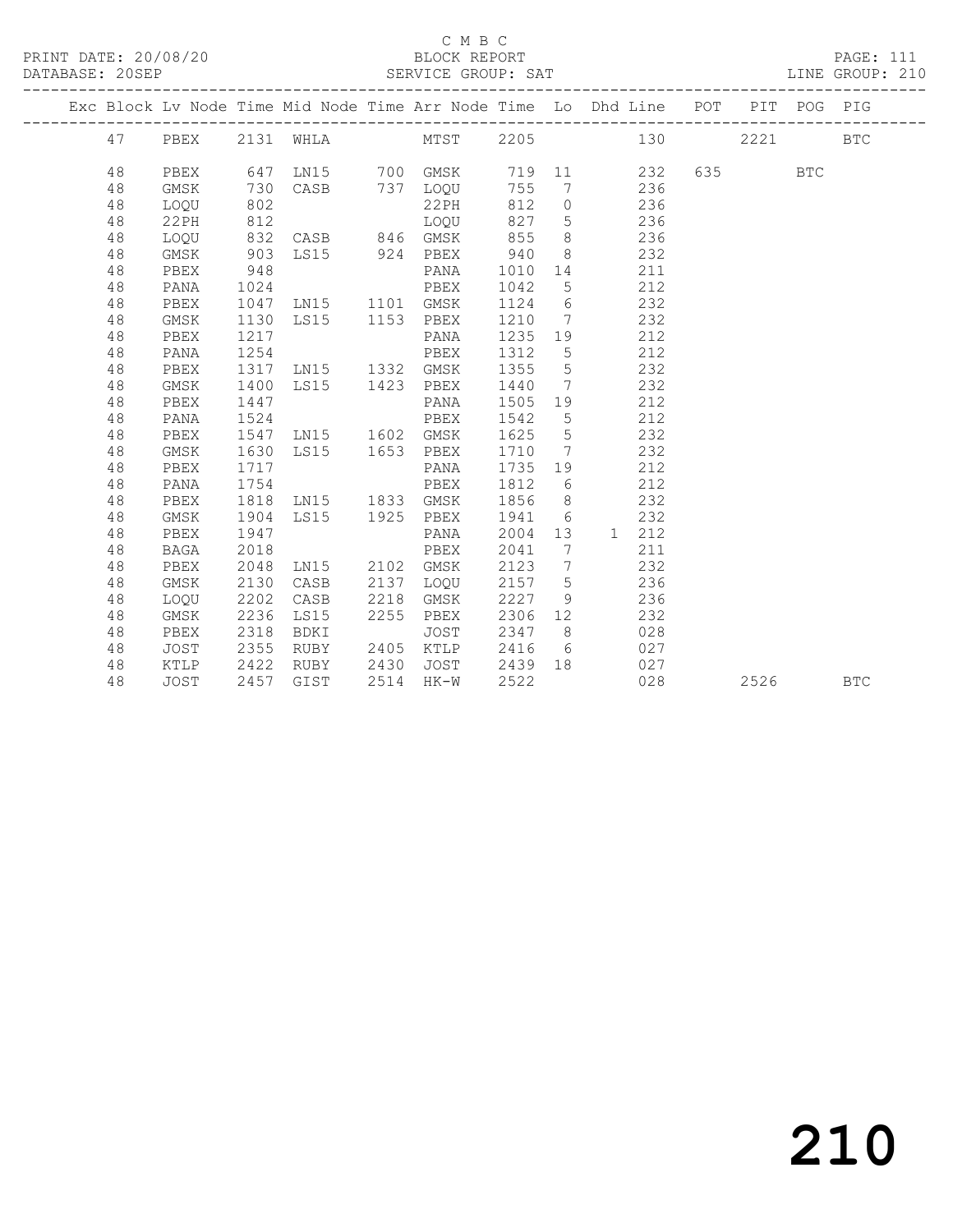C M B C

PRINT DATE: 20/08/20 BLOCK REPORT

DATABASE: 20SEP SERVICE GROUP: SAT LINE GROUP: 210

| Exc | Block | Lv | Node | Time | Mid Node | Time | Arr Node | Time | Lo | Dhd | Line | POT | PIT | POG | PIG |
|---|---|---|---|---|---|---|---|---|---|---|---|---|---|---|---|
| | 47 | | PBEX | 2131 | WHLA | | MTST | 2205 | | | 130 | | 2221 | | BTC |
| | 48 | | PBEX | 647 | LN15 | 700 | GMSK | 719 | 11 | | 232 | 635 | | BTC | |
| | 48 | | GMSK | 730 | CASB | 737 | LOQU | 755 | 7 | | 236 | | | | |
| | 48 | | LOQU | 802 | | | 22PH | 812 | 0 | | 236 | | | | |
| | 48 | | 22PH | 812 | | | LOQU | 827 | 5 | | 236 | | | | |
| | 48 | | LOQU | 832 | CASB | 846 | GMSK | 855 | 8 | | 236 | | | | |
| | 48 | | GMSK | 903 | LS15 | 924 | PBEX | 940 | 8 | | 232 | | | | |
| | 48 | | PBEX | 948 | | | PANA | 1010 | 14 | | 211 | | | | |
| | 48 | | PANA | 1024 | | | PBEX | 1042 | 5 | | 212 | | | | |
| | 48 | | PBEX | 1047 | LN15 | 1101 | GMSK | 1124 | 6 | | 232 | | | | |
| | 48 | | GMSK | 1130 | LS15 | 1153 | PBEX | 1210 | 7 | | 232 | | | | |
| | 48 | | PBEX | 1217 | | | PANA | 1235 | 19 | | 212 | | | | |
| | 48 | | PANA | 1254 | | | PBEX | 1312 | 5 | | 212 | | | | |
| | 48 | | PBEX | 1317 | LN15 | 1332 | GMSK | 1355 | 5 | | 232 | | | | |
| | 48 | | GMSK | 1400 | LS15 | 1423 | PBEX | 1440 | 7 | | 232 | | | | |
| | 48 | | PBEX | 1447 | | | PANA | 1505 | 19 | | 212 | | | | |
| | 48 | | PANA | 1524 | | | PBEX | 1542 | 5 | | 212 | | | | |
| | 48 | | PBEX | 1547 | LN15 | 1602 | GMSK | 1625 | 5 | | 232 | | | | |
| | 48 | | GMSK | 1630 | LS15 | 1653 | PBEX | 1710 | 7 | | 232 | | | | |
| | 48 | | PBEX | 1717 | | | PANA | 1735 | 19 | | 212 | | | | |
| | 48 | | PANA | 1754 | | | PBEX | 1812 | 6 | | 212 | | | | |
| | 48 | | PBEX | 1818 | LN15 | 1833 | GMSK | 1856 | 8 | | 232 | | | | |
| | 48 | | GMSK | 1904 | LS15 | 1925 | PBEX | 1941 | 6 | | 232 | | | | |
| | 48 | | PBEX | 1947 | | | PANA | 2004 | 13 | 1 | 212 | | | | |
| | 48 | | BAGA | 2018 | | | PBEX | 2041 | 7 | | 211 | | | | |
| | 48 | | PBEX | 2048 | LN15 | 2102 | GMSK | 2123 | 7 | | 232 | | | | |
| | 48 | | GMSK | 2130 | CASB | 2137 | LOQU | 2157 | 5 | | 236 | | | | |
| | 48 | | LOQU | 2202 | CASB | 2218 | GMSK | 2227 | 9 | | 236 | | | | |
| | 48 | | GMSK | 2236 | LS15 | 2255 | PBEX | 2306 | 12 | | 232 | | | | |
| | 48 | | PBEX | 2318 | BDKI | | JOST | 2347 | 8 | | 028 | | | | |
| | 48 | | JOST | 2355 | RUBY | 2405 | KTLP | 2416 | 6 | | 027 | | | | |
| | 48 | | KTLP | 2422 | RUBY | 2430 | JOST | 2439 | 18 | | 027 | | | | |
| | 48 | | JOST | 2457 | GIST | 2514 | HK-W | 2522 | | | 028 | | 2526 | | BTC |

210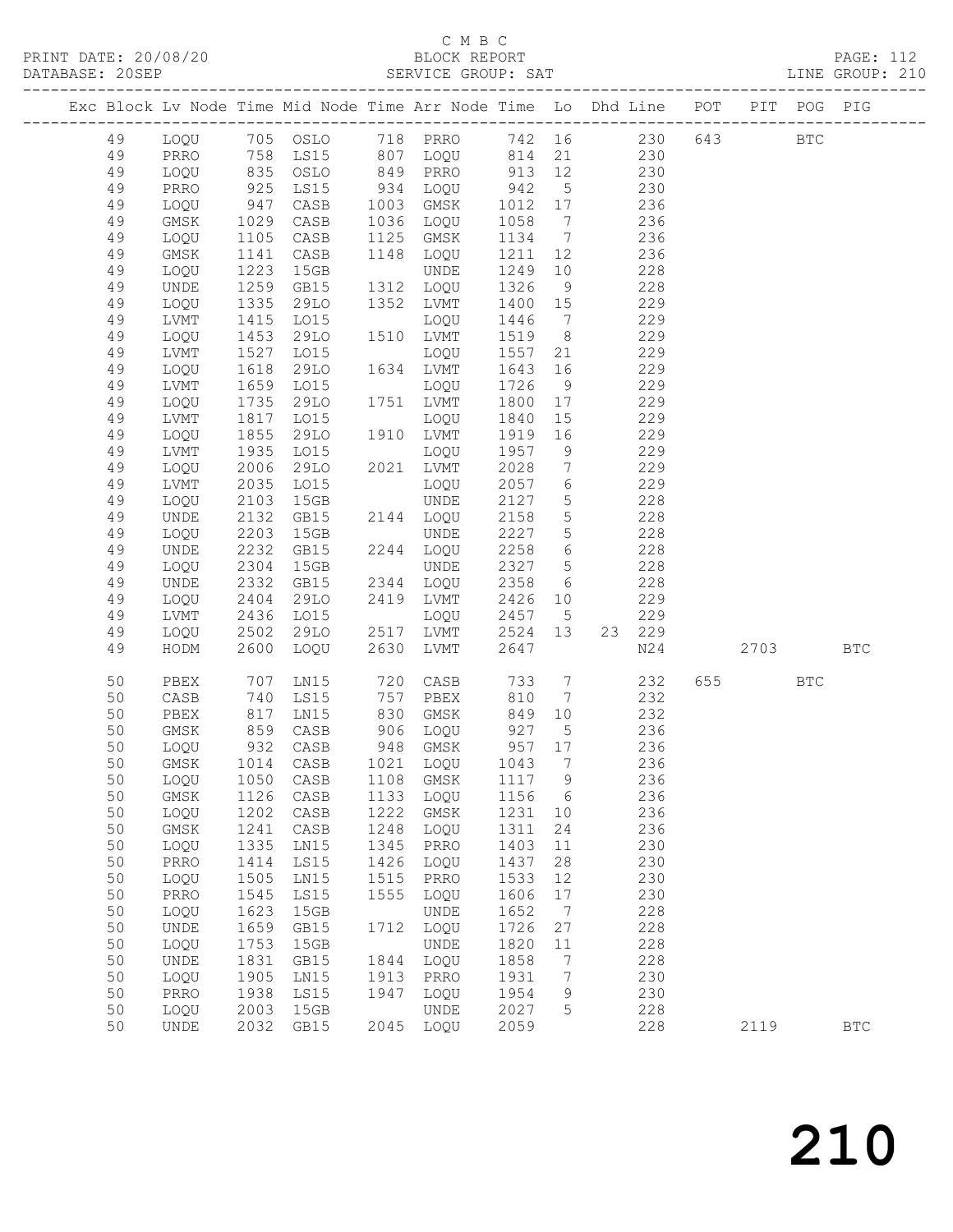C M B C

PRINT DATE: 20/08/20 BLOCK REPORT PAGE: 112
DATABASE: 20SEP SERVICE GROUP: SAT LINE GROUP: 210

| Exc | Block | Lv | Node | Time | Mid Node | Time | Arr Node | Time | Lo | Dhd | Line | POT | PIT | POG | PIG |
|---|---|---|---|---|---|---|---|---|---|---|---|---|---|---|---|
| | 49 | | LOQU | 705 | OSLO | 718 | PRRO | 742 | 16 | | 230 | 643 | | BTC | |
| | 49 | | PRRO | 758 | LS15 | 807 | LOQU | 814 | 21 | | 230 | | | | |
| | 49 | | LOQU | 835 | OSLO | 849 | PRRO | 913 | 12 | | 230 | | | | |
| | 49 | | PRRO | 925 | LS15 | 934 | LOQU | 942 | 5 | | 230 | | | | |
| | 49 | | LOQU | 947 | CASB | 1003 | GMSK | 1012 | 17 | | 236 | | | | |
| | 49 | | GMSK | 1029 | CASB | 1036 | LOQU | 1058 | 7 | | 236 | | | | |
| | 49 | | LOQU | 1105 | CASB | 1125 | GMSK | 1134 | 7 | | 236 | | | | |
| | 49 | | GMSK | 1141 | CASB | 1148 | LOQU | 1211 | 12 | | 236 | | | | |
| | 49 | | LOQU | 1223 | 15GB | | UNDE | 1249 | 10 | | 228 | | | | |
| | 49 | | UNDE | 1259 | GB15 | 1312 | LOQU | 1326 | 9 | | 228 | | | | |
| | 49 | | LOQU | 1335 | 29LO | 1352 | LVMT | 1400 | 15 | | 229 | | | | |
| | 49 | | LVMT | 1415 | LO15 | | LOQU | 1446 | 7 | | 229 | | | | |
| | 49 | | LOQU | 1453 | 29LO | 1510 | LVMT | 1519 | 8 | | 229 | | | | |
| | 49 | | LVMT | 1527 | LO15 | | LOQU | 1557 | 21 | | 229 | | | | |
| | 49 | | LOQU | 1618 | 29LO | 1634 | LVMT | 1643 | 16 | | 229 | | | | |
| | 49 | | LVMT | 1659 | LO15 | | LOQU | 1726 | 9 | | 229 | | | | |
| | 49 | | LOQU | 1735 | 29LO | 1751 | LVMT | 1800 | 17 | | 229 | | | | |
| | 49 | | LVMT | 1817 | LO15 | | LOQU | 1840 | 15 | | 229 | | | | |
| | 49 | | LOQU | 1855 | 29LO | 1910 | LVMT | 1919 | 16 | | 229 | | | | |
| | 49 | | LVMT | 1935 | LO15 | | LOQU | 1957 | 9 | | 229 | | | | |
| | 49 | | LOQU | 2006 | 29LO | 2021 | LVMT | 2028 | 7 | | 229 | | | | |
| | 49 | | LVMT | 2035 | LO15 | | LOQU | 2057 | 6 | | 229 | | | | |
| | 49 | | LOQU | 2103 | 15GB | | UNDE | 2127 | 5 | | 228 | | | | |
| | 49 | | UNDE | 2132 | GB15 | 2144 | LOQU | 2158 | 5 | | 228 | | | | |
| | 49 | | LOQU | 2203 | 15GB | | UNDE | 2227 | 5 | | 228 | | | | |
| | 49 | | UNDE | 2232 | GB15 | 2244 | LOQU | 2258 | 6 | | 228 | | | | |
| | 49 | | LOQU | 2304 | 15GB | | UNDE | 2327 | 5 | | 228 | | | | |
| | 49 | | UNDE | 2332 | GB15 | 2344 | LOQU | 2358 | 6 | | 228 | | | | |
| | 49 | | LOQU | 2404 | 29LO | 2419 | LVMT | 2426 | 10 | | 229 | | | | |
| | 49 | | LVMT | 2436 | LO15 | | LOQU | 2457 | 5 | | 229 | | | | |
| | 49 | | LOQU | 2502 | 29LO | 2517 | LVMT | 2524 | 13 | 23 | 229 | | | | |
| | 49 | | HODM | 2600 | LOQU | 2630 | LVMT | 2647 | | | N24 | | 2703 | | BTC |
| | 50 | | PBEX | 707 | LN15 | 720 | CASB | 733 | 7 | | 232 | 655 | | BTC | |
| | 50 | | CASB | 740 | LS15 | 757 | PBEX | 810 | 7 | | 232 | | | | |
| | 50 | | PBEX | 817 | LN15 | 830 | GMSK | 849 | 10 | | 232 | | | | |
| | 50 | | GMSK | 859 | CASB | 906 | LOQU | 927 | 5 | | 236 | | | | |
| | 50 | | LOQU | 932 | CASB | 948 | GMSK | 957 | 17 | | 236 | | | | |
| | 50 | | GMSK | 1014 | CASB | 1021 | LOQU | 1043 | 7 | | 236 | | | | |
| | 50 | | LOQU | 1050 | CASB | 1108 | GMSK | 1117 | 9 | | 236 | | | | |
| | 50 | | GMSK | 1126 | CASB | 1133 | LOQU | 1156 | 6 | | 236 | | | | |
| | 50 | | LOQU | 1202 | CASB | 1222 | GMSK | 1231 | 10 | | 236 | | | | |
| | 50 | | GMSK | 1241 | CASB | 1248 | LOQU | 1311 | 24 | | 236 | | | | |
| | 50 | | LOQU | 1335 | LN15 | 1345 | PRRO | 1403 | 11 | | 230 | | | | |
| | 50 | | PRRO | 1414 | LS15 | 1426 | LOQU | 1437 | 28 | | 230 | | | | |
| | 50 | | LOQU | 1505 | LN15 | 1515 | PRRO | 1533 | 12 | | 230 | | | | |
| | 50 | | PRRO | 1545 | LS15 | 1555 | LOQU | 1606 | 17 | | 230 | | | | |
| | 50 | | LOQU | 1623 | 15GB | | UNDE | 1652 | 7 | | 228 | | | | |
| | 50 | | UNDE | 1659 | GB15 | 1712 | LOQU | 1726 | 27 | | 228 | | | | |
| | 50 | | LOQU | 1753 | 15GB | | UNDE | 1820 | 11 | | 228 | | | | |
| | 50 | | UNDE | 1831 | GB15 | 1844 | LOQU | 1858 | 7 | | 228 | | | | |
| | 50 | | LOQU | 1905 | LN15 | 1913 | PRRO | 1931 | 7 | | 230 | | | | |
| | 50 | | PRRO | 1938 | LS15 | 1947 | LOQU | 1954 | 9 | | 230 | | | | |
| | 50 | | LOQU | 2003 | 15GB | | UNDE | 2027 | 5 | | 228 | | | | |
| | 50 | | UNDE | 2032 | GB15 | 2045 | LOQU | 2059 | | | 228 | | 2119 | | BTC |

210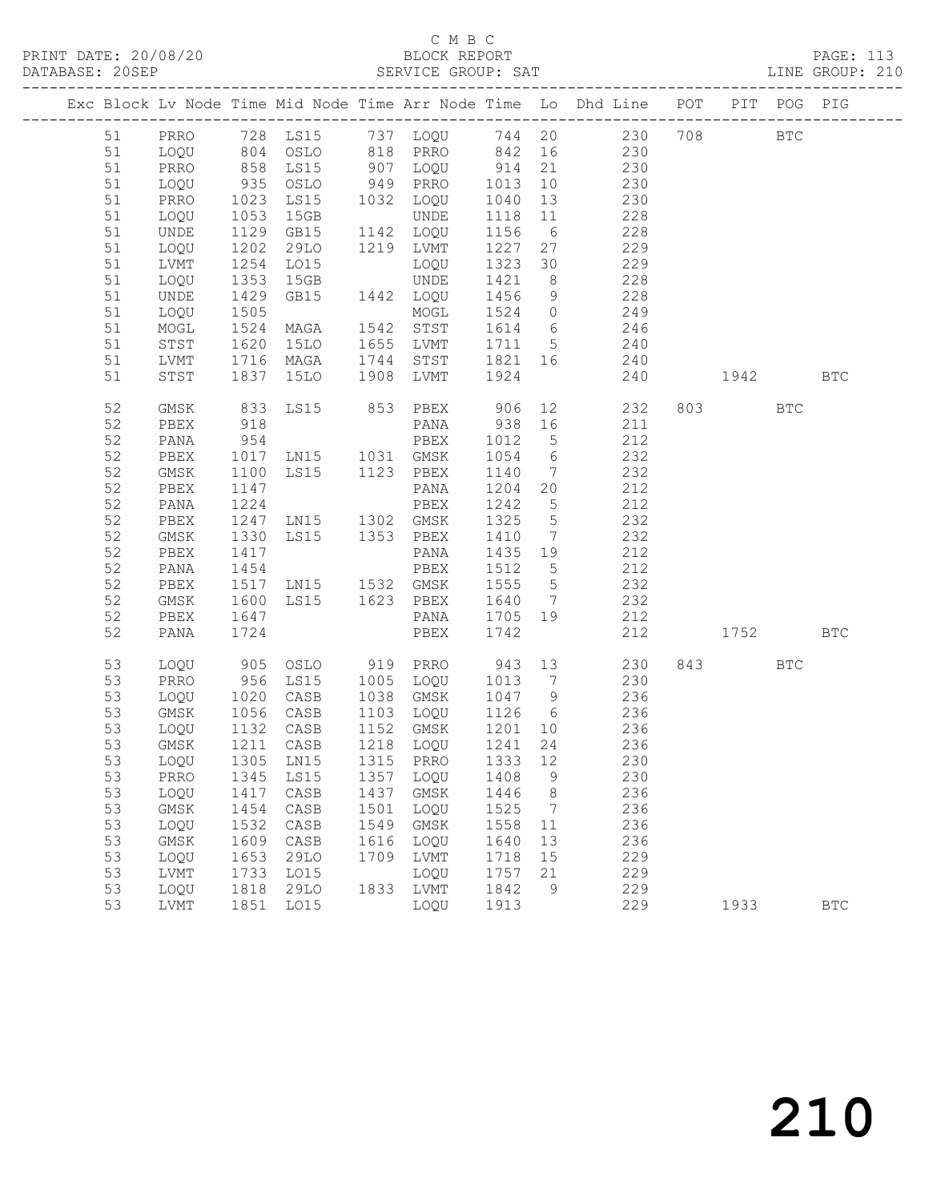C M B C
BLOCK REPORT
SERVICE GROUP: SAT

PRINT DATE: 20/08/20
DATABASE: 20SEP
LINE GROUP: 210

| Exc | Block | Lv | Node | Time | Mid Node | Time | Arr Node | Time | Lo | Dhd Line | POT | PIT | POG | PIG |
|---|---|---|---|---|---|---|---|---|---|---|---|---|---|---|
| | 51 | | PRRO | 728 | LS15 | 737 | LOQU | 744 | 20 | 230 | 708 | | BTC | |
| | 51 | | LOQU | 804 | OSLO | 818 | PRRO | 842 | 16 | 230 | | | | |
| | 51 | | PRRO | 858 | LS15 | 907 | LOQU | 914 | 21 | 230 | | | | |
| | 51 | | LOQU | 935 | OSLO | 949 | PRRO | 1013 | 10 | 230 | | | | |
| | 51 | | PRRO | 1023 | LS15 | 1032 | LOQU | 1040 | 13 | 230 | | | | |
| | 51 | | LOQU | 1053 | 15GB | | UNDE | 1118 | 11 | 228 | | | | |
| | 51 | | UNDE | 1129 | GB15 | 1142 | LOQU | 1156 | 6 | 228 | | | | |
| | 51 | | LOQU | 1202 | 29LO | 1219 | LVMT | 1227 | 27 | 229 | | | | |
| | 51 | | LVMT | 1254 | LO15 | | LOQU | 1323 | 30 | 229 | | | | |
| | 51 | | LOQU | 1353 | 15GB | | UNDE | 1421 | 8 | 228 | | | | |
| | 51 | | UNDE | 1429 | GB15 | 1442 | LOQU | 1456 | 9 | 228 | | | | |
| | 51 | | LOQU | 1505 | | | MOGL | 1524 | 0 | 249 | | | | |
| | 51 | | MOGL | 1524 | MAGA | 1542 | STST | 1614 | 6 | 246 | | | | |
| | 51 | | STST | 1620 | 15LO | 1655 | LVMT | 1711 | 5 | 240 | | | | |
| | 51 | | LVMT | 1716 | MAGA | 1744 | STST | 1821 | 16 | 240 | | | | |
| | 51 | | STST | 1837 | 15LO | 1908 | LVMT | 1924 | | 240 | | 1942 | | BTC |
| | 52 | | GMSK | 833 | LS15 | 853 | PBEX | 906 | 12 | 232 | 803 | | BTC | |
| | 52 | | PBEX | 918 | | | PANA | 938 | 16 | 211 | | | | |
| | 52 | | PANA | 954 | | | PBEX | 1012 | 5 | 212 | | | | |
| | 52 | | PBEX | 1017 | LN15 | 1031 | GMSK | 1054 | 6 | 232 | | | | |
| | 52 | | GMSK | 1100 | LS15 | 1123 | PBEX | 1140 | 7 | 232 | | | | |
| | 52 | | PBEX | 1147 | | | PANA | 1204 | 20 | 212 | | | | |
| | 52 | | PANA | 1224 | | | PBEX | 1242 | 5 | 212 | | | | |
| | 52 | | PBEX | 1247 | LN15 | 1302 | GMSK | 1325 | 5 | 232 | | | | |
| | 52 | | GMSK | 1330 | LS15 | 1353 | PBEX | 1410 | 7 | 232 | | | | |
| | 52 | | PBEX | 1417 | | | PANA | 1435 | 19 | 212 | | | | |
| | 52 | | PANA | 1454 | | | PBEX | 1512 | 5 | 212 | | | | |
| | 52 | | PBEX | 1517 | LN15 | 1532 | GMSK | 1555 | 5 | 232 | | | | |
| | 52 | | GMSK | 1600 | LS15 | 1623 | PBEX | 1640 | 7 | 232 | | | | |
| | 52 | | PBEX | 1647 | | | PANA | 1705 | 19 | 212 | | | | |
| | 52 | | PANA | 1724 | | | PBEX | 1742 | | 212 | | 1752 | | BTC |
| | 53 | | LOQU | 905 | OSLO | 919 | PRRO | 943 | 13 | 230 | 843 | | BTC | |
| | 53 | | PRRO | 956 | LS15 | 1005 | LOQU | 1013 | 7 | 230 | | | | |
| | 53 | | LOQU | 1020 | CASB | 1038 | GMSK | 1047 | 9 | 236 | | | | |
| | 53 | | GMSK | 1056 | CASB | 1103 | LOQU | 1126 | 6 | 236 | | | | |
| | 53 | | LOQU | 1132 | CASB | 1152 | GMSK | 1201 | 10 | 236 | | | | |
| | 53 | | GMSK | 1211 | CASB | 1218 | LOQU | 1241 | 24 | 236 | | | | |
| | 53 | | LOQU | 1305 | LN15 | 1315 | PRRO | 1333 | 12 | 230 | | | | |
| | 53 | | PRRO | 1345 | LS15 | 1357 | LOQU | 1408 | 9 | 230 | | | | |
| | 53 | | LOQU | 1417 | CASB | 1437 | GMSK | 1446 | 8 | 236 | | | | |
| | 53 | | GMSK | 1454 | CASB | 1501 | LOQU | 1525 | 7 | 236 | | | | |
| | 53 | | LOQU | 1532 | CASB | 1549 | GMSK | 1558 | 11 | 236 | | | | |
| | 53 | | GMSK | 1609 | CASB | 1616 | LOQU | 1640 | 13 | 236 | | | | |
| | 53 | | LOQU | 1653 | 29LO | 1709 | LVMT | 1718 | 15 | 229 | | | | |
| | 53 | | LVMT | 1733 | LO15 | | LOQU | 1757 | 21 | 229 | | | | |
| | 53 | | LOQU | 1818 | 29LO | 1833 | LVMT | 1842 | 9 | 229 | | | | |
| | 53 | | LVMT | 1851 | LO15 | | LOQU | 1913 | | 229 | | 1933 | | BTC |

210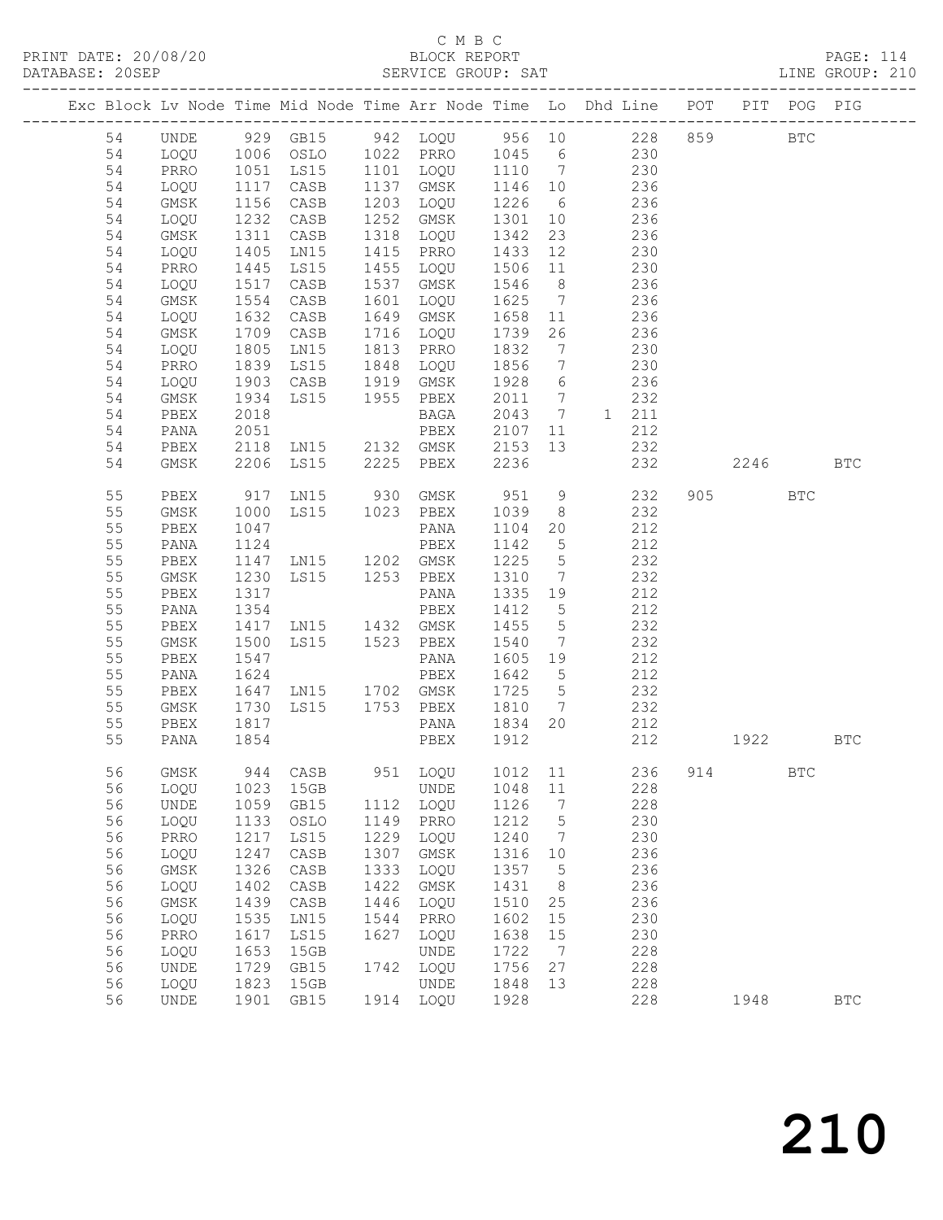C M B C
BLOCK REPORT
SERVICE GROUP: SAT

PRINT DATE: 20/08/20
DATABASE: 20SEP
LINE GROUP: 210

| Exc | Block | Lv | Node | Time | Mid Node | Time | Arr Node | Time | Lo | Dhd Line | POT | PIT | POG | PIG |
|---|---|---|---|---|---|---|---|---|---|---|---|---|---|---|
| | 54 | | UNDE | 929 | GB15 | 942 | LOQU | 956 | 10 | 228 | 859 | | BTC | |
| | 54 | | LOQU | 1006 | OSLO | 1022 | PRRO | 1045 | 6 | 230 | | | | |
| | 54 | | PRRO | 1051 | LS15 | 1101 | LOQU | 1110 | 7 | 230 | | | | |
| | 54 | | LOQU | 1117 | CASB | 1137 | GMSK | 1146 | 10 | 236 | | | | |
| | 54 | | GMSK | 1156 | CASB | 1203 | LOQU | 1226 | 6 | 236 | | | | |
| | 54 | | LOQU | 1232 | CASB | 1252 | GMSK | 1301 | 10 | 236 | | | | |
| | 54 | | GMSK | 1311 | CASB | 1318 | LOQU | 1342 | 23 | 236 | | | | |
| | 54 | | LOQU | 1405 | LN15 | 1415 | PRRO | 1433 | 12 | 230 | | | | |
| | 54 | | PRRO | 1445 | LS15 | 1455 | LOQU | 1506 | 11 | 230 | | | | |
| | 54 | | LOQU | 1517 | CASB | 1537 | GMSK | 1546 | 8 | 236 | | | | |
| | 54 | | GMSK | 1554 | CASB | 1601 | LOQU | 1625 | 7 | 236 | | | | |
| | 54 | | LOQU | 1632 | CASB | 1649 | GMSK | 1658 | 11 | 236 | | | | |
| | 54 | | GMSK | 1709 | CASB | 1716 | LOQU | 1739 | 26 | 236 | | | | |
| | 54 | | LOQU | 1805 | LN15 | 1813 | PRRO | 1832 | 7 | 230 | | | | |
| | 54 | | PRRO | 1839 | LS15 | 1848 | LOQU | 1856 | 7 | 230 | | | | |
| | 54 | | LOQU | 1903 | CASB | 1919 | GMSK | 1928 | 6 | 236 | | | | |
| | 54 | | GMSK | 1934 | LS15 | 1955 | PBEX | 2011 | 7 | 232 | | | | |
| | 54 | | PBEX | 2018 | | | BAGA | 2043 | 7 | 1 211 | | | | |
| | 54 | | PANA | 2051 | | | PBEX | 2107 | 11 | 212 | | | | |
| | 54 | | PBEX | 2118 | LN15 | 2132 | GMSK | 2153 | 13 | 232 | | | | |
| | 54 | | GMSK | 2206 | LS15 | 2225 | PBEX | 2236 | | 232 | | 2246 | | BTC |
| | 55 | | PBEX | 917 | LN15 | 930 | GMSK | 951 | 9 | 232 | 905 | | BTC | |
| | 55 | | GMSK | 1000 | LS15 | 1023 | PBEX | 1039 | 8 | 232 | | | | |
| | 55 | | PBEX | 1047 | | | PANA | 1104 | 20 | 212 | | | | |
| | 55 | | PANA | 1124 | | | PBEX | 1142 | 5 | 212 | | | | |
| | 55 | | PBEX | 1147 | LN15 | 1202 | GMSK | 1225 | 5 | 232 | | | | |
| | 55 | | GMSK | 1230 | LS15 | 1253 | PBEX | 1310 | 7 | 232 | | | | |
| | 55 | | PBEX | 1317 | | | PANA | 1335 | 19 | 212 | | | | |
| | 55 | | PANA | 1354 | | | PBEX | 1412 | 5 | 212 | | | | |
| | 55 | | PBEX | 1417 | LN15 | 1432 | GMSK | 1455 | 5 | 232 | | | | |
| | 55 | | GMSK | 1500 | LS15 | 1523 | PBEX | 1540 | 7 | 232 | | | | |
| | 55 | | PBEX | 1547 | | | PANA | 1605 | 19 | 212 | | | | |
| | 55 | | PANA | 1624 | | | PBEX | 1642 | 5 | 212 | | | | |
| | 55 | | PBEX | 1647 | LN15 | 1702 | GMSK | 1725 | 5 | 232 | | | | |
| | 55 | | GMSK | 1730 | LS15 | 1753 | PBEX | 1810 | 7 | 232 | | | | |
| | 55 | | PBEX | 1817 | | | PANA | 1834 | 20 | 212 | | | | |
| | 55 | | PANA | 1854 | | | PBEX | 1912 | | 212 | | 1922 | | BTC |
| | 56 | | GMSK | 944 | CASB | 951 | LOQU | 1012 | 11 | 236 | 914 | | BTC | |
| | 56 | | LOQU | 1023 | 15GB | | UNDE | 1048 | 11 | 228 | | | | |
| | 56 | | UNDE | 1059 | GB15 | 1112 | LOQU | 1126 | 7 | 228 | | | | |
| | 56 | | LOQU | 1133 | OSLO | 1149 | PRRO | 1212 | 5 | 230 | | | | |
| | 56 | | PRRO | 1217 | LS15 | 1229 | LOQU | 1240 | 7 | 230 | | | | |
| | 56 | | LOQU | 1247 | CASB | 1307 | GMSK | 1316 | 10 | 236 | | | | |
| | 56 | | GMSK | 1326 | CASB | 1333 | LOQU | 1357 | 5 | 236 | | | | |
| | 56 | | LOQU | 1402 | CASB | 1422 | GMSK | 1431 | 8 | 236 | | | | |
| | 56 | | GMSK | 1439 | CASB | 1446 | LOQU | 1510 | 25 | 236 | | | | |
| | 56 | | LOQU | 1535 | LN15 | 1544 | PRRO | 1602 | 15 | 230 | | | | |
| | 56 | | PRRO | 1617 | LS15 | 1627 | LOQU | 1638 | 15 | 230 | | | | |
| | 56 | | LOQU | 1653 | 15GB | | UNDE | 1722 | 7 | 228 | | | | |
| | 56 | | UNDE | 1729 | GB15 | 1742 | LOQU | 1756 | 27 | 228 | | | | |
| | 56 | | LOQU | 1823 | 15GB | | UNDE | 1848 | 13 | 228 | | | | |
| | 56 | | UNDE | 1901 | GB15 | 1914 | LOQU | 1928 | | 228 | | 1948 | | BTC |

210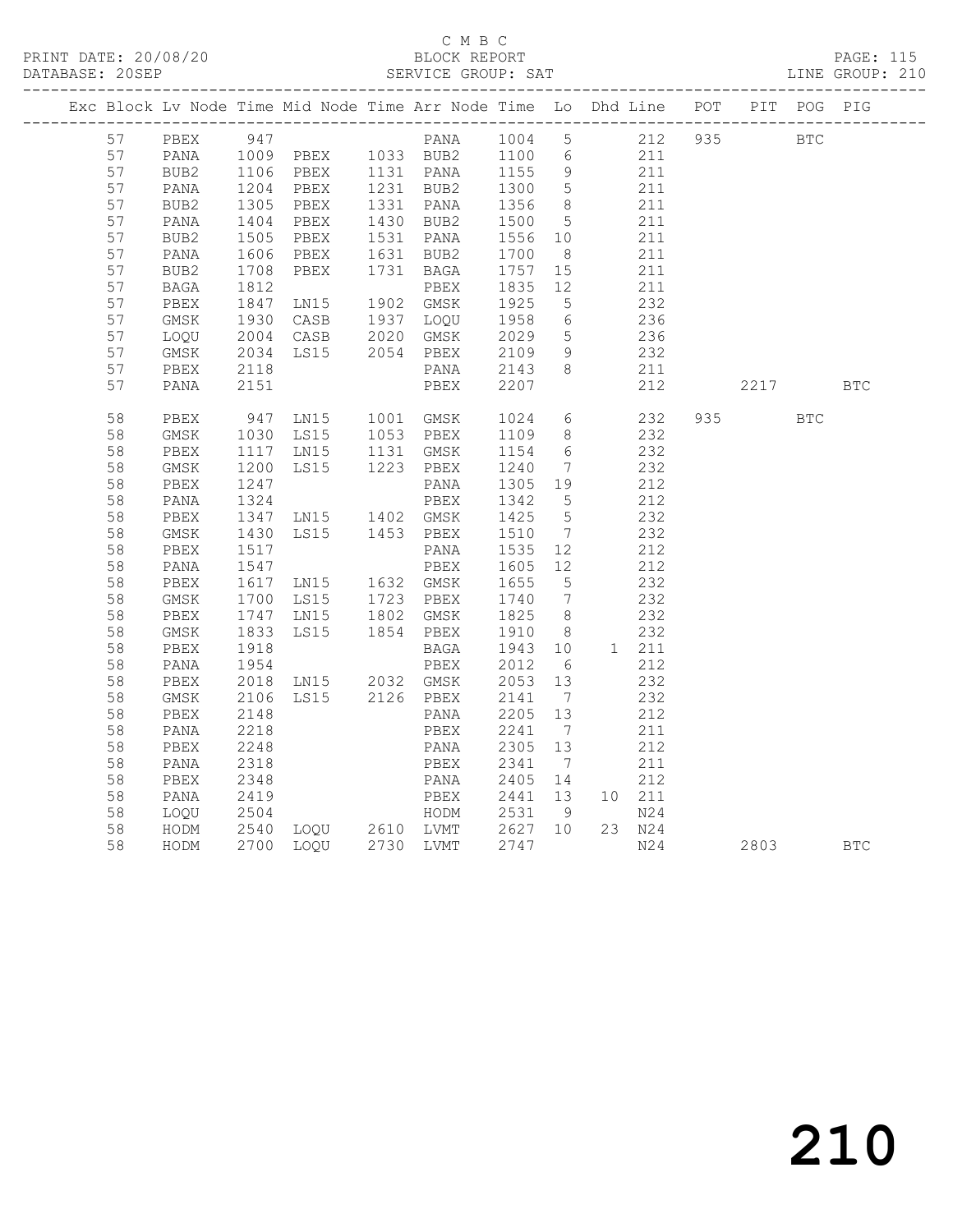C M B C

BLOCK REPORT

PRINT DATE: 20/08/20 — DATABASE: 20SEP — SERVICE GROUP: SAT — LINE GROUP: 210

| Exc | Block | Lv | Node | Time | Mid Node | Time | Arr Node | Time | Lo | Dhd | Line | POT | PIT | POG | PIG |
|---|---|---|---|---|---|---|---|---|---|---|---|---|---|---|---|
| | 57 | | PBEX | 947 | | | PANA | 1004 | 5 | | 212 | 935 | | BTC | |
| | 57 | | PANA | 1009 | PBEX | 1033 | BUB2 | 1100 | 6 | | 211 | | | | |
| | 57 | | BUB2 | 1106 | PBEX | 1131 | PANA | 1155 | 9 | | 211 | | | | |
| | 57 | | PANA | 1204 | PBEX | 1231 | BUB2 | 1300 | 5 | | 211 | | | | |
| | 57 | | BUB2 | 1305 | PBEX | 1331 | PANA | 1356 | 8 | | 211 | | | | |
| | 57 | | PANA | 1404 | PBEX | 1430 | BUB2 | 1500 | 5 | | 211 | | | | |
| | 57 | | BUB2 | 1505 | PBEX | 1531 | PANA | 1556 | 10 | | 211 | | | | |
| | 57 | | PANA | 1606 | PBEX | 1631 | BUB2 | 1700 | 8 | | 211 | | | | |
| | 57 | | BUB2 | 1708 | PBEX | 1731 | BAGA | 1757 | 15 | | 211 | | | | |
| | 57 | | BAGA | 1812 | | | PBEX | 1835 | 12 | | 211 | | | | |
| | 57 | | PBEX | 1847 | LN15 | 1902 | GMSK | 1925 | 5 | | 232 | | | | |
| | 57 | | GMSK | 1930 | CASB | 1937 | LOQU | 1958 | 6 | | 236 | | | | |
| | 57 | | LOQU | 2004 | CASB | 2020 | GMSK | 2029 | 5 | | 236 | | | | |
| | 57 | | GMSK | 2034 | LS15 | 2054 | PBEX | 2109 | 9 | | 232 | | | | |
| | 57 | | PBEX | 2118 | | | PANA | 2143 | 8 | | 211 | | | | |
| | 57 | | PANA | 2151 | | | PBEX | 2207 | | | 212 | | 2217 | | BTC |
| | 58 | | PBEX | 947 | LN15 | 1001 | GMSK | 1024 | 6 | | 232 | 935 | | BTC | |
| | 58 | | GMSK | 1030 | LS15 | 1053 | PBEX | 1109 | 8 | | 232 | | | | |
| | 58 | | PBEX | 1117 | LN15 | 1131 | GMSK | 1154 | 6 | | 232 | | | | |
| | 58 | | GMSK | 1200 | LS15 | 1223 | PBEX | 1240 | 7 | | 232 | | | | |
| | 58 | | PBEX | 1247 | | | PANA | 1305 | 19 | | 212 | | | | |
| | 58 | | PANA | 1324 | | | PBEX | 1342 | 5 | | 212 | | | | |
| | 58 | | PBEX | 1347 | LN15 | 1402 | GMSK | 1425 | 5 | | 232 | | | | |
| | 58 | | GMSK | 1430 | LS15 | 1453 | PBEX | 1510 | 7 | | 232 | | | | |
| | 58 | | PBEX | 1517 | | | PANA | 1535 | 12 | | 212 | | | | |
| | 58 | | PANA | 1547 | | | PBEX | 1605 | 12 | | 212 | | | | |
| | 58 | | PBEX | 1617 | LN15 | 1632 | GMSK | 1655 | 5 | | 232 | | | | |
| | 58 | | GMSK | 1700 | LS15 | 1723 | PBEX | 1740 | 7 | | 232 | | | | |
| | 58 | | PBEX | 1747 | LN15 | 1802 | GMSK | 1825 | 8 | | 232 | | | | |
| | 58 | | GMSK | 1833 | LS15 | 1854 | PBEX | 1910 | 8 | | 232 | | | | |
| | 58 | | PBEX | 1918 | | | BAGA | 1943 | 10 | 1 | 211 | | | | |
| | 58 | | PANA | 1954 | | | PBEX | 2012 | 6 | | 212 | | | | |
| | 58 | | PBEX | 2018 | LN15 | 2032 | GMSK | 2053 | 13 | | 232 | | | | |
| | 58 | | GMSK | 2106 | LS15 | 2126 | PBEX | 2141 | 7 | | 232 | | | | |
| | 58 | | PBEX | 2148 | | | PANA | 2205 | 13 | | 212 | | | | |
| | 58 | | PANA | 2218 | | | PBEX | 2241 | 7 | | 211 | | | | |
| | 58 | | PBEX | 2248 | | | PANA | 2305 | 13 | | 212 | | | | |
| | 58 | | PANA | 2318 | | | PBEX | 2341 | 7 | | 211 | | | | |
| | 58 | | PBEX | 2348 | | | PANA | 2405 | 14 | | 212 | | | | |
| | 58 | | PANA | 2419 | | | PBEX | 2441 | 13 | 10 | 211 | | | | |
| | 58 | | LOQU | 2504 | | | HODM | 2531 | 9 | | N24 | | | | |
| | 58 | | HODM | 2540 | LOQU | 2610 | LVMT | 2627 | 10 | 23 | N24 | | | | |
| | 58 | | HODM | 2700 | LOQU | 2730 | LVMT | 2747 | | | N24 | | 2803 | | BTC |

210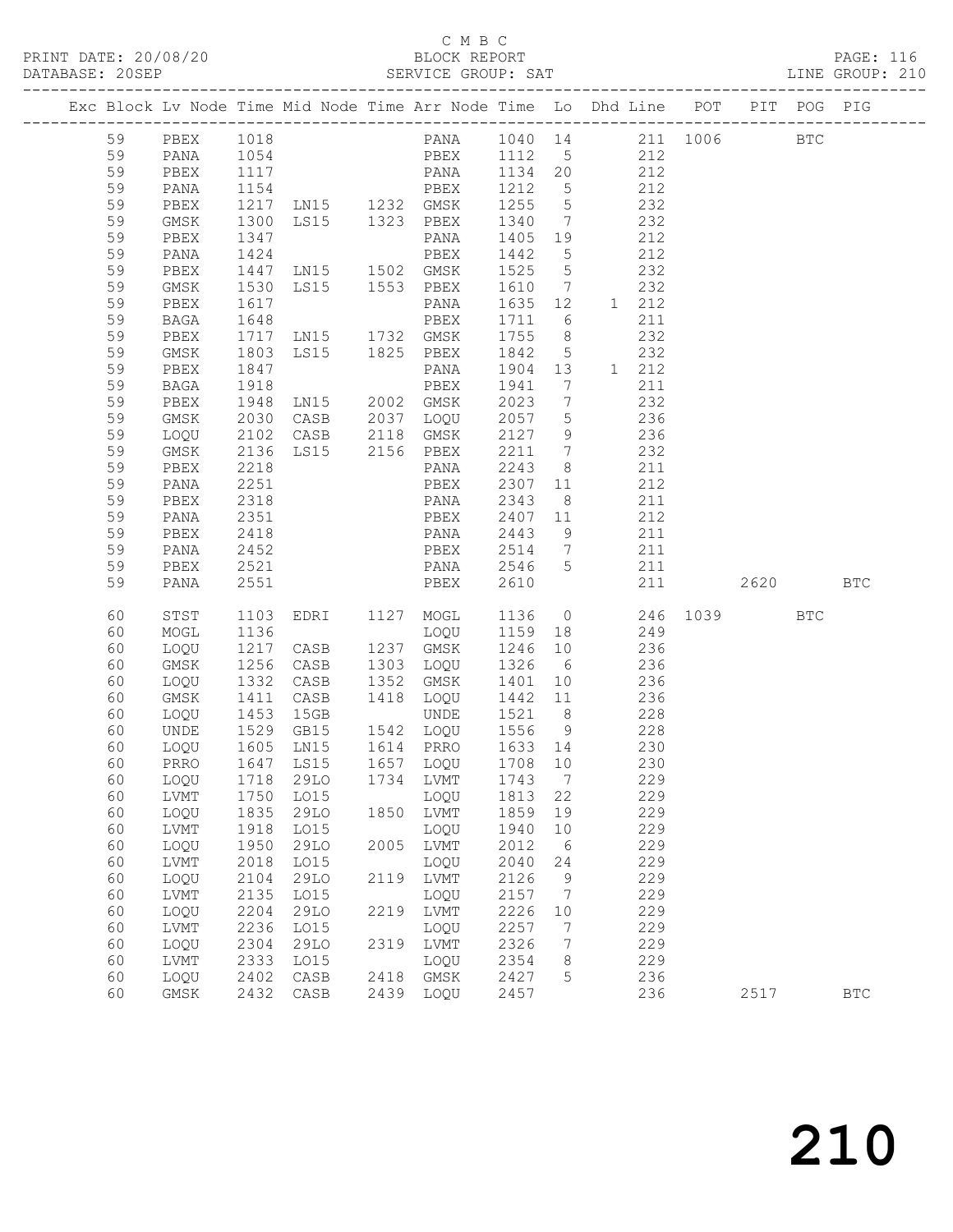C M B C

PRINT DATE: 20/08/20 BLOCK REPORT PAGE: 116
DATABASE: 20SEP SERVICE GROUP: SAT LINE GROUP: 210

| Exc | Block | Lv | Node | Time | Mid Node | Time | Arr Node | Time | Lo | Dhd | Line | POT | PIT | POG | PIG |
|---|---|---|---|---|---|---|---|---|---|---|---|---|---|---|---|
| | 59 | | PBEX | 1018 | | | PANA | 1040 | 14 | | 211 | 1006 | | BTC | |
| | 59 | | PANA | 1054 | | | PBEX | 1112 | 5 | | 212 | | | | |
| | 59 | | PBEX | 1117 | | | PANA | 1134 | 20 | | 212 | | | | |
| | 59 | | PANA | 1154 | | | PBEX | 1212 | 5 | | 212 | | | | |
| | 59 | | PBEX | 1217 | LN15 | 1232 | GMSK | 1255 | 5 | | 232 | | | | |
| | 59 | | GMSK | 1300 | LS15 | 1323 | PBEX | 1340 | 7 | | 232 | | | | |
| | 59 | | PBEX | 1347 | | | PANA | 1405 | 19 | | 212 | | | | |
| | 59 | | PANA | 1424 | | | PBEX | 1442 | 5 | | 212 | | | | |
| | 59 | | PBEX | 1447 | LN15 | 1502 | GMSK | 1525 | 5 | | 232 | | | | |
| | 59 | | GMSK | 1530 | LS15 | 1553 | PBEX | 1610 | 7 | | 232 | | | | |
| | 59 | | PBEX | 1617 | | | PANA | 1635 | 12 | 1 | 212 | | | | |
| | 59 | | BAGA | 1648 | | | PBEX | 1711 | 6 | | 211 | | | | |
| | 59 | | PBEX | 1717 | LN15 | 1732 | GMSK | 1755 | 8 | | 232 | | | | |
| | 59 | | GMSK | 1803 | LS15 | 1825 | PBEX | 1842 | 5 | | 232 | | | | |
| | 59 | | PBEX | 1847 | | | PANA | 1904 | 13 | 1 | 212 | | | | |
| | 59 | | BAGA | 1918 | | | PBEX | 1941 | 7 | | 211 | | | | |
| | 59 | | PBEX | 1948 | LN15 | 2002 | GMSK | 2023 | 7 | | 232 | | | | |
| | 59 | | GMSK | 2030 | CASB | 2037 | LOQU | 2057 | 5 | | 236 | | | | |
| | 59 | | LOQU | 2102 | CASB | 2118 | GMSK | 2127 | 9 | | 236 | | | | |
| | 59 | | GMSK | 2136 | LS15 | 2156 | PBEX | 2211 | 7 | | 232 | | | | |
| | 59 | | PBEX | 2218 | | | PANA | 2243 | 8 | | 211 | | | | |
| | 59 | | PANA | 2251 | | | PBEX | 2307 | 11 | | 212 | | | | |
| | 59 | | PBEX | 2318 | | | PANA | 2343 | 8 | | 211 | | | | |
| | 59 | | PANA | 2351 | | | PBEX | 2407 | 11 | | 212 | | | | |
| | 59 | | PBEX | 2418 | | | PANA | 2443 | 9 | | 211 | | | | |
| | 59 | | PANA | 2452 | | | PBEX | 2514 | 7 | | 211 | | | | |
| | 59 | | PBEX | 2521 | | | PANA | 2546 | 5 | | 211 | | | | |
| | 59 | | PANA | 2551 | | | PBEX | 2610 | | | 211 | | 2620 | | BTC |
| | 60 | | STST | 1103 | EDRI | 1127 | MOGL | 1136 | 0 | | 246 | 1039 | | BTC | |
| | 60 | | MOGL | 1136 | | | LOQU | 1159 | 18 | | 249 | | | | |
| | 60 | | LOQU | 1217 | CASB | 1237 | GMSK | 1246 | 10 | | 236 | | | | |
| | 60 | | GMSK | 1256 | CASB | 1303 | LOQU | 1326 | 6 | | 236 | | | | |
| | 60 | | LOQU | 1332 | CASB | 1352 | GMSK | 1401 | 10 | | 236 | | | | |
| | 60 | | GMSK | 1411 | CASB | 1418 | LOQU | 1442 | 11 | | 236 | | | | |
| | 60 | | LOQU | 1453 | 15GB | | UNDE | 1521 | 8 | | 228 | | | | |
| | 60 | | UNDE | 1529 | GB15 | 1542 | LOQU | 1556 | 9 | | 228 | | | | |
| | 60 | | LOQU | 1605 | LN15 | 1614 | PRRO | 1633 | 14 | | 230 | | | | |
| | 60 | | PRRO | 1647 | LS15 | 1657 | LOQU | 1708 | 10 | | 230 | | | | |
| | 60 | | LOQU | 1718 | 29LO | 1734 | LVMT | 1743 | 7 | | 229 | | | | |
| | 60 | | LVMT | 1750 | LO15 | | LOQU | 1813 | 22 | | 229 | | | | |
| | 60 | | LOQU | 1835 | 29LO | 1850 | LVMT | 1859 | 19 | | 229 | | | | |
| | 60 | | LVMT | 1918 | LO15 | | LOQU | 1940 | 10 | | 229 | | | | |
| | 60 | | LOQU | 1950 | 29LO | 2005 | LVMT | 2012 | 6 | | 229 | | | | |
| | 60 | | LVMT | 2018 | LO15 | | LOQU | 2040 | 24 | | 229 | | | | |
| | 60 | | LOQU | 2104 | 29LO | 2119 | LVMT | 2126 | 9 | | 229 | | | | |
| | 60 | | LVMT | 2135 | LO15 | | LOQU | 2157 | 7 | | 229 | | | | |
| | 60 | | LOQU | 2204 | 29LO | 2219 | LVMT | 2226 | 10 | | 229 | | | | |
| | 60 | | LVMT | 2236 | LO15 | | LOQU | 2257 | 7 | | 229 | | | | |
| | 60 | | LOQU | 2304 | 29LO | 2319 | LVMT | 2326 | 7 | | 229 | | | | |
| | 60 | | LVMT | 2333 | LO15 | | LOQU | 2354 | 8 | | 229 | | | | |
| | 60 | | LOQU | 2402 | CASB | 2418 | GMSK | 2427 | 5 | | 236 | | | | |
| | 60 | | GMSK | 2432 | CASB | 2439 | LOQU | 2457 | | | 236 | | 2517 | | BTC |

210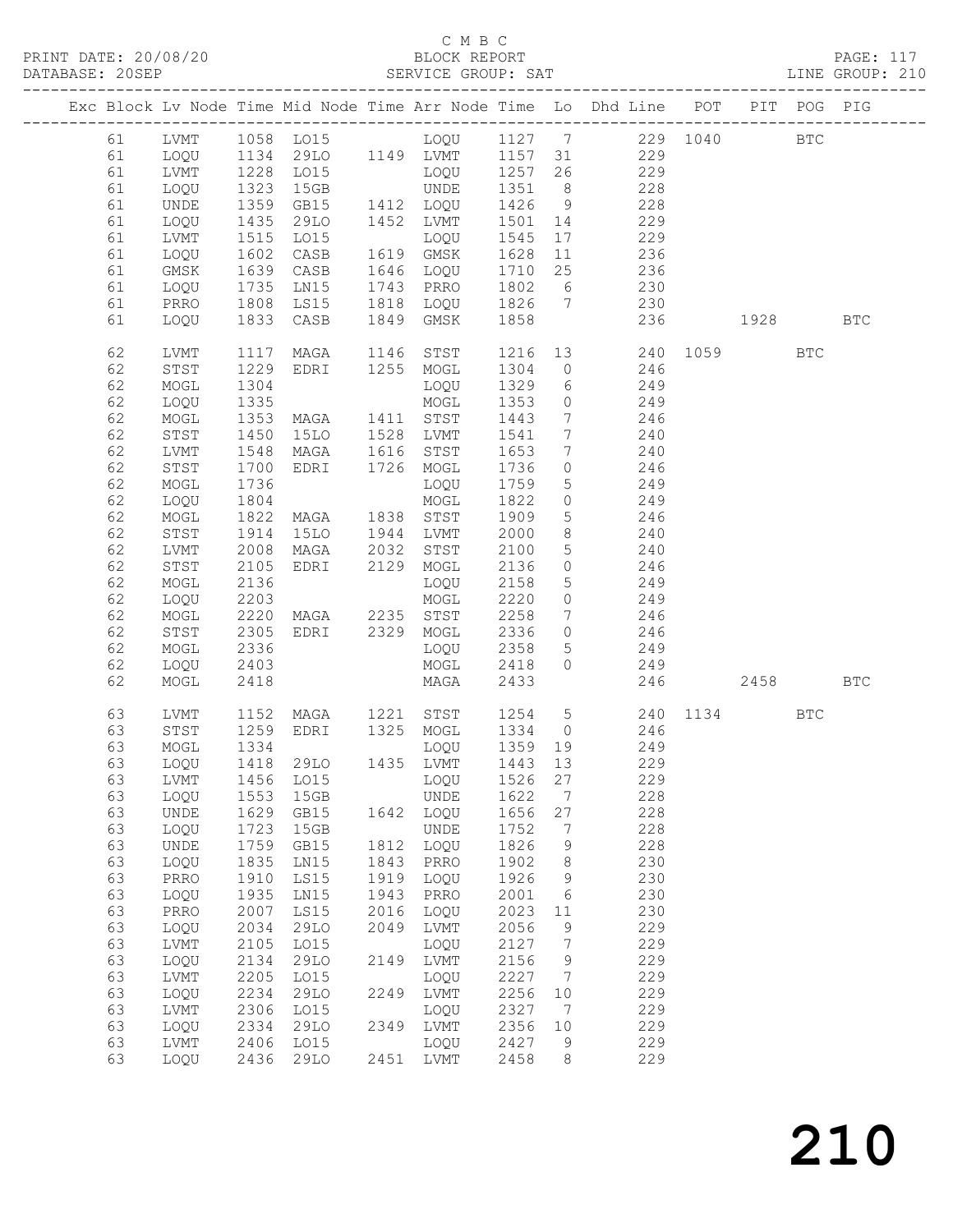C M B C

BLOCK REPORT

SERVICE GROUP: SAT

PRINT DATE: 20/08/20
DATABASE: 20SEP
LINE GROUP: 210

| Exc | Block | Lv | Node | Time | Mid Node | Time | Arr Node | Time | Lo | Dhd Line | POT | PIT | POG | PIG |
|---|---|---|---|---|---|---|---|---|---|---|---|---|---|---|
| | 61 | | LVMT | 1058 | LO15 | | LOQU | 1127 | 7 | 229 | 1040 | | BTC | |
| | 61 | | LOQU | 1134 | 29LO | 1149 | LVMT | 1157 | 31 | 229 | | | | |
| | 61 | | LVMT | 1228 | LO15 | | LOQU | 1257 | 26 | 229 | | | | |
| | 61 | | LOQU | 1323 | 15GB | | UNDE | 1351 | 8 | 228 | | | | |
| | 61 | | UNDE | 1359 | GB15 | 1412 | LOQU | 1426 | 9 | 228 | | | | |
| | 61 | | LOQU | 1435 | 29LO | 1452 | LVMT | 1501 | 14 | 229 | | | | |
| | 61 | | LVMT | 1515 | LO15 | | LOQU | 1545 | 17 | 229 | | | | |
| | 61 | | LOQU | 1602 | CASB | 1619 | GMSK | 1628 | 11 | 236 | | | | |
| | 61 | | GMSK | 1639 | CASB | 1646 | LOQU | 1710 | 25 | 236 | | | | |
| | 61 | | LOQU | 1735 | LN15 | 1743 | PRRO | 1802 | 6 | 230 | | | | |
| | 61 | | PRRO | 1808 | LS15 | 1818 | LOQU | 1826 | 7 | 230 | | | | |
| | 61 | | LOQU | 1833 | CASB | 1849 | GMSK | 1858 | | 236 | | 1928 | | BTC |
| | 62 | | LVMT | 1117 | MAGA | 1146 | STST | 1216 | 13 | 240 | 1059 | | BTC | |
| | 62 | | STST | 1229 | EDRI | 1255 | MOGL | 1304 | 0 | 246 | | | | |
| | 62 | | MOGL | 1304 | | | LOQU | 1329 | 6 | 249 | | | | |
| | 62 | | LOQU | 1335 | | | MOGL | 1353 | 0 | 249 | | | | |
| | 62 | | MOGL | 1353 | MAGA | 1411 | STST | 1443 | 7 | 246 | | | | |
| | 62 | | STST | 1450 | 15LO | 1528 | LVMT | 1541 | 7 | 240 | | | | |
| | 62 | | LVMT | 1548 | MAGA | 1616 | STST | 1653 | 7 | 240 | | | | |
| | 62 | | STST | 1700 | EDRI | 1726 | MOGL | 1736 | 0 | 246 | | | | |
| | 62 | | MOGL | 1736 | | | LOQU | 1759 | 5 | 249 | | | | |
| | 62 | | LOQU | 1804 | | | MOGL | 1822 | 0 | 249 | | | | |
| | 62 | | MOGL | 1822 | MAGA | 1838 | STST | 1909 | 5 | 246 | | | | |
| | 62 | | STST | 1914 | 15LO | 1944 | LVMT | 2000 | 8 | 240 | | | | |
| | 62 | | LVMT | 2008 | MAGA | 2032 | STST | 2100 | 5 | 240 | | | | |
| | 62 | | STST | 2105 | EDRI | 2129 | MOGL | 2136 | 0 | 246 | | | | |
| | 62 | | MOGL | 2136 | | | LOQU | 2158 | 5 | 249 | | | | |
| | 62 | | LOQU | 2203 | | | MOGL | 2220 | 0 | 249 | | | | |
| | 62 | | MOGL | 2220 | MAGA | 2235 | STST | 2258 | 7 | 246 | | | | |
| | 62 | | STST | 2305 | EDRI | 2329 | MOGL | 2336 | 0 | 246 | | | | |
| | 62 | | MOGL | 2336 | | | LOQU | 2358 | 5 | 249 | | | | |
| | 62 | | LOQU | 2403 | | | MOGL | 2418 | 0 | 249 | | | | |
| | 62 | | MOGL | 2418 | | | MAGA | 2433 | | 246 | | 2458 | | BTC |
| | 63 | | LVMT | 1152 | MAGA | 1221 | STST | 1254 | 5 | 240 | 1134 | | BTC | |
| | 63 | | STST | 1259 | EDRI | 1325 | MOGL | 1334 | 0 | 246 | | | | |
| | 63 | | MOGL | 1334 | | | LOQU | 1359 | 19 | 249 | | | | |
| | 63 | | LOQU | 1418 | 29LO | 1435 | LVMT | 1443 | 13 | 229 | | | | |
| | 63 | | LVMT | 1456 | LO15 | | LOQU | 1526 | 27 | 229 | | | | |
| | 63 | | LOQU | 1553 | 15GB | | UNDE | 1622 | 7 | 228 | | | | |
| | 63 | | UNDE | 1629 | GB15 | 1642 | LOQU | 1656 | 27 | 228 | | | | |
| | 63 | | LOQU | 1723 | 15GB | | UNDE | 1752 | 7 | 228 | | | | |
| | 63 | | UNDE | 1759 | GB15 | 1812 | LOQU | 1826 | 9 | 228 | | | | |
| | 63 | | LOQU | 1835 | LN15 | 1843 | PRRO | 1902 | 8 | 230 | | | | |
| | 63 | | PRRO | 1910 | LS15 | 1919 | LOQU | 1926 | 9 | 230 | | | | |
| | 63 | | LOQU | 1935 | LN15 | 1943 | PRRO | 2001 | 6 | 230 | | | | |
| | 63 | | PRRO | 2007 | LS15 | 2016 | LOQU | 2023 | 11 | 230 | | | | |
| | 63 | | LOQU | 2034 | 29LO | 2049 | LVMT | 2056 | 9 | 229 | | | | |
| | 63 | | LVMT | 2105 | LO15 | | LOQU | 2127 | 7 | 229 | | | | |
| | 63 | | LOQU | 2134 | 29LO | 2149 | LVMT | 2156 | 9 | 229 | | | | |
| | 63 | | LVMT | 2205 | LO15 | | LOQU | 2227 | 7 | 229 | | | | |
| | 63 | | LOQU | 2234 | 29LO | 2249 | LVMT | 2256 | 10 | 229 | | | | |
| | 63 | | LVMT | 2306 | LO15 | | LOQU | 2327 | 7 | 229 | | | | |
| | 63 | | LOQU | 2334 | 29LO | 2349 | LVMT | 2356 | 10 | 229 | | | | |
| | 63 | | LVMT | 2406 | LO15 | | LOQU | 2427 | 9 | 229 | | | | |
| | 63 | | LOQU | 2436 | 29LO | 2451 | LVMT | 2458 | 8 | 229 | | | | |

210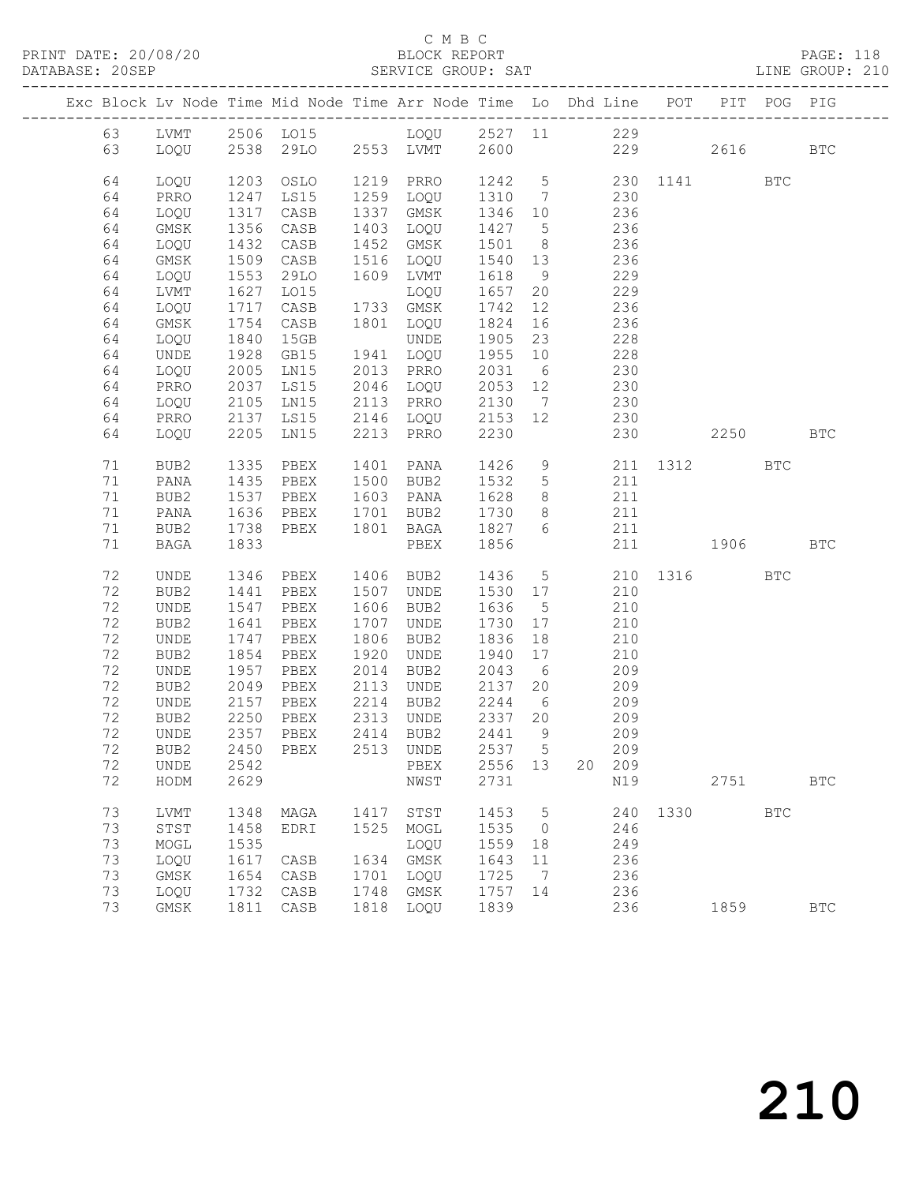C M B C

PRINT DATE: 20/08/20 BLOCK REPORT PAGE: 118
DATABASE: 20SEP SERVICE GROUP: SAT LINE GROUP: 210

| Exc | Block | Lv | Node | Time | Mid Node | Time | Arr Node | Time | Lo | Dhd | Line | POT | PIT | POG | PIG |
|---|---|---|---|---|---|---|---|---|---|---|---|---|---|---|---|
| | 63 | | LVMT | 2506 | LO15 | | LOQU | 2527 | 11 | | 229 | | | | |
| | 63 | | LOQU | 2538 | 29LO | 2553 | LVMT | 2600 | | | 229 | | 2616 | | BTC |
| | 64 | | LOQU | 1203 | OSLO | 1219 | PRRO | 1242 | 5 | | 230 | 1141 | | BTC | |
| | 64 | | PRRO | 1247 | LS15 | 1259 | LOQU | 1310 | 7 | | 230 | | | | |
| | 64 | | LOQU | 1317 | CASB | 1337 | GMSK | 1346 | 10 | | 236 | | | | |
| | 64 | | GMSK | 1356 | CASB | 1403 | LOQU | 1427 | 5 | | 236 | | | | |
| | 64 | | LOQU | 1432 | CASB | 1452 | GMSK | 1501 | 8 | | 236 | | | | |
| | 64 | | GMSK | 1509 | CASB | 1516 | LOQU | 1540 | 13 | | 236 | | | | |
| | 64 | | LOQU | 1553 | 29LO | 1609 | LVMT | 1618 | 9 | | 229 | | | | |
| | 64 | | LVMT | 1627 | LO15 | | LOQU | 1657 | 20 | | 229 | | | | |
| | 64 | | LOQU | 1717 | CASB | 1733 | GMSK | 1742 | 12 | | 236 | | | | |
| | 64 | | GMSK | 1754 | CASB | 1801 | LOQU | 1824 | 16 | | 236 | | | | |
| | 64 | | LOQU | 1840 | 15GB | | UNDE | 1905 | 23 | | 228 | | | | |
| | 64 | | UNDE | 1928 | GB15 | 1941 | LOQU | 1955 | 10 | | 228 | | | | |
| | 64 | | LOQU | 2005 | LN15 | 2013 | PRRO | 2031 | 6 | | 230 | | | | |
| | 64 | | PRRO | 2037 | LS15 | 2046 | LOQU | 2053 | 12 | | 230 | | | | |
| | 64 | | LOQU | 2105 | LN15 | 2113 | PRRO | 2130 | 7 | | 230 | | | | |
| | 64 | | PRRO | 2137 | LS15 | 2146 | LOQU | 2153 | 12 | | 230 | | | | |
| | 64 | | LOQU | 2205 | LN15 | 2213 | PRRO | 2230 | | | 230 | | 2250 | | BTC |
| | 71 | | BUB2 | 1335 | PBEX | 1401 | PANA | 1426 | 9 | | 211 | 1312 | | BTC | |
| | 71 | | PANA | 1435 | PBEX | 1500 | BUB2 | 1532 | 5 | | 211 | | | | |
| | 71 | | BUB2 | 1537 | PBEX | 1603 | PANA | 1628 | 8 | | 211 | | | | |
| | 71 | | PANA | 1636 | PBEX | 1701 | BUB2 | 1730 | 8 | | 211 | | | | |
| | 71 | | BUB2 | 1738 | PBEX | 1801 | BAGA | 1827 | 6 | | 211 | | | | |
| | 71 | | BAGA | 1833 | | | PBEX | 1856 | | | 211 | | 1906 | | BTC |
| | 72 | | UNDE | 1346 | PBEX | 1406 | BUB2 | 1436 | 5 | | 210 | 1316 | | BTC | |
| | 72 | | BUB2 | 1441 | PBEX | 1507 | UNDE | 1530 | 17 | | 210 | | | | |
| | 72 | | UNDE | 1547 | PBEX | 1606 | BUB2 | 1636 | 5 | | 210 | | | | |
| | 72 | | BUB2 | 1641 | PBEX | 1707 | UNDE | 1730 | 17 | | 210 | | | | |
| | 72 | | UNDE | 1747 | PBEX | 1806 | BUB2 | 1836 | 18 | | 210 | | | | |
| | 72 | | BUB2 | 1854 | PBEX | 1920 | UNDE | 1940 | 17 | | 210 | | | | |
| | 72 | | UNDE | 1957 | PBEX | 2014 | BUB2 | 2043 | 6 | | 209 | | | | |
| | 72 | | BUB2 | 2049 | PBEX | 2113 | UNDE | 2137 | 20 | | 209 | | | | |
| | 72 | | UNDE | 2157 | PBEX | 2214 | BUB2 | 2244 | 6 | | 209 | | | | |
| | 72 | | BUB2 | 2250 | PBEX | 2313 | UNDE | 2337 | 20 | | 209 | | | | |
| | 72 | | UNDE | 2357 | PBEX | 2414 | BUB2 | 2441 | 9 | | 209 | | | | |
| | 72 | | BUB2 | 2450 | PBEX | 2513 | UNDE | 2537 | 5 | | 209 | | | | |
| | 72 | | UNDE | 2542 | | | PBEX | 2556 | 13 | 20 | 209 | | | | |
| | 72 | | HODM | 2629 | | | NWST | 2731 | | | N19 | | 2751 | | BTC |
| | 73 | | LVMT | 1348 | MAGA | 1417 | STST | 1453 | 5 | | 240 | 1330 | | BTC | |
| | 73 | | STST | 1458 | EDRI | 1525 | MOGL | 1535 | 0 | | 246 | | | | |
| | 73 | | MOGL | 1535 | | | LOQU | 1559 | 18 | | 249 | | | | |
| | 73 | | LOQU | 1617 | CASB | 1634 | GMSK | 1643 | 11 | | 236 | | | | |
| | 73 | | GMSK | 1654 | CASB | 1701 | LOQU | 1725 | 7 | | 236 | | | | |
| | 73 | | LOQU | 1732 | CASB | 1748 | GMSK | 1757 | 14 | | 236 | | | | |
| | 73 | | GMSK | 1811 | CASB | 1818 | LOQU | 1839 | | | 236 | | 1859 | | BTC |

210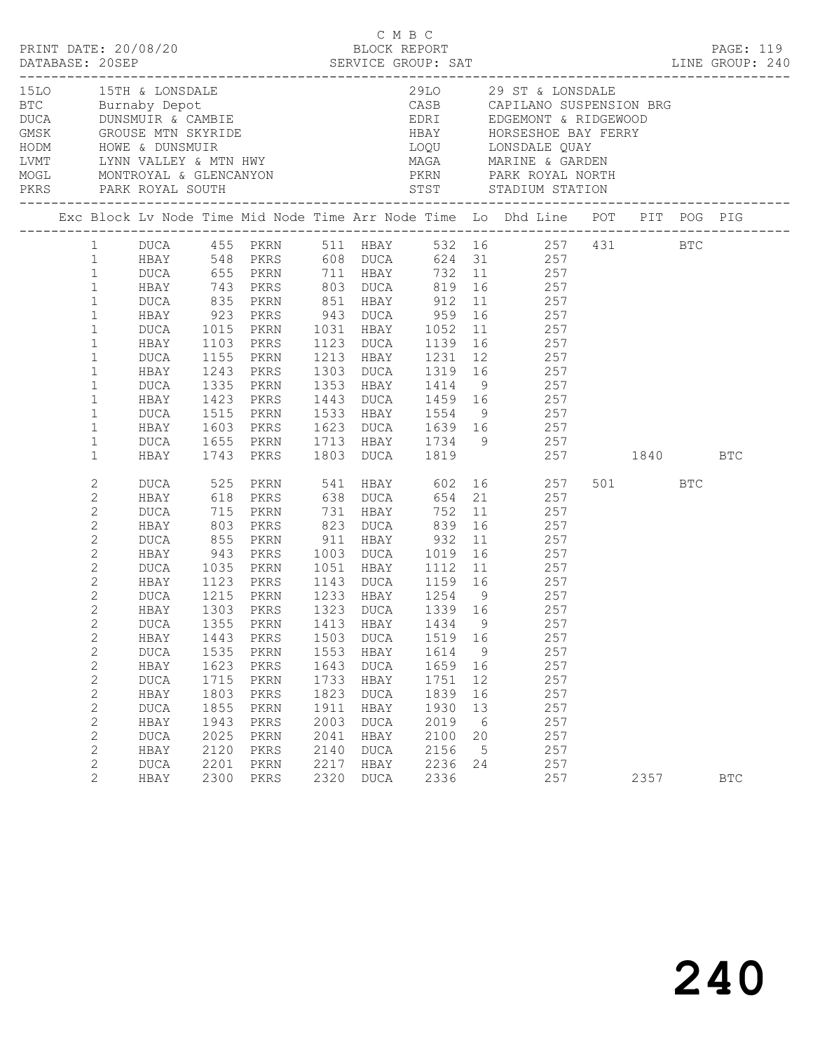C M B C
BLOCK REPORT
SERVICE GROUP: SAT

PRINT DATE: 20/08/20
DATABASE: 20SEP
LINE GROUP: 240

| Code | Name | Code | Name |
|---|---|---|---|
| 15LO | 15TH & LONSDALE | 29LO | 29 ST & LONSDALE |
| BTC | Burnaby Depot | CASB | CAPILANO SUSPENSION BRG |
| DUCA | DUNSMUIR & CAMBIE | EDRI | EDGEMONT & RIDGEWOOD |
| GMSK | GROUSE MTN SKYRIDE | HBAY | HORSESHOE BAY FERRY |
| HODM | HOWE & DUNSMUIR | LOQU | LONSDALE QUAY |
| LVMT | LYNN VALLEY & MTN HWY | MAGA | MARINE & GARDEN |
| MOGL | MONTROYAL & GLENCANYON | PKRN | PARK ROYAL NORTH |
| PKRS | PARK ROYAL SOUTH | STST | STADIUM STATION |

| Exc | Block | Lv Node | Time | Mid Node | Time | Arr Node | Time | Lo | Dhd Line | POT | PIT | POG | PIG |
|---|---|---|---|---|---|---|---|---|---|---|---|---|---|
| | 1 | DUCA | 455 | PKRN | 511 | HBAY | 532 | 16 | 257 | 431 | | BTC | |
| | 1 | HBAY | 548 | PKRS | 608 | DUCA | 624 | 31 | 257 | | | | |
| | 1 | DUCA | 655 | PKRN | 711 | HBAY | 732 | 11 | 257 | | | | |
| | 1 | HBAY | 743 | PKRS | 803 | DUCA | 819 | 16 | 257 | | | | |
| | 1 | DUCA | 835 | PKRN | 851 | HBAY | 912 | 11 | 257 | | | | |
| | 1 | HBAY | 923 | PKRS | 943 | DUCA | 959 | 16 | 257 | | | | |
| | 1 | DUCA | 1015 | PKRN | 1031 | HBAY | 1052 | 11 | 257 | | | | |
| | 1 | HBAY | 1103 | PKRS | 1123 | DUCA | 1139 | 16 | 257 | | | | |
| | 1 | DUCA | 1155 | PKRN | 1213 | HBAY | 1231 | 12 | 257 | | | | |
| | 1 | HBAY | 1243 | PKRS | 1303 | DUCA | 1319 | 16 | 257 | | | | |
| | 1 | DUCA | 1335 | PKRN | 1353 | HBAY | 1414 | 9 | 257 | | | | |
| | 1 | HBAY | 1423 | PKRS | 1443 | DUCA | 1459 | 16 | 257 | | | | |
| | 1 | DUCA | 1515 | PKRN | 1533 | HBAY | 1554 | 9 | 257 | | | | |
| | 1 | HBAY | 1603 | PKRS | 1623 | DUCA | 1639 | 16 | 257 | | | | |
| | 1 | DUCA | 1655 | PKRN | 1713 | HBAY | 1734 | 9 | 257 | | | | |
| | 1 | HBAY | 1743 | PKRS | 1803 | DUCA | 1819 | | 257 | | 1840 | | BTC |
| | 2 | DUCA | 525 | PKRN | 541 | HBAY | 602 | 16 | 257 | 501 | | BTC | |
| | 2 | HBAY | 618 | PKRS | 638 | DUCA | 654 | 21 | 257 | | | | |
| | 2 | DUCA | 715 | PKRN | 731 | HBAY | 752 | 11 | 257 | | | | |
| | 2 | HBAY | 803 | PKRS | 823 | DUCA | 839 | 16 | 257 | | | | |
| | 2 | DUCA | 855 | PKRN | 911 | HBAY | 932 | 11 | 257 | | | | |
| | 2 | HBAY | 943 | PKRS | 1003 | DUCA | 1019 | 16 | 257 | | | | |
| | 2 | DUCA | 1035 | PKRN | 1051 | HBAY | 1112 | 11 | 257 | | | | |
| | 2 | HBAY | 1123 | PKRS | 1143 | DUCA | 1159 | 16 | 257 | | | | |
| | 2 | DUCA | 1215 | PKRN | 1233 | HBAY | 1254 | 9 | 257 | | | | |
| | 2 | HBAY | 1303 | PKRS | 1323 | DUCA | 1339 | 16 | 257 | | | | |
| | 2 | DUCA | 1355 | PKRN | 1413 | HBAY | 1434 | 9 | 257 | | | | |
| | 2 | HBAY | 1443 | PKRS | 1503 | DUCA | 1519 | 16 | 257 | | | | |
| | 2 | DUCA | 1535 | PKRN | 1553 | HBAY | 1614 | 9 | 257 | | | | |
| | 2 | HBAY | 1623 | PKRS | 1643 | DUCA | 1659 | 16 | 257 | | | | |
| | 2 | DUCA | 1715 | PKRN | 1733 | HBAY | 1751 | 12 | 257 | | | | |
| | 2 | HBAY | 1803 | PKRS | 1823 | DUCA | 1839 | 16 | 257 | | | | |
| | 2 | DUCA | 1855 | PKRN | 1911 | HBAY | 1930 | 13 | 257 | | | | |
| | 2 | HBAY | 1943 | PKRS | 2003 | DUCA | 2019 | 6 | 257 | | | | |
| | 2 | DUCA | 2025 | PKRN | 2041 | HBAY | 2100 | 20 | 257 | | | | |
| | 2 | HBAY | 2120 | PKRS | 2140 | DUCA | 2156 | 5 | 257 | | | | |
| | 2 | DUCA | 2201 | PKRN | 2217 | HBAY | 2236 | 24 | 257 | | | | |
| | 2 | HBAY | 2300 | PKRS | 2320 | DUCA | 2336 | | 257 | | 2357 | | BTC |

240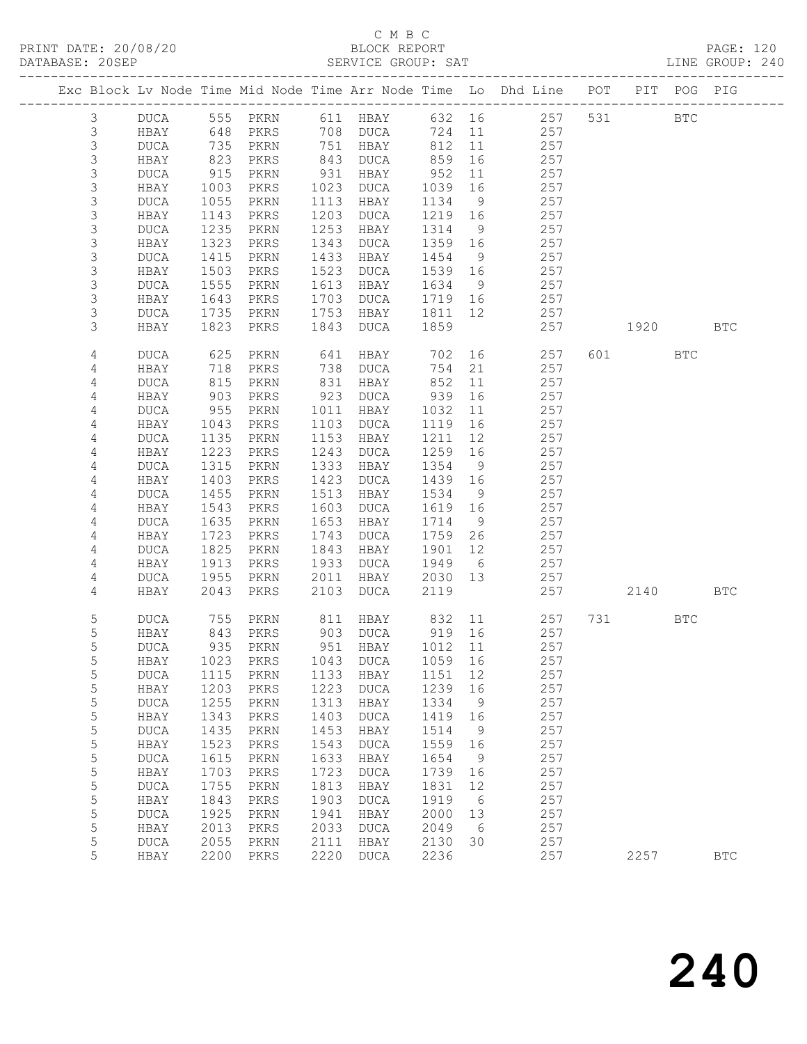C M B C
BLOCK REPORT
SERVICE GROUP: SAT

PRINT DATE: 20/08/20
DATABASE: 20SEP
LINE GROUP: 240

| Exc | Block | Lv | Node | Time | Mid Node | Time | Arr Node | Time | Lo | Dhd Line | POT | PIT | POG | PIG |
|---|---|---|---|---|---|---|---|---|---|---|---|---|---|---|
| | 3 | | DUCA | 555 | PKRN | 611 | HBAY | 632 | 16 | 257 | 531 | | BTC | |
| | 3 | | HBAY | 648 | PKRS | 708 | DUCA | 724 | 11 | 257 | | | | |
| | 3 | | DUCA | 735 | PKRN | 751 | HBAY | 812 | 11 | 257 | | | | |
| | 3 | | HBAY | 823 | PKRS | 843 | DUCA | 859 | 16 | 257 | | | | |
| | 3 | | DUCA | 915 | PKRN | 931 | HBAY | 952 | 11 | 257 | | | | |
| | 3 | | HBAY | 1003 | PKRS | 1023 | DUCA | 1039 | 16 | 257 | | | | |
| | 3 | | DUCA | 1055 | PKRN | 1113 | HBAY | 1134 | 9 | 257 | | | | |
| | 3 | | HBAY | 1143 | PKRS | 1203 | DUCA | 1219 | 16 | 257 | | | | |
| | 3 | | DUCA | 1235 | PKRN | 1253 | HBAY | 1314 | 9 | 257 | | | | |
| | 3 | | HBAY | 1323 | PKRS | 1343 | DUCA | 1359 | 16 | 257 | | | | |
| | 3 | | DUCA | 1415 | PKRN | 1433 | HBAY | 1454 | 9 | 257 | | | | |
| | 3 | | HBAY | 1503 | PKRS | 1523 | DUCA | 1539 | 16 | 257 | | | | |
| | 3 | | DUCA | 1555 | PKRN | 1613 | HBAY | 1634 | 9 | 257 | | | | |
| | 3 | | HBAY | 1643 | PKRS | 1703 | DUCA | 1719 | 16 | 257 | | | | |
| | 3 | | DUCA | 1735 | PKRN | 1753 | HBAY | 1811 | 12 | 257 | | | | |
| | 3 | | HBAY | 1823 | PKRS | 1843 | DUCA | 1859 | | 257 | | 1920 | | BTC |
| | 4 | | DUCA | 625 | PKRN | 641 | HBAY | 702 | 16 | 257 | 601 | | BTC | |
| | 4 | | HBAY | 718 | PKRS | 738 | DUCA | 754 | 21 | 257 | | | | |
| | 4 | | DUCA | 815 | PKRN | 831 | HBAY | 852 | 11 | 257 | | | | |
| | 4 | | HBAY | 903 | PKRS | 923 | DUCA | 939 | 16 | 257 | | | | |
| | 4 | | DUCA | 955 | PKRN | 1011 | HBAY | 1032 | 11 | 257 | | | | |
| | 4 | | HBAY | 1043 | PKRS | 1103 | DUCA | 1119 | 16 | 257 | | | | |
| | 4 | | DUCA | 1135 | PKRN | 1153 | HBAY | 1211 | 12 | 257 | | | | |
| | 4 | | HBAY | 1223 | PKRS | 1243 | DUCA | 1259 | 16 | 257 | | | | |
| | 4 | | DUCA | 1315 | PKRN | 1333 | HBAY | 1354 | 9 | 257 | | | | |
| | 4 | | HBAY | 1403 | PKRS | 1423 | DUCA | 1439 | 16 | 257 | | | | |
| | 4 | | DUCA | 1455 | PKRN | 1513 | HBAY | 1534 | 9 | 257 | | | | |
| | 4 | | HBAY | 1543 | PKRS | 1603 | DUCA | 1619 | 16 | 257 | | | | |
| | 4 | | DUCA | 1635 | PKRN | 1653 | HBAY | 1714 | 9 | 257 | | | | |
| | 4 | | HBAY | 1723 | PKRS | 1743 | DUCA | 1759 | 26 | 257 | | | | |
| | 4 | | DUCA | 1825 | PKRN | 1843 | HBAY | 1901 | 12 | 257 | | | | |
| | 4 | | HBAY | 1913 | PKRS | 1933 | DUCA | 1949 | 6 | 257 | | | | |
| | 4 | | DUCA | 1955 | PKRN | 2011 | HBAY | 2030 | 13 | 257 | | | | |
| | 4 | | HBAY | 2043 | PKRS | 2103 | DUCA | 2119 | | 257 | | 2140 | | BTC |
| | 5 | | DUCA | 755 | PKRN | 811 | HBAY | 832 | 11 | 257 | 731 | | BTC | |
| | 5 | | HBAY | 843 | PKRS | 903 | DUCA | 919 | 16 | 257 | | | | |
| | 5 | | DUCA | 935 | PKRN | 951 | HBAY | 1012 | 11 | 257 | | | | |
| | 5 | | HBAY | 1023 | PKRS | 1043 | DUCA | 1059 | 16 | 257 | | | | |
| | 5 | | DUCA | 1115 | PKRN | 1133 | HBAY | 1151 | 12 | 257 | | | | |
| | 5 | | HBAY | 1203 | PKRS | 1223 | DUCA | 1239 | 16 | 257 | | | | |
| | 5 | | DUCA | 1255 | PKRN | 1313 | HBAY | 1334 | 9 | 257 | | | | |
| | 5 | | HBAY | 1343 | PKRS | 1403 | DUCA | 1419 | 16 | 257 | | | | |
| | 5 | | DUCA | 1435 | PKRN | 1453 | HBAY | 1514 | 9 | 257 | | | | |
| | 5 | | HBAY | 1523 | PKRS | 1543 | DUCA | 1559 | 16 | 257 | | | | |
| | 5 | | DUCA | 1615 | PKRN | 1633 | HBAY | 1654 | 9 | 257 | | | | |
| | 5 | | HBAY | 1703 | PKRS | 1723 | DUCA | 1739 | 16 | 257 | | | | |
| | 5 | | DUCA | 1755 | PKRN | 1813 | HBAY | 1831 | 12 | 257 | | | | |
| | 5 | | HBAY | 1843 | PKRS | 1903 | DUCA | 1919 | 6 | 257 | | | | |
| | 5 | | DUCA | 1925 | PKRN | 1941 | HBAY | 2000 | 13 | 257 | | | | |
| | 5 | | HBAY | 2013 | PKRS | 2033 | DUCA | 2049 | 6 | 257 | | | | |
| | 5 | | DUCA | 2055 | PKRN | 2111 | HBAY | 2130 | 30 | 257 | | | | |
| | 5 | | HBAY | 2200 | PKRS | 2220 | DUCA | 2236 | | 257 | | 2257 | | BTC |

240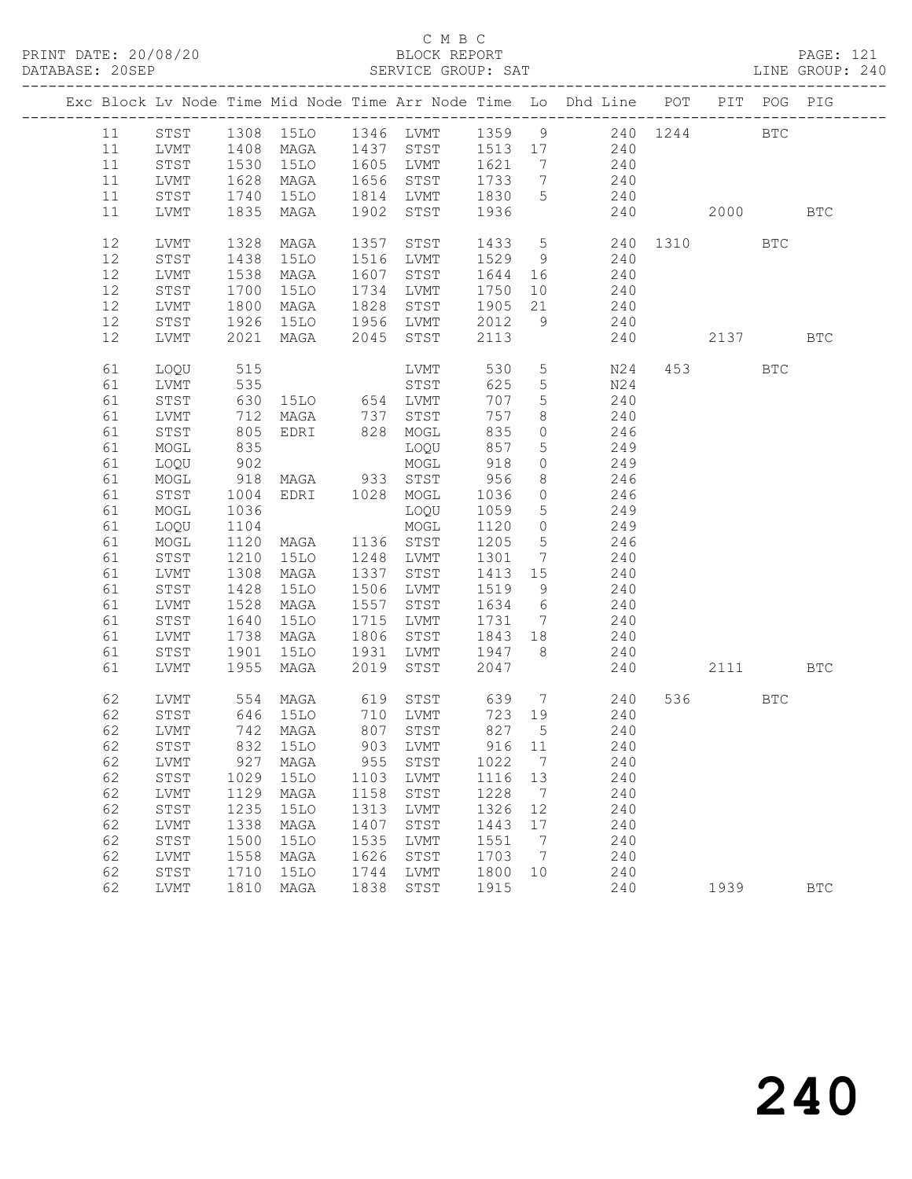C M B C

BLOCK REPORT

SERVICE GROUP: SAT

LINE GROUP: 240

| Exc | Block | Lv Node | Time | Mid Node | Time | Arr Node | Time | Lo | Dhd Line | POT | PIT | POG | PIG |
|---|---|---|---|---|---|---|---|---|---|---|---|---|---|
| | 11 | STST | 1308 | 15LO | 1346 | LVMT | 1359 | 9 | 240 | 1244 | | BTC | |
| | 11 | LVMT | 1408 | MAGA | 1437 | STST | 1513 | 17 | 240 | | | | |
| | 11 | STST | 1530 | 15LO | 1605 | LVMT | 1621 | 7 | 240 | | | | |
| | 11 | LVMT | 1628 | MAGA | 1656 | STST | 1733 | 7 | 240 | | | | |
| | 11 | STST | 1740 | 15LO | 1814 | LVMT | 1830 | 5 | 240 | | | | |
| | 11 | LVMT | 1835 | MAGA | 1902 | STST | 1936 | | 240 | | 2000 | | BTC |
| | 12 | LVMT | 1328 | MAGA | 1357 | STST | 1433 | 5 | 240 | 1310 | | BTC | |
| | 12 | STST | 1438 | 15LO | 1516 | LVMT | 1529 | 9 | 240 | | | | |
| | 12 | LVMT | 1538 | MAGA | 1607 | STST | 1644 | 16 | 240 | | | | |
| | 12 | STST | 1700 | 15LO | 1734 | LVMT | 1750 | 10 | 240 | | | | |
| | 12 | LVMT | 1800 | MAGA | 1828 | STST | 1905 | 21 | 240 | | | | |
| | 12 | STST | 1926 | 15LO | 1956 | LVMT | 2012 | 9 | 240 | | | | |
| | 12 | LVMT | 2021 | MAGA | 2045 | STST | 2113 | | 240 | | 2137 | | BTC |
| | 61 | LOQU | 515 | | | LVMT | 530 | 5 | N24 | 453 | | BTC | |
| | 61 | LVMT | 535 | | | STST | 625 | 5 | N24 | | | | |
| | 61 | STST | 630 | 15LO | 654 | LVMT | 707 | 5 | 240 | | | | |
| | 61 | LVMT | 712 | MAGA | 737 | STST | 757 | 8 | 240 | | | | |
| | 61 | STST | 805 | EDRI | 828 | MOGL | 835 | 0 | 246 | | | | |
| | 61 | MOGL | 835 | | | LOQU | 857 | 5 | 249 | | | | |
| | 61 | LOQU | 902 | | | MOGL | 918 | 0 | 249 | | | | |
| | 61 | MOGL | 918 | MAGA | 933 | STST | 956 | 8 | 246 | | | | |
| | 61 | STST | 1004 | EDRI | 1028 | MOGL | 1036 | 0 | 246 | | | | |
| | 61 | MOGL | 1036 | | | LOQU | 1059 | 5 | 249 | | | | |
| | 61 | LOQU | 1104 | | | MOGL | 1120 | 0 | 249 | | | | |
| | 61 | MOGL | 1120 | MAGA | 1136 | STST | 1205 | 5 | 246 | | | | |
| | 61 | STST | 1210 | 15LO | 1248 | LVMT | 1301 | 7 | 240 | | | | |
| | 61 | LVMT | 1308 | MAGA | 1337 | STST | 1413 | 15 | 240 | | | | |
| | 61 | STST | 1428 | 15LO | 1506 | LVMT | 1519 | 9 | 240 | | | | |
| | 61 | LVMT | 1528 | MAGA | 1557 | STST | 1634 | 6 | 240 | | | | |
| | 61 | STST | 1640 | 15LO | 1715 | LVMT | 1731 | 7 | 240 | | | | |
| | 61 | LVMT | 1738 | MAGA | 1806 | STST | 1843 | 18 | 240 | | | | |
| | 61 | STST | 1901 | 15LO | 1931 | LVMT | 1947 | 8 | 240 | | | | |
| | 61 | LVMT | 1955 | MAGA | 2019 | STST | 2047 | | 240 | | 2111 | | BTC |
| | 62 | LVMT | 554 | MAGA | 619 | STST | 639 | 7 | 240 | 536 | | BTC | |
| | 62 | STST | 646 | 15LO | 710 | LVMT | 723 | 19 | 240 | | | | |
| | 62 | LVMT | 742 | MAGA | 807 | STST | 827 | 5 | 240 | | | | |
| | 62 | STST | 832 | 15LO | 903 | LVMT | 916 | 11 | 240 | | | | |
| | 62 | LVMT | 927 | MAGA | 955 | STST | 1022 | 7 | 240 | | | | |
| | 62 | STST | 1029 | 15LO | 1103 | LVMT | 1116 | 13 | 240 | | | | |
| | 62 | LVMT | 1129 | MAGA | 1158 | STST | 1228 | 7 | 240 | | | | |
| | 62 | STST | 1235 | 15LO | 1313 | LVMT | 1326 | 12 | 240 | | | | |
| | 62 | LVMT | 1338 | MAGA | 1407 | STST | 1443 | 17 | 240 | | | | |
| | 62 | STST | 1500 | 15LO | 1535 | LVMT | 1551 | 7 | 240 | | | | |
| | 62 | LVMT | 1558 | MAGA | 1626 | STST | 1703 | 7 | 240 | | | | |
| | 62 | STST | 1710 | 15LO | 1744 | LVMT | 1800 | 10 | 240 | | | | |
| | 62 | LVMT | 1810 | MAGA | 1838 | STST | 1915 | | 240 | | 1939 | | BTC |

240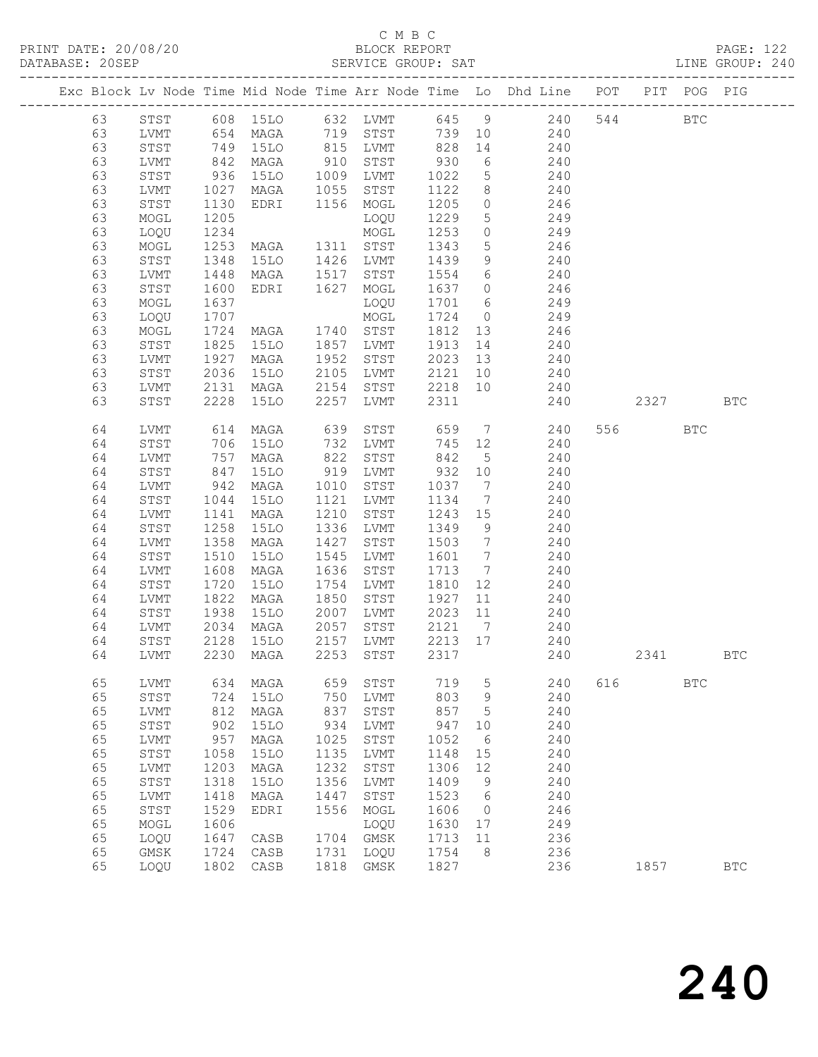# C M B C

BLOCK REPORT

SERVICE GROUP: SAT

PRINT DATE: 20/08/20
DATABASE: 20SEP

LINE GROUP: 240

| Exc | Block | Lv Node | Time | Mid Node | Time | Arr Node | Time | Lo | Dhd Line | POT | PIT | POG | PIG |
|---|---|---|---|---|---|---|---|---|---|---|---|---|---|
| | 63 | STST | 608 | 15LO | 632 | LVMT | 645 | 9 | 240 | 544 | | BTC | |
| | 63 | LVMT | 654 | MAGA | 719 | STST | 739 | 10 | 240 | | | | |
| | 63 | STST | 749 | 15LO | 815 | LVMT | 828 | 14 | 240 | | | | |
| | 63 | LVMT | 842 | MAGA | 910 | STST | 930 | 6 | 240 | | | | |
| | 63 | STST | 936 | 15LO | 1009 | LVMT | 1022 | 5 | 240 | | | | |
| | 63 | LVMT | 1027 | MAGA | 1055 | STST | 1122 | 8 | 240 | | | | |
| | 63 | STST | 1130 | EDRI | 1156 | MOGL | 1205 | 0 | 246 | | | | |
| | 63 | MOGL | 1205 | | | LOQU | 1229 | 5 | 249 | | | | |
| | 63 | LOQU | 1234 | | | MOGL | 1253 | 0 | 249 | | | | |
| | 63 | MOGL | 1253 | MAGA | 1311 | STST | 1343 | 5 | 246 | | | | |
| | 63 | STST | 1348 | 15LO | 1426 | LVMT | 1439 | 9 | 240 | | | | |
| | 63 | LVMT | 1448 | MAGA | 1517 | STST | 1554 | 6 | 240 | | | | |
| | 63 | STST | 1600 | EDRI | 1627 | MOGL | 1637 | 0 | 246 | | | | |
| | 63 | MOGL | 1637 | | | LOQU | 1701 | 6 | 249 | | | | |
| | 63 | LOQU | 1707 | | | MOGL | 1724 | 0 | 249 | | | | |
| | 63 | MOGL | 1724 | MAGA | 1740 | STST | 1812 | 13 | 246 | | | | |
| | 63 | STST | 1825 | 15LO | 1857 | LVMT | 1913 | 14 | 240 | | | | |
| | 63 | LVMT | 1927 | MAGA | 1952 | STST | 2023 | 13 | 240 | | | | |
| | 63 | STST | 2036 | 15LO | 2105 | LVMT | 2121 | 10 | 240 | | | | |
| | 63 | LVMT | 2131 | MAGA | 2154 | STST | 2218 | 10 | 240 | | | | |
| | 63 | STST | 2228 | 15LO | 2257 | LVMT | 2311 | | 240 | | 2327 | | BTC |
| | 64 | LVMT | 614 | MAGA | 639 | STST | 659 | 7 | 240 | 556 | | BTC | |
| | 64 | STST | 706 | 15LO | 732 | LVMT | 745 | 12 | 240 | | | | |
| | 64 | LVMT | 757 | MAGA | 822 | STST | 842 | 5 | 240 | | | | |
| | 64 | STST | 847 | 15LO | 919 | LVMT | 932 | 10 | 240 | | | | |
| | 64 | LVMT | 942 | MAGA | 1010 | STST | 1037 | 7 | 240 | | | | |
| | 64 | STST | 1044 | 15LO | 1121 | LVMT | 1134 | 7 | 240 | | | | |
| | 64 | LVMT | 1141 | MAGA | 1210 | STST | 1243 | 15 | 240 | | | | |
| | 64 | STST | 1258 | 15LO | 1336 | LVMT | 1349 | 9 | 240 | | | | |
| | 64 | LVMT | 1358 | MAGA | 1427 | STST | 1503 | 7 | 240 | | | | |
| | 64 | STST | 1510 | 15LO | 1545 | LVMT | 1601 | 7 | 240 | | | | |
| | 64 | LVMT | 1608 | MAGA | 1636 | STST | 1713 | 7 | 240 | | | | |
| | 64 | STST | 1720 | 15LO | 1754 | LVMT | 1810 | 12 | 240 | | | | |
| | 64 | LVMT | 1822 | MAGA | 1850 | STST | 1927 | 11 | 240 | | | | |
| | 64 | STST | 1938 | 15LO | 2007 | LVMT | 2023 | 11 | 240 | | | | |
| | 64 | LVMT | 2034 | MAGA | 2057 | STST | 2121 | 7 | 240 | | | | |
| | 64 | STST | 2128 | 15LO | 2157 | LVMT | 2213 | 17 | 240 | | | | |
| | 64 | LVMT | 2230 | MAGA | 2253 | STST | 2317 | | 240 | | 2341 | | BTC |
| | 65 | LVMT | 634 | MAGA | 659 | STST | 719 | 5 | 240 | 616 | | BTC | |
| | 65 | STST | 724 | 15LO | 750 | LVMT | 803 | 9 | 240 | | | | |
| | 65 | LVMT | 812 | MAGA | 837 | STST | 857 | 5 | 240 | | | | |
| | 65 | STST | 902 | 15LO | 934 | LVMT | 947 | 10 | 240 | | | | |
| | 65 | LVMT | 957 | MAGA | 1025 | STST | 1052 | 6 | 240 | | | | |
| | 65 | STST | 1058 | 15LO | 1135 | LVMT | 1148 | 15 | 240 | | | | |
| | 65 | LVMT | 1203 | MAGA | 1232 | STST | 1306 | 12 | 240 | | | | |
| | 65 | STST | 1318 | 15LO | 1356 | LVMT | 1409 | 9 | 240 | | | | |
| | 65 | LVMT | 1418 | MAGA | 1447 | STST | 1523 | 6 | 240 | | | | |
| | 65 | STST | 1529 | EDRI | 1556 | MOGL | 1606 | 0 | 246 | | | | |
| | 65 | MOGL | 1606 | | | LOQU | 1630 | 17 | 249 | | | | |
| | 65 | LOQU | 1647 | CASB | 1704 | GMSK | 1713 | 11 | 236 | | | | |
| | 65 | GMSK | 1724 | CASB | 1731 | LOQU | 1754 | 8 | 236 | | | | |
| | 65 | LOQU | 1802 | CASB | 1818 | GMSK | 1827 | | 236 | | 1857 | | BTC |

# 240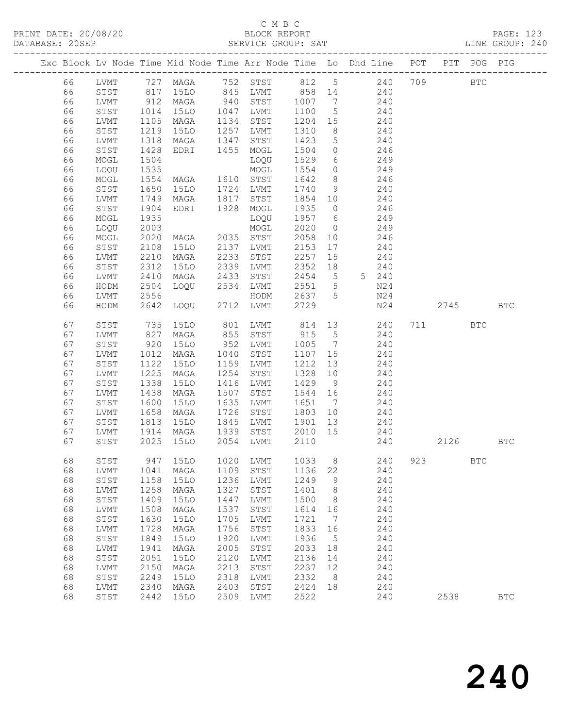C M B C
PRINT DATE: 20/08/20 BLOCK REPORT PAGE: 123
DATABASE: 20SEP SERVICE GROUP: SAT LINE GROUP: 240

| Exc | Block | Lv | Node | Time | Mid Node | Time | Arr Node | Time | Lo | Dhd Line | POT | PIT | POG | PIG |
|---|---|---|---|---|---|---|---|---|---|---|---|---|---|---|
| | 66 | | LVMT | 727 | MAGA | 752 | STST | 812 | 5 | 240 | 709 | | BTC | |
| | 66 | | STST | 817 | 15LO | 845 | LVMT | 858 | 14 | 240 | | | | |
| | 66 | | LVMT | 912 | MAGA | 940 | STST | 1007 | 7 | 240 | | | | |
| | 66 | | STST | 1014 | 15LO | 1047 | LVMT | 1100 | 5 | 240 | | | | |
| | 66 | | LVMT | 1105 | MAGA | 1134 | STST | 1204 | 15 | 240 | | | | |
| | 66 | | STST | 1219 | 15LO | 1257 | LVMT | 1310 | 8 | 240 | | | | |
| | 66 | | LVMT | 1318 | MAGA | 1347 | STST | 1423 | 5 | 240 | | | | |
| | 66 | | STST | 1428 | EDRI | 1455 | MOGL | 1504 | 0 | 246 | | | | |
| | 66 | | MOGL | 1504 | | | LOQU | 1529 | 6 | 249 | | | | |
| | 66 | | LOQU | 1535 | | | MOGL | 1554 | 0 | 249 | | | | |
| | 66 | | MOGL | 1554 | MAGA | 1610 | STST | 1642 | 8 | 246 | | | | |
| | 66 | | STST | 1650 | 15LO | 1724 | LVMT | 1740 | 9 | 240 | | | | |
| | 66 | | LVMT | 1749 | MAGA | 1817 | STST | 1854 | 10 | 240 | | | | |
| | 66 | | STST | 1904 | EDRI | 1928 | MOGL | 1935 | 0 | 246 | | | | |
| | 66 | | MOGL | 1935 | | | LOQU | 1957 | 6 | 249 | | | | |
| | 66 | | LOQU | 2003 | | | MOGL | 2020 | 0 | 249 | | | | |
| | 66 | | MOGL | 2020 | MAGA | 2035 | STST | 2058 | 10 | 246 | | | | |
| | 66 | | STST | 2108 | 15LO | 2137 | LVMT | 2153 | 17 | 240 | | | | |
| | 66 | | LVMT | 2210 | MAGA | 2233 | STST | 2257 | 15 | 240 | | | | |
| | 66 | | STST | 2312 | 15LO | 2339 | LVMT | 2352 | 18 | 240 | | | | |
| | 66 | | LVMT | 2410 | MAGA | 2433 | STST | 2454 | 5 | 5 240 | | | | |
| | 66 | | HODM | 2504 | LOQU | 2534 | LVMT | 2551 | 5 | N24 | | | | |
| | 66 | | LVMT | 2556 | | | HODM | 2637 | 5 | N24 | | | | |
| | 66 | | HODM | 2642 | LOQU | 2712 | LVMT | 2729 | | N24 | | 2745 | | BTC |
| | 67 | | STST | 735 | 15LO | 801 | LVMT | 814 | 13 | 240 | 711 | | BTC | |
| | 67 | | LVMT | 827 | MAGA | 855 | STST | 915 | 5 | 240 | | | | |
| | 67 | | STST | 920 | 15LO | 952 | LVMT | 1005 | 7 | 240 | | | | |
| | 67 | | LVMT | 1012 | MAGA | 1040 | STST | 1107 | 15 | 240 | | | | |
| | 67 | | STST | 1122 | 15LO | 1159 | LVMT | 1212 | 13 | 240 | | | | |
| | 67 | | LVMT | 1225 | MAGA | 1254 | STST | 1328 | 10 | 240 | | | | |
| | 67 | | STST | 1338 | 15LO | 1416 | LVMT | 1429 | 9 | 240 | | | | |
| | 67 | | LVMT | 1438 | MAGA | 1507 | STST | 1544 | 16 | 240 | | | | |
| | 67 | | STST | 1600 | 15LO | 1635 | LVMT | 1651 | 7 | 240 | | | | |
| | 67 | | LVMT | 1658 | MAGA | 1726 | STST | 1803 | 10 | 240 | | | | |
| | 67 | | STST | 1813 | 15LO | 1845 | LVMT | 1901 | 13 | 240 | | | | |
| | 67 | | LVMT | 1914 | MAGA | 1939 | STST | 2010 | 15 | 240 | | | | |
| | 67 | | STST | 2025 | 15LO | 2054 | LVMT | 2110 | | 240 | | 2126 | | BTC |
| | 68 | | STST | 947 | 15LO | 1020 | LVMT | 1033 | 8 | 240 | 923 | | BTC | |
| | 68 | | LVMT | 1041 | MAGA | 1109 | STST | 1136 | 22 | 240 | | | | |
| | 68 | | STST | 1158 | 15LO | 1236 | LVMT | 1249 | 9 | 240 | | | | |
| | 68 | | LVMT | 1258 | MAGA | 1327 | STST | 1401 | 8 | 240 | | | | |
| | 68 | | STST | 1409 | 15LO | 1447 | LVMT | 1500 | 8 | 240 | | | | |
| | 68 | | LVMT | 1508 | MAGA | 1537 | STST | 1614 | 16 | 240 | | | | |
| | 68 | | STST | 1630 | 15LO | 1705 | LVMT | 1721 | 7 | 240 | | | | |
| | 68 | | LVMT | 1728 | MAGA | 1756 | STST | 1833 | 16 | 240 | | | | |
| | 68 | | STST | 1849 | 15LO | 1920 | LVMT | 1936 | 5 | 240 | | | | |
| | 68 | | LVMT | 1941 | MAGA | 2005 | STST | 2033 | 18 | 240 | | | | |
| | 68 | | STST | 2051 | 15LO | 2120 | LVMT | 2136 | 14 | 240 | | | | |
| | 68 | | LVMT | 2150 | MAGA | 2213 | STST | 2237 | 12 | 240 | | | | |
| | 68 | | STST | 2249 | 15LO | 2318 | LVMT | 2332 | 8 | 240 | | | | |
| | 68 | | LVMT | 2340 | MAGA | 2403 | STST | 2424 | 18 | 240 | | | | |
| | 68 | | STST | 2442 | 15LO | 2509 | LVMT | 2522 | | 240 | | 2538 | | BTC |

240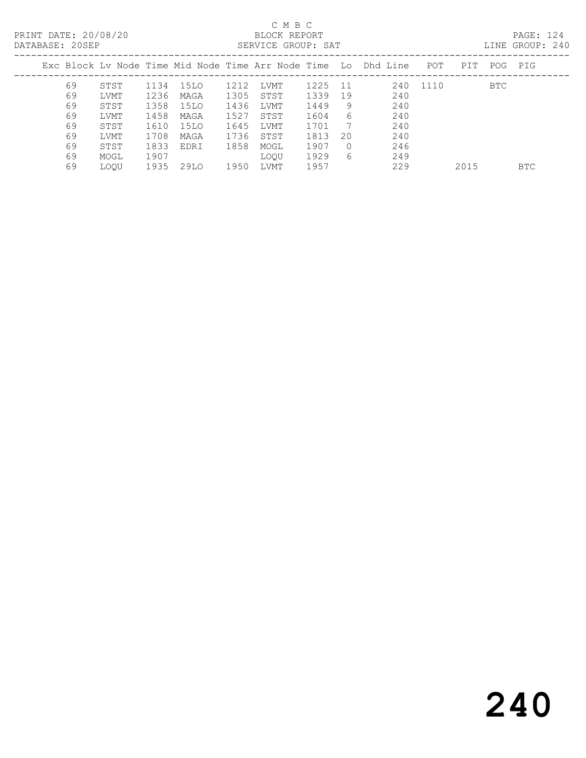C M B C

PRINT DATE: 20/08/20 BLOCK REPORT

DATABASE: 20SEP SERVICE GROUP: SAT LINE GROUP: 240

| Exc | Block | Lv | Node | Time | Mid Node | Time | Arr Node | Time | Lo | Dhd | Line | POT | PIT | POG | PIG |
|---|---|---|---|---|---|---|---|---|---|---|---|---|---|---|---|
| | 69 | | STST | 1134 | 15LO | 1212 | LVMT | 1225 | 11 | | 240 | 1110 | | BTC | |
| | 69 | | LVMT | 1236 | MAGA | 1305 | STST | 1339 | 19 | | 240 | | | | |
| | 69 | | STST | 1358 | 15LO | 1436 | LVMT | 1449 | 9 | | 240 | | | | |
| | 69 | | LVMT | 1458 | MAGA | 1527 | STST | 1604 | 6 | | 240 | | | | |
| | 69 | | STST | 1610 | 15LO | 1645 | LVMT | 1701 | 7 | | 240 | | | | |
| | 69 | | LVMT | 1708 | MAGA | 1736 | STST | 1813 | 20 | | 240 | | | | |
| | 69 | | STST | 1833 | EDRI | 1858 | MOGL | 1907 | 0 | | 246 | | | | |
| | 69 | | MOGL | 1907 | | | LOQU | 1929 | 6 | | 249 | | | | |
| | 69 | | LOQU | 1935 | 29LO | 1950 | LVMT | 1957 | | | 229 | | 2015 | | BTC |

240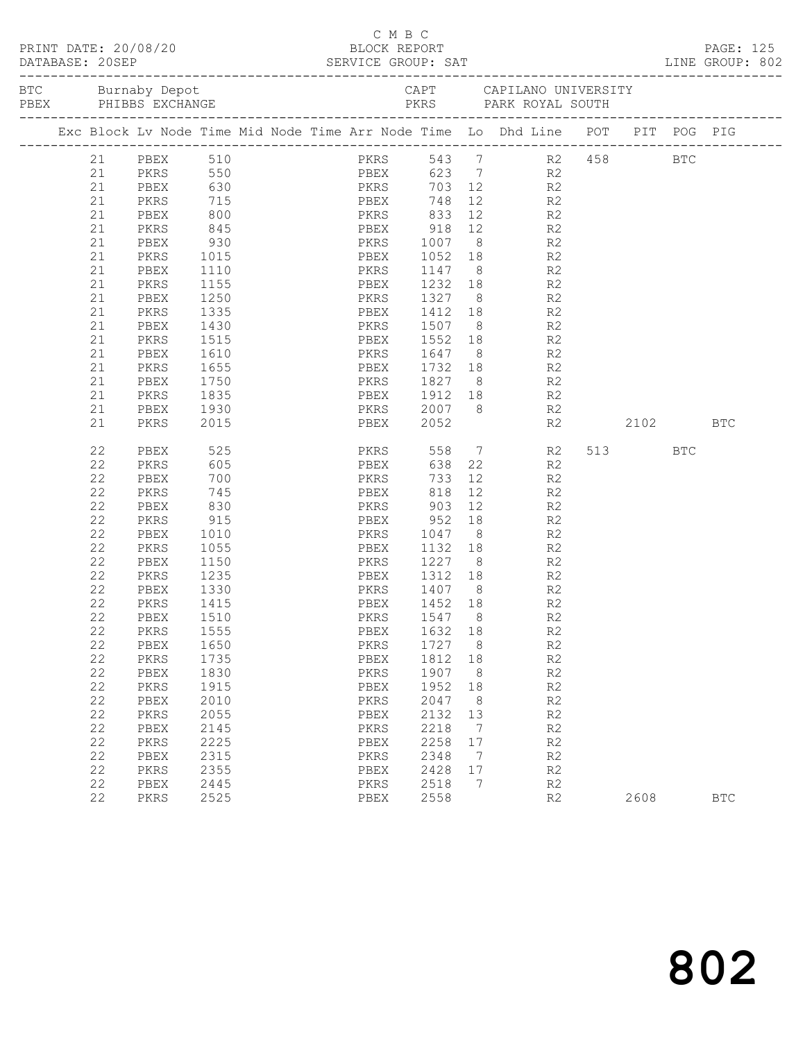C M B C

PRINT DATE: 20/08/20 BLOCK REPORT PAGE: 125
DATABASE: 20SEP SERVICE GROUP: SAT LINE GROUP: 802

BTC Burnaby Depot CAPT CAPILANO UNIVERSITY
PBEX PHIBBS EXCHANGE PKRS PARK ROYAL SOUTH

| Exc | Block | Lv | Node | Time | Mid | Node | Time | Arr | Node | Time | Lo | Dhd | Line | POT | PIT | POG | PIG |
|---|---|---|---|---|---|---|---|---|---|---|---|---|---|---|---|---|---|
| | 21 | | PBEX | 510 | | | | | PKRS | 543 | 7 | | R2 | 458 | | BTC | |
| | 21 | | PKRS | 550 | | | | | PBEX | 623 | 7 | | R2 | | | | |
| | 21 | | PBEX | 630 | | | | | PKRS | 703 | 12 | | R2 | | | | |
| | 21 | | PKRS | 715 | | | | | PBEX | 748 | 12 | | R2 | | | | |
| | 21 | | PBEX | 800 | | | | | PKRS | 833 | 12 | | R2 | | | | |
| | 21 | | PKRS | 845 | | | | | PBEX | 918 | 12 | | R2 | | | | |
| | 21 | | PBEX | 930 | | | | | PKRS | 1007 | 8 | | R2 | | | | |
| | 21 | | PKRS | 1015 | | | | | PBEX | 1052 | 18 | | R2 | | | | |
| | 21 | | PBEX | 1110 | | | | | PKRS | 1147 | 8 | | R2 | | | | |
| | 21 | | PKRS | 1155 | | | | | PBEX | 1232 | 18 | | R2 | | | | |
| | 21 | | PBEX | 1250 | | | | | PKRS | 1327 | 8 | | R2 | | | | |
| | 21 | | PKRS | 1335 | | | | | PBEX | 1412 | 18 | | R2 | | | | |
| | 21 | | PBEX | 1430 | | | | | PKRS | 1507 | 8 | | R2 | | | | |
| | 21 | | PKRS | 1515 | | | | | PBEX | 1552 | 18 | | R2 | | | | |
| | 21 | | PBEX | 1610 | | | | | PKRS | 1647 | 8 | | R2 | | | | |
| | 21 | | PKRS | 1655 | | | | | PBEX | 1732 | 18 | | R2 | | | | |
| | 21 | | PBEX | 1750 | | | | | PKRS | 1827 | 8 | | R2 | | | | |
| | 21 | | PKRS | 1835 | | | | | PBEX | 1912 | 18 | | R2 | | | | |
| | 21 | | PBEX | 1930 | | | | | PKRS | 2007 | 8 | | R2 | | | | |
| | 21 | | PKRS | 2015 | | | | | PBEX | 2052 | | | R2 | | 2102 | | BTC |
| | 22 | | PBEX | 525 | | | | | PKRS | 558 | 7 | | R2 | 513 | | BTC | |
| | 22 | | PKRS | 605 | | | | | PBEX | 638 | 22 | | R2 | | | | |
| | 22 | | PBEX | 700 | | | | | PKRS | 733 | 12 | | R2 | | | | |
| | 22 | | PKRS | 745 | | | | | PBEX | 818 | 12 | | R2 | | | | |
| | 22 | | PBEX | 830 | | | | | PKRS | 903 | 12 | | R2 | | | | |
| | 22 | | PKRS | 915 | | | | | PBEX | 952 | 18 | | R2 | | | | |
| | 22 | | PBEX | 1010 | | | | | PKRS | 1047 | 8 | | R2 | | | | |
| | 22 | | PKRS | 1055 | | | | | PBEX | 1132 | 18 | | R2 | | | | |
| | 22 | | PBEX | 1150 | | | | | PKRS | 1227 | 8 | | R2 | | | | |
| | 22 | | PKRS | 1235 | | | | | PBEX | 1312 | 18 | | R2 | | | | |
| | 22 | | PBEX | 1330 | | | | | PKRS | 1407 | 8 | | R2 | | | | |
| | 22 | | PKRS | 1415 | | | | | PBEX | 1452 | 18 | | R2 | | | | |
| | 22 | | PBEX | 1510 | | | | | PKRS | 1547 | 8 | | R2 | | | | |
| | 22 | | PKRS | 1555 | | | | | PBEX | 1632 | 18 | | R2 | | | | |
| | 22 | | PBEX | 1650 | | | | | PKRS | 1727 | 8 | | R2 | | | | |
| | 22 | | PKRS | 1735 | | | | | PBEX | 1812 | 18 | | R2 | | | | |
| | 22 | | PBEX | 1830 | | | | | PKRS | 1907 | 8 | | R2 | | | | |
| | 22 | | PKRS | 1915 | | | | | PBEX | 1952 | 18 | | R2 | | | | |
| | 22 | | PBEX | 2010 | | | | | PKRS | 2047 | 8 | | R2 | | | | |
| | 22 | | PKRS | 2055 | | | | | PBEX | 2132 | 13 | | R2 | | | | |
| | 22 | | PBEX | 2145 | | | | | PKRS | 2218 | 7 | | R2 | | | | |
| | 22 | | PKRS | 2225 | | | | | PBEX | 2258 | 17 | | R2 | | | | |
| | 22 | | PBEX | 2315 | | | | | PKRS | 2348 | 7 | | R2 | | | | |
| | 22 | | PKRS | 2355 | | | | | PBEX | 2428 | 17 | | R2 | | | | |
| | 22 | | PBEX | 2445 | | | | | PKRS | 2518 | 7 | | R2 | | | | |
| | 22 | | PKRS | 2525 | | | | | PBEX | 2558 | | | R2 | | 2608 | | BTC |

802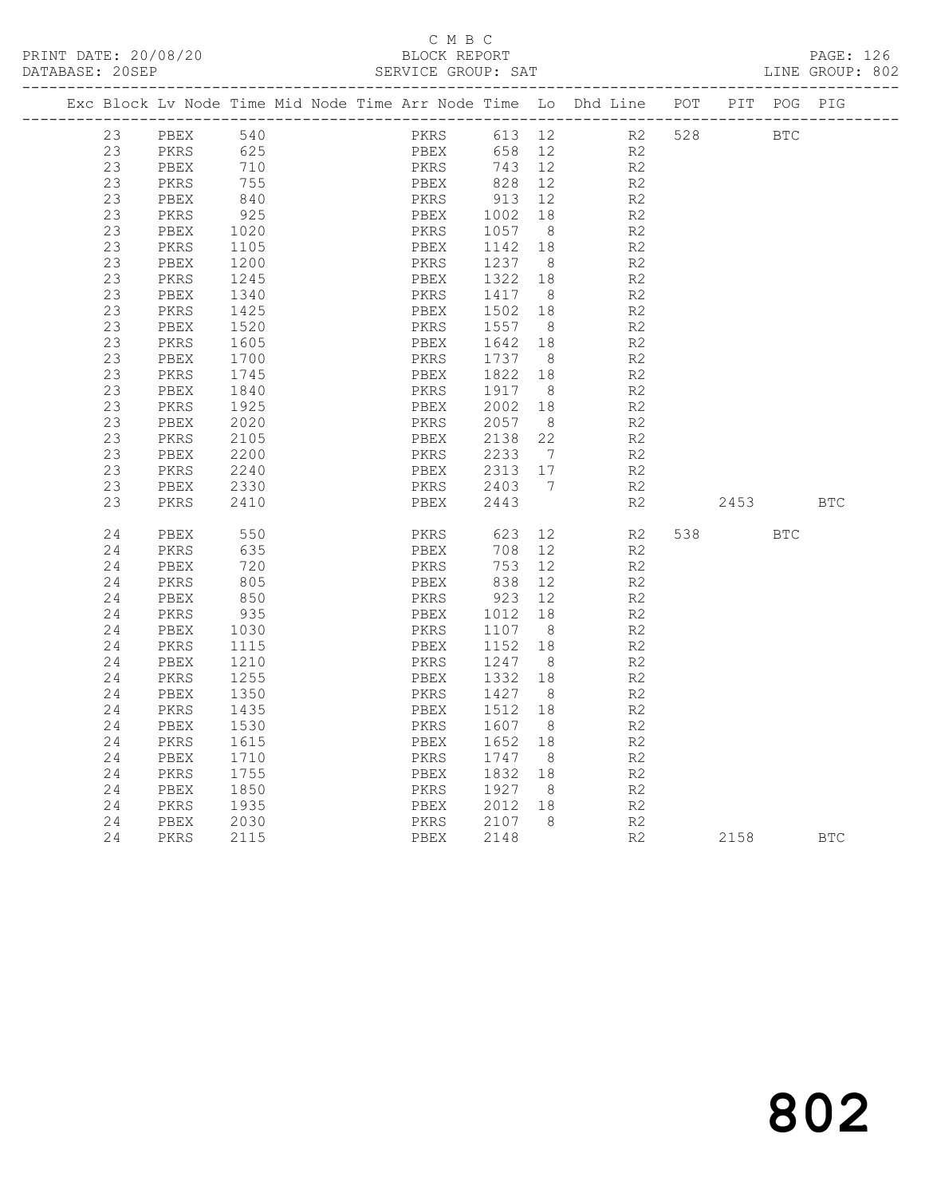C M B C
BLOCK REPORT
SERVICE GROUP: SAT

PRINT DATE: 20/08/20
DATABASE: 20SEP
LINE GROUP: 802

| Exc | Block | Lv | Node | Time | Mid Node | Time | Arr Node | Time | Lo | Dhd Line | POT | PIT | POG | PIG |
|---|---|---|---|---|---|---|---|---|---|---|---|---|---|---|
| | 23 | | PBEX | 540 | | | PKRS | 613 | 12 | R2 | 528 | | BTC | |
| | 23 | | PKRS | 625 | | | PBEX | 658 | 12 | R2 | | | | |
| | 23 | | PBEX | 710 | | | PKRS | 743 | 12 | R2 | | | | |
| | 23 | | PKRS | 755 | | | PBEX | 828 | 12 | R2 | | | | |
| | 23 | | PBEX | 840 | | | PKRS | 913 | 12 | R2 | | | | |
| | 23 | | PKRS | 925 | | | PBEX | 1002 | 18 | R2 | | | | |
| | 23 | | PBEX | 1020 | | | PKRS | 1057 | 8 | R2 | | | | |
| | 23 | | PKRS | 1105 | | | PBEX | 1142 | 18 | R2 | | | | |
| | 23 | | PBEX | 1200 | | | PKRS | 1237 | 8 | R2 | | | | |
| | 23 | | PKRS | 1245 | | | PBEX | 1322 | 18 | R2 | | | | |
| | 23 | | PBEX | 1340 | | | PKRS | 1417 | 8 | R2 | | | | |
| | 23 | | PKRS | 1425 | | | PBEX | 1502 | 18 | R2 | | | | |
| | 23 | | PBEX | 1520 | | | PKRS | 1557 | 8 | R2 | | | | |
| | 23 | | PKRS | 1605 | | | PBEX | 1642 | 18 | R2 | | | | |
| | 23 | | PBEX | 1700 | | | PKRS | 1737 | 8 | R2 | | | | |
| | 23 | | PKRS | 1745 | | | PBEX | 1822 | 18 | R2 | | | | |
| | 23 | | PBEX | 1840 | | | PKRS | 1917 | 8 | R2 | | | | |
| | 23 | | PKRS | 1925 | | | PBEX | 2002 | 18 | R2 | | | | |
| | 23 | | PBEX | 2020 | | | PKRS | 2057 | 8 | R2 | | | | |
| | 23 | | PKRS | 2105 | | | PBEX | 2138 | 22 | R2 | | | | |
| | 23 | | PBEX | 2200 | | | PKRS | 2233 | 7 | R2 | | | | |
| | 23 | | PKRS | 2240 | | | PBEX | 2313 | 17 | R2 | | | | |
| | 23 | | PBEX | 2330 | | | PKRS | 2403 | 7 | R2 | | | | |
| | 23 | | PKRS | 2410 | | | PBEX | 2443 | | R2 | | 2453 | | BTC |
| | 24 | | PBEX | 550 | | | PKRS | 623 | 12 | R2 | 538 | | BTC | |
| | 24 | | PKRS | 635 | | | PBEX | 708 | 12 | R2 | | | | |
| | 24 | | PBEX | 720 | | | PKRS | 753 | 12 | R2 | | | | |
| | 24 | | PKRS | 805 | | | PBEX | 838 | 12 | R2 | | | | |
| | 24 | | PBEX | 850 | | | PKRS | 923 | 12 | R2 | | | | |
| | 24 | | PKRS | 935 | | | PBEX | 1012 | 18 | R2 | | | | |
| | 24 | | PBEX | 1030 | | | PKRS | 1107 | 8 | R2 | | | | |
| | 24 | | PKRS | 1115 | | | PBEX | 1152 | 18 | R2 | | | | |
| | 24 | | PBEX | 1210 | | | PKRS | 1247 | 8 | R2 | | | | |
| | 24 | | PKRS | 1255 | | | PBEX | 1332 | 18 | R2 | | | | |
| | 24 | | PBEX | 1350 | | | PKRS | 1427 | 8 | R2 | | | | |
| | 24 | | PKRS | 1435 | | | PBEX | 1512 | 18 | R2 | | | | |
| | 24 | | PBEX | 1530 | | | PKRS | 1607 | 8 | R2 | | | | |
| | 24 | | PKRS | 1615 | | | PBEX | 1652 | 18 | R2 | | | | |
| | 24 | | PBEX | 1710 | | | PKRS | 1747 | 8 | R2 | | | | |
| | 24 | | PKRS | 1755 | | | PBEX | 1832 | 18 | R2 | | | | |
| | 24 | | PBEX | 1850 | | | PKRS | 1927 | 8 | R2 | | | | |
| | 24 | | PKRS | 1935 | | | PBEX | 2012 | 18 | R2 | | | | |
| | 24 | | PBEX | 2030 | | | PKRS | 2107 | 8 | R2 | | | | |
| | 24 | | PKRS | 2115 | | | PBEX | 2148 | | R2 | | 2158 | | BTC |

802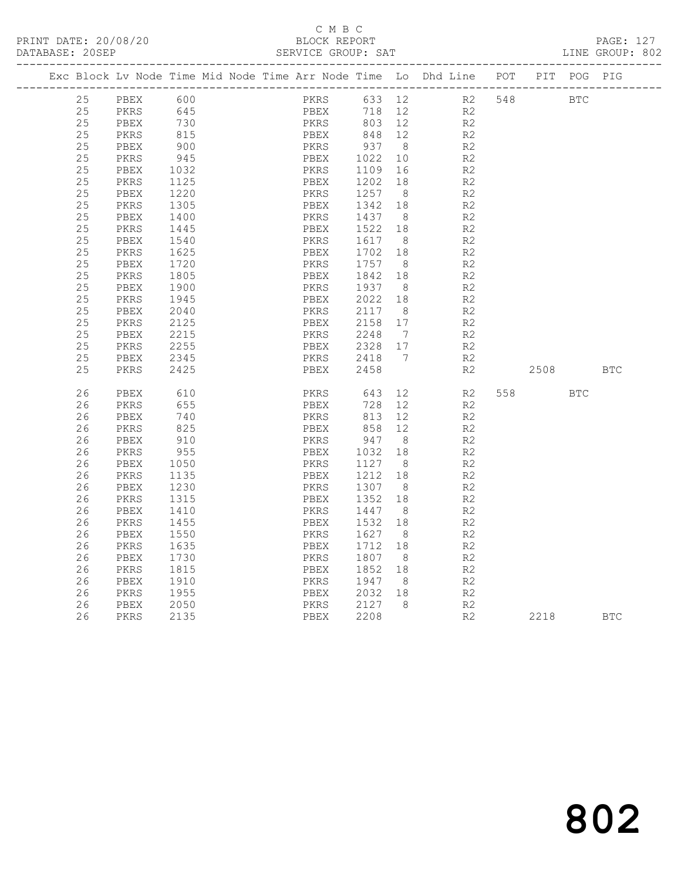C M B C

PRINT DATE: 20/08/20 BLOCK REPORT

DATABASE: 20SEP SERVICE GROUP: SAT LINE GROUP: 802

| Exc | Block | Lv | Node | Time | Mid Node | Time | Arr Node | Time | Lo | Dhd Line | POT | PIT | POG | PIG |
|---|---|---|---|---|---|---|---|---|---|---|---|---|---|---|
| | 25 | | PBEX | 600 | | | PKRS | 633 | 12 | R2 | 548 | | BTC | |
| | 25 | | PKRS | 645 | | | PBEX | 718 | 12 | R2 | | | | |
| | 25 | | PBEX | 730 | | | PKRS | 803 | 12 | R2 | | | | |
| | 25 | | PKRS | 815 | | | PBEX | 848 | 12 | R2 | | | | |
| | 25 | | PBEX | 900 | | | PKRS | 937 | 8 | R2 | | | | |
| | 25 | | PKRS | 945 | | | PBEX | 1022 | 10 | R2 | | | | |
| | 25 | | PBEX | 1032 | | | PKRS | 1109 | 16 | R2 | | | | |
| | 25 | | PKRS | 1125 | | | PBEX | 1202 | 18 | R2 | | | | |
| | 25 | | PBEX | 1220 | | | PKRS | 1257 | 8 | R2 | | | | |
| | 25 | | PKRS | 1305 | | | PBEX | 1342 | 18 | R2 | | | | |
| | 25 | | PBEX | 1400 | | | PKRS | 1437 | 8 | R2 | | | | |
| | 25 | | PKRS | 1445 | | | PBEX | 1522 | 18 | R2 | | | | |
| | 25 | | PBEX | 1540 | | | PKRS | 1617 | 8 | R2 | | | | |
| | 25 | | PKRS | 1625 | | | PBEX | 1702 | 18 | R2 | | | | |
| | 25 | | PBEX | 1720 | | | PKRS | 1757 | 8 | R2 | | | | |
| | 25 | | PKRS | 1805 | | | PBEX | 1842 | 18 | R2 | | | | |
| | 25 | | PBEX | 1900 | | | PKRS | 1937 | 8 | R2 | | | | |
| | 25 | | PKRS | 1945 | | | PBEX | 2022 | 18 | R2 | | | | |
| | 25 | | PBEX | 2040 | | | PKRS | 2117 | 8 | R2 | | | | |
| | 25 | | PKRS | 2125 | | | PBEX | 2158 | 17 | R2 | | | | |
| | 25 | | PBEX | 2215 | | | PKRS | 2248 | 7 | R2 | | | | |
| | 25 | | PKRS | 2255 | | | PBEX | 2328 | 17 | R2 | | | | |
| | 25 | | PBEX | 2345 | | | PKRS | 2418 | 7 | R2 | | | | |
| | 25 | | PKRS | 2425 | | | PBEX | 2458 | | R2 | | 2508 | | BTC |
| | 26 | | PBEX | 610 | | | PKRS | 643 | 12 | R2 | 558 | | BTC | |
| | 26 | | PKRS | 655 | | | PBEX | 728 | 12 | R2 | | | | |
| | 26 | | PBEX | 740 | | | PKRS | 813 | 12 | R2 | | | | |
| | 26 | | PKRS | 825 | | | PBEX | 858 | 12 | R2 | | | | |
| | 26 | | PBEX | 910 | | | PKRS | 947 | 8 | R2 | | | | |
| | 26 | | PKRS | 955 | | | PBEX | 1032 | 18 | R2 | | | | |
| | 26 | | PBEX | 1050 | | | PKRS | 1127 | 8 | R2 | | | | |
| | 26 | | PKRS | 1135 | | | PBEX | 1212 | 18 | R2 | | | | |
| | 26 | | PBEX | 1230 | | | PKRS | 1307 | 8 | R2 | | | | |
| | 26 | | PKRS | 1315 | | | PBEX | 1352 | 18 | R2 | | | | |
| | 26 | | PBEX | 1410 | | | PKRS | 1447 | 8 | R2 | | | | |
| | 26 | | PKRS | 1455 | | | PBEX | 1532 | 18 | R2 | | | | |
| | 26 | | PBEX | 1550 | | | PKRS | 1627 | 8 | R2 | | | | |
| | 26 | | PKRS | 1635 | | | PBEX | 1712 | 18 | R2 | | | | |
| | 26 | | PBEX | 1730 | | | PKRS | 1807 | 8 | R2 | | | | |
| | 26 | | PKRS | 1815 | | | PBEX | 1852 | 18 | R2 | | | | |
| | 26 | | PBEX | 1910 | | | PKRS | 1947 | 8 | R2 | | | | |
| | 26 | | PKRS | 1955 | | | PBEX | 2032 | 18 | R2 | | | | |
| | 26 | | PBEX | 2050 | | | PKRS | 2127 | 8 | R2 | | | | |
| | 26 | | PKRS | 2135 | | | PBEX | 2208 | | R2 | | 2218 | | BTC |

802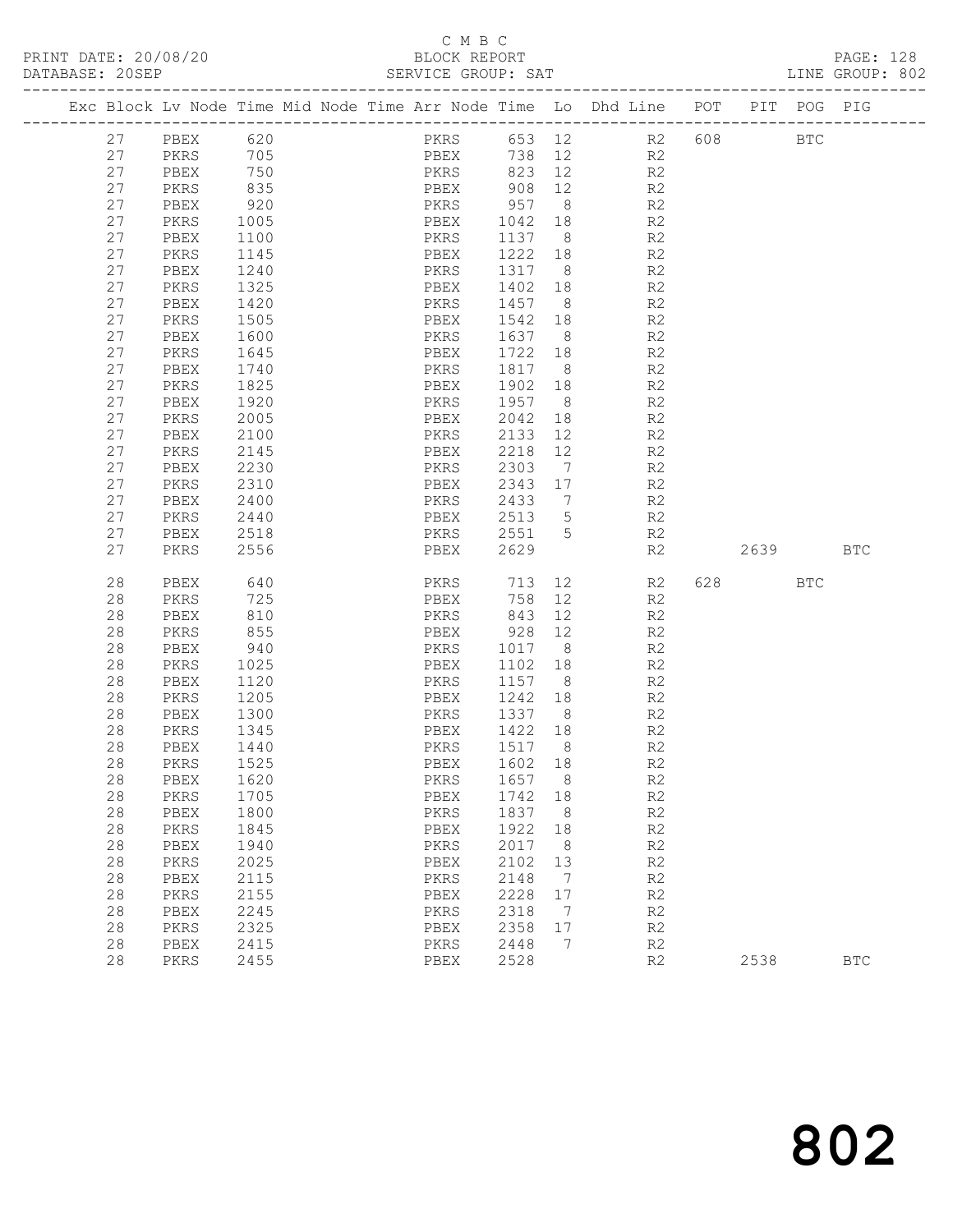C M B C
PRINT DATE: 20/08/20 BLOCK REPORT PAGE: 128
DATABASE: 20SEP SERVICE GROUP: SAT LINE GROUP: 802

| Exc | Block | Lv | Node | Time | Mid Node | Time | Arr Node | Time | Lo | Dhd Line | POT | PIT | POG | PIG |
|---|---|---|---|---|---|---|---|---|---|---|---|---|---|---|
| | 27 | | PBEX | 620 | | | PKRS | 653 | 12 | R2 | 608 | | BTC | |
| | 27 | | PKRS | 705 | | | PBEX | 738 | 12 | R2 | | | | |
| | 27 | | PBEX | 750 | | | PKRS | 823 | 12 | R2 | | | | |
| | 27 | | PKRS | 835 | | | PBEX | 908 | 12 | R2 | | | | |
| | 27 | | PBEX | 920 | | | PKRS | 957 | 8 | R2 | | | | |
| | 27 | | PKRS | 1005 | | | PBEX | 1042 | 18 | R2 | | | | |
| | 27 | | PBEX | 1100 | | | PKRS | 1137 | 8 | R2 | | | | |
| | 27 | | PKRS | 1145 | | | PBEX | 1222 | 18 | R2 | | | | |
| | 27 | | PBEX | 1240 | | | PKRS | 1317 | 8 | R2 | | | | |
| | 27 | | PKRS | 1325 | | | PBEX | 1402 | 18 | R2 | | | | |
| | 27 | | PBEX | 1420 | | | PKRS | 1457 | 8 | R2 | | | | |
| | 27 | | PKRS | 1505 | | | PBEX | 1542 | 18 | R2 | | | | |
| | 27 | | PBEX | 1600 | | | PKRS | 1637 | 8 | R2 | | | | |
| | 27 | | PKRS | 1645 | | | PBEX | 1722 | 18 | R2 | | | | |
| | 27 | | PBEX | 1740 | | | PKRS | 1817 | 8 | R2 | | | | |
| | 27 | | PKRS | 1825 | | | PBEX | 1902 | 18 | R2 | | | | |
| | 27 | | PBEX | 1920 | | | PKRS | 1957 | 8 | R2 | | | | |
| | 27 | | PKRS | 2005 | | | PBEX | 2042 | 18 | R2 | | | | |
| | 27 | | PBEX | 2100 | | | PKRS | 2133 | 12 | R2 | | | | |
| | 27 | | PKRS | 2145 | | | PBEX | 2218 | 12 | R2 | | | | |
| | 27 | | PBEX | 2230 | | | PKRS | 2303 | 7 | R2 | | | | |
| | 27 | | PKRS | 2310 | | | PBEX | 2343 | 17 | R2 | | | | |
| | 27 | | PBEX | 2400 | | | PKRS | 2433 | 7 | R2 | | | | |
| | 27 | | PKRS | 2440 | | | PBEX | 2513 | 5 | R2 | | | | |
| | 27 | | PBEX | 2518 | | | PKRS | 2551 | 5 | R2 | | | | |
| | 27 | | PKRS | 2556 | | | PBEX | 2629 | | R2 | | 2639 | | BTC |
| | 28 | | PBEX | 640 | | | PKRS | 713 | 12 | R2 | 628 | | BTC | |
| | 28 | | PKRS | 725 | | | PBEX | 758 | 12 | R2 | | | | |
| | 28 | | PBEX | 810 | | | PKRS | 843 | 12 | R2 | | | | |
| | 28 | | PKRS | 855 | | | PBEX | 928 | 12 | R2 | | | | |
| | 28 | | PBEX | 940 | | | PKRS | 1017 | 8 | R2 | | | | |
| | 28 | | PKRS | 1025 | | | PBEX | 1102 | 18 | R2 | | | | |
| | 28 | | PBEX | 1120 | | | PKRS | 1157 | 8 | R2 | | | | |
| | 28 | | PKRS | 1205 | | | PBEX | 1242 | 18 | R2 | | | | |
| | 28 | | PBEX | 1300 | | | PKRS | 1337 | 8 | R2 | | | | |
| | 28 | | PKRS | 1345 | | | PBEX | 1422 | 18 | R2 | | | | |
| | 28 | | PBEX | 1440 | | | PKRS | 1517 | 8 | R2 | | | | |
| | 28 | | PKRS | 1525 | | | PBEX | 1602 | 18 | R2 | | | | |
| | 28 | | PBEX | 1620 | | | PKRS | 1657 | 8 | R2 | | | | |
| | 28 | | PKRS | 1705 | | | PBEX | 1742 | 18 | R2 | | | | |
| | 28 | | PBEX | 1800 | | | PKRS | 1837 | 8 | R2 | | | | |
| | 28 | | PKRS | 1845 | | | PBEX | 1922 | 18 | R2 | | | | |
| | 28 | | PBEX | 1940 | | | PKRS | 2017 | 8 | R2 | | | | |
| | 28 | | PKRS | 2025 | | | PBEX | 2102 | 13 | R2 | | | | |
| | 28 | | PBEX | 2115 | | | PKRS | 2148 | 7 | R2 | | | | |
| | 28 | | PKRS | 2155 | | | PBEX | 2228 | 17 | R2 | | | | |
| | 28 | | PBEX | 2245 | | | PKRS | 2318 | 7 | R2 | | | | |
| | 28 | | PKRS | 2325 | | | PBEX | 2358 | 17 | R2 | | | | |
| | 28 | | PBEX | 2415 | | | PKRS | 2448 | 7 | R2 | | | | |
| | 28 | | PKRS | 2455 | | | PBEX | 2528 | | R2 | | 2538 | | BTC |

802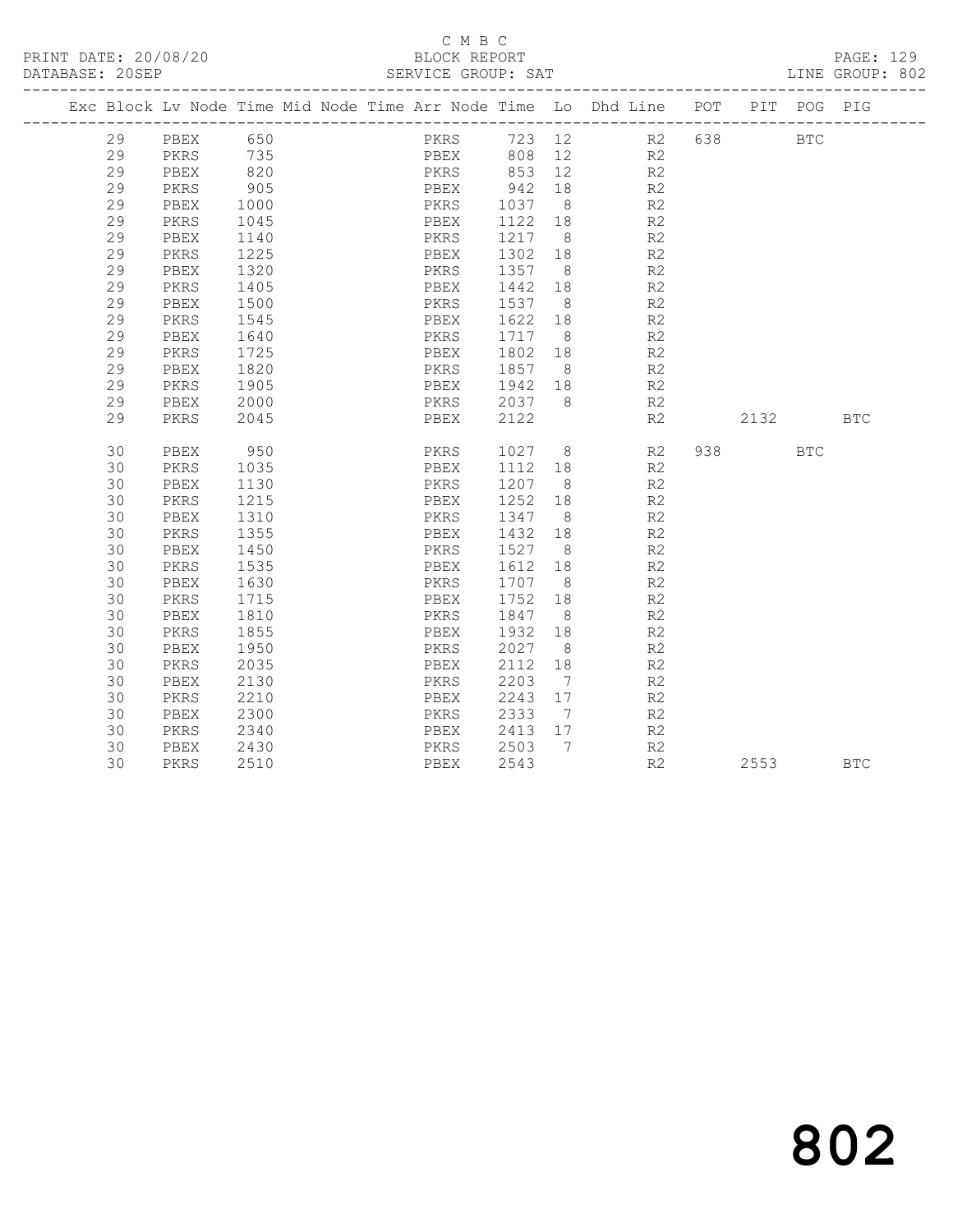C M B C
BLOCK REPORT
SERVICE GROUP: SAT

PRINT DATE: 20/08/20
DATABASE: 20SEP
LINE GROUP: 802

| Exc | Block | Lv | Node | Time | Mid Node | Time | Arr Node | Time | Lo | Dhd Line | POT | PIT | POG | PIG |
|---|---|---|---|---|---|---|---|---|---|---|---|---|---|---|
| | 29 | | PBEX | 650 | | | PKRS | 723 | 12 | R2 | 638 | | BTC | |
| | 29 | | PKRS | 735 | | | PBEX | 808 | 12 | R2 | | | | |
| | 29 | | PBEX | 820 | | | PKRS | 853 | 12 | R2 | | | | |
| | 29 | | PKRS | 905 | | | PBEX | 942 | 18 | R2 | | | | |
| | 29 | | PBEX | 1000 | | | PKRS | 1037 | 8 | R2 | | | | |
| | 29 | | PKRS | 1045 | | | PBEX | 1122 | 18 | R2 | | | | |
| | 29 | | PBEX | 1140 | | | PKRS | 1217 | 8 | R2 | | | | |
| | 29 | | PKRS | 1225 | | | PBEX | 1302 | 18 | R2 | | | | |
| | 29 | | PBEX | 1320 | | | PKRS | 1357 | 8 | R2 | | | | |
| | 29 | | PKRS | 1405 | | | PBEX | 1442 | 18 | R2 | | | | |
| | 29 | | PBEX | 1500 | | | PKRS | 1537 | 8 | R2 | | | | |
| | 29 | | PKRS | 1545 | | | PBEX | 1622 | 18 | R2 | | | | |
| | 29 | | PBEX | 1640 | | | PKRS | 1717 | 8 | R2 | | | | |
| | 29 | | PKRS | 1725 | | | PBEX | 1802 | 18 | R2 | | | | |
| | 29 | | PBEX | 1820 | | | PKRS | 1857 | 8 | R2 | | | | |
| | 29 | | PKRS | 1905 | | | PBEX | 1942 | 18 | R2 | | | | |
| | 29 | | PBEX | 2000 | | | PKRS | 2037 | 8 | R2 | | | | |
| | 29 | | PKRS | 2045 | | | PBEX | 2122 | | R2 | | 2132 | | BTC |
| | 30 | | PBEX | 950 | | | PKRS | 1027 | 8 | R2 | 938 | | BTC | |
| | 30 | | PKRS | 1035 | | | PBEX | 1112 | 18 | R2 | | | | |
| | 30 | | PBEX | 1130 | | | PKRS | 1207 | 8 | R2 | | | | |
| | 30 | | PKRS | 1215 | | | PBEX | 1252 | 18 | R2 | | | | |
| | 30 | | PBEX | 1310 | | | PKRS | 1347 | 8 | R2 | | | | |
| | 30 | | PKRS | 1355 | | | PBEX | 1432 | 18 | R2 | | | | |
| | 30 | | PBEX | 1450 | | | PKRS | 1527 | 8 | R2 | | | | |
| | 30 | | PKRS | 1535 | | | PBEX | 1612 | 18 | R2 | | | | |
| | 30 | | PBEX | 1630 | | | PKRS | 1707 | 8 | R2 | | | | |
| | 30 | | PKRS | 1715 | | | PBEX | 1752 | 18 | R2 | | | | |
| | 30 | | PBEX | 1810 | | | PKRS | 1847 | 8 | R2 | | | | |
| | 30 | | PKRS | 1855 | | | PBEX | 1932 | 18 | R2 | | | | |
| | 30 | | PBEX | 1950 | | | PKRS | 2027 | 8 | R2 | | | | |
| | 30 | | PKRS | 2035 | | | PBEX | 2112 | 18 | R2 | | | | |
| | 30 | | PBEX | 2130 | | | PKRS | 2203 | 7 | R2 | | | | |
| | 30 | | PKRS | 2210 | | | PBEX | 2243 | 17 | R2 | | | | |
| | 30 | | PBEX | 2300 | | | PKRS | 2333 | 7 | R2 | | | | |
| | 30 | | PKRS | 2340 | | | PBEX | 2413 | 17 | R2 | | | | |
| | 30 | | PBEX | 2430 | | | PKRS | 2503 | 7 | R2 | | | | |
| | 30 | | PKRS | 2510 | | | PBEX | 2543 | | R2 | | 2553 | | BTC |

802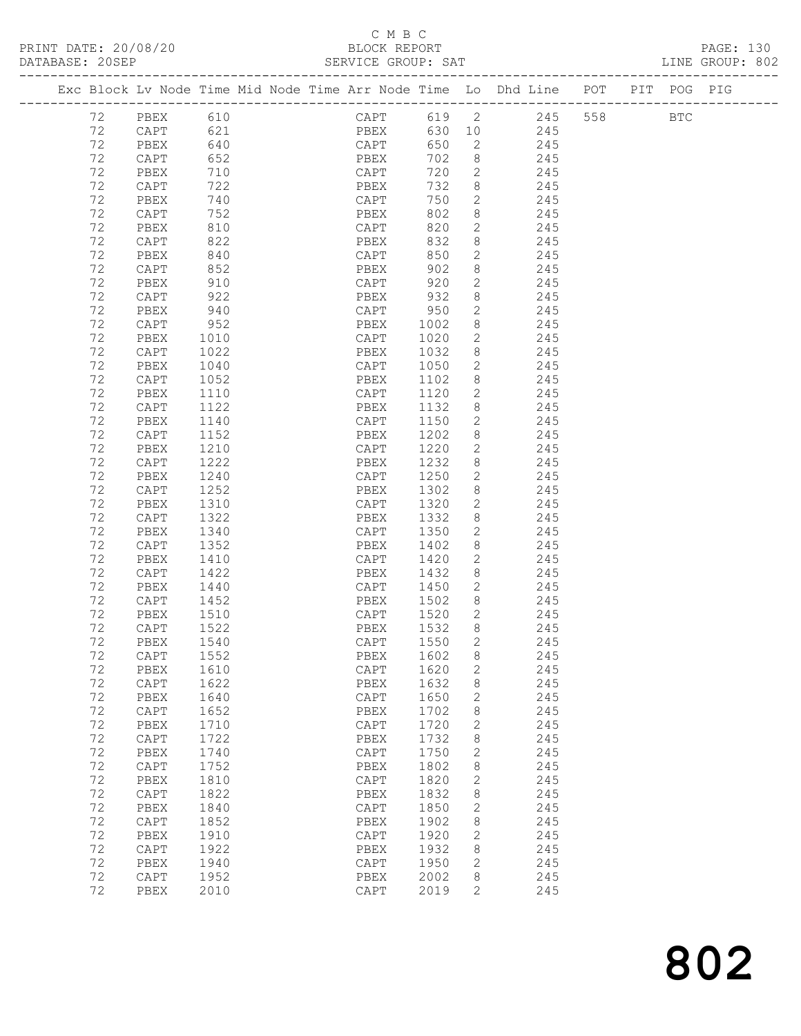C M B C

PRINT DATE: 20/08/20 BLOCK REPORT
DATABASE: 20SEP SERVICE GROUP: SAT LINE GROUP: 802

| Exc | Block | Lv | Node | Time | Mid Node | Time | Arr Node | Time | Lo | Dhd Line | POT | PIT | POG | PIG |
|---|---|---|---|---|---|---|---|---|---|---|---|---|---|---|
| | 72 | | PBEX | 610 | | | CAPT | 619 | 2 | 245 | 558 | | BTC | |
| | 72 | | CAPT | 621 | | | PBEX | 630 | 10 | 245 | | | | |
| | 72 | | PBEX | 640 | | | CAPT | 650 | 2 | 245 | | | | |
| | 72 | | CAPT | 652 | | | PBEX | 702 | 8 | 245 | | | | |
| | 72 | | PBEX | 710 | | | CAPT | 720 | 2 | 245 | | | | |
| | 72 | | CAPT | 722 | | | PBEX | 732 | 8 | 245 | | | | |
| | 72 | | PBEX | 740 | | | CAPT | 750 | 2 | 245 | | | | |
| | 72 | | CAPT | 752 | | | PBEX | 802 | 8 | 245 | | | | |
| | 72 | | PBEX | 810 | | | CAPT | 820 | 2 | 245 | | | | |
| | 72 | | CAPT | 822 | | | PBEX | 832 | 8 | 245 | | | | |
| | 72 | | PBEX | 840 | | | CAPT | 850 | 2 | 245 | | | | |
| | 72 | | CAPT | 852 | | | PBEX | 902 | 8 | 245 | | | | |
| | 72 | | PBEX | 910 | | | CAPT | 920 | 2 | 245 | | | | |
| | 72 | | CAPT | 922 | | | PBEX | 932 | 8 | 245 | | | | |
| | 72 | | PBEX | 940 | | | CAPT | 950 | 2 | 245 | | | | |
| | 72 | | CAPT | 952 | | | PBEX | 1002 | 8 | 245 | | | | |
| | 72 | | PBEX | 1010 | | | CAPT | 1020 | 2 | 245 | | | | |
| | 72 | | CAPT | 1022 | | | PBEX | 1032 | 8 | 245 | | | | |
| | 72 | | PBEX | 1040 | | | CAPT | 1050 | 2 | 245 | | | | |
| | 72 | | CAPT | 1052 | | | PBEX | 1102 | 8 | 245 | | | | |
| | 72 | | PBEX | 1110 | | | CAPT | 1120 | 2 | 245 | | | | |
| | 72 | | CAPT | 1122 | | | PBEX | 1132 | 8 | 245 | | | | |
| | 72 | | PBEX | 1140 | | | CAPT | 1150 | 2 | 245 | | | | |
| | 72 | | CAPT | 1152 | | | PBEX | 1202 | 8 | 245 | | | | |
| | 72 | | PBEX | 1210 | | | CAPT | 1220 | 2 | 245 | | | | |
| | 72 | | CAPT | 1222 | | | PBEX | 1232 | 8 | 245 | | | | |
| | 72 | | PBEX | 1240 | | | CAPT | 1250 | 2 | 245 | | | | |
| | 72 | | CAPT | 1252 | | | PBEX | 1302 | 8 | 245 | | | | |
| | 72 | | PBEX | 1310 | | | CAPT | 1320 | 2 | 245 | | | | |
| | 72 | | CAPT | 1322 | | | PBEX | 1332 | 8 | 245 | | | | |
| | 72 | | PBEX | 1340 | | | CAPT | 1350 | 2 | 245 | | | | |
| | 72 | | CAPT | 1352 | | | PBEX | 1402 | 8 | 245 | | | | |
| | 72 | | PBEX | 1410 | | | CAPT | 1420 | 2 | 245 | | | | |
| | 72 | | CAPT | 1422 | | | PBEX | 1432 | 8 | 245 | | | | |
| | 72 | | PBEX | 1440 | | | CAPT | 1450 | 2 | 245 | | | | |
| | 72 | | CAPT | 1452 | | | PBEX | 1502 | 8 | 245 | | | | |
| | 72 | | PBEX | 1510 | | | CAPT | 1520 | 2 | 245 | | | | |
| | 72 | | CAPT | 1522 | | | PBEX | 1532 | 8 | 245 | | | | |
| | 72 | | PBEX | 1540 | | | CAPT | 1550 | 2 | 245 | | | | |
| | 72 | | CAPT | 1552 | | | PBEX | 1602 | 8 | 245 | | | | |
| | 72 | | PBEX | 1610 | | | CAPT | 1620 | 2 | 245 | | | | |
| | 72 | | CAPT | 1622 | | | PBEX | 1632 | 8 | 245 | | | | |
| | 72 | | PBEX | 1640 | | | CAPT | 1650 | 2 | 245 | | | | |
| | 72 | | CAPT | 1652 | | | PBEX | 1702 | 8 | 245 | | | | |
| | 72 | | PBEX | 1710 | | | CAPT | 1720 | 2 | 245 | | | | |
| | 72 | | CAPT | 1722 | | | PBEX | 1732 | 8 | 245 | | | | |
| | 72 | | PBEX | 1740 | | | CAPT | 1750 | 2 | 245 | | | | |
| | 72 | | CAPT | 1752 | | | PBEX | 1802 | 8 | 245 | | | | |
| | 72 | | PBEX | 1810 | | | CAPT | 1820 | 2 | 245 | | | | |
| | 72 | | CAPT | 1822 | | | PBEX | 1832 | 8 | 245 | | | | |
| | 72 | | PBEX | 1840 | | | CAPT | 1850 | 2 | 245 | | | | |
| | 72 | | CAPT | 1852 | | | PBEX | 1902 | 8 | 245 | | | | |
| | 72 | | PBEX | 1910 | | | CAPT | 1920 | 2 | 245 | | | | |
| | 72 | | CAPT | 1922 | | | PBEX | 1932 | 8 | 245 | | | | |
| | 72 | | PBEX | 1940 | | | CAPT | 1950 | 2 | 245 | | | | |
| | 72 | | CAPT | 1952 | | | PBEX | 2002 | 8 | 245 | | | | |
| | 72 | | PBEX | 2010 | | | CAPT | 2019 | 2 | 245 | | | | |

802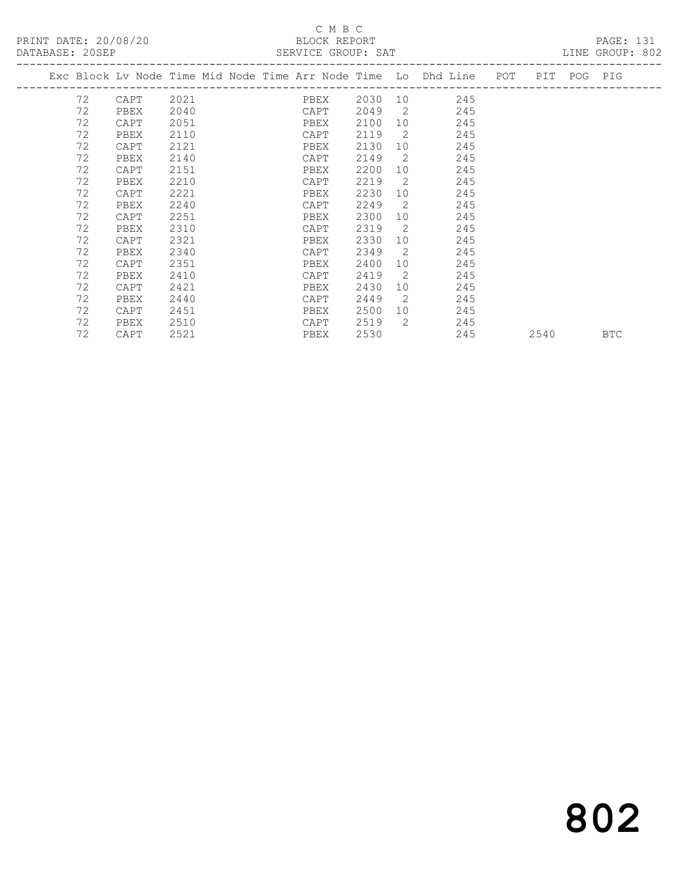C M B C

PRINT DATE: 20/08/20 BLOCK REPORT

DATABASE: 20SEP SERVICE GROUP: SAT LINE GROUP: 802

| Exc | Block | Lv | Node | Time | Mid Node | Time | Arr Node | Time | Lo | Dhd Line | POT | PIT | POG | PIG |
|---|---|---|---|---|---|---|---|---|---|---|---|---|---|---|
| | 72 | | CAPT | 2021 | | | PBEX | 2030 | 10 | 245 | | | | |
| | 72 | | PBEX | 2040 | | | CAPT | 2049 | 2 | 245 | | | | |
| | 72 | | CAPT | 2051 | | | PBEX | 2100 | 10 | 245 | | | | |
| | 72 | | PBEX | 2110 | | | CAPT | 2119 | 2 | 245 | | | | |
| | 72 | | CAPT | 2121 | | | PBEX | 2130 | 10 | 245 | | | | |
| | 72 | | PBEX | 2140 | | | CAPT | 2149 | 2 | 245 | | | | |
| | 72 | | CAPT | 2151 | | | PBEX | 2200 | 10 | 245 | | | | |
| | 72 | | PBEX | 2210 | | | CAPT | 2219 | 2 | 245 | | | | |
| | 72 | | CAPT | 2221 | | | PBEX | 2230 | 10 | 245 | | | | |
| | 72 | | PBEX | 2240 | | | CAPT | 2249 | 2 | 245 | | | | |
| | 72 | | CAPT | 2251 | | | PBEX | 2300 | 10 | 245 | | | | |
| | 72 | | PBEX | 2310 | | | CAPT | 2319 | 2 | 245 | | | | |
| | 72 | | CAPT | 2321 | | | PBEX | 2330 | 10 | 245 | | | | |
| | 72 | | PBEX | 2340 | | | CAPT | 2349 | 2 | 245 | | | | |
| | 72 | | CAPT | 2351 | | | PBEX | 2400 | 10 | 245 | | | | |
| | 72 | | PBEX | 2410 | | | CAPT | 2419 | 2 | 245 | | | | |
| | 72 | | CAPT | 2421 | | | PBEX | 2430 | 10 | 245 | | | | |
| | 72 | | PBEX | 2440 | | | CAPT | 2449 | 2 | 245 | | | | |
| | 72 | | CAPT | 2451 | | | PBEX | 2500 | 10 | 245 | | | | |
| | 72 | | PBEX | 2510 | | | CAPT | 2519 | 2 | 245 | | | | |
| | 72 | | CAPT | 2521 | | | PBEX | 2530 | | 245 | | 2540 | | BTC |

802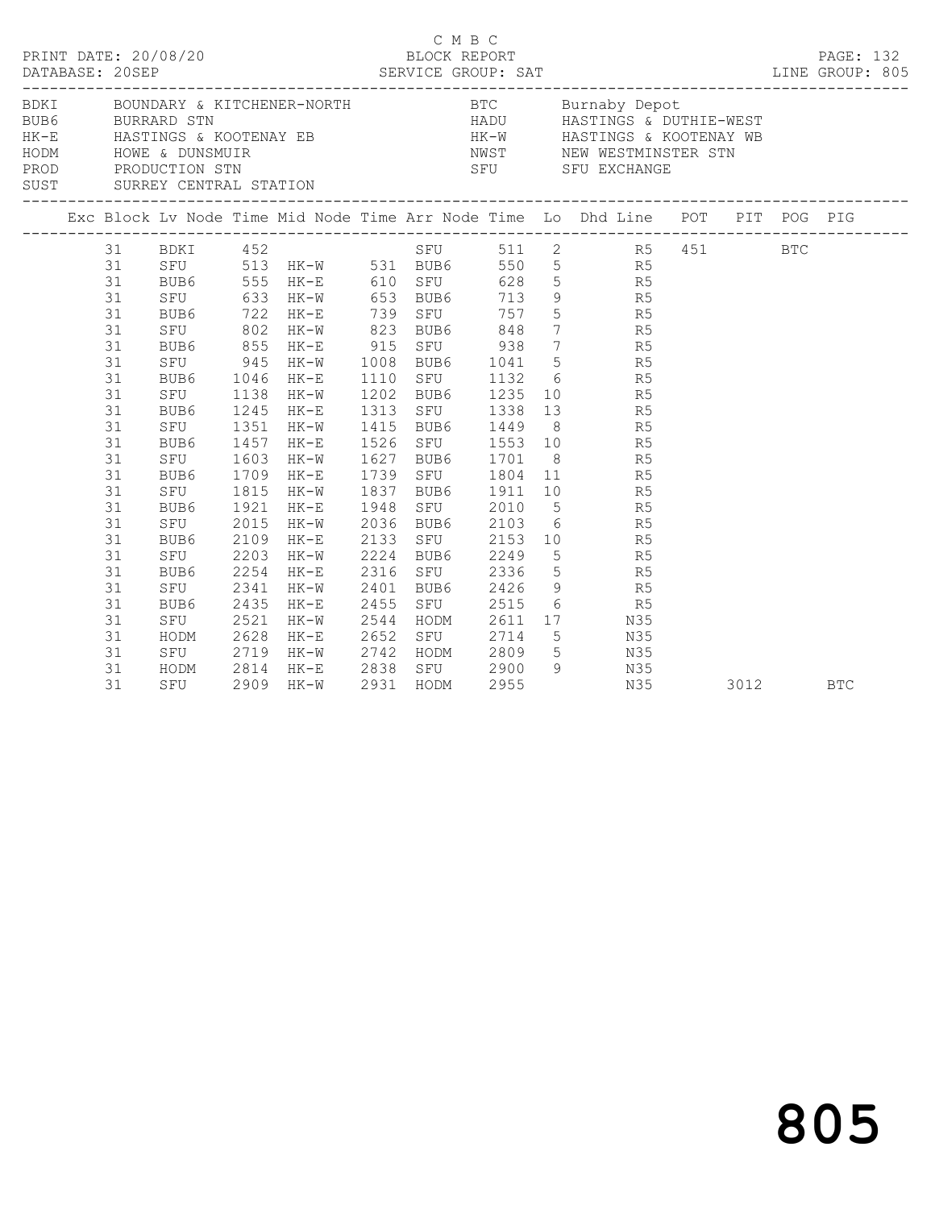C M B C

BLOCK REPORT

DATABASE: 20SEP SERVICE GROUP: SAT LINE GROUP: 805

| Code | Description | Code | Description |
|---|---|---|---|
| BDKI | BOUNDARY & KITCHENER-NORTH | BTC | Burnaby Depot |
| BUB6 | BURRARD STN | HADU | HASTINGS & DUTHIE-WEST |
| HK-E | HASTINGS & KOOTENAY EB | HK-W | HASTINGS & KOOTENAY WB |
| HODM | HOWE & DUNSMUIR | NWST | NEW WESTMINSTER STN |
| PROD | PRODUCTION STN | SFU | SFU EXCHANGE |
| SUST | SURREY CENTRAL STATION | | |

| Exc | Block | Lv Node | Time | Mid Node | Time | Arr Node | Time | Lo | Dhd Line | POT | PIT | POG | PIG |
|---|---|---|---|---|---|---|---|---|---|---|---|---|---|
| | 31 | BDKI | 452 | | | SFU | 511 | 2 | R5 | 451 | | BTC | |
| | 31 | SFU | 513 | HK-W | 531 | BUB6 | 550 | 5 | R5 | | | | |
| | 31 | BUB6 | 555 | HK-E | 610 | SFU | 628 | 5 | R5 | | | | |
| | 31 | SFU | 633 | HK-W | 653 | BUB6 | 713 | 9 | R5 | | | | |
| | 31 | BUB6 | 722 | HK-E | 739 | SFU | 757 | 5 | R5 | | | | |
| | 31 | SFU | 802 | HK-W | 823 | BUB6 | 848 | 7 | R5 | | | | |
| | 31 | BUB6 | 855 | HK-E | 915 | SFU | 938 | 7 | R5 | | | | |
| | 31 | SFU | 945 | HK-W | 1008 | BUB6 | 1041 | 5 | R5 | | | | |
| | 31 | BUB6 | 1046 | HK-E | 1110 | SFU | 1132 | 6 | R5 | | | | |
| | 31 | SFU | 1138 | HK-W | 1202 | BUB6 | 1235 | 10 | R5 | | | | |
| | 31 | BUB6 | 1245 | HK-E | 1313 | SFU | 1338 | 13 | R5 | | | | |
| | 31 | SFU | 1351 | HK-W | 1415 | BUB6 | 1449 | 8 | R5 | | | | |
| | 31 | BUB6 | 1457 | HK-E | 1526 | SFU | 1553 | 10 | R5 | | | | |
| | 31 | SFU | 1603 | HK-W | 1627 | BUB6 | 1701 | 8 | R5 | | | | |
| | 31 | BUB6 | 1709 | HK-E | 1739 | SFU | 1804 | 11 | R5 | | | | |
| | 31 | SFU | 1815 | HK-W | 1837 | BUB6 | 1911 | 10 | R5 | | | | |
| | 31 | BUB6 | 1921 | HK-E | 1948 | SFU | 2010 | 5 | R5 | | | | |
| | 31 | SFU | 2015 | HK-W | 2036 | BUB6 | 2103 | 6 | R5 | | | | |
| | 31 | BUB6 | 2109 | HK-E | 2133 | SFU | 2153 | 10 | R5 | | | | |
| | 31 | SFU | 2203 | HK-W | 2224 | BUB6 | 2249 | 5 | R5 | | | | |
| | 31 | BUB6 | 2254 | HK-E | 2316 | SFU | 2336 | 5 | R5 | | | | |
| | 31 | SFU | 2341 | HK-W | 2401 | BUB6 | 2426 | 9 | R5 | | | | |
| | 31 | BUB6 | 2435 | HK-E | 2455 | SFU | 2515 | 6 | R5 | | | | |
| | 31 | SFU | 2521 | HK-W | 2544 | HODM | 2611 | 17 | N35 | | | | |
| | 31 | HODM | 2628 | HK-E | 2652 | SFU | 2714 | 5 | N35 | | | | |
| | 31 | SFU | 2719 | HK-W | 2742 | HODM | 2809 | 5 | N35 | | | | |
| | 31 | HODM | 2814 | HK-E | 2838 | SFU | 2900 | 9 | N35 | | | | |
| | 31 | SFU | 2909 | HK-W | 2931 | HODM | 2955 | | N35 | | 3012 | | BTC |

805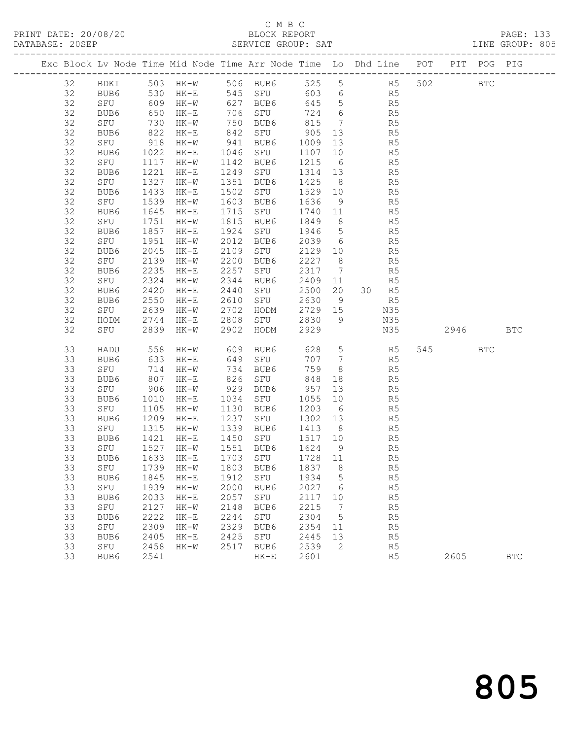C M B C

PRINT DATE: 20/08/20 BLOCK REPORT PAGE: 133
DATABASE: 20SEP SERVICE GROUP: SAT LINE GROUP: 805

| Exc | Block | Lv | Node | Time | Mid Node | Time | Arr Node | Time | Lo | Dhd | Line | POT | PIT | POG | PIG |
|---|---|---|---|---|---|---|---|---|---|---|---|---|---|---|---|
| | 32 | | BDKI | 503 | HK-W | 506 | BUB6 | 525 | 5 | | R5 | 502 | | BTC | |
| | 32 | | BUB6 | 530 | HK-E | 545 | SFU | 603 | 6 | | R5 | | | | |
| | 32 | | SFU | 609 | HK-W | 627 | BUB6 | 645 | 5 | | R5 | | | | |
| | 32 | | BUB6 | 650 | HK-E | 706 | SFU | 724 | 6 | | R5 | | | | |
| | 32 | | SFU | 730 | HK-W | 750 | BUB6 | 815 | 7 | | R5 | | | | |
| | 32 | | BUB6 | 822 | HK-E | 842 | SFU | 905 | 13 | | R5 | | | | |
| | 32 | | SFU | 918 | HK-W | 941 | BUB6 | 1009 | 13 | | R5 | | | | |
| | 32 | | BUB6 | 1022 | HK-E | 1046 | SFU | 1107 | 10 | | R5 | | | | |
| | 32 | | SFU | 1117 | HK-W | 1142 | BUB6 | 1215 | 6 | | R5 | | | | |
| | 32 | | BUB6 | 1221 | HK-E | 1249 | SFU | 1314 | 13 | | R5 | | | | |
| | 32 | | SFU | 1327 | HK-W | 1351 | BUB6 | 1425 | 8 | | R5 | | | | |
| | 32 | | BUB6 | 1433 | HK-E | 1502 | SFU | 1529 | 10 | | R5 | | | | |
| | 32 | | SFU | 1539 | HK-W | 1603 | BUB6 | 1636 | 9 | | R5 | | | | |
| | 32 | | BUB6 | 1645 | HK-E | 1715 | SFU | 1740 | 11 | | R5 | | | | |
| | 32 | | SFU | 1751 | HK-W | 1815 | BUB6 | 1849 | 8 | | R5 | | | | |
| | 32 | | BUB6 | 1857 | HK-E | 1924 | SFU | 1946 | 5 | | R5 | | | | |
| | 32 | | SFU | 1951 | HK-W | 2012 | BUB6 | 2039 | 6 | | R5 | | | | |
| | 32 | | BUB6 | 2045 | HK-E | 2109 | SFU | 2129 | 10 | | R5 | | | | |
| | 32 | | SFU | 2139 | HK-W | 2200 | BUB6 | 2227 | 8 | | R5 | | | | |
| | 32 | | BUB6 | 2235 | HK-E | 2257 | SFU | 2317 | 7 | | R5 | | | | |
| | 32 | | SFU | 2324 | HK-W | 2344 | BUB6 | 2409 | 11 | | R5 | | | | |
| | 32 | | BUB6 | 2420 | HK-E | 2440 | SFU | 2500 | 20 | 30 | R5 | | | | |
| | 32 | | BUB6 | 2550 | HK-E | 2610 | SFU | 2630 | 9 | | R5 | | | | |
| | 32 | | SFU | 2639 | HK-W | 2702 | HODM | 2729 | 15 | | N35 | | | | |
| | 32 | | HODM | 2744 | HK-E | 2808 | SFU | 2830 | 9 | | N35 | | | | |
| | 32 | | SFU | 2839 | HK-W | 2902 | HODM | 2929 | | | N35 | | 2946 | | BTC |
| | 33 | | HADU | 558 | HK-W | 609 | BUB6 | 628 | 5 | | R5 | 545 | | BTC | |
| | 33 | | BUB6 | 633 | HK-E | 649 | SFU | 707 | 7 | | R5 | | | | |
| | 33 | | SFU | 714 | HK-W | 734 | BUB6 | 759 | 8 | | R5 | | | | |
| | 33 | | BUB6 | 807 | HK-E | 826 | SFU | 848 | 18 | | R5 | | | | |
| | 33 | | SFU | 906 | HK-W | 929 | BUB6 | 957 | 13 | | R5 | | | | |
| | 33 | | BUB6 | 1010 | HK-E | 1034 | SFU | 1055 | 10 | | R5 | | | | |
| | 33 | | SFU | 1105 | HK-W | 1130 | BUB6 | 1203 | 6 | | R5 | | | | |
| | 33 | | BUB6 | 1209 | HK-E | 1237 | SFU | 1302 | 13 | | R5 | | | | |
| | 33 | | SFU | 1315 | HK-W | 1339 | BUB6 | 1413 | 8 | | R5 | | | | |
| | 33 | | BUB6 | 1421 | HK-E | 1450 | SFU | 1517 | 10 | | R5 | | | | |
| | 33 | | SFU | 1527 | HK-W | 1551 | BUB6 | 1624 | 9 | | R5 | | | | |
| | 33 | | BUB6 | 1633 | HK-E | 1703 | SFU | 1728 | 11 | | R5 | | | | |
| | 33 | | SFU | 1739 | HK-W | 1803 | BUB6 | 1837 | 8 | | R5 | | | | |
| | 33 | | BUB6 | 1845 | HK-E | 1912 | SFU | 1934 | 5 | | R5 | | | | |
| | 33 | | SFU | 1939 | HK-W | 2000 | BUB6 | 2027 | 6 | | R5 | | | | |
| | 33 | | BUB6 | 2033 | HK-E | 2057 | SFU | 2117 | 10 | | R5 | | | | |
| | 33 | | SFU | 2127 | HK-W | 2148 | BUB6 | 2215 | 7 | | R5 | | | | |
| | 33 | | BUB6 | 2222 | HK-E | 2244 | SFU | 2304 | 5 | | R5 | | | | |
| | 33 | | SFU | 2309 | HK-W | 2329 | BUB6 | 2354 | 11 | | R5 | | | | |
| | 33 | | BUB6 | 2405 | HK-E | 2425 | SFU | 2445 | 13 | | R5 | | | | |
| | 33 | | SFU | 2458 | HK-W | 2517 | BUB6 | 2539 | 2 | | R5 | | | | |
| | 33 | | BUB6 | 2541 | | | HK-E | 2601 | | | R5 | | 2605 | | BTC |

805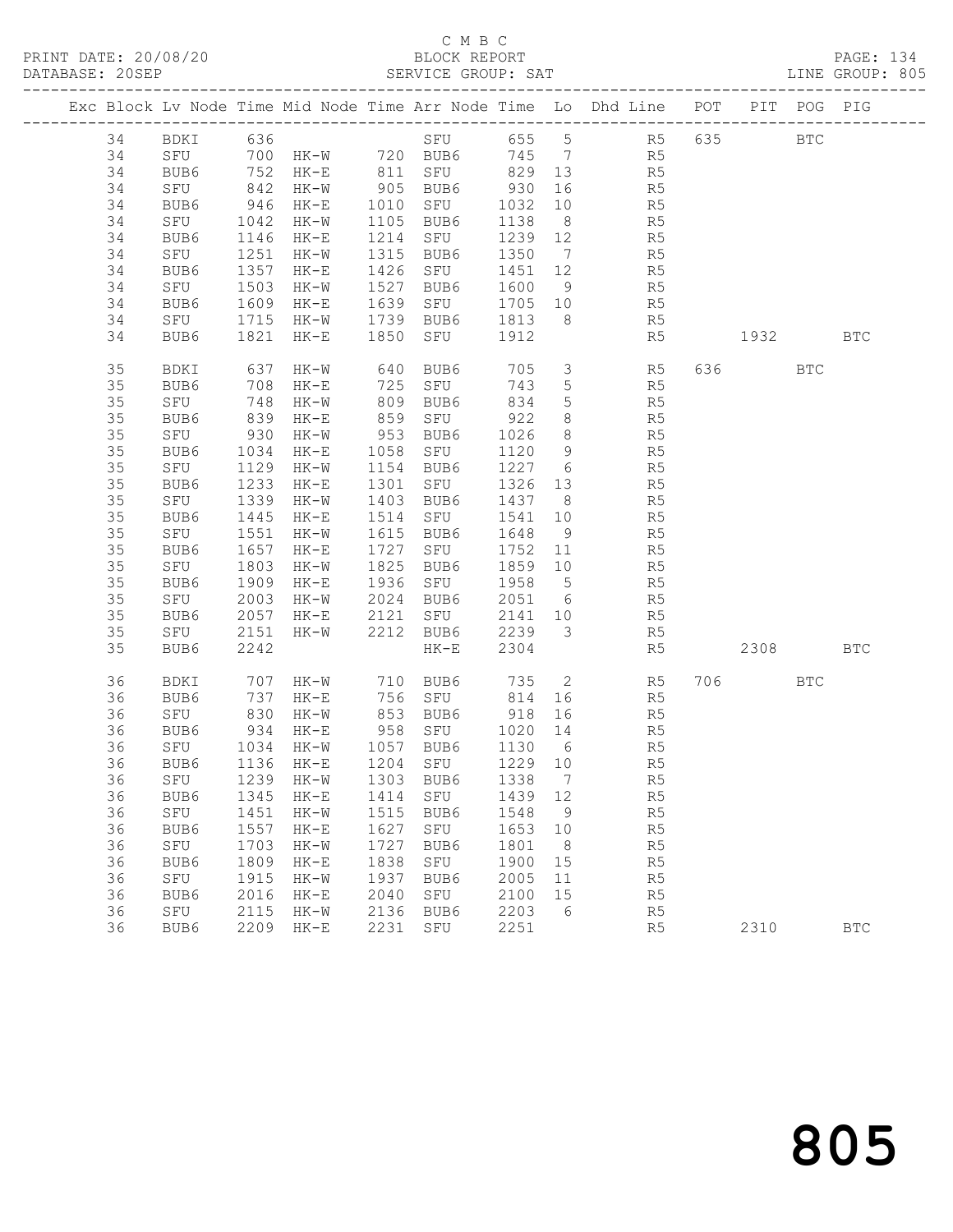C M B C

PRINT DATE: 20/08/20 BLOCK REPORT PAGE: 134
DATABASE: 20SEP SERVICE GROUP: SAT LINE GROUP: 805

| Exc | Block | Lv | Node | Time | Mid Node | Time | Arr Node | Time | Lo | Dhd Line | POT | PIT | POG | PIG |
|---|---|---|---|---|---|---|---|---|---|---|---|---|---|---|
| | 34 | | BDKI | 636 | | | SFU | 655 | 5 | R5 | 635 | | BTC | |
| | 34 | | SFU | 700 | HK-W | 720 | BUB6 | 745 | 7 | R5 | | | | |
| | 34 | | BUB6 | 752 | HK-E | 811 | SFU | 829 | 13 | R5 | | | | |
| | 34 | | SFU | 842 | HK-W | 905 | BUB6 | 930 | 16 | R5 | | | | |
| | 34 | | BUB6 | 946 | HK-E | 1010 | SFU | 1032 | 10 | R5 | | | | |
| | 34 | | SFU | 1042 | HK-W | 1105 | BUB6 | 1138 | 8 | R5 | | | | |
| | 34 | | BUB6 | 1146 | HK-E | 1214 | SFU | 1239 | 12 | R5 | | | | |
| | 34 | | SFU | 1251 | HK-W | 1315 | BUB6 | 1350 | 7 | R5 | | | | |
| | 34 | | BUB6 | 1357 | HK-E | 1426 | SFU | 1451 | 12 | R5 | | | | |
| | 34 | | SFU | 1503 | HK-W | 1527 | BUB6 | 1600 | 9 | R5 | | | | |
| | 34 | | BUB6 | 1609 | HK-E | 1639 | SFU | 1705 | 10 | R5 | | | | |
| | 34 | | SFU | 1715 | HK-W | 1739 | BUB6 | 1813 | 8 | R5 | | | | |
| | 34 | | BUB6 | 1821 | HK-E | 1850 | SFU | 1912 | | R5 | | 1932 | | BTC |
| | 35 | | BDKI | 637 | HK-W | 640 | BUB6 | 705 | 3 | R5 | 636 | | BTC | |
| | 35 | | BUB6 | 708 | HK-E | 725 | SFU | 743 | 5 | R5 | | | | |
| | 35 | | SFU | 748 | HK-W | 809 | BUB6 | 834 | 5 | R5 | | | | |
| | 35 | | BUB6 | 839 | HK-E | 859 | SFU | 922 | 8 | R5 | | | | |
| | 35 | | SFU | 930 | HK-W | 953 | BUB6 | 1026 | 8 | R5 | | | | |
| | 35 | | BUB6 | 1034 | HK-E | 1058 | SFU | 1120 | 9 | R5 | | | | |
| | 35 | | SFU | 1129 | HK-W | 1154 | BUB6 | 1227 | 6 | R5 | | | | |
| | 35 | | BUB6 | 1233 | HK-E | 1301 | SFU | 1326 | 13 | R5 | | | | |
| | 35 | | SFU | 1339 | HK-W | 1403 | BUB6 | 1437 | 8 | R5 | | | | |
| | 35 | | BUB6 | 1445 | HK-E | 1514 | SFU | 1541 | 10 | R5 | | | | |
| | 35 | | SFU | 1551 | HK-W | 1615 | BUB6 | 1648 | 9 | R5 | | | | |
| | 35 | | BUB6 | 1657 | HK-E | 1727 | SFU | 1752 | 11 | R5 | | | | |
| | 35 | | SFU | 1803 | HK-W | 1825 | BUB6 | 1859 | 10 | R5 | | | | |
| | 35 | | BUB6 | 1909 | HK-E | 1936 | SFU | 1958 | 5 | R5 | | | | |
| | 35 | | SFU | 2003 | HK-W | 2024 | BUB6 | 2051 | 6 | R5 | | | | |
| | 35 | | BUB6 | 2057 | HK-E | 2121 | SFU | 2141 | 10 | R5 | | | | |
| | 35 | | SFU | 2151 | HK-W | 2212 | BUB6 | 2239 | 3 | R5 | | | | |
| | 35 | | BUB6 | 2242 | | | HK-E | 2304 | | R5 | | 2308 | | BTC |
| | 36 | | BDKI | 707 | HK-W | 710 | BUB6 | 735 | 2 | R5 | 706 | | BTC | |
| | 36 | | BUB6 | 737 | HK-E | 756 | SFU | 814 | 16 | R5 | | | | |
| | 36 | | SFU | 830 | HK-W | 853 | BUB6 | 918 | 16 | R5 | | | | |
| | 36 | | BUB6 | 934 | HK-E | 958 | SFU | 1020 | 14 | R5 | | | | |
| | 36 | | SFU | 1034 | HK-W | 1057 | BUB6 | 1130 | 6 | R5 | | | | |
| | 36 | | BUB6 | 1136 | HK-E | 1204 | SFU | 1229 | 10 | R5 | | | | |
| | 36 | | SFU | 1239 | HK-W | 1303 | BUB6 | 1338 | 7 | R5 | | | | |
| | 36 | | BUB6 | 1345 | HK-E | 1414 | SFU | 1439 | 12 | R5 | | | | |
| | 36 | | SFU | 1451 | HK-W | 1515 | BUB6 | 1548 | 9 | R5 | | | | |
| | 36 | | BUB6 | 1557 | HK-E | 1627 | SFU | 1653 | 10 | R5 | | | | |
| | 36 | | SFU | 1703 | HK-W | 1727 | BUB6 | 1801 | 8 | R5 | | | | |
| | 36 | | BUB6 | 1809 | HK-E | 1838 | SFU | 1900 | 15 | R5 | | | | |
| | 36 | | SFU | 1915 | HK-W | 1937 | BUB6 | 2005 | 11 | R5 | | | | |
| | 36 | | BUB6 | 2016 | HK-E | 2040 | SFU | 2100 | 15 | R5 | | | | |
| | 36 | | SFU | 2115 | HK-W | 2136 | BUB6 | 2203 | 6 | R5 | | | | |
| | 36 | | BUB6 | 2209 | HK-E | 2231 | SFU | 2251 | | R5 | | 2310 | | BTC |

805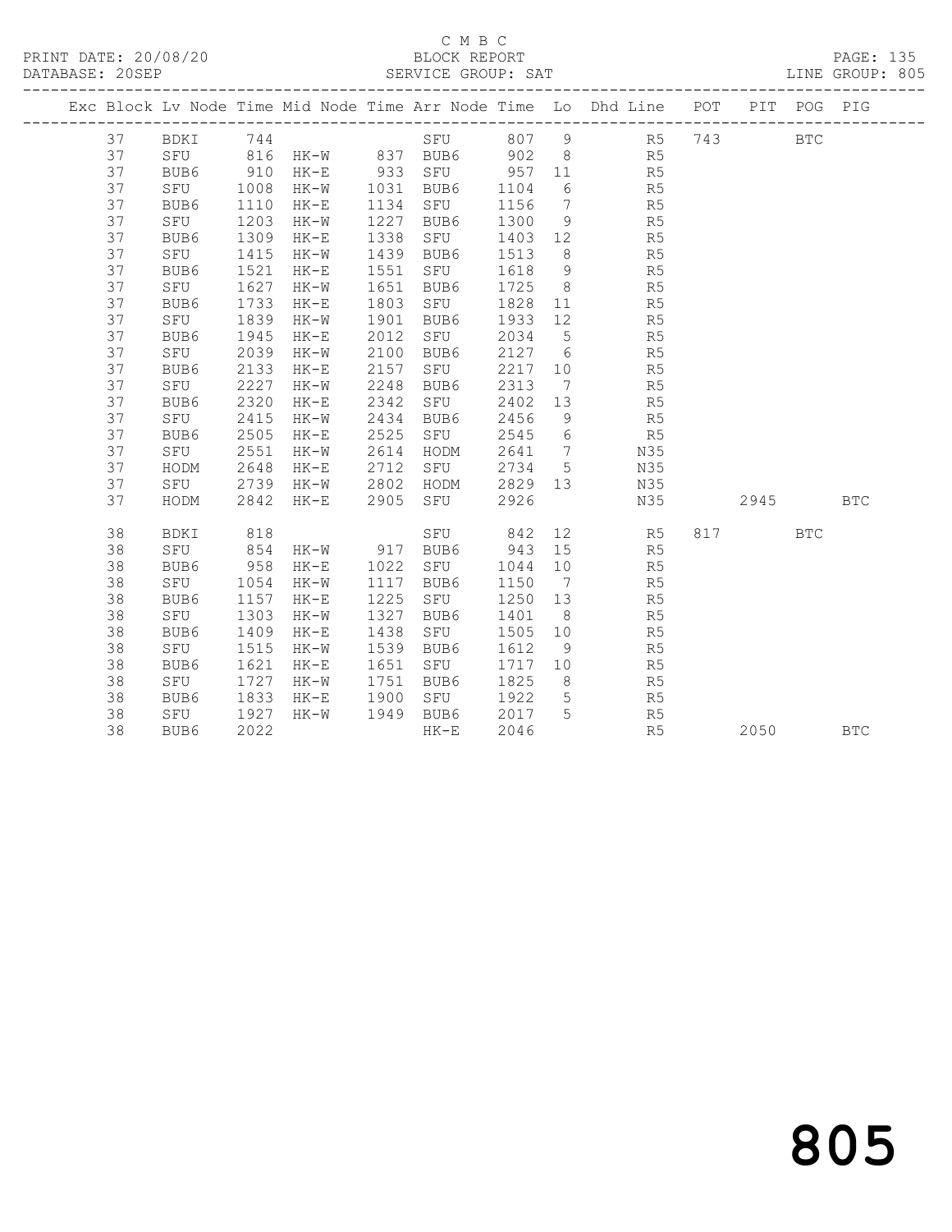C M B C
BLOCK REPORT
PRINT DATE: 20/08/20
DATABASE: 20SEP
SERVICE GROUP: SAT
LINE GROUP: 805

| Exc | Block | Lv | Node | Time | Mid Node | Time | Arr Node | Time | Lo | Dhd Line | POT | PIT | POG | PIG |
|---|---|---|---|---|---|---|---|---|---|---|---|---|---|---|
| | 37 | | BDKI | 744 | | | SFU | 807 | 9 | R5 | 743 | | BTC | |
| | 37 | | SFU | 816 | HK-W | 837 | BUB6 | 902 | 8 | R5 | | | | |
| | 37 | | BUB6 | 910 | HK-E | 933 | SFU | 957 | 11 | R5 | | | | |
| | 37 | | SFU | 1008 | HK-W | 1031 | BUB6 | 1104 | 6 | R5 | | | | |
| | 37 | | BUB6 | 1110 | HK-E | 1134 | SFU | 1156 | 7 | R5 | | | | |
| | 37 | | SFU | 1203 | HK-W | 1227 | BUB6 | 1300 | 9 | R5 | | | | |
| | 37 | | BUB6 | 1309 | HK-E | 1338 | SFU | 1403 | 12 | R5 | | | | |
| | 37 | | SFU | 1415 | HK-W | 1439 | BUB6 | 1513 | 8 | R5 | | | | |
| | 37 | | BUB6 | 1521 | HK-E | 1551 | SFU | 1618 | 9 | R5 | | | | |
| | 37 | | SFU | 1627 | HK-W | 1651 | BUB6 | 1725 | 8 | R5 | | | | |
| | 37 | | BUB6 | 1733 | HK-E | 1803 | SFU | 1828 | 11 | R5 | | | | |
| | 37 | | SFU | 1839 | HK-W | 1901 | BUB6 | 1933 | 12 | R5 | | | | |
| | 37 | | BUB6 | 1945 | HK-E | 2012 | SFU | 2034 | 5 | R5 | | | | |
| | 37 | | SFU | 2039 | HK-W | 2100 | BUB6 | 2127 | 6 | R5 | | | | |
| | 37 | | BUB6 | 2133 | HK-E | 2157 | SFU | 2217 | 10 | R5 | | | | |
| | 37 | | SFU | 2227 | HK-W | 2248 | BUB6 | 2313 | 7 | R5 | | | | |
| | 37 | | BUB6 | 2320 | HK-E | 2342 | SFU | 2402 | 13 | R5 | | | | |
| | 37 | | SFU | 2415 | HK-W | 2434 | BUB6 | 2456 | 9 | R5 | | | | |
| | 37 | | BUB6 | 2505 | HK-E | 2525 | SFU | 2545 | 6 | R5 | | | | |
| | 37 | | SFU | 2551 | HK-W | 2614 | HODM | 2641 | 7 | N35 | | | | |
| | 37 | | HODM | 2648 | HK-E | 2712 | SFU | 2734 | 5 | N35 | | | | |
| | 37 | | SFU | 2739 | HK-W | 2802 | HODM | 2829 | 13 | N35 | | | | |
| | 37 | | HODM | 2842 | HK-E | 2905 | SFU | 2926 | | N35 | | 2945 | | BTC |
| | 38 | | BDKI | 818 | | | SFU | 842 | 12 | R5 | 817 | | BTC | |
| | 38 | | SFU | 854 | HK-W | 917 | BUB6 | 943 | 15 | R5 | | | | |
| | 38 | | BUB6 | 958 | HK-E | 1022 | SFU | 1044 | 10 | R5 | | | | |
| | 38 | | SFU | 1054 | HK-W | 1117 | BUB6 | 1150 | 7 | R5 | | | | |
| | 38 | | BUB6 | 1157 | HK-E | 1225 | SFU | 1250 | 13 | R5 | | | | |
| | 38 | | SFU | 1303 | HK-W | 1327 | BUB6 | 1401 | 8 | R5 | | | | |
| | 38 | | BUB6 | 1409 | HK-E | 1438 | SFU | 1505 | 10 | R5 | | | | |
| | 38 | | SFU | 1515 | HK-W | 1539 | BUB6 | 1612 | 9 | R5 | | | | |
| | 38 | | BUB6 | 1621 | HK-E | 1651 | SFU | 1717 | 10 | R5 | | | | |
| | 38 | | SFU | 1727 | HK-W | 1751 | BUB6 | 1825 | 8 | R5 | | | | |
| | 38 | | BUB6 | 1833 | HK-E | 1900 | SFU | 1922 | 5 | R5 | | | | |
| | 38 | | SFU | 1927 | HK-W | 1949 | BUB6 | 2017 | 5 | R5 | | | | |
| | 38 | | BUB6 | 2022 | | | HK-E | 2046 | | R5 | | 2050 | | BTC |

805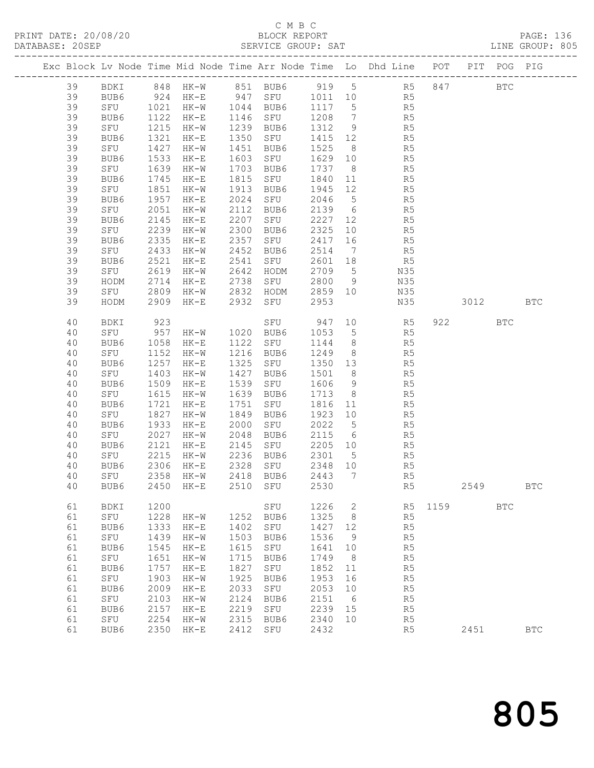C M B C

PRINT DATE: 20/08/20 BLOCK REPORT

DATABASE: 20SEP SERVICE GROUP: SAT LINE GROUP: 805

| Exc | Block | Lv | Node | Time | Mid Node | Time | Arr Node | Time | Lo | Dhd Line | POT | PIT | POG | PIG |
|---|---|---|---|---|---|---|---|---|---|---|---|---|---|---|
| | 39 | | BDKI | 848 | HK-W | 851 | BUB6 | 919 | 5 | R5 | 847 | | BTC | |
| | 39 | | BUB6 | 924 | HK-E | 947 | SFU | 1011 | 10 | R5 | | | | |
| | 39 | | SFU | 1021 | HK-W | 1044 | BUB6 | 1117 | 5 | R5 | | | | |
| | 39 | | BUB6 | 1122 | HK-E | 1146 | SFU | 1208 | 7 | R5 | | | | |
| | 39 | | SFU | 1215 | HK-W | 1239 | BUB6 | 1312 | 9 | R5 | | | | |
| | 39 | | BUB6 | 1321 | HK-E | 1350 | SFU | 1415 | 12 | R5 | | | | |
| | 39 | | SFU | 1427 | HK-W | 1451 | BUB6 | 1525 | 8 | R5 | | | | |
| | 39 | | BUB6 | 1533 | HK-E | 1603 | SFU | 1629 | 10 | R5 | | | | |
| | 39 | | SFU | 1639 | HK-W | 1703 | BUB6 | 1737 | 8 | R5 | | | | |
| | 39 | | BUB6 | 1745 | HK-E | 1815 | SFU | 1840 | 11 | R5 | | | | |
| | 39 | | SFU | 1851 | HK-W | 1913 | BUB6 | 1945 | 12 | R5 | | | | |
| | 39 | | BUB6 | 1957 | HK-E | 2024 | SFU | 2046 | 5 | R5 | | | | |
| | 39 | | SFU | 2051 | HK-W | 2112 | BUB6 | 2139 | 6 | R5 | | | | |
| | 39 | | BUB6 | 2145 | HK-E | 2207 | SFU | 2227 | 12 | R5 | | | | |
| | 39 | | SFU | 2239 | HK-W | 2300 | BUB6 | 2325 | 10 | R5 | | | | |
| | 39 | | BUB6 | 2335 | HK-E | 2357 | SFU | 2417 | 16 | R5 | | | | |
| | 39 | | SFU | 2433 | HK-W | 2452 | BUB6 | 2514 | 7 | R5 | | | | |
| | 39 | | BUB6 | 2521 | HK-E | 2541 | SFU | 2601 | 18 | R5 | | | | |
| | 39 | | SFU | 2619 | HK-W | 2642 | HODM | 2709 | 5 | N35 | | | | |
| | 39 | | HODM | 2714 | HK-E | 2738 | SFU | 2800 | 9 | N35 | | | | |
| | 39 | | SFU | 2809 | HK-W | 2832 | HODM | 2859 | 10 | N35 | | | | |
| | 39 | | HODM | 2909 | HK-E | 2932 | SFU | 2953 | | N35 | | 3012 | | BTC |
| | 40 | | BDKI | 923 | | | SFU | 947 | 10 | R5 | 922 | | BTC | |
| | 40 | | SFU | 957 | HK-W | 1020 | BUB6 | 1053 | 5 | R5 | | | | |
| | 40 | | BUB6 | 1058 | HK-E | 1122 | SFU | 1144 | 8 | R5 | | | | |
| | 40 | | SFU | 1152 | HK-W | 1216 | BUB6 | 1249 | 8 | R5 | | | | |
| | 40 | | BUB6 | 1257 | HK-E | 1325 | SFU | 1350 | 13 | R5 | | | | |
| | 40 | | SFU | 1403 | HK-W | 1427 | BUB6 | 1501 | 8 | R5 | | | | |
| | 40 | | BUB6 | 1509 | HK-E | 1539 | SFU | 1606 | 9 | R5 | | | | |
| | 40 | | SFU | 1615 | HK-W | 1639 | BUB6 | 1713 | 8 | R5 | | | | |
| | 40 | | BUB6 | 1721 | HK-E | 1751 | SFU | 1816 | 11 | R5 | | | | |
| | 40 | | SFU | 1827 | HK-W | 1849 | BUB6 | 1923 | 10 | R5 | | | | |
| | 40 | | BUB6 | 1933 | HK-E | 2000 | SFU | 2022 | 5 | R5 | | | | |
| | 40 | | SFU | 2027 | HK-W | 2048 | BUB6 | 2115 | 6 | R5 | | | | |
| | 40 | | BUB6 | 2121 | HK-E | 2145 | SFU | 2205 | 10 | R5 | | | | |
| | 40 | | SFU | 2215 | HK-W | 2236 | BUB6 | 2301 | 5 | R5 | | | | |
| | 40 | | BUB6 | 2306 | HK-E | 2328 | SFU | 2348 | 10 | R5 | | | | |
| | 40 | | SFU | 2358 | HK-W | 2418 | BUB6 | 2443 | 7 | R5 | | | | |
| | 40 | | BUB6 | 2450 | HK-E | 2510 | SFU | 2530 | | R5 | | 2549 | | BTC |
| | 61 | | BDKI | 1200 | | | SFU | 1226 | 2 | R5 | 1159 | | BTC | |
| | 61 | | SFU | 1228 | HK-W | 1252 | BUB6 | 1325 | 8 | R5 | | | | |
| | 61 | | BUB6 | 1333 | HK-E | 1402 | SFU | 1427 | 12 | R5 | | | | |
| | 61 | | SFU | 1439 | HK-W | 1503 | BUB6 | 1536 | 9 | R5 | | | | |
| | 61 | | BUB6 | 1545 | HK-E | 1615 | SFU | 1641 | 10 | R5 | | | | |
| | 61 | | SFU | 1651 | HK-W | 1715 | BUB6 | 1749 | 8 | R5 | | | | |
| | 61 | | BUB6 | 1757 | HK-E | 1827 | SFU | 1852 | 11 | R5 | | | | |
| | 61 | | SFU | 1903 | HK-W | 1925 | BUB6 | 1953 | 16 | R5 | | | | |
| | 61 | | BUB6 | 2009 | HK-E | 2033 | SFU | 2053 | 10 | R5 | | | | |
| | 61 | | SFU | 2103 | HK-W | 2124 | BUB6 | 2151 | 6 | R5 | | | | |
| | 61 | | BUB6 | 2157 | HK-E | 2219 | SFU | 2239 | 15 | R5 | | | | |
| | 61 | | SFU | 2254 | HK-W | 2315 | BUB6 | 2340 | 10 | R5 | | | | |
| | 61 | | BUB6 | 2350 | HK-E | 2412 | SFU | 2432 | | R5 | | 2451 | | BTC |

805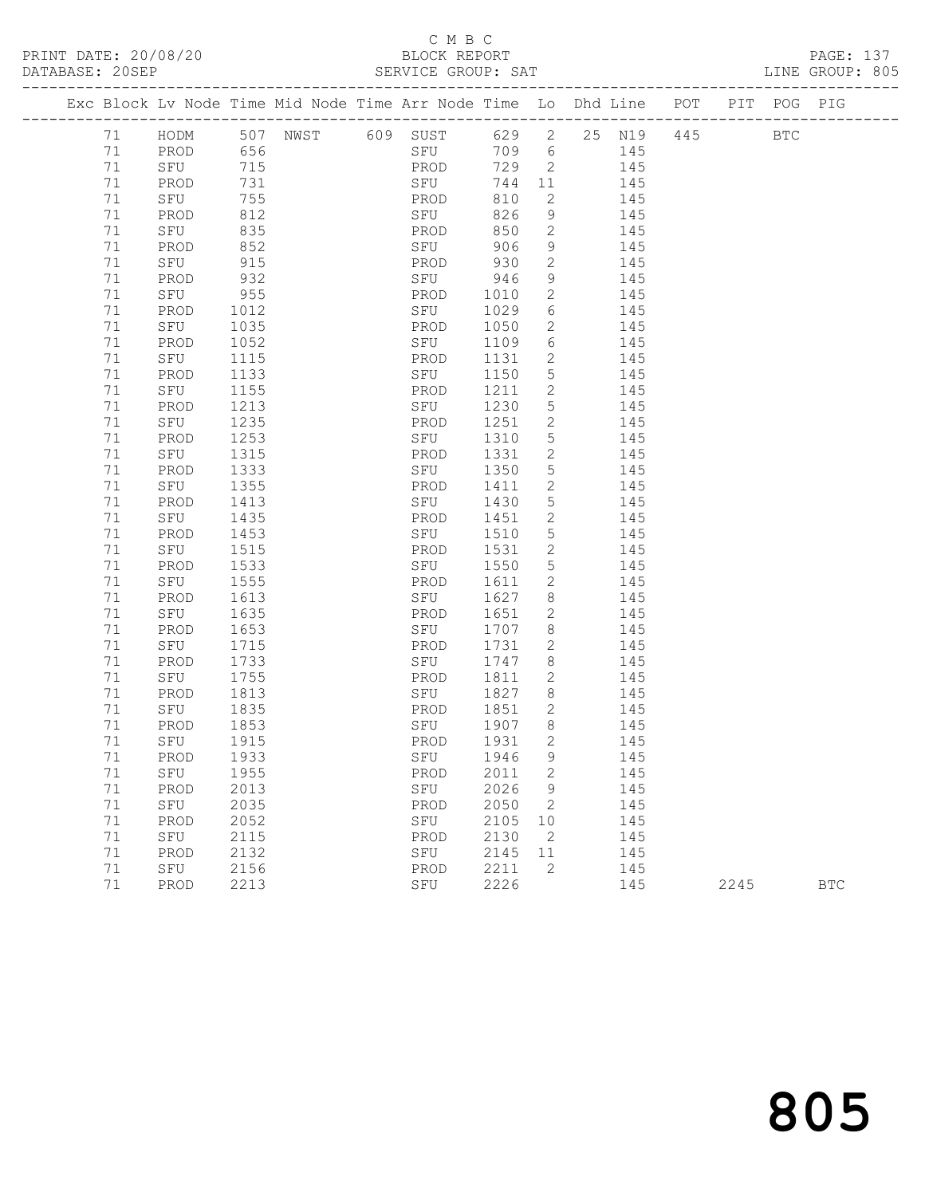C M B C

PRINT DATE: 20/08/20 BLOCK REPORT PAGE: 137
DATABASE: 20SEP SERVICE GROUP: SAT LINE GROUP: 805

| Exc | Block | Lv | Node | Time | Mid Node | Time | Arr Node | Time | Lo | Dhd | Line | POT | PIT | POG | PIG |
|---|---|---|---|---|---|---|---|---|---|---|---|---|---|---|---|
| | 71 | | HODM | 507 | NWST | 609 | SUST | 629 | 2 | 25 | N19 | 445 | | BTC | |
| | 71 | | PROD | 656 | | | SFU | 709 | 6 | | 145 | | | | |
| | 71 | | SFU | 715 | | | PROD | 729 | 2 | | 145 | | | | |
| | 71 | | PROD | 731 | | | SFU | 744 | 11 | | 145 | | | | |
| | 71 | | SFU | 755 | | | PROD | 810 | 2 | | 145 | | | | |
| | 71 | | PROD | 812 | | | SFU | 826 | 9 | | 145 | | | | |
| | 71 | | SFU | 835 | | | PROD | 850 | 2 | | 145 | | | | |
| | 71 | | PROD | 852 | | | SFU | 906 | 9 | | 145 | | | | |
| | 71 | | SFU | 915 | | | PROD | 930 | 2 | | 145 | | | | |
| | 71 | | PROD | 932 | | | SFU | 946 | 9 | | 145 | | | | |
| | 71 | | SFU | 955 | | | PROD | 1010 | 2 | | 145 | | | | |
| | 71 | | PROD | 1012 | | | SFU | 1029 | 6 | | 145 | | | | |
| | 71 | | SFU | 1035 | | | PROD | 1050 | 2 | | 145 | | | | |
| | 71 | | PROD | 1052 | | | SFU | 1109 | 6 | | 145 | | | | |
| | 71 | | SFU | 1115 | | | PROD | 1131 | 2 | | 145 | | | | |
| | 71 | | PROD | 1133 | | | SFU | 1150 | 5 | | 145 | | | | |
| | 71 | | SFU | 1155 | | | PROD | 1211 | 2 | | 145 | | | | |
| | 71 | | PROD | 1213 | | | SFU | 1230 | 5 | | 145 | | | | |
| | 71 | | SFU | 1235 | | | PROD | 1251 | 2 | | 145 | | | | |
| | 71 | | PROD | 1253 | | | SFU | 1310 | 5 | | 145 | | | | |
| | 71 | | SFU | 1315 | | | PROD | 1331 | 2 | | 145 | | | | |
| | 71 | | PROD | 1333 | | | SFU | 1350 | 5 | | 145 | | | | |
| | 71 | | SFU | 1355 | | | PROD | 1411 | 2 | | 145 | | | | |
| | 71 | | PROD | 1413 | | | SFU | 1430 | 5 | | 145 | | | | |
| | 71 | | SFU | 1435 | | | PROD | 1451 | 2 | | 145 | | | | |
| | 71 | | PROD | 1453 | | | SFU | 1510 | 5 | | 145 | | | | |
| | 71 | | SFU | 1515 | | | PROD | 1531 | 2 | | 145 | | | | |
| | 71 | | PROD | 1533 | | | SFU | 1550 | 5 | | 145 | | | | |
| | 71 | | SFU | 1555 | | | PROD | 1611 | 2 | | 145 | | | | |
| | 71 | | PROD | 1613 | | | SFU | 1627 | 8 | | 145 | | | | |
| | 71 | | SFU | 1635 | | | PROD | 1651 | 2 | | 145 | | | | |
| | 71 | | PROD | 1653 | | | SFU | 1707 | 8 | | 145 | | | | |
| | 71 | | SFU | 1715 | | | PROD | 1731 | 2 | | 145 | | | | |
| | 71 | | PROD | 1733 | | | SFU | 1747 | 8 | | 145 | | | | |
| | 71 | | SFU | 1755 | | | PROD | 1811 | 2 | | 145 | | | | |
| | 71 | | PROD | 1813 | | | SFU | 1827 | 8 | | 145 | | | | |
| | 71 | | SFU | 1835 | | | PROD | 1851 | 2 | | 145 | | | | |
| | 71 | | PROD | 1853 | | | SFU | 1907 | 8 | | 145 | | | | |
| | 71 | | SFU | 1915 | | | PROD | 1931 | 2 | | 145 | | | | |
| | 71 | | PROD | 1933 | | | SFU | 1946 | 9 | | 145 | | | | |
| | 71 | | SFU | 1955 | | | PROD | 2011 | 2 | | 145 | | | | |
| | 71 | | PROD | 2013 | | | SFU | 2026 | 9 | | 145 | | | | |
| | 71 | | SFU | 2035 | | | PROD | 2050 | 2 | | 145 | | | | |
| | 71 | | PROD | 2052 | | | SFU | 2105 | 10 | | 145 | | | | |
| | 71 | | SFU | 2115 | | | PROD | 2130 | 2 | | 145 | | | | |
| | 71 | | PROD | 2132 | | | SFU | 2145 | 11 | | 145 | | | | |
| | 71 | | SFU | 2156 | | | PROD | 2211 | 2 | | 145 | | | | |
| | 71 | | PROD | 2213 | | | SFU | 2226 | | | 145 | | 2245 | | BTC |

805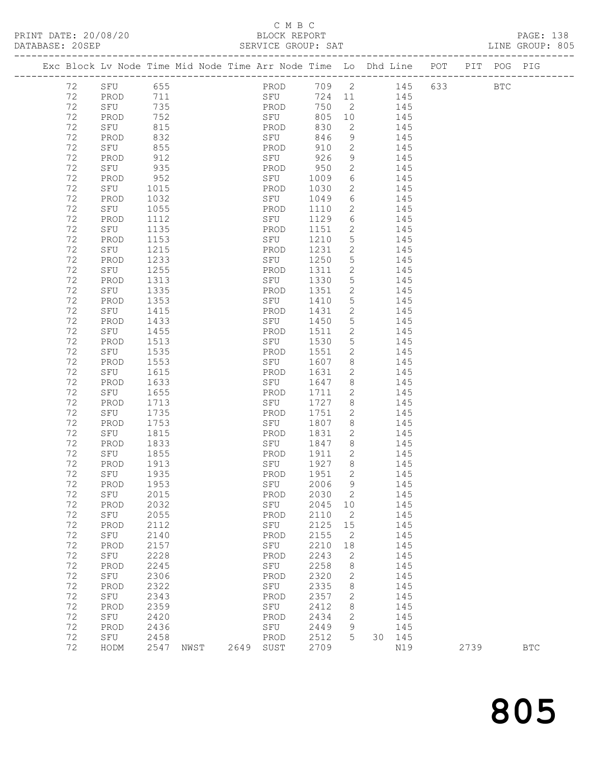C M B C

PRINT DATE: 20/08/20 BLOCK REPORT
DATABASE: 20SEP SERVICE GROUP: SAT LINE GROUP: 805

| Exc | Block | Lv | Node | Time | Mid Node | Time | Arr Node | Time | Lo | Dhd Line | POT | PIT | POG | PIG |
|---|---|---|---|---|---|---|---|---|---|---|---|---|---|---|
| | 72 | | SFU | 655 | | | PROD | 709 | 2 | 145 | 633 | | BTC | |
| | 72 | | PROD | 711 | | | SFU | 724 | 11 | 145 | | | | |
| | 72 | | SFU | 735 | | | PROD | 750 | 2 | 145 | | | | |
| | 72 | | PROD | 752 | | | SFU | 805 | 10 | 145 | | | | |
| | 72 | | SFU | 815 | | | PROD | 830 | 2 | 145 | | | | |
| | 72 | | PROD | 832 | | | SFU | 846 | 9 | 145 | | | | |
| | 72 | | SFU | 855 | | | PROD | 910 | 2 | 145 | | | | |
| | 72 | | PROD | 912 | | | SFU | 926 | 9 | 145 | | | | |
| | 72 | | SFU | 935 | | | PROD | 950 | 2 | 145 | | | | |
| | 72 | | PROD | 952 | | | SFU | 1009 | 6 | 145 | | | | |
| | 72 | | SFU | 1015 | | | PROD | 1030 | 2 | 145 | | | | |
| | 72 | | PROD | 1032 | | | SFU | 1049 | 6 | 145 | | | | |
| | 72 | | SFU | 1055 | | | PROD | 1110 | 2 | 145 | | | | |
| | 72 | | PROD | 1112 | | | SFU | 1129 | 6 | 145 | | | | |
| | 72 | | SFU | 1135 | | | PROD | 1151 | 2 | 145 | | | | |
| | 72 | | PROD | 1153 | | | SFU | 1210 | 5 | 145 | | | | |
| | 72 | | SFU | 1215 | | | PROD | 1231 | 2 | 145 | | | | |
| | 72 | | PROD | 1233 | | | SFU | 1250 | 5 | 145 | | | | |
| | 72 | | SFU | 1255 | | | PROD | 1311 | 2 | 145 | | | | |
| | 72 | | PROD | 1313 | | | SFU | 1330 | 5 | 145 | | | | |
| | 72 | | SFU | 1335 | | | PROD | 1351 | 2 | 145 | | | | |
| | 72 | | PROD | 1353 | | | SFU | 1410 | 5 | 145 | | | | |
| | 72 | | SFU | 1415 | | | PROD | 1431 | 2 | 145 | | | | |
| | 72 | | PROD | 1433 | | | SFU | 1450 | 5 | 145 | | | | |
| | 72 | | SFU | 1455 | | | PROD | 1511 | 2 | 145 | | | | |
| | 72 | | PROD | 1513 | | | SFU | 1530 | 5 | 145 | | | | |
| | 72 | | SFU | 1535 | | | PROD | 1551 | 2 | 145 | | | | |
| | 72 | | PROD | 1553 | | | SFU | 1607 | 8 | 145 | | | | |
| | 72 | | SFU | 1615 | | | PROD | 1631 | 2 | 145 | | | | |
| | 72 | | PROD | 1633 | | | SFU | 1647 | 8 | 145 | | | | |
| | 72 | | SFU | 1655 | | | PROD | 1711 | 2 | 145 | | | | |
| | 72 | | PROD | 1713 | | | SFU | 1727 | 8 | 145 | | | | |
| | 72 | | SFU | 1735 | | | PROD | 1751 | 2 | 145 | | | | |
| | 72 | | PROD | 1753 | | | SFU | 1807 | 8 | 145 | | | | |
| | 72 | | SFU | 1815 | | | PROD | 1831 | 2 | 145 | | | | |
| | 72 | | PROD | 1833 | | | SFU | 1847 | 8 | 145 | | | | |
| | 72 | | SFU | 1855 | | | PROD | 1911 | 2 | 145 | | | | |
| | 72 | | PROD | 1913 | | | SFU | 1927 | 8 | 145 | | | | |
| | 72 | | SFU | 1935 | | | PROD | 1951 | 2 | 145 | | | | |
| | 72 | | PROD | 1953 | | | SFU | 2006 | 9 | 145 | | | | |
| | 72 | | SFU | 2015 | | | PROD | 2030 | 2 | 145 | | | | |
| | 72 | | PROD | 2032 | | | SFU | 2045 | 10 | 145 | | | | |
| | 72 | | SFU | 2055 | | | PROD | 2110 | 2 | 145 | | | | |
| | 72 | | PROD | 2112 | | | SFU | 2125 | 15 | 145 | | | | |
| | 72 | | SFU | 2140 | | | PROD | 2155 | 2 | 145 | | | | |
| | 72 | | PROD | 2157 | | | SFU | 2210 | 18 | 145 | | | | |
| | 72 | | SFU | 2228 | | | PROD | 2243 | 2 | 145 | | | | |
| | 72 | | PROD | 2245 | | | SFU | 2258 | 8 | 145 | | | | |
| | 72 | | SFU | 2306 | | | PROD | 2320 | 2 | 145 | | | | |
| | 72 | | PROD | 2322 | | | SFU | 2335 | 8 | 145 | | | | |
| | 72 | | SFU | 2343 | | | PROD | 2357 | 2 | 145 | | | | |
| | 72 | | PROD | 2359 | | | SFU | 2412 | 8 | 145 | | | | |
| | 72 | | SFU | 2420 | | | PROD | 2434 | 2 | 145 | | | | |
| | 72 | | PROD | 2436 | | | SFU | 2449 | 9 | 145 | | | | |
| | 72 | | SFU | 2458 | | | PROD | 2512 | 5 | 30 145 | | | | |
| | 72 | | HODM | 2547 | NWST | 2649 | SUST | 2709 | | N19 | | 2739 | | BTC |

805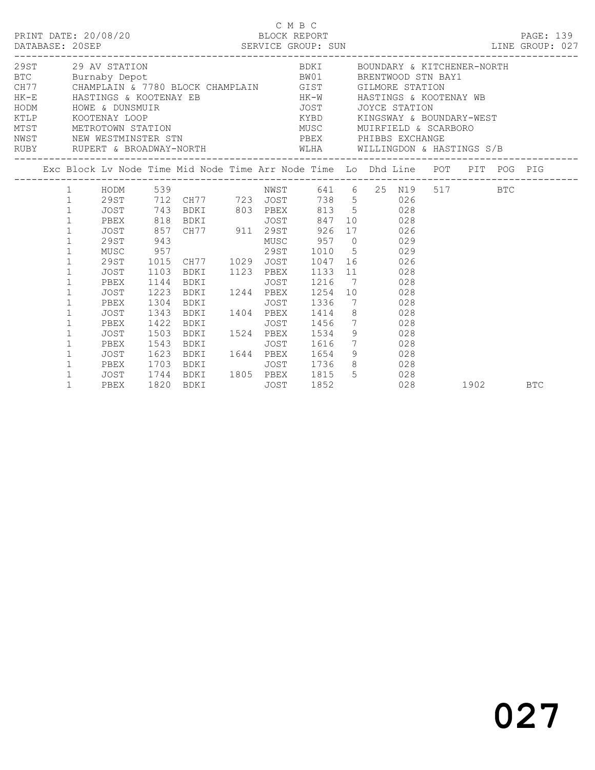C M B C

PRINT DATE: 20/08/20 BLOCK REPORT

DATABASE: 20SEP SERVICE GROUP: SUN LINE GROUP: 027

| Code | Description | Code | Description |
|---|---|---|---|
| 29ST | 29 AV STATION | BDKI | BOUNDARY & KITCHENER-NORTH |
| BTC | Burnaby Depot | BW01 | BRENTWOOD STN BAY1 |
| CH77 | CHAMPLAIN & 7780 BLOCK CHAMPLAIN | GIST | GILMORE STATION |
| HK-E | HASTINGS & KOOTENAY EB | HK-W | HASTINGS & KOOTENAY WB |
| HODM | HOWE & DUNSMUIR | JOST | JOYCE STATION |
| KTLP | KOOTENAY LOOP | KYBD | KINGSWAY & BOUNDARY-WEST |
| MTST | METROTOWN STATION | MUSC | MUIRFIELD & SCARBORO |
| NWST | NEW WESTMINSTER STN | PBEX | PHIBBS EXCHANGE |
| RUBY | RUPERT & BROADWAY-NORTH | WLHA | WILLINGDON & HASTINGS S/B |

| Exc | Block | Lv Node | Time | Mid Node | Time | Arr Node | Time | Lo | Dhd | Line | POT | PIT | POG | PIG |
|---|---|---|---|---|---|---|---|---|---|---|---|---|---|---|
| | 1 | HODM | 539 | | | NWST | 641 | 6 | 25 | N19 | 517 | | BTC | |
| | 1 | 29ST | 712 | CH77 | 723 | JOST | 738 | 5 | | 026 | | | | |
| | 1 | JOST | 743 | BDKI | 803 | PBEX | 813 | 5 | | 028 | | | | |
| | 1 | PBEX | 818 | BDKI | | JOST | 847 | 10 | | 028 | | | | |
| | 1 | JOST | 857 | CH77 | 911 | 29ST | 926 | 17 | | 026 | | | | |
| | 1 | 29ST | 943 | | | MUSC | 957 | 0 | | 029 | | | | |
| | 1 | MUSC | 957 | | | 29ST | 1010 | 5 | | 029 | | | | |
| | 1 | 29ST | 1015 | CH77 | 1029 | JOST | 1047 | 16 | | 026 | | | | |
| | 1 | JOST | 1103 | BDKI | 1123 | PBEX | 1133 | 11 | | 028 | | | | |
| | 1 | PBEX | 1144 | BDKI | | JOST | 1216 | 7 | | 028 | | | | |
| | 1 | JOST | 1223 | BDKI | 1244 | PBEX | 1254 | 10 | | 028 | | | | |
| | 1 | PBEX | 1304 | BDKI | | JOST | 1336 | 7 | | 028 | | | | |
| | 1 | JOST | 1343 | BDKI | 1404 | PBEX | 1414 | 8 | | 028 | | | | |
| | 1 | PBEX | 1422 | BDKI | | JOST | 1456 | 7 | | 028 | | | | |
| | 1 | JOST | 1503 | BDKI | 1524 | PBEX | 1534 | 9 | | 028 | | | | |
| | 1 | PBEX | 1543 | BDKI | | JOST | 1616 | 7 | | 028 | | | | |
| | 1 | JOST | 1623 | BDKI | 1644 | PBEX | 1654 | 9 | | 028 | | | | |
| | 1 | PBEX | 1703 | BDKI | | JOST | 1736 | 8 | | 028 | | | | |
| | 1 | JOST | 1744 | BDKI | 1805 | PBEX | 1815 | 5 | | 028 | | | | |
| | 1 | PBEX | 1820 | BDKI | | JOST | 1852 | | | 028 | | 1902 | | BTC |

027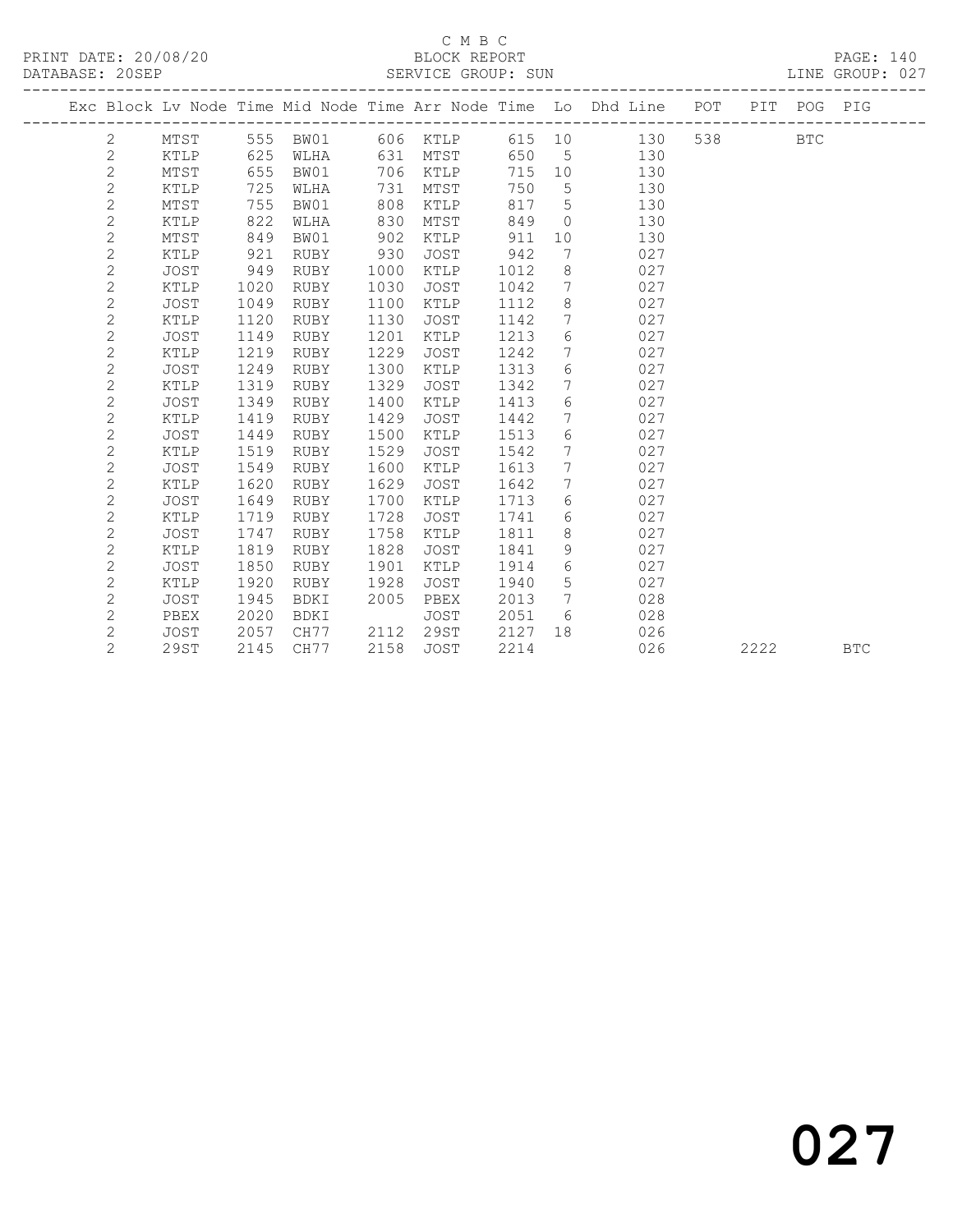C M B C

PRINT DATE: 20/08/20 BLOCK REPORT

DATABASE: 20SEP SERVICE GROUP: SUN LINE GROUP: 027

| Exc | Block | Lv | Node | Time | Mid Node | Time | Arr Node | Time | Lo | Dhd Line | POT | PIT | POG | PIG |
|---|---|---|---|---|---|---|---|---|---|---|---|---|---|---|
| | 2 | | MTST | 555 | BW01 | 606 | KTLP | 615 | 10 | 130 | 538 | | BTC | |
| | 2 | | KTLP | 625 | WLHA | 631 | MTST | 650 | 5 | 130 | | | | |
| | 2 | | MTST | 655 | BW01 | 706 | KTLP | 715 | 10 | 130 | | | | |
| | 2 | | KTLP | 725 | WLHA | 731 | MTST | 750 | 5 | 130 | | | | |
| | 2 | | MTST | 755 | BW01 | 808 | KTLP | 817 | 5 | 130 | | | | |
| | 2 | | KTLP | 822 | WLHA | 830 | MTST | 849 | 0 | 130 | | | | |
| | 2 | | MTST | 849 | BW01 | 902 | KTLP | 911 | 10 | 130 | | | | |
| | 2 | | KTLP | 921 | RUBY | 930 | JOST | 942 | 7 | 027 | | | | |
| | 2 | | JOST | 949 | RUBY | 1000 | KTLP | 1012 | 8 | 027 | | | | |
| | 2 | | KTLP | 1020 | RUBY | 1030 | JOST | 1042 | 7 | 027 | | | | |
| | 2 | | JOST | 1049 | RUBY | 1100 | KTLP | 1112 | 8 | 027 | | | | |
| | 2 | | KTLP | 1120 | RUBY | 1130 | JOST | 1142 | 7 | 027 | | | | |
| | 2 | | JOST | 1149 | RUBY | 1201 | KTLP | 1213 | 6 | 027 | | | | |
| | 2 | | KTLP | 1219 | RUBY | 1229 | JOST | 1242 | 7 | 027 | | | | |
| | 2 | | JOST | 1249 | RUBY | 1300 | KTLP | 1313 | 6 | 027 | | | | |
| | 2 | | KTLP | 1319 | RUBY | 1329 | JOST | 1342 | 7 | 027 | | | | |
| | 2 | | JOST | 1349 | RUBY | 1400 | KTLP | 1413 | 6 | 027 | | | | |
| | 2 | | KTLP | 1419 | RUBY | 1429 | JOST | 1442 | 7 | 027 | | | | |
| | 2 | | JOST | 1449 | RUBY | 1500 | KTLP | 1513 | 6 | 027 | | | | |
| | 2 | | KTLP | 1519 | RUBY | 1529 | JOST | 1542 | 7 | 027 | | | | |
| | 2 | | JOST | 1549 | RUBY | 1600 | KTLP | 1613 | 7 | 027 | | | | |
| | 2 | | KTLP | 1620 | RUBY | 1629 | JOST | 1642 | 7 | 027 | | | | |
| | 2 | | JOST | 1649 | RUBY | 1700 | KTLP | 1713 | 6 | 027 | | | | |
| | 2 | | KTLP | 1719 | RUBY | 1728 | JOST | 1741 | 6 | 027 | | | | |
| | 2 | | JOST | 1747 | RUBY | 1758 | KTLP | 1811 | 8 | 027 | | | | |
| | 2 | | KTLP | 1819 | RUBY | 1828 | JOST | 1841 | 9 | 027 | | | | |
| | 2 | | JOST | 1850 | RUBY | 1901 | KTLP | 1914 | 6 | 027 | | | | |
| | 2 | | KTLP | 1920 | RUBY | 1928 | JOST | 1940 | 5 | 027 | | | | |
| | 2 | | JOST | 1945 | BDKI | 2005 | PBEX | 2013 | 7 | 028 | | | | |
| | 2 | | PBEX | 2020 | BDKI | | JOST | 2051 | 6 | 028 | | | | |
| | 2 | | JOST | 2057 | CH77 | 2112 | 29ST | 2127 | 18 | 026 | | | | |
| | 2 | | 29ST | 2145 | CH77 | 2158 | JOST | 2214 | | 026 | | 2222 | | BTC |

027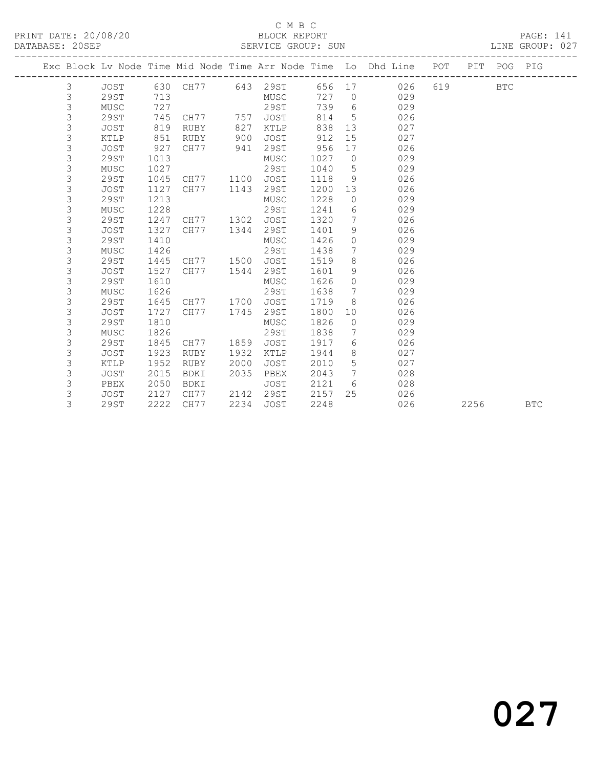C M B C

PRINT DATE: 20/08/20 BLOCK REPORT PAGE: 141
DATABASE: 20SEP SERVICE GROUP: SUN LINE GROUP: 027

| Exc | Block | Lv | Node | Time | Mid Node | Time | Arr Node | Time | Lo | Dhd Line | POT | PIT | POG | PIG |
|---|---|---|---|---|---|---|---|---|---|---|---|---|---|---|
| | 3 | | JOST | 630 | CH77 | 643 | 29ST | 656 | 17 | 026 | 619 | | BTC | |
| | 3 | | 29ST | 713 | | | MUSC | 727 | 0 | 029 | | | | |
| | 3 | | MUSC | 727 | | | 29ST | 739 | 6 | 029 | | | | |
| | 3 | | 29ST | 745 | CH77 | 757 | JOST | 814 | 5 | 026 | | | | |
| | 3 | | JOST | 819 | RUBY | 827 | KTLP | 838 | 13 | 027 | | | | |
| | 3 | | KTLP | 851 | RUBY | 900 | JOST | 912 | 15 | 027 | | | | |
| | 3 | | JOST | 927 | CH77 | 941 | 29ST | 956 | 17 | 026 | | | | |
| | 3 | | 29ST | 1013 | | | MUSC | 1027 | 0 | 029 | | | | |
| | 3 | | MUSC | 1027 | | | 29ST | 1040 | 5 | 029 | | | | |
| | 3 | | 29ST | 1045 | CH77 | 1100 | JOST | 1118 | 9 | 026 | | | | |
| | 3 | | JOST | 1127 | CH77 | 1143 | 29ST | 1200 | 13 | 026 | | | | |
| | 3 | | 29ST | 1213 | | | MUSC | 1228 | 0 | 029 | | | | |
| | 3 | | MUSC | 1228 | | | 29ST | 1241 | 6 | 029 | | | | |
| | 3 | | 29ST | 1247 | CH77 | 1302 | JOST | 1320 | 7 | 026 | | | | |
| | 3 | | JOST | 1327 | CH77 | 1344 | 29ST | 1401 | 9 | 026 | | | | |
| | 3 | | 29ST | 1410 | | | MUSC | 1426 | 0 | 029 | | | | |
| | 3 | | MUSC | 1426 | | | 29ST | 1438 | 7 | 029 | | | | |
| | 3 | | 29ST | 1445 | CH77 | 1500 | JOST | 1519 | 8 | 026 | | | | |
| | 3 | | JOST | 1527 | CH77 | 1544 | 29ST | 1601 | 9 | 026 | | | | |
| | 3 | | 29ST | 1610 | | | MUSC | 1626 | 0 | 029 | | | | |
| | 3 | | MUSC | 1626 | | | 29ST | 1638 | 7 | 029 | | | | |
| | 3 | | 29ST | 1645 | CH77 | 1700 | JOST | 1719 | 8 | 026 | | | | |
| | 3 | | JOST | 1727 | CH77 | 1745 | 29ST | 1800 | 10 | 026 | | | | |
| | 3 | | 29ST | 1810 | | | MUSC | 1826 | 0 | 029 | | | | |
| | 3 | | MUSC | 1826 | | | 29ST | 1838 | 7 | 029 | | | | |
| | 3 | | 29ST | 1845 | CH77 | 1859 | JOST | 1917 | 6 | 026 | | | | |
| | 3 | | JOST | 1923 | RUBY | 1932 | KTLP | 1944 | 8 | 027 | | | | |
| | 3 | | KTLP | 1952 | RUBY | 2000 | JOST | 2010 | 5 | 027 | | | | |
| | 3 | | JOST | 2015 | BDKI | 2035 | PBEX | 2043 | 7 | 028 | | | | |
| | 3 | | PBEX | 2050 | BDKI | | JOST | 2121 | 6 | 028 | | | | |
| | 3 | | JOST | 2127 | CH77 | 2142 | 29ST | 2157 | 25 | 026 | | | | |
| | 3 | | 29ST | 2222 | CH77 | 2234 | JOST | 2248 | | 026 | | 2256 | | BTC |

027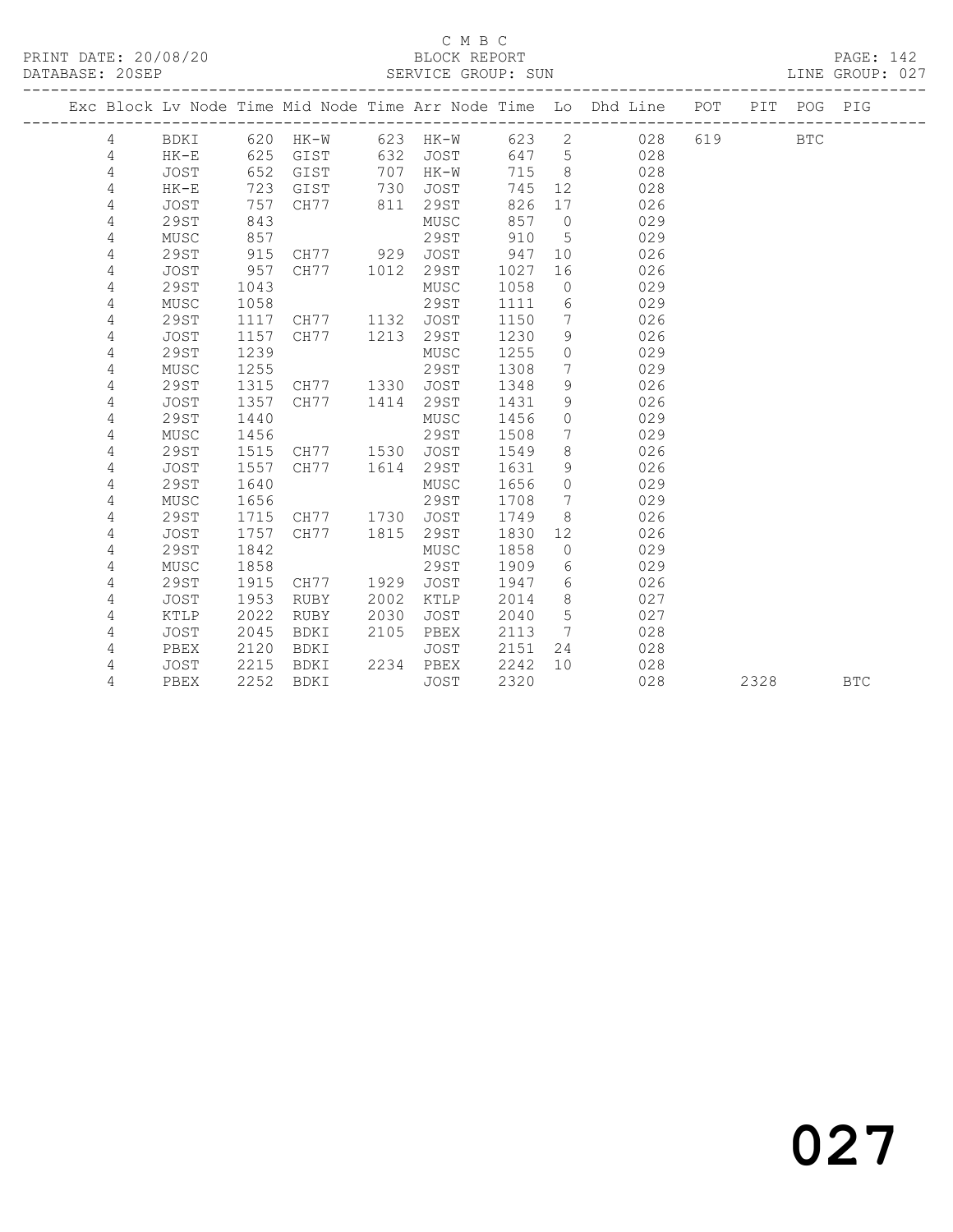C M B C

PRINT DATE: 20/08/20 BLOCK REPORT

DATABASE: 20SEP SERVICE GROUP: SUN LINE GROUP: 027

| Exc | Block | Lv | Node | Time | Mid Node | Time | Arr Node | Time | Lo | Dhd Line | POT | PIT | POG | PIG |
|---|---|---|---|---|---|---|---|---|---|---|---|---|---|---|
| | 4 | | BDKI | 620 | HK-W | 623 | HK-W | 623 | 2 | 028 | 619 | | BTC | |
| | 4 | | HK-E | 625 | GIST | 632 | JOST | 647 | 5 | 028 | | | | |
| | 4 | | JOST | 652 | GIST | 707 | HK-W | 715 | 8 | 028 | | | | |
| | 4 | | HK-E | 723 | GIST | 730 | JOST | 745 | 12 | 028 | | | | |
| | 4 | | JOST | 757 | CH77 | 811 | 29ST | 826 | 17 | 026 | | | | |
| | 4 | | 29ST | 843 | | | MUSC | 857 | 0 | 029 | | | | |
| | 4 | | MUSC | 857 | | | 29ST | 910 | 5 | 029 | | | | |
| | 4 | | 29ST | 915 | CH77 | 929 | JOST | 947 | 10 | 026 | | | | |
| | 4 | | JOST | 957 | CH77 | 1012 | 29ST | 1027 | 16 | 026 | | | | |
| | 4 | | 29ST | 1043 | | | MUSC | 1058 | 0 | 029 | | | | |
| | 4 | | MUSC | 1058 | | | 29ST | 1111 | 6 | 029 | | | | |
| | 4 | | 29ST | 1117 | CH77 | 1132 | JOST | 1150 | 7 | 026 | | | | |
| | 4 | | JOST | 1157 | CH77 | 1213 | 29ST | 1230 | 9 | 026 | | | | |
| | 4 | | 29ST | 1239 | | | MUSC | 1255 | 0 | 029 | | | | |
| | 4 | | MUSC | 1255 | | | 29ST | 1308 | 7 | 029 | | | | |
| | 4 | | 29ST | 1315 | CH77 | 1330 | JOST | 1348 | 9 | 026 | | | | |
| | 4 | | JOST | 1357 | CH77 | 1414 | 29ST | 1431 | 9 | 026 | | | | |
| | 4 | | 29ST | 1440 | | | MUSC | 1456 | 0 | 029 | | | | |
| | 4 | | MUSC | 1456 | | | 29ST | 1508 | 7 | 029 | | | | |
| | 4 | | 29ST | 1515 | CH77 | 1530 | JOST | 1549 | 8 | 026 | | | | |
| | 4 | | JOST | 1557 | CH77 | 1614 | 29ST | 1631 | 9 | 026 | | | | |
| | 4 | | 29ST | 1640 | | | MUSC | 1656 | 0 | 029 | | | | |
| | 4 | | MUSC | 1656 | | | 29ST | 1708 | 7 | 029 | | | | |
| | 4 | | 29ST | 1715 | CH77 | 1730 | JOST | 1749 | 8 | 026 | | | | |
| | 4 | | JOST | 1757 | CH77 | 1815 | 29ST | 1830 | 12 | 026 | | | | |
| | 4 | | 29ST | 1842 | | | MUSC | 1858 | 0 | 029 | | | | |
| | 4 | | MUSC | 1858 | | | 29ST | 1909 | 6 | 029 | | | | |
| | 4 | | 29ST | 1915 | CH77 | 1929 | JOST | 1947 | 6 | 026 | | | | |
| | 4 | | JOST | 1953 | RUBY | 2002 | KTLP | 2014 | 8 | 027 | | | | |
| | 4 | | KTLP | 2022 | RUBY | 2030 | JOST | 2040 | 5 | 027 | | | | |
| | 4 | | JOST | 2045 | BDKI | 2105 | PBEX | 2113 | 7 | 028 | | | | |
| | 4 | | PBEX | 2120 | BDKI | | JOST | 2151 | 24 | 028 | | | | |
| | 4 | | JOST | 2215 | BDKI | 2234 | PBEX | 2242 | 10 | 028 | | | | |
| | 4 | | PBEX | 2252 | BDKI | | JOST | 2320 | | 028 | | 2328 | | BTC |

027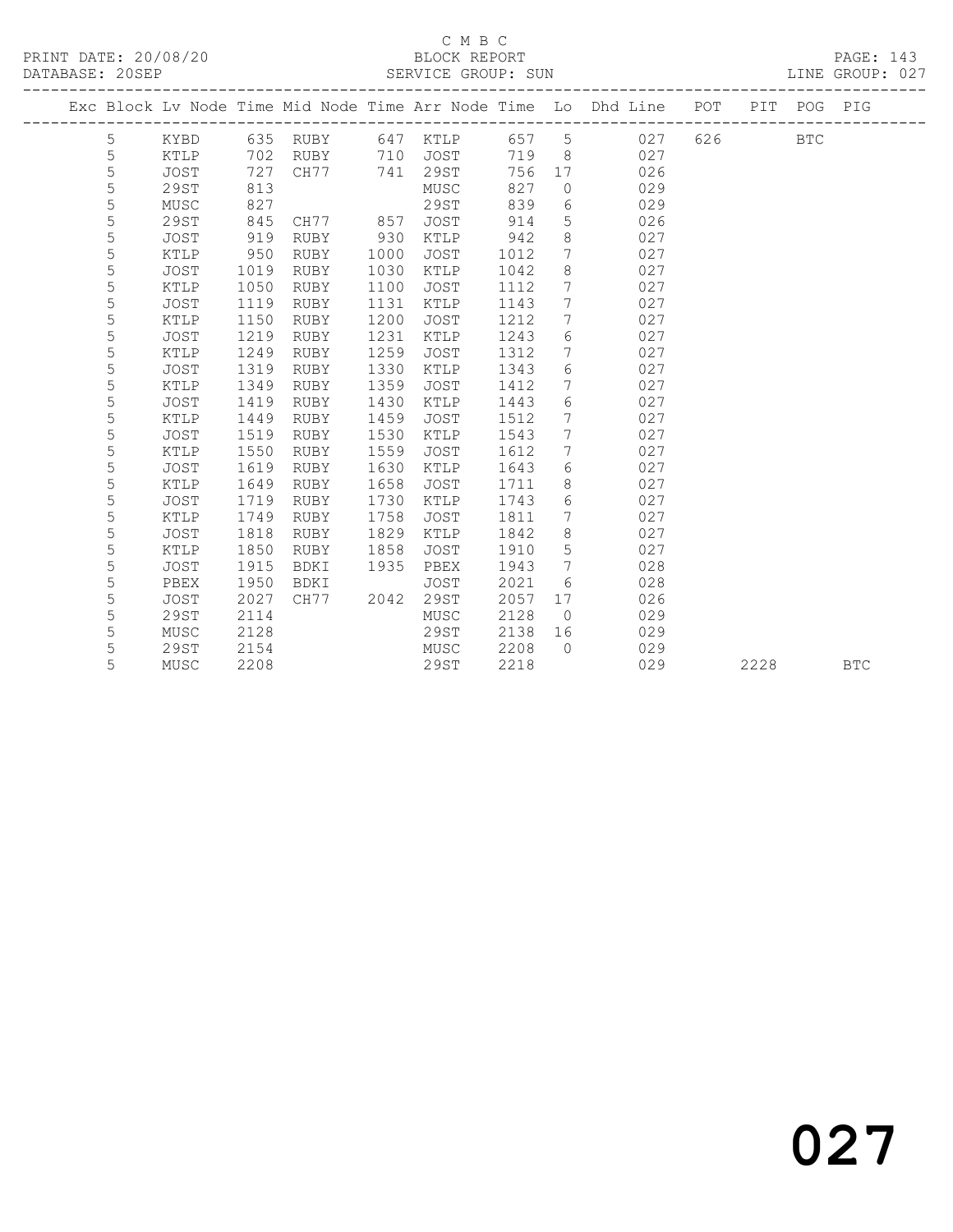C M B C

BLOCK REPORT

SERVICE GROUP: SUN

| Exc | Block | Lv Node | Time | Mid Node | Time | Arr Node | Time | Lo | Dhd Line | POT | PIT | POG | PIG |
|---|---|---|---|---|---|---|---|---|---|---|---|---|---|
| | 5 | KYBD | 635 | RUBY | 647 | KTLP | 657 | 5 | 027 | 626 | | BTC | |
| | 5 | KTLP | 702 | RUBY | 710 | JOST | 719 | 8 | 027 | | | | |
| | 5 | JOST | 727 | CH77 | 741 | 29ST | 756 | 17 | 026 | | | | |
| | 5 | 29ST | 813 | | | MUSC | 827 | 0 | 029 | | | | |
| | 5 | MUSC | 827 | | | 29ST | 839 | 6 | 029 | | | | |
| | 5 | 29ST | 845 | CH77 | 857 | JOST | 914 | 5 | 026 | | | | |
| | 5 | JOST | 919 | RUBY | 930 | KTLP | 942 | 8 | 027 | | | | |
| | 5 | KTLP | 950 | RUBY | 1000 | JOST | 1012 | 7 | 027 | | | | |
| | 5 | JOST | 1019 | RUBY | 1030 | KTLP | 1042 | 8 | 027 | | | | |
| | 5 | KTLP | 1050 | RUBY | 1100 | JOST | 1112 | 7 | 027 | | | | |
| | 5 | JOST | 1119 | RUBY | 1131 | KTLP | 1143 | 7 | 027 | | | | |
| | 5 | KTLP | 1150 | RUBY | 1200 | JOST | 1212 | 7 | 027 | | | | |
| | 5 | JOST | 1219 | RUBY | 1231 | KTLP | 1243 | 6 | 027 | | | | |
| | 5 | KTLP | 1249 | RUBY | 1259 | JOST | 1312 | 7 | 027 | | | | |
| | 5 | JOST | 1319 | RUBY | 1330 | KTLP | 1343 | 6 | 027 | | | | |
| | 5 | KTLP | 1349 | RUBY | 1359 | JOST | 1412 | 7 | 027 | | | | |
| | 5 | JOST | 1419 | RUBY | 1430 | KTLP | 1443 | 6 | 027 | | | | |
| | 5 | KTLP | 1449 | RUBY | 1459 | JOST | 1512 | 7 | 027 | | | | |
| | 5 | JOST | 1519 | RUBY | 1530 | KTLP | 1543 | 7 | 027 | | | | |
| | 5 | KTLP | 1550 | RUBY | 1559 | JOST | 1612 | 7 | 027 | | | | |
| | 5 | JOST | 1619 | RUBY | 1630 | KTLP | 1643 | 6 | 027 | | | | |
| | 5 | KTLP | 1649 | RUBY | 1658 | JOST | 1711 | 8 | 027 | | | | |
| | 5 | JOST | 1719 | RUBY | 1730 | KTLP | 1743 | 6 | 027 | | | | |
| | 5 | KTLP | 1749 | RUBY | 1758 | JOST | 1811 | 7 | 027 | | | | |
| | 5 | JOST | 1818 | RUBY | 1829 | KTLP | 1842 | 8 | 027 | | | | |
| | 5 | KTLP | 1850 | RUBY | 1858 | JOST | 1910 | 5 | 027 | | | | |
| | 5 | JOST | 1915 | BDKI | 1935 | PBEX | 1943 | 7 | 028 | | | | |
| | 5 | PBEX | 1950 | BDKI | | JOST | 2021 | 6 | 028 | | | | |
| | 5 | JOST | 2027 | CH77 | 2042 | 29ST | 2057 | 17 | 026 | | | | |
| | 5 | 29ST | 2114 | | | MUSC | 2128 | 0 | 029 | | | | |
| | 5 | MUSC | 2128 | | | 29ST | 2138 | 16 | 029 | | | | |
| | 5 | 29ST | 2154 | | | MUSC | 2208 | 0 | 029 | | | | |
| | 5 | MUSC | 2208 | | | 29ST | 2218 | | 029 | | 2228 | | BTC |

027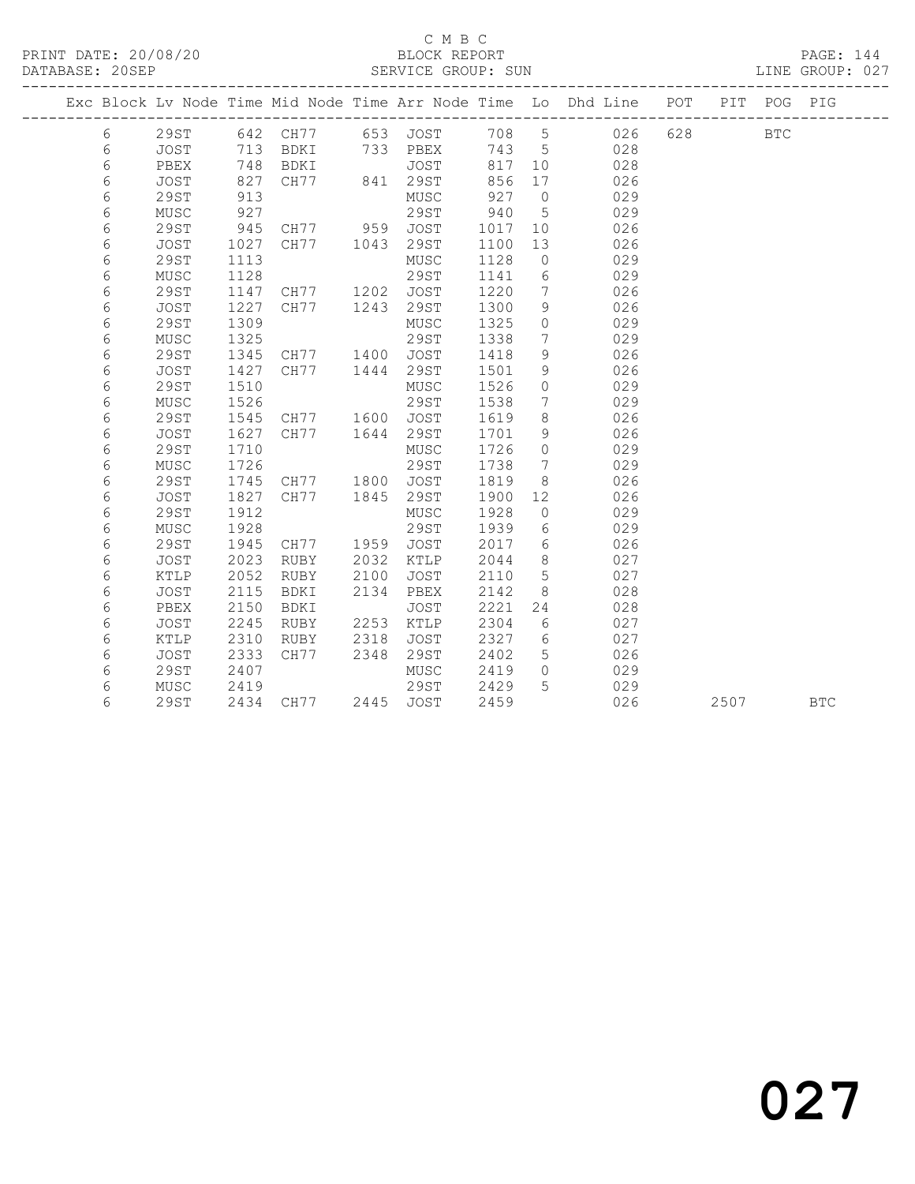C M B C

BLOCK REPORT

SERVICE GROUP: SUN

| Exc | Block | Lv | Node | Time | Mid Node | Time | Arr Node | Time | Lo | Dhd Line | POT | PIT | POG | PIG |
|---|---|---|---|---|---|---|---|---|---|---|---|---|---|---|
| | 6 | | 29ST | 642 | CH77 | 653 | JOST | 708 | 5 | 026 | 628 | | BTC | |
| | 6 | | JOST | 713 | BDKI | 733 | PBEX | 743 | 5 | 028 | | | | |
| | 6 | | PBEX | 748 | BDKI | | JOST | 817 | 10 | 028 | | | | |
| | 6 | | JOST | 827 | CH77 | 841 | 29ST | 856 | 17 | 026 | | | | |
| | 6 | | 29ST | 913 | | | MUSC | 927 | 0 | 029 | | | | |
| | 6 | | MUSC | 927 | | | 29ST | 940 | 5 | 029 | | | | |
| | 6 | | 29ST | 945 | CH77 | 959 | JOST | 1017 | 10 | 026 | | | | |
| | 6 | | JOST | 1027 | CH77 | 1043 | 29ST | 1100 | 13 | 026 | | | | |
| | 6 | | 29ST | 1113 | | | MUSC | 1128 | 0 | 029 | | | | |
| | 6 | | MUSC | 1128 | | | 29ST | 1141 | 6 | 029 | | | | |
| | 6 | | 29ST | 1147 | CH77 | 1202 | JOST | 1220 | 7 | 026 | | | | |
| | 6 | | JOST | 1227 | CH77 | 1243 | 29ST | 1300 | 9 | 026 | | | | |
| | 6 | | 29ST | 1309 | | | MUSC | 1325 | 0 | 029 | | | | |
| | 6 | | MUSC | 1325 | | | 29ST | 1338 | 7 | 029 | | | | |
| | 6 | | 29ST | 1345 | CH77 | 1400 | JOST | 1418 | 9 | 026 | | | | |
| | 6 | | JOST | 1427 | CH77 | 1444 | 29ST | 1501 | 9 | 026 | | | | |
| | 6 | | 29ST | 1510 | | | MUSC | 1526 | 0 | 029 | | | | |
| | 6 | | MUSC | 1526 | | | 29ST | 1538 | 7 | 029 | | | | |
| | 6 | | 29ST | 1545 | CH77 | 1600 | JOST | 1619 | 8 | 026 | | | | |
| | 6 | | JOST | 1627 | CH77 | 1644 | 29ST | 1701 | 9 | 026 | | | | |
| | 6 | | 29ST | 1710 | | | MUSC | 1726 | 0 | 029 | | | | |
| | 6 | | MUSC | 1726 | | | 29ST | 1738 | 7 | 029 | | | | |
| | 6 | | 29ST | 1745 | CH77 | 1800 | JOST | 1819 | 8 | 026 | | | | |
| | 6 | | JOST | 1827 | CH77 | 1845 | 29ST | 1900 | 12 | 026 | | | | |
| | 6 | | 29ST | 1912 | | | MUSC | 1928 | 0 | 029 | | | | |
| | 6 | | MUSC | 1928 | | | 29ST | 1939 | 6 | 029 | | | | |
| | 6 | | 29ST | 1945 | CH77 | 1959 | JOST | 2017 | 6 | 026 | | | | |
| | 6 | | JOST | 2023 | RUBY | 2032 | KTLP | 2044 | 8 | 027 | | | | |
| | 6 | | KTLP | 2052 | RUBY | 2100 | JOST | 2110 | 5 | 027 | | | | |
| | 6 | | JOST | 2115 | BDKI | 2134 | PBEX | 2142 | 8 | 028 | | | | |
| | 6 | | PBEX | 2150 | BDKI | | JOST | 2221 | 24 | 028 | | | | |
| | 6 | | JOST | 2245 | RUBY | 2253 | KTLP | 2304 | 6 | 027 | | | | |
| | 6 | | KTLP | 2310 | RUBY | 2318 | JOST | 2327 | 6 | 027 | | | | |
| | 6 | | JOST | 2333 | CH77 | 2348 | 29ST | 2402 | 5 | 026 | | | | |
| | 6 | | 29ST | 2407 | | | MUSC | 2419 | 0 | 029 | | | | |
| | 6 | | MUSC | 2419 | | | 29ST | 2429 | 5 | 029 | | | | |
| | 6 | | 29ST | 2434 | CH77 | 2445 | JOST | 2459 | | 026 | | 2507 | | BTC |

027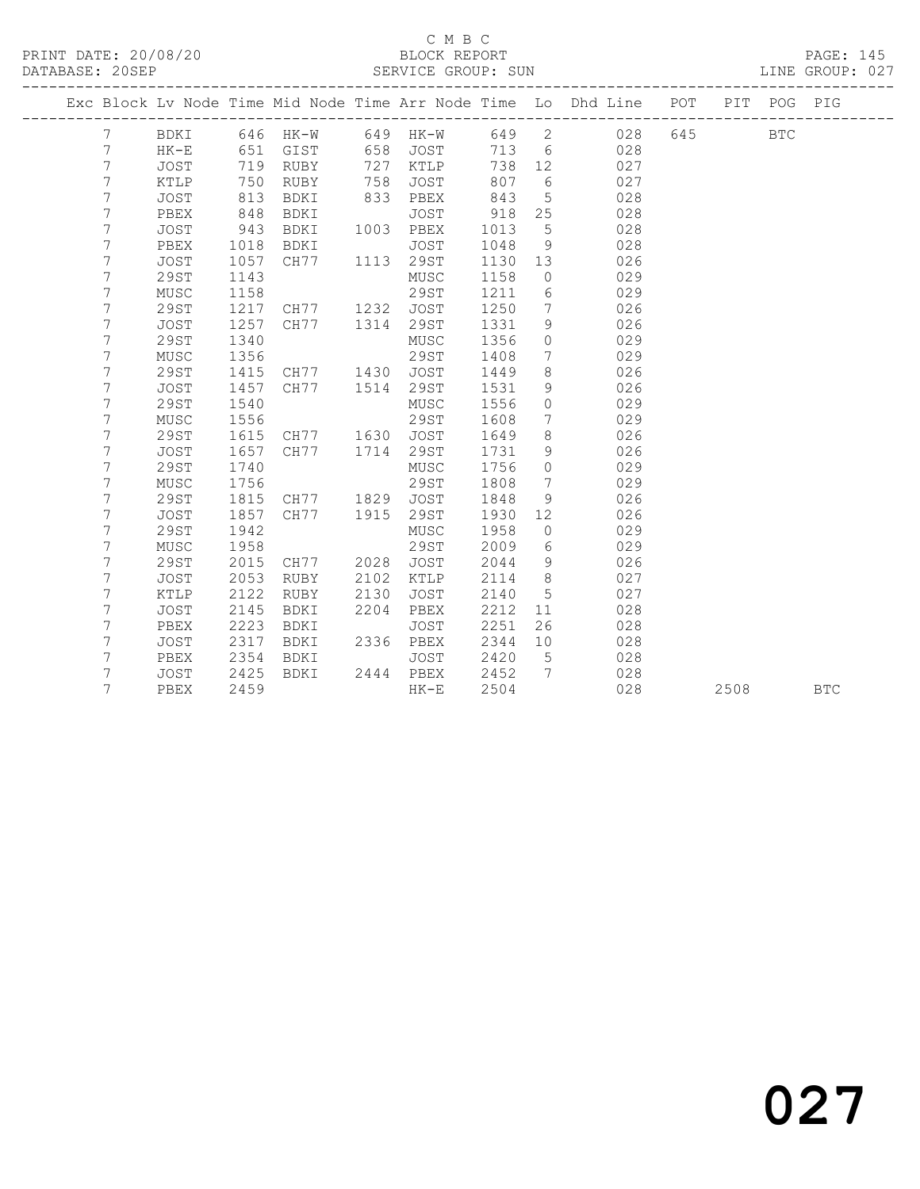C M B C
BLOCK REPORT
SERVICE GROUP: SUN

PRINT DATE: 20/08/20
DATABASE: 20SEP
PAGE: 145
LINE GROUP: 027

| Exc | Block | Lv | Node | Time | Mid Node | Time | Arr Node | Time | Lo | Dhd Line | POT | PIT | POG | PIG |
|---|---|---|---|---|---|---|---|---|---|---|---|---|---|---|
| | 7 | | BDKI | 646 | HK-W | 649 | HK-W | 649 | 2 | 028 | 645 | | BTC | |
| | 7 | | HK-E | 651 | GIST | 658 | JOST | 713 | 6 | 028 | | | | |
| | 7 | | JOST | 719 | RUBY | 727 | KTLP | 738 | 12 | 027 | | | | |
| | 7 | | KTLP | 750 | RUBY | 758 | JOST | 807 | 6 | 027 | | | | |
| | 7 | | JOST | 813 | BDKI | 833 | PBEX | 843 | 5 | 028 | | | | |
| | 7 | | PBEX | 848 | BDKI | | JOST | 918 | 25 | 028 | | | | |
| | 7 | | JOST | 943 | BDKI | 1003 | PBEX | 1013 | 5 | 028 | | | | |
| | 7 | | PBEX | 1018 | BDKI | | JOST | 1048 | 9 | 028 | | | | |
| | 7 | | JOST | 1057 | CH77 | 1113 | 29ST | 1130 | 13 | 026 | | | | |
| | 7 | | 29ST | 1143 | | | MUSC | 1158 | 0 | 029 | | | | |
| | 7 | | MUSC | 1158 | | | 29ST | 1211 | 6 | 029 | | | | |
| | 7 | | 29ST | 1217 | CH77 | 1232 | JOST | 1250 | 7 | 026 | | | | |
| | 7 | | JOST | 1257 | CH77 | 1314 | 29ST | 1331 | 9 | 026 | | | | |
| | 7 | | 29ST | 1340 | | | MUSC | 1356 | 0 | 029 | | | | |
| | 7 | | MUSC | 1356 | | | 29ST | 1408 | 7 | 029 | | | | |
| | 7 | | 29ST | 1415 | CH77 | 1430 | JOST | 1449 | 8 | 026 | | | | |
| | 7 | | JOST | 1457 | CH77 | 1514 | 29ST | 1531 | 9 | 026 | | | | |
| | 7 | | 29ST | 1540 | | | MUSC | 1556 | 0 | 029 | | | | |
| | 7 | | MUSC | 1556 | | | 29ST | 1608 | 7 | 029 | | | | |
| | 7 | | 29ST | 1615 | CH77 | 1630 | JOST | 1649 | 8 | 026 | | | | |
| | 7 | | JOST | 1657 | CH77 | 1714 | 29ST | 1731 | 9 | 026 | | | | |
| | 7 | | 29ST | 1740 | | | MUSC | 1756 | 0 | 029 | | | | |
| | 7 | | MUSC | 1756 | | | 29ST | 1808 | 7 | 029 | | | | |
| | 7 | | 29ST | 1815 | CH77 | 1829 | JOST | 1848 | 9 | 026 | | | | |
| | 7 | | JOST | 1857 | CH77 | 1915 | 29ST | 1930 | 12 | 026 | | | | |
| | 7 | | 29ST | 1942 | | | MUSC | 1958 | 0 | 029 | | | | |
| | 7 | | MUSC | 1958 | | | 29ST | 2009 | 6 | 029 | | | | |
| | 7 | | 29ST | 2015 | CH77 | 2028 | JOST | 2044 | 9 | 026 | | | | |
| | 7 | | JOST | 2053 | RUBY | 2102 | KTLP | 2114 | 8 | 027 | | | | |
| | 7 | | KTLP | 2122 | RUBY | 2130 | JOST | 2140 | 5 | 027 | | | | |
| | 7 | | JOST | 2145 | BDKI | 2204 | PBEX | 2212 | 11 | 028 | | | | |
| | 7 | | PBEX | 2223 | BDKI | | JOST | 2251 | 26 | 028 | | | | |
| | 7 | | JOST | 2317 | BDKI | 2336 | PBEX | 2344 | 10 | 028 | | | | |
| | 7 | | PBEX | 2354 | BDKI | | JOST | 2420 | 5 | 028 | | | | |
| | 7 | | JOST | 2425 | BDKI | 2444 | PBEX | 2452 | 7 | 028 | | | | |
| | 7 | | PBEX | 2459 | | | HK-E | 2504 | | 028 | | 2508 | | BTC |

027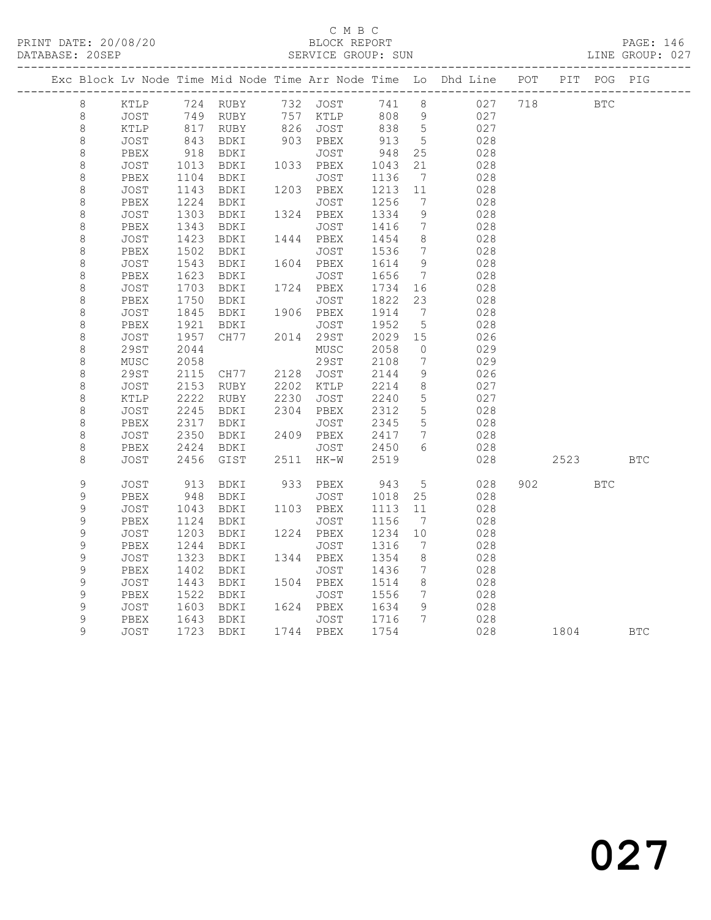C M B C
BLOCK REPORT
SERVICE GROUP: SUN

PRINT DATE: 20/08/20
DATABASE: 20SEP
LINE GROUP: 027

| Exc | Block | Lv Node | Time | Mid Node | Time | Arr Node | Time | Lo | Dhd Line | POT | PIT | POG | PIG |
|---|---|---|---|---|---|---|---|---|---|---|---|---|---|
| | 8 | KTLP | 724 | RUBY | 732 | JOST | 741 | 8 | 027 | 718 | | BTC | |
| | 8 | JOST | 749 | RUBY | 757 | KTLP | 808 | 9 | 027 | | | | |
| | 8 | KTLP | 817 | RUBY | 826 | JOST | 838 | 5 | 027 | | | | |
| | 8 | JOST | 843 | BDKI | 903 | PBEX | 913 | 5 | 028 | | | | |
| | 8 | PBEX | 918 | BDKI | | JOST | 948 | 25 | 028 | | | | |
| | 8 | JOST | 1013 | BDKI | 1033 | PBEX | 1043 | 21 | 028 | | | | |
| | 8 | PBEX | 1104 | BDKI | | JOST | 1136 | 7 | 028 | | | | |
| | 8 | JOST | 1143 | BDKI | 1203 | PBEX | 1213 | 11 | 028 | | | | |
| | 8 | PBEX | 1224 | BDKI | | JOST | 1256 | 7 | 028 | | | | |
| | 8 | JOST | 1303 | BDKI | 1324 | PBEX | 1334 | 9 | 028 | | | | |
| | 8 | PBEX | 1343 | BDKI | | JOST | 1416 | 7 | 028 | | | | |
| | 8 | JOST | 1423 | BDKI | 1444 | PBEX | 1454 | 8 | 028 | | | | |
| | 8 | PBEX | 1502 | BDKI | | JOST | 1536 | 7 | 028 | | | | |
| | 8 | JOST | 1543 | BDKI | 1604 | PBEX | 1614 | 9 | 028 | | | | |
| | 8 | PBEX | 1623 | BDKI | | JOST | 1656 | 7 | 028 | | | | |
| | 8 | JOST | 1703 | BDKI | 1724 | PBEX | 1734 | 16 | 028 | | | | |
| | 8 | PBEX | 1750 | BDKI | | JOST | 1822 | 23 | 028 | | | | |
| | 8 | JOST | 1845 | BDKI | 1906 | PBEX | 1914 | 7 | 028 | | | | |
| | 8 | PBEX | 1921 | BDKI | | JOST | 1952 | 5 | 028 | | | | |
| | 8 | JOST | 1957 | CH77 | 2014 | 29ST | 2029 | 15 | 026 | | | | |
| | 8 | 29ST | 2044 | | | MUSC | 2058 | 0 | 029 | | | | |
| | 8 | MUSC | 2058 | | | 29ST | 2108 | 7 | 029 | | | | |
| | 8 | 29ST | 2115 | CH77 | 2128 | JOST | 2144 | 9 | 026 | | | | |
| | 8 | JOST | 2153 | RUBY | 2202 | KTLP | 2214 | 8 | 027 | | | | |
| | 8 | KTLP | 2222 | RUBY | 2230 | JOST | 2240 | 5 | 027 | | | | |
| | 8 | JOST | 2245 | BDKI | 2304 | PBEX | 2312 | 5 | 028 | | | | |
| | 8 | PBEX | 2317 | BDKI | | JOST | 2345 | 5 | 028 | | | | |
| | 8 | JOST | 2350 | BDKI | 2409 | PBEX | 2417 | 7 | 028 | | | | |
| | 8 | PBEX | 2424 | BDKI | | JOST | 2450 | 6 | 028 | | | | |
| | 8 | JOST | 2456 | GIST | 2511 | HK-W | 2519 | | 028 | | 2523 | | BTC |
| | 9 | JOST | 913 | BDKI | 933 | PBEX | 943 | 5 | 028 | 902 | | BTC | |
| | 9 | PBEX | 948 | BDKI | | JOST | 1018 | 25 | 028 | | | | |
| | 9 | JOST | 1043 | BDKI | 1103 | PBEX | 1113 | 11 | 028 | | | | |
| | 9 | PBEX | 1124 | BDKI | | JOST | 1156 | 7 | 028 | | | | |
| | 9 | JOST | 1203 | BDKI | 1224 | PBEX | 1234 | 10 | 028 | | | | |
| | 9 | PBEX | 1244 | BDKI | | JOST | 1316 | 7 | 028 | | | | |
| | 9 | JOST | 1323 | BDKI | 1344 | PBEX | 1354 | 8 | 028 | | | | |
| | 9 | PBEX | 1402 | BDKI | | JOST | 1436 | 7 | 028 | | | | |
| | 9 | JOST | 1443 | BDKI | 1504 | PBEX | 1514 | 8 | 028 | | | | |
| | 9 | PBEX | 1522 | BDKI | | JOST | 1556 | 7 | 028 | | | | |
| | 9 | JOST | 1603 | BDKI | 1624 | PBEX | 1634 | 9 | 028 | | | | |
| | 9 | PBEX | 1643 | BDKI | | JOST | 1716 | 7 | 028 | | | | |
| | 9 | JOST | 1723 | BDKI | 1744 | PBEX | 1754 | | 028 | | 1804 | | BTC |

027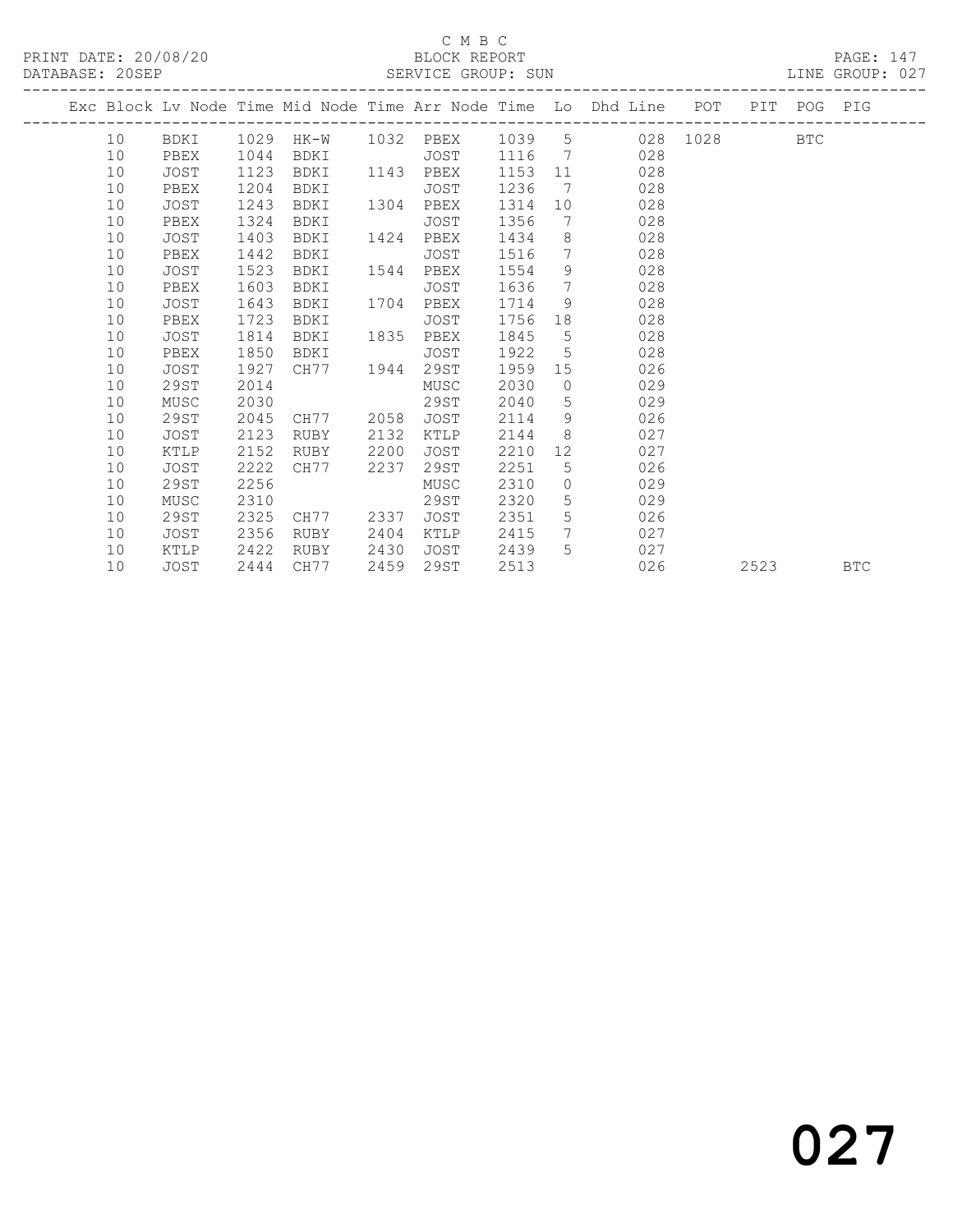C M B C

BLOCK REPORT

PRINT DATE: 20/08/20 DATABASE: 20SEP SERVICE GROUP: SUN LINE GROUP: 027

| Exc | Block | Lv | Node | Time | Mid Node | Time | Arr Node | Time | Lo | Dhd Line | POT | PIT | POG | PIG |
|---|---|---|---|---|---|---|---|---|---|---|---|---|---|---|
| | 10 | | BDKI | 1029 | HK-W | 1032 | PBEX | 1039 | 5 | 028 | 1028 | | BTC | |
| | 10 | | PBEX | 1044 | BDKI | | JOST | 1116 | 7 | 028 | | | | |
| | 10 | | JOST | 1123 | BDKI | 1143 | PBEX | 1153 | 11 | 028 | | | | |
| | 10 | | PBEX | 1204 | BDKI | | JOST | 1236 | 7 | 028 | | | | |
| | 10 | | JOST | 1243 | BDKI | 1304 | PBEX | 1314 | 10 | 028 | | | | |
| | 10 | | PBEX | 1324 | BDKI | | JOST | 1356 | 7 | 028 | | | | |
| | 10 | | JOST | 1403 | BDKI | 1424 | PBEX | 1434 | 8 | 028 | | | | |
| | 10 | | PBEX | 1442 | BDKI | | JOST | 1516 | 7 | 028 | | | | |
| | 10 | | JOST | 1523 | BDKI | 1544 | PBEX | 1554 | 9 | 028 | | | | |
| | 10 | | PBEX | 1603 | BDKI | | JOST | 1636 | 7 | 028 | | | | |
| | 10 | | JOST | 1643 | BDKI | 1704 | PBEX | 1714 | 9 | 028 | | | | |
| | 10 | | PBEX | 1723 | BDKI | | JOST | 1756 | 18 | 028 | | | | |
| | 10 | | JOST | 1814 | BDKI | 1835 | PBEX | 1845 | 5 | 028 | | | | |
| | 10 | | PBEX | 1850 | BDKI | | JOST | 1922 | 5 | 028 | | | | |
| | 10 | | JOST | 1927 | CH77 | 1944 | 29ST | 1959 | 15 | 026 | | | | |
| | 10 | | 29ST | 2014 | | | MUSC | 2030 | 0 | 029 | | | | |
| | 10 | | MUSC | 2030 | | | 29ST | 2040 | 5 | 029 | | | | |
| | 10 | | 29ST | 2045 | CH77 | 2058 | JOST | 2114 | 9 | 026 | | | | |
| | 10 | | JOST | 2123 | RUBY | 2132 | KTLP | 2144 | 8 | 027 | | | | |
| | 10 | | KTLP | 2152 | RUBY | 2200 | JOST | 2210 | 12 | 027 | | | | |
| | 10 | | JOST | 2222 | CH77 | 2237 | 29ST | 2251 | 5 | 026 | | | | |
| | 10 | | 29ST | 2256 | | | MUSC | 2310 | 0 | 029 | | | | |
| | 10 | | MUSC | 2310 | | | 29ST | 2320 | 5 | 029 | | | | |
| | 10 | | 29ST | 2325 | CH77 | 2337 | JOST | 2351 | 5 | 026 | | | | |
| | 10 | | JOST | 2356 | RUBY | 2404 | KTLP | 2415 | 7 | 027 | | | | |
| | 10 | | KTLP | 2422 | RUBY | 2430 | JOST | 2439 | 5 | 027 | | | | |
| | 10 | | JOST | 2444 | CH77 | 2459 | 29ST | 2513 | | 026 | | 2523 | | BTC |

027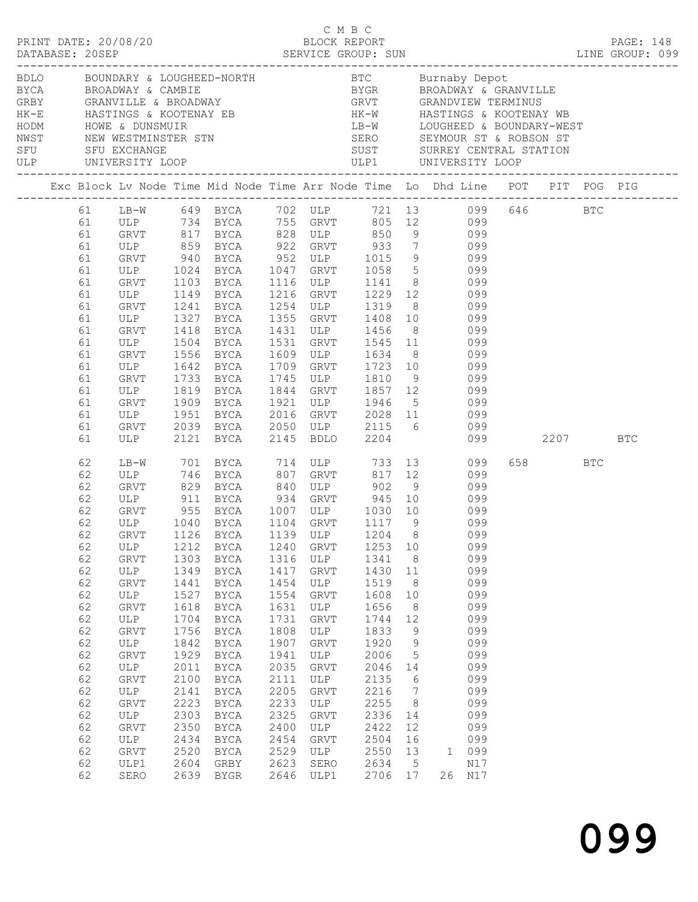C M B C

PRINT DATE: 20/08/20 BLOCK REPORT PAGE: 148
DATABASE: 20SEP SERVICE GROUP: SUN LINE GROUP: 099

| Code | Name | Code | Name |
|---|---|---|---|
| BDLO | BOUNDARY & LOUGHEED-NORTH | BTC | Burnaby Depot |
| BYCA | BROADWAY & CAMBIE | BYGR | BROADWAY & GRANVILLE |
| GRBY | GRANVILLE & BROADWAY | GRVT | GRANDVIEW TERMINUS |
| HK-E | HASTINGS & KOOTENAY EB | HK-W | HASTINGS & KOOTENAY WB |
| HODM | HOWE & DUNSMUIR | LB-W | LOUGHEED & BOUNDARY-WEST |
| NWST | NEW WESTMINSTER STN | SERO | SEYMOUR ST & ROBSON ST |
| SFU | SFU EXCHANGE | SUST | SURREY CENTRAL STATION |
| ULP | UNIVERSITY LOOP | ULP1 | UNIVERSITY LOOP |

| Exc | Block | Lv Node | Time | Mid Node | Time | Arr Node | Time | Lo | Dhd | Line | POT | PIT | POG | PIG |
|---|---|---|---|---|---|---|---|---|---|---|---|---|---|---|
| | 61 | LB-W | 649 | BYCA | 702 | ULP | 721 | 13 | | 099 | 646 | | BTC | |
| | 61 | ULP | 734 | BYCA | 755 | GRVT | 805 | 12 | | 099 | | | | |
| | 61 | GRVT | 817 | BYCA | 828 | ULP | 850 | 9 | | 099 | | | | |
| | 61 | ULP | 859 | BYCA | 922 | GRVT | 933 | 7 | | 099 | | | | |
| | 61 | GRVT | 940 | BYCA | 952 | ULP | 1015 | 9 | | 099 | | | | |
| | 61 | ULP | 1024 | BYCA | 1047 | GRVT | 1058 | 5 | | 099 | | | | |
| | 61 | GRVT | 1103 | BYCA | 1116 | ULP | 1141 | 8 | | 099 | | | | |
| | 61 | ULP | 1149 | BYCA | 1216 | GRVT | 1229 | 12 | | 099 | | | | |
| | 61 | GRVT | 1241 | BYCA | 1254 | ULP | 1319 | 8 | | 099 | | | | |
| | 61 | ULP | 1327 | BYCA | 1355 | GRVT | 1408 | 10 | | 099 | | | | |
| | 61 | GRVT | 1418 | BYCA | 1431 | ULP | 1456 | 8 | | 099 | | | | |
| | 61 | ULP | 1504 | BYCA | 1531 | GRVT | 1545 | 11 | | 099 | | | | |
| | 61 | GRVT | 1556 | BYCA | 1609 | ULP | 1634 | 8 | | 099 | | | | |
| | 61 | ULP | 1642 | BYCA | 1709 | GRVT | 1723 | 10 | | 099 | | | | |
| | 61 | GRVT | 1733 | BYCA | 1745 | ULP | 1810 | 9 | | 099 | | | | |
| | 61 | ULP | 1819 | BYCA | 1844 | GRVT | 1857 | 12 | | 099 | | | | |
| | 61 | GRVT | 1909 | BYCA | 1921 | ULP | 1946 | 5 | | 099 | | | | |
| | 61 | ULP | 1951 | BYCA | 2016 | GRVT | 2028 | 11 | | 099 | | | | |
| | 61 | GRVT | 2039 | BYCA | 2050 | ULP | 2115 | 6 | | 099 | | | | |
| | 61 | ULP | 2121 | BYCA | 2145 | BDLO | 2204 | | | 099 | | 2207 | | BTC |
| | 62 | LB-W | 701 | BYCA | 714 | ULP | 733 | 13 | | 099 | 658 | | BTC | |
| | 62 | ULP | 746 | BYCA | 807 | GRVT | 817 | 12 | | 099 | | | | |
| | 62 | GRVT | 829 | BYCA | 840 | ULP | 902 | 9 | | 099 | | | | |
| | 62 | ULP | 911 | BYCA | 934 | GRVT | 945 | 10 | | 099 | | | | |
| | 62 | GRVT | 955 | BYCA | 1007 | ULP | 1030 | 10 | | 099 | | | | |
| | 62 | ULP | 1040 | BYCA | 1104 | GRVT | 1117 | 9 | | 099 | | | | |
| | 62 | GRVT | 1126 | BYCA | 1139 | ULP | 1204 | 8 | | 099 | | | | |
| | 62 | ULP | 1212 | BYCA | 1240 | GRVT | 1253 | 10 | | 099 | | | | |
| | 62 | GRVT | 1303 | BYCA | 1316 | ULP | 1341 | 8 | | 099 | | | | |
| | 62 | ULP | 1349 | BYCA | 1417 | GRVT | 1430 | 11 | | 099 | | | | |
| | 62 | GRVT | 1441 | BYCA | 1454 | ULP | 1519 | 8 | | 099 | | | | |
| | 62 | ULP | 1527 | BYCA | 1554 | GRVT | 1608 | 10 | | 099 | | | | |
| | 62 | GRVT | 1618 | BYCA | 1631 | ULP | 1656 | 8 | | 099 | | | | |
| | 62 | ULP | 1704 | BYCA | 1731 | GRVT | 1744 | 12 | | 099 | | | | |
| | 62 | GRVT | 1756 | BYCA | 1808 | ULP | 1833 | 9 | | 099 | | | | |
| | 62 | ULP | 1842 | BYCA | 1907 | GRVT | 1920 | 9 | | 099 | | | | |
| | 62 | GRVT | 1929 | BYCA | 1941 | ULP | 2006 | 5 | | 099 | | | | |
| | 62 | ULP | 2011 | BYCA | 2035 | GRVT | 2046 | 14 | | 099 | | | | |
| | 62 | GRVT | 2100 | BYCA | 2111 | ULP | 2135 | 6 | | 099 | | | | |
| | 62 | ULP | 2141 | BYCA | 2205 | GRVT | 2216 | 7 | | 099 | | | | |
| | 62 | GRVT | 2223 | BYCA | 2233 | ULP | 2255 | 8 | | 099 | | | | |
| | 62 | ULP | 2303 | BYCA | 2325 | GRVT | 2336 | 14 | | 099 | | | | |
| | 62 | GRVT | 2350 | BYCA | 2400 | ULP | 2422 | 12 | | 099 | | | | |
| | 62 | ULP | 2434 | BYCA | 2454 | GRVT | 2504 | 16 | | 099 | | | | |
| | 62 | GRVT | 2520 | BYCA | 2529 | ULP | 2550 | 13 | 1 | 099 | | | | |
| | 62 | ULP1 | 2604 | GRBY | 2623 | SERO | 2634 | 5 | | N17 | | | | |
| | 62 | SERO | 2639 | BYGR | 2646 | ULP1 | 2706 | 17 | 26 | N17 | | | | |

099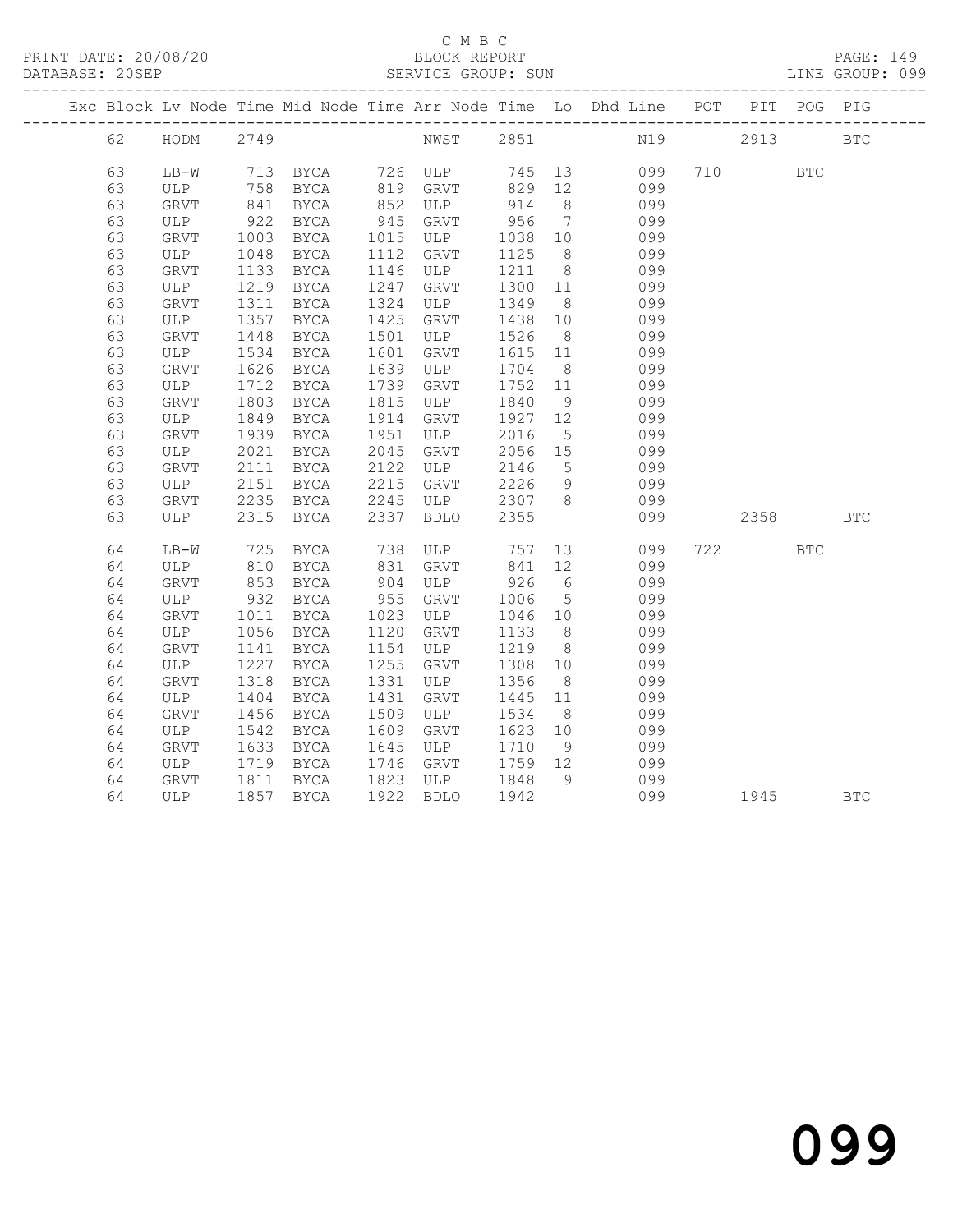C M B C

BLOCK REPORT

PRINT DATE: 20/08/20 DATABASE: 20SEP SERVICE GROUP: SUN LINE GROUP: 099

| Exc | Block | Lv | Node | Time | Mid Node | Time | Arr Node | Time | Lo | Dhd Line | POT | PIT | POG | PIG |
|---|---|---|---|---|---|---|---|---|---|---|---|---|---|---|
| | 62 | | HODM | 2749 | | | NWST | 2851 | | N19 | | 2913 | | BTC |
| | 63 | | LB-W | 713 | BYCA | 726 | ULP | 745 | 13 | 099 | 710 | | BTC | |
| | 63 | | ULP | 758 | BYCA | 819 | GRVT | 829 | 12 | 099 | | | | |
| | 63 | | GRVT | 841 | BYCA | 852 | ULP | 914 | 8 | 099 | | | | |
| | 63 | | ULP | 922 | BYCA | 945 | GRVT | 956 | 7 | 099 | | | | |
| | 63 | | GRVT | 1003 | BYCA | 1015 | ULP | 1038 | 10 | 099 | | | | |
| | 63 | | ULP | 1048 | BYCA | 1112 | GRVT | 1125 | 8 | 099 | | | | |
| | 63 | | GRVT | 1133 | BYCA | 1146 | ULP | 1211 | 8 | 099 | | | | |
| | 63 | | ULP | 1219 | BYCA | 1247 | GRVT | 1300 | 11 | 099 | | | | |
| | 63 | | GRVT | 1311 | BYCA | 1324 | ULP | 1349 | 8 | 099 | | | | |
| | 63 | | ULP | 1357 | BYCA | 1425 | GRVT | 1438 | 10 | 099 | | | | |
| | 63 | | GRVT | 1448 | BYCA | 1501 | ULP | 1526 | 8 | 099 | | | | |
| | 63 | | ULP | 1534 | BYCA | 1601 | GRVT | 1615 | 11 | 099 | | | | |
| | 63 | | GRVT | 1626 | BYCA | 1639 | ULP | 1704 | 8 | 099 | | | | |
| | 63 | | ULP | 1712 | BYCA | 1739 | GRVT | 1752 | 11 | 099 | | | | |
| | 63 | | GRVT | 1803 | BYCA | 1815 | ULP | 1840 | 9 | 099 | | | | |
| | 63 | | ULP | 1849 | BYCA | 1914 | GRVT | 1927 | 12 | 099 | | | | |
| | 63 | | GRVT | 1939 | BYCA | 1951 | ULP | 2016 | 5 | 099 | | | | |
| | 63 | | ULP | 2021 | BYCA | 2045 | GRVT | 2056 | 15 | 099 | | | | |
| | 63 | | GRVT | 2111 | BYCA | 2122 | ULP | 2146 | 5 | 099 | | | | |
| | 63 | | ULP | 2151 | BYCA | 2215 | GRVT | 2226 | 9 | 099 | | | | |
| | 63 | | GRVT | 2235 | BYCA | 2245 | ULP | 2307 | 8 | 099 | | | | |
| | 63 | | ULP | 2315 | BYCA | 2337 | BDLO | 2355 | | 099 | | 2358 | | BTC |
| | 64 | | LB-W | 725 | BYCA | 738 | ULP | 757 | 13 | 099 | 722 | | BTC | |
| | 64 | | ULP | 810 | BYCA | 831 | GRVT | 841 | 12 | 099 | | | | |
| | 64 | | GRVT | 853 | BYCA | 904 | ULP | 926 | 6 | 099 | | | | |
| | 64 | | ULP | 932 | BYCA | 955 | GRVT | 1006 | 5 | 099 | | | | |
| | 64 | | GRVT | 1011 | BYCA | 1023 | ULP | 1046 | 10 | 099 | | | | |
| | 64 | | ULP | 1056 | BYCA | 1120 | GRVT | 1133 | 8 | 099 | | | | |
| | 64 | | GRVT | 1141 | BYCA | 1154 | ULP | 1219 | 8 | 099 | | | | |
| | 64 | | ULP | 1227 | BYCA | 1255 | GRVT | 1308 | 10 | 099 | | | | |
| | 64 | | GRVT | 1318 | BYCA | 1331 | ULP | 1356 | 8 | 099 | | | | |
| | 64 | | ULP | 1404 | BYCA | 1431 | GRVT | 1445 | 11 | 099 | | | | |
| | 64 | | GRVT | 1456 | BYCA | 1509 | ULP | 1534 | 8 | 099 | | | | |
| | 64 | | ULP | 1542 | BYCA | 1609 | GRVT | 1623 | 10 | 099 | | | | |
| | 64 | | GRVT | 1633 | BYCA | 1645 | ULP | 1710 | 9 | 099 | | | | |
| | 64 | | ULP | 1719 | BYCA | 1746 | GRVT | 1759 | 12 | 099 | | | | |
| | 64 | | GRVT | 1811 | BYCA | 1823 | ULP | 1848 | 9 | 099 | | | | |
| | 64 | | ULP | 1857 | BYCA | 1922 | BDLO | 1942 | | 099 | | 1945 | | BTC |

099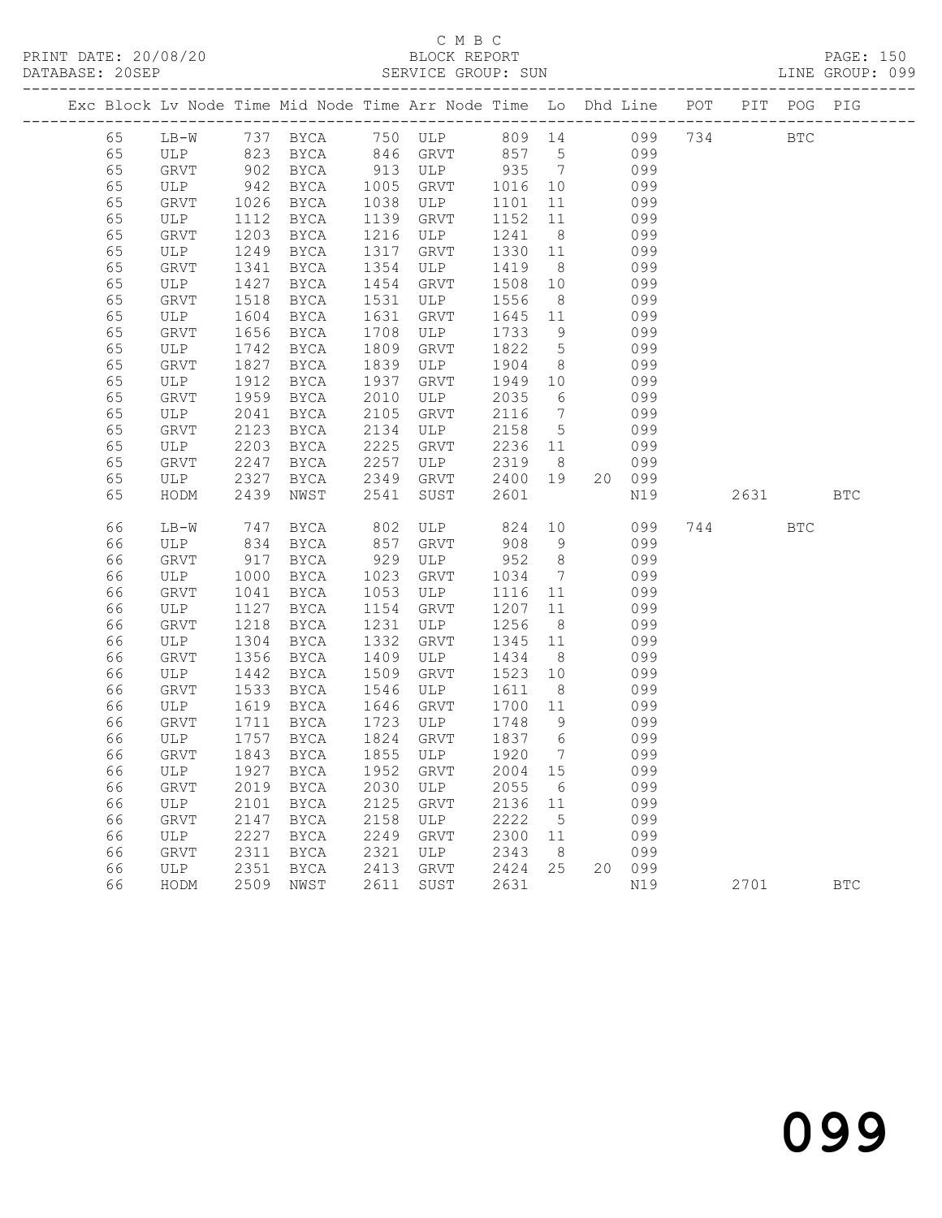# C M B C

BLOCK REPORT

SERVICE GROUP: SUN

PRINT DATE: 20/08/20

DATABASE: 20SEP

PAGE: 150

LINE GROUP: 099

| Exc | Block | Lv | Node | Time | Mid Node | Time | Arr Node | Time | Lo | Dhd | Line | POT | PIT | POG | PIG |
|---|---|---|---|---|---|---|---|---|---|---|---|---|---|---|---|
| | 65 | | LB-W | 737 | BYCA | 750 | ULP | 809 | 14 | | 099 | 734 | | BTC | |
| | 65 | | ULP | 823 | BYCA | 846 | GRVT | 857 | 5 | | 099 | | | | |
| | 65 | | GRVT | 902 | BYCA | 913 | ULP | 935 | 7 | | 099 | | | | |
| | 65 | | ULP | 942 | BYCA | 1005 | GRVT | 1016 | 10 | | 099 | | | | |
| | 65 | | GRVT | 1026 | BYCA | 1038 | ULP | 1101 | 11 | | 099 | | | | |
| | 65 | | ULP | 1112 | BYCA | 1139 | GRVT | 1152 | 11 | | 099 | | | | |
| | 65 | | GRVT | 1203 | BYCA | 1216 | ULP | 1241 | 8 | | 099 | | | | |
| | 65 | | ULP | 1249 | BYCA | 1317 | GRVT | 1330 | 11 | | 099 | | | | |
| | 65 | | GRVT | 1341 | BYCA | 1354 | ULP | 1419 | 8 | | 099 | | | | |
| | 65 | | ULP | 1427 | BYCA | 1454 | GRVT | 1508 | 10 | | 099 | | | | |
| | 65 | | GRVT | 1518 | BYCA | 1531 | ULP | 1556 | 8 | | 099 | | | | |
| | 65 | | ULP | 1604 | BYCA | 1631 | GRVT | 1645 | 11 | | 099 | | | | |
| | 65 | | GRVT | 1656 | BYCA | 1708 | ULP | 1733 | 9 | | 099 | | | | |
| | 65 | | ULP | 1742 | BYCA | 1809 | GRVT | 1822 | 5 | | 099 | | | | |
| | 65 | | GRVT | 1827 | BYCA | 1839 | ULP | 1904 | 8 | | 099 | | | | |
| | 65 | | ULP | 1912 | BYCA | 1937 | GRVT | 1949 | 10 | | 099 | | | | |
| | 65 | | GRVT | 1959 | BYCA | 2010 | ULP | 2035 | 6 | | 099 | | | | |
| | 65 | | ULP | 2041 | BYCA | 2105 | GRVT | 2116 | 7 | | 099 | | | | |
| | 65 | | GRVT | 2123 | BYCA | 2134 | ULP | 2158 | 5 | | 099 | | | | |
| | 65 | | ULP | 2203 | BYCA | 2225 | GRVT | 2236 | 11 | | 099 | | | | |
| | 65 | | GRVT | 2247 | BYCA | 2257 | ULP | 2319 | 8 | | 099 | | | | |
| | 65 | | ULP | 2327 | BYCA | 2349 | GRVT | 2400 | 19 | 20 | 099 | | | | |
| | 65 | | HODM | 2439 | NWST | 2541 | SUST | 2601 | | | N19 | | 2631 | | BTC |
| | 66 | | LB-W | 747 | BYCA | 802 | ULP | 824 | 10 | | 099 | 744 | | BTC | |
| | 66 | | ULP | 834 | BYCA | 857 | GRVT | 908 | 9 | | 099 | | | | |
| | 66 | | GRVT | 917 | BYCA | 929 | ULP | 952 | 8 | | 099 | | | | |
| | 66 | | ULP | 1000 | BYCA | 1023 | GRVT | 1034 | 7 | | 099 | | | | |
| | 66 | | GRVT | 1041 | BYCA | 1053 | ULP | 1116 | 11 | | 099 | | | | |
| | 66 | | ULP | 1127 | BYCA | 1154 | GRVT | 1207 | 11 | | 099 | | | | |
| | 66 | | GRVT | 1218 | BYCA | 1231 | ULP | 1256 | 8 | | 099 | | | | |
| | 66 | | ULP | 1304 | BYCA | 1332 | GRVT | 1345 | 11 | | 099 | | | | |
| | 66 | | GRVT | 1356 | BYCA | 1409 | ULP | 1434 | 8 | | 099 | | | | |
| | 66 | | ULP | 1442 | BYCA | 1509 | GRVT | 1523 | 10 | | 099 | | | | |
| | 66 | | GRVT | 1533 | BYCA | 1546 | ULP | 1611 | 8 | | 099 | | | | |
| | 66 | | ULP | 1619 | BYCA | 1646 | GRVT | 1700 | 11 | | 099 | | | | |
| | 66 | | GRVT | 1711 | BYCA | 1723 | ULP | 1748 | 9 | | 099 | | | | |
| | 66 | | ULP | 1757 | BYCA | 1824 | GRVT | 1837 | 6 | | 099 | | | | |
| | 66 | | GRVT | 1843 | BYCA | 1855 | ULP | 1920 | 7 | | 099 | | | | |
| | 66 | | ULP | 1927 | BYCA | 1952 | GRVT | 2004 | 15 | | 099 | | | | |
| | 66 | | GRVT | 2019 | BYCA | 2030 | ULP | 2055 | 6 | | 099 | | | | |
| | 66 | | ULP | 2101 | BYCA | 2125 | GRVT | 2136 | 11 | | 099 | | | | |
| | 66 | | GRVT | 2147 | BYCA | 2158 | ULP | 2222 | 5 | | 099 | | | | |
| | 66 | | ULP | 2227 | BYCA | 2249 | GRVT | 2300 | 11 | | 099 | | | | |
| | 66 | | GRVT | 2311 | BYCA | 2321 | ULP | 2343 | 8 | | 099 | | | | |
| | 66 | | ULP | 2351 | BYCA | 2413 | GRVT | 2424 | 25 | 20 | 099 | | | | |
| | 66 | | HODM | 2509 | NWST | 2611 | SUST | 2631 | | | N19 | | 2701 | | BTC |

099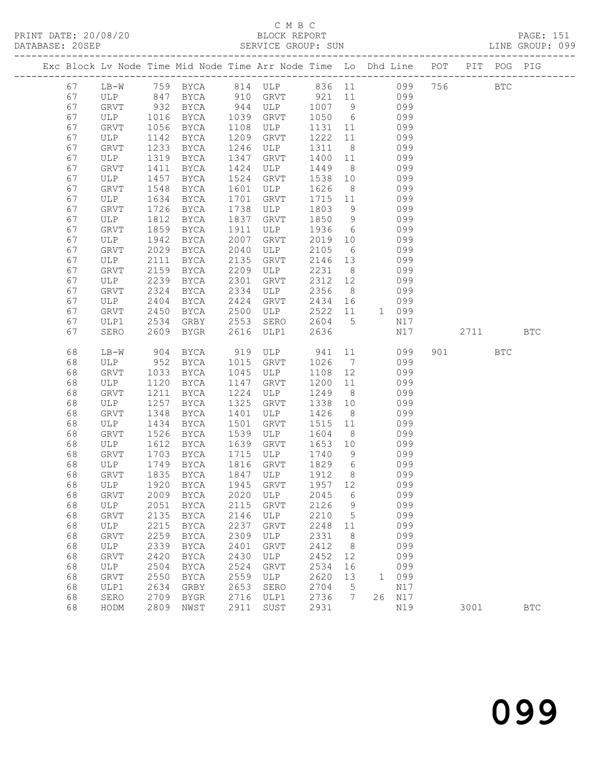C M B C

PRINT DATE: 20/08/20 BLOCK REPORT PAGE: 151
DATABASE: 20SEP SERVICE GROUP: SUN LINE GROUP: 099

| Exc | Block | Lv | Node | Time | Mid Node | Time | Arr Node | Time | Lo | Dhd | Line | POT | PIT | POG | PIG |
|---|---|---|---|---|---|---|---|---|---|---|---|---|---|---|---|
| | 67 | | LB-W | 759 | BYCA | 814 | ULP | 836 | 11 | | 099 | 756 | | BTC | |
| | 67 | | ULP | 847 | BYCA | 910 | GRVT | 921 | 11 | | 099 | | | | |
| | 67 | | GRVT | 932 | BYCA | 944 | ULP | 1007 | 9 | | 099 | | | | |
| | 67 | | ULP | 1016 | BYCA | 1039 | GRVT | 1050 | 6 | | 099 | | | | |
| | 67 | | GRVT | 1056 | BYCA | 1108 | ULP | 1131 | 11 | | 099 | | | | |
| | 67 | | ULP | 1142 | BYCA | 1209 | GRVT | 1222 | 11 | | 099 | | | | |
| | 67 | | GRVT | 1233 | BYCA | 1246 | ULP | 1311 | 8 | | 099 | | | | |
| | 67 | | ULP | 1319 | BYCA | 1347 | GRVT | 1400 | 11 | | 099 | | | | |
| | 67 | | GRVT | 1411 | BYCA | 1424 | ULP | 1449 | 8 | | 099 | | | | |
| | 67 | | ULP | 1457 | BYCA | 1524 | GRVT | 1538 | 10 | | 099 | | | | |
| | 67 | | GRVT | 1548 | BYCA | 1601 | ULP | 1626 | 8 | | 099 | | | | |
| | 67 | | ULP | 1634 | BYCA | 1701 | GRVT | 1715 | 11 | | 099 | | | | |
| | 67 | | GRVT | 1726 | BYCA | 1738 | ULP | 1803 | 9 | | 099 | | | | |
| | 67 | | ULP | 1812 | BYCA | 1837 | GRVT | 1850 | 9 | | 099 | | | | |
| | 67 | | GRVT | 1859 | BYCA | 1911 | ULP | 1936 | 6 | | 099 | | | | |
| | 67 | | ULP | 1942 | BYCA | 2007 | GRVT | 2019 | 10 | | 099 | | | | |
| | 67 | | GRVT | 2029 | BYCA | 2040 | ULP | 2105 | 6 | | 099 | | | | |
| | 67 | | ULP | 2111 | BYCA | 2135 | GRVT | 2146 | 13 | | 099 | | | | |
| | 67 | | GRVT | 2159 | BYCA | 2209 | ULP | 2231 | 8 | | 099 | | | | |
| | 67 | | ULP | 2239 | BYCA | 2301 | GRVT | 2312 | 12 | | 099 | | | | |
| | 67 | | GRVT | 2324 | BYCA | 2334 | ULP | 2356 | 8 | | 099 | | | | |
| | 67 | | ULP | 2404 | BYCA | 2424 | GRVT | 2434 | 16 | | 099 | | | | |
| | 67 | | GRVT | 2450 | BYCA | 2500 | ULP | 2522 | 11 | 1 | 099 | | | | |
| | 67 | | ULP1 | 2534 | GRBY | 2553 | SERO | 2604 | 5 | | N17 | | | | |
| | 67 | | SERO | 2609 | BYGR | 2616 | ULP1 | 2636 | | | N17 | | 2711 | | BTC |
| | 68 | | LB-W | 904 | BYCA | 919 | ULP | 941 | 11 | | 099 | 901 | | BTC | |
| | 68 | | ULP | 952 | BYCA | 1015 | GRVT | 1026 | 7 | | 099 | | | | |
| | 68 | | GRVT | 1033 | BYCA | 1045 | ULP | 1108 | 12 | | 099 | | | | |
| | 68 | | ULP | 1120 | BYCA | 1147 | GRVT | 1200 | 11 | | 099 | | | | |
| | 68 | | GRVT | 1211 | BYCA | 1224 | ULP | 1249 | 8 | | 099 | | | | |
| | 68 | | ULP | 1257 | BYCA | 1325 | GRVT | 1338 | 10 | | 099 | | | | |
| | 68 | | GRVT | 1348 | BYCA | 1401 | ULP | 1426 | 8 | | 099 | | | | |
| | 68 | | ULP | 1434 | BYCA | 1501 | GRVT | 1515 | 11 | | 099 | | | | |
| | 68 | | GRVT | 1526 | BYCA | 1539 | ULP | 1604 | 8 | | 099 | | | | |
| | 68 | | ULP | 1612 | BYCA | 1639 | GRVT | 1653 | 10 | | 099 | | | | |
| | 68 | | GRVT | 1703 | BYCA | 1715 | ULP | 1740 | 9 | | 099 | | | | |
| | 68 | | ULP | 1749 | BYCA | 1816 | GRVT | 1829 | 6 | | 099 | | | | |
| | 68 | | GRVT | 1835 | BYCA | 1847 | ULP | 1912 | 8 | | 099 | | | | |
| | 68 | | ULP | 1920 | BYCA | 1945 | GRVT | 1957 | 12 | | 099 | | | | |
| | 68 | | GRVT | 2009 | BYCA | 2020 | ULP | 2045 | 6 | | 099 | | | | |
| | 68 | | ULP | 2051 | BYCA | 2115 | GRVT | 2126 | 9 | | 099 | | | | |
| | 68 | | GRVT | 2135 | BYCA | 2146 | ULP | 2210 | 5 | | 099 | | | | |
| | 68 | | ULP | 2215 | BYCA | 2237 | GRVT | 2248 | 11 | | 099 | | | | |
| | 68 | | GRVT | 2259 | BYCA | 2309 | ULP | 2331 | 8 | | 099 | | | | |
| | 68 | | ULP | 2339 | BYCA | 2401 | GRVT | 2412 | 8 | | 099 | | | | |
| | 68 | | GRVT | 2420 | BYCA | 2430 | ULP | 2452 | 12 | | 099 | | | | |
| | 68 | | ULP | 2504 | BYCA | 2524 | GRVT | 2534 | 16 | | 099 | | | | |
| | 68 | | GRVT | 2550 | BYCA | 2559 | ULP | 2620 | 13 | 1 | 099 | | | | |
| | 68 | | ULP1 | 2634 | GRBY | 2653 | SERO | 2704 | 5 | | N17 | | | | |
| | 68 | | SERO | 2709 | BYGR | 2716 | ULP1 | 2736 | 7 | 26 | N17 | | | | |
| | 68 | | HODM | 2809 | NWST | 2911 | SUST | 2931 | | | N19 | | 3001 | | BTC |

099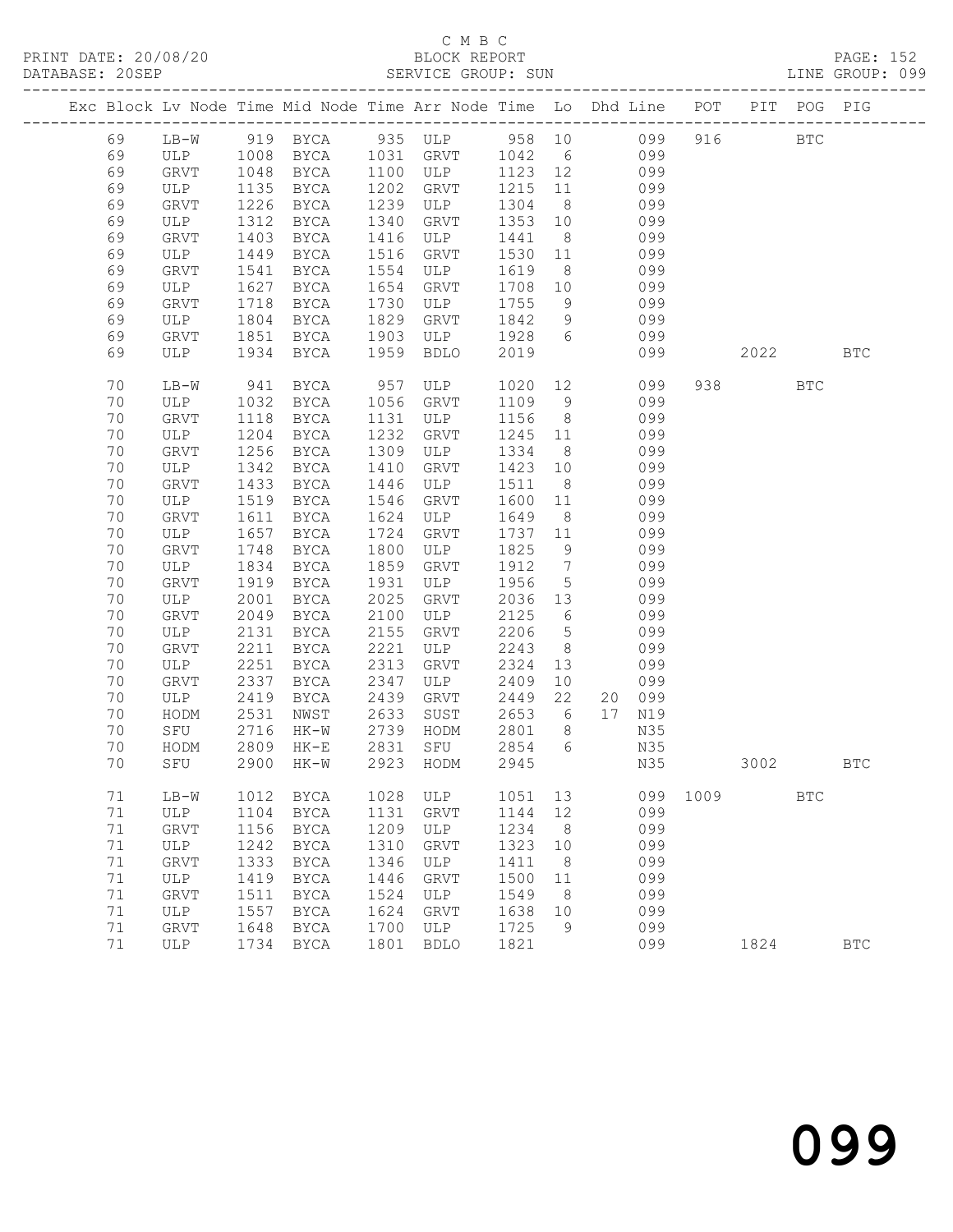C M B C

BLOCK REPORT

SERVICE GROUP: SUN

LINE GROUP: 099

| Exc | Block | Lv | Node | Time | Mid Node | Time | Arr Node | Time | Lo | Dhd | Line | POT | PIT | POG | PIG |
|---|---|---|---|---|---|---|---|---|---|---|---|---|---|---|---|
| | 69 | | LB-W | 919 | BYCA | 935 | ULP | 958 | 10 | | 099 | 916 | | BTC | |
| | 69 | | ULP | 1008 | BYCA | 1031 | GRVT | 1042 | 6 | | 099 | | | | |
| | 69 | | GRVT | 1048 | BYCA | 1100 | ULP | 1123 | 12 | | 099 | | | | |
| | 69 | | ULP | 1135 | BYCA | 1202 | GRVT | 1215 | 11 | | 099 | | | | |
| | 69 | | GRVT | 1226 | BYCA | 1239 | ULP | 1304 | 8 | | 099 | | | | |
| | 69 | | ULP | 1312 | BYCA | 1340 | GRVT | 1353 | 10 | | 099 | | | | |
| | 69 | | GRVT | 1403 | BYCA | 1416 | ULP | 1441 | 8 | | 099 | | | | |
| | 69 | | ULP | 1449 | BYCA | 1516 | GRVT | 1530 | 11 | | 099 | | | | |
| | 69 | | GRVT | 1541 | BYCA | 1554 | ULP | 1619 | 8 | | 099 | | | | |
| | 69 | | ULP | 1627 | BYCA | 1654 | GRVT | 1708 | 10 | | 099 | | | | |
| | 69 | | GRVT | 1718 | BYCA | 1730 | ULP | 1755 | 9 | | 099 | | | | |
| | 69 | | ULP | 1804 | BYCA | 1829 | GRVT | 1842 | 9 | | 099 | | | | |
| | 69 | | GRVT | 1851 | BYCA | 1903 | ULP | 1928 | 6 | | 099 | | | | |
| | 69 | | ULP | 1934 | BYCA | 1959 | BDLO | 2019 | | | 099 | | 2022 | | BTC |
| | 70 | | LB-W | 941 | BYCA | 957 | ULP | 1020 | 12 | | 099 | 938 | | BTC | |
| | 70 | | ULP | 1032 | BYCA | 1056 | GRVT | 1109 | 9 | | 099 | | | | |
| | 70 | | GRVT | 1118 | BYCA | 1131 | ULP | 1156 | 8 | | 099 | | | | |
| | 70 | | ULP | 1204 | BYCA | 1232 | GRVT | 1245 | 11 | | 099 | | | | |
| | 70 | | GRVT | 1256 | BYCA | 1309 | ULP | 1334 | 8 | | 099 | | | | |
| | 70 | | ULP | 1342 | BYCA | 1410 | GRVT | 1423 | 10 | | 099 | | | | |
| | 70 | | GRVT | 1433 | BYCA | 1446 | ULP | 1511 | 8 | | 099 | | | | |
| | 70 | | ULP | 1519 | BYCA | 1546 | GRVT | 1600 | 11 | | 099 | | | | |
| | 70 | | GRVT | 1611 | BYCA | 1624 | ULP | 1649 | 8 | | 099 | | | | |
| | 70 | | ULP | 1657 | BYCA | 1724 | GRVT | 1737 | 11 | | 099 | | | | |
| | 70 | | GRVT | 1748 | BYCA | 1800 | ULP | 1825 | 9 | | 099 | | | | |
| | 70 | | ULP | 1834 | BYCA | 1859 | GRVT | 1912 | 7 | | 099 | | | | |
| | 70 | | GRVT | 1919 | BYCA | 1931 | ULP | 1956 | 5 | | 099 | | | | |
| | 70 | | ULP | 2001 | BYCA | 2025 | GRVT | 2036 | 13 | | 099 | | | | |
| | 70 | | GRVT | 2049 | BYCA | 2100 | ULP | 2125 | 6 | | 099 | | | | |
| | 70 | | ULP | 2131 | BYCA | 2155 | GRVT | 2206 | 5 | | 099 | | | | |
| | 70 | | GRVT | 2211 | BYCA | 2221 | ULP | 2243 | 8 | | 099 | | | | |
| | 70 | | ULP | 2251 | BYCA | 2313 | GRVT | 2324 | 13 | | 099 | | | | |
| | 70 | | GRVT | 2337 | BYCA | 2347 | ULP | 2409 | 10 | | 099 | | | | |
| | 70 | | ULP | 2419 | BYCA | 2439 | GRVT | 2449 | 22 | 20 | 099 | | | | |
| | 70 | | HODM | 2531 | NWST | 2633 | SUST | 2653 | 6 | 17 | N19 | | | | |
| | 70 | | SFU | 2716 | HK-W | 2739 | HODM | 2801 | 8 | | N35 | | | | |
| | 70 | | HODM | 2809 | HK-E | 2831 | SFU | 2854 | 6 | | N35 | | | | |
| | 70 | | SFU | 2900 | HK-W | 2923 | HODM | 2945 | | | N35 | | 3002 | | BTC |
| | 71 | | LB-W | 1012 | BYCA | 1028 | ULP | 1051 | 13 | | 099 | 1009 | | BTC | |
| | 71 | | ULP | 1104 | BYCA | 1131 | GRVT | 1144 | 12 | | 099 | | | | |
| | 71 | | GRVT | 1156 | BYCA | 1209 | ULP | 1234 | 8 | | 099 | | | | |
| | 71 | | ULP | 1242 | BYCA | 1310 | GRVT | 1323 | 10 | | 099 | | | | |
| | 71 | | GRVT | 1333 | BYCA | 1346 | ULP | 1411 | 8 | | 099 | | | | |
| | 71 | | ULP | 1419 | BYCA | 1446 | GRVT | 1500 | 11 | | 099 | | | | |
| | 71 | | GRVT | 1511 | BYCA | 1524 | ULP | 1549 | 8 | | 099 | | | | |
| | 71 | | ULP | 1557 | BYCA | 1624 | GRVT | 1638 | 10 | | 099 | | | | |
| | 71 | | GRVT | 1648 | BYCA | 1700 | ULP | 1725 | 9 | | 099 | | | | |
| | 71 | | ULP | 1734 | BYCA | 1801 | BDLO | 1821 | | | 099 | | 1824 | | BTC |

099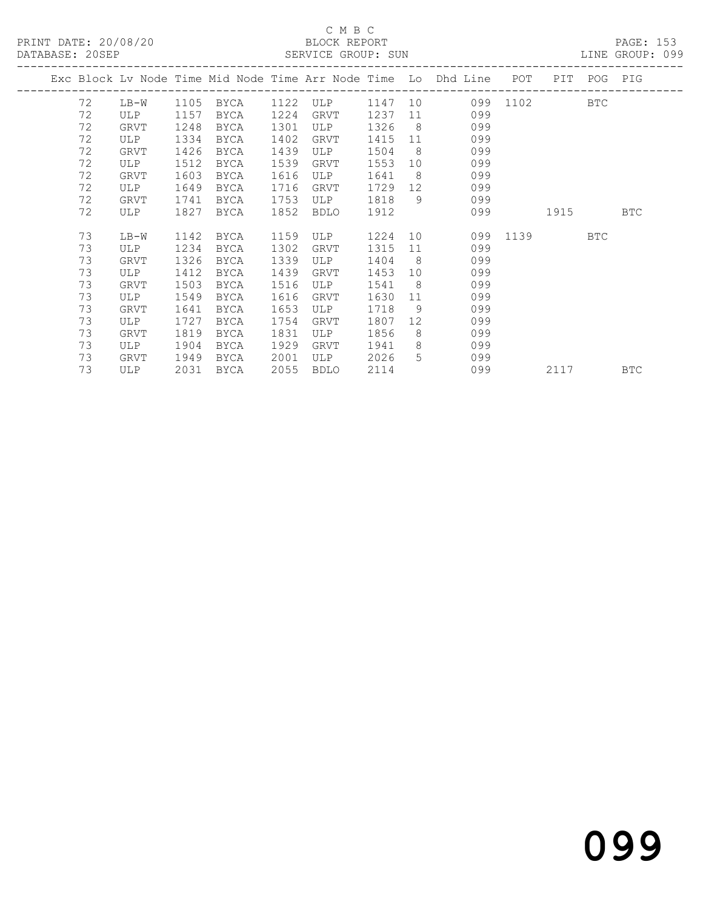C M B C

BLOCK REPORT

PRINT DATE: 20/08/20
DATABASE: 20SEP
SERVICE GROUP: SUN
LINE GROUP: 099

| Exc | Block | Lv Node | Time | Mid Node | Time | Arr Node | Time | Lo | Dhd Line | POT | PIT | POG | PIG |
|---|---|---|---|---|---|---|---|---|---|---|---|---|---|
| | 72 | LB-W | 1105 | BYCA | 1122 | ULP | 1147 | 10 | 099 | 1102 | | BTC | |
| | 72 | ULP | 1157 | BYCA | 1224 | GRVT | 1237 | 11 | 099 | | | | |
| | 72 | GRVT | 1248 | BYCA | 1301 | ULP | 1326 | 8 | 099 | | | | |
| | 72 | ULP | 1334 | BYCA | 1402 | GRVT | 1415 | 11 | 099 | | | | |
| | 72 | GRVT | 1426 | BYCA | 1439 | ULP | 1504 | 8 | 099 | | | | |
| | 72 | ULP | 1512 | BYCA | 1539 | GRVT | 1553 | 10 | 099 | | | | |
| | 72 | GRVT | 1603 | BYCA | 1616 | ULP | 1641 | 8 | 099 | | | | |
| | 72 | ULP | 1649 | BYCA | 1716 | GRVT | 1729 | 12 | 099 | | | | |
| | 72 | GRVT | 1741 | BYCA | 1753 | ULP | 1818 | 9 | 099 | | | | |
| | 72 | ULP | 1827 | BYCA | 1852 | BDLO | 1912 | | 099 | | 1915 | | BTC |
| | 73 | LB-W | 1142 | BYCA | 1159 | ULP | 1224 | 10 | 099 | 1139 | | BTC | |
| | 73 | ULP | 1234 | BYCA | 1302 | GRVT | 1315 | 11 | 099 | | | | |
| | 73 | GRVT | 1326 | BYCA | 1339 | ULP | 1404 | 8 | 099 | | | | |
| | 73 | ULP | 1412 | BYCA | 1439 | GRVT | 1453 | 10 | 099 | | | | |
| | 73 | GRVT | 1503 | BYCA | 1516 | ULP | 1541 | 8 | 099 | | | | |
| | 73 | ULP | 1549 | BYCA | 1616 | GRVT | 1630 | 11 | 099 | | | | |
| | 73 | GRVT | 1641 | BYCA | 1653 | ULP | 1718 | 9 | 099 | | | | |
| | 73 | ULP | 1727 | BYCA | 1754 | GRVT | 1807 | 12 | 099 | | | | |
| | 73 | GRVT | 1819 | BYCA | 1831 | ULP | 1856 | 8 | 099 | | | | |
| | 73 | ULP | 1904 | BYCA | 1929 | GRVT | 1941 | 8 | 099 | | | | |
| | 73 | GRVT | 1949 | BYCA | 2001 | ULP | 2026 | 5 | 099 | | | | |
| | 73 | ULP | 2031 | BYCA | 2055 | BDLO | 2114 | | 099 | | 2117 | | BTC |

099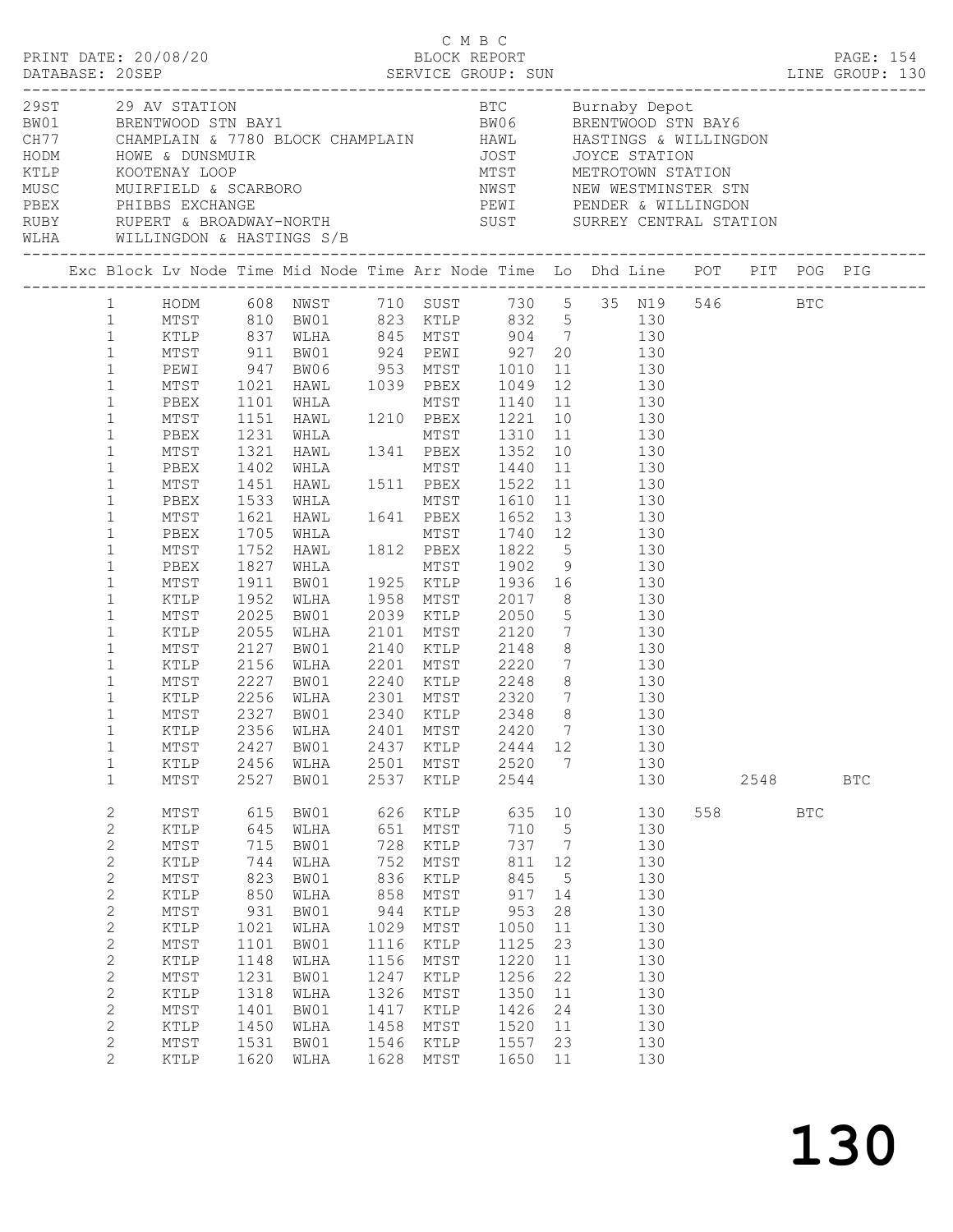C M B C

BLOCK REPORT

SERVICE GROUP: SUN

PRINT DATE: 20/08/20
DATABASE: 20SEP

LINE GROUP: 130

| Code | Location | Code | Location |
|---|---|---|---|
| 29ST | 29 AV STATION | BTC | Burnaby Depot |
| BW01 | BRENTWOOD STN BAY1 | BW06 | BRENTWOOD STN BAY6 |
| CH77 | CHAMPLAIN & 7780 BLOCK CHAMPLAIN | HAWL | HASTINGS & WILLINGDON |
| HODM | HOWE & DUNSMUIR | JOST | JOYCE STATION |
| KTLP | KOOTENAY LOOP | MTST | METROTOWN STATION |
| MUSC | MUIRFIELD & SCARBORO | NWST | NEW WESTMINSTER STN |
| PBEX | PHIBBS EXCHANGE | PEWI | PENDER & WILLINGDON |
| RUBY | RUPERT & BROADWAY-NORTH | SUST | SURREY CENTRAL STATION |
| WLHA | WILLINGDON & HASTINGS S/B | | |

| Exc | Block | Lv Node | Time | Mid Node | Time | Arr Node | Time | Lo | Dhd | Line | POT | PIT | POG | PIG |
|---|---|---|---|---|---|---|---|---|---|---|---|---|---|---|
| | 1 | HODM | 608 | NWST | 710 | SUST | 730 | 5 | 35 | N19 | 546 | | BTC | |
| | 1 | MTST | 810 | BW01 | 823 | KTLP | 832 | 5 | | 130 | | | | |
| | 1 | KTLP | 837 | WLHA | 845 | MTST | 904 | 7 | | 130 | | | | |
| | 1 | MTST | 911 | BW01 | 924 | PEWI | 927 | 20 | | 130 | | | | |
| | 1 | PEWI | 947 | BW06 | 953 | MTST | 1010 | 11 | | 130 | | | | |
| | 1 | MTST | 1021 | HAWL | 1039 | PBEX | 1049 | 12 | | 130 | | | | |
| | 1 | PBEX | 1101 | WHLA | | MTST | 1140 | 11 | | 130 | | | | |
| | 1 | MTST | 1151 | HAWL | 1210 | PBEX | 1221 | 10 | | 130 | | | | |
| | 1 | PBEX | 1231 | WHLA | | MTST | 1310 | 11 | | 130 | | | | |
| | 1 | MTST | 1321 | HAWL | 1341 | PBEX | 1352 | 10 | | 130 | | | | |
| | 1 | PBEX | 1402 | WHLA | | MTST | 1440 | 11 | | 130 | | | | |
| | 1 | MTST | 1451 | HAWL | 1511 | PBEX | 1522 | 11 | | 130 | | | | |
| | 1 | PBEX | 1533 | WHLA | | MTST | 1610 | 11 | | 130 | | | | |
| | 1 | MTST | 1621 | HAWL | 1641 | PBEX | 1652 | 13 | | 130 | | | | |
| | 1 | PBEX | 1705 | WHLA | | MTST | 1740 | 12 | | 130 | | | | |
| | 1 | MTST | 1752 | HAWL | 1812 | PBEX | 1822 | 5 | | 130 | | | | |
| | 1 | PBEX | 1827 | WHLA | | MTST | 1902 | 9 | | 130 | | | | |
| | 1 | MTST | 1911 | BW01 | 1925 | KTLP | 1936 | 16 | | 130 | | | | |
| | 1 | KTLP | 1952 | WLHA | 1958 | MTST | 2017 | 8 | | 130 | | | | |
| | 1 | MTST | 2025 | BW01 | 2039 | KTLP | 2050 | 5 | | 130 | | | | |
| | 1 | KTLP | 2055 | WLHA | 2101 | MTST | 2120 | 7 | | 130 | | | | |
| | 1 | MTST | 2127 | BW01 | 2140 | KTLP | 2148 | 8 | | 130 | | | | |
| | 1 | KTLP | 2156 | WLHA | 2201 | MTST | 2220 | 7 | | 130 | | | | |
| | 1 | MTST | 2227 | BW01 | 2240 | KTLP | 2248 | 8 | | 130 | | | | |
| | 1 | KTLP | 2256 | WLHA | 2301 | MTST | 2320 | 7 | | 130 | | | | |
| | 1 | MTST | 2327 | BW01 | 2340 | KTLP | 2348 | 8 | | 130 | | | | |
| | 1 | KTLP | 2356 | WLHA | 2401 | MTST | 2420 | 7 | | 130 | | | | |
| | 1 | MTST | 2427 | BW01 | 2437 | KTLP | 2444 | 12 | | 130 | | | | |
| | 1 | KTLP | 2456 | WLHA | 2501 | MTST | 2520 | 7 | | 130 | | | | |
| | 1 | MTST | 2527 | BW01 | 2537 | KTLP | 2544 | | | 130 | | 2548 | | BTC |
| | 2 | MTST | 615 | BW01 | 626 | KTLP | 635 | 10 | | 130 | 558 | | BTC | |
| | 2 | KTLP | 645 | WLHA | 651 | MTST | 710 | 5 | | 130 | | | | |
| | 2 | MTST | 715 | BW01 | 728 | KTLP | 737 | 7 | | 130 | | | | |
| | 2 | KTLP | 744 | WLHA | 752 | MTST | 811 | 12 | | 130 | | | | |
| | 2 | MTST | 823 | BW01 | 836 | KTLP | 845 | 5 | | 130 | | | | |
| | 2 | KTLP | 850 | WLHA | 858 | MTST | 917 | 14 | | 130 | | | | |
| | 2 | MTST | 931 | BW01 | 944 | KTLP | 953 | 28 | | 130 | | | | |
| | 2 | KTLP | 1021 | WLHA | 1029 | MTST | 1050 | 11 | | 130 | | | | |
| | 2 | MTST | 1101 | BW01 | 1116 | KTLP | 1125 | 23 | | 130 | | | | |
| | 2 | KTLP | 1148 | WLHA | 1156 | MTST | 1220 | 11 | | 130 | | | | |
| | 2 | MTST | 1231 | BW01 | 1247 | KTLP | 1256 | 22 | | 130 | | | | |
| | 2 | KTLP | 1318 | WLHA | 1326 | MTST | 1350 | 11 | | 130 | | | | |
| | 2 | MTST | 1401 | BW01 | 1417 | KTLP | 1426 | 24 | | 130 | | | | |
| | 2 | KTLP | 1450 | WLHA | 1458 | MTST | 1520 | 11 | | 130 | | | | |
| | 2 | MTST | 1531 | BW01 | 1546 | KTLP | 1557 | 23 | | 130 | | | | |
| | 2 | KTLP | 1620 | WLHA | 1628 | MTST | 1650 | 11 | | 130 | | | | |

# 130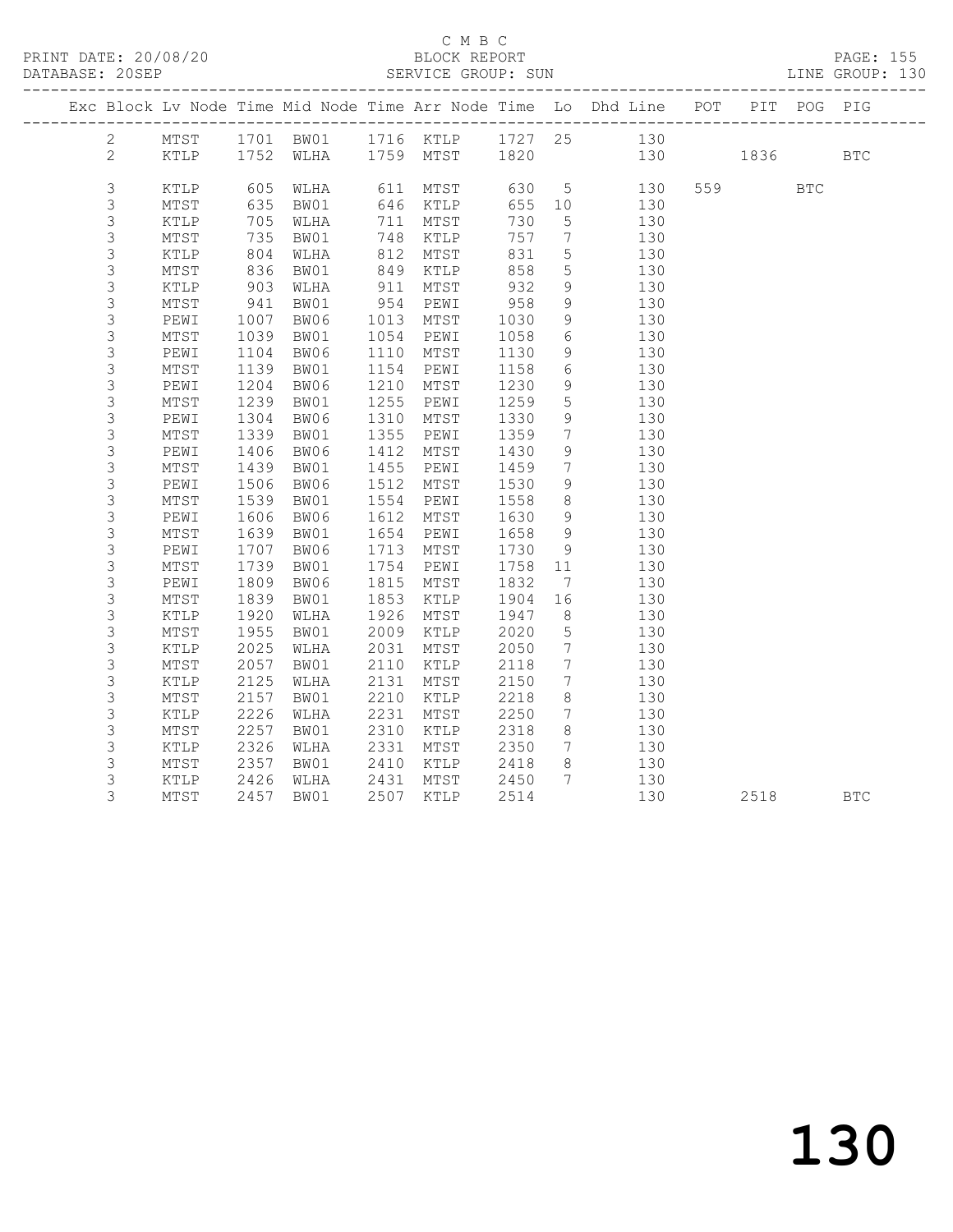C M B C

BLOCK REPORT

SERVICE GROUP: SUN

PRINT DATE: 20/08/20
DATABASE: 20SEP
LINE GROUP: 130

| Exc | Block | Lv Node | Time | Mid Node | Time | Arr Node | Time | Lo | Dhd Line | POT | PIT | POG | PIG |
|---|---|---|---|---|---|---|---|---|---|---|---|---|---|
| | 2 | MTST | 1701 | BW01 | 1716 | KTLP | 1727 | 25 | 130 | | | | |
| | 2 | KTLP | 1752 | WLHA | 1759 | MTST | 1820 | | 130 | | 1836 | | BTC |
| | 3 | KTLP | 605 | WLHA | 611 | MTST | 630 | 5 | 130 | 559 | | BTC | |
| | 3 | MTST | 635 | BW01 | 646 | KTLP | 655 | 10 | 130 | | | | |
| | 3 | KTLP | 705 | WLHA | 711 | MTST | 730 | 5 | 130 | | | | |
| | 3 | MTST | 735 | BW01 | 748 | KTLP | 757 | 7 | 130 | | | | |
| | 3 | KTLP | 804 | WLHA | 812 | MTST | 831 | 5 | 130 | | | | |
| | 3 | MTST | 836 | BW01 | 849 | KTLP | 858 | 5 | 130 | | | | |
| | 3 | KTLP | 903 | WLHA | 911 | MTST | 932 | 9 | 130 | | | | |
| | 3 | MTST | 941 | BW01 | 954 | PEWI | 958 | 9 | 130 | | | | |
| | 3 | PEWI | 1007 | BW06 | 1013 | MTST | 1030 | 9 | 130 | | | | |
| | 3 | MTST | 1039 | BW01 | 1054 | PEWI | 1058 | 6 | 130 | | | | |
| | 3 | PEWI | 1104 | BW06 | 1110 | MTST | 1130 | 9 | 130 | | | | |
| | 3 | MTST | 1139 | BW01 | 1154 | PEWI | 1158 | 6 | 130 | | | | |
| | 3 | PEWI | 1204 | BW06 | 1210 | MTST | 1230 | 9 | 130 | | | | |
| | 3 | MTST | 1239 | BW01 | 1255 | PEWI | 1259 | 5 | 130 | | | | |
| | 3 | PEWI | 1304 | BW06 | 1310 | MTST | 1330 | 9 | 130 | | | | |
| | 3 | MTST | 1339 | BW01 | 1355 | PEWI | 1359 | 7 | 130 | | | | |
| | 3 | PEWI | 1406 | BW06 | 1412 | MTST | 1430 | 9 | 130 | | | | |
| | 3 | MTST | 1439 | BW01 | 1455 | PEWI | 1459 | 7 | 130 | | | | |
| | 3 | PEWI | 1506 | BW06 | 1512 | MTST | 1530 | 9 | 130 | | | | |
| | 3 | MTST | 1539 | BW01 | 1554 | PEWI | 1558 | 8 | 130 | | | | |
| | 3 | PEWI | 1606 | BW06 | 1612 | MTST | 1630 | 9 | 130 | | | | |
| | 3 | MTST | 1639 | BW01 | 1654 | PEWI | 1658 | 9 | 130 | | | | |
| | 3 | PEWI | 1707 | BW06 | 1713 | MTST | 1730 | 9 | 130 | | | | |
| | 3 | MTST | 1739 | BW01 | 1754 | PEWI | 1758 | 11 | 130 | | | | |
| | 3 | PEWI | 1809 | BW06 | 1815 | MTST | 1832 | 7 | 130 | | | | |
| | 3 | MTST | 1839 | BW01 | 1853 | KTLP | 1904 | 16 | 130 | | | | |
| | 3 | KTLP | 1920 | WLHA | 1926 | MTST | 1947 | 8 | 130 | | | | |
| | 3 | MTST | 1955 | BW01 | 2009 | KTLP | 2020 | 5 | 130 | | | | |
| | 3 | KTLP | 2025 | WLHA | 2031 | MTST | 2050 | 7 | 130 | | | | |
| | 3 | MTST | 2057 | BW01 | 2110 | KTLP | 2118 | 7 | 130 | | | | |
| | 3 | KTLP | 2125 | WLHA | 2131 | MTST | 2150 | 7 | 130 | | | | |
| | 3 | MTST | 2157 | BW01 | 2210 | KTLP | 2218 | 8 | 130 | | | | |
| | 3 | KTLP | 2226 | WLHA | 2231 | MTST | 2250 | 7 | 130 | | | | |
| | 3 | MTST | 2257 | BW01 | 2310 | KTLP | 2318 | 8 | 130 | | | | |
| | 3 | KTLP | 2326 | WLHA | 2331 | MTST | 2350 | 7 | 130 | | | | |
| | 3 | MTST | 2357 | BW01 | 2410 | KTLP | 2418 | 8 | 130 | | | | |
| | 3 | KTLP | 2426 | WLHA | 2431 | MTST | 2450 | 7 | 130 | | | | |
| | 3 | MTST | 2457 | BW01 | 2507 | KTLP | 2514 | | 130 | | 2518 | | BTC |

130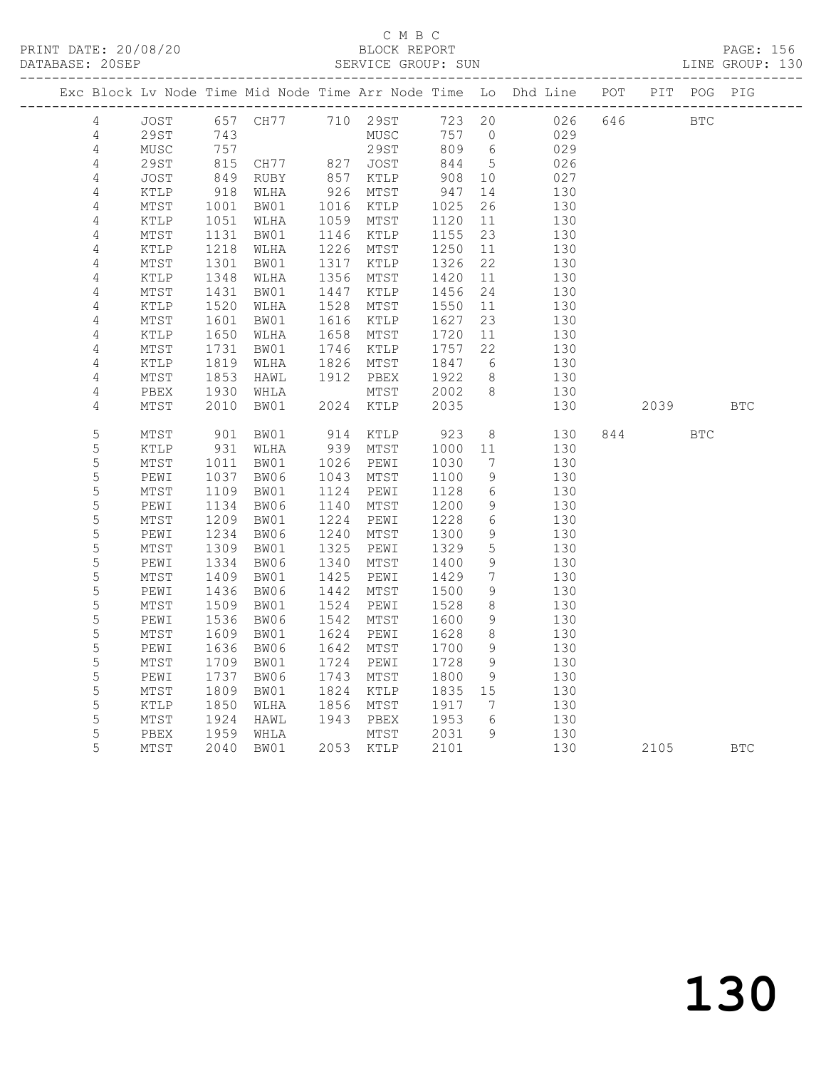C M B C

BLOCK REPORT

SERVICE GROUP: SUN

| Exc | Block | Lv | Node | Time | Mid Node | Time | Arr Node | Time | Lo | Dhd Line | POT | PIT | POG | PIG |
|---|---|---|---|---|---|---|---|---|---|---|---|---|---|---|
| | 4 | | JOST | 657 | CH77 | 710 | 29ST | 723 | 20 | 026 | 646 | | BTC | |
| | 4 | | 29ST | 743 | | | MUSC | 757 | 0 | 029 | | | | |
| | 4 | | MUSC | 757 | | | 29ST | 809 | 6 | 029 | | | | |
| | 4 | | 29ST | 815 | CH77 | 827 | JOST | 844 | 5 | 026 | | | | |
| | 4 | | JOST | 849 | RUBY | 857 | KTLP | 908 | 10 | 027 | | | | |
| | 4 | | KTLP | 918 | WLHA | 926 | MTST | 947 | 14 | 130 | | | | |
| | 4 | | MTST | 1001 | BW01 | 1016 | KTLP | 1025 | 26 | 130 | | | | |
| | 4 | | KTLP | 1051 | WLHA | 1059 | MTST | 1120 | 11 | 130 | | | | |
| | 4 | | MTST | 1131 | BW01 | 1146 | KTLP | 1155 | 23 | 130 | | | | |
| | 4 | | KTLP | 1218 | WLHA | 1226 | MTST | 1250 | 11 | 130 | | | | |
| | 4 | | MTST | 1301 | BW01 | 1317 | KTLP | 1326 | 22 | 130 | | | | |
| | 4 | | KTLP | 1348 | WLHA | 1356 | MTST | 1420 | 11 | 130 | | | | |
| | 4 | | MTST | 1431 | BW01 | 1447 | KTLP | 1456 | 24 | 130 | | | | |
| | 4 | | KTLP | 1520 | WLHA | 1528 | MTST | 1550 | 11 | 130 | | | | |
| | 4 | | MTST | 1601 | BW01 | 1616 | KTLP | 1627 | 23 | 130 | | | | |
| | 4 | | KTLP | 1650 | WLHA | 1658 | MTST | 1720 | 11 | 130 | | | | |
| | 4 | | MTST | 1731 | BW01 | 1746 | KTLP | 1757 | 22 | 130 | | | | |
| | 4 | | KTLP | 1819 | WLHA | 1826 | MTST | 1847 | 6 | 130 | | | | |
| | 4 | | MTST | 1853 | HAWL | 1912 | PBEX | 1922 | 8 | 130 | | | | |
| | 4 | | PBEX | 1930 | WHLA | | MTST | 2002 | 8 | 130 | | | | |
| | 4 | | MTST | 2010 | BW01 | 2024 | KTLP | 2035 | | 130 | | 2039 | | BTC |
| | 5 | | MTST | 901 | BW01 | 914 | KTLP | 923 | 8 | 130 | 844 | | BTC | |
| | 5 | | KTLP | 931 | WLHA | 939 | MTST | 1000 | 11 | 130 | | | | |
| | 5 | | MTST | 1011 | BW01 | 1026 | PEWI | 1030 | 7 | 130 | | | | |
| | 5 | | PEWI | 1037 | BW06 | 1043 | MTST | 1100 | 9 | 130 | | | | |
| | 5 | | MTST | 1109 | BW01 | 1124 | PEWI | 1128 | 6 | 130 | | | | |
| | 5 | | PEWI | 1134 | BW06 | 1140 | MTST | 1200 | 9 | 130 | | | | |
| | 5 | | MTST | 1209 | BW01 | 1224 | PEWI | 1228 | 6 | 130 | | | | |
| | 5 | | PEWI | 1234 | BW06 | 1240 | MTST | 1300 | 9 | 130 | | | | |
| | 5 | | MTST | 1309 | BW01 | 1325 | PEWI | 1329 | 5 | 130 | | | | |
| | 5 | | PEWI | 1334 | BW06 | 1340 | MTST | 1400 | 9 | 130 | | | | |
| | 5 | | MTST | 1409 | BW01 | 1425 | PEWI | 1429 | 7 | 130 | | | | |
| | 5 | | PEWI | 1436 | BW06 | 1442 | MTST | 1500 | 9 | 130 | | | | |
| | 5 | | MTST | 1509 | BW01 | 1524 | PEWI | 1528 | 8 | 130 | | | | |
| | 5 | | PEWI | 1536 | BW06 | 1542 | MTST | 1600 | 9 | 130 | | | | |
| | 5 | | MTST | 1609 | BW01 | 1624 | PEWI | 1628 | 8 | 130 | | | | |
| | 5 | | PEWI | 1636 | BW06 | 1642 | MTST | 1700 | 9 | 130 | | | | |
| | 5 | | MTST | 1709 | BW01 | 1724 | PEWI | 1728 | 9 | 130 | | | | |
| | 5 | | PEWI | 1737 | BW06 | 1743 | MTST | 1800 | 9 | 130 | | | | |
| | 5 | | MTST | 1809 | BW01 | 1824 | KTLP | 1835 | 15 | 130 | | | | |
| | 5 | | KTLP | 1850 | WLHA | 1856 | MTST | 1917 | 7 | 130 | | | | |
| | 5 | | MTST | 1924 | HAWL | 1943 | PBEX | 1953 | 6 | 130 | | | | |
| | 5 | | PBEX | 1959 | WHLA | | MTST | 2031 | 9 | 130 | | | | |
| | 5 | | MTST | 2040 | BW01 | 2053 | KTLP | 2101 | | 130 | | 2105 | | BTC |

130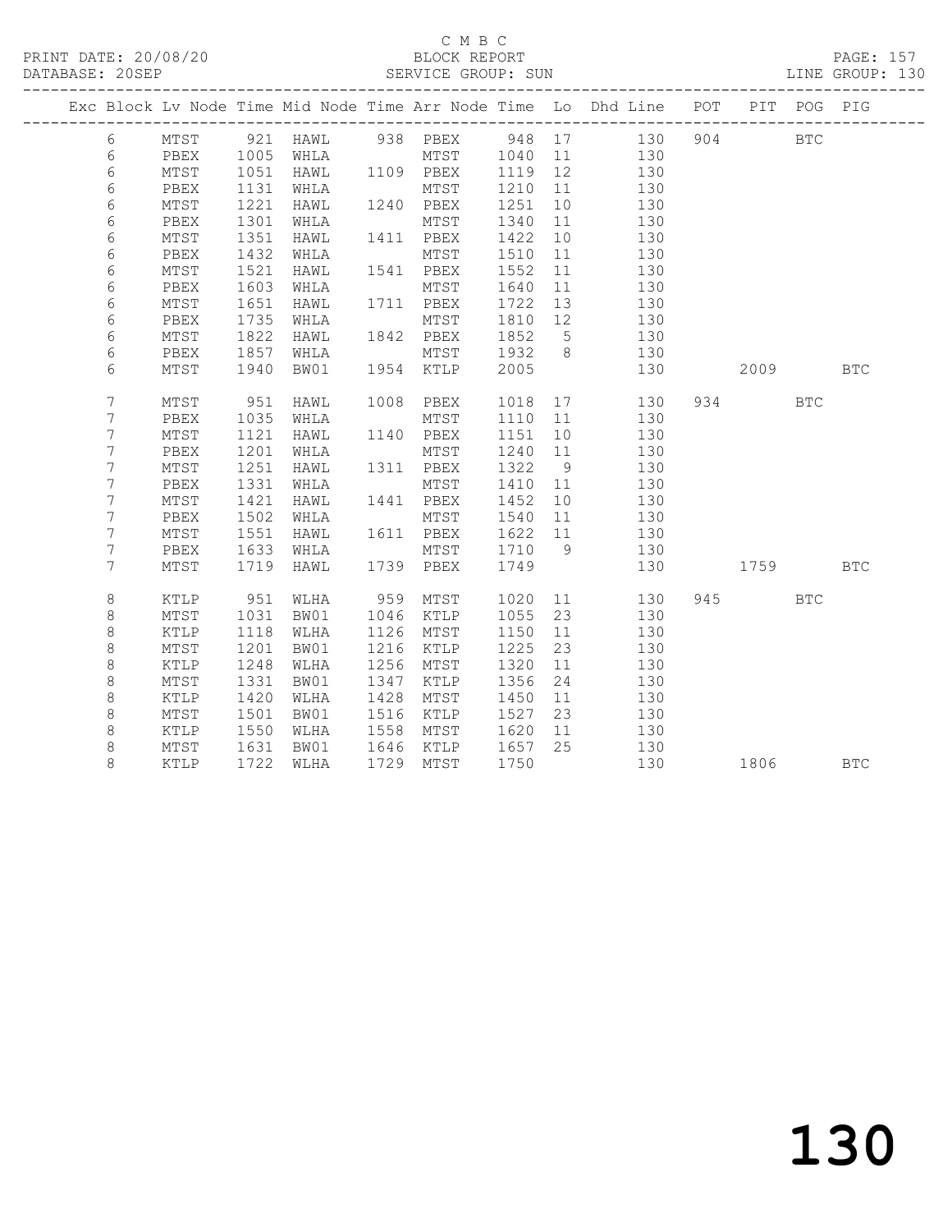C M B C

PRINT DATE: 20/08/20 BLOCK REPORT PAGE: 157

DATABASE: 20SEP SERVICE GROUP: SUN LINE GROUP: 130

| Exc | Block | Lv | Node | Time | Mid Node | Time | Arr Node | Time | Lo | Dhd Line | POT | PIT | POG | PIG |
|---|---|---|---|---|---|---|---|---|---|---|---|---|---|---|
| | 6 | | MTST | 921 | HAWL | 938 | PBEX | 948 | 17 | 130 | 904 | | BTC | |
| | 6 | | PBEX | 1005 | WHLA | | MTST | 1040 | 11 | 130 | | | | |
| | 6 | | MTST | 1051 | HAWL | 1109 | PBEX | 1119 | 12 | 130 | | | | |
| | 6 | | PBEX | 1131 | WHLA | | MTST | 1210 | 11 | 130 | | | | |
| | 6 | | MTST | 1221 | HAWL | 1240 | PBEX | 1251 | 10 | 130 | | | | |
| | 6 | | PBEX | 1301 | WHLA | | MTST | 1340 | 11 | 130 | | | | |
| | 6 | | MTST | 1351 | HAWL | 1411 | PBEX | 1422 | 10 | 130 | | | | |
| | 6 | | PBEX | 1432 | WHLA | | MTST | 1510 | 11 | 130 | | | | |
| | 6 | | MTST | 1521 | HAWL | 1541 | PBEX | 1552 | 11 | 130 | | | | |
| | 6 | | PBEX | 1603 | WHLA | | MTST | 1640 | 11 | 130 | | | | |
| | 6 | | MTST | 1651 | HAWL | 1711 | PBEX | 1722 | 13 | 130 | | | | |
| | 6 | | PBEX | 1735 | WHLA | | MTST | 1810 | 12 | 130 | | | | |
| | 6 | | MTST | 1822 | HAWL | 1842 | PBEX | 1852 | 5 | 130 | | | | |
| | 6 | | PBEX | 1857 | WHLA | | MTST | 1932 | 8 | 130 | | | | |
| | 6 | | MTST | 1940 | BW01 | 1954 | KTLP | 2005 | | 130 | | 2009 | | BTC |
| | 7 | | MTST | 951 | HAWL | 1008 | PBEX | 1018 | 17 | 130 | 934 | | BTC | |
| | 7 | | PBEX | 1035 | WHLA | | MTST | 1110 | 11 | 130 | | | | |
| | 7 | | MTST | 1121 | HAWL | 1140 | PBEX | 1151 | 10 | 130 | | | | |
| | 7 | | PBEX | 1201 | WHLA | | MTST | 1240 | 11 | 130 | | | | |
| | 7 | | MTST | 1251 | HAWL | 1311 | PBEX | 1322 | 9 | 130 | | | | |
| | 7 | | PBEX | 1331 | WHLA | | MTST | 1410 | 11 | 130 | | | | |
| | 7 | | MTST | 1421 | HAWL | 1441 | PBEX | 1452 | 10 | 130 | | | | |
| | 7 | | PBEX | 1502 | WHLA | | MTST | 1540 | 11 | 130 | | | | |
| | 7 | | MTST | 1551 | HAWL | 1611 | PBEX | 1622 | 11 | 130 | | | | |
| | 7 | | PBEX | 1633 | WHLA | | MTST | 1710 | 9 | 130 | | | | |
| | 7 | | MTST | 1719 | HAWL | 1739 | PBEX | 1749 | | 130 | | 1759 | | BTC |
| | 8 | | KTLP | 951 | WLHA | 959 | MTST | 1020 | 11 | 130 | 945 | | BTC | |
| | 8 | | MTST | 1031 | BW01 | 1046 | KTLP | 1055 | 23 | 130 | | | | |
| | 8 | | KTLP | 1118 | WLHA | 1126 | MTST | 1150 | 11 | 130 | | | | |
| | 8 | | MTST | 1201 | BW01 | 1216 | KTLP | 1225 | 23 | 130 | | | | |
| | 8 | | KTLP | 1248 | WLHA | 1256 | MTST | 1320 | 11 | 130 | | | | |
| | 8 | | MTST | 1331 | BW01 | 1347 | KTLP | 1356 | 24 | 130 | | | | |
| | 8 | | KTLP | 1420 | WLHA | 1428 | MTST | 1450 | 11 | 130 | | | | |
| | 8 | | MTST | 1501 | BW01 | 1516 | KTLP | 1527 | 23 | 130 | | | | |
| | 8 | | KTLP | 1550 | WLHA | 1558 | MTST | 1620 | 11 | 130 | | | | |
| | 8 | | MTST | 1631 | BW01 | 1646 | KTLP | 1657 | 25 | 130 | | | | |
| | 8 | | KTLP | 1722 | WLHA | 1729 | MTST | 1750 | | 130 | | 1806 | | BTC |

130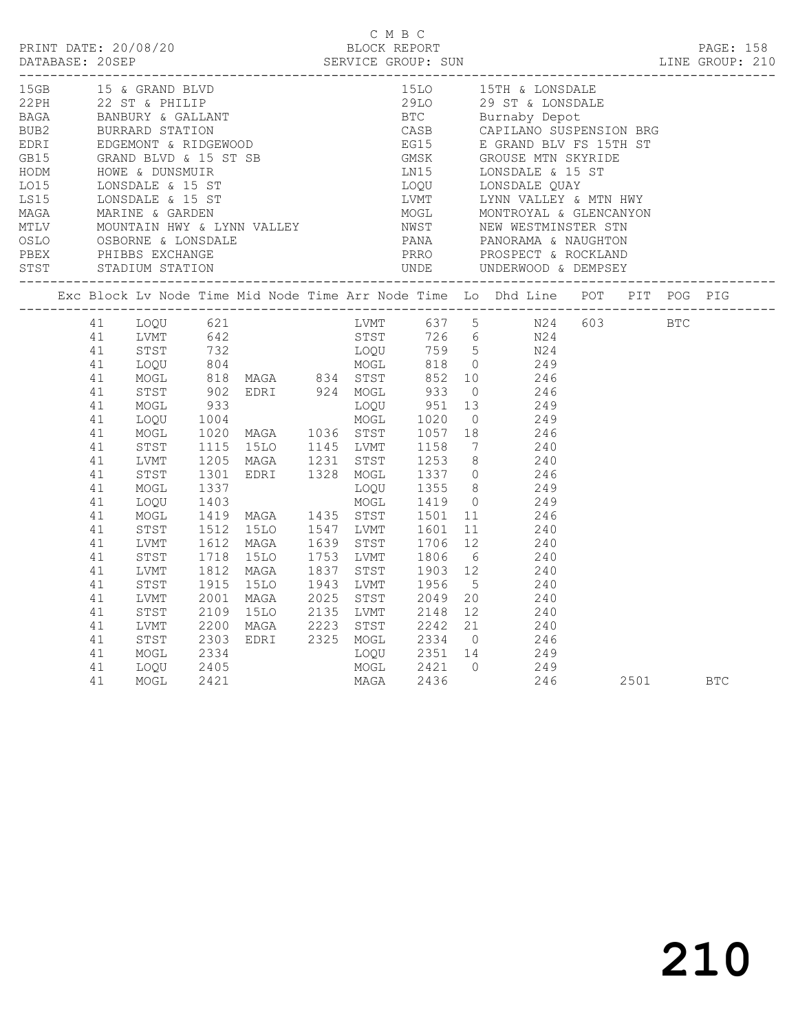C M B C

PRINT DATE: 20/08/20 BLOCK REPORT

DATABASE: 20SEP SERVICE GROUP: SUN LINE GROUP: 210

| Code | Location | Code | Location |
|---|---|---|---|
| 15GB | 15 & GRAND BLVD | 15LO | 15TH & LONSDALE |
| 22PH | 22 ST & PHILIP | 29LO | 29 ST & LONSDALE |
| BAGA | BANBURY & GALLANT | BTC | Burnaby Depot |
| BUB2 | BURRARD STATION | CASB | CAPILANO SUSPENSION BRG |
| EDRI | EDGEMONT & RIDGEWOOD | EG15 | E GRAND BLV FS 15TH ST |
| GB15 | GRAND BLVD & 15 ST SB | GMSK | GROUSE MTN SKYRIDE |
| HODM | HOWE & DUNSMUIR | LN15 | LONSDALE & 15 ST |
| LO15 | LONSDALE & 15 ST | LOQU | LONSDALE QUAY |
| LS15 | LONSDALE & 15 ST | LVMT | LYNN VALLEY & MTN HWY |
| MAGA | MARINE & GARDEN | MOGL | MONTROYAL & GLENCANYON |
| MTLV | MOUNTAIN HWY & LYNN VALLEY | NWST | NEW WESTMINSTER STN |
| OSLO | OSBORNE & LONSDALE | PANA | PANORAMA & NAUGHTON |
| PBEX | PHIBBS EXCHANGE | PRRO | PROSPECT & ROCKLAND |
| STST | STADIUM STATION | UNDE | UNDERWOOD & DEMPSEY |

| Exc | Block | Lv Node | Time | Mid Node | Time | Arr Node | Time | Lo | Dhd Line | POT | PIT | POG | PIG |
|---|---|---|---|---|---|---|---|---|---|---|---|---|---|
| | 41 | LOQU | 621 | | | LVMT | 637 | 5 | N24 | 603 | | BTC | |
| | 41 | LVMT | 642 | | | STST | 726 | 6 | N24 | | | | |
| | 41 | STST | 732 | | | LOQU | 759 | 5 | N24 | | | | |
| | 41 | LOQU | 804 | | | MOGL | 818 | 0 | 249 | | | | |
| | 41 | MOGL | 818 | MAGA | 834 | STST | 852 | 10 | 246 | | | | |
| | 41 | STST | 902 | EDRI | 924 | MOGL | 933 | 0 | 246 | | | | |
| | 41 | MOGL | 933 | | | LOQU | 951 | 13 | 249 | | | | |
| | 41 | LOQU | 1004 | | | MOGL | 1020 | 0 | 249 | | | | |
| | 41 | MOGL | 1020 | MAGA | 1036 | STST | 1057 | 18 | 246 | | | | |
| | 41 | STST | 1115 | 15LO | 1145 | LVMT | 1158 | 7 | 240 | | | | |
| | 41 | LVMT | 1205 | MAGA | 1231 | STST | 1253 | 8 | 240 | | | | |
| | 41 | STST | 1301 | EDRI | 1328 | MOGL | 1337 | 0 | 246 | | | | |
| | 41 | MOGL | 1337 | | | LOQU | 1355 | 8 | 249 | | | | |
| | 41 | LOQU | 1403 | | | MOGL | 1419 | 0 | 249 | | | | |
| | 41 | MOGL | 1419 | MAGA | 1435 | STST | 1501 | 11 | 246 | | | | |
| | 41 | STST | 1512 | 15LO | 1547 | LVMT | 1601 | 11 | 240 | | | | |
| | 41 | LVMT | 1612 | MAGA | 1639 | STST | 1706 | 12 | 240 | | | | |
| | 41 | STST | 1718 | 15LO | 1753 | LVMT | 1806 | 6 | 240 | | | | |
| | 41 | LVMT | 1812 | MAGA | 1837 | STST | 1903 | 12 | 240 | | | | |
| | 41 | STST | 1915 | 15LO | 1943 | LVMT | 1956 | 5 | 240 | | | | |
| | 41 | LVMT | 2001 | MAGA | 2025 | STST | 2049 | 20 | 240 | | | | |
| | 41 | STST | 2109 | 15LO | 2135 | LVMT | 2148 | 12 | 240 | | | | |
| | 41 | LVMT | 2200 | MAGA | 2223 | STST | 2242 | 21 | 240 | | | | |
| | 41 | STST | 2303 | EDRI | 2325 | MOGL | 2334 | 0 | 246 | | | | |
| | 41 | MOGL | 2334 | | | LOQU | 2351 | 14 | 249 | | | | |
| | 41 | LOQU | 2405 | | | MOGL | 2421 | 0 | 249 | | | | |
| | 41 | MOGL | 2421 | | | MAGA | 2436 | | 246 | | 2501 | | BTC |

210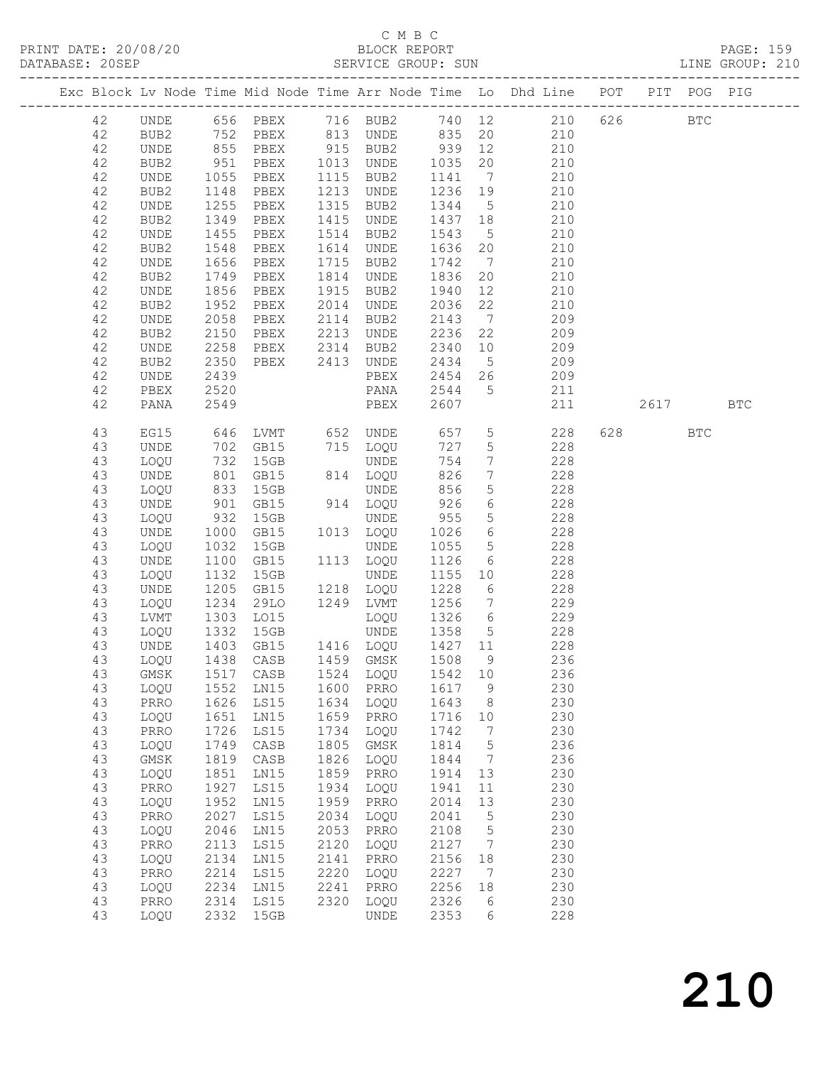C M B C
BLOCK REPORT
SERVICE GROUP: SUN

PRINT DATE: 20/08/20
DATABASE: 20SEP
LINE GROUP: 210

| Exc | Block | Lv | Node | Time | Mid Node | Time | Arr Node | Time | Lo | Dhd Line | POT | PIT | POG | PIG |
|---|---|---|---|---|---|---|---|---|---|---|---|---|---|---|
| | 42 | | UNDE | 656 | PBEX | 716 | BUB2 | 740 | 12 | 210 | 626 | | BTC | |
| | 42 | | BUB2 | 752 | PBEX | 813 | UNDE | 835 | 20 | 210 | | | | |
| | 42 | | UNDE | 855 | PBEX | 915 | BUB2 | 939 | 12 | 210 | | | | |
| | 42 | | BUB2 | 951 | PBEX | 1013 | UNDE | 1035 | 20 | 210 | | | | |
| | 42 | | UNDE | 1055 | PBEX | 1115 | BUB2 | 1141 | 7 | 210 | | | | |
| | 42 | | BUB2 | 1148 | PBEX | 1213 | UNDE | 1236 | 19 | 210 | | | | |
| | 42 | | UNDE | 1255 | PBEX | 1315 | BUB2 | 1344 | 5 | 210 | | | | |
| | 42 | | BUB2 | 1349 | PBEX | 1415 | UNDE | 1437 | 18 | 210 | | | | |
| | 42 | | UNDE | 1455 | PBEX | 1514 | BUB2 | 1543 | 5 | 210 | | | | |
| | 42 | | BUB2 | 1548 | PBEX | 1614 | UNDE | 1636 | 20 | 210 | | | | |
| | 42 | | UNDE | 1656 | PBEX | 1715 | BUB2 | 1742 | 7 | 210 | | | | |
| | 42 | | BUB2 | 1749 | PBEX | 1814 | UNDE | 1836 | 20 | 210 | | | | |
| | 42 | | UNDE | 1856 | PBEX | 1915 | BUB2 | 1940 | 12 | 210 | | | | |
| | 42 | | BUB2 | 1952 | PBEX | 2014 | UNDE | 2036 | 22 | 210 | | | | |
| | 42 | | UNDE | 2058 | PBEX | 2114 | BUB2 | 2143 | 7 | 209 | | | | |
| | 42 | | BUB2 | 2150 | PBEX | 2213 | UNDE | 2236 | 22 | 209 | | | | |
| | 42 | | UNDE | 2258 | PBEX | 2314 | BUB2 | 2340 | 10 | 209 | | | | |
| | 42 | | BUB2 | 2350 | PBEX | 2413 | UNDE | 2434 | 5 | 209 | | | | |
| | 42 | | UNDE | 2439 | | | PBEX | 2454 | 26 | 209 | | | | |
| | 42 | | PBEX | 2520 | | | PANA | 2544 | 5 | 211 | | | | |
| | 42 | | PANA | 2549 | | | PBEX | 2607 | | 211 | | 2617 | | BTC |
| | 43 | | EG15 | 646 | LVMT | 652 | UNDE | 657 | 5 | 228 | 628 | | BTC | |
| | 43 | | UNDE | 702 | GB15 | 715 | LOQU | 727 | 5 | 228 | | | | |
| | 43 | | LOQU | 732 | 15GB | | UNDE | 754 | 7 | 228 | | | | |
| | 43 | | UNDE | 801 | GB15 | 814 | LOQU | 826 | 7 | 228 | | | | |
| | 43 | | LOQU | 833 | 15GB | | UNDE | 856 | 5 | 228 | | | | |
| | 43 | | UNDE | 901 | GB15 | 914 | LOQU | 926 | 6 | 228 | | | | |
| | 43 | | LOQU | 932 | 15GB | | UNDE | 955 | 5 | 228 | | | | |
| | 43 | | UNDE | 1000 | GB15 | 1013 | LOQU | 1026 | 6 | 228 | | | | |
| | 43 | | LOQU | 1032 | 15GB | | UNDE | 1055 | 5 | 228 | | | | |
| | 43 | | UNDE | 1100 | GB15 | 1113 | LOQU | 1126 | 6 | 228 | | | | |
| | 43 | | LOQU | 1132 | 15GB | | UNDE | 1155 | 10 | 228 | | | | |
| | 43 | | UNDE | 1205 | GB15 | 1218 | LOQU | 1228 | 6 | 228 | | | | |
| | 43 | | LOQU | 1234 | 29LO | 1249 | LVMT | 1256 | 7 | 229 | | | | |
| | 43 | | LVMT | 1303 | LO15 | | LOQU | 1326 | 6 | 229 | | | | |
| | 43 | | LOQU | 1332 | 15GB | | UNDE | 1358 | 5 | 228 | | | | |
| | 43 | | UNDE | 1403 | GB15 | 1416 | LOQU | 1427 | 11 | 228 | | | | |
| | 43 | | LOQU | 1438 | CASB | 1459 | GMSK | 1508 | 9 | 236 | | | | |
| | 43 | | GMSK | 1517 | CASB | 1524 | LOQU | 1542 | 10 | 236 | | | | |
| | 43 | | LOQU | 1552 | LN15 | 1600 | PRRO | 1617 | 9 | 230 | | | | |
| | 43 | | PRRO | 1626 | LS15 | 1634 | LOQU | 1643 | 8 | 230 | | | | |
| | 43 | | LOQU | 1651 | LN15 | 1659 | PRRO | 1716 | 10 | 230 | | | | |
| | 43 | | PRRO | 1726 | LS15 | 1734 | LOQU | 1742 | 7 | 230 | | | | |
| | 43 | | LOQU | 1749 | CASB | 1805 | GMSK | 1814 | 5 | 236 | | | | |
| | 43 | | GMSK | 1819 | CASB | 1826 | LOQU | 1844 | 7 | 236 | | | | |
| | 43 | | LOQU | 1851 | LN15 | 1859 | PRRO | 1914 | 13 | 230 | | | | |
| | 43 | | PRRO | 1927 | LS15 | 1934 | LOQU | 1941 | 11 | 230 | | | | |
| | 43 | | LOQU | 1952 | LN15 | 1959 | PRRO | 2014 | 13 | 230 | | | | |
| | 43 | | PRRO | 2027 | LS15 | 2034 | LOQU | 2041 | 5 | 230 | | | | |
| | 43 | | LOQU | 2046 | LN15 | 2053 | PRRO | 2108 | 5 | 230 | | | | |
| | 43 | | PRRO | 2113 | LS15 | 2120 | LOQU | 2127 | 7 | 230 | | | | |
| | 43 | | LOQU | 2134 | LN15 | 2141 | PRRO | 2156 | 18 | 230 | | | | |
| | 43 | | PRRO | 2214 | LS15 | 2220 | LOQU | 2227 | 7 | 230 | | | | |
| | 43 | | LOQU | 2234 | LN15 | 2241 | PRRO | 2256 | 18 | 230 | | | | |
| | 43 | | PRRO | 2314 | LS15 | 2320 | LOQU | 2326 | 6 | 230 | | | | |
| | 43 | | LOQU | 2332 | 15GB | | UNDE | 2353 | 6 | 228 | | | | |

210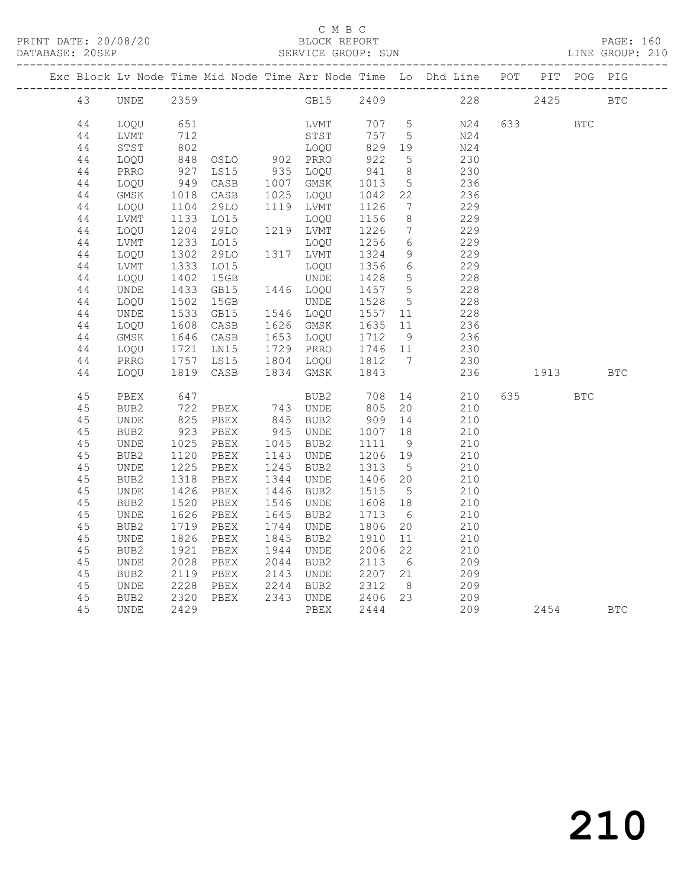C M B C

BLOCK REPORT

SERVICE GROUP: SUN

PRINT DATE: 20/08/20
DATABASE: 20SEP

PAGE: 160
LINE GROUP: 210

| Exc | Block | Lv | Node | Time | Mid Node | Time | Arr Node | Time | Lo | Dhd Line | POT | PIT | POG | PIG |
|---|---|---|---|---|---|---|---|---|---|---|---|---|---|---|
| | 43 | | UNDE | 2359 | | | GB15 | 2409 | | 228 | | 2425 | | BTC |
| | 44 | | LOQU | 651 | | | LVMT | 707 | 5 | N24 | 633 | | BTC | |
| | 44 | | LVMT | 712 | | | STST | 757 | 5 | N24 | | | | |
| | 44 | | STST | 802 | | | LOQU | 829 | 19 | N24 | | | | |
| | 44 | | LOQU | 848 | OSLO | 902 | PRRO | 922 | 5 | 230 | | | | |
| | 44 | | PRRO | 927 | LS15 | 935 | LOQU | 941 | 8 | 230 | | | | |
| | 44 | | LOQU | 949 | CASB | 1007 | GMSK | 1013 | 5 | 236 | | | | |
| | 44 | | GMSK | 1018 | CASB | 1025 | LOQU | 1042 | 22 | 236 | | | | |
| | 44 | | LOQU | 1104 | 29LO | 1119 | LVMT | 1126 | 7 | 229 | | | | |
| | 44 | | LVMT | 1133 | LO15 | | LOQU | 1156 | 8 | 229 | | | | |
| | 44 | | LOQU | 1204 | 29LO | 1219 | LVMT | 1226 | 7 | 229 | | | | |
| | 44 | | LVMT | 1233 | LO15 | | LOQU | 1256 | 6 | 229 | | | | |
| | 44 | | LOQU | 1302 | 29LO | 1317 | LVMT | 1324 | 9 | 229 | | | | |
| | 44 | | LVMT | 1333 | LO15 | | LOQU | 1356 | 6 | 229 | | | | |
| | 44 | | LOQU | 1402 | 15GB | | UNDE | 1428 | 5 | 228 | | | | |
| | 44 | | UNDE | 1433 | GB15 | 1446 | LOQU | 1457 | 5 | 228 | | | | |
| | 44 | | LOQU | 1502 | 15GB | | UNDE | 1528 | 5 | 228 | | | | |
| | 44 | | UNDE | 1533 | GB15 | 1546 | LOQU | 1557 | 11 | 228 | | | | |
| | 44 | | LOQU | 1608 | CASB | 1626 | GMSK | 1635 | 11 | 236 | | | | |
| | 44 | | GMSK | 1646 | CASB | 1653 | LOQU | 1712 | 9 | 236 | | | | |
| | 44 | | LOQU | 1721 | LN15 | 1729 | PRRO | 1746 | 11 | 230 | | | | |
| | 44 | | PRRO | 1757 | LS15 | 1804 | LOQU | 1812 | 7 | 230 | | | | |
| | 44 | | LOQU | 1819 | CASB | 1834 | GMSK | 1843 | | 236 | | 1913 | | BTC |
| | 45 | | PBEX | 647 | | | BUB2 | 708 | 14 | 210 | 635 | | BTC | |
| | 45 | | BUB2 | 722 | PBEX | 743 | UNDE | 805 | 20 | 210 | | | | |
| | 45 | | UNDE | 825 | PBEX | 845 | BUB2 | 909 | 14 | 210 | | | | |
| | 45 | | BUB2 | 923 | PBEX | 945 | UNDE | 1007 | 18 | 210 | | | | |
| | 45 | | UNDE | 1025 | PBEX | 1045 | BUB2 | 1111 | 9 | 210 | | | | |
| | 45 | | BUB2 | 1120 | PBEX | 1143 | UNDE | 1206 | 19 | 210 | | | | |
| | 45 | | UNDE | 1225 | PBEX | 1245 | BUB2 | 1313 | 5 | 210 | | | | |
| | 45 | | BUB2 | 1318 | PBEX | 1344 | UNDE | 1406 | 20 | 210 | | | | |
| | 45 | | UNDE | 1426 | PBEX | 1446 | BUB2 | 1515 | 5 | 210 | | | | |
| | 45 | | BUB2 | 1520 | PBEX | 1546 | UNDE | 1608 | 18 | 210 | | | | |
| | 45 | | UNDE | 1626 | PBEX | 1645 | BUB2 | 1713 | 6 | 210 | | | | |
| | 45 | | BUB2 | 1719 | PBEX | 1744 | UNDE | 1806 | 20 | 210 | | | | |
| | 45 | | UNDE | 1826 | PBEX | 1845 | BUB2 | 1910 | 11 | 210 | | | | |
| | 45 | | BUB2 | 1921 | PBEX | 1944 | UNDE | 2006 | 22 | 210 | | | | |
| | 45 | | UNDE | 2028 | PBEX | 2044 | BUB2 | 2113 | 6 | 209 | | | | |
| | 45 | | BUB2 | 2119 | PBEX | 2143 | UNDE | 2207 | 21 | 209 | | | | |
| | 45 | | UNDE | 2228 | PBEX | 2244 | BUB2 | 2312 | 8 | 209 | | | | |
| | 45 | | BUB2 | 2320 | PBEX | 2343 | UNDE | 2406 | 23 | 209 | | | | |
| | 45 | | UNDE | 2429 | | | PBEX | 2444 | | 209 | | 2454 | | BTC |

210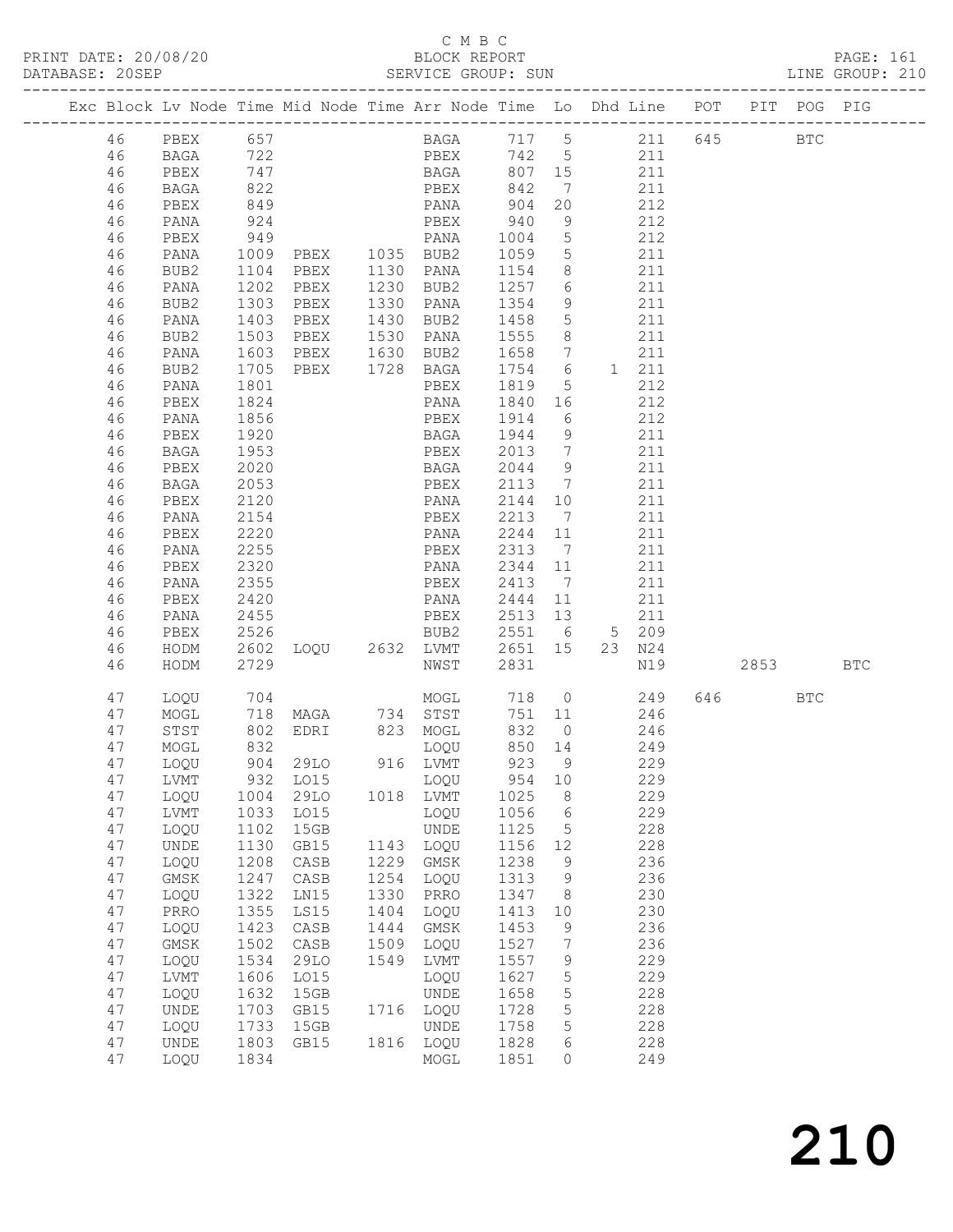C M B C

BLOCK REPORT

SERVICE GROUP: SUN

| Exc | Block | Lv | Node | Time | Mid Node | Time | Arr Node | Time | Lo | Dhd | Line | POT | PIT | POG | PIG |
|---|---|---|---|---|---|---|---|---|---|---|---|---|---|---|---|
| | 46 | | PBEX | 657 | | | BAGA | 717 | 5 | | 211 | 645 | | BTC | |
| | 46 | | BAGA | 722 | | | PBEX | 742 | 5 | | 211 | | | | |
| | 46 | | PBEX | 747 | | | BAGA | 807 | 15 | | 211 | | | | |
| | 46 | | BAGA | 822 | | | PBEX | 842 | 7 | | 211 | | | | |
| | 46 | | PBEX | 849 | | | PANA | 904 | 20 | | 212 | | | | |
| | 46 | | PANA | 924 | | | PBEX | 940 | 9 | | 212 | | | | |
| | 46 | | PBEX | 949 | | | PANA | 1004 | 5 | | 212 | | | | |
| | 46 | | PANA | 1009 | PBEX | 1035 | BUB2 | 1059 | 5 | | 211 | | | | |
| | 46 | | BUB2 | 1104 | PBEX | 1130 | PANA | 1154 | 8 | | 211 | | | | |
| | 46 | | PANA | 1202 | PBEX | 1230 | BUB2 | 1257 | 6 | | 211 | | | | |
| | 46 | | BUB2 | 1303 | PBEX | 1330 | PANA | 1354 | 9 | | 211 | | | | |
| | 46 | | PANA | 1403 | PBEX | 1430 | BUB2 | 1458 | 5 | | 211 | | | | |
| | 46 | | BUB2 | 1503 | PBEX | 1530 | PANA | 1555 | 8 | | 211 | | | | |
| | 46 | | PANA | 1603 | PBEX | 1630 | BUB2 | 1658 | 7 | | 211 | | | | |
| | 46 | | BUB2 | 1705 | PBEX | 1728 | BAGA | 1754 | 6 | 1 | 211 | | | | |
| | 46 | | PANA | 1801 | | | PBEX | 1819 | 5 | | 212 | | | | |
| | 46 | | PBEX | 1824 | | | PANA | 1840 | 16 | | 212 | | | | |
| | 46 | | PANA | 1856 | | | PBEX | 1914 | 6 | | 212 | | | | |
| | 46 | | PBEX | 1920 | | | BAGA | 1944 | 9 | | 211 | | | | |
| | 46 | | BAGA | 1953 | | | PBEX | 2013 | 7 | | 211 | | | | |
| | 46 | | PBEX | 2020 | | | BAGA | 2044 | 9 | | 211 | | | | |
| | 46 | | BAGA | 2053 | | | PBEX | 2113 | 7 | | 211 | | | | |
| | 46 | | PBEX | 2120 | | | PANA | 2144 | 10 | | 211 | | | | |
| | 46 | | PANA | 2154 | | | PBEX | 2213 | 7 | | 211 | | | | |
| | 46 | | PBEX | 2220 | | | PANA | 2244 | 11 | | 211 | | | | |
| | 46 | | PANA | 2255 | | | PBEX | 2313 | 7 | | 211 | | | | |
| | 46 | | PBEX | 2320 | | | PANA | 2344 | 11 | | 211 | | | | |
| | 46 | | PANA | 2355 | | | PBEX | 2413 | 7 | | 211 | | | | |
| | 46 | | PBEX | 2420 | | | PANA | 2444 | 11 | | 211 | | | | |
| | 46 | | PANA | 2455 | | | PBEX | 2513 | 13 | | 211 | | | | |
| | 46 | | PBEX | 2526 | | | BUB2 | 2551 | 6 | 5 | 209 | | | | |
| | 46 | | HODM | 2602 | LOQU | 2632 | LVMT | 2651 | 15 | 23 | N24 | | | | |
| | 46 | | HODM | 2729 | | | NWST | 2831 | | | N19 | | 2853 | | BTC |
| | 47 | | LOQU | 704 | | | MOGL | 718 | 0 | | 249 | 646 | | BTC | |
| | 47 | | MOGL | 718 | MAGA | 734 | STST | 751 | 11 | | 246 | | | | |
| | 47 | | STST | 802 | EDRI | 823 | MOGL | 832 | 0 | | 246 | | | | |
| | 47 | | MOGL | 832 | | | LOQU | 850 | 14 | | 249 | | | | |
| | 47 | | LOQU | 904 | 29LO | 916 | LVMT | 923 | 9 | | 229 | | | | |
| | 47 | | LVMT | 932 | LO15 | | LOQU | 954 | 10 | | 229 | | | | |
| | 47 | | LOQU | 1004 | 29LO | 1018 | LVMT | 1025 | 8 | | 229 | | | | |
| | 47 | | LVMT | 1033 | LO15 | | LOQU | 1056 | 6 | | 229 | | | | |
| | 47 | | LOQU | 1102 | 15GB | | UNDE | 1125 | 5 | | 228 | | | | |
| | 47 | | UNDE | 1130 | GB15 | 1143 | LOQU | 1156 | 12 | | 228 | | | | |
| | 47 | | LOQU | 1208 | CASB | 1229 | GMSK | 1238 | 9 | | 236 | | | | |
| | 47 | | GMSK | 1247 | CASB | 1254 | LOQU | 1313 | 9 | | 236 | | | | |
| | 47 | | LOQU | 1322 | LN15 | 1330 | PRRO | 1347 | 8 | | 230 | | | | |
| | 47 | | PRRO | 1355 | LS15 | 1404 | LOQU | 1413 | 10 | | 230 | | | | |
| | 47 | | LOQU | 1423 | CASB | 1444 | GMSK | 1453 | 9 | | 236 | | | | |
| | 47 | | GMSK | 1502 | CASB | 1509 | LOQU | 1527 | 7 | | 236 | | | | |
| | 47 | | LOQU | 1534 | 29LO | 1549 | LVMT | 1557 | 9 | | 229 | | | | |
| | 47 | | LVMT | 1606 | LO15 | | LOQU | 1627 | 5 | | 229 | | | | |
| | 47 | | LOQU | 1632 | 15GB | | UNDE | 1658 | 5 | | 228 | | | | |
| | 47 | | UNDE | 1703 | GB15 | 1716 | LOQU | 1728 | 5 | | 228 | | | | |
| | 47 | | LOQU | 1733 | 15GB | | UNDE | 1758 | 5 | | 228 | | | | |
| | 47 | | UNDE | 1803 | GB15 | 1816 | LOQU | 1828 | 6 | | 228 | | | | |
| | 47 | | LOQU | 1834 | | | MOGL | 1851 | 0 | | 249 | | | | |

210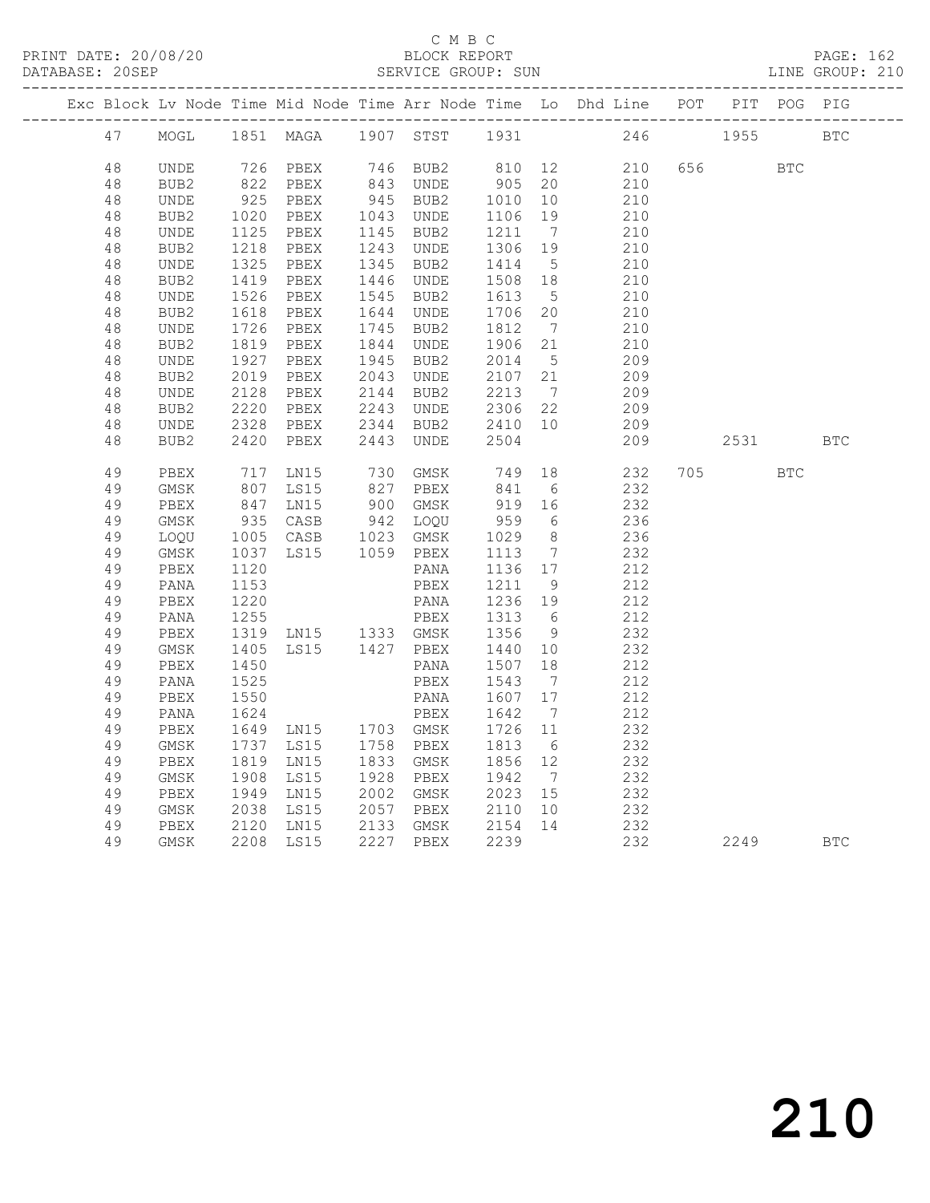C M B C

BLOCK REPORT

SERVICE GROUP: SUN

PRINT DATE: 20/08/20
DATABASE: 20SEP
LINE GROUP: 210

| Exc | Block | Lv | Node | Time | Mid Node | Time | Arr Node | Time | Lo | Dhd Line | POT | PIT | POG | PIG |
|---|---|---|---|---|---|---|---|---|---|---|---|---|---|---|
| | 47 | | MOGL | 1851 | MAGA | 1907 | STST | 1931 | | 246 | | 1955 | | BTC |
| | 48 | | UNDE | 726 | PBEX | 746 | BUB2 | 810 | 12 | 210 | 656 | | BTC | |
| | 48 | | BUB2 | 822 | PBEX | 843 | UNDE | 905 | 20 | 210 | | | | |
| | 48 | | UNDE | 925 | PBEX | 945 | BUB2 | 1010 | 10 | 210 | | | | |
| | 48 | | BUB2 | 1020 | PBEX | 1043 | UNDE | 1106 | 19 | 210 | | | | |
| | 48 | | UNDE | 1125 | PBEX | 1145 | BUB2 | 1211 | 7 | 210 | | | | |
| | 48 | | BUB2 | 1218 | PBEX | 1243 | UNDE | 1306 | 19 | 210 | | | | |
| | 48 | | UNDE | 1325 | PBEX | 1345 | BUB2 | 1414 | 5 | 210 | | | | |
| | 48 | | BUB2 | 1419 | PBEX | 1446 | UNDE | 1508 | 18 | 210 | | | | |
| | 48 | | UNDE | 1526 | PBEX | 1545 | BUB2 | 1613 | 5 | 210 | | | | |
| | 48 | | BUB2 | 1618 | PBEX | 1644 | UNDE | 1706 | 20 | 210 | | | | |
| | 48 | | UNDE | 1726 | PBEX | 1745 | BUB2 | 1812 | 7 | 210 | | | | |
| | 48 | | BUB2 | 1819 | PBEX | 1844 | UNDE | 1906 | 21 | 210 | | | | |
| | 48 | | UNDE | 1927 | PBEX | 1945 | BUB2 | 2014 | 5 | 209 | | | | |
| | 48 | | BUB2 | 2019 | PBEX | 2043 | UNDE | 2107 | 21 | 209 | | | | |
| | 48 | | UNDE | 2128 | PBEX | 2144 | BUB2 | 2213 | 7 | 209 | | | | |
| | 48 | | BUB2 | 2220 | PBEX | 2243 | UNDE | 2306 | 22 | 209 | | | | |
| | 48 | | UNDE | 2328 | PBEX | 2344 | BUB2 | 2410 | 10 | 209 | | | | |
| | 48 | | BUB2 | 2420 | PBEX | 2443 | UNDE | 2504 | | 209 | | 2531 | | BTC |
| | 49 | | PBEX | 717 | LN15 | 730 | GMSK | 749 | 18 | 232 | 705 | | BTC | |
| | 49 | | GMSK | 807 | LS15 | 827 | PBEX | 841 | 6 | 232 | | | | |
| | 49 | | PBEX | 847 | LN15 | 900 | GMSK | 919 | 16 | 232 | | | | |
| | 49 | | GMSK | 935 | CASB | 942 | LOQU | 959 | 6 | 236 | | | | |
| | 49 | | LOQU | 1005 | CASB | 1023 | GMSK | 1029 | 8 | 236 | | | | |
| | 49 | | GMSK | 1037 | LS15 | 1059 | PBEX | 1113 | 7 | 232 | | | | |
| | 49 | | PBEX | 1120 | | | PANA | 1136 | 17 | 212 | | | | |
| | 49 | | PANA | 1153 | | | PBEX | 1211 | 9 | 212 | | | | |
| | 49 | | PBEX | 1220 | | | PANA | 1236 | 19 | 212 | | | | |
| | 49 | | PANA | 1255 | | | PBEX | 1313 | 6 | 212 | | | | |
| | 49 | | PBEX | 1319 | LN15 | 1333 | GMSK | 1356 | 9 | 232 | | | | |
| | 49 | | GMSK | 1405 | LS15 | 1427 | PBEX | 1440 | 10 | 232 | | | | |
| | 49 | | PBEX | 1450 | | | PANA | 1507 | 18 | 212 | | | | |
| | 49 | | PANA | 1525 | | | PBEX | 1543 | 7 | 212 | | | | |
| | 49 | | PBEX | 1550 | | | PANA | 1607 | 17 | 212 | | | | |
| | 49 | | PANA | 1624 | | | PBEX | 1642 | 7 | 212 | | | | |
| | 49 | | PBEX | 1649 | LN15 | 1703 | GMSK | 1726 | 11 | 232 | | | | |
| | 49 | | GMSK | 1737 | LS15 | 1758 | PBEX | 1813 | 6 | 232 | | | | |
| | 49 | | PBEX | 1819 | LN15 | 1833 | GMSK | 1856 | 12 | 232 | | | | |
| | 49 | | GMSK | 1908 | LS15 | 1928 | PBEX | 1942 | 7 | 232 | | | | |
| | 49 | | PBEX | 1949 | LN15 | 2002 | GMSK | 2023 | 15 | 232 | | | | |
| | 49 | | GMSK | 2038 | LS15 | 2057 | PBEX | 2110 | 10 | 232 | | | | |
| | 49 | | PBEX | 2120 | LN15 | 2133 | GMSK | 2154 | 14 | 232 | | | | |
| | 49 | | GMSK | 2208 | LS15 | 2227 | PBEX | 2239 | | 232 | | 2249 | | BTC |

210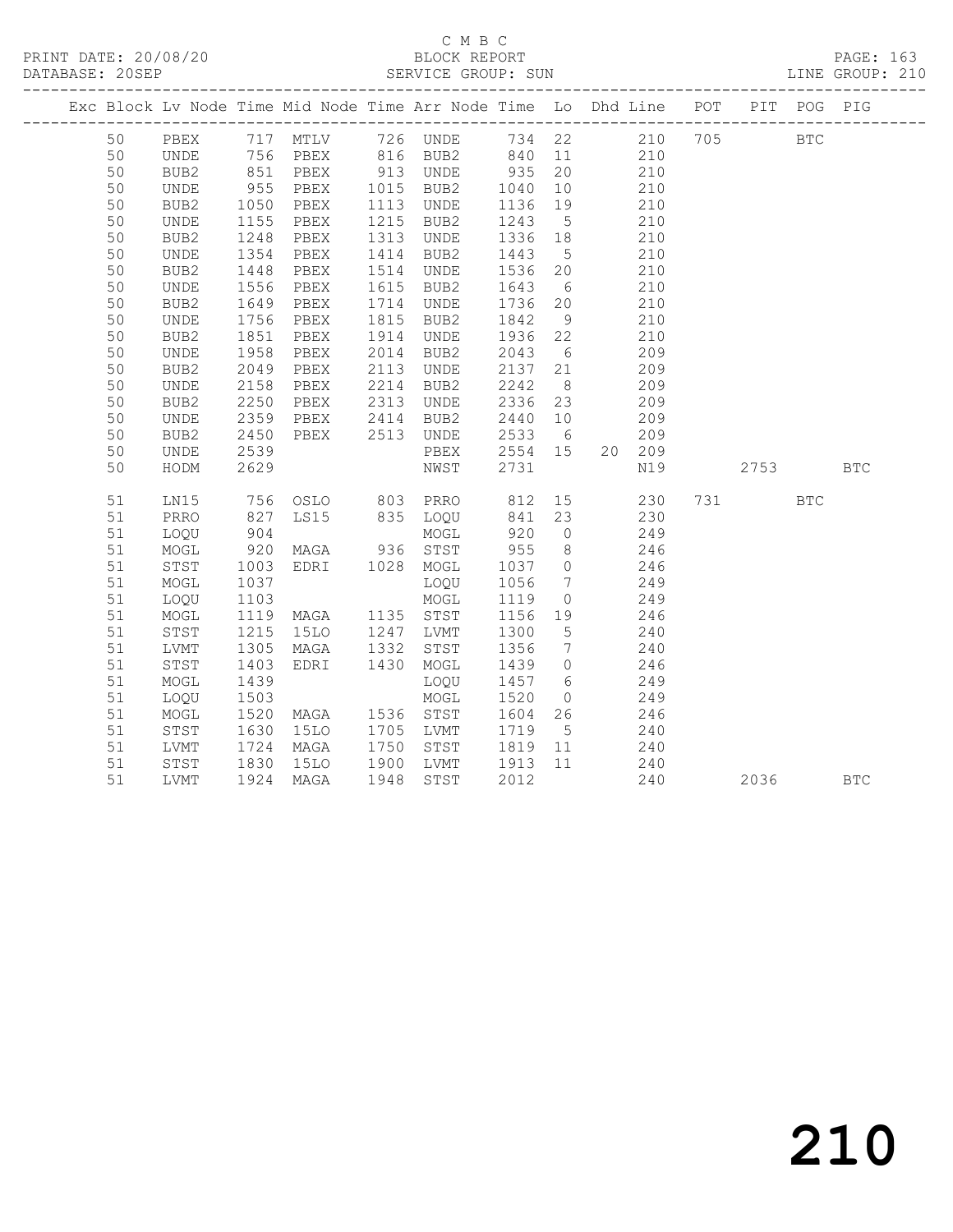C M B C

BLOCK REPORT

SERVICE GROUP: SUN

| Exc | Block | Lv | Node | Time | Mid Node | Time | Arr Node | Time | Lo | Dhd | Line | POT | PIT | POG | PIG |
|---|---|---|---|---|---|---|---|---|---|---|---|---|---|---|---|
| | 50 | | PBEX | 717 | MTLV | 726 | UNDE | 734 | 22 | | 210 | 705 | | BTC | |
| | 50 | | UNDE | 756 | PBEX | 816 | BUB2 | 840 | 11 | | 210 | | | | |
| | 50 | | BUB2 | 851 | PBEX | 913 | UNDE | 935 | 20 | | 210 | | | | |
| | 50 | | UNDE | 955 | PBEX | 1015 | BUB2 | 1040 | 10 | | 210 | | | | |
| | 50 | | BUB2 | 1050 | PBEX | 1113 | UNDE | 1136 | 19 | | 210 | | | | |
| | 50 | | UNDE | 1155 | PBEX | 1215 | BUB2 | 1243 | 5 | | 210 | | | | |
| | 50 | | BUB2 | 1248 | PBEX | 1313 | UNDE | 1336 | 18 | | 210 | | | | |
| | 50 | | UNDE | 1354 | PBEX | 1414 | BUB2 | 1443 | 5 | | 210 | | | | |
| | 50 | | BUB2 | 1448 | PBEX | 1514 | UNDE | 1536 | 20 | | 210 | | | | |
| | 50 | | UNDE | 1556 | PBEX | 1615 | BUB2 | 1643 | 6 | | 210 | | | | |
| | 50 | | BUB2 | 1649 | PBEX | 1714 | UNDE | 1736 | 20 | | 210 | | | | |
| | 50 | | UNDE | 1756 | PBEX | 1815 | BUB2 | 1842 | 9 | | 210 | | | | |
| | 50 | | BUB2 | 1851 | PBEX | 1914 | UNDE | 1936 | 22 | | 210 | | | | |
| | 50 | | UNDE | 1958 | PBEX | 2014 | BUB2 | 2043 | 6 | | 209 | | | | |
| | 50 | | BUB2 | 2049 | PBEX | 2113 | UNDE | 2137 | 21 | | 209 | | | | |
| | 50 | | UNDE | 2158 | PBEX | 2214 | BUB2 | 2242 | 8 | | 209 | | | | |
| | 50 | | BUB2 | 2250 | PBEX | 2313 | UNDE | 2336 | 23 | | 209 | | | | |
| | 50 | | UNDE | 2359 | PBEX | 2414 | BUB2 | 2440 | 10 | | 209 | | | | |
| | 50 | | BUB2 | 2450 | PBEX | 2513 | UNDE | 2533 | 6 | | 209 | | | | |
| | 50 | | UNDE | 2539 | | | PBEX | 2554 | 15 | 20 | 209 | | | | |
| | 50 | | HODM | 2629 | | | NWST | 2731 | | | N19 | | 2753 | | BTC |
| | 51 | | LN15 | 756 | OSLO | 803 | PRRO | 812 | 15 | | 230 | 731 | | BTC | |
| | 51 | | PRRO | 827 | LS15 | 835 | LOQU | 841 | 23 | | 230 | | | | |
| | 51 | | LOQU | 904 | | | MOGL | 920 | 0 | | 249 | | | | |
| | 51 | | MOGL | 920 | MAGA | 936 | STST | 955 | 8 | | 246 | | | | |
| | 51 | | STST | 1003 | EDRI | 1028 | MOGL | 1037 | 0 | | 246 | | | | |
| | 51 | | MOGL | 1037 | | | LOQU | 1056 | 7 | | 249 | | | | |
| | 51 | | LOQU | 1103 | | | MOGL | 1119 | 0 | | 249 | | | | |
| | 51 | | MOGL | 1119 | MAGA | 1135 | STST | 1156 | 19 | | 246 | | | | |
| | 51 | | STST | 1215 | 15LO | 1247 | LVMT | 1300 | 5 | | 240 | | | | |
| | 51 | | LVMT | 1305 | MAGA | 1332 | STST | 1356 | 7 | | 240 | | | | |
| | 51 | | STST | 1403 | EDRI | 1430 | MOGL | 1439 | 0 | | 246 | | | | |
| | 51 | | MOGL | 1439 | | | LOQU | 1457 | 6 | | 249 | | | | |
| | 51 | | LOQU | 1503 | | | MOGL | 1520 | 0 | | 249 | | | | |
| | 51 | | MOGL | 1520 | MAGA | 1536 | STST | 1604 | 26 | | 246 | | | | |
| | 51 | | STST | 1630 | 15LO | 1705 | LVMT | 1719 | 5 | | 240 | | | | |
| | 51 | | LVMT | 1724 | MAGA | 1750 | STST | 1819 | 11 | | 240 | | | | |
| | 51 | | STST | 1830 | 15LO | 1900 | LVMT | 1913 | 11 | | 240 | | | | |
| | 51 | | LVMT | 1924 | MAGA | 1948 | STST | 2012 | | | 240 | | 2036 | | BTC |

210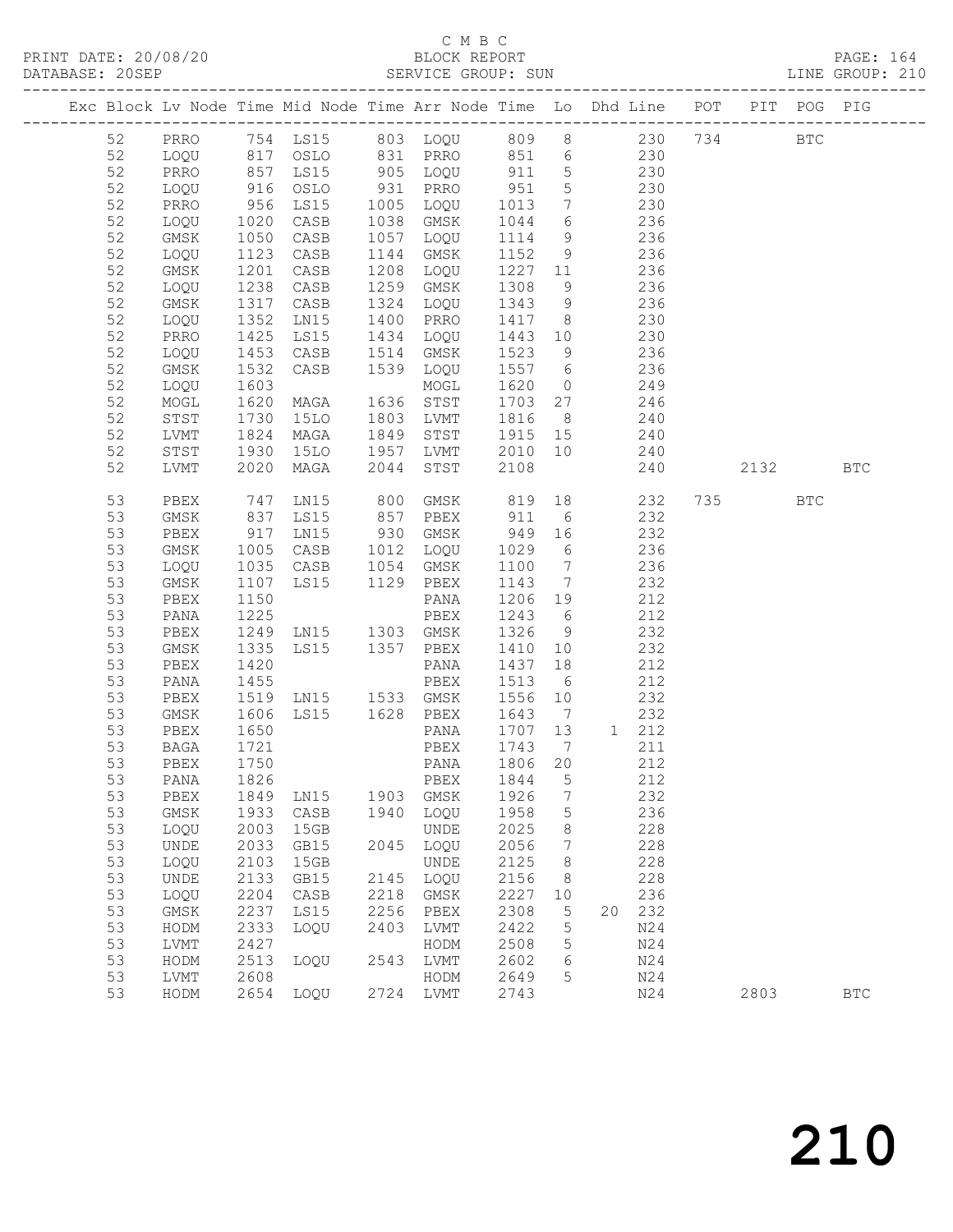C M B C

PRINT DATE: 20/08/20 BLOCK REPORT PAGE: 164
DATABASE: 20SEP SERVICE GROUP: SUN LINE GROUP: 210

| Exc | Block | Lv Node | Time | Mid Node | Time | Arr Node | Time | Lo | Dhd | Line | POT | PIT | POG | PIG |
|---|---|---|---|---|---|---|---|---|---|---|---|---|---|---|
| | 52 | PRRO | 754 | LS15 | 803 | LOQU | 809 | 8 | | 230 | 734 | | BTC | |
| | 52 | LOQU | 817 | OSLO | 831 | PRRO | 851 | 6 | | 230 | | | | |
| | 52 | PRRO | 857 | LS15 | 905 | LOQU | 911 | 5 | | 230 | | | | |
| | 52 | LOQU | 916 | OSLO | 931 | PRRO | 951 | 5 | | 230 | | | | |
| | 52 | PRRO | 956 | LS15 | 1005 | LOQU | 1013 | 7 | | 230 | | | | |
| | 52 | LOQU | 1020 | CASB | 1038 | GMSK | 1044 | 6 | | 236 | | | | |
| | 52 | GMSK | 1050 | CASB | 1057 | LOQU | 1114 | 9 | | 236 | | | | |
| | 52 | LOQU | 1123 | CASB | 1144 | GMSK | 1152 | 9 | | 236 | | | | |
| | 52 | GMSK | 1201 | CASB | 1208 | LOQU | 1227 | 11 | | 236 | | | | |
| | 52 | LOQU | 1238 | CASB | 1259 | GMSK | 1308 | 9 | | 236 | | | | |
| | 52 | GMSK | 1317 | CASB | 1324 | LOQU | 1343 | 9 | | 236 | | | | |
| | 52 | LOQU | 1352 | LN15 | 1400 | PRRO | 1417 | 8 | | 230 | | | | |
| | 52 | PRRO | 1425 | LS15 | 1434 | LOQU | 1443 | 10 | | 230 | | | | |
| | 52 | LOQU | 1453 | CASB | 1514 | GMSK | 1523 | 9 | | 236 | | | | |
| | 52 | GMSK | 1532 | CASB | 1539 | LOQU | 1557 | 6 | | 236 | | | | |
| | 52 | LOQU | 1603 | | | MOGL | 1620 | 0 | | 249 | | | | |
| | 52 | MOGL | 1620 | MAGA | 1636 | STST | 1703 | 27 | | 246 | | | | |
| | 52 | STST | 1730 | 15LO | 1803 | LVMT | 1816 | 8 | | 240 | | | | |
| | 52 | LVMT | 1824 | MAGA | 1849 | STST | 1915 | 15 | | 240 | | | | |
| | 52 | STST | 1930 | 15LO | 1957 | LVMT | 2010 | 10 | | 240 | | | | |
| | 52 | LVMT | 2020 | MAGA | 2044 | STST | 2108 | | | 240 | | 2132 | | BTC |
| | 53 | PBEX | 747 | LN15 | 800 | GMSK | 819 | 18 | | 232 | 735 | | BTC | |
| | 53 | GMSK | 837 | LS15 | 857 | PBEX | 911 | 6 | | 232 | | | | |
| | 53 | PBEX | 917 | LN15 | 930 | GMSK | 949 | 16 | | 232 | | | | |
| | 53 | GMSK | 1005 | CASB | 1012 | LOQU | 1029 | 6 | | 236 | | | | |
| | 53 | LOQU | 1035 | CASB | 1054 | GMSK | 1100 | 7 | | 236 | | | | |
| | 53 | GMSK | 1107 | LS15 | 1129 | PBEX | 1143 | 7 | | 232 | | | | |
| | 53 | PBEX | 1150 | | | PANA | 1206 | 19 | | 212 | | | | |
| | 53 | PANA | 1225 | | | PBEX | 1243 | 6 | | 212 | | | | |
| | 53 | PBEX | 1249 | LN15 | 1303 | GMSK | 1326 | 9 | | 232 | | | | |
| | 53 | GMSK | 1335 | LS15 | 1357 | PBEX | 1410 | 10 | | 232 | | | | |
| | 53 | PBEX | 1420 | | | PANA | 1437 | 18 | | 212 | | | | |
| | 53 | PANA | 1455 | | | PBEX | 1513 | 6 | | 212 | | | | |
| | 53 | PBEX | 1519 | LN15 | 1533 | GMSK | 1556 | 10 | | 232 | | | | |
| | 53 | GMSK | 1606 | LS15 | 1628 | PBEX | 1643 | 7 | | 232 | | | | |
| | 53 | PBEX | 1650 | | | PANA | 1707 | 13 | 1 | 212 | | | | |
| | 53 | BAGA | 1721 | | | PBEX | 1743 | 7 | | 211 | | | | |
| | 53 | PBEX | 1750 | | | PANA | 1806 | 20 | | 212 | | | | |
| | 53 | PANA | 1826 | | | PBEX | 1844 | 5 | | 212 | | | | |
| | 53 | PBEX | 1849 | LN15 | 1903 | GMSK | 1926 | 7 | | 232 | | | | |
| | 53 | GMSK | 1933 | CASB | 1940 | LOQU | 1958 | 5 | | 236 | | | | |
| | 53 | LOQU | 2003 | 15GB | | UNDE | 2025 | 8 | | 228 | | | | |
| | 53 | UNDE | 2033 | GB15 | 2045 | LOQU | 2056 | 7 | | 228 | | | | |
| | 53 | LOQU | 2103 | 15GB | | UNDE | 2125 | 8 | | 228 | | | | |
| | 53 | UNDE | 2133 | GB15 | 2145 | LOQU | 2156 | 8 | | 228 | | | | |
| | 53 | LOQU | 2204 | CASB | 2218 | GMSK | 2227 | 10 | | 236 | | | | |
| | 53 | GMSK | 2237 | LS15 | 2256 | PBEX | 2308 | 5 | 20 | 232 | | | | |
| | 53 | HODM | 2333 | LOQU | 2403 | LVMT | 2422 | 5 | | N24 | | | | |
| | 53 | LVMT | 2427 | | | HODM | 2508 | 5 | | N24 | | | | |
| | 53 | HODM | 2513 | LOQU | 2543 | LVMT | 2602 | 6 | | N24 | | | | |
| | 53 | LVMT | 2608 | | | HODM | 2649 | 5 | | N24 | | | | |
| | 53 | HODM | 2654 | LOQU | 2724 | LVMT | 2743 | | | N24 | | 2803 | | BTC |

210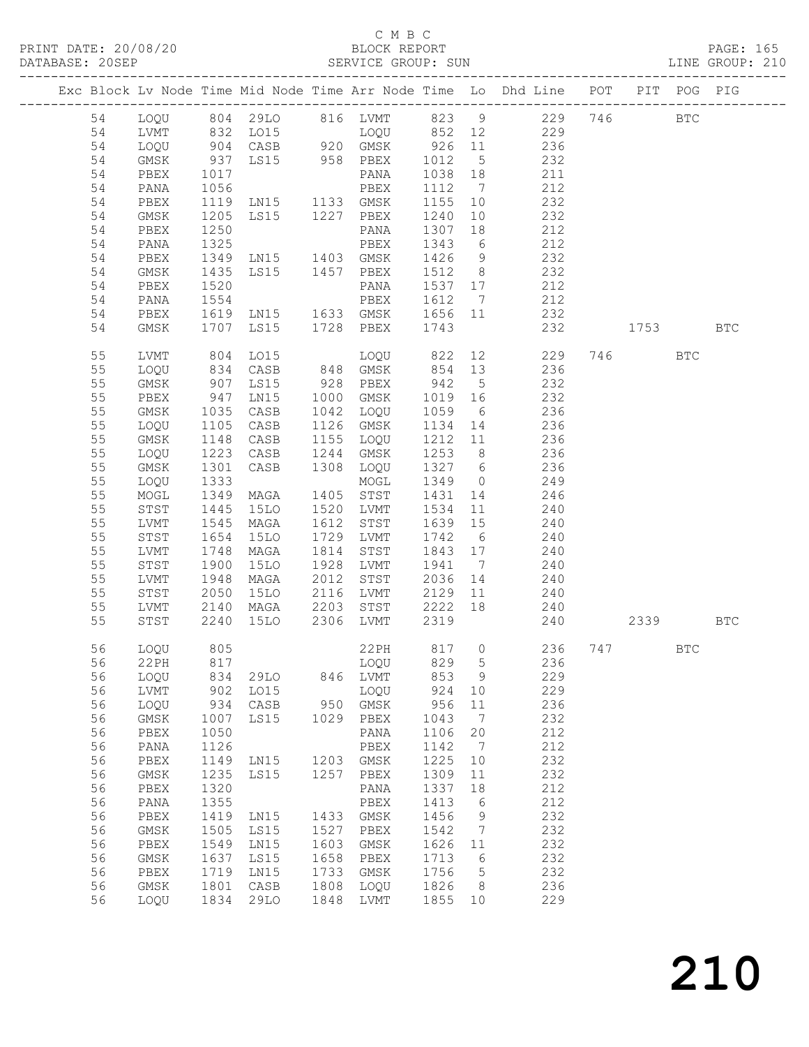C M B C

PRINT DATE: 20/08/20 BLOCK REPORT
DATABASE: 20SEP SERVICE GROUP: SUN LINE GROUP: 210

| Exc | Block | Lv | Node | Time | Mid Node | Time | Arr Node | Time | Lo | Dhd Line | POT | PIT | POG | PIG |
|---|---|---|---|---|---|---|---|---|---|---|---|---|---|---|
| | 54 | | LOQU | 804 | 29LO | 816 | LVMT | 823 | 9 | 229 | 746 | | BTC | |
| | 54 | | LVMT | 832 | LO15 | | LOQU | 852 | 12 | 229 | | | | |
| | 54 | | LOQU | 904 | CASB | 920 | GMSK | 926 | 11 | 236 | | | | |
| | 54 | | GMSK | 937 | LS15 | 958 | PBEX | 1012 | 5 | 232 | | | | |
| | 54 | | PBEX | 1017 | | | PANA | 1038 | 18 | 211 | | | | |
| | 54 | | PANA | 1056 | | | PBEX | 1112 | 7 | 212 | | | | |
| | 54 | | PBEX | 1119 | LN15 | 1133 | GMSK | 1155 | 10 | 232 | | | | |
| | 54 | | GMSK | 1205 | LS15 | 1227 | PBEX | 1240 | 10 | 232 | | | | |
| | 54 | | PBEX | 1250 | | | PANA | 1307 | 18 | 212 | | | | |
| | 54 | | PANA | 1325 | | | PBEX | 1343 | 6 | 212 | | | | |
| | 54 | | PBEX | 1349 | LN15 | 1403 | GMSK | 1426 | 9 | 232 | | | | |
| | 54 | | GMSK | 1435 | LS15 | 1457 | PBEX | 1512 | 8 | 232 | | | | |
| | 54 | | PBEX | 1520 | | | PANA | 1537 | 17 | 212 | | | | |
| | 54 | | PANA | 1554 | | | PBEX | 1612 | 7 | 212 | | | | |
| | 54 | | PBEX | 1619 | LN15 | 1633 | GMSK | 1656 | 11 | 232 | | | | |
| | 54 | | GMSK | 1707 | LS15 | 1728 | PBEX | 1743 | | 232 | | 1753 | | BTC |
| | 55 | | LVMT | 804 | LO15 | | LOQU | 822 | 12 | 229 | 746 | | BTC | |
| | 55 | | LOQU | 834 | CASB | 848 | GMSK | 854 | 13 | 236 | | | | |
| | 55 | | GMSK | 907 | LS15 | 928 | PBEX | 942 | 5 | 232 | | | | |
| | 55 | | PBEX | 947 | LN15 | 1000 | GMSK | 1019 | 16 | 232 | | | | |
| | 55 | | GMSK | 1035 | CASB | 1042 | LOQU | 1059 | 6 | 236 | | | | |
| | 55 | | LOQU | 1105 | CASB | 1126 | GMSK | 1134 | 14 | 236 | | | | |
| | 55 | | GMSK | 1148 | CASB | 1155 | LOQU | 1212 | 11 | 236 | | | | |
| | 55 | | LOQU | 1223 | CASB | 1244 | GMSK | 1253 | 8 | 236 | | | | |
| | 55 | | GMSK | 1301 | CASB | 1308 | LOQU | 1327 | 6 | 236 | | | | |
| | 55 | | LOQU | 1333 | | | MOGL | 1349 | 0 | 249 | | | | |
| | 55 | | MOGL | 1349 | MAGA | 1405 | STST | 1431 | 14 | 246 | | | | |
| | 55 | | STST | 1445 | 15LO | 1520 | LVMT | 1534 | 11 | 240 | | | | |
| | 55 | | LVMT | 1545 | MAGA | 1612 | STST | 1639 | 15 | 240 | | | | |
| | 55 | | STST | 1654 | 15LO | 1729 | LVMT | 1742 | 6 | 240 | | | | |
| | 55 | | LVMT | 1748 | MAGA | 1814 | STST | 1843 | 17 | 240 | | | | |
| | 55 | | STST | 1900 | 15LO | 1928 | LVMT | 1941 | 7 | 240 | | | | |
| | 55 | | LVMT | 1948 | MAGA | 2012 | STST | 2036 | 14 | 240 | | | | |
| | 55 | | STST | 2050 | 15LO | 2116 | LVMT | 2129 | 11 | 240 | | | | |
| | 55 | | LVMT | 2140 | MAGA | 2203 | STST | 2222 | 18 | 240 | | | | |
| | 55 | | STST | 2240 | 15LO | 2306 | LVMT | 2319 | | 240 | | 2339 | | BTC |
| | 56 | | LOQU | 805 | | | 22PH | 817 | 0 | 236 | 747 | | BTC | |
| | 56 | | 22PH | 817 | | | LOQU | 829 | 5 | 236 | | | | |
| | 56 | | LOQU | 834 | 29LO | 846 | LVMT | 853 | 9 | 229 | | | | |
| | 56 | | LVMT | 902 | LO15 | | LOQU | 924 | 10 | 229 | | | | |
| | 56 | | LOQU | 934 | CASB | 950 | GMSK | 956 | 11 | 236 | | | | |
| | 56 | | GMSK | 1007 | LS15 | 1029 | PBEX | 1043 | 7 | 232 | | | | |
| | 56 | | PBEX | 1050 | | | PANA | 1106 | 20 | 212 | | | | |
| | 56 | | PANA | 1126 | | | PBEX | 1142 | 7 | 212 | | | | |
| | 56 | | PBEX | 1149 | LN15 | 1203 | GMSK | 1225 | 10 | 232 | | | | |
| | 56 | | GMSK | 1235 | LS15 | 1257 | PBEX | 1309 | 11 | 232 | | | | |
| | 56 | | PBEX | 1320 | | | PANA | 1337 | 18 | 212 | | | | |
| | 56 | | PANA | 1355 | | | PBEX | 1413 | 6 | 212 | | | | |
| | 56 | | PBEX | 1419 | LN15 | 1433 | GMSK | 1456 | 9 | 232 | | | | |
| | 56 | | GMSK | 1505 | LS15 | 1527 | PBEX | 1542 | 7 | 232 | | | | |
| | 56 | | PBEX | 1549 | LN15 | 1603 | GMSK | 1626 | 11 | 232 | | | | |
| | 56 | | GMSK | 1637 | LS15 | 1658 | PBEX | 1713 | 6 | 232 | | | | |
| | 56 | | PBEX | 1719 | LN15 | 1733 | GMSK | 1756 | 5 | 232 | | | | |
| | 56 | | GMSK | 1801 | CASB | 1808 | LOQU | 1826 | 8 | 236 | | | | |
| | 56 | | LOQU | 1834 | 29LO | 1848 | LVMT | 1855 | 10 | 229 | | | | |

210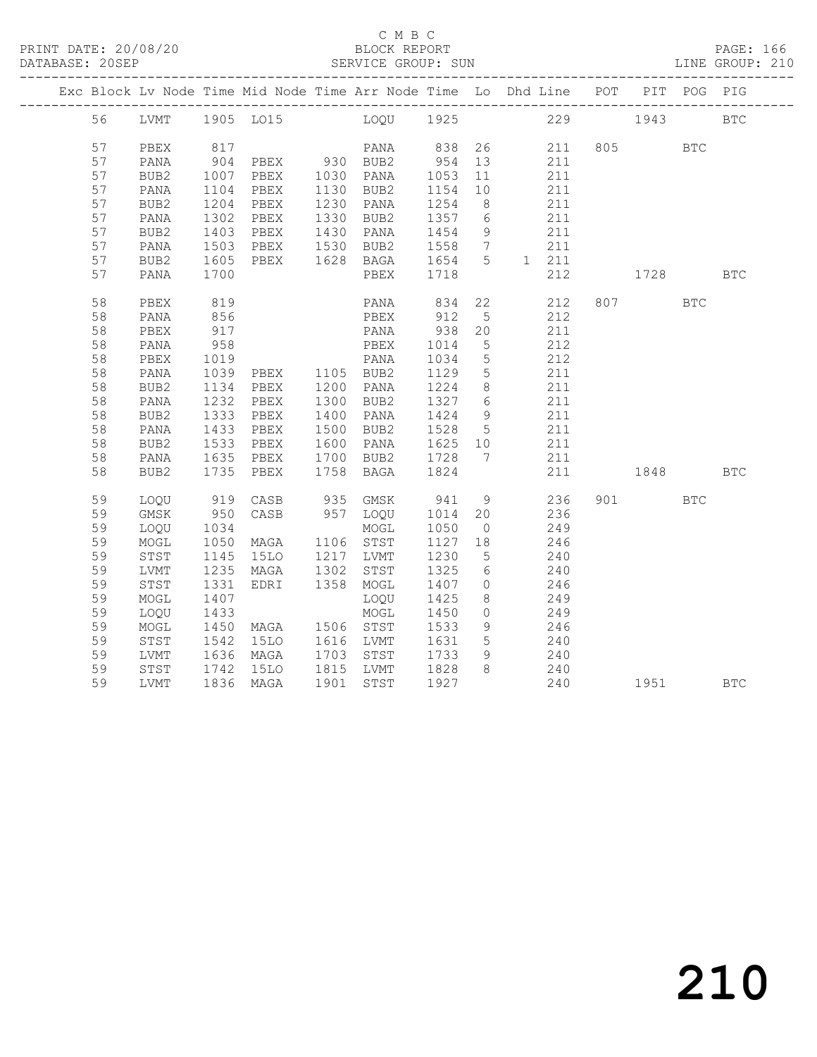C M B C

PRINT DATE: 20/08/20 BLOCK REPORT

DATABASE: 20SEP SERVICE GROUP: SUN LINE GROUP: 210

| Exc | Block | Lv | Node | Time | Mid Node | Time | Arr Node | Time | Lo | Dhd | Line | POT | PIT | POG | PIG |
|---|---|---|---|---|---|---|---|---|---|---|---|---|---|---|---|
| | 56 | | LVMT | 1905 | LO15 | | LOQU | 1925 | | | 229 | | 1943 | | BTC |
| | 57 | | PBEX | 817 | | | PANA | 838 | 26 | | 211 | 805 | | BTC | |
| | 57 | | PANA | 904 | PBEX | 930 | BUB2 | 954 | 13 | | 211 | | | | |
| | 57 | | BUB2 | 1007 | PBEX | 1030 | PANA | 1053 | 11 | | 211 | | | | |
| | 57 | | PANA | 1104 | PBEX | 1130 | BUB2 | 1154 | 10 | | 211 | | | | |
| | 57 | | BUB2 | 1204 | PBEX | 1230 | PANA | 1254 | 8 | | 211 | | | | |
| | 57 | | PANA | 1302 | PBEX | 1330 | BUB2 | 1357 | 6 | | 211 | | | | |
| | 57 | | BUB2 | 1403 | PBEX | 1430 | PANA | 1454 | 9 | | 211 | | | | |
| | 57 | | PANA | 1503 | PBEX | 1530 | BUB2 | 1558 | 7 | | 211 | | | | |
| | 57 | | BUB2 | 1605 | PBEX | 1628 | BAGA | 1654 | 5 | 1 | 211 | | | | |
| | 57 | | PANA | 1700 | | | PBEX | 1718 | | | 212 | | 1728 | | BTC |
| | 58 | | PBEX | 819 | | | PANA | 834 | 22 | | 212 | 807 | | BTC | |
| | 58 | | PANA | 856 | | | PBEX | 912 | 5 | | 212 | | | | |
| | 58 | | PBEX | 917 | | | PANA | 938 | 20 | | 211 | | | | |
| | 58 | | PANA | 958 | | | PBEX | 1014 | 5 | | 212 | | | | |
| | 58 | | PBEX | 1019 | | | PANA | 1034 | 5 | | 212 | | | | |
| | 58 | | PANA | 1039 | PBEX | 1105 | BUB2 | 1129 | 5 | | 211 | | | | |
| | 58 | | BUB2 | 1134 | PBEX | 1200 | PANA | 1224 | 8 | | 211 | | | | |
| | 58 | | PANA | 1232 | PBEX | 1300 | BUB2 | 1327 | 6 | | 211 | | | | |
| | 58 | | BUB2 | 1333 | PBEX | 1400 | PANA | 1424 | 9 | | 211 | | | | |
| | 58 | | PANA | 1433 | PBEX | 1500 | BUB2 | 1528 | 5 | | 211 | | | | |
| | 58 | | BUB2 | 1533 | PBEX | 1600 | PANA | 1625 | 10 | | 211 | | | | |
| | 58 | | PANA | 1635 | PBEX | 1700 | BUB2 | 1728 | 7 | | 211 | | | | |
| | 58 | | BUB2 | 1735 | PBEX | 1758 | BAGA | 1824 | | | 211 | | 1848 | | BTC |
| | 59 | | LOQU | 919 | CASB | 935 | GMSK | 941 | 9 | | 236 | 901 | | BTC | |
| | 59 | | GMSK | 950 | CASB | 957 | LOQU | 1014 | 20 | | 236 | | | | |
| | 59 | | LOQU | 1034 | | | MOGL | 1050 | 0 | | 249 | | | | |
| | 59 | | MOGL | 1050 | MAGA | 1106 | STST | 1127 | 18 | | 246 | | | | |
| | 59 | | STST | 1145 | 15LO | 1217 | LVMT | 1230 | 5 | | 240 | | | | |
| | 59 | | LVMT | 1235 | MAGA | 1302 | STST | 1325 | 6 | | 240 | | | | |
| | 59 | | STST | 1331 | EDRI | 1358 | MOGL | 1407 | 0 | | 246 | | | | |
| | 59 | | MOGL | 1407 | | | LOQU | 1425 | 8 | | 249 | | | | |
| | 59 | | LOQU | 1433 | | | MOGL | 1450 | 0 | | 249 | | | | |
| | 59 | | MOGL | 1450 | MAGA | 1506 | STST | 1533 | 9 | | 246 | | | | |
| | 59 | | STST | 1542 | 15LO | 1616 | LVMT | 1631 | 5 | | 240 | | | | |
| | 59 | | LVMT | 1636 | MAGA | 1703 | STST | 1733 | 9 | | 240 | | | | |
| | 59 | | STST | 1742 | 15LO | 1815 | LVMT | 1828 | 8 | | 240 | | | | |
| | 59 | | LVMT | 1836 | MAGA | 1901 | STST | 1927 | | | 240 | | 1951 | | BTC |

210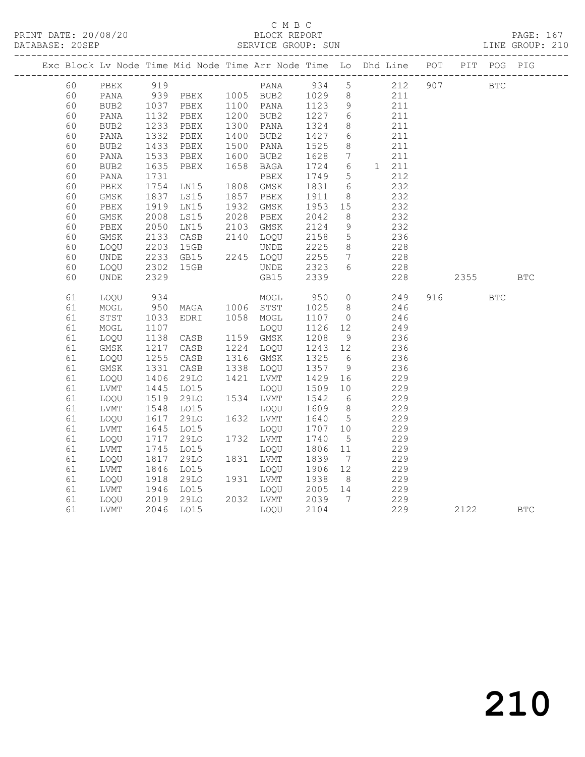C M B C

PRINT DATE: 20/08/20 BLOCK REPORT
DATABASE: 20SEP SERVICE GROUP: SUN LINE GROUP: 210

| Exc | Block | Lv | Node | Time | Mid Node | Time | Arr Node | Time | Lo | Dhd | Line | POT | PIT | POG | PIG |
|---|---|---|---|---|---|---|---|---|---|---|---|---|---|---|---|
| | 60 | | PBEX | 919 | | | PANA | 934 | 5 | | 212 | 907 | | BTC | |
| | 60 | | PANA | 939 | PBEX | 1005 | BUB2 | 1029 | 8 | | 211 | | | | |
| | 60 | | BUB2 | 1037 | PBEX | 1100 | PANA | 1123 | 9 | | 211 | | | | |
| | 60 | | PANA | 1132 | PBEX | 1200 | BUB2 | 1227 | 6 | | 211 | | | | |
| | 60 | | BUB2 | 1233 | PBEX | 1300 | PANA | 1324 | 8 | | 211 | | | | |
| | 60 | | PANA | 1332 | PBEX | 1400 | BUB2 | 1427 | 6 | | 211 | | | | |
| | 60 | | BUB2 | 1433 | PBEX | 1500 | PANA | 1525 | 8 | | 211 | | | | |
| | 60 | | PANA | 1533 | PBEX | 1600 | BUB2 | 1628 | 7 | | 211 | | | | |
| | 60 | | BUB2 | 1635 | PBEX | 1658 | BAGA | 1724 | 6 | 1 | 211 | | | | |
| | 60 | | PANA | 1731 | | | PBEX | 1749 | 5 | | 212 | | | | |
| | 60 | | PBEX | 1754 | LN15 | 1808 | GMSK | 1831 | 6 | | 232 | | | | |
| | 60 | | GMSK | 1837 | LS15 | 1857 | PBEX | 1911 | 8 | | 232 | | | | |
| | 60 | | PBEX | 1919 | LN15 | 1932 | GMSK | 1953 | 15 | | 232 | | | | |
| | 60 | | GMSK | 2008 | LS15 | 2028 | PBEX | 2042 | 8 | | 232 | | | | |
| | 60 | | PBEX | 2050 | LN15 | 2103 | GMSK | 2124 | 9 | | 232 | | | | |
| | 60 | | GMSK | 2133 | CASB | 2140 | LOQU | 2158 | 5 | | 236 | | | | |
| | 60 | | LOQU | 2203 | 15GB | | UNDE | 2225 | 8 | | 228 | | | | |
| | 60 | | UNDE | 2233 | GB15 | 2245 | LOQU | 2255 | 7 | | 228 | | | | |
| | 60 | | LOQU | 2302 | 15GB | | UNDE | 2323 | 6 | | 228 | | | | |
| | 60 | | UNDE | 2329 | | | GB15 | 2339 | | | 228 | | 2355 | | BTC |
| | 61 | | LOQU | 934 | | | MOGL | 950 | 0 | | 249 | 916 | | BTC | |
| | 61 | | MOGL | 950 | MAGA | 1006 | STST | 1025 | 8 | | 246 | | | | |
| | 61 | | STST | 1033 | EDRI | 1058 | MOGL | 1107 | 0 | | 246 | | | | |
| | 61 | | MOGL | 1107 | | | LOQU | 1126 | 12 | | 249 | | | | |
| | 61 | | LOQU | 1138 | CASB | 1159 | GMSK | 1208 | 9 | | 236 | | | | |
| | 61 | | GMSK | 1217 | CASB | 1224 | LOQU | 1243 | 12 | | 236 | | | | |
| | 61 | | LOQU | 1255 | CASB | 1316 | GMSK | 1325 | 6 | | 236 | | | | |
| | 61 | | GMSK | 1331 | CASB | 1338 | LOQU | 1357 | 9 | | 236 | | | | |
| | 61 | | LOQU | 1406 | 29LO | 1421 | LVMT | 1429 | 16 | | 229 | | | | |
| | 61 | | LVMT | 1445 | LO15 | | LOQU | 1509 | 10 | | 229 | | | | |
| | 61 | | LOQU | 1519 | 29LO | 1534 | LVMT | 1542 | 6 | | 229 | | | | |
| | 61 | | LVMT | 1548 | LO15 | | LOQU | 1609 | 8 | | 229 | | | | |
| | 61 | | LOQU | 1617 | 29LO | 1632 | LVMT | 1640 | 5 | | 229 | | | | |
| | 61 | | LVMT | 1645 | LO15 | | LOQU | 1707 | 10 | | 229 | | | | |
| | 61 | | LOQU | 1717 | 29LO | 1732 | LVMT | 1740 | 5 | | 229 | | | | |
| | 61 | | LVMT | 1745 | LO15 | | LOQU | 1806 | 11 | | 229 | | | | |
| | 61 | | LOQU | 1817 | 29LO | 1831 | LVMT | 1839 | 7 | | 229 | | | | |
| | 61 | | LVMT | 1846 | LO15 | | LOQU | 1906 | 12 | | 229 | | | | |
| | 61 | | LOQU | 1918 | 29LO | 1931 | LVMT | 1938 | 8 | | 229 | | | | |
| | 61 | | LVMT | 1946 | LO15 | | LOQU | 2005 | 14 | | 229 | | | | |
| | 61 | | LOQU | 2019 | 29LO | 2032 | LVMT | 2039 | 7 | | 229 | | | | |
| | 61 | | LVMT | 2046 | LO15 | | LOQU | 2104 | | | 229 | | 2122 | | BTC |

210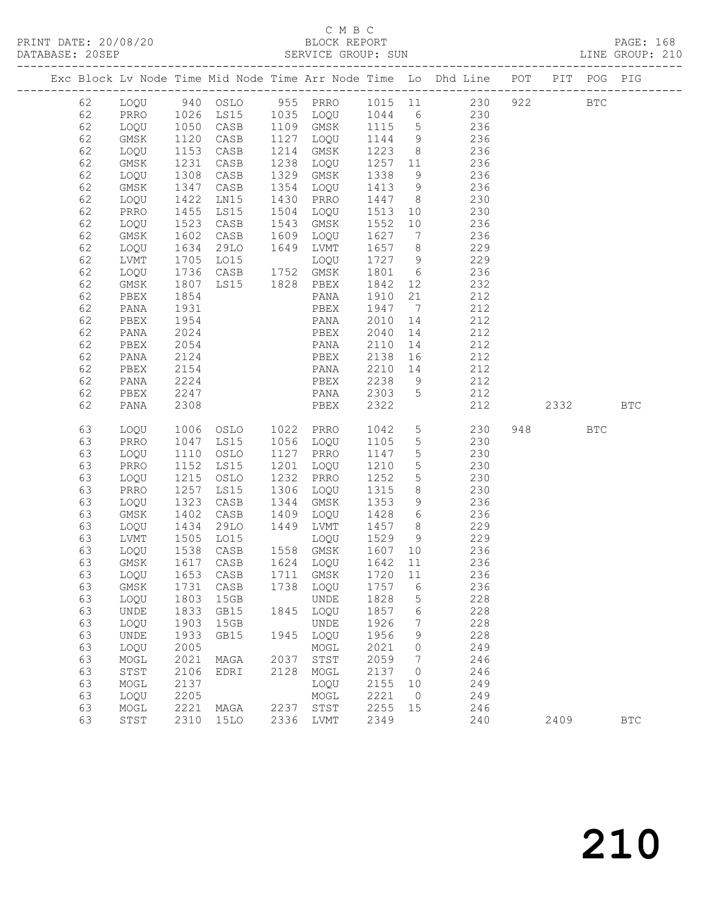C M B C

PRINT DATE: 20/08/20 BLOCK REPORT

DATABASE: 20SEP SERVICE GROUP: SUN LINE GROUP: 210

| Exc | Block | Lv | Node | Time | Mid Node | Time | Arr Node | Time | Lo | Dhd Line | POT | PIT | POG | PIG |
|---|---|---|---|---|---|---|---|---|---|---|---|---|---|---|
| | 62 | | LOQU | 940 | OSLO | 955 | PRRO | 1015 | 11 | 230 | 922 | | BTC | |
| | 62 | | PRRO | 1026 | LS15 | 1035 | LOQU | 1044 | 6 | 230 | | | | |
| | 62 | | LOQU | 1050 | CASB | 1109 | GMSK | 1115 | 5 | 236 | | | | |
| | 62 | | GMSK | 1120 | CASB | 1127 | LOQU | 1144 | 9 | 236 | | | | |
| | 62 | | LOQU | 1153 | CASB | 1214 | GMSK | 1223 | 8 | 236 | | | | |
| | 62 | | GMSK | 1231 | CASB | 1238 | LOQU | 1257 | 11 | 236 | | | | |
| | 62 | | LOQU | 1308 | CASB | 1329 | GMSK | 1338 | 9 | 236 | | | | |
| | 62 | | GMSK | 1347 | CASB | 1354 | LOQU | 1413 | 9 | 236 | | | | |
| | 62 | | LOQU | 1422 | LN15 | 1430 | PRRO | 1447 | 8 | 230 | | | | |
| | 62 | | PRRO | 1455 | LS15 | 1504 | LOQU | 1513 | 10 | 230 | | | | |
| | 62 | | LOQU | 1523 | CASB | 1543 | GMSK | 1552 | 10 | 236 | | | | |
| | 62 | | GMSK | 1602 | CASB | 1609 | LOQU | 1627 | 7 | 236 | | | | |
| | 62 | | LOQU | 1634 | 29LO | 1649 | LVMT | 1657 | 8 | 229 | | | | |
| | 62 | | LVMT | 1705 | LO15 | | LOQU | 1727 | 9 | 229 | | | | |
| | 62 | | LOQU | 1736 | CASB | 1752 | GMSK | 1801 | 6 | 236 | | | | |
| | 62 | | GMSK | 1807 | LS15 | 1828 | PBEX | 1842 | 12 | 232 | | | | |
| | 62 | | PBEX | 1854 | | | PANA | 1910 | 21 | 212 | | | | |
| | 62 | | PANA | 1931 | | | PBEX | 1947 | 7 | 212 | | | | |
| | 62 | | PBEX | 1954 | | | PANA | 2010 | 14 | 212 | | | | |
| | 62 | | PANA | 2024 | | | PBEX | 2040 | 14 | 212 | | | | |
| | 62 | | PBEX | 2054 | | | PANA | 2110 | 14 | 212 | | | | |
| | 62 | | PANA | 2124 | | | PBEX | 2138 | 16 | 212 | | | | |
| | 62 | | PBEX | 2154 | | | PANA | 2210 | 14 | 212 | | | | |
| | 62 | | PANA | 2224 | | | PBEX | 2238 | 9 | 212 | | | | |
| | 62 | | PBEX | 2247 | | | PANA | 2303 | 5 | 212 | | | | |
| | 62 | | PANA | 2308 | | | PBEX | 2322 | | 212 | | 2332 | | BTC |
| | 63 | | LOQU | 1006 | OSLO | 1022 | PRRO | 1042 | 5 | 230 | 948 | | BTC | |
| | 63 | | PRRO | 1047 | LS15 | 1056 | LOQU | 1105 | 5 | 230 | | | | |
| | 63 | | LOQU | 1110 | OSLO | 1127 | PRRO | 1147 | 5 | 230 | | | | |
| | 63 | | PRRO | 1152 | LS15 | 1201 | LOQU | 1210 | 5 | 230 | | | | |
| | 63 | | LOQU | 1215 | OSLO | 1232 | PRRO | 1252 | 5 | 230 | | | | |
| | 63 | | PRRO | 1257 | LS15 | 1306 | LOQU | 1315 | 8 | 230 | | | | |
| | 63 | | LOQU | 1323 | CASB | 1344 | GMSK | 1353 | 9 | 236 | | | | |
| | 63 | | GMSK | 1402 | CASB | 1409 | LOQU | 1428 | 6 | 236 | | | | |
| | 63 | | LOQU | 1434 | 29LO | 1449 | LVMT | 1457 | 8 | 229 | | | | |
| | 63 | | LVMT | 1505 | LO15 | | LOQU | 1529 | 9 | 229 | | | | |
| | 63 | | LOQU | 1538 | CASB | 1558 | GMSK | 1607 | 10 | 236 | | | | |
| | 63 | | GMSK | 1617 | CASB | 1624 | LOQU | 1642 | 11 | 236 | | | | |
| | 63 | | LOQU | 1653 | CASB | 1711 | GMSK | 1720 | 11 | 236 | | | | |
| | 63 | | GMSK | 1731 | CASB | 1738 | LOQU | 1757 | 6 | 236 | | | | |
| | 63 | | LOQU | 1803 | 15GB | | UNDE | 1828 | 5 | 228 | | | | |
| | 63 | | UNDE | 1833 | GB15 | 1845 | LOQU | 1857 | 6 | 228 | | | | |
| | 63 | | LOQU | 1903 | 15GB | | UNDE | 1926 | 7 | 228 | | | | |
| | 63 | | UNDE | 1933 | GB15 | 1945 | LOQU | 1956 | 9 | 228 | | | | |
| | 63 | | LOQU | 2005 | | | MOGL | 2021 | 0 | 249 | | | | |
| | 63 | | MOGL | 2021 | MAGA | 2037 | STST | 2059 | 7 | 246 | | | | |
| | 63 | | STST | 2106 | EDRI | 2128 | MOGL | 2137 | 0 | 246 | | | | |
| | 63 | | MOGL | 2137 | | | LOQU | 2155 | 10 | 249 | | | | |
| | 63 | | LOQU | 2205 | | | MOGL | 2221 | 0 | 249 | | | | |
| | 63 | | MOGL | 2221 | MAGA | 2237 | STST | 2255 | 15 | 246 | | | | |
| | 63 | | STST | 2310 | 15LO | 2336 | LVMT | 2349 | | 240 | | 2409 | | BTC |

210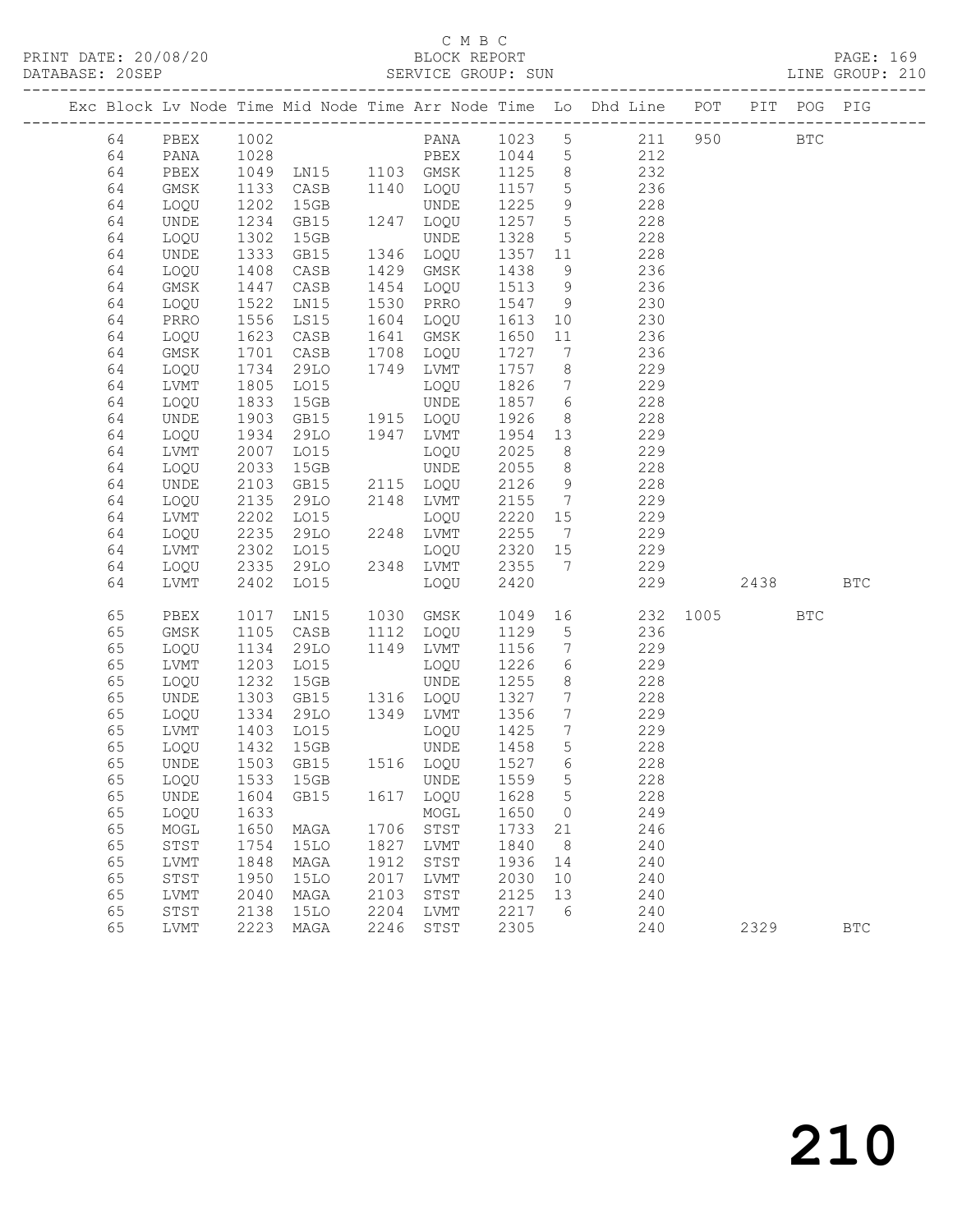C M B C
BLOCK REPORT
SERVICE GROUP: SUN

PRINT DATE: 20/08/20
DATABASE: 20SEP
LINE GROUP: 210

| Exc | Block | Lv | Node | Time | Mid Node | Time | Arr Node | Time | Lo | Dhd Line | POT | PIT | POG | PIG |
|---|---|---|---|---|---|---|---|---|---|---|---|---|---|---|
| | 64 | | PBEX | 1002 | | | PANA | 1023 | 5 | 211 | 950 | | BTC | |
| | 64 | | PANA | 1028 | | | PBEX | 1044 | 5 | 212 | | | | |
| | 64 | | PBEX | 1049 | LN15 | 1103 | GMSK | 1125 | 8 | 232 | | | | |
| | 64 | | GMSK | 1133 | CASB | 1140 | LOQU | 1157 | 5 | 236 | | | | |
| | 64 | | LOQU | 1202 | 15GB | | UNDE | 1225 | 9 | 228 | | | | |
| | 64 | | UNDE | 1234 | GB15 | 1247 | LOQU | 1257 | 5 | 228 | | | | |
| | 64 | | LOQU | 1302 | 15GB | | UNDE | 1328 | 5 | 228 | | | | |
| | 64 | | UNDE | 1333 | GB15 | 1346 | LOQU | 1357 | 11 | 228 | | | | |
| | 64 | | LOQU | 1408 | CASB | 1429 | GMSK | 1438 | 9 | 236 | | | | |
| | 64 | | GMSK | 1447 | CASB | 1454 | LOQU | 1513 | 9 | 236 | | | | |
| | 64 | | LOQU | 1522 | LN15 | 1530 | PRRO | 1547 | 9 | 230 | | | | |
| | 64 | | PRRO | 1556 | LS15 | 1604 | LOQU | 1613 | 10 | 230 | | | | |
| | 64 | | LOQU | 1623 | CASB | 1641 | GMSK | 1650 | 11 | 236 | | | | |
| | 64 | | GMSK | 1701 | CASB | 1708 | LOQU | 1727 | 7 | 236 | | | | |
| | 64 | | LOQU | 1734 | 29LO | 1749 | LVMT | 1757 | 8 | 229 | | | | |
| | 64 | | LVMT | 1805 | LO15 | | LOQU | 1826 | 7 | 229 | | | | |
| | 64 | | LOQU | 1833 | 15GB | | UNDE | 1857 | 6 | 228 | | | | |
| | 64 | | UNDE | 1903 | GB15 | 1915 | LOQU | 1926 | 8 | 228 | | | | |
| | 64 | | LOQU | 1934 | 29LO | 1947 | LVMT | 1954 | 13 | 229 | | | | |
| | 64 | | LVMT | 2007 | LO15 | | LOQU | 2025 | 8 | 229 | | | | |
| | 64 | | LOQU | 2033 | 15GB | | UNDE | 2055 | 8 | 228 | | | | |
| | 64 | | UNDE | 2103 | GB15 | 2115 | LOQU | 2126 | 9 | 228 | | | | |
| | 64 | | LOQU | 2135 | 29LO | 2148 | LVMT | 2155 | 7 | 229 | | | | |
| | 64 | | LVMT | 2202 | LO15 | | LOQU | 2220 | 15 | 229 | | | | |
| | 64 | | LOQU | 2235 | 29LO | 2248 | LVMT | 2255 | 7 | 229 | | | | |
| | 64 | | LVMT | 2302 | LO15 | | LOQU | 2320 | 15 | 229 | | | | |
| | 64 | | LOQU | 2335 | 29LO | 2348 | LVMT | 2355 | 7 | 229 | | | | |
| | 64 | | LVMT | 2402 | LO15 | | LOQU | 2420 | | 229 | | 2438 | | BTC |
| | 65 | | PBEX | 1017 | LN15 | 1030 | GMSK | 1049 | 16 | 232 | 1005 | | BTC | |
| | 65 | | GMSK | 1105 | CASB | 1112 | LOQU | 1129 | 5 | 236 | | | | |
| | 65 | | LOQU | 1134 | 29LO | 1149 | LVMT | 1156 | 7 | 229 | | | | |
| | 65 | | LVMT | 1203 | LO15 | | LOQU | 1226 | 6 | 229 | | | | |
| | 65 | | LOQU | 1232 | 15GB | | UNDE | 1255 | 8 | 228 | | | | |
| | 65 | | UNDE | 1303 | GB15 | 1316 | LOQU | 1327 | 7 | 228 | | | | |
| | 65 | | LOQU | 1334 | 29LO | 1349 | LVMT | 1356 | 7 | 229 | | | | |
| | 65 | | LVMT | 1403 | LO15 | | LOQU | 1425 | 7 | 229 | | | | |
| | 65 | | LOQU | 1432 | 15GB | | UNDE | 1458 | 5 | 228 | | | | |
| | 65 | | UNDE | 1503 | GB15 | 1516 | LOQU | 1527 | 6 | 228 | | | | |
| | 65 | | LOQU | 1533 | 15GB | | UNDE | 1559 | 5 | 228 | | | | |
| | 65 | | UNDE | 1604 | GB15 | 1617 | LOQU | 1628 | 5 | 228 | | | | |
| | 65 | | LOQU | 1633 | | | MOGL | 1650 | 0 | 249 | | | | |
| | 65 | | MOGL | 1650 | MAGA | 1706 | STST | 1733 | 21 | 246 | | | | |
| | 65 | | STST | 1754 | 15LO | 1827 | LVMT | 1840 | 8 | 240 | | | | |
| | 65 | | LVMT | 1848 | MAGA | 1912 | STST | 1936 | 14 | 240 | | | | |
| | 65 | | STST | 1950 | 15LO | 2017 | LVMT | 2030 | 10 | 240 | | | | |
| | 65 | | LVMT | 2040 | MAGA | 2103 | STST | 2125 | 13 | 240 | | | | |
| | 65 | | STST | 2138 | 15LO | 2204 | LVMT | 2217 | 6 | 240 | | | | |
| | 65 | | LVMT | 2223 | MAGA | 2246 | STST | 2305 | | 240 | | 2329 | | BTC |

210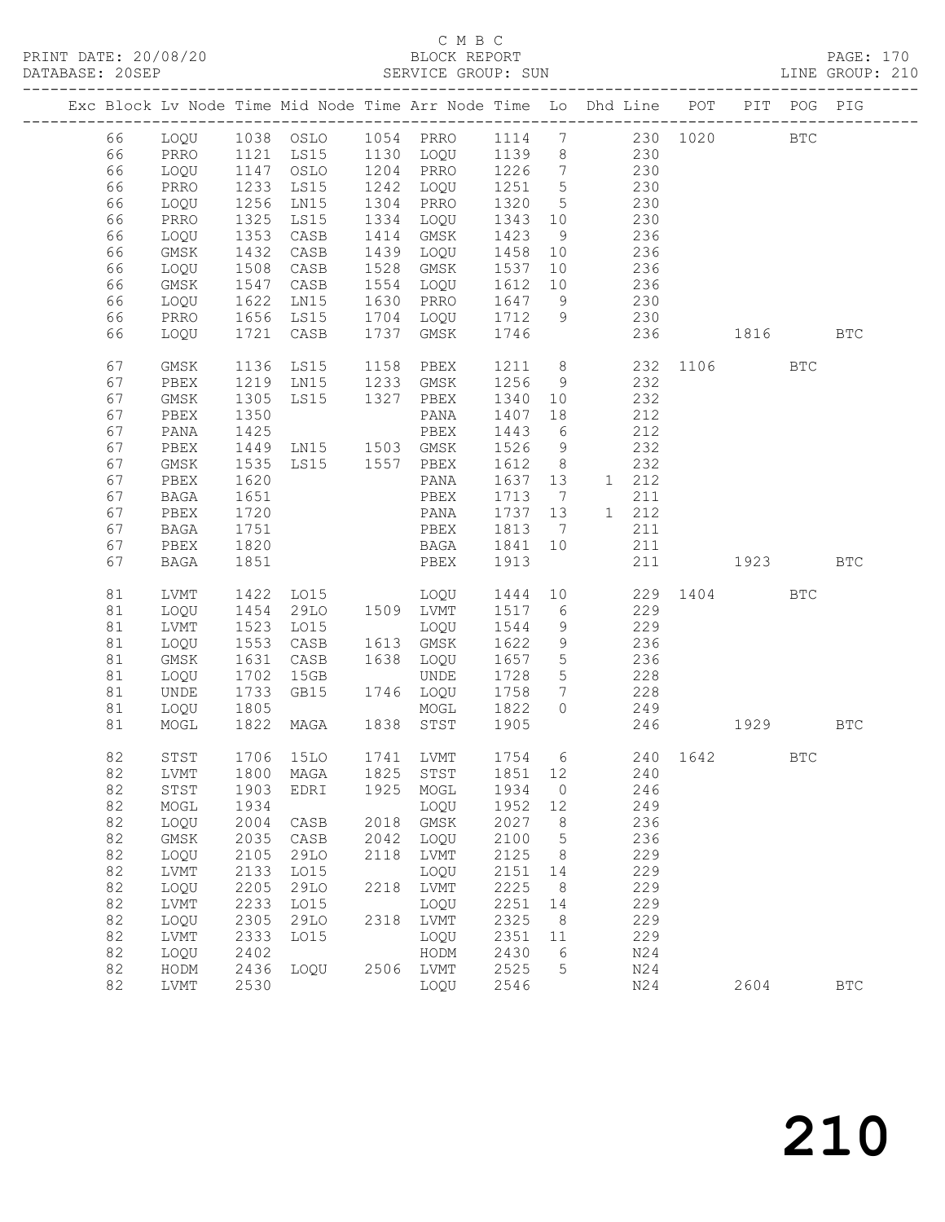C M B C

PRINT DATE: 20/08/20 BLOCK REPORT
DATABASE: 20SEP SERVICE GROUP: SUN LINE GROUP: 210

| Exc | Block | Lv Node | Time | Mid Node | Time | Arr Node | Time | Lo | Dhd | Line | POT | PIT | POG | PIG |
|---|---|---|---|---|---|---|---|---|---|---|---|---|---|---|
| | 66 | LOQU | 1038 | OSLO | 1054 | PRRO | 1114 | 7 | | 230 | 1020 | | BTC | |
| | 66 | PRRO | 1121 | LS15 | 1130 | LOQU | 1139 | 8 | | 230 | | | | |
| | 66 | LOQU | 1147 | OSLO | 1204 | PRRO | 1226 | 7 | | 230 | | | | |
| | 66 | PRRO | 1233 | LS15 | 1242 | LOQU | 1251 | 5 | | 230 | | | | |
| | 66 | LOQU | 1256 | LN15 | 1304 | PRRO | 1320 | 5 | | 230 | | | | |
| | 66 | PRRO | 1325 | LS15 | 1334 | LOQU | 1343 | 10 | | 230 | | | | |
| | 66 | LOQU | 1353 | CASB | 1414 | GMSK | 1423 | 9 | | 236 | | | | |
| | 66 | GMSK | 1432 | CASB | 1439 | LOQU | 1458 | 10 | | 236 | | | | |
| | 66 | LOQU | 1508 | CASB | 1528 | GMSK | 1537 | 10 | | 236 | | | | |
| | 66 | GMSK | 1547 | CASB | 1554 | LOQU | 1612 | 10 | | 236 | | | | |
| | 66 | LOQU | 1622 | LN15 | 1630 | PRRO | 1647 | 9 | | 230 | | | | |
| | 66 | PRRO | 1656 | LS15 | 1704 | LOQU | 1712 | 9 | | 230 | | | | |
| | 66 | LOQU | 1721 | CASB | 1737 | GMSK | 1746 | | | 236 | | 1816 | | BTC |
| | 67 | GMSK | 1136 | LS15 | 1158 | PBEX | 1211 | 8 | | 232 | 1106 | | BTC | |
| | 67 | PBEX | 1219 | LN15 | 1233 | GMSK | 1256 | 9 | | 232 | | | | |
| | 67 | GMSK | 1305 | LS15 | 1327 | PBEX | 1340 | 10 | | 232 | | | | |
| | 67 | PBEX | 1350 | | | PANA | 1407 | 18 | | 212 | | | | |
| | 67 | PANA | 1425 | | | PBEX | 1443 | 6 | | 212 | | | | |
| | 67 | PBEX | 1449 | LN15 | 1503 | GMSK | 1526 | 9 | | 232 | | | | |
| | 67 | GMSK | 1535 | LS15 | 1557 | PBEX | 1612 | 8 | | 232 | | | | |
| | 67 | PBEX | 1620 | | | PANA | 1637 | 13 | 1 | 212 | | | | |
| | 67 | BAGA | 1651 | | | PBEX | 1713 | 7 | | 211 | | | | |
| | 67 | PBEX | 1720 | | | PANA | 1737 | 13 | 1 | 212 | | | | |
| | 67 | BAGA | 1751 | | | PBEX | 1813 | 7 | | 211 | | | | |
| | 67 | PBEX | 1820 | | | BAGA | 1841 | 10 | | 211 | | | | |
| | 67 | BAGA | 1851 | | | PBEX | 1913 | | | 211 | | 1923 | | BTC |
| | 81 | LVMT | 1422 | LO15 | | LOQU | 1444 | 10 | | 229 | 1404 | | BTC | |
| | 81 | LOQU | 1454 | 29LO | 1509 | LVMT | 1517 | 6 | | 229 | | | | |
| | 81 | LVMT | 1523 | LO15 | | LOQU | 1544 | 9 | | 229 | | | | |
| | 81 | LOQU | 1553 | CASB | 1613 | GMSK | 1622 | 9 | | 236 | | | | |
| | 81 | GMSK | 1631 | CASB | 1638 | LOQU | 1657 | 5 | | 236 | | | | |
| | 81 | LOQU | 1702 | 15GB | | UNDE | 1728 | 5 | | 228 | | | | |
| | 81 | UNDE | 1733 | GB15 | 1746 | LOQU | 1758 | 7 | | 228 | | | | |
| | 81 | LOQU | 1805 | | | MOGL | 1822 | 0 | | 249 | | | | |
| | 81 | MOGL | 1822 | MAGA | 1838 | STST | 1905 | | | 246 | | 1929 | | BTC |
| | 82 | STST | 1706 | 15LO | 1741 | LVMT | 1754 | 6 | | 240 | 1642 | | BTC | |
| | 82 | LVMT | 1800 | MAGA | 1825 | STST | 1851 | 12 | | 240 | | | | |
| | 82 | STST | 1903 | EDRI | 1925 | MOGL | 1934 | 0 | | 246 | | | | |
| | 82 | MOGL | 1934 | | | LOQU | 1952 | 12 | | 249 | | | | |
| | 82 | LOQU | 2004 | CASB | 2018 | GMSK | 2027 | 8 | | 236 | | | | |
| | 82 | GMSK | 2035 | CASB | 2042 | LOQU | 2100 | 5 | | 236 | | | | |
| | 82 | LOQU | 2105 | 29LO | 2118 | LVMT | 2125 | 8 | | 229 | | | | |
| | 82 | LVMT | 2133 | LO15 | | LOQU | 2151 | 14 | | 229 | | | | |
| | 82 | LOQU | 2205 | 29LO | 2218 | LVMT | 2225 | 8 | | 229 | | | | |
| | 82 | LVMT | 2233 | LO15 | | LOQU | 2251 | 14 | | 229 | | | | |
| | 82 | LOQU | 2305 | 29LO | 2318 | LVMT | 2325 | 8 | | 229 | | | | |
| | 82 | LVMT | 2333 | LO15 | | LOQU | 2351 | 11 | | 229 | | | | |
| | 82 | LOQU | 2402 | | | HODM | 2430 | 6 | | N24 | | | | |
| | 82 | HODM | 2436 | LOQU | 2506 | LVMT | 2525 | 5 | | N24 | | | | |
| | 82 | LVMT | 2530 | | | LOQU | 2546 | | | N24 | | 2604 | | BTC |

210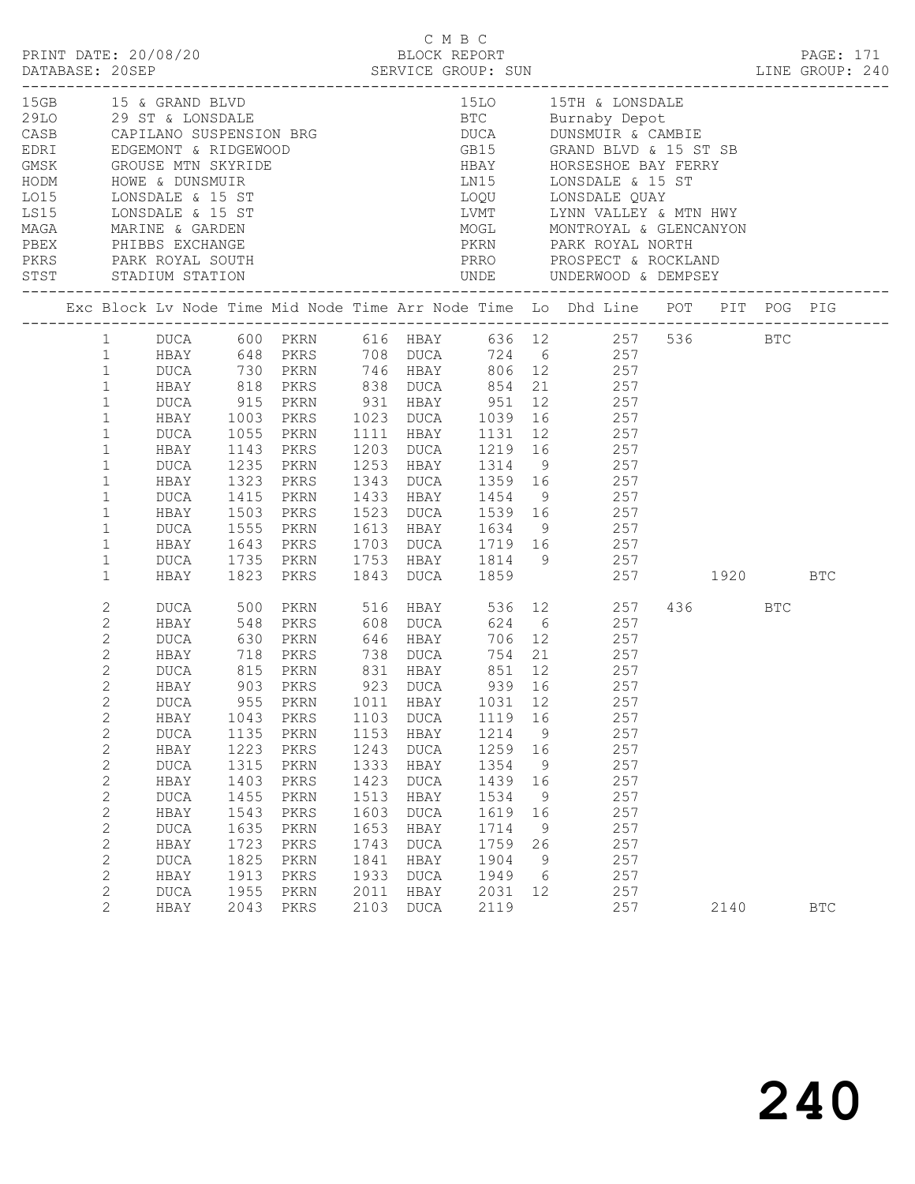C M B C

PRINT DATE: 20/08/20 BLOCK REPORT

DATABASE: 20SEP SERVICE GROUP: SUN LINE GROUP: 240

| Code | Description | Code | Description |
|---|---|---|---|
| 15GB | 15 & GRAND BLVD | 15LO | 15TH & LONSDALE |
| 29LO | 29 ST & LONSDALE | BTC | Burnaby Depot |
| CASB | CAPILANO SUSPENSION BRG | DUCA | DUNSMUIR & CAMBIE |
| EDRI | EDGEMONT & RIDGEWOOD | GB15 | GRAND BLVD & 15 ST SB |
| GMSK | GROUSE MTN SKYRIDE | HBAY | HORSESHOE BAY FERRY |
| HODM | HOWE & DUNSMUIR | LN15 | LONSDALE & 15 ST |
| LO15 | LONSDALE & 15 ST | LOQU | LONSDALE QUAY |
| LS15 | LONSDALE & 15 ST | LVMT | LYNN VALLEY & MTN HWY |
| MAGA | MARINE & GARDEN | MOGL | MONTROYAL & GLENCANYON |
| PBEX | PHIBBS EXCHANGE | PKRN | PARK ROYAL NORTH |
| PKRS | PARK ROYAL SOUTH | PRRO | PROSPECT & ROCKLAND |
| STST | STADIUM STATION | UNDE | UNDERWOOD & DEMPSEY |

| Exc | Block | Lv Node | Time | Mid Node | Time | Arr Node | Time | Lo | Dhd Line | POT | PIT | POG | PIG |
|---|---|---|---|---|---|---|---|---|---|---|---|---|---|
| | 1 | DUCA | 600 | PKRN | 616 | HBAY | 636 | 12 | 257 | 536 | | BTC | |
| | 1 | HBAY | 648 | PKRS | 708 | DUCA | 724 | 6 | 257 | | | | |
| | 1 | DUCA | 730 | PKRN | 746 | HBAY | 806 | 12 | 257 | | | | |
| | 1 | HBAY | 818 | PKRS | 838 | DUCA | 854 | 21 | 257 | | | | |
| | 1 | DUCA | 915 | PKRN | 931 | HBAY | 951 | 12 | 257 | | | | |
| | 1 | HBAY | 1003 | PKRS | 1023 | DUCA | 1039 | 16 | 257 | | | | |
| | 1 | DUCA | 1055 | PKRN | 1111 | HBAY | 1131 | 12 | 257 | | | | |
| | 1 | HBAY | 1143 | PKRS | 1203 | DUCA | 1219 | 16 | 257 | | | | |
| | 1 | DUCA | 1235 | PKRN | 1253 | HBAY | 1314 | 9 | 257 | | | | |
| | 1 | HBAY | 1323 | PKRS | 1343 | DUCA | 1359 | 16 | 257 | | | | |
| | 1 | DUCA | 1415 | PKRN | 1433 | HBAY | 1454 | 9 | 257 | | | | |
| | 1 | HBAY | 1503 | PKRS | 1523 | DUCA | 1539 | 16 | 257 | | | | |
| | 1 | DUCA | 1555 | PKRN | 1613 | HBAY | 1634 | 9 | 257 | | | | |
| | 1 | HBAY | 1643 | PKRS | 1703 | DUCA | 1719 | 16 | 257 | | | | |
| | 1 | DUCA | 1735 | PKRN | 1753 | HBAY | 1814 | 9 | 257 | | | | |
| | 1 | HBAY | 1823 | PKRS | 1843 | DUCA | 1859 | | 257 | | 1920 | | BTC |
| | 2 | DUCA | 500 | PKRN | 516 | HBAY | 536 | 12 | 257 | 436 | | BTC | |
| | 2 | HBAY | 548 | PKRS | 608 | DUCA | 624 | 6 | 257 | | | | |
| | 2 | DUCA | 630 | PKRN | 646 | HBAY | 706 | 12 | 257 | | | | |
| | 2 | HBAY | 718 | PKRS | 738 | DUCA | 754 | 21 | 257 | | | | |
| | 2 | DUCA | 815 | PKRN | 831 | HBAY | 851 | 12 | 257 | | | | |
| | 2 | HBAY | 903 | PKRS | 923 | DUCA | 939 | 16 | 257 | | | | |
| | 2 | DUCA | 955 | PKRN | 1011 | HBAY | 1031 | 12 | 257 | | | | |
| | 2 | HBAY | 1043 | PKRS | 1103 | DUCA | 1119 | 16 | 257 | | | | |
| | 2 | DUCA | 1135 | PKRN | 1153 | HBAY | 1214 | 9 | 257 | | | | |
| | 2 | HBAY | 1223 | PKRS | 1243 | DUCA | 1259 | 16 | 257 | | | | |
| | 2 | DUCA | 1315 | PKRN | 1333 | HBAY | 1354 | 9 | 257 | | | | |
| | 2 | HBAY | 1403 | PKRS | 1423 | DUCA | 1439 | 16 | 257 | | | | |
| | 2 | DUCA | 1455 | PKRN | 1513 | HBAY | 1534 | 9 | 257 | | | | |
| | 2 | HBAY | 1543 | PKRS | 1603 | DUCA | 1619 | 16 | 257 | | | | |
| | 2 | DUCA | 1635 | PKRN | 1653 | HBAY | 1714 | 9 | 257 | | | | |
| | 2 | HBAY | 1723 | PKRS | 1743 | DUCA | 1759 | 26 | 257 | | | | |
| | 2 | DUCA | 1825 | PKRN | 1841 | HBAY | 1904 | 9 | 257 | | | | |
| | 2 | HBAY | 1913 | PKRS | 1933 | DUCA | 1949 | 6 | 257 | | | | |
| | 2 | DUCA | 1955 | PKRN | 2011 | HBAY | 2031 | 12 | 257 | | | | |
| | 2 | HBAY | 2043 | PKRS | 2103 | DUCA | 2119 | | 257 | | 2140 | | BTC |

240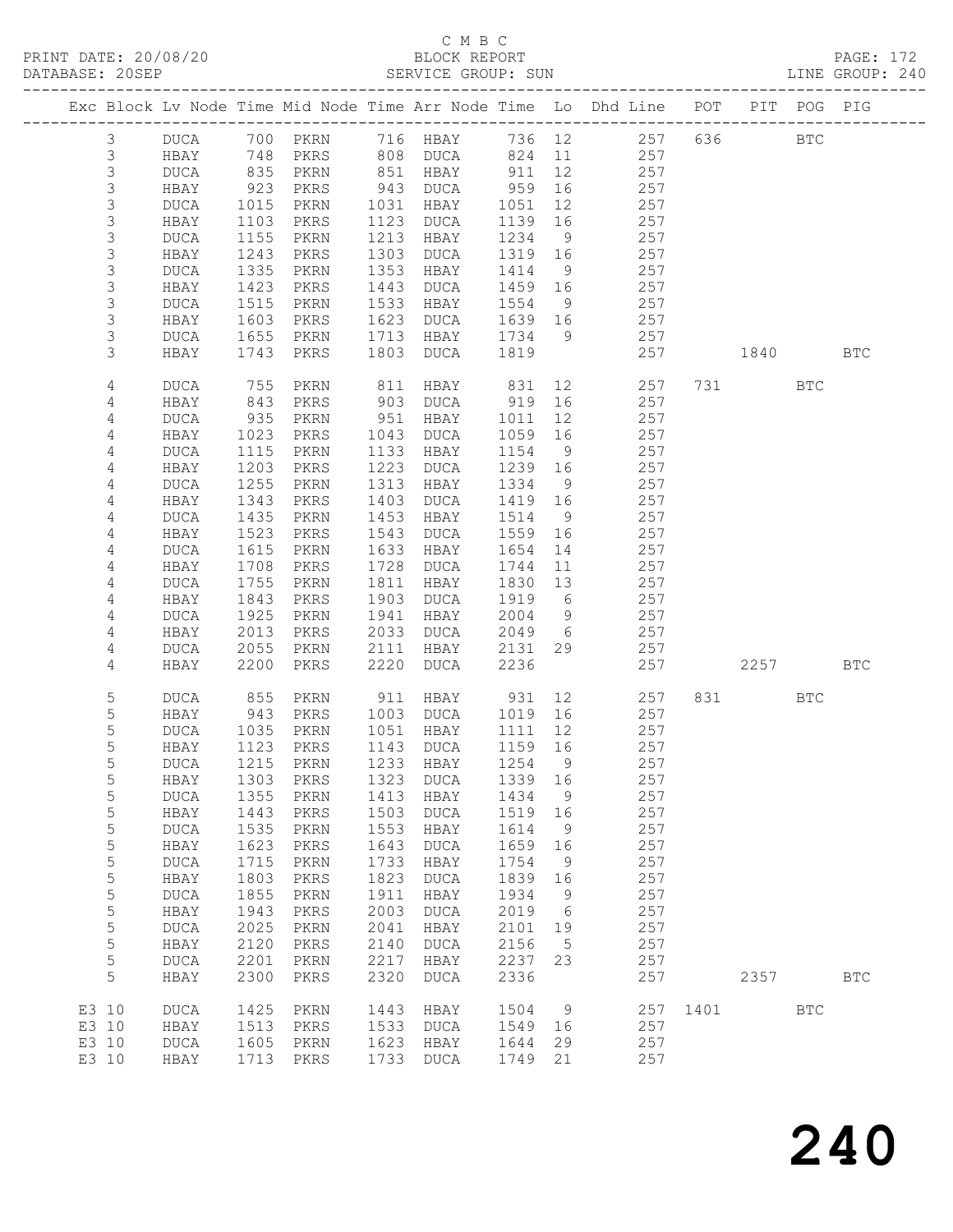C M B C

PRINT DATE: 20/08/20 BLOCK REPORT PAGE: 172
DATABASE: 20SEP SERVICE GROUP: SUN LINE GROUP: 240

| Exc | Block | Lv | Node | Time | Mid Node | Time | Arr Node | Time | Lo | Dhd Line | POT | PIT | POG | PIG |
|---|---|---|---|---|---|---|---|---|---|---|---|---|---|---|
| | 3 | | DUCA | 700 | PKRN | 716 | HBAY | 736 | 12 | 257 | 636 | | BTC | |
| | 3 | | HBAY | 748 | PKRS | 808 | DUCA | 824 | 11 | 257 | | | | |
| | 3 | | DUCA | 835 | PKRN | 851 | HBAY | 911 | 12 | 257 | | | | |
| | 3 | | HBAY | 923 | PKRS | 943 | DUCA | 959 | 16 | 257 | | | | |
| | 3 | | DUCA | 1015 | PKRN | 1031 | HBAY | 1051 | 12 | 257 | | | | |
| | 3 | | HBAY | 1103 | PKRS | 1123 | DUCA | 1139 | 16 | 257 | | | | |
| | 3 | | DUCA | 1155 | PKRN | 1213 | HBAY | 1234 | 9 | 257 | | | | |
| | 3 | | HBAY | 1243 | PKRS | 1303 | DUCA | 1319 | 16 | 257 | | | | |
| | 3 | | DUCA | 1335 | PKRN | 1353 | HBAY | 1414 | 9 | 257 | | | | |
| | 3 | | HBAY | 1423 | PKRS | 1443 | DUCA | 1459 | 16 | 257 | | | | |
| | 3 | | DUCA | 1515 | PKRN | 1533 | HBAY | 1554 | 9 | 257 | | | | |
| | 3 | | HBAY | 1603 | PKRS | 1623 | DUCA | 1639 | 16 | 257 | | | | |
| | 3 | | DUCA | 1655 | PKRN | 1713 | HBAY | 1734 | 9 | 257 | | | | |
| | 3 | | HBAY | 1743 | PKRS | 1803 | DUCA | 1819 | | 257 | | 1840 | | BTC |
| | 4 | | DUCA | 755 | PKRN | 811 | HBAY | 831 | 12 | 257 | 731 | | BTC | |
| | 4 | | HBAY | 843 | PKRS | 903 | DUCA | 919 | 16 | 257 | | | | |
| | 4 | | DUCA | 935 | PKRN | 951 | HBAY | 1011 | 12 | 257 | | | | |
| | 4 | | HBAY | 1023 | PKRS | 1043 | DUCA | 1059 | 16 | 257 | | | | |
| | 4 | | DUCA | 1115 | PKRN | 1133 | HBAY | 1154 | 9 | 257 | | | | |
| | 4 | | HBAY | 1203 | PKRS | 1223 | DUCA | 1239 | 16 | 257 | | | | |
| | 4 | | DUCA | 1255 | PKRN | 1313 | HBAY | 1334 | 9 | 257 | | | | |
| | 4 | | HBAY | 1343 | PKRS | 1403 | DUCA | 1419 | 16 | 257 | | | | |
| | 4 | | DUCA | 1435 | PKRN | 1453 | HBAY | 1514 | 9 | 257 | | | | |
| | 4 | | HBAY | 1523 | PKRS | 1543 | DUCA | 1559 | 16 | 257 | | | | |
| | 4 | | DUCA | 1615 | PKRN | 1633 | HBAY | 1654 | 14 | 257 | | | | |
| | 4 | | HBAY | 1708 | PKRS | 1728 | DUCA | 1744 | 11 | 257 | | | | |
| | 4 | | DUCA | 1755 | PKRN | 1811 | HBAY | 1830 | 13 | 257 | | | | |
| | 4 | | HBAY | 1843 | PKRS | 1903 | DUCA | 1919 | 6 | 257 | | | | |
| | 4 | | DUCA | 1925 | PKRN | 1941 | HBAY | 2004 | 9 | 257 | | | | |
| | 4 | | HBAY | 2013 | PKRS | 2033 | DUCA | 2049 | 6 | 257 | | | | |
| | 4 | | DUCA | 2055 | PKRN | 2111 | HBAY | 2131 | 29 | 257 | | | | |
| | 4 | | HBAY | 2200 | PKRS | 2220 | DUCA | 2236 | | 257 | | 2257 | | BTC |
| | 5 | | DUCA | 855 | PKRN | 911 | HBAY | 931 | 12 | 257 | 831 | | BTC | |
| | 5 | | HBAY | 943 | PKRS | 1003 | DUCA | 1019 | 16 | 257 | | | | |
| | 5 | | DUCA | 1035 | PKRN | 1051 | HBAY | 1111 | 12 | 257 | | | | |
| | 5 | | HBAY | 1123 | PKRS | 1143 | DUCA | 1159 | 16 | 257 | | | | |
| | 5 | | DUCA | 1215 | PKRN | 1233 | HBAY | 1254 | 9 | 257 | | | | |
| | 5 | | HBAY | 1303 | PKRS | 1323 | DUCA | 1339 | 16 | 257 | | | | |
| | 5 | | DUCA | 1355 | PKRN | 1413 | HBAY | 1434 | 9 | 257 | | | | |
| | 5 | | HBAY | 1443 | PKRS | 1503 | DUCA | 1519 | 16 | 257 | | | | |
| | 5 | | DUCA | 1535 | PKRN | 1553 | HBAY | 1614 | 9 | 257 | | | | |
| | 5 | | HBAY | 1623 | PKRS | 1643 | DUCA | 1659 | 16 | 257 | | | | |
| | 5 | | DUCA | 1715 | PKRN | 1733 | HBAY | 1754 | 9 | 257 | | | | |
| | 5 | | HBAY | 1803 | PKRS | 1823 | DUCA | 1839 | 16 | 257 | | | | |
| | 5 | | DUCA | 1855 | PKRN | 1911 | HBAY | 1934 | 9 | 257 | | | | |
| | 5 | | HBAY | 1943 | PKRS | 2003 | DUCA | 2019 | 6 | 257 | | | | |
| | 5 | | DUCA | 2025 | PKRN | 2041 | HBAY | 2101 | 19 | 257 | | | | |
| | 5 | | HBAY | 2120 | PKRS | 2140 | DUCA | 2156 | 5 | 257 | | | | |
| | 5 | | DUCA | 2201 | PKRN | 2217 | HBAY | 2237 | 23 | 257 | | | | |
| | 5 | | HBAY | 2300 | PKRS | 2320 | DUCA | 2336 | | 257 | | 2357 | | BTC |
| E3 | 10 | | DUCA | 1425 | PKRN | 1443 | HBAY | 1504 | 9 | 257 | 1401 | | BTC | |
| E3 | 10 | | HBAY | 1513 | PKRS | 1533 | DUCA | 1549 | 16 | 257 | | | | |
| E3 | 10 | | DUCA | 1605 | PKRN | 1623 | HBAY | 1644 | 29 | 257 | | | | |
| E3 | 10 | | HBAY | 1713 | PKRS | 1733 | DUCA | 1749 | 21 | 257 | | | | |

240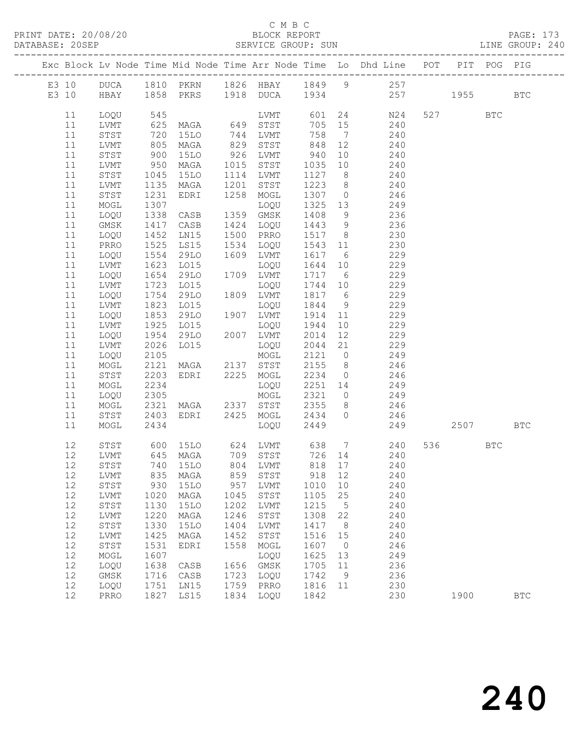C M B C

PRINT DATE: 20/08/20 BLOCK REPORT PAGE: 173
DATABASE: 20SEP SERVICE GROUP: SUN LINE GROUP: 240

| Exc | Block | Lv | Node | Time | Mid Node | Time | Arr Node | Time | Lo | Dhd Line | POT | PIT | POG | PIG |
|---|---|---|---|---|---|---|---|---|---|---|---|---|---|---|
| E3 | 10 | | DUCA | 1810 | PKRN | 1826 | HBAY | 1849 | 9 | 257 | | | | |
| E3 | 10 | | HBAY | 1858 | PKRS | 1918 | DUCA | 1934 | | 257 | | 1955 | | BTC |
| | 11 | | LOQU | 545 | | | LVMT | 601 | 24 | N24 | 527 | | BTC | |
| | 11 | | LVMT | 625 | MAGA | 649 | STST | 705 | 15 | 240 | | | | |
| | 11 | | STST | 720 | 15LO | 744 | LVMT | 758 | 7 | 240 | | | | |
| | 11 | | LVMT | 805 | MAGA | 829 | STST | 848 | 12 | 240 | | | | |
| | 11 | | STST | 900 | 15LO | 926 | LVMT | 940 | 10 | 240 | | | | |
| | 11 | | LVMT | 950 | MAGA | 1015 | STST | 1035 | 10 | 240 | | | | |
| | 11 | | STST | 1045 | 15LO | 1114 | LVMT | 1127 | 8 | 240 | | | | |
| | 11 | | LVMT | 1135 | MAGA | 1201 | STST | 1223 | 8 | 240 | | | | |
| | 11 | | STST | 1231 | EDRI | 1258 | MOGL | 1307 | 0 | 246 | | | | |
| | 11 | | MOGL | 1307 | | | LOQU | 1325 | 13 | 249 | | | | |
| | 11 | | LOQU | 1338 | CASB | 1359 | GMSK | 1408 | 9 | 236 | | | | |
| | 11 | | GMSK | 1417 | CASB | 1424 | LOQU | 1443 | 9 | 236 | | | | |
| | 11 | | LOQU | 1452 | LN15 | 1500 | PRRO | 1517 | 8 | 230 | | | | |
| | 11 | | PRRO | 1525 | LS15 | 1534 | LOQU | 1543 | 11 | 230 | | | | |
| | 11 | | LOQU | 1554 | 29LO | 1609 | LVMT | 1617 | 6 | 229 | | | | |
| | 11 | | LVMT | 1623 | LO15 | | LOQU | 1644 | 10 | 229 | | | | |
| | 11 | | LOQU | 1654 | 29LO | 1709 | LVMT | 1717 | 6 | 229 | | | | |
| | 11 | | LVMT | 1723 | LO15 | | LOQU | 1744 | 10 | 229 | | | | |
| | 11 | | LOQU | 1754 | 29LO | 1809 | LVMT | 1817 | 6 | 229 | | | | |
| | 11 | | LVMT | 1823 | LO15 | | LOQU | 1844 | 9 | 229 | | | | |
| | 11 | | LOQU | 1853 | 29LO | 1907 | LVMT | 1914 | 11 | 229 | | | | |
| | 11 | | LVMT | 1925 | LO15 | | LOQU | 1944 | 10 | 229 | | | | |
| | 11 | | LOQU | 1954 | 29LO | 2007 | LVMT | 2014 | 12 | 229 | | | | |
| | 11 | | LVMT | 2026 | LO15 | | LOQU | 2044 | 21 | 229 | | | | |
| | 11 | | LOQU | 2105 | | | MOGL | 2121 | 0 | 249 | | | | |
| | 11 | | MOGL | 2121 | MAGA | 2137 | STST | 2155 | 8 | 246 | | | | |
| | 11 | | STST | 2203 | EDRI | 2225 | MOGL | 2234 | 0 | 246 | | | | |
| | 11 | | MOGL | 2234 | | | LOQU | 2251 | 14 | 249 | | | | |
| | 11 | | LOQU | 2305 | | | MOGL | 2321 | 0 | 249 | | | | |
| | 11 | | MOGL | 2321 | MAGA | 2337 | STST | 2355 | 8 | 246 | | | | |
| | 11 | | STST | 2403 | EDRI | 2425 | MOGL | 2434 | 0 | 246 | | | | |
| | 11 | | MOGL | 2434 | | | LOQU | 2449 | | 249 | | 2507 | | BTC |
| | 12 | | STST | 600 | 15LO | 624 | LVMT | 638 | 7 | 240 | 536 | | BTC | |
| | 12 | | LVMT | 645 | MAGA | 709 | STST | 726 | 14 | 240 | | | | |
| | 12 | | STST | 740 | 15LO | 804 | LVMT | 818 | 17 | 240 | | | | |
| | 12 | | LVMT | 835 | MAGA | 859 | STST | 918 | 12 | 240 | | | | |
| | 12 | | STST | 930 | 15LO | 957 | LVMT | 1010 | 10 | 240 | | | | |
| | 12 | | LVMT | 1020 | MAGA | 1045 | STST | 1105 | 25 | 240 | | | | |
| | 12 | | STST | 1130 | 15LO | 1202 | LVMT | 1215 | 5 | 240 | | | | |
| | 12 | | LVMT | 1220 | MAGA | 1246 | STST | 1308 | 22 | 240 | | | | |
| | 12 | | STST | 1330 | 15LO | 1404 | LVMT | 1417 | 8 | 240 | | | | |
| | 12 | | LVMT | 1425 | MAGA | 1452 | STST | 1516 | 15 | 240 | | | | |
| | 12 | | STST | 1531 | EDRI | 1558 | MOGL | 1607 | 0 | 246 | | | | |
| | 12 | | MOGL | 1607 | | | LOQU | 1625 | 13 | 249 | | | | |
| | 12 | | LOQU | 1638 | CASB | 1656 | GMSK | 1705 | 11 | 236 | | | | |
| | 12 | | GMSK | 1716 | CASB | 1723 | LOQU | 1742 | 9 | 236 | | | | |
| | 12 | | LOQU | 1751 | LN15 | 1759 | PRRO | 1816 | 11 | 230 | | | | |
| | 12 | | PRRO | 1827 | LS15 | 1834 | LOQU | 1842 | | 230 | | 1900 | | BTC |

240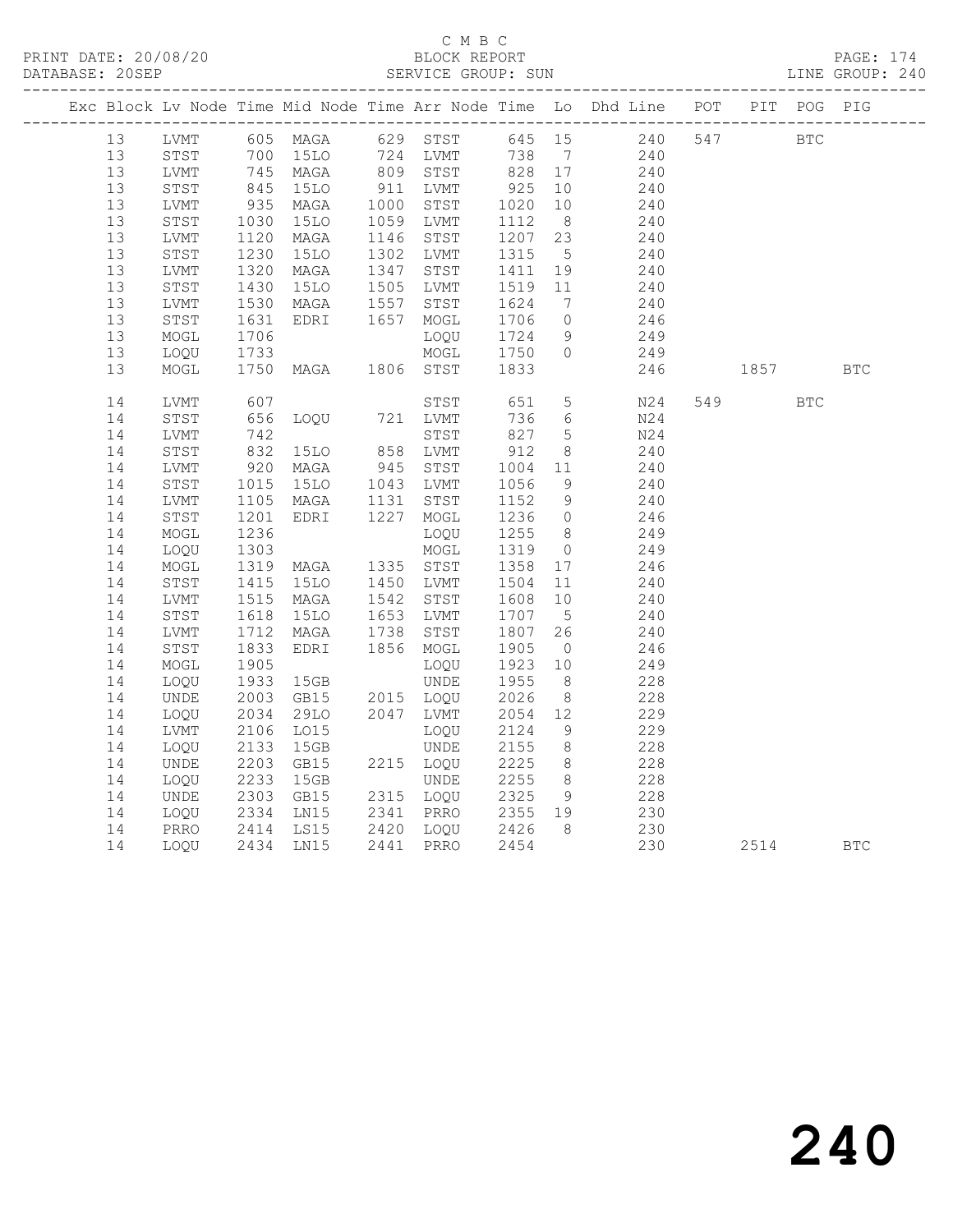C M B C

PRINT DATE: 20/08/20 BLOCK REPORT

DATABASE: 20SEP SERVICE GROUP: SUN LINE GROUP: 240

| Exc | Block | Lv Node | Time | Mid Node | Time | Arr Node | Time | Lo | Dhd Line | POT | PIT | POG | PIG |
|---|---|---|---|---|---|---|---|---|---|---|---|---|---|
| | 13 | LVMT | 605 | MAGA | 629 | STST | 645 | 15 | 240 | 547 | | BTC | |
| | 13 | STST | 700 | 15LO | 724 | LVMT | 738 | 7 | 240 | | | | |
| | 13 | LVMT | 745 | MAGA | 809 | STST | 828 | 17 | 240 | | | | |
| | 13 | STST | 845 | 15LO | 911 | LVMT | 925 | 10 | 240 | | | | |
| | 13 | LVMT | 935 | MAGA | 1000 | STST | 1020 | 10 | 240 | | | | |
| | 13 | STST | 1030 | 15LO | 1059 | LVMT | 1112 | 8 | 240 | | | | |
| | 13 | LVMT | 1120 | MAGA | 1146 | STST | 1207 | 23 | 240 | | | | |
| | 13 | STST | 1230 | 15LO | 1302 | LVMT | 1315 | 5 | 240 | | | | |
| | 13 | LVMT | 1320 | MAGA | 1347 | STST | 1411 | 19 | 240 | | | | |
| | 13 | STST | 1430 | 15LO | 1505 | LVMT | 1519 | 11 | 240 | | | | |
| | 13 | LVMT | 1530 | MAGA | 1557 | STST | 1624 | 7 | 240 | | | | |
| | 13 | STST | 1631 | EDRI | 1657 | MOGL | 1706 | 0 | 246 | | | | |
| | 13 | MOGL | 1706 | | | LOQU | 1724 | 9 | 249 | | | | |
| | 13 | LOQU | 1733 | | | MOGL | 1750 | 0 | 249 | | | | |
| | 13 | MOGL | 1750 | MAGA | 1806 | STST | 1833 | | 246 | | 1857 | | BTC |
| | 14 | LVMT | 607 | | | STST | 651 | 5 | N24 | 549 | | BTC | |
| | 14 | STST | 656 | LOQU | 721 | LVMT | 736 | 6 | N24 | | | | |
| | 14 | LVMT | 742 | | | STST | 827 | 5 | N24 | | | | |
| | 14 | STST | 832 | 15LO | 858 | LVMT | 912 | 8 | 240 | | | | |
| | 14 | LVMT | 920 | MAGA | 945 | STST | 1004 | 11 | 240 | | | | |
| | 14 | STST | 1015 | 15LO | 1043 | LVMT | 1056 | 9 | 240 | | | | |
| | 14 | LVMT | 1105 | MAGA | 1131 | STST | 1152 | 9 | 240 | | | | |
| | 14 | STST | 1201 | EDRI | 1227 | MOGL | 1236 | 0 | 246 | | | | |
| | 14 | MOGL | 1236 | | | LOQU | 1255 | 8 | 249 | | | | |
| | 14 | LOQU | 1303 | | | MOGL | 1319 | 0 | 249 | | | | |
| | 14 | MOGL | 1319 | MAGA | 1335 | STST | 1358 | 17 | 246 | | | | |
| | 14 | STST | 1415 | 15LO | 1450 | LVMT | 1504 | 11 | 240 | | | | |
| | 14 | LVMT | 1515 | MAGA | 1542 | STST | 1608 | 10 | 240 | | | | |
| | 14 | STST | 1618 | 15LO | 1653 | LVMT | 1707 | 5 | 240 | | | | |
| | 14 | LVMT | 1712 | MAGA | 1738 | STST | 1807 | 26 | 240 | | | | |
| | 14 | STST | 1833 | EDRI | 1856 | MOGL | 1905 | 0 | 246 | | | | |
| | 14 | MOGL | 1905 | | | LOQU | 1923 | 10 | 249 | | | | |
| | 14 | LOQU | 1933 | 15GB | | UNDE | 1955 | 8 | 228 | | | | |
| | 14 | UNDE | 2003 | GB15 | 2015 | LOQU | 2026 | 8 | 228 | | | | |
| | 14 | LOQU | 2034 | 29LO | 2047 | LVMT | 2054 | 12 | 229 | | | | |
| | 14 | LVMT | 2106 | LO15 | | LOQU | 2124 | 9 | 229 | | | | |
| | 14 | LOQU | 2133 | 15GB | | UNDE | 2155 | 8 | 228 | | | | |
| | 14 | UNDE | 2203 | GB15 | 2215 | LOQU | 2225 | 8 | 228 | | | | |
| | 14 | LOQU | 2233 | 15GB | | UNDE | 2255 | 8 | 228 | | | | |
| | 14 | UNDE | 2303 | GB15 | 2315 | LOQU | 2325 | 9 | 228 | | | | |
| | 14 | LOQU | 2334 | LN15 | 2341 | PRRO | 2355 | 19 | 230 | | | | |
| | 14 | PRRO | 2414 | LS15 | 2420 | LOQU | 2426 | 8 | 230 | | | | |
| | 14 | LOQU | 2434 | LN15 | 2441 | PRRO | 2454 | | 230 | | 2514 | | BTC |

240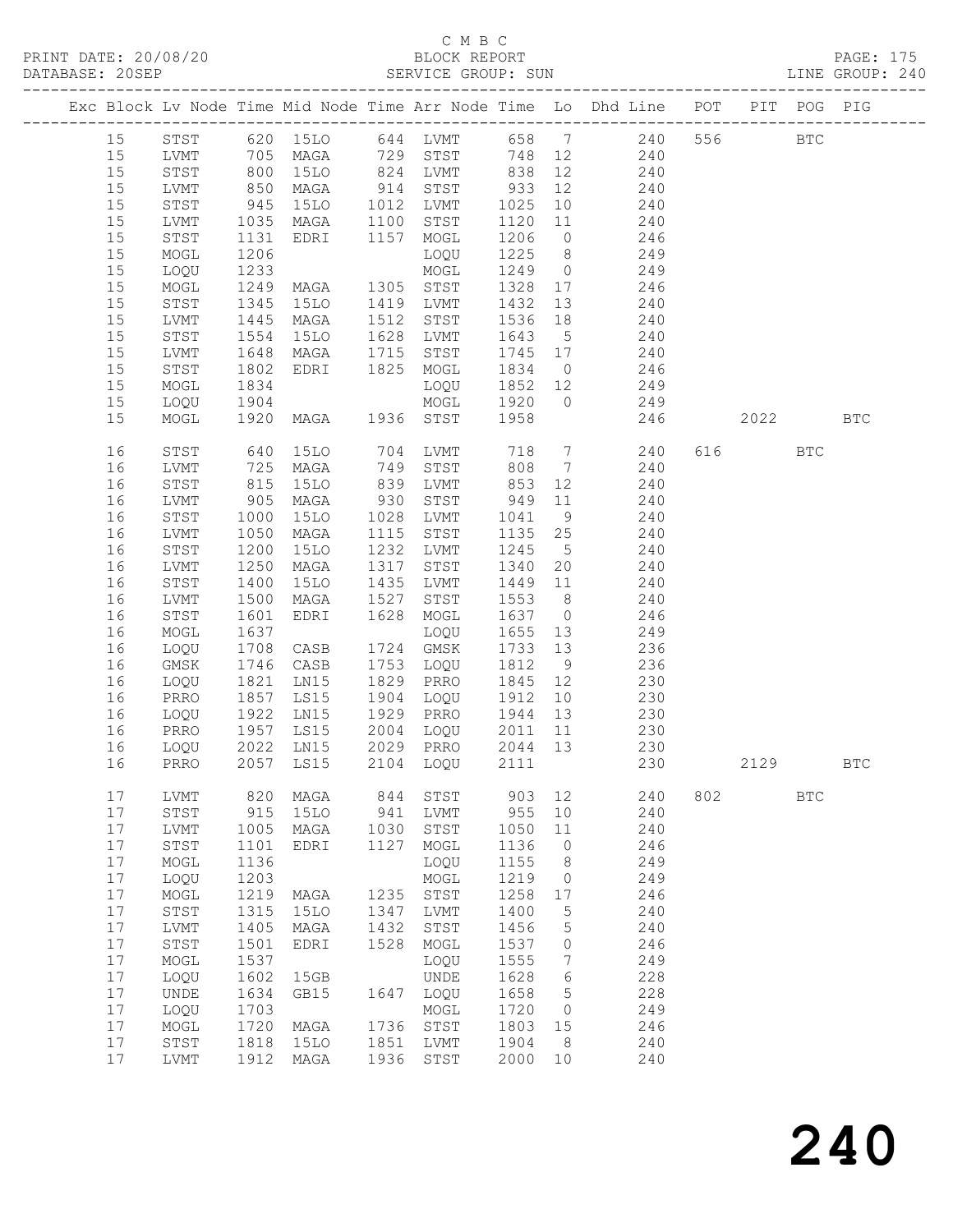C M B C
BLOCK REPORT
SERVICE GROUP: SUN

PRINT DATE: 20/08/20
DATABASE: 20SEP
PAGE: 175
LINE GROUP: 240

| Exc | Block | Lv Node | Time | Mid Node | Time | Arr Node | Time | Lo | Dhd Line | POT | PIT | POG | PIG |
|---|---|---|---|---|---|---|---|---|---|---|---|---|---|
| | 15 | STST | 620 | 15LO | 644 | LVMT | 658 | 7 | 240 | 556 | | BTC | |
| | 15 | LVMT | 705 | MAGA | 729 | STST | 748 | 12 | 240 | | | | |
| | 15 | STST | 800 | 15LO | 824 | LVMT | 838 | 12 | 240 | | | | |
| | 15 | LVMT | 850 | MAGA | 914 | STST | 933 | 12 | 240 | | | | |
| | 15 | STST | 945 | 15LO | 1012 | LVMT | 1025 | 10 | 240 | | | | |
| | 15 | LVMT | 1035 | MAGA | 1100 | STST | 1120 | 11 | 240 | | | | |
| | 15 | STST | 1131 | EDRI | 1157 | MOGL | 1206 | 0 | 246 | | | | |
| | 15 | MOGL | 1206 | | | LOQU | 1225 | 8 | 249 | | | | |
| | 15 | LOQU | 1233 | | | MOGL | 1249 | 0 | 249 | | | | |
| | 15 | MOGL | 1249 | MAGA | 1305 | STST | 1328 | 17 | 246 | | | | |
| | 15 | STST | 1345 | 15LO | 1419 | LVMT | 1432 | 13 | 240 | | | | |
| | 15 | LVMT | 1445 | MAGA | 1512 | STST | 1536 | 18 | 240 | | | | |
| | 15 | STST | 1554 | 15LO | 1628 | LVMT | 1643 | 5 | 240 | | | | |
| | 15 | LVMT | 1648 | MAGA | 1715 | STST | 1745 | 17 | 240 | | | | |
| | 15 | STST | 1802 | EDRI | 1825 | MOGL | 1834 | 0 | 246 | | | | |
| | 15 | MOGL | 1834 | | | LOQU | 1852 | 12 | 249 | | | | |
| | 15 | LOQU | 1904 | | | MOGL | 1920 | 0 | 249 | | | | |
| | 15 | MOGL | 1920 | MAGA | 1936 | STST | 1958 | | 246 | | 2022 | | BTC |
| | 16 | STST | 640 | 15LO | 704 | LVMT | 718 | 7 | 240 | 616 | | BTC | |
| | 16 | LVMT | 725 | MAGA | 749 | STST | 808 | 7 | 240 | | | | |
| | 16 | STST | 815 | 15LO | 839 | LVMT | 853 | 12 | 240 | | | | |
| | 16 | LVMT | 905 | MAGA | 930 | STST | 949 | 11 | 240 | | | | |
| | 16 | STST | 1000 | 15LO | 1028 | LVMT | 1041 | 9 | 240 | | | | |
| | 16 | LVMT | 1050 | MAGA | 1115 | STST | 1135 | 25 | 240 | | | | |
| | 16 | STST | 1200 | 15LO | 1232 | LVMT | 1245 | 5 | 240 | | | | |
| | 16 | LVMT | 1250 | MAGA | 1317 | STST | 1340 | 20 | 240 | | | | |
| | 16 | STST | 1400 | 15LO | 1435 | LVMT | 1449 | 11 | 240 | | | | |
| | 16 | LVMT | 1500 | MAGA | 1527 | STST | 1553 | 8 | 240 | | | | |
| | 16 | STST | 1601 | EDRI | 1628 | MOGL | 1637 | 0 | 246 | | | | |
| | 16 | MOGL | 1637 | | | LOQU | 1655 | 13 | 249 | | | | |
| | 16 | LOQU | 1708 | CASB | 1724 | GMSK | 1733 | 13 | 236 | | | | |
| | 16 | GMSK | 1746 | CASB | 1753 | LOQU | 1812 | 9 | 236 | | | | |
| | 16 | LOQU | 1821 | LN15 | 1829 | PRRO | 1845 | 12 | 230 | | | | |
| | 16 | PRRO | 1857 | LS15 | 1904 | LOQU | 1912 | 10 | 230 | | | | |
| | 16 | LOQU | 1922 | LN15 | 1929 | PRRO | 1944 | 13 | 230 | | | | |
| | 16 | PRRO | 1957 | LS15 | 2004 | LOQU | 2011 | 11 | 230 | | | | |
| | 16 | LOQU | 2022 | LN15 | 2029 | PRRO | 2044 | 13 | 230 | | | | |
| | 16 | PRRO | 2057 | LS15 | 2104 | LOQU | 2111 | | 230 | | 2129 | | BTC |
| | 17 | LVMT | 820 | MAGA | 844 | STST | 903 | 12 | 240 | 802 | | BTC | |
| | 17 | STST | 915 | 15LO | 941 | LVMT | 955 | 10 | 240 | | | | |
| | 17 | LVMT | 1005 | MAGA | 1030 | STST | 1050 | 11 | 240 | | | | |
| | 17 | STST | 1101 | EDRI | 1127 | MOGL | 1136 | 0 | 246 | | | | |
| | 17 | MOGL | 1136 | | | LOQU | 1155 | 8 | 249 | | | | |
| | 17 | LOQU | 1203 | | | MOGL | 1219 | 0 | 249 | | | | |
| | 17 | MOGL | 1219 | MAGA | 1235 | STST | 1258 | 17 | 246 | | | | |
| | 17 | STST | 1315 | 15LO | 1347 | LVMT | 1400 | 5 | 240 | | | | |
| | 17 | LVMT | 1405 | MAGA | 1432 | STST | 1456 | 5 | 240 | | | | |
| | 17 | STST | 1501 | EDRI | 1528 | MOGL | 1537 | 0 | 246 | | | | |
| | 17 | MOGL | 1537 | | | LOQU | 1555 | 7 | 249 | | | | |
| | 17 | LOQU | 1602 | 15GB | | UNDE | 1628 | 6 | 228 | | | | |
| | 17 | UNDE | 1634 | GB15 | 1647 | LOQU | 1658 | 5 | 228 | | | | |
| | 17 | LOQU | 1703 | | | MOGL | 1720 | 0 | 249 | | | | |
| | 17 | MOGL | 1720 | MAGA | 1736 | STST | 1803 | 15 | 246 | | | | |
| | 17 | STST | 1818 | 15LO | 1851 | LVMT | 1904 | 8 | 240 | | | | |
| | 17 | LVMT | 1912 | MAGA | 1936 | STST | 2000 | 10 | 240 | | | | |

240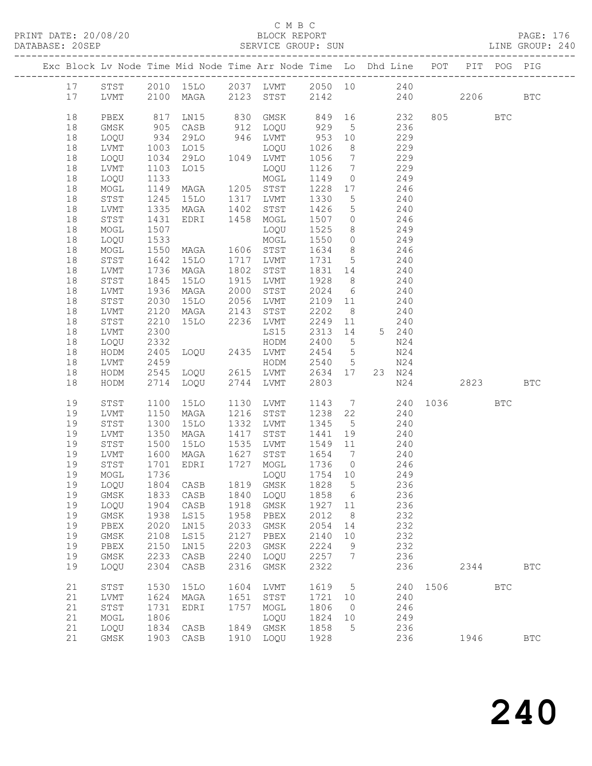C M B C
PRINT DATE: 20/08/20 BLOCK REPORT PAGE: 176
DATABASE: 20SEP SERVICE GROUP: SUN LINE GROUP: 240

| Exc | Block | Lv | Node | Time | Mid Node | Time | Arr Node | Time | Lo | Dhd | Line | POT | PIT | POG | PIG |
|---|---|---|---|---|---|---|---|---|---|---|---|---|---|---|---|
| | 17 | | STST | 2010 | 15LO | 2037 | LVMT | 2050 | 10 | | 240 | | | | |
| | 17 | | LVMT | 2100 | MAGA | 2123 | STST | 2142 | | | 240 | | 2206 | | BTC |
| | 18 | | PBEX | 817 | LN15 | 830 | GMSK | 849 | 16 | | 232 | 805 | | BTC | |
| | 18 | | GMSK | 905 | CASB | 912 | LOQU | 929 | 5 | | 236 | | | | |
| | 18 | | LOQU | 934 | 29LO | 946 | LVMT | 953 | 10 | | 229 | | | | |
| | 18 | | LVMT | 1003 | LO15 | | LOQU | 1026 | 8 | | 229 | | | | |
| | 18 | | LOQU | 1034 | 29LO | 1049 | LVMT | 1056 | 7 | | 229 | | | | |
| | 18 | | LVMT | 1103 | LO15 | | LOQU | 1126 | 7 | | 229 | | | | |
| | 18 | | LOQU | 1133 | | | MOGL | 1149 | 0 | | 249 | | | | |
| | 18 | | MOGL | 1149 | MAGA | 1205 | STST | 1228 | 17 | | 246 | | | | |
| | 18 | | STST | 1245 | 15LO | 1317 | LVMT | 1330 | 5 | | 240 | | | | |
| | 18 | | LVMT | 1335 | MAGA | 1402 | STST | 1426 | 5 | | 240 | | | | |
| | 18 | | STST | 1431 | EDRI | 1458 | MOGL | 1507 | 0 | | 246 | | | | |
| | 18 | | MOGL | 1507 | | | LOQU | 1525 | 8 | | 249 | | | | |
| | 18 | | LOQU | 1533 | | | MOGL | 1550 | 0 | | 249 | | | | |
| | 18 | | MOGL | 1550 | MAGA | 1606 | STST | 1634 | 8 | | 246 | | | | |
| | 18 | | STST | 1642 | 15LO | 1717 | LVMT | 1731 | 5 | | 240 | | | | |
| | 18 | | LVMT | 1736 | MAGA | 1802 | STST | 1831 | 14 | | 240 | | | | |
| | 18 | | STST | 1845 | 15LO | 1915 | LVMT | 1928 | 8 | | 240 | | | | |
| | 18 | | LVMT | 1936 | MAGA | 2000 | STST | 2024 | 6 | | 240 | | | | |
| | 18 | | STST | 2030 | 15LO | 2056 | LVMT | 2109 | 11 | | 240 | | | | |
| | 18 | | LVMT | 2120 | MAGA | 2143 | STST | 2202 | 8 | | 240 | | | | |
| | 18 | | STST | 2210 | 15LO | 2236 | LVMT | 2249 | 11 | | 240 | | | | |
| | 18 | | LVMT | 2300 | | | LS15 | 2313 | 14 | 5 | 240 | | | | |
| | 18 | | LOQU | 2332 | | | HODM | 2400 | 5 | | N24 | | | | |
| | 18 | | HODM | 2405 | LOQU | 2435 | LVMT | 2454 | 5 | | N24 | | | | |
| | 18 | | LVMT | 2459 | | | HODM | 2540 | 5 | | N24 | | | | |
| | 18 | | HODM | 2545 | LOQU | 2615 | LVMT | 2634 | 17 | 23 | N24 | | | | |
| | 18 | | HODM | 2714 | LOQU | 2744 | LVMT | 2803 | | | N24 | | 2823 | | BTC |
| | 19 | | STST | 1100 | 15LO | 1130 | LVMT | 1143 | 7 | | 240 | 1036 | | BTC | |
| | 19 | | LVMT | 1150 | MAGA | 1216 | STST | 1238 | 22 | | 240 | | | | |
| | 19 | | STST | 1300 | 15LO | 1332 | LVMT | 1345 | 5 | | 240 | | | | |
| | 19 | | LVMT | 1350 | MAGA | 1417 | STST | 1441 | 19 | | 240 | | | | |
| | 19 | | STST | 1500 | 15LO | 1535 | LVMT | 1549 | 11 | | 240 | | | | |
| | 19 | | LVMT | 1600 | MAGA | 1627 | STST | 1654 | 7 | | 240 | | | | |
| | 19 | | STST | 1701 | EDRI | 1727 | MOGL | 1736 | 0 | | 246 | | | | |
| | 19 | | MOGL | 1736 | | | LOQU | 1754 | 10 | | 249 | | | | |
| | 19 | | LOQU | 1804 | CASB | 1819 | GMSK | 1828 | 5 | | 236 | | | | |
| | 19 | | GMSK | 1833 | CASB | 1840 | LOQU | 1858 | 6 | | 236 | | | | |
| | 19 | | LOQU | 1904 | CASB | 1918 | GMSK | 1927 | 11 | | 236 | | | | |
| | 19 | | GMSK | 1938 | LS15 | 1958 | PBEX | 2012 | 8 | | 232 | | | | |
| | 19 | | PBEX | 2020 | LN15 | 2033 | GMSK | 2054 | 14 | | 232 | | | | |
| | 19 | | GMSK | 2108 | LS15 | 2127 | PBEX | 2140 | 10 | | 232 | | | | |
| | 19 | | PBEX | 2150 | LN15 | 2203 | GMSK | 2224 | 9 | | 232 | | | | |
| | 19 | | GMSK | 2233 | CASB | 2240 | LOQU | 2257 | 7 | | 236 | | | | |
| | 19 | | LOQU | 2304 | CASB | 2316 | GMSK | 2322 | | | 236 | | 2344 | | BTC |
| | 21 | | STST | 1530 | 15LO | 1604 | LVMT | 1619 | 5 | | 240 | 1506 | | BTC | |
| | 21 | | LVMT | 1624 | MAGA | 1651 | STST | 1721 | 10 | | 240 | | | | |
| | 21 | | STST | 1731 | EDRI | 1757 | MOGL | 1806 | 0 | | 246 | | | | |
| | 21 | | MOGL | 1806 | | | LOQU | 1824 | 10 | | 249 | | | | |
| | 21 | | LOQU | 1834 | CASB | 1849 | GMSK | 1858 | 5 | | 236 | | | | |
| | 21 | | GMSK | 1903 | CASB | 1910 | LOQU | 1928 | | | 236 | | 1946 | | BTC |

240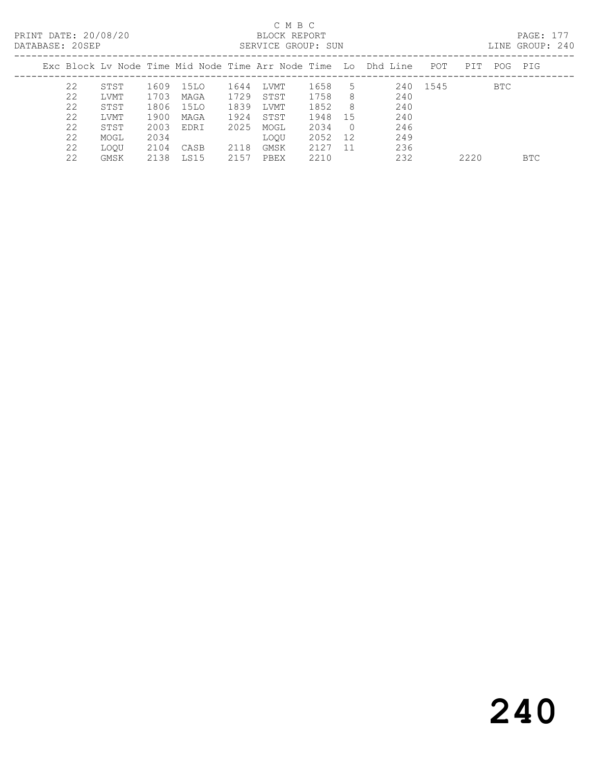C M B C

BLOCK REPORT

SERVICE GROUP: SUN

PRINT DATE: 20/08/20
DATABASE: 20SEP

LINE GROUP: 240

| Exc | Block | Lv Node | Time | Mid Node | Time | Arr Node | Time | Lo | Dhd Line | POT | PIT | POG | PIG |
|---|---|---|---|---|---|---|---|---|---|---|---|---|---|
| | 22 | STST | 1609 | 15LO | 1644 | LVMT | 1658 | 5 | 240 | 1545 | | BTC | |
| | 22 | LVMT | 1703 | MAGA | 1729 | STST | 1758 | 8 | 240 | | | | |
| | 22 | STST | 1806 | 15LO | 1839 | LVMT | 1852 | 8 | 240 | | | | |
| | 22 | LVMT | 1900 | MAGA | 1924 | STST | 1948 | 15 | 240 | | | | |
| | 22 | STST | 2003 | EDRI | 2025 | MOGL | 2034 | 0 | 246 | | | | |
| | 22 | MOGL | 2034 | | | LOQU | 2052 | 12 | 249 | | | | |
| | 22 | LOQU | 2104 | CASB | 2118 | GMSK | 2127 | 11 | 236 | | | | |
| | 22 | GMSK | 2138 | LS15 | 2157 | PBEX | 2210 | | 232 | | 2220 | | BTC |

240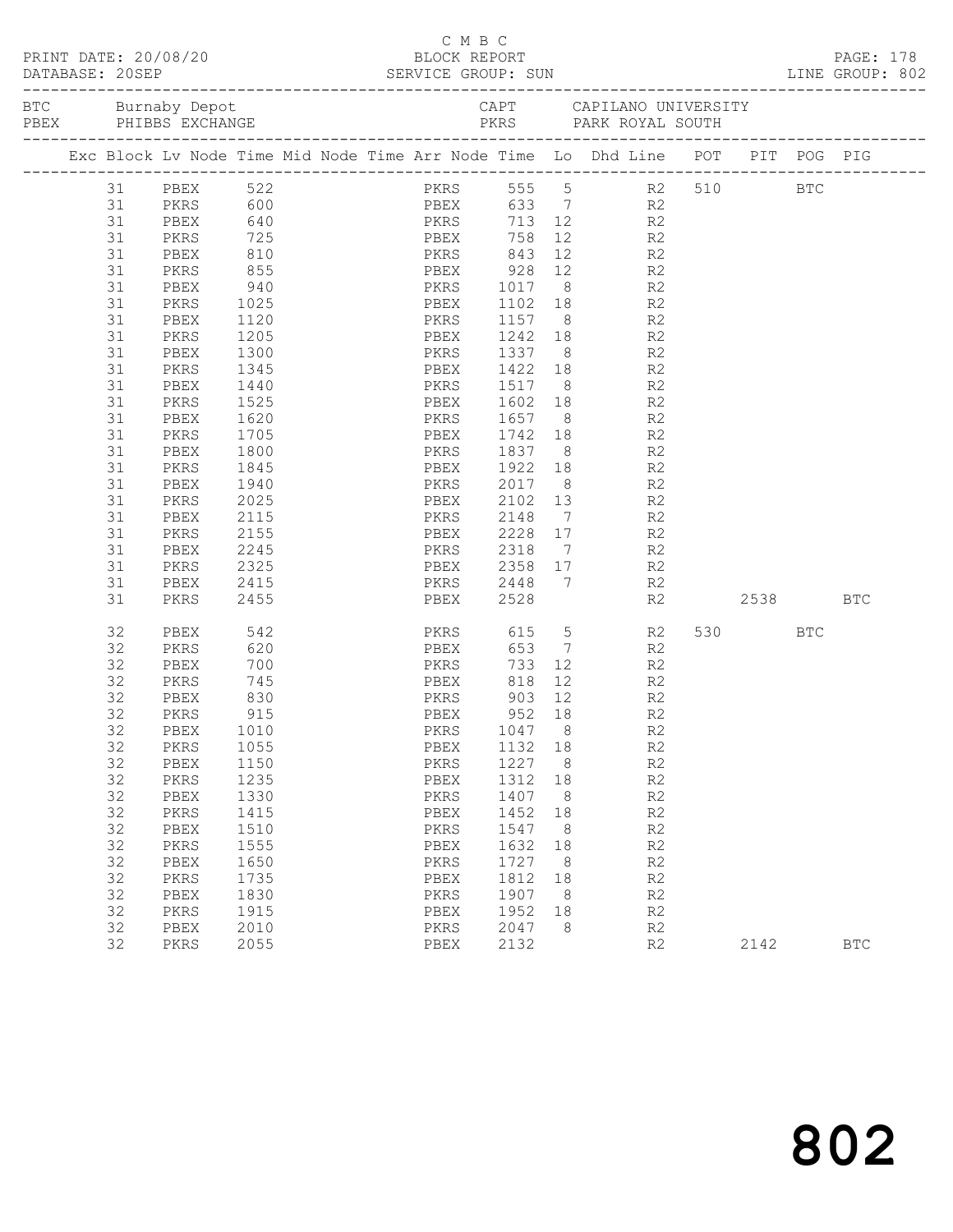C M B C

PRINT DATE: 20/08/20 BLOCK REPORT
DATABASE: 20SEP SERVICE GROUP: SUN LINE GROUP: 802

BTC Burnaby Depot CAPT CAPILANO UNIVERSITY
PBEX PHIBBS EXCHANGE PKRS PARK ROYAL SOUTH

| Exc | Block | Lv | Node | Time | Mid Node | Time | Arr Node | Time | Lo | Dhd Line | POT | PIT | POG | PIG |
|---|---|---|---|---|---|---|---|---|---|---|---|---|---|---|
| | 31 | | PBEX | 522 | | | PKRS | 555 | 5 | R2 | 510 | | BTC | |
| | 31 | | PKRS | 600 | | | PBEX | 633 | 7 | R2 | | | | |
| | 31 | | PBEX | 640 | | | PKRS | 713 | 12 | R2 | | | | |
| | 31 | | PKRS | 725 | | | PBEX | 758 | 12 | R2 | | | | |
| | 31 | | PBEX | 810 | | | PKRS | 843 | 12 | R2 | | | | |
| | 31 | | PKRS | 855 | | | PBEX | 928 | 12 | R2 | | | | |
| | 31 | | PBEX | 940 | | | PKRS | 1017 | 8 | R2 | | | | |
| | 31 | | PKRS | 1025 | | | PBEX | 1102 | 18 | R2 | | | | |
| | 31 | | PBEX | 1120 | | | PKRS | 1157 | 8 | R2 | | | | |
| | 31 | | PKRS | 1205 | | | PBEX | 1242 | 18 | R2 | | | | |
| | 31 | | PBEX | 1300 | | | PKRS | 1337 | 8 | R2 | | | | |
| | 31 | | PKRS | 1345 | | | PBEX | 1422 | 18 | R2 | | | | |
| | 31 | | PBEX | 1440 | | | PKRS | 1517 | 8 | R2 | | | | |
| | 31 | | PKRS | 1525 | | | PBEX | 1602 | 18 | R2 | | | | |
| | 31 | | PBEX | 1620 | | | PKRS | 1657 | 8 | R2 | | | | |
| | 31 | | PKRS | 1705 | | | PBEX | 1742 | 18 | R2 | | | | |
| | 31 | | PBEX | 1800 | | | PKRS | 1837 | 8 | R2 | | | | |
| | 31 | | PKRS | 1845 | | | PBEX | 1922 | 18 | R2 | | | | |
| | 31 | | PBEX | 1940 | | | PKRS | 2017 | 8 | R2 | | | | |
| | 31 | | PKRS | 2025 | | | PBEX | 2102 | 13 | R2 | | | | |
| | 31 | | PBEX | 2115 | | | PKRS | 2148 | 7 | R2 | | | | |
| | 31 | | PKRS | 2155 | | | PBEX | 2228 | 17 | R2 | | | | |
| | 31 | | PBEX | 2245 | | | PKRS | 2318 | 7 | R2 | | | | |
| | 31 | | PKRS | 2325 | | | PBEX | 2358 | 17 | R2 | | | | |
| | 31 | | PBEX | 2415 | | | PKRS | 2448 | 7 | R2 | | | | |
| | 31 | | PKRS | 2455 | | | PBEX | 2528 | | R2 | | 2538 | | BTC |
| | 32 | | PBEX | 542 | | | PKRS | 615 | 5 | R2 | 530 | | BTC | |
| | 32 | | PKRS | 620 | | | PBEX | 653 | 7 | R2 | | | | |
| | 32 | | PBEX | 700 | | | PKRS | 733 | 12 | R2 | | | | |
| | 32 | | PKRS | 745 | | | PBEX | 818 | 12 | R2 | | | | |
| | 32 | | PBEX | 830 | | | PKRS | 903 | 12 | R2 | | | | |
| | 32 | | PKRS | 915 | | | PBEX | 952 | 18 | R2 | | | | |
| | 32 | | PBEX | 1010 | | | PKRS | 1047 | 8 | R2 | | | | |
| | 32 | | PKRS | 1055 | | | PBEX | 1132 | 18 | R2 | | | | |
| | 32 | | PBEX | 1150 | | | PKRS | 1227 | 8 | R2 | | | | |
| | 32 | | PKRS | 1235 | | | PBEX | 1312 | 18 | R2 | | | | |
| | 32 | | PBEX | 1330 | | | PKRS | 1407 | 8 | R2 | | | | |
| | 32 | | PKRS | 1415 | | | PBEX | 1452 | 18 | R2 | | | | |
| | 32 | | PBEX | 1510 | | | PKRS | 1547 | 8 | R2 | | | | |
| | 32 | | PKRS | 1555 | | | PBEX | 1632 | 18 | R2 | | | | |
| | 32 | | PBEX | 1650 | | | PKRS | 1727 | 8 | R2 | | | | |
| | 32 | | PKRS | 1735 | | | PBEX | 1812 | 18 | R2 | | | | |
| | 32 | | PBEX | 1830 | | | PKRS | 1907 | 8 | R2 | | | | |
| | 32 | | PKRS | 1915 | | | PBEX | 1952 | 18 | R2 | | | | |
| | 32 | | PBEX | 2010 | | | PKRS | 2047 | 8 | R2 | | | | |
| | 32 | | PKRS | 2055 | | | PBEX | 2132 | | R2 | | 2142 | | BTC |

802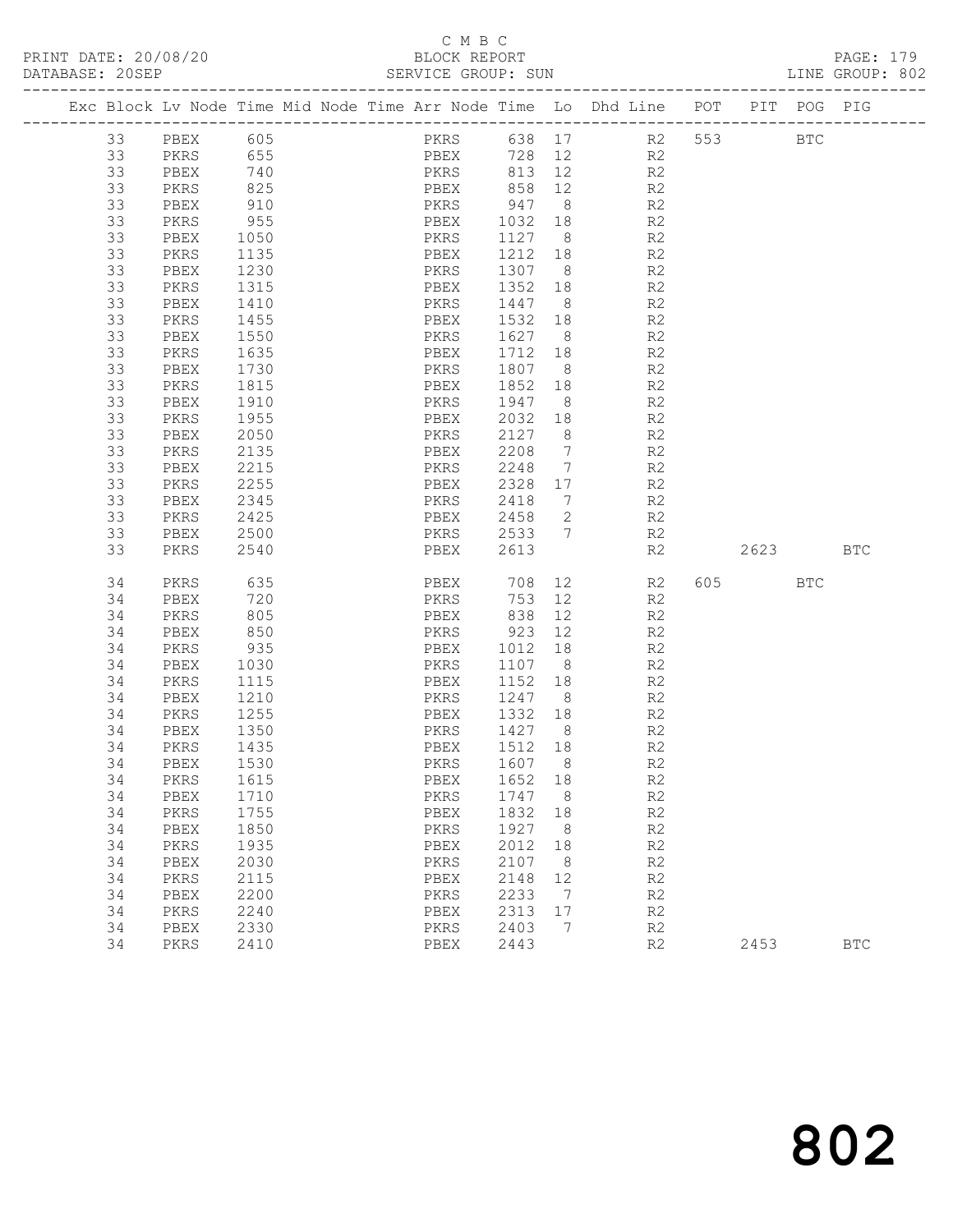C M B C

BLOCK REPORT

PRINT DATE: 20/08/20 DATABASE: 20SEP SERVICE GROUP: SUN LINE GROUP: 802

| Exc | Block | Lv | Node | Time | Mid Node | Time | Arr Node | Time | Lo | Dhd Line | POT | PIT | POG | PIG |
|---|---|---|---|---|---|---|---|---|---|---|---|---|---|---|
| | 33 | | PBEX | 605 | | | PKRS | 638 | 17 | R2 | 553 | | BTC | |
| | 33 | | PKRS | 655 | | | PBEX | 728 | 12 | R2 | | | | |
| | 33 | | PBEX | 740 | | | PKRS | 813 | 12 | R2 | | | | |
| | 33 | | PKRS | 825 | | | PBEX | 858 | 12 | R2 | | | | |
| | 33 | | PBEX | 910 | | | PKRS | 947 | 8 | R2 | | | | |
| | 33 | | PKRS | 955 | | | PBEX | 1032 | 18 | R2 | | | | |
| | 33 | | PBEX | 1050 | | | PKRS | 1127 | 8 | R2 | | | | |
| | 33 | | PKRS | 1135 | | | PBEX | 1212 | 18 | R2 | | | | |
| | 33 | | PBEX | 1230 | | | PKRS | 1307 | 8 | R2 | | | | |
| | 33 | | PKRS | 1315 | | | PBEX | 1352 | 18 | R2 | | | | |
| | 33 | | PBEX | 1410 | | | PKRS | 1447 | 8 | R2 | | | | |
| | 33 | | PKRS | 1455 | | | PBEX | 1532 | 18 | R2 | | | | |
| | 33 | | PBEX | 1550 | | | PKRS | 1627 | 8 | R2 | | | | |
| | 33 | | PKRS | 1635 | | | PBEX | 1712 | 18 | R2 | | | | |
| | 33 | | PBEX | 1730 | | | PKRS | 1807 | 8 | R2 | | | | |
| | 33 | | PKRS | 1815 | | | PBEX | 1852 | 18 | R2 | | | | |
| | 33 | | PBEX | 1910 | | | PKRS | 1947 | 8 | R2 | | | | |
| | 33 | | PKRS | 1955 | | | PBEX | 2032 | 18 | R2 | | | | |
| | 33 | | PBEX | 2050 | | | PKRS | 2127 | 8 | R2 | | | | |
| | 33 | | PKRS | 2135 | | | PBEX | 2208 | 7 | R2 | | | | |
| | 33 | | PBEX | 2215 | | | PKRS | 2248 | 7 | R2 | | | | |
| | 33 | | PKRS | 2255 | | | PBEX | 2328 | 17 | R2 | | | | |
| | 33 | | PBEX | 2345 | | | PKRS | 2418 | 7 | R2 | | | | |
| | 33 | | PKRS | 2425 | | | PBEX | 2458 | 2 | R2 | | | | |
| | 33 | | PBEX | 2500 | | | PKRS | 2533 | 7 | R2 | | | | |
| | 33 | | PKRS | 2540 | | | PBEX | 2613 | | R2 | | 2623 | | BTC |
| | 34 | | PKRS | 635 | | | PBEX | 708 | 12 | R2 | 605 | | BTC | |
| | 34 | | PBEX | 720 | | | PKRS | 753 | 12 | R2 | | | | |
| | 34 | | PKRS | 805 | | | PBEX | 838 | 12 | R2 | | | | |
| | 34 | | PBEX | 850 | | | PKRS | 923 | 12 | R2 | | | | |
| | 34 | | PKRS | 935 | | | PBEX | 1012 | 18 | R2 | | | | |
| | 34 | | PBEX | 1030 | | | PKRS | 1107 | 8 | R2 | | | | |
| | 34 | | PKRS | 1115 | | | PBEX | 1152 | 18 | R2 | | | | |
| | 34 | | PBEX | 1210 | | | PKRS | 1247 | 8 | R2 | | | | |
| | 34 | | PKRS | 1255 | | | PBEX | 1332 | 18 | R2 | | | | |
| | 34 | | PBEX | 1350 | | | PKRS | 1427 | 8 | R2 | | | | |
| | 34 | | PKRS | 1435 | | | PBEX | 1512 | 18 | R2 | | | | |
| | 34 | | PBEX | 1530 | | | PKRS | 1607 | 8 | R2 | | | | |
| | 34 | | PKRS | 1615 | | | PBEX | 1652 | 18 | R2 | | | | |
| | 34 | | PBEX | 1710 | | | PKRS | 1747 | 8 | R2 | | | | |
| | 34 | | PKRS | 1755 | | | PBEX | 1832 | 18 | R2 | | | | |
| | 34 | | PBEX | 1850 | | | PKRS | 1927 | 8 | R2 | | | | |
| | 34 | | PKRS | 1935 | | | PBEX | 2012 | 18 | R2 | | | | |
| | 34 | | PBEX | 2030 | | | PKRS | 2107 | 8 | R2 | | | | |
| | 34 | | PKRS | 2115 | | | PBEX | 2148 | 12 | R2 | | | | |
| | 34 | | PBEX | 2200 | | | PKRS | 2233 | 7 | R2 | | | | |
| | 34 | | PKRS | 2240 | | | PBEX | 2313 | 17 | R2 | | | | |
| | 34 | | PBEX | 2330 | | | PKRS | 2403 | 7 | R2 | | | | |
| | 34 | | PKRS | 2410 | | | PBEX | 2443 | | R2 | | 2453 | | BTC |

802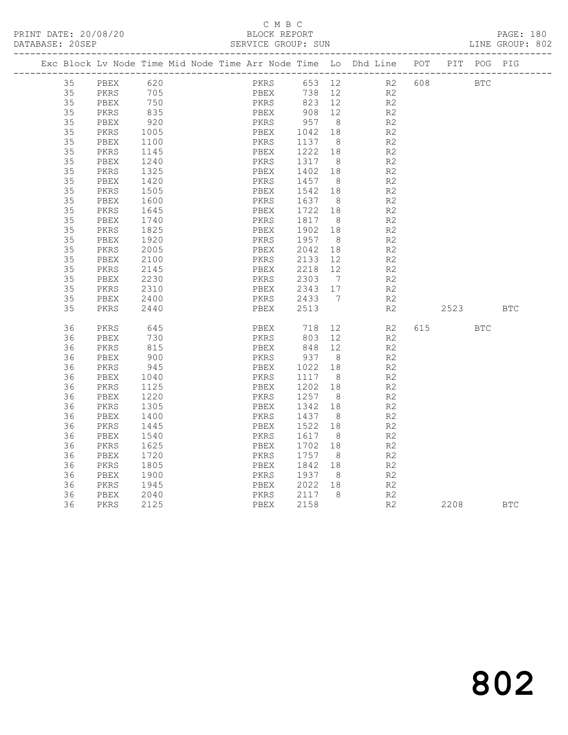C M B C

BLOCK REPORT

SERVICE GROUP: SUN

PRINT DATE: 20/08/20
DATABASE: 20SEP
LINE GROUP: 802

| Exc | Block | Lv | Node | Time | Mid Node | Time | Arr Node | Time | Lo | Dhd Line | POT | PIT | POG | PIG |
|---|---|---|---|---|---|---|---|---|---|---|---|---|---|---|
| | 35 | | PBEX | 620 | | | PKRS | 653 | 12 | R2 | 608 | | BTC | |
| | 35 | | PKRS | 705 | | | PBEX | 738 | 12 | R2 | | | | |
| | 35 | | PBEX | 750 | | | PKRS | 823 | 12 | R2 | | | | |
| | 35 | | PKRS | 835 | | | PBEX | 908 | 12 | R2 | | | | |
| | 35 | | PBEX | 920 | | | PKRS | 957 | 8 | R2 | | | | |
| | 35 | | PKRS | 1005 | | | PBEX | 1042 | 18 | R2 | | | | |
| | 35 | | PBEX | 1100 | | | PKRS | 1137 | 8 | R2 | | | | |
| | 35 | | PKRS | 1145 | | | PBEX | 1222 | 18 | R2 | | | | |
| | 35 | | PBEX | 1240 | | | PKRS | 1317 | 8 | R2 | | | | |
| | 35 | | PKRS | 1325 | | | PBEX | 1402 | 18 | R2 | | | | |
| | 35 | | PBEX | 1420 | | | PKRS | 1457 | 8 | R2 | | | | |
| | 35 | | PKRS | 1505 | | | PBEX | 1542 | 18 | R2 | | | | |
| | 35 | | PBEX | 1600 | | | PKRS | 1637 | 8 | R2 | | | | |
| | 35 | | PKRS | 1645 | | | PBEX | 1722 | 18 | R2 | | | | |
| | 35 | | PBEX | 1740 | | | PKRS | 1817 | 8 | R2 | | | | |
| | 35 | | PKRS | 1825 | | | PBEX | 1902 | 18 | R2 | | | | |
| | 35 | | PBEX | 1920 | | | PKRS | 1957 | 8 | R2 | | | | |
| | 35 | | PKRS | 2005 | | | PBEX | 2042 | 18 | R2 | | | | |
| | 35 | | PBEX | 2100 | | | PKRS | 2133 | 12 | R2 | | | | |
| | 35 | | PKRS | 2145 | | | PBEX | 2218 | 12 | R2 | | | | |
| | 35 | | PBEX | 2230 | | | PKRS | 2303 | 7 | R2 | | | | |
| | 35 | | PKRS | 2310 | | | PBEX | 2343 | 17 | R2 | | | | |
| | 35 | | PBEX | 2400 | | | PKRS | 2433 | 7 | R2 | | | | |
| | 35 | | PKRS | 2440 | | | PBEX | 2513 | | R2 | | 2523 | | BTC |
| | 36 | | PKRS | 645 | | | PBEX | 718 | 12 | R2 | 615 | | BTC | |
| | 36 | | PBEX | 730 | | | PKRS | 803 | 12 | R2 | | | | |
| | 36 | | PKRS | 815 | | | PBEX | 848 | 12 | R2 | | | | |
| | 36 | | PBEX | 900 | | | PKRS | 937 | 8 | R2 | | | | |
| | 36 | | PKRS | 945 | | | PBEX | 1022 | 18 | R2 | | | | |
| | 36 | | PBEX | 1040 | | | PKRS | 1117 | 8 | R2 | | | | |
| | 36 | | PKRS | 1125 | | | PBEX | 1202 | 18 | R2 | | | | |
| | 36 | | PBEX | 1220 | | | PKRS | 1257 | 8 | R2 | | | | |
| | 36 | | PKRS | 1305 | | | PBEX | 1342 | 18 | R2 | | | | |
| | 36 | | PBEX | 1400 | | | PKRS | 1437 | 8 | R2 | | | | |
| | 36 | | PKRS | 1445 | | | PBEX | 1522 | 18 | R2 | | | | |
| | 36 | | PBEX | 1540 | | | PKRS | 1617 | 8 | R2 | | | | |
| | 36 | | PKRS | 1625 | | | PBEX | 1702 | 18 | R2 | | | | |
| | 36 | | PBEX | 1720 | | | PKRS | 1757 | 8 | R2 | | | | |
| | 36 | | PKRS | 1805 | | | PBEX | 1842 | 18 | R2 | | | | |
| | 36 | | PBEX | 1900 | | | PKRS | 1937 | 8 | R2 | | | | |
| | 36 | | PKRS | 1945 | | | PBEX | 2022 | 18 | R2 | | | | |
| | 36 | | PBEX | 2040 | | | PKRS | 2117 | 8 | R2 | | | | |
| | 36 | | PKRS | 2125 | | | PBEX | 2158 | | R2 | | 2208 | | BTC |

802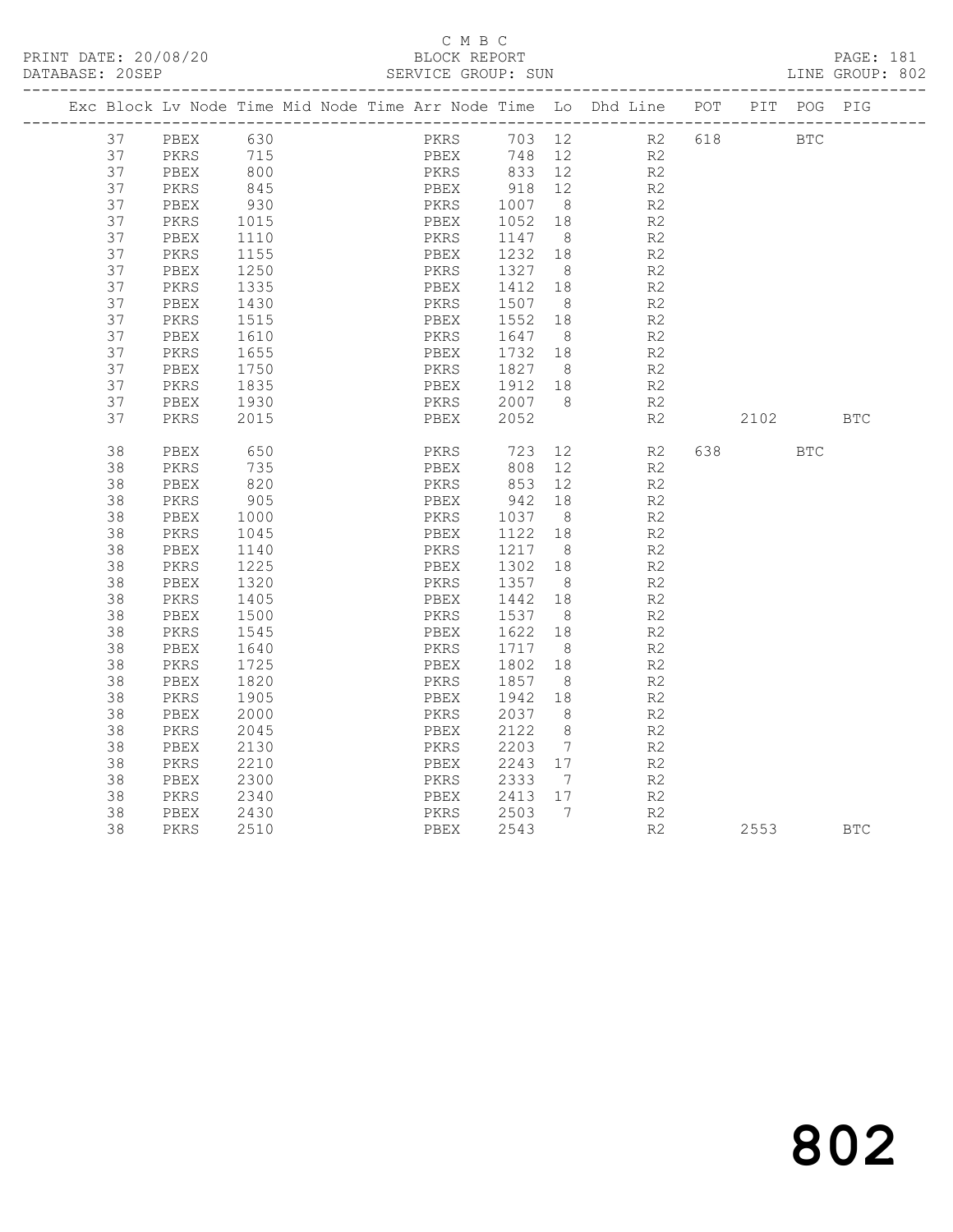C M B C
BLOCK REPORT
SERVICE GROUP: SUN

PRINT DATE: 20/08/20
DATABASE: 20SEP

LINE GROUP: 802

| Exc | Block | Lv | Node | Time | Mid Node | Time | Arr Node | Time | Lo | Dhd Line | POT | PIT | POG | PIG |
|---|---|---|---|---|---|---|---|---|---|---|---|---|---|---|
| | 37 | | PBEX | 630 | | | PKRS | 703 | 12 | R2 | 618 | | BTC | |
| | 37 | | PKRS | 715 | | | PBEX | 748 | 12 | R2 | | | | |
| | 37 | | PBEX | 800 | | | PKRS | 833 | 12 | R2 | | | | |
| | 37 | | PKRS | 845 | | | PBEX | 918 | 12 | R2 | | | | |
| | 37 | | PBEX | 930 | | | PKRS | 1007 | 8 | R2 | | | | |
| | 37 | | PKRS | 1015 | | | PBEX | 1052 | 18 | R2 | | | | |
| | 37 | | PBEX | 1110 | | | PKRS | 1147 | 8 | R2 | | | | |
| | 37 | | PKRS | 1155 | | | PBEX | 1232 | 18 | R2 | | | | |
| | 37 | | PBEX | 1250 | | | PKRS | 1327 | 8 | R2 | | | | |
| | 37 | | PKRS | 1335 | | | PBEX | 1412 | 18 | R2 | | | | |
| | 37 | | PBEX | 1430 | | | PKRS | 1507 | 8 | R2 | | | | |
| | 37 | | PKRS | 1515 | | | PBEX | 1552 | 18 | R2 | | | | |
| | 37 | | PBEX | 1610 | | | PKRS | 1647 | 8 | R2 | | | | |
| | 37 | | PKRS | 1655 | | | PBEX | 1732 | 18 | R2 | | | | |
| | 37 | | PBEX | 1750 | | | PKRS | 1827 | 8 | R2 | | | | |
| | 37 | | PKRS | 1835 | | | PBEX | 1912 | 18 | R2 | | | | |
| | 37 | | PBEX | 1930 | | | PKRS | 2007 | 8 | R2 | | | | |
| | 37 | | PKRS | 2015 | | | PBEX | 2052 | | R2 | | 2102 | | BTC |
| | 38 | | PBEX | 650 | | | PKRS | 723 | 12 | R2 | 638 | | BTC | |
| | 38 | | PKRS | 735 | | | PBEX | 808 | 12 | R2 | | | | |
| | 38 | | PBEX | 820 | | | PKRS | 853 | 12 | R2 | | | | |
| | 38 | | PKRS | 905 | | | PBEX | 942 | 18 | R2 | | | | |
| | 38 | | PBEX | 1000 | | | PKRS | 1037 | 8 | R2 | | | | |
| | 38 | | PKRS | 1045 | | | PBEX | 1122 | 18 | R2 | | | | |
| | 38 | | PBEX | 1140 | | | PKRS | 1217 | 8 | R2 | | | | |
| | 38 | | PKRS | 1225 | | | PBEX | 1302 | 18 | R2 | | | | |
| | 38 | | PBEX | 1320 | | | PKRS | 1357 | 8 | R2 | | | | |
| | 38 | | PKRS | 1405 | | | PBEX | 1442 | 18 | R2 | | | | |
| | 38 | | PBEX | 1500 | | | PKRS | 1537 | 8 | R2 | | | | |
| | 38 | | PKRS | 1545 | | | PBEX | 1622 | 18 | R2 | | | | |
| | 38 | | PBEX | 1640 | | | PKRS | 1717 | 8 | R2 | | | | |
| | 38 | | PKRS | 1725 | | | PBEX | 1802 | 18 | R2 | | | | |
| | 38 | | PBEX | 1820 | | | PKRS | 1857 | 8 | R2 | | | | |
| | 38 | | PKRS | 1905 | | | PBEX | 1942 | 18 | R2 | | | | |
| | 38 | | PBEX | 2000 | | | PKRS | 2037 | 8 | R2 | | | | |
| | 38 | | PKRS | 2045 | | | PBEX | 2122 | 8 | R2 | | | | |
| | 38 | | PBEX | 2130 | | | PKRS | 2203 | 7 | R2 | | | | |
| | 38 | | PKRS | 2210 | | | PBEX | 2243 | 17 | R2 | | | | |
| | 38 | | PBEX | 2300 | | | PKRS | 2333 | 7 | R2 | | | | |
| | 38 | | PKRS | 2340 | | | PBEX | 2413 | 17 | R2 | | | | |
| | 38 | | PBEX | 2430 | | | PKRS | 2503 | 7 | R2 | | | | |
| | 38 | | PKRS | 2510 | | | PBEX | 2543 | | R2 | | 2553 | | BTC |

802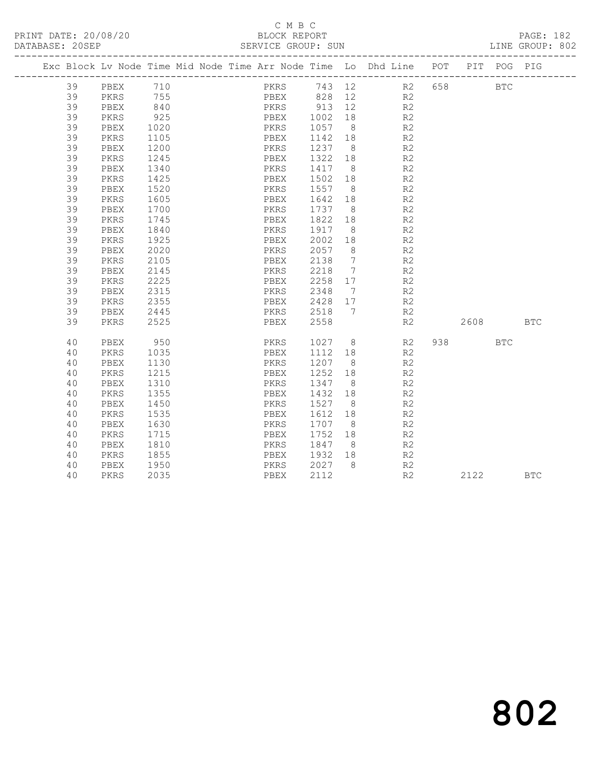C M B C

PRINT DATE: 20/08/20 BLOCK REPORT PAGE: 182
DATABASE: 20SEP SERVICE GROUP: SUN LINE GROUP: 802

| Exc | Block | Lv | Node | Time | Mid Node | Time | Arr Node | Time | Lo | Dhd Line | POT | PIT | POG | PIG |
|---|---|---|---|---|---|---|---|---|---|---|---|---|---|---|
| | 39 | | PBEX | 710 | | | PKRS | 743 | 12 | R2 | 658 | | BTC | |
| | 39 | | PKRS | 755 | | | PBEX | 828 | 12 | R2 | | | | |
| | 39 | | PBEX | 840 | | | PKRS | 913 | 12 | R2 | | | | |
| | 39 | | PKRS | 925 | | | PBEX | 1002 | 18 | R2 | | | | |
| | 39 | | PBEX | 1020 | | | PKRS | 1057 | 8 | R2 | | | | |
| | 39 | | PKRS | 1105 | | | PBEX | 1142 | 18 | R2 | | | | |
| | 39 | | PBEX | 1200 | | | PKRS | 1237 | 8 | R2 | | | | |
| | 39 | | PKRS | 1245 | | | PBEX | 1322 | 18 | R2 | | | | |
| | 39 | | PBEX | 1340 | | | PKRS | 1417 | 8 | R2 | | | | |
| | 39 | | PKRS | 1425 | | | PBEX | 1502 | 18 | R2 | | | | |
| | 39 | | PBEX | 1520 | | | PKRS | 1557 | 8 | R2 | | | | |
| | 39 | | PKRS | 1605 | | | PBEX | 1642 | 18 | R2 | | | | |
| | 39 | | PBEX | 1700 | | | PKRS | 1737 | 8 | R2 | | | | |
| | 39 | | PKRS | 1745 | | | PBEX | 1822 | 18 | R2 | | | | |
| | 39 | | PBEX | 1840 | | | PKRS | 1917 | 8 | R2 | | | | |
| | 39 | | PKRS | 1925 | | | PBEX | 2002 | 18 | R2 | | | | |
| | 39 | | PBEX | 2020 | | | PKRS | 2057 | 8 | R2 | | | | |
| | 39 | | PKRS | 2105 | | | PBEX | 2138 | 7 | R2 | | | | |
| | 39 | | PBEX | 2145 | | | PKRS | 2218 | 7 | R2 | | | | |
| | 39 | | PKRS | 2225 | | | PBEX | 2258 | 17 | R2 | | | | |
| | 39 | | PBEX | 2315 | | | PKRS | 2348 | 7 | R2 | | | | |
| | 39 | | PKRS | 2355 | | | PBEX | 2428 | 17 | R2 | | | | |
| | 39 | | PBEX | 2445 | | | PKRS | 2518 | 7 | R2 | | | | |
| | 39 | | PKRS | 2525 | | | PBEX | 2558 | | R2 | | 2608 | | BTC |
| | 40 | | PBEX | 950 | | | PKRS | 1027 | 8 | R2 | 938 | | BTC | |
| | 40 | | PKRS | 1035 | | | PBEX | 1112 | 18 | R2 | | | | |
| | 40 | | PBEX | 1130 | | | PKRS | 1207 | 8 | R2 | | | | |
| | 40 | | PKRS | 1215 | | | PBEX | 1252 | 18 | R2 | | | | |
| | 40 | | PBEX | 1310 | | | PKRS | 1347 | 8 | R2 | | | | |
| | 40 | | PKRS | 1355 | | | PBEX | 1432 | 18 | R2 | | | | |
| | 40 | | PBEX | 1450 | | | PKRS | 1527 | 8 | R2 | | | | |
| | 40 | | PKRS | 1535 | | | PBEX | 1612 | 18 | R2 | | | | |
| | 40 | | PBEX | 1630 | | | PKRS | 1707 | 8 | R2 | | | | |
| | 40 | | PKRS | 1715 | | | PBEX | 1752 | 18 | R2 | | | | |
| | 40 | | PBEX | 1810 | | | PKRS | 1847 | 8 | R2 | | | | |
| | 40 | | PKRS | 1855 | | | PBEX | 1932 | 18 | R2 | | | | |
| | 40 | | PBEX | 1950 | | | PKRS | 2027 | 8 | R2 | | | | |
| | 40 | | PKRS | 2035 | | | PBEX | 2112 | | R2 | | 2122 | | BTC |

802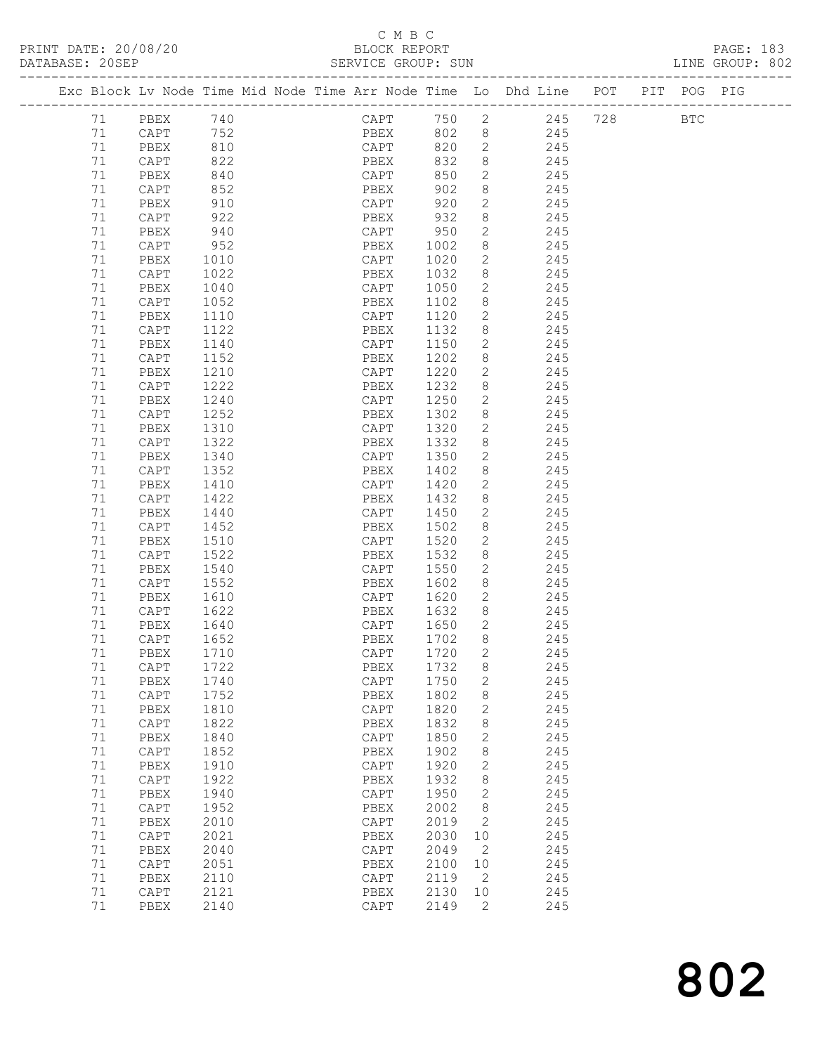C M B C

PRINT DATE: 20/08/20 BLOCK REPORT PAGE: 183
DATABASE: 20SEP SERVICE GROUP: SUN LINE GROUP: 802

| Exc | Block | Lv | Node | Time | Mid | Node | Time | Arr | Node | Time | Lo | Dhd Line | POT | PIT | POG | PIG |
|---|---|---|---|---|---|---|---|---|---|---|---|---|---|---|---|---|
| | 71 | | PBEX | 740 | | | | | CAPT | 750 | 2 | 245 | 728 | | BTC | |
| | 71 | | CAPT | 752 | | | | | PBEX | 802 | 8 | 245 | | | | |
| | 71 | | PBEX | 810 | | | | | CAPT | 820 | 2 | 245 | | | | |
| | 71 | | CAPT | 822 | | | | | PBEX | 832 | 8 | 245 | | | | |
| | 71 | | PBEX | 840 | | | | | CAPT | 850 | 2 | 245 | | | | |
| | 71 | | CAPT | 852 | | | | | PBEX | 902 | 8 | 245 | | | | |
| | 71 | | PBEX | 910 | | | | | CAPT | 920 | 2 | 245 | | | | |
| | 71 | | CAPT | 922 | | | | | PBEX | 932 | 8 | 245 | | | | |
| | 71 | | PBEX | 940 | | | | | CAPT | 950 | 2 | 245 | | | | |
| | 71 | | CAPT | 952 | | | | | PBEX | 1002 | 8 | 245 | | | | |
| | 71 | | PBEX | 1010 | | | | | CAPT | 1020 | 2 | 245 | | | | |
| | 71 | | CAPT | 1022 | | | | | PBEX | 1032 | 8 | 245 | | | | |
| | 71 | | PBEX | 1040 | | | | | CAPT | 1050 | 2 | 245 | | | | |
| | 71 | | CAPT | 1052 | | | | | PBEX | 1102 | 8 | 245 | | | | |
| | 71 | | PBEX | 1110 | | | | | CAPT | 1120 | 2 | 245 | | | | |
| | 71 | | CAPT | 1122 | | | | | PBEX | 1132 | 8 | 245 | | | | |
| | 71 | | PBEX | 1140 | | | | | CAPT | 1150 | 2 | 245 | | | | |
| | 71 | | CAPT | 1152 | | | | | PBEX | 1202 | 8 | 245 | | | | |
| | 71 | | PBEX | 1210 | | | | | CAPT | 1220 | 2 | 245 | | | | |
| | 71 | | CAPT | 1222 | | | | | PBEX | 1232 | 8 | 245 | | | | |
| | 71 | | PBEX | 1240 | | | | | CAPT | 1250 | 2 | 245 | | | | |
| | 71 | | CAPT | 1252 | | | | | PBEX | 1302 | 8 | 245 | | | | |
| | 71 | | PBEX | 1310 | | | | | CAPT | 1320 | 2 | 245 | | | | |
| | 71 | | CAPT | 1322 | | | | | PBEX | 1332 | 8 | 245 | | | | |
| | 71 | | PBEX | 1340 | | | | | CAPT | 1350 | 2 | 245 | | | | |
| | 71 | | CAPT | 1352 | | | | | PBEX | 1402 | 8 | 245 | | | | |
| | 71 | | PBEX | 1410 | | | | | CAPT | 1420 | 2 | 245 | | | | |
| | 71 | | CAPT | 1422 | | | | | PBEX | 1432 | 8 | 245 | | | | |
| | 71 | | PBEX | 1440 | | | | | CAPT | 1450 | 2 | 245 | | | | |
| | 71 | | CAPT | 1452 | | | | | PBEX | 1502 | 8 | 245 | | | | |
| | 71 | | PBEX | 1510 | | | | | CAPT | 1520 | 2 | 245 | | | | |
| | 71 | | CAPT | 1522 | | | | | PBEX | 1532 | 8 | 245 | | | | |
| | 71 | | PBEX | 1540 | | | | | CAPT | 1550 | 2 | 245 | | | | |
| | 71 | | CAPT | 1552 | | | | | PBEX | 1602 | 8 | 245 | | | | |
| | 71 | | PBEX | 1610 | | | | | CAPT | 1620 | 2 | 245 | | | | |
| | 71 | | CAPT | 1622 | | | | | PBEX | 1632 | 8 | 245 | | | | |
| | 71 | | PBEX | 1640 | | | | | CAPT | 1650 | 2 | 245 | | | | |
| | 71 | | CAPT | 1652 | | | | | PBEX | 1702 | 8 | 245 | | | | |
| | 71 | | PBEX | 1710 | | | | | CAPT | 1720 | 2 | 245 | | | | |
| | 71 | | CAPT | 1722 | | | | | PBEX | 1732 | 8 | 245 | | | | |
| | 71 | | PBEX | 1740 | | | | | CAPT | 1750 | 2 | 245 | | | | |
| | 71 | | CAPT | 1752 | | | | | PBEX | 1802 | 8 | 245 | | | | |
| | 71 | | PBEX | 1810 | | | | | CAPT | 1820 | 2 | 245 | | | | |
| | 71 | | CAPT | 1822 | | | | | PBEX | 1832 | 8 | 245 | | | | |
| | 71 | | PBEX | 1840 | | | | | CAPT | 1850 | 2 | 245 | | | | |
| | 71 | | CAPT | 1852 | | | | | PBEX | 1902 | 8 | 245 | | | | |
| | 71 | | PBEX | 1910 | | | | | CAPT | 1920 | 2 | 245 | | | | |
| | 71 | | CAPT | 1922 | | | | | PBEX | 1932 | 8 | 245 | | | | |
| | 71 | | PBEX | 1940 | | | | | CAPT | 1950 | 2 | 245 | | | | |
| | 71 | | CAPT | 1952 | | | | | PBEX | 2002 | 8 | 245 | | | | |
| | 71 | | PBEX | 2010 | | | | | CAPT | 2019 | 2 | 245 | | | | |
| | 71 | | CAPT | 2021 | | | | | PBEX | 2030 | 10 | 245 | | | | |
| | 71 | | PBEX | 2040 | | | | | CAPT | 2049 | 2 | 245 | | | | |
| | 71 | | CAPT | 2051 | | | | | PBEX | 2100 | 10 | 245 | | | | |
| | 71 | | PBEX | 2110 | | | | | CAPT | 2119 | 2 | 245 | | | | |
| | 71 | | CAPT | 2121 | | | | | PBEX | 2130 | 10 | 245 | | | | |
| | 71 | | PBEX | 2140 | | | | | CAPT | 2149 | 2 | 245 | | | | |

802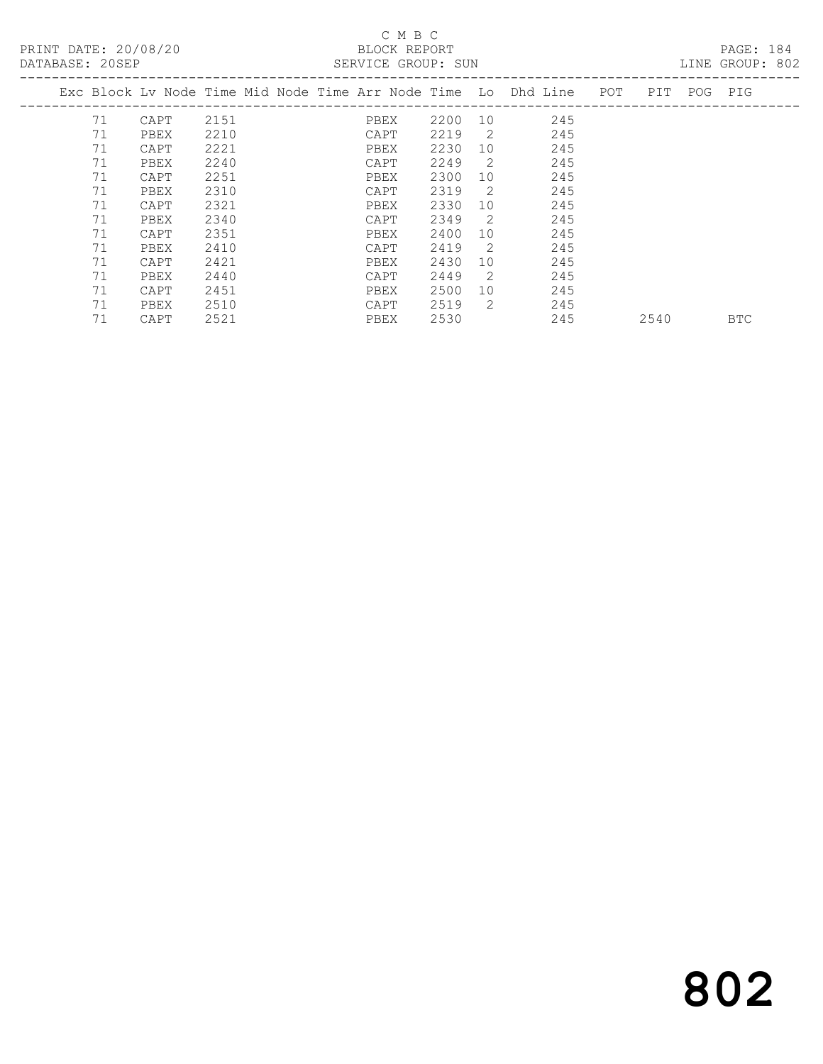C M B C

PRINT DATE: 20/08/20 BLOCK REPORT PAGE: 184
DATABASE: 20SEP SERVICE GROUP: SUN LINE GROUP: 802

| Exc | Block | Lv | Node | Time | Mid Node | Time | Arr Node | Time | Lo | Dhd Line | POT | PIT | POG | PIG |
|---|---|---|---|---|---|---|---|---|---|---|---|---|---|---|
| | 71 | | CAPT | 2151 | | | PBEX | 2200 | 10 | 245 | | | | |
| | 71 | | PBEX | 2210 | | | CAPT | 2219 | 2 | 245 | | | | |
| | 71 | | CAPT | 2221 | | | PBEX | 2230 | 10 | 245 | | | | |
| | 71 | | PBEX | 2240 | | | CAPT | 2249 | 2 | 245 | | | | |
| | 71 | | CAPT | 2251 | | | PBEX | 2300 | 10 | 245 | | | | |
| | 71 | | PBEX | 2310 | | | CAPT | 2319 | 2 | 245 | | | | |
| | 71 | | CAPT | 2321 | | | PBEX | 2330 | 10 | 245 | | | | |
| | 71 | | PBEX | 2340 | | | CAPT | 2349 | 2 | 245 | | | | |
| | 71 | | CAPT | 2351 | | | PBEX | 2400 | 10 | 245 | | | | |
| | 71 | | PBEX | 2410 | | | CAPT | 2419 | 2 | 245 | | | | |
| | 71 | | CAPT | 2421 | | | PBEX | 2430 | 10 | 245 | | | | |
| | 71 | | PBEX | 2440 | | | CAPT | 2449 | 2 | 245 | | | | |
| | 71 | | CAPT | 2451 | | | PBEX | 2500 | 10 | 245 | | | | |
| | 71 | | PBEX | 2510 | | | CAPT | 2519 | 2 | 245 | | | | |
| | 71 | | CAPT | 2521 | | | PBEX | 2530 | | 245 | | 2540 | | BTC |

# 802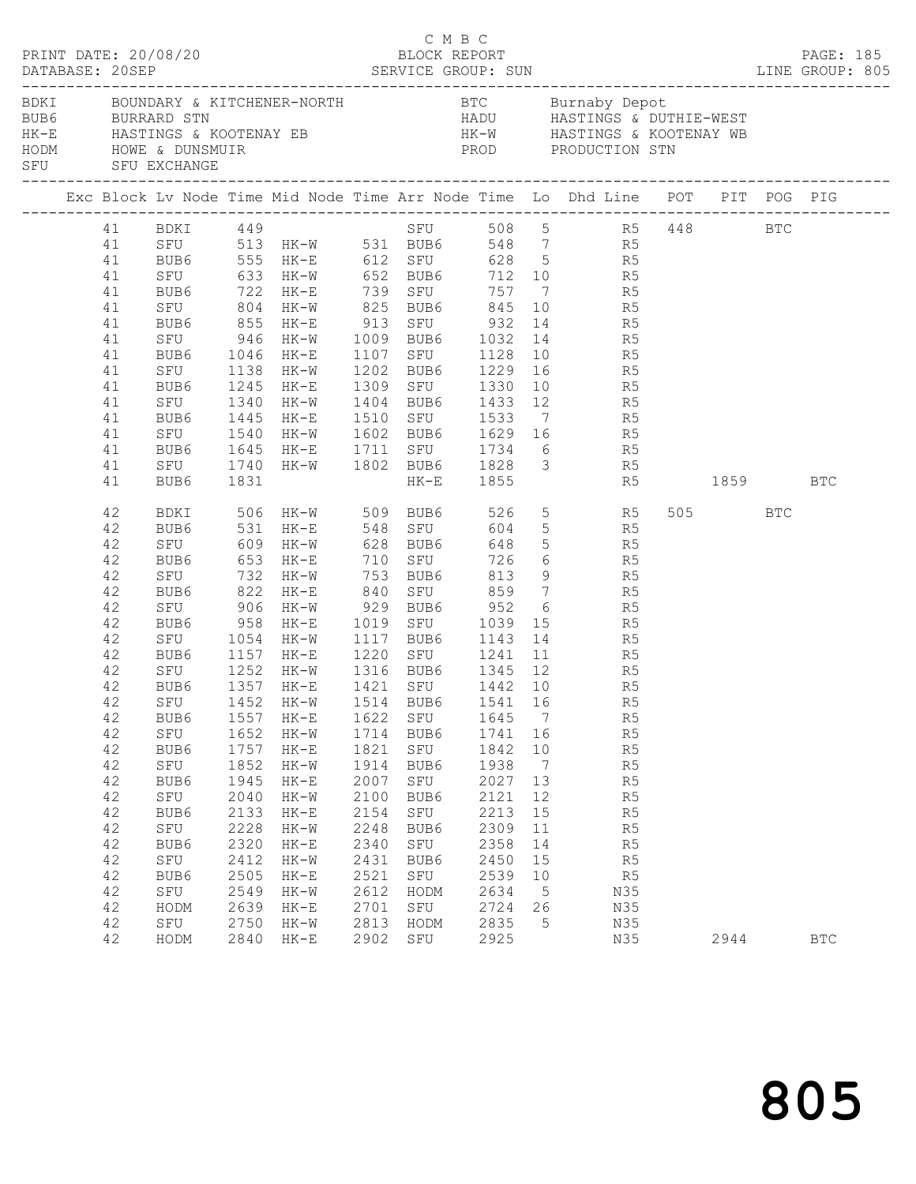C M B C
PRINT DATE: 20/08/20 BLOCK REPORT
DATABASE: 20SEP SERVICE GROUP: SUN LINE GROUP: 805

| Code | Description | Code | Description |
|---|---|---|---|
| BDKI | BOUNDARY & KITCHENER-NORTH | BTC | Burnaby Depot |
| BUB6 | BURRARD STN | HADU | HASTINGS & DUTHIE-WEST |
| HK-E | HASTINGS & KOOTENAY EB | HK-W | HASTINGS & KOOTENAY WB |
| HODM | HOWE & DUNSMUIR | PROD | PRODUCTION STN |
| SFU | SFU EXCHANGE | | |

| Exc | Block | Lv Node | Time | Mid Node | Time | Arr Node | Time | Lo | Dhd Line | POT | PIT | POG | PIG |
|---|---|---|---|---|---|---|---|---|---|---|---|---|---|
| | 41 | BDKI | 449 | | | SFU | 508 | 5 | R5 | 448 | | BTC | |
| | 41 | SFU | 513 | HK-W | 531 | BUB6 | 548 | 7 | R5 | | | | |
| | 41 | BUB6 | 555 | HK-E | 612 | SFU | 628 | 5 | R5 | | | | |
| | 41 | SFU | 633 | HK-W | 652 | BUB6 | 712 | 10 | R5 | | | | |
| | 41 | BUB6 | 722 | HK-E | 739 | SFU | 757 | 7 | R5 | | | | |
| | 41 | SFU | 804 | HK-W | 825 | BUB6 | 845 | 10 | R5 | | | | |
| | 41 | BUB6 | 855 | HK-E | 913 | SFU | 932 | 14 | R5 | | | | |
| | 41 | SFU | 946 | HK-W | 1009 | BUB6 | 1032 | 14 | R5 | | | | |
| | 41 | BUB6 | 1046 | HK-E | 1107 | SFU | 1128 | 10 | R5 | | | | |
| | 41 | SFU | 1138 | HK-W | 1202 | BUB6 | 1229 | 16 | R5 | | | | |
| | 41 | BUB6 | 1245 | HK-E | 1309 | SFU | 1330 | 10 | R5 | | | | |
| | 41 | SFU | 1340 | HK-W | 1404 | BUB6 | 1433 | 12 | R5 | | | | |
| | 41 | BUB6 | 1445 | HK-E | 1510 | SFU | 1533 | 7 | R5 | | | | |
| | 41 | SFU | 1540 | HK-W | 1602 | BUB6 | 1629 | 16 | R5 | | | | |
| | 41 | BUB6 | 1645 | HK-E | 1711 | SFU | 1734 | 6 | R5 | | | | |
| | 41 | SFU | 1740 | HK-W | 1802 | BUB6 | 1828 | 3 | R5 | | | | |
| | 41 | BUB6 | 1831 | | | HK-E | 1855 | | R5 | | 1859 | | BTC |
| | 42 | BDKI | 506 | HK-W | 509 | BUB6 | 526 | 5 | R5 | 505 | | BTC | |
| | 42 | BUB6 | 531 | HK-E | 548 | SFU | 604 | 5 | R5 | | | | |
| | 42 | SFU | 609 | HK-W | 628 | BUB6 | 648 | 5 | R5 | | | | |
| | 42 | BUB6 | 653 | HK-E | 710 | SFU | 726 | 6 | R5 | | | | |
| | 42 | SFU | 732 | HK-W | 753 | BUB6 | 813 | 9 | R5 | | | | |
| | 42 | BUB6 | 822 | HK-E | 840 | SFU | 859 | 7 | R5 | | | | |
| | 42 | SFU | 906 | HK-W | 929 | BUB6 | 952 | 6 | R5 | | | | |
| | 42 | BUB6 | 958 | HK-E | 1019 | SFU | 1039 | 15 | R5 | | | | |
| | 42 | SFU | 1054 | HK-W | 1117 | BUB6 | 1143 | 14 | R5 | | | | |
| | 42 | BUB6 | 1157 | HK-E | 1220 | SFU | 1241 | 11 | R5 | | | | |
| | 42 | SFU | 1252 | HK-W | 1316 | BUB6 | 1345 | 12 | R5 | | | | |
| | 42 | BUB6 | 1357 | HK-E | 1421 | SFU | 1442 | 10 | R5 | | | | |
| | 42 | SFU | 1452 | HK-W | 1514 | BUB6 | 1541 | 16 | R5 | | | | |
| | 42 | BUB6 | 1557 | HK-E | 1622 | SFU | 1645 | 7 | R5 | | | | |
| | 42 | SFU | 1652 | HK-W | 1714 | BUB6 | 1741 | 16 | R5 | | | | |
| | 42 | BUB6 | 1757 | HK-E | 1821 | SFU | 1842 | 10 | R5 | | | | |
| | 42 | SFU | 1852 | HK-W | 1914 | BUB6 | 1938 | 7 | R5 | | | | |
| | 42 | BUB6 | 1945 | HK-E | 2007 | SFU | 2027 | 13 | R5 | | | | |
| | 42 | SFU | 2040 | HK-W | 2100 | BUB6 | 2121 | 12 | R5 | | | | |
| | 42 | BUB6 | 2133 | HK-E | 2154 | SFU | 2213 | 15 | R5 | | | | |
| | 42 | SFU | 2228 | HK-W | 2248 | BUB6 | 2309 | 11 | R5 | | | | |
| | 42 | BUB6 | 2320 | HK-E | 2340 | SFU | 2358 | 14 | R5 | | | | |
| | 42 | SFU | 2412 | HK-W | 2431 | BUB6 | 2450 | 15 | R5 | | | | |
| | 42 | BUB6 | 2505 | HK-E | 2521 | SFU | 2539 | 10 | R5 | | | | |
| | 42 | SFU | 2549 | HK-W | 2612 | HODM | 2634 | 5 | N35 | | | | |
| | 42 | HODM | 2639 | HK-E | 2701 | SFU | 2724 | 26 | N35 | | | | |
| | 42 | SFU | 2750 | HK-W | 2813 | HODM | 2835 | 5 | N35 | | | | |
| | 42 | HODM | 2840 | HK-E | 2902 | SFU | 2925 | | N35 | | 2944 | | BTC |

805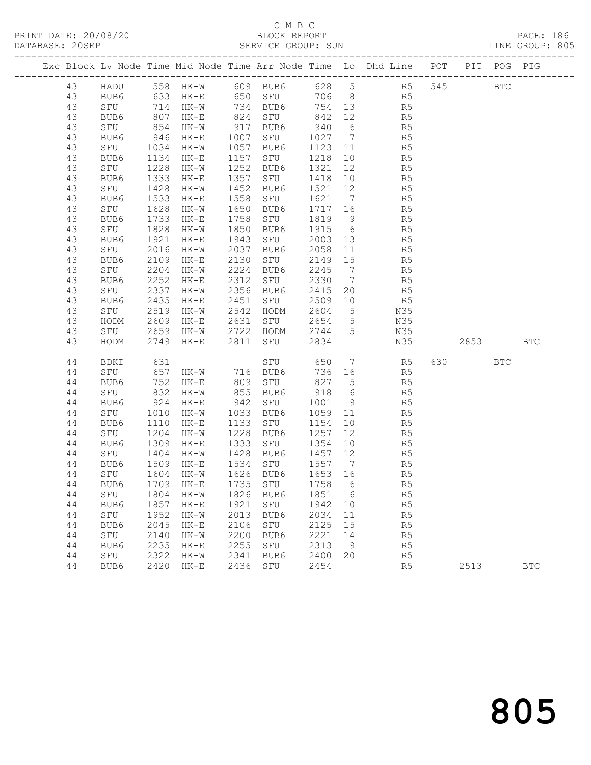C M B C

BLOCK REPORT

SERVICE GROUP: SUN

| Exc | Block | Lv | Node | Time | Mid Node | Time | Arr Node | Time | Lo | Dhd Line | POT | PIT | POG | PIG |
|---|---|---|---|---|---|---|---|---|---|---|---|---|---|---|
| | 43 | | HADU | 558 | HK-W | 609 | BUB6 | 628 | 5 | R5 | 545 | | BTC | |
| | 43 | | BUB6 | 633 | HK-E | 650 | SFU | 706 | 8 | R5 | | | | |
| | 43 | | SFU | 714 | HK-W | 734 | BUB6 | 754 | 13 | R5 | | | | |
| | 43 | | BUB6 | 807 | HK-E | 824 | SFU | 842 | 12 | R5 | | | | |
| | 43 | | SFU | 854 | HK-W | 917 | BUB6 | 940 | 6 | R5 | | | | |
| | 43 | | BUB6 | 946 | HK-E | 1007 | SFU | 1027 | 7 | R5 | | | | |
| | 43 | | SFU | 1034 | HK-W | 1057 | BUB6 | 1123 | 11 | R5 | | | | |
| | 43 | | BUB6 | 1134 | HK-E | 1157 | SFU | 1218 | 10 | R5 | | | | |
| | 43 | | SFU | 1228 | HK-W | 1252 | BUB6 | 1321 | 12 | R5 | | | | |
| | 43 | | BUB6 | 1333 | HK-E | 1357 | SFU | 1418 | 10 | R5 | | | | |
| | 43 | | SFU | 1428 | HK-W | 1452 | BUB6 | 1521 | 12 | R5 | | | | |
| | 43 | | BUB6 | 1533 | HK-E | 1558 | SFU | 1621 | 7 | R5 | | | | |
| | 43 | | SFU | 1628 | HK-W | 1650 | BUB6 | 1717 | 16 | R5 | | | | |
| | 43 | | BUB6 | 1733 | HK-E | 1758 | SFU | 1819 | 9 | R5 | | | | |
| | 43 | | SFU | 1828 | HK-W | 1850 | BUB6 | 1915 | 6 | R5 | | | | |
| | 43 | | BUB6 | 1921 | HK-E | 1943 | SFU | 2003 | 13 | R5 | | | | |
| | 43 | | SFU | 2016 | HK-W | 2037 | BUB6 | 2058 | 11 | R5 | | | | |
| | 43 | | BUB6 | 2109 | HK-E | 2130 | SFU | 2149 | 15 | R5 | | | | |
| | 43 | | SFU | 2204 | HK-W | 2224 | BUB6 | 2245 | 7 | R5 | | | | |
| | 43 | | BUB6 | 2252 | HK-E | 2312 | SFU | 2330 | 7 | R5 | | | | |
| | 43 | | SFU | 2337 | HK-W | 2356 | BUB6 | 2415 | 20 | R5 | | | | |
| | 43 | | BUB6 | 2435 | HK-E | 2451 | SFU | 2509 | 10 | R5 | | | | |
| | 43 | | SFU | 2519 | HK-W | 2542 | HODM | 2604 | 5 | N35 | | | | |
| | 43 | | HODM | 2609 | HK-E | 2631 | SFU | 2654 | 5 | N35 | | | | |
| | 43 | | SFU | 2659 | HK-W | 2722 | HODM | 2744 | 5 | N35 | | | | |
| | 43 | | HODM | 2749 | HK-E | 2811 | SFU | 2834 | | N35 | | 2853 | | BTC |
| | 44 | | BDKI | 631 | | | SFU | 650 | 7 | R5 | 630 | | BTC | |
| | 44 | | SFU | 657 | HK-W | 716 | BUB6 | 736 | 16 | R5 | | | | |
| | 44 | | BUB6 | 752 | HK-E | 809 | SFU | 827 | 5 | R5 | | | | |
| | 44 | | SFU | 832 | HK-W | 855 | BUB6 | 918 | 6 | R5 | | | | |
| | 44 | | BUB6 | 924 | HK-E | 942 | SFU | 1001 | 9 | R5 | | | | |
| | 44 | | SFU | 1010 | HK-W | 1033 | BUB6 | 1059 | 11 | R5 | | | | |
| | 44 | | BUB6 | 1110 | HK-E | 1133 | SFU | 1154 | 10 | R5 | | | | |
| | 44 | | SFU | 1204 | HK-W | 1228 | BUB6 | 1257 | 12 | R5 | | | | |
| | 44 | | BUB6 | 1309 | HK-E | 1333 | SFU | 1354 | 10 | R5 | | | | |
| | 44 | | SFU | 1404 | HK-W | 1428 | BUB6 | 1457 | 12 | R5 | | | | |
| | 44 | | BUB6 | 1509 | HK-E | 1534 | SFU | 1557 | 7 | R5 | | | | |
| | 44 | | SFU | 1604 | HK-W | 1626 | BUB6 | 1653 | 16 | R5 | | | | |
| | 44 | | BUB6 | 1709 | HK-E | 1735 | SFU | 1758 | 6 | R5 | | | | |
| | 44 | | SFU | 1804 | HK-W | 1826 | BUB6 | 1851 | 6 | R5 | | | | |
| | 44 | | BUB6 | 1857 | HK-E | 1921 | SFU | 1942 | 10 | R5 | | | | |
| | 44 | | SFU | 1952 | HK-W | 2013 | BUB6 | 2034 | 11 | R5 | | | | |
| | 44 | | BUB6 | 2045 | HK-E | 2106 | SFU | 2125 | 15 | R5 | | | | |
| | 44 | | SFU | 2140 | HK-W | 2200 | BUB6 | 2221 | 14 | R5 | | | | |
| | 44 | | BUB6 | 2235 | HK-E | 2255 | SFU | 2313 | 9 | R5 | | | | |
| | 44 | | SFU | 2322 | HK-W | 2341 | BUB6 | 2400 | 20 | R5 | | | | |
| | 44 | | BUB6 | 2420 | HK-E | 2436 | SFU | 2454 | | R5 | | 2513 | | BTC |

805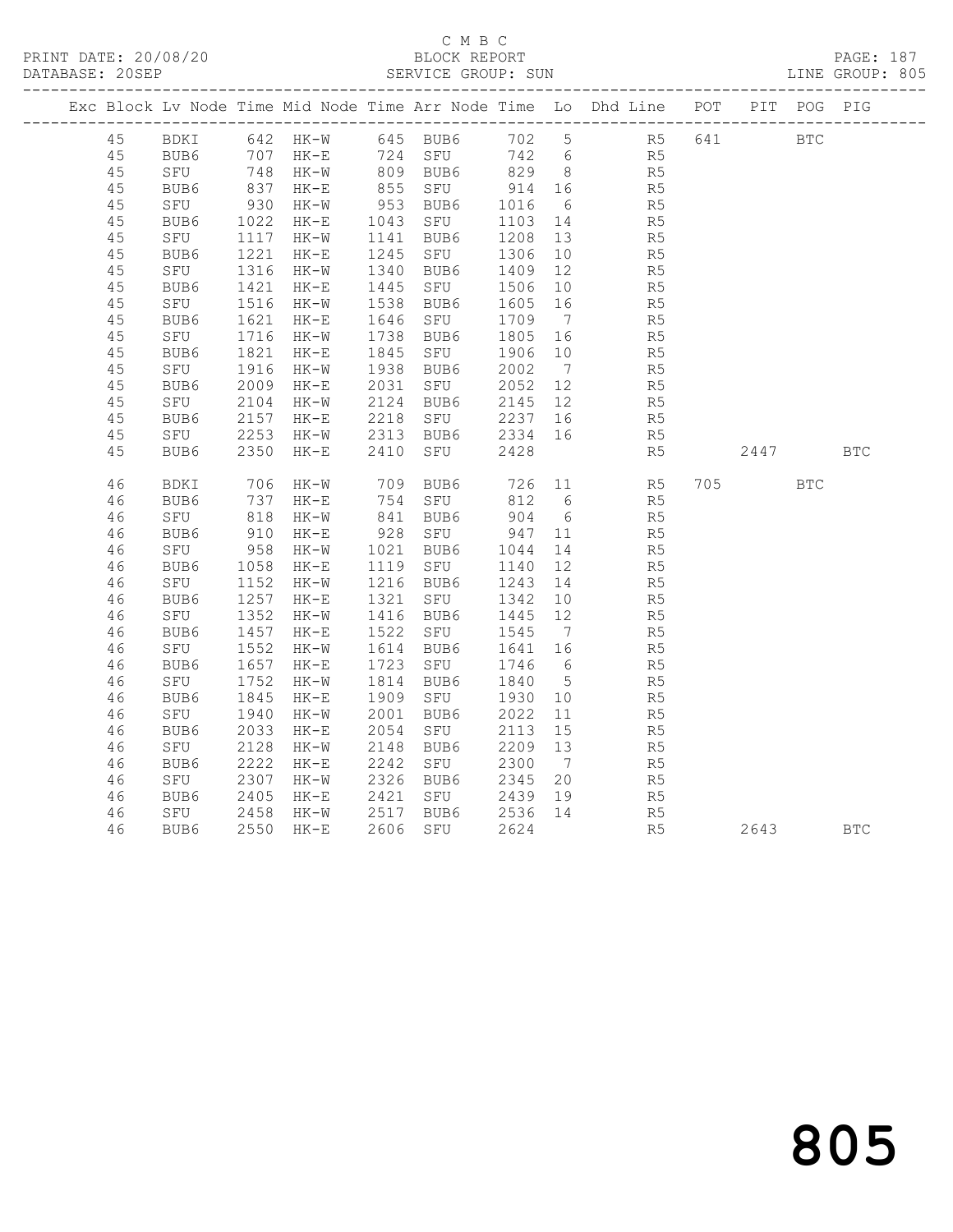C M B C

BLOCK REPORT

SERVICE GROUP: SUN

LINE GROUP: 805

DATABASE: 20SEP

| Exc | Block | Lv | Node | Time | Mid Node | Time | Arr Node | Time | Lo | Dhd Line | POT | PIT | POG | PIG |
|---|---|---|---|---|---|---|---|---|---|---|---|---|---|---|
| | 45 | | BDKI | 642 | HK-W | 645 | BUB6 | 702 | 5 | R5 | 641 | | BTC | |
| | 45 | | BUB6 | 707 | HK-E | 724 | SFU | 742 | 6 | R5 | | | | |
| | 45 | | SFU | 748 | HK-W | 809 | BUB6 | 829 | 8 | R5 | | | | |
| | 45 | | BUB6 | 837 | HK-E | 855 | SFU | 914 | 16 | R5 | | | | |
| | 45 | | SFU | 930 | HK-W | 953 | BUB6 | 1016 | 6 | R5 | | | | |
| | 45 | | BUB6 | 1022 | HK-E | 1043 | SFU | 1103 | 14 | R5 | | | | |
| | 45 | | SFU | 1117 | HK-W | 1141 | BUB6 | 1208 | 13 | R5 | | | | |
| | 45 | | BUB6 | 1221 | HK-E | 1245 | SFU | 1306 | 10 | R5 | | | | |
| | 45 | | SFU | 1316 | HK-W | 1340 | BUB6 | 1409 | 12 | R5 | | | | |
| | 45 | | BUB6 | 1421 | HK-E | 1445 | SFU | 1506 | 10 | R5 | | | | |
| | 45 | | SFU | 1516 | HK-W | 1538 | BUB6 | 1605 | 16 | R5 | | | | |
| | 45 | | BUB6 | 1621 | HK-E | 1646 | SFU | 1709 | 7 | R5 | | | | |
| | 45 | | SFU | 1716 | HK-W | 1738 | BUB6 | 1805 | 16 | R5 | | | | |
| | 45 | | BUB6 | 1821 | HK-E | 1845 | SFU | 1906 | 10 | R5 | | | | |
| | 45 | | SFU | 1916 | HK-W | 1938 | BUB6 | 2002 | 7 | R5 | | | | |
| | 45 | | BUB6 | 2009 | HK-E | 2031 | SFU | 2052 | 12 | R5 | | | | |
| | 45 | | SFU | 2104 | HK-W | 2124 | BUB6 | 2145 | 12 | R5 | | | | |
| | 45 | | BUB6 | 2157 | HK-E | 2218 | SFU | 2237 | 16 | R5 | | | | |
| | 45 | | SFU | 2253 | HK-W | 2313 | BUB6 | 2334 | 16 | R5 | | | | |
| | 45 | | BUB6 | 2350 | HK-E | 2410 | SFU | 2428 | | R5 | | 2447 | | BTC |
| | 46 | | BDKI | 706 | HK-W | 709 | BUB6 | 726 | 11 | R5 | 705 | | BTC | |
| | 46 | | BUB6 | 737 | HK-E | 754 | SFU | 812 | 6 | R5 | | | | |
| | 46 | | SFU | 818 | HK-W | 841 | BUB6 | 904 | 6 | R5 | | | | |
| | 46 | | BUB6 | 910 | HK-E | 928 | SFU | 947 | 11 | R5 | | | | |
| | 46 | | SFU | 958 | HK-W | 1021 | BUB6 | 1044 | 14 | R5 | | | | |
| | 46 | | BUB6 | 1058 | HK-E | 1119 | SFU | 1140 | 12 | R5 | | | | |
| | 46 | | SFU | 1152 | HK-W | 1216 | BUB6 | 1243 | 14 | R5 | | | | |
| | 46 | | BUB6 | 1257 | HK-E | 1321 | SFU | 1342 | 10 | R5 | | | | |
| | 46 | | SFU | 1352 | HK-W | 1416 | BUB6 | 1445 | 12 | R5 | | | | |
| | 46 | | BUB6 | 1457 | HK-E | 1522 | SFU | 1545 | 7 | R5 | | | | |
| | 46 | | SFU | 1552 | HK-W | 1614 | BUB6 | 1641 | 16 | R5 | | | | |
| | 46 | | BUB6 | 1657 | HK-E | 1723 | SFU | 1746 | 6 | R5 | | | | |
| | 46 | | SFU | 1752 | HK-W | 1814 | BUB6 | 1840 | 5 | R5 | | | | |
| | 46 | | BUB6 | 1845 | HK-E | 1909 | SFU | 1930 | 10 | R5 | | | | |
| | 46 | | SFU | 1940 | HK-W | 2001 | BUB6 | 2022 | 11 | R5 | | | | |
| | 46 | | BUB6 | 2033 | HK-E | 2054 | SFU | 2113 | 15 | R5 | | | | |
| | 46 | | SFU | 2128 | HK-W | 2148 | BUB6 | 2209 | 13 | R5 | | | | |
| | 46 | | BUB6 | 2222 | HK-E | 2242 | SFU | 2300 | 7 | R5 | | | | |
| | 46 | | SFU | 2307 | HK-W | 2326 | BUB6 | 2345 | 20 | R5 | | | | |
| | 46 | | BUB6 | 2405 | HK-E | 2421 | SFU | 2439 | 19 | R5 | | | | |
| | 46 | | SFU | 2458 | HK-W | 2517 | BUB6 | 2536 | 14 | R5 | | | | |
| | 46 | | BUB6 | 2550 | HK-E | 2606 | SFU | 2624 | | R5 | | 2643 | | BTC |

805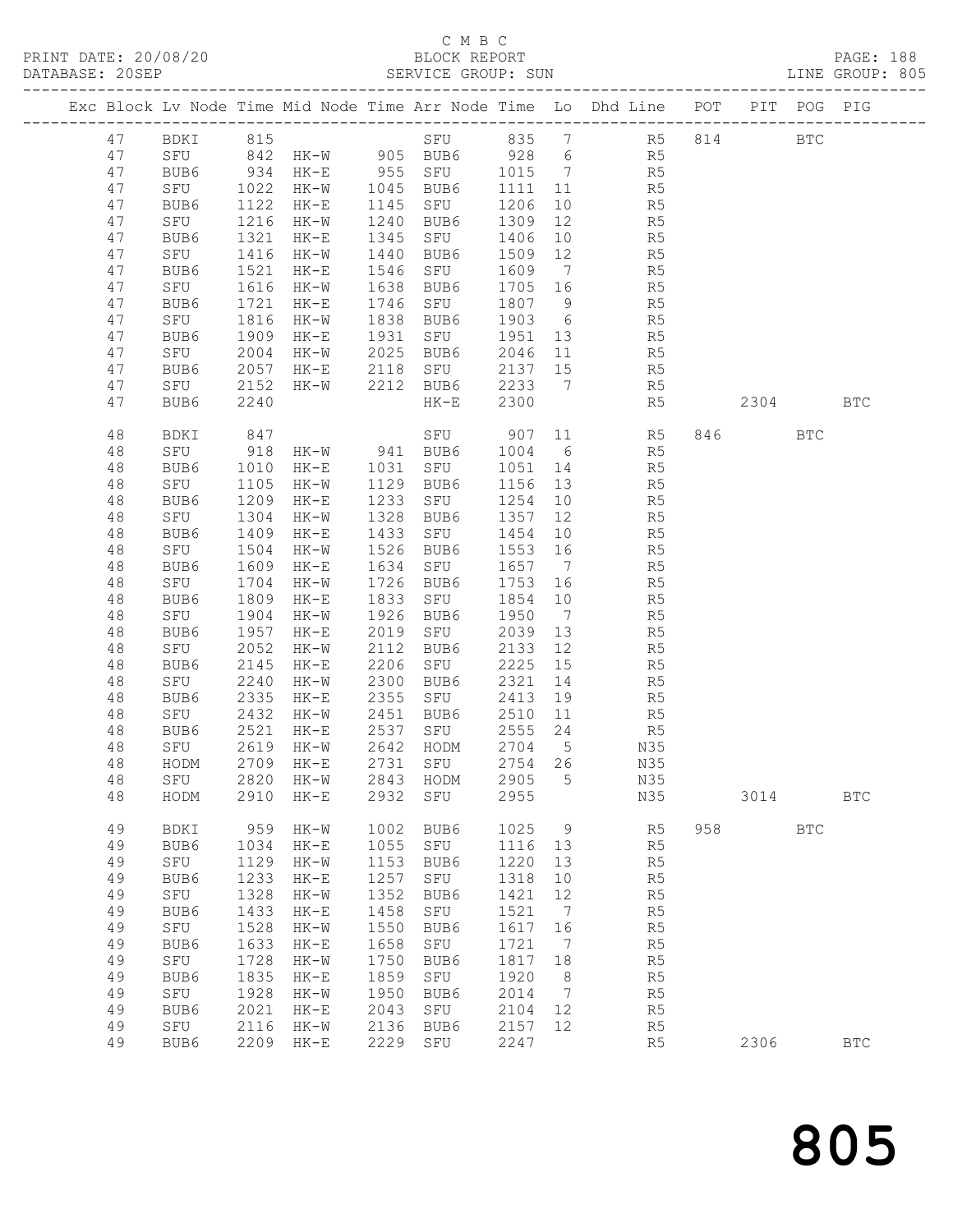C M B C
BLOCK REPORT
SERVICE GROUP: SUN

PRINT DATE: 20/08/20
DATABASE: 20SEP

LINE GROUP: 805

| Exc | Block | Lv | Node | Time | Mid Node | Time | Arr Node | Time | Lo | Dhd Line | POT | PIT | POG | PIG |
|---|---|---|---|---|---|---|---|---|---|---|---|---|---|---|
| | 47 | | BDKI | 815 | | | SFU | 835 | 7 | R5 | 814 | | BTC | |
| | 47 | | SFU | 842 | HK-W | 905 | BUB6 | 928 | 6 | R5 | | | | |
| | 47 | | BUB6 | 934 | HK-E | 955 | SFU | 1015 | 7 | R5 | | | | |
| | 47 | | SFU | 1022 | HK-W | 1045 | BUB6 | 1111 | 11 | R5 | | | | |
| | 47 | | BUB6 | 1122 | HK-E | 1145 | SFU | 1206 | 10 | R5 | | | | |
| | 47 | | SFU | 1216 | HK-W | 1240 | BUB6 | 1309 | 12 | R5 | | | | |
| | 47 | | BUB6 | 1321 | HK-E | 1345 | SFU | 1406 | 10 | R5 | | | | |
| | 47 | | SFU | 1416 | HK-W | 1440 | BUB6 | 1509 | 12 | R5 | | | | |
| | 47 | | BUB6 | 1521 | HK-E | 1546 | SFU | 1609 | 7 | R5 | | | | |
| | 47 | | SFU | 1616 | HK-W | 1638 | BUB6 | 1705 | 16 | R5 | | | | |
| | 47 | | BUB6 | 1721 | HK-E | 1746 | SFU | 1807 | 9 | R5 | | | | |
| | 47 | | SFU | 1816 | HK-W | 1838 | BUB6 | 1903 | 6 | R5 | | | | |
| | 47 | | BUB6 | 1909 | HK-E | 1931 | SFU | 1951 | 13 | R5 | | | | |
| | 47 | | SFU | 2004 | HK-W | 2025 | BUB6 | 2046 | 11 | R5 | | | | |
| | 47 | | BUB6 | 2057 | HK-E | 2118 | SFU | 2137 | 15 | R5 | | | | |
| | 47 | | SFU | 2152 | HK-W | 2212 | BUB6 | 2233 | 7 | R5 | | | | |
| | 47 | | BUB6 | 2240 | | | HK-E | 2300 | | R5 | | 2304 | | BTC |
| | 48 | | BDKI | 847 | | | SFU | 907 | 11 | R5 | 846 | | BTC | |
| | 48 | | SFU | 918 | HK-W | 941 | BUB6 | 1004 | 6 | R5 | | | | |
| | 48 | | BUB6 | 1010 | HK-E | 1031 | SFU | 1051 | 14 | R5 | | | | |
| | 48 | | SFU | 1105 | HK-W | 1129 | BUB6 | 1156 | 13 | R5 | | | | |
| | 48 | | BUB6 | 1209 | HK-E | 1233 | SFU | 1254 | 10 | R5 | | | | |
| | 48 | | SFU | 1304 | HK-W | 1328 | BUB6 | 1357 | 12 | R5 | | | | |
| | 48 | | BUB6 | 1409 | HK-E | 1433 | SFU | 1454 | 10 | R5 | | | | |
| | 48 | | SFU | 1504 | HK-W | 1526 | BUB6 | 1553 | 16 | R5 | | | | |
| | 48 | | BUB6 | 1609 | HK-E | 1634 | SFU | 1657 | 7 | R5 | | | | |
| | 48 | | SFU | 1704 | HK-W | 1726 | BUB6 | 1753 | 16 | R5 | | | | |
| | 48 | | BUB6 | 1809 | HK-E | 1833 | SFU | 1854 | 10 | R5 | | | | |
| | 48 | | SFU | 1904 | HK-W | 1926 | BUB6 | 1950 | 7 | R5 | | | | |
| | 48 | | BUB6 | 1957 | HK-E | 2019 | SFU | 2039 | 13 | R5 | | | | |
| | 48 | | SFU | 2052 | HK-W | 2112 | BUB6 | 2133 | 12 | R5 | | | | |
| | 48 | | BUB6 | 2145 | HK-E | 2206 | SFU | 2225 | 15 | R5 | | | | |
| | 48 | | SFU | 2240 | HK-W | 2300 | BUB6 | 2321 | 14 | R5 | | | | |
| | 48 | | BUB6 | 2335 | HK-E | 2355 | SFU | 2413 | 19 | R5 | | | | |
| | 48 | | SFU | 2432 | HK-W | 2451 | BUB6 | 2510 | 11 | R5 | | | | |
| | 48 | | BUB6 | 2521 | HK-E | 2537 | SFU | 2555 | 24 | R5 | | | | |
| | 48 | | SFU | 2619 | HK-W | 2642 | HODM | 2704 | 5 | N35 | | | | |
| | 48 | | HODM | 2709 | HK-E | 2731 | SFU | 2754 | 26 | N35 | | | | |
| | 48 | | SFU | 2820 | HK-W | 2843 | HODM | 2905 | 5 | N35 | | | | |
| | 48 | | HODM | 2910 | HK-E | 2932 | SFU | 2955 | | N35 | | 3014 | | BTC |
| | 49 | | BDKI | 959 | HK-W | 1002 | BUB6 | 1025 | 9 | R5 | 958 | | BTC | |
| | 49 | | BUB6 | 1034 | HK-E | 1055 | SFU | 1116 | 13 | R5 | | | | |
| | 49 | | SFU | 1129 | HK-W | 1153 | BUB6 | 1220 | 13 | R5 | | | | |
| | 49 | | BUB6 | 1233 | HK-E | 1257 | SFU | 1318 | 10 | R5 | | | | |
| | 49 | | SFU | 1328 | HK-W | 1352 | BUB6 | 1421 | 12 | R5 | | | | |
| | 49 | | BUB6 | 1433 | HK-E | 1458 | SFU | 1521 | 7 | R5 | | | | |
| | 49 | | SFU | 1528 | HK-W | 1550 | BUB6 | 1617 | 16 | R5 | | | | |
| | 49 | | BUB6 | 1633 | HK-E | 1658 | SFU | 1721 | 7 | R5 | | | | |
| | 49 | | SFU | 1728 | HK-W | 1750 | BUB6 | 1817 | 18 | R5 | | | | |
| | 49 | | BUB6 | 1835 | HK-E | 1859 | SFU | 1920 | 8 | R5 | | | | |
| | 49 | | SFU | 1928 | HK-W | 1950 | BUB6 | 2014 | 7 | R5 | | | | |
| | 49 | | BUB6 | 2021 | HK-E | 2043 | SFU | 2104 | 12 | R5 | | | | |
| | 49 | | SFU | 2116 | HK-W | 2136 | BUB6 | 2157 | 12 | R5 | | | | |
| | 49 | | BUB6 | 2209 | HK-E | 2229 | SFU | 2247 | | R5 | | 2306 | | BTC |

805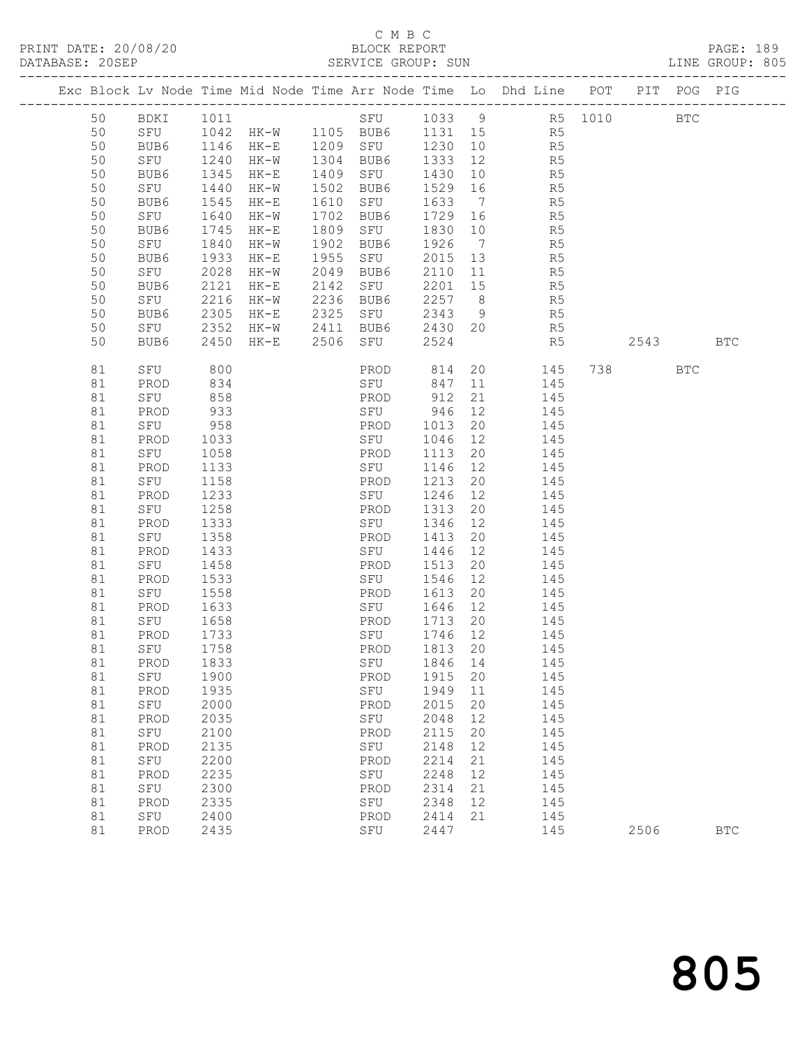C M B C

BLOCK REPORT

SERVICE GROUP: SUN

PRINT DATE: 20/08/20

DATABASE: 20SEP

LINE GROUP: 805

| Exc | Block | Lv | Node | Time | Mid Node | Time | Arr Node | Time | Lo | Dhd Line | POT | PIT | POG | PIG |
|---|---|---|---|---|---|---|---|---|---|---|---|---|---|---|
| | 50 | | BDKI | 1011 | | | SFU | 1033 | 9 | R5 | 1010 | | BTC | |
| | 50 | | SFU | 1042 | HK-W | 1105 | BUB6 | 1131 | 15 | R5 | | | | |
| | 50 | | BUB6 | 1146 | HK-E | 1209 | SFU | 1230 | 10 | R5 | | | | |
| | 50 | | SFU | 1240 | HK-W | 1304 | BUB6 | 1333 | 12 | R5 | | | | |
| | 50 | | BUB6 | 1345 | HK-E | 1409 | SFU | 1430 | 10 | R5 | | | | |
| | 50 | | SFU | 1440 | HK-W | 1502 | BUB6 | 1529 | 16 | R5 | | | | |
| | 50 | | BUB6 | 1545 | HK-E | 1610 | SFU | 1633 | 7 | R5 | | | | |
| | 50 | | SFU | 1640 | HK-W | 1702 | BUB6 | 1729 | 16 | R5 | | | | |
| | 50 | | BUB6 | 1745 | HK-E | 1809 | SFU | 1830 | 10 | R5 | | | | |
| | 50 | | SFU | 1840 | HK-W | 1902 | BUB6 | 1926 | 7 | R5 | | | | |
| | 50 | | BUB6 | 1933 | HK-E | 1955 | SFU | 2015 | 13 | R5 | | | | |
| | 50 | | SFU | 2028 | HK-W | 2049 | BUB6 | 2110 | 11 | R5 | | | | |
| | 50 | | BUB6 | 2121 | HK-E | 2142 | SFU | 2201 | 15 | R5 | | | | |
| | 50 | | SFU | 2216 | HK-W | 2236 | BUB6 | 2257 | 8 | R5 | | | | |
| | 50 | | BUB6 | 2305 | HK-E | 2325 | SFU | 2343 | 9 | R5 | | | | |
| | 50 | | SFU | 2352 | HK-W | 2411 | BUB6 | 2430 | 20 | R5 | | | | |
| | 50 | | BUB6 | 2450 | HK-E | 2506 | SFU | 2524 | | R5 | | 2543 | | BTC |
| | 81 | | SFU | 800 | | | PROD | 814 | 20 | 145 | 738 | | BTC | |
| | 81 | | PROD | 834 | | | SFU | 847 | 11 | 145 | | | | |
| | 81 | | SFU | 858 | | | PROD | 912 | 21 | 145 | | | | |
| | 81 | | PROD | 933 | | | SFU | 946 | 12 | 145 | | | | |
| | 81 | | SFU | 958 | | | PROD | 1013 | 20 | 145 | | | | |
| | 81 | | PROD | 1033 | | | SFU | 1046 | 12 | 145 | | | | |
| | 81 | | SFU | 1058 | | | PROD | 1113 | 20 | 145 | | | | |
| | 81 | | PROD | 1133 | | | SFU | 1146 | 12 | 145 | | | | |
| | 81 | | SFU | 1158 | | | PROD | 1213 | 20 | 145 | | | | |
| | 81 | | PROD | 1233 | | | SFU | 1246 | 12 | 145 | | | | |
| | 81 | | SFU | 1258 | | | PROD | 1313 | 20 | 145 | | | | |
| | 81 | | PROD | 1333 | | | SFU | 1346 | 12 | 145 | | | | |
| | 81 | | SFU | 1358 | | | PROD | 1413 | 20 | 145 | | | | |
| | 81 | | PROD | 1433 | | | SFU | 1446 | 12 | 145 | | | | |
| | 81 | | SFU | 1458 | | | PROD | 1513 | 20 | 145 | | | | |
| | 81 | | PROD | 1533 | | | SFU | 1546 | 12 | 145 | | | | |
| | 81 | | SFU | 1558 | | | PROD | 1613 | 20 | 145 | | | | |
| | 81 | | PROD | 1633 | | | SFU | 1646 | 12 | 145 | | | | |
| | 81 | | SFU | 1658 | | | PROD | 1713 | 20 | 145 | | | | |
| | 81 | | PROD | 1733 | | | SFU | 1746 | 12 | 145 | | | | |
| | 81 | | SFU | 1758 | | | PROD | 1813 | 20 | 145 | | | | |
| | 81 | | PROD | 1833 | | | SFU | 1846 | 14 | 145 | | | | |
| | 81 | | SFU | 1900 | | | PROD | 1915 | 20 | 145 | | | | |
| | 81 | | PROD | 1935 | | | SFU | 1949 | 11 | 145 | | | | |
| | 81 | | SFU | 2000 | | | PROD | 2015 | 20 | 145 | | | | |
| | 81 | | PROD | 2035 | | | SFU | 2048 | 12 | 145 | | | | |
| | 81 | | SFU | 2100 | | | PROD | 2115 | 20 | 145 | | | | |
| | 81 | | PROD | 2135 | | | SFU | 2148 | 12 | 145 | | | | |
| | 81 | | SFU | 2200 | | | PROD | 2214 | 21 | 145 | | | | |
| | 81 | | PROD | 2235 | | | SFU | 2248 | 12 | 145 | | | | |
| | 81 | | SFU | 2300 | | | PROD | 2314 | 21 | 145 | | | | |
| | 81 | | PROD | 2335 | | | SFU | 2348 | 12 | 145 | | | | |
| | 81 | | SFU | 2400 | | | PROD | 2414 | 21 | 145 | | | | |
| | 81 | | PROD | 2435 | | | SFU | 2447 | | 145 | | 2506 | | BTC |

# 805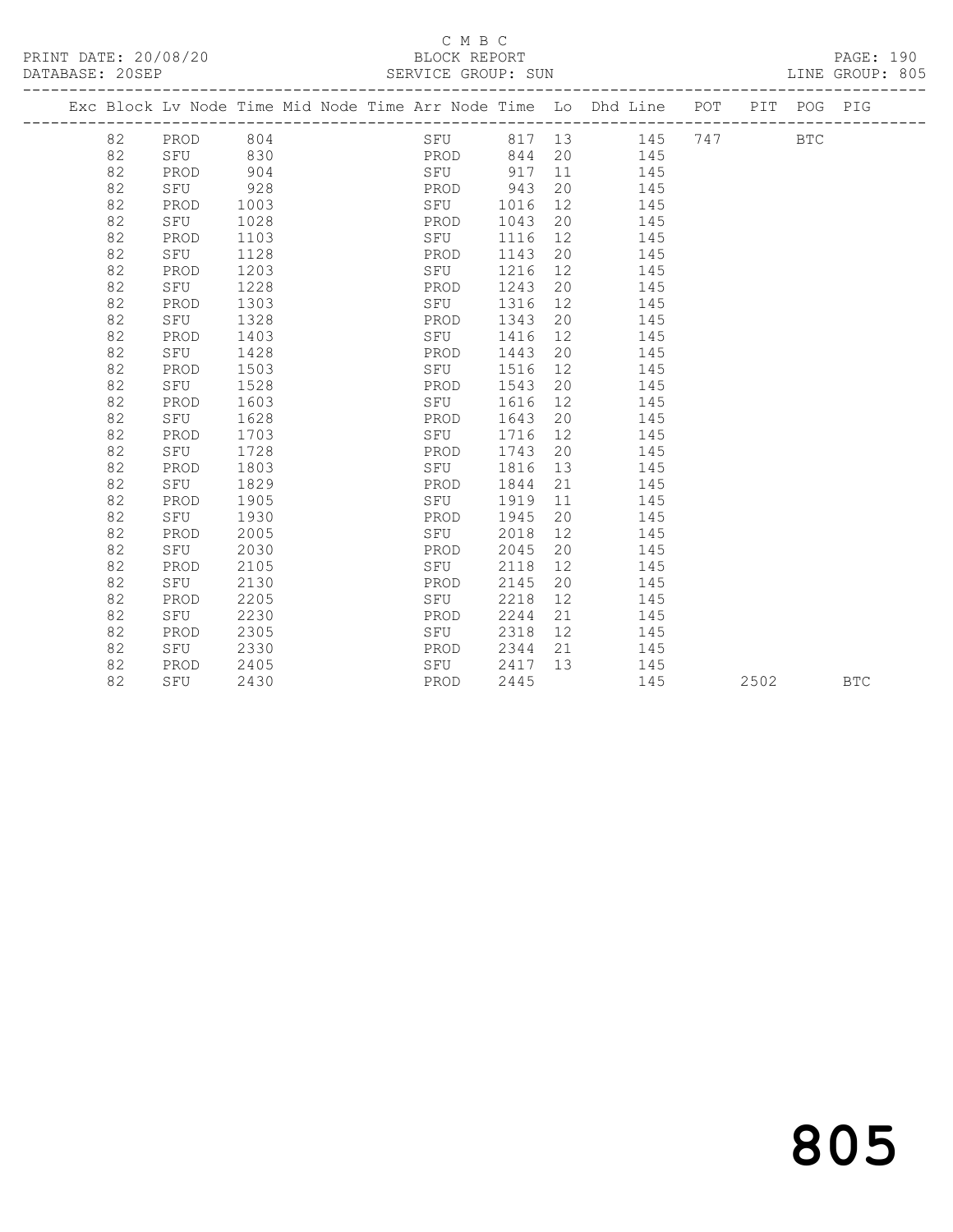C M B C

PRINT DATE: 20/08/20 BLOCK REPORT PAGE: 190

DATABASE: 20SEP SERVICE GROUP: SUN LINE GROUP: 805

| Exc | Block | Lv | Node | Time | Mid Node | Time | Arr Node | Time | Lo | Dhd Line | POT | PIT | POG | PIG |
|---|---|---|---|---|---|---|---|---|---|---|---|---|---|---|
| | 82 | | PROD | 804 | | | SFU | 817 | 13 | 145 | 747 | | BTC | |
| | 82 | | SFU | 830 | | | PROD | 844 | 20 | 145 | | | | |
| | 82 | | PROD | 904 | | | SFU | 917 | 11 | 145 | | | | |
| | 82 | | SFU | 928 | | | PROD | 943 | 20 | 145 | | | | |
| | 82 | | PROD | 1003 | | | SFU | 1016 | 12 | 145 | | | | |
| | 82 | | SFU | 1028 | | | PROD | 1043 | 20 | 145 | | | | |
| | 82 | | PROD | 1103 | | | SFU | 1116 | 12 | 145 | | | | |
| | 82 | | SFU | 1128 | | | PROD | 1143 | 20 | 145 | | | | |
| | 82 | | PROD | 1203 | | | SFU | 1216 | 12 | 145 | | | | |
| | 82 | | SFU | 1228 | | | PROD | 1243 | 20 | 145 | | | | |
| | 82 | | PROD | 1303 | | | SFU | 1316 | 12 | 145 | | | | |
| | 82 | | SFU | 1328 | | | PROD | 1343 | 20 | 145 | | | | |
| | 82 | | PROD | 1403 | | | SFU | 1416 | 12 | 145 | | | | |
| | 82 | | SFU | 1428 | | | PROD | 1443 | 20 | 145 | | | | |
| | 82 | | PROD | 1503 | | | SFU | 1516 | 12 | 145 | | | | |
| | 82 | | SFU | 1528 | | | PROD | 1543 | 20 | 145 | | | | |
| | 82 | | PROD | 1603 | | | SFU | 1616 | 12 | 145 | | | | |
| | 82 | | SFU | 1628 | | | PROD | 1643 | 20 | 145 | | | | |
| | 82 | | PROD | 1703 | | | SFU | 1716 | 12 | 145 | | | | |
| | 82 | | SFU | 1728 | | | PROD | 1743 | 20 | 145 | | | | |
| | 82 | | PROD | 1803 | | | SFU | 1816 | 13 | 145 | | | | |
| | 82 | | SFU | 1829 | | | PROD | 1844 | 21 | 145 | | | | |
| | 82 | | PROD | 1905 | | | SFU | 1919 | 11 | 145 | | | | |
| | 82 | | SFU | 1930 | | | PROD | 1945 | 20 | 145 | | | | |
| | 82 | | PROD | 2005 | | | SFU | 2018 | 12 | 145 | | | | |
| | 82 | | SFU | 2030 | | | PROD | 2045 | 20 | 145 | | | | |
| | 82 | | PROD | 2105 | | | SFU | 2118 | 12 | 145 | | | | |
| | 82 | | SFU | 2130 | | | PROD | 2145 | 20 | 145 | | | | |
| | 82 | | PROD | 2205 | | | SFU | 2218 | 12 | 145 | | | | |
| | 82 | | SFU | 2230 | | | PROD | 2244 | 21 | 145 | | | | |
| | 82 | | PROD | 2305 | | | SFU | 2318 | 12 | 145 | | | | |
| | 82 | | SFU | 2330 | | | PROD | 2344 | 21 | 145 | | | | |
| | 82 | | PROD | 2405 | | | SFU | 2417 | 13 | 145 | | | | |
| | 82 | | SFU | 2430 | | | PROD | 2445 | | 145 | | 2502 | | BTC |

805